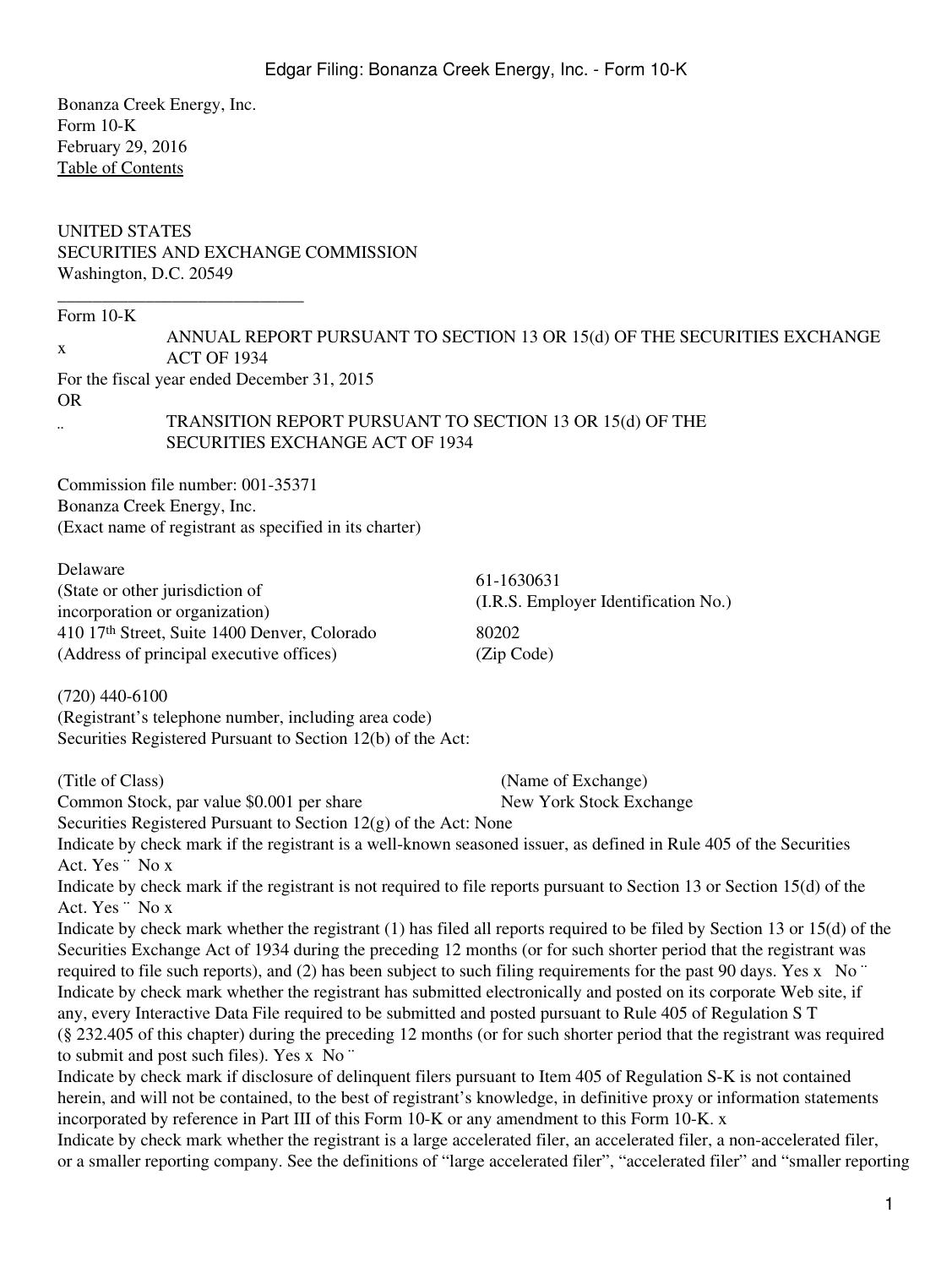Bonanza Creek Energy, Inc.
Form 10-K
February 29, 2016
Table of Contents

UNITED STATES
SECURITIES AND EXCHANGE COMMISSION
Washington, D.C. 20549

____________________________

Form 10-K

x ANNUAL REPORT PURSUANT TO SECTION 13 OR 15(d) OF THE SECURITIES EXCHANGE ACT OF 1934

For the fiscal year ended December 31, 2015

OR

¨ TRANSITION REPORT PURSUANT TO SECTION 13 OR 15(d) OF THE SECURITIES EXCHANGE ACT OF 1934

Commission file number: 001-35371

Bonanza Creek Energy, Inc.
(Exact name of registrant as specified in its charter)

| | |
|---|---|
| Delaware<br>(State or other jurisdiction of incorporation or organization) | 61-1630631<br>(I.R.S. Employer Identification No.) |
| 410 17th Street, Suite 1400 Denver, Colorado<br>(Address of principal executive offices) | 80202<br>(Zip Code) |

(720) 440-6100
(Registrant's telephone number, including area code)

Securities Registered Pursuant to Section 12(b) of the Act:

| (Title of Class) | (Name of Exchange) |
|---|---|
| Common Stock, par value $0.001 per share | New York Stock Exchange |

Securities Registered Pursuant to Section 12(g) of the Act: None

Indicate by check mark if the registrant is a well-known seasoned issuer, as defined in Rule 405 of the Securities Act. Yes ¨ No x

Indicate by check mark if the registrant is not required to file reports pursuant to Section 13 or Section 15(d) of the Act. Yes ¨ No x

Indicate by check mark whether the registrant (1) has filed all reports required to be filed by Section 13 or 15(d) of the Securities Exchange Act of 1934 during the preceding 12 months (or for such shorter period that the registrant was required to file such reports), and (2) has been subject to such filing requirements for the past 90 days. Yes x No ¨

Indicate by check mark whether the registrant has submitted electronically and posted on its corporate Web site, if any, every Interactive Data File required to be submitted and posted pursuant to Rule 405 of Regulation S T (§ 232.405 of this chapter) during the preceding 12 months (or for such shorter period that the registrant was required to submit and post such files). Yes x No ¨

Indicate by check mark if disclosure of delinquent filers pursuant to Item 405 of Regulation S-K is not contained herein, and will not be contained, to the best of registrant's knowledge, in definitive proxy or information statements incorporated by reference in Part III of this Form 10-K or any amendment to this Form 10-K. x

Indicate by check mark whether the registrant is a large accelerated filer, an accelerated filer, a non-accelerated filer, or a smaller reporting company. See the definitions of "large accelerated filer", "accelerated filer" and "smaller reporting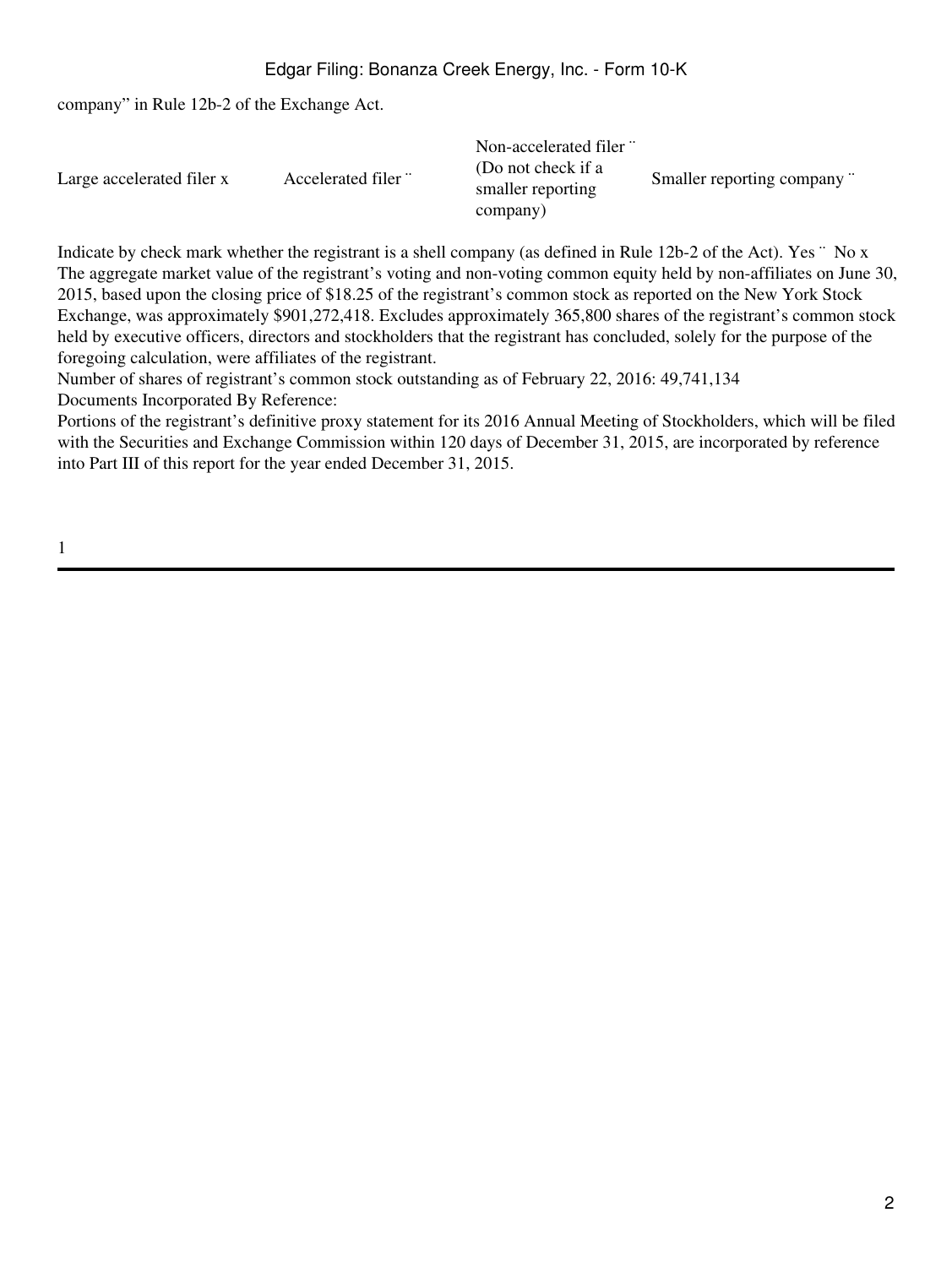company" in Rule 12b-2 of the Exchange Act.

| Large accelerated filer x | Accelerated filer ¨ | Non-accelerated filer ¨ (Do not check if a smaller reporting company) | Smaller reporting company ¨ |
|---|---|---|---|

Indicate by check mark whether the registrant is a shell company (as defined in Rule 12b-2 of the Act). Yes ¨ No x

The aggregate market value of the registrant's voting and non-voting common equity held by non-affiliates on June 30, 2015, based upon the closing price of $18.25 of the registrant's common stock as reported on the New York Stock Exchange, was approximately $901,272,418. Excludes approximately 365,800 shares of the registrant's common stock held by executive officers, directors and stockholders that the registrant has concluded, solely for the purpose of the foregoing calculation, were affiliates of the registrant.

Number of shares of registrant's common stock outstanding as of February 22, 2016: 49,741,134

Documents Incorporated By Reference:

Portions of the registrant's definitive proxy statement for its 2016 Annual Meeting of Stockholders, which will be filed with the Securities and Exchange Commission within 120 days of December 31, 2015, are incorporated by reference into Part III of this report for the year ended December 31, 2015.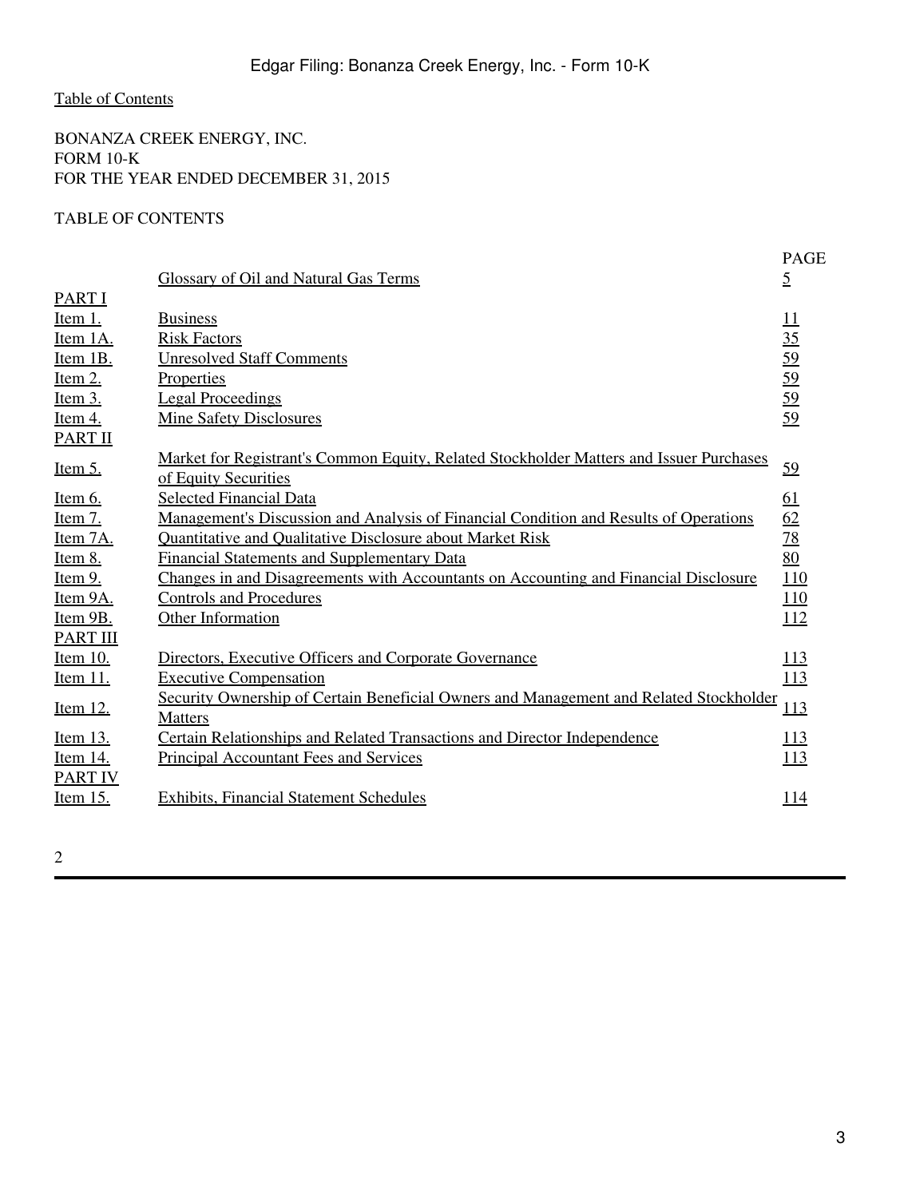[Table of Contents](#)

BONANZA CREEK ENERGY, INC.
FORM 10-K
FOR THE YEAR ENDED DECEMBER 31, 2015

TABLE OF CONTENTS

| | | PAGE |
|---|---|---|
| | Glossary of Oil and Natural Gas Terms | 5 |
| PART I | | |
| Item 1. | Business | 11 |
| Item 1A. | Risk Factors | 35 |
| Item 1B. | Unresolved Staff Comments | 59 |
| Item 2. | Properties | 59 |
| Item 3. | Legal Proceedings | 59 |
| Item 4. | Mine Safety Disclosures | 59 |
| PART II | | |
| Item 5. | Market for Registrant's Common Equity, Related Stockholder Matters and Issuer Purchases of Equity Securities | 59 |
| Item 6. | Selected Financial Data | 61 |
| Item 7. | Management's Discussion and Analysis of Financial Condition and Results of Operations | 62 |
| Item 7A. | Quantitative and Qualitative Disclosure about Market Risk | 78 |
| Item 8. | Financial Statements and Supplementary Data | 80 |
| Item 9. | Changes in and Disagreements with Accountants on Accounting and Financial Disclosure | 110 |
| Item 9A. | Controls and Procedures | 110 |
| Item 9B. | Other Information | 112 |
| PART III | | |
| Item 10. | Directors, Executive Officers and Corporate Governance | 113 |
| Item 11. | Executive Compensation | 113 |
| Item 12. | Security Ownership of Certain Beneficial Owners and Management and Related Stockholder Matters | 113 |
| Item 13. | Certain Relationships and Related Transactions and Director Independence | 113 |
| Item 14. | Principal Accountant Fees and Services | 113 |
| PART IV | | |
| Item 15. | Exhibits, Financial Statement Schedules | 114 |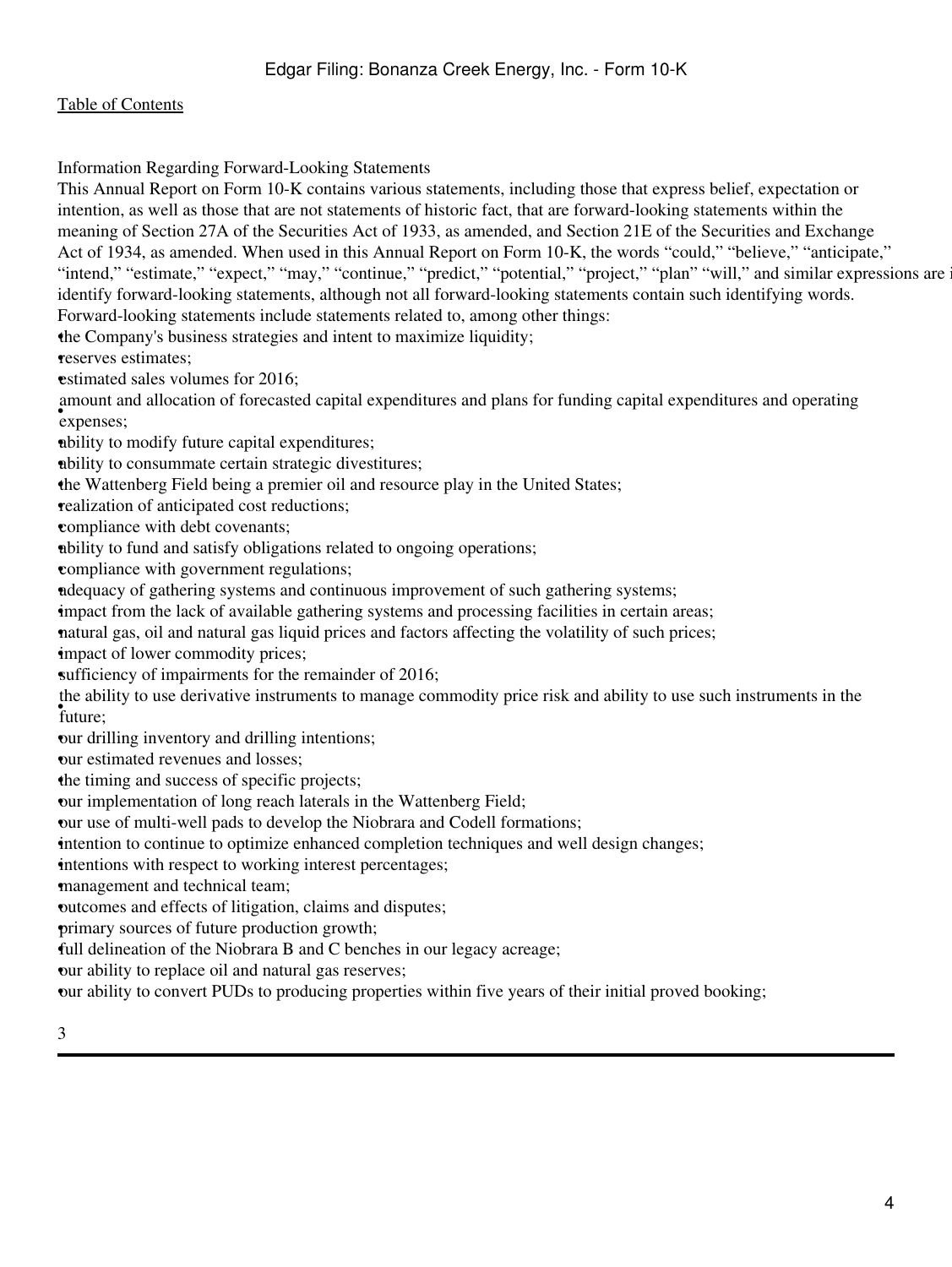Table of Contents

Information Regarding Forward-Looking Statements

This Annual Report on Form 10-K contains various statements, including those that express belief, expectation or intention, as well as those that are not statements of historic fact, that are forward-looking statements within the meaning of Section 27A of the Securities Act of 1933, as amended, and Section 21E of the Securities and Exchange Act of 1934, as amended. When used in this Annual Report on Form 10-K, the words "could," "believe," "anticipate," "intend," "estimate," "expect," "may," "continue," "predict," "potential," "project," "plan" "will," and similar expressions are i identify forward-looking statements, although not all forward-looking statements contain such identifying words. Forward-looking statements include statements related to, among other things:

- the Company's business strategies and intent to maximize liquidity;
- reserves estimates;
- estimated sales volumes for 2016;
- amount and allocation of forecasted capital expenditures and plans for funding capital expenditures and operating expenses;
- ability to modify future capital expenditures;
- ability to consummate certain strategic divestitures;
- the Wattenberg Field being a premier oil and resource play in the United States;
- realization of anticipated cost reductions;
- compliance with debt covenants;
- ability to fund and satisfy obligations related to ongoing operations;
- compliance with government regulations;
- adequacy of gathering systems and continuous improvement of such gathering systems;
- impact from the lack of available gathering systems and processing facilities in certain areas;
- natural gas, oil and natural gas liquid prices and factors affecting the volatility of such prices;
- impact of lower commodity prices;
- sufficiency of impairments for the remainder of 2016;
- the ability to use derivative instruments to manage commodity price risk and ability to use such instruments in the future;
- our drilling inventory and drilling intentions;
- our estimated revenues and losses;
- the timing and success of specific projects;
- our implementation of long reach laterals in the Wattenberg Field;
- our use of multi-well pads to develop the Niobrara and Codell formations;
- intention to continue to optimize enhanced completion techniques and well design changes;
- intentions with respect to working interest percentages;
- management and technical team;
- outcomes and effects of litigation, claims and disputes;
- primary sources of future production growth;
- full delineation of the Niobrara B and C benches in our legacy acreage;
- our ability to replace oil and natural gas reserves;
- our ability to convert PUDs to producing properties within five years of their initial proved booking;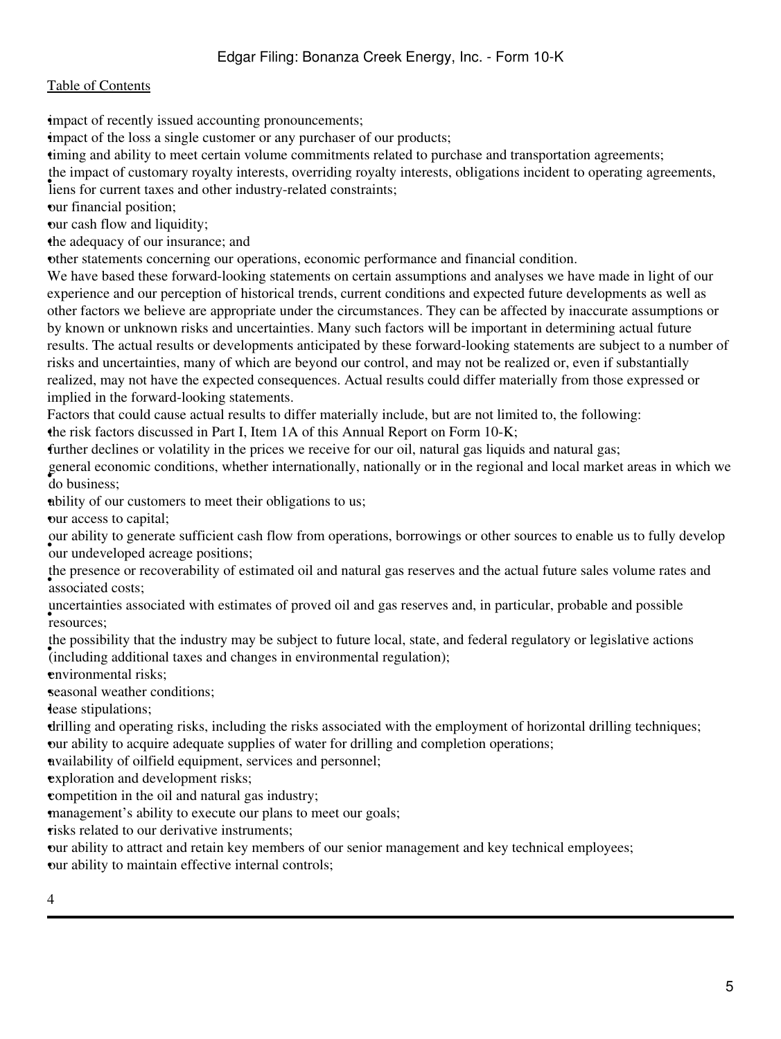- impact of recently issued accounting pronouncements;
- impact of the loss a single customer or any purchaser of our products;
- timing and ability to meet certain volume commitments related to purchase and transportation agreements;
- the impact of customary royalty interests, overriding royalty interests, obligations incident to operating agreements, liens for current taxes and other industry-related constraints;
- our financial position;
- our cash flow and liquidity;
- the adequacy of our insurance; and
- other statements concerning our operations, economic performance and financial condition.

We have based these forward-looking statements on certain assumptions and analyses we have made in light of our experience and our perception of historical trends, current conditions and expected future developments as well as other factors we believe are appropriate under the circumstances. They can be affected by inaccurate assumptions or by known or unknown risks and uncertainties. Many such factors will be important in determining actual future results. The actual results or developments anticipated by these forward-looking statements are subject to a number of risks and uncertainties, many of which are beyond our control, and may not be realized or, even if substantially realized, may not have the expected consequences. Actual results could differ materially from those expressed or implied in the forward-looking statements.

Factors that could cause actual results to differ materially include, but are not limited to, the following:

- the risk factors discussed in Part I, Item 1A of this Annual Report on Form 10-K;
- further declines or volatility in the prices we receive for our oil, natural gas liquids and natural gas;
- general economic conditions, whether internationally, nationally or in the regional and local market areas in which we do business;
- ability of our customers to meet their obligations to us;
- our access to capital;
- our ability to generate sufficient cash flow from operations, borrowings or other sources to enable us to fully develop our undeveloped acreage positions;
- the presence or recoverability of estimated oil and natural gas reserves and the actual future sales volume rates and associated costs;
- uncertainties associated with estimates of proved oil and gas reserves and, in particular, probable and possible resources;
- the possibility that the industry may be subject to future local, state, and federal regulatory or legislative actions (including additional taxes and changes in environmental regulation);
- environmental risks;
- seasonal weather conditions;
- lease stipulations;
- drilling and operating risks, including the risks associated with the employment of horizontal drilling techniques;
- our ability to acquire adequate supplies of water for drilling and completion operations;
- availability of oilfield equipment, services and personnel;
- exploration and development risks;
- competition in the oil and natural gas industry;
- management's ability to execute our plans to meet our goals;
- risks related to our derivative instruments;
- our ability to attract and retain key members of our senior management and key technical employees;
- our ability to maintain effective internal controls;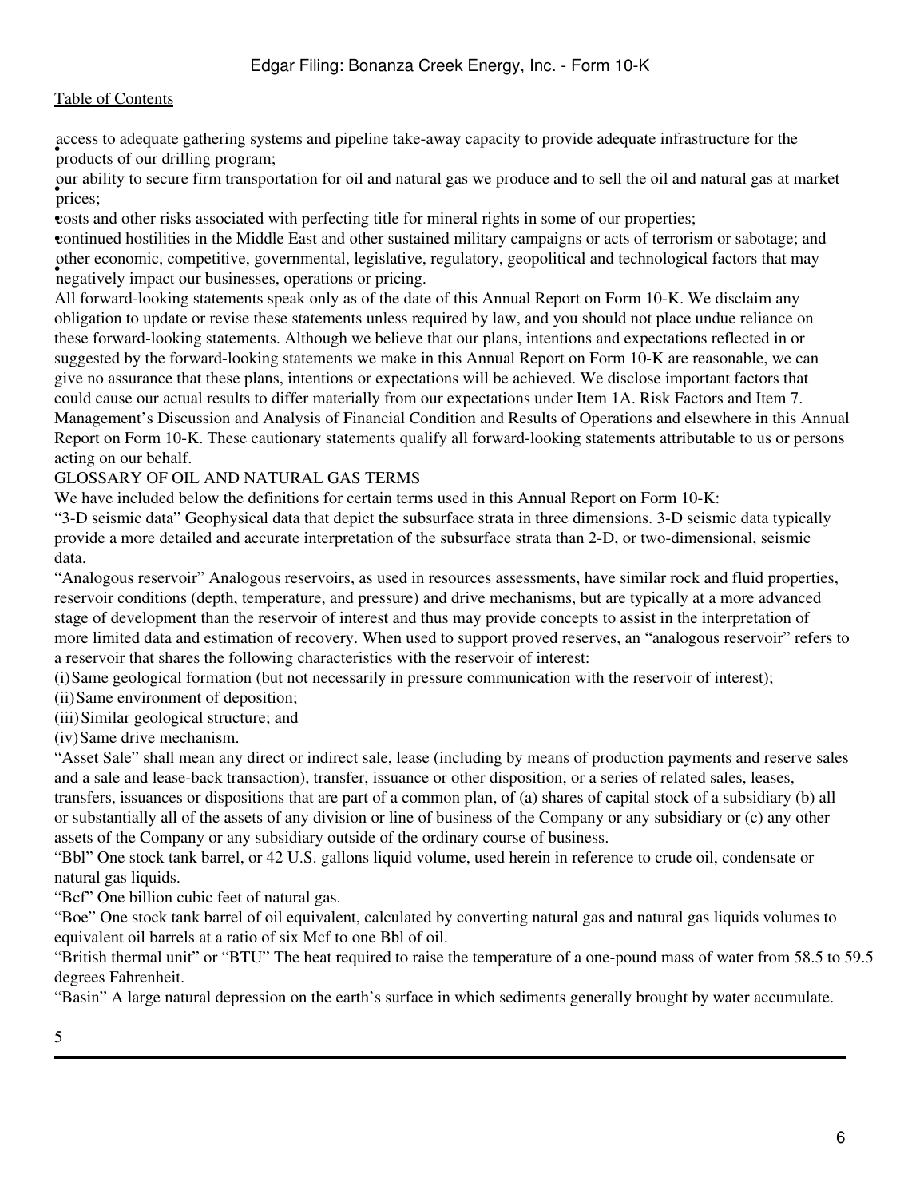- access to adequate gathering systems and pipeline take-away capacity to provide adequate infrastructure for the products of our drilling program;
- our ability to secure firm transportation for oil and natural gas we produce and to sell the oil and natural gas at market prices;
- costs and other risks associated with perfecting title for mineral rights in some of our properties;
- continued hostilities in the Middle East and other sustained military campaigns or acts of terrorism or sabotage; and
- other economic, competitive, governmental, legislative, regulatory, geopolitical and technological factors that may negatively impact our businesses, operations or pricing.

All forward-looking statements speak only as of the date of this Annual Report on Form 10-K. We disclaim any obligation to update or revise these statements unless required by law, and you should not place undue reliance on these forward-looking statements. Although we believe that our plans, intentions and expectations reflected in or suggested by the forward-looking statements we make in this Annual Report on Form 10-K are reasonable, we can give no assurance that these plans, intentions or expectations will be achieved. We disclose important factors that could cause our actual results to differ materially from our expectations under Item 1A. Risk Factors and Item 7. Management's Discussion and Analysis of Financial Condition and Results of Operations and elsewhere in this Annual Report on Form 10-K. These cautionary statements qualify all forward-looking statements attributable to us or persons acting on our behalf.

## GLOSSARY OF OIL AND NATURAL GAS TERMS

We have included below the definitions for certain terms used in this Annual Report on Form 10-K:

"3-D seismic data" Geophysical data that depict the subsurface strata in three dimensions. 3-D seismic data typically provide a more detailed and accurate interpretation of the subsurface strata than 2-D, or two-dimensional, seismic data.

"Analogous reservoir" Analogous reservoirs, as used in resources assessments, have similar rock and fluid properties, reservoir conditions (depth, temperature, and pressure) and drive mechanisms, but are typically at a more advanced stage of development than the reservoir of interest and thus may provide concepts to assist in the interpretation of more limited data and estimation of recovery. When used to support proved reserves, an "analogous reservoir" refers to a reservoir that shares the following characteristics with the reservoir of interest:

(i) Same geological formation (but not necessarily in pressure communication with the reservoir of interest);

(ii) Same environment of deposition;

(iii) Similar geological structure; and

(iv) Same drive mechanism.

"Asset Sale" shall mean any direct or indirect sale, lease (including by means of production payments and reserve sales and a sale and lease-back transaction), transfer, issuance or other disposition, or a series of related sales, leases, transfers, issuances or dispositions that are part of a common plan, of (a) shares of capital stock of a subsidiary (b) all or substantially all of the assets of any division or line of business of the Company or any subsidiary or (c) any other assets of the Company or any subsidiary outside of the ordinary course of business.

"Bbl" One stock tank barrel, or 42 U.S. gallons liquid volume, used herein in reference to crude oil, condensate or natural gas liquids.

"Bcf" One billion cubic feet of natural gas.

"Boe" One stock tank barrel of oil equivalent, calculated by converting natural gas and natural gas liquids volumes to equivalent oil barrels at a ratio of six Mcf to one Bbl of oil.

"British thermal unit" or "BTU" The heat required to raise the temperature of a one-pound mass of water from 58.5 to 59.5 degrees Fahrenheit.

"Basin" A large natural depression on the earth's surface in which sediments generally brought by water accumulate.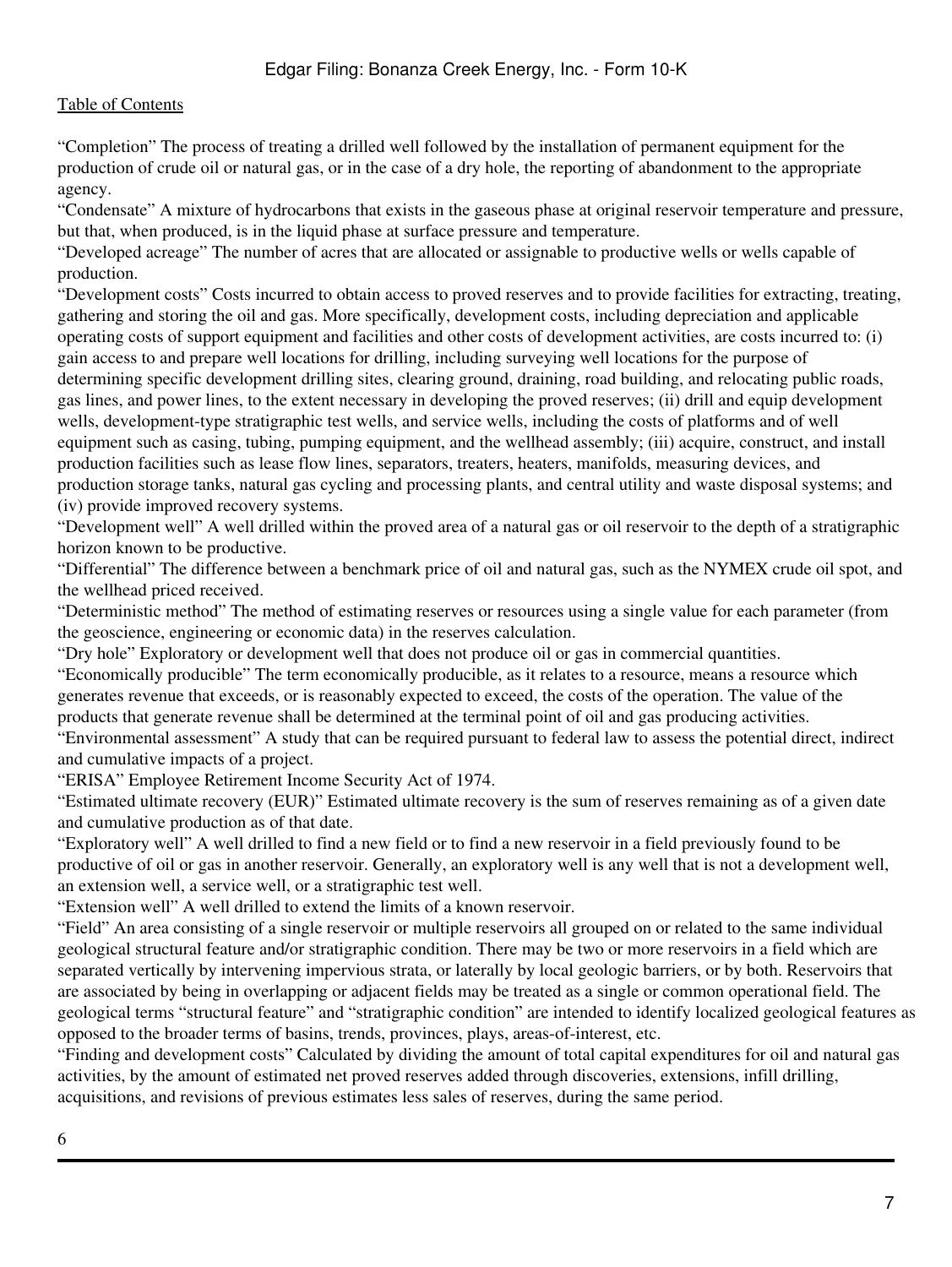"Completion" The process of treating a drilled well followed by the installation of permanent equipment for the production of crude oil or natural gas, or in the case of a dry hole, the reporting of abandonment to the appropriate agency.

"Condensate" A mixture of hydrocarbons that exists in the gaseous phase at original reservoir temperature and pressure, but that, when produced, is in the liquid phase at surface pressure and temperature.

"Developed acreage" The number of acres that are allocated or assignable to productive wells or wells capable of production.

"Development costs" Costs incurred to obtain access to proved reserves and to provide facilities for extracting, treating, gathering and storing the oil and gas. More specifically, development costs, including depreciation and applicable operating costs of support equipment and facilities and other costs of development activities, are costs incurred to: (i) gain access to and prepare well locations for drilling, including surveying well locations for the purpose of determining specific development drilling sites, clearing ground, draining, road building, and relocating public roads, gas lines, and power lines, to the extent necessary in developing the proved reserves; (ii) drill and equip development wells, development-type stratigraphic test wells, and service wells, including the costs of platforms and of well equipment such as casing, tubing, pumping equipment, and the wellhead assembly; (iii) acquire, construct, and install production facilities such as lease flow lines, separators, treaters, heaters, manifolds, measuring devices, and production storage tanks, natural gas cycling and processing plants, and central utility and waste disposal systems; and (iv) provide improved recovery systems.

"Development well" A well drilled within the proved area of a natural gas or oil reservoir to the depth of a stratigraphic horizon known to be productive.

"Differential" The difference between a benchmark price of oil and natural gas, such as the NYMEX crude oil spot, and the wellhead priced received.

"Deterministic method" The method of estimating reserves or resources using a single value for each parameter (from the geoscience, engineering or economic data) in the reserves calculation.

"Dry hole" Exploratory or development well that does not produce oil or gas in commercial quantities.

"Economically producible" The term economically producible, as it relates to a resource, means a resource which generates revenue that exceeds, or is reasonably expected to exceed, the costs of the operation. The value of the products that generate revenue shall be determined at the terminal point of oil and gas producing activities.

"Environmental assessment" A study that can be required pursuant to federal law to assess the potential direct, indirect and cumulative impacts of a project.

"ERISA" Employee Retirement Income Security Act of 1974.

"Estimated ultimate recovery (EUR)" Estimated ultimate recovery is the sum of reserves remaining as of a given date and cumulative production as of that date.

"Exploratory well" A well drilled to find a new field or to find a new reservoir in a field previously found to be productive of oil or gas in another reservoir. Generally, an exploratory well is any well that is not a development well, an extension well, a service well, or a stratigraphic test well.

"Extension well" A well drilled to extend the limits of a known reservoir.

"Field" An area consisting of a single reservoir or multiple reservoirs all grouped on or related to the same individual geological structural feature and/or stratigraphic condition. There may be two or more reservoirs in a field which are separated vertically by intervening impervious strata, or laterally by local geologic barriers, or by both. Reservoirs that are associated by being in overlapping or adjacent fields may be treated as a single or common operational field. The geological terms "structural feature" and "stratigraphic condition" are intended to identify localized geological features as opposed to the broader terms of basins, trends, provinces, plays, areas-of-interest, etc.

"Finding and development costs" Calculated by dividing the amount of total capital expenditures for oil and natural gas activities, by the amount of estimated net proved reserves added through discoveries, extensions, infill drilling, acquisitions, and revisions of previous estimates less sales of reserves, during the same period.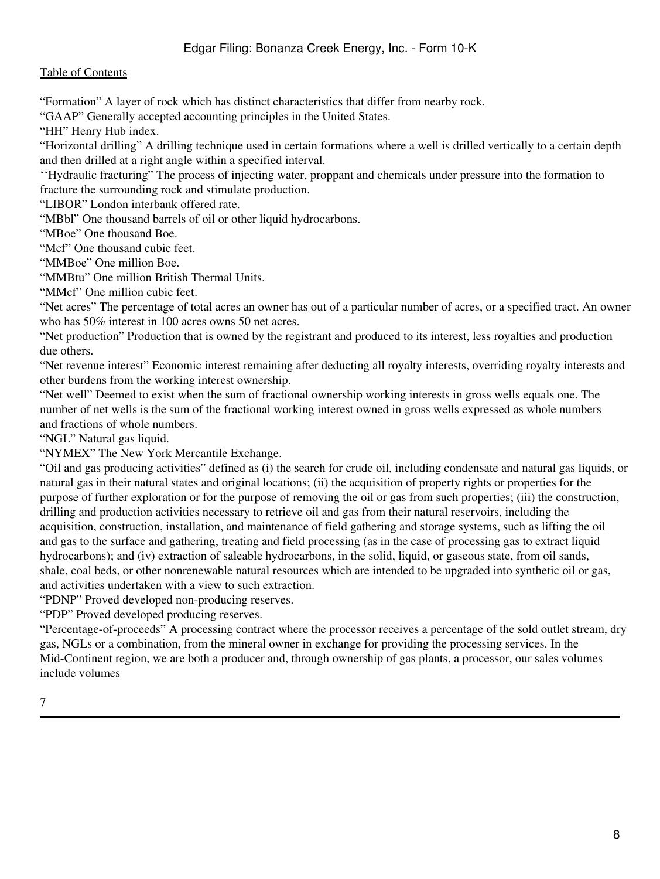"Formation" A layer of rock which has distinct characteristics that differ from nearby rock.

"GAAP" Generally accepted accounting principles in the United States.

"HH" Henry Hub index.

"Horizontal drilling" A drilling technique used in certain formations where a well is drilled vertically to a certain depth and then drilled at a right angle within a specified interval.

''Hydraulic fracturing" The process of injecting water, proppant and chemicals under pressure into the formation to fracture the surrounding rock and stimulate production.

"LIBOR" London interbank offered rate.

"MBbl" One thousand barrels of oil or other liquid hydrocarbons.

"MBoe" One thousand Boe.

"Mcf" One thousand cubic feet.

"MMBoe" One million Boe.

"MMBtu" One million British Thermal Units.

"MMcf" One million cubic feet.

"Net acres" The percentage of total acres an owner has out of a particular number of acres, or a specified tract. An owner who has 50% interest in 100 acres owns 50 net acres.

"Net production" Production that is owned by the registrant and produced to its interest, less royalties and production due others.

"Net revenue interest" Economic interest remaining after deducting all royalty interests, overriding royalty interests and other burdens from the working interest ownership.

"Net well" Deemed to exist when the sum of fractional ownership working interests in gross wells equals one. The number of net wells is the sum of the fractional working interest owned in gross wells expressed as whole numbers and fractions of whole numbers.

"NGL" Natural gas liquid.

"NYMEX" The New York Mercantile Exchange.

"Oil and gas producing activities" defined as (i) the search for crude oil, including condensate and natural gas liquids, or natural gas in their natural states and original locations; (ii) the acquisition of property rights or properties for the purpose of further exploration or for the purpose of removing the oil or gas from such properties; (iii) the construction, drilling and production activities necessary to retrieve oil and gas from their natural reservoirs, including the acquisition, construction, installation, and maintenance of field gathering and storage systems, such as lifting the oil and gas to the surface and gathering, treating and field processing (as in the case of processing gas to extract liquid hydrocarbons); and (iv) extraction of saleable hydrocarbons, in the solid, liquid, or gaseous state, from oil sands, shale, coal beds, or other nonrenewable natural resources which are intended to be upgraded into synthetic oil or gas, and activities undertaken with a view to such extraction.

"PDNP" Proved developed non-producing reserves.

"PDP" Proved developed producing reserves.

"Percentage-of-proceeds" A processing contract where the processor receives a percentage of the sold outlet stream, dry gas, NGLs or a combination, from the mineral owner in exchange for providing the processing services. In the Mid-Continent region, we are both a producer and, through ownership of gas plants, a processor, our sales volumes include volumes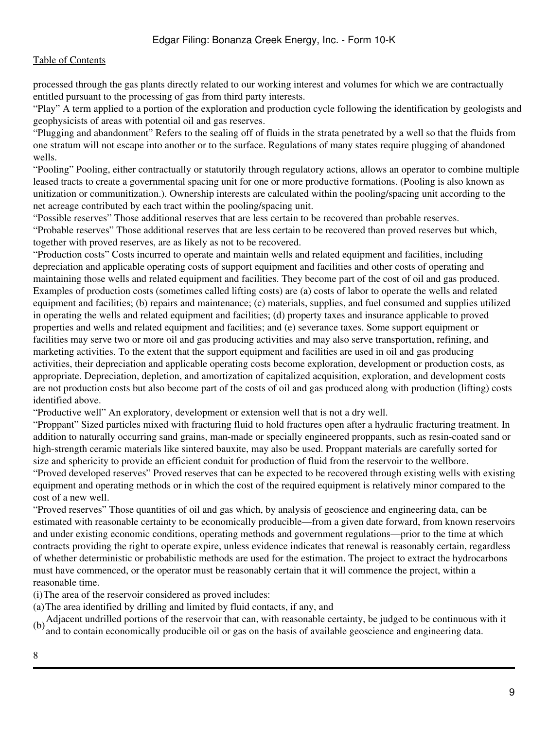processed through the gas plants directly related to our working interest and volumes for which we are contractually entitled pursuant to the processing of gas from third party interests.

"Play" A term applied to a portion of the exploration and production cycle following the identification by geologists and geophysicists of areas with potential oil and gas reserves.

"Plugging and abandonment" Refers to the sealing off of fluids in the strata penetrated by a well so that the fluids from one stratum will not escape into another or to the surface. Regulations of many states require plugging of abandoned wells.

"Pooling" Pooling, either contractually or statutorily through regulatory actions, allows an operator to combine multiple leased tracts to create a governmental spacing unit for one or more productive formations. (Pooling is also known as unitization or communitization.). Ownership interests are calculated within the pooling/spacing unit according to the net acreage contributed by each tract within the pooling/spacing unit.

"Possible reserves" Those additional reserves that are less certain to be recovered than probable reserves.

"Probable reserves" Those additional reserves that are less certain to be recovered than proved reserves but which, together with proved reserves, are as likely as not to be recovered.

"Production costs" Costs incurred to operate and maintain wells and related equipment and facilities, including depreciation and applicable operating costs of support equipment and facilities and other costs of operating and maintaining those wells and related equipment and facilities. They become part of the cost of oil and gas produced. Examples of production costs (sometimes called lifting costs) are (a) costs of labor to operate the wells and related equipment and facilities; (b) repairs and maintenance; (c) materials, supplies, and fuel consumed and supplies utilized in operating the wells and related equipment and facilities; (d) property taxes and insurance applicable to proved properties and wells and related equipment and facilities; and (e) severance taxes. Some support equipment or facilities may serve two or more oil and gas producing activities and may also serve transportation, refining, and marketing activities. To the extent that the support equipment and facilities are used in oil and gas producing activities, their depreciation and applicable operating costs become exploration, development or production costs, as appropriate. Depreciation, depletion, and amortization of capitalized acquisition, exploration, and development costs are not production costs but also become part of the costs of oil and gas produced along with production (lifting) costs identified above.

"Productive well" An exploratory, development or extension well that is not a dry well.

"Proppant" Sized particles mixed with fracturing fluid to hold fractures open after a hydraulic fracturing treatment. In addition to naturally occurring sand grains, man-made or specially engineered proppants, such as resin-coated sand or high-strength ceramic materials like sintered bauxite, may also be used. Proppant materials are carefully sorted for size and sphericity to provide an efficient conduit for production of fluid from the reservoir to the wellbore.

"Proved developed reserves" Proved reserves that can be expected to be recovered through existing wells with existing equipment and operating methods or in which the cost of the required equipment is relatively minor compared to the cost of a new well.

"Proved reserves" Those quantities of oil and gas which, by analysis of geoscience and engineering data, can be estimated with reasonable certainty to be economically producible—from a given date forward, from known reservoirs and under existing economic conditions, operating methods and government regulations—prior to the time at which contracts providing the right to operate expire, unless evidence indicates that renewal is reasonably certain, regardless of whether deterministic or probabilistic methods are used for the estimation. The project to extract the hydrocarbons must have commenced, or the operator must be reasonably certain that it will commence the project, within a reasonable time.

(i) The area of the reservoir considered as proved includes:

(a) The area identified by drilling and limited by fluid contacts, if any, and

(b) Adjacent undrilled portions of the reservoir that can, with reasonable certainty, be judged to be continuous with it and to contain economically producible oil or gas on the basis of available geoscience and engineering data.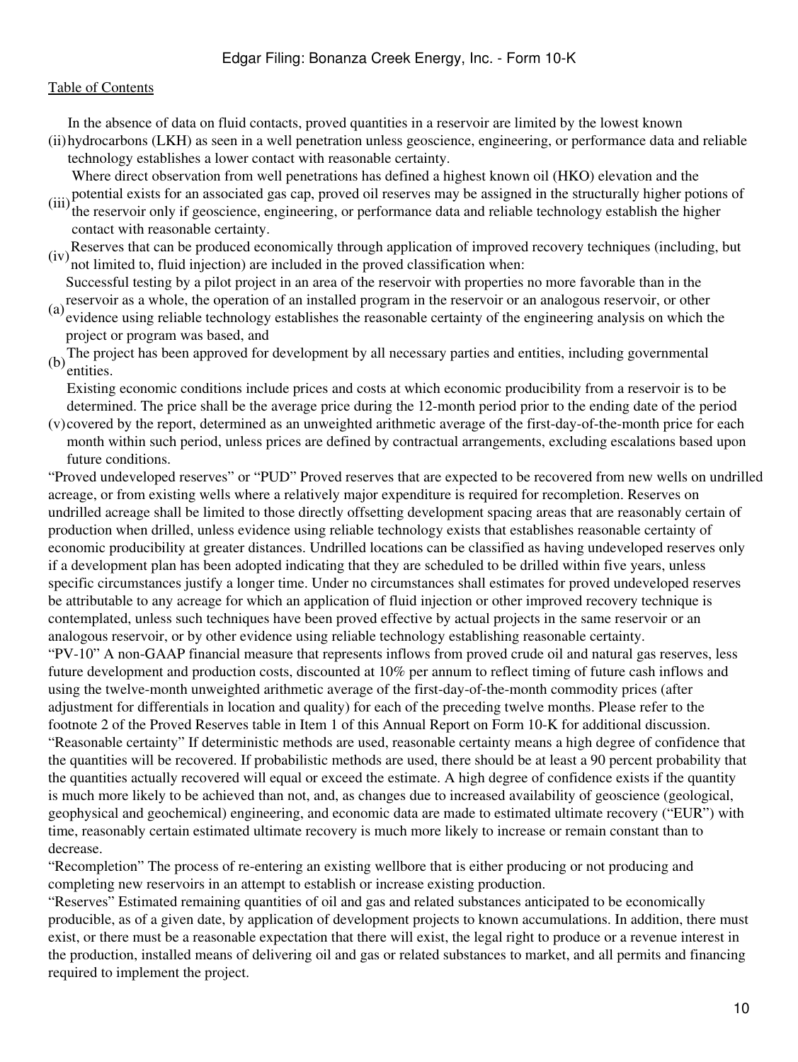(ii) In the absence of data on fluid contacts, proved quantities in a reservoir are limited by the lowest known hydrocarbons (LKH) as seen in a well penetration unless geoscience, engineering, or performance data and reliable technology establishes a lower contact with reasonable certainty.

(iii) Where direct observation from well penetrations has defined a highest known oil (HKO) elevation and the potential exists for an associated gas cap, proved oil reserves may be assigned in the structurally higher potions of the reservoir only if geoscience, engineering, or performance data and reliable technology establish the higher contact with reasonable certainty.

(iv) Reserves that can be produced economically through application of improved recovery techniques (including, but not limited to, fluid injection) are included in the proved classification when:

(a) Successful testing by a pilot project in an area of the reservoir with properties no more favorable than in the reservoir as a whole, the operation of an installed program in the reservoir or an analogous reservoir, or other evidence using reliable technology establishes the reasonable certainty of the engineering analysis on which the project or program was based, and

(b) The project has been approved for development by all necessary parties and entities, including governmental entities.

(v) Existing economic conditions include prices and costs at which economic producibility from a reservoir is to be determined. The price shall be the average price during the 12-month period prior to the ending date of the period covered by the report, determined as an unweighted arithmetic average of the first-day-of-the-month price for each month within such period, unless prices are defined by contractual arrangements, excluding escalations based upon future conditions.

"Proved undeveloped reserves" or "PUD" Proved reserves that are expected to be recovered from new wells on undrilled acreage, or from existing wells where a relatively major expenditure is required for recompletion. Reserves on undrilled acreage shall be limited to those directly offsetting development spacing areas that are reasonably certain of production when drilled, unless evidence using reliable technology exists that establishes reasonable certainty of economic producibility at greater distances. Undrilled locations can be classified as having undeveloped reserves only if a development plan has been adopted indicating that they are scheduled to be drilled within five years, unless specific circumstances justify a longer time. Under no circumstances shall estimates for proved undeveloped reserves be attributable to any acreage for which an application of fluid injection or other improved recovery technique is contemplated, unless such techniques have been proved effective by actual projects in the same reservoir or an analogous reservoir, or by other evidence using reliable technology establishing reasonable certainty.

"PV-10" A non-GAAP financial measure that represents inflows from proved crude oil and natural gas reserves, less future development and production costs, discounted at 10% per annum to reflect timing of future cash inflows and using the twelve-month unweighted arithmetic average of the first-day-of-the-month commodity prices (after adjustment for differentials in location and quality) for each of the preceding twelve months. Please refer to the footnote 2 of the Proved Reserves table in Item 1 of this Annual Report on Form 10-K for additional discussion.

"Reasonable certainty" If deterministic methods are used, reasonable certainty means a high degree of confidence that the quantities will be recovered. If probabilistic methods are used, there should be at least a 90 percent probability that the quantities actually recovered will equal or exceed the estimate. A high degree of confidence exists if the quantity is much more likely to be achieved than not, and, as changes due to increased availability of geoscience (geological, geophysical and geochemical) engineering, and economic data are made to estimated ultimate recovery ("EUR") with time, reasonably certain estimated ultimate recovery is much more likely to increase or remain constant than to decrease.

"Recompletion" The process of re-entering an existing wellbore that is either producing or not producing and completing new reservoirs in an attempt to establish or increase existing production.

"Reserves" Estimated remaining quantities of oil and gas and related substances anticipated to be economically producible, as of a given date, by application of development projects to known accumulations. In addition, there must exist, or there must be a reasonable expectation that there will exist, the legal right to produce or a revenue interest in the production, installed means of delivering oil and gas or related substances to market, and all permits and financing required to implement the project.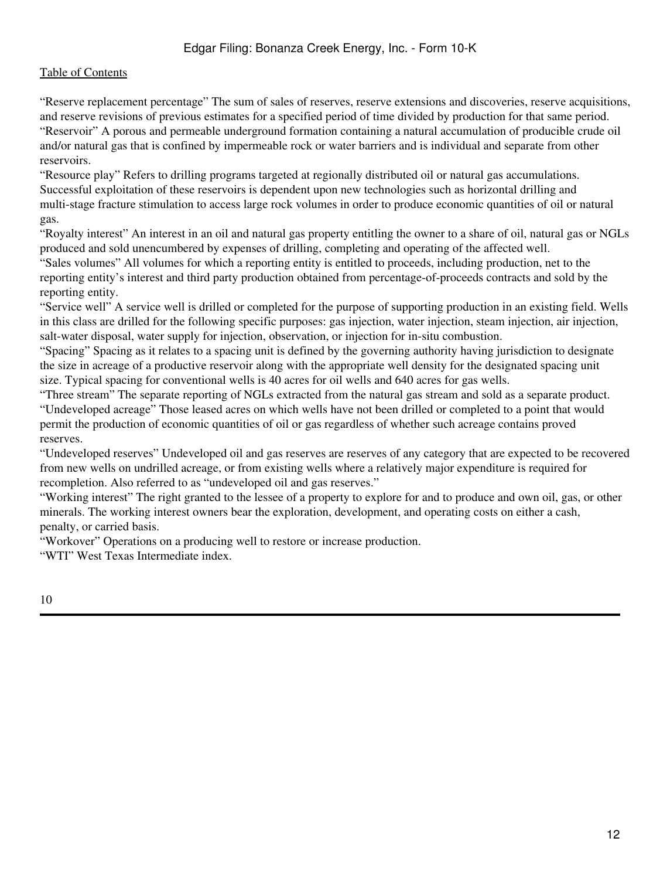"Reserve replacement percentage" The sum of sales of reserves, reserve extensions and discoveries, reserve acquisitions, and reserve revisions of previous estimates for a specified period of time divided by production for that same period.

"Reservoir" A porous and permeable underground formation containing a natural accumulation of producible crude oil and/or natural gas that is confined by impermeable rock or water barriers and is individual and separate from other reservoirs.

"Resource play" Refers to drilling programs targeted at regionally distributed oil or natural gas accumulations. Successful exploitation of these reservoirs is dependent upon new technologies such as horizontal drilling and multi-stage fracture stimulation to access large rock volumes in order to produce economic quantities of oil or natural gas.

"Royalty interest" An interest in an oil and natural gas property entitling the owner to a share of oil, natural gas or NGLs produced and sold unencumbered by expenses of drilling, completing and operating of the affected well.

"Sales volumes" All volumes for which a reporting entity is entitled to proceeds, including production, net to the reporting entity's interest and third party production obtained from percentage-of-proceeds contracts and sold by the reporting entity.

"Service well" A service well is drilled or completed for the purpose of supporting production in an existing field. Wells in this class are drilled for the following specific purposes: gas injection, water injection, steam injection, air injection, salt-water disposal, water supply for injection, observation, or injection for in-situ combustion.

"Spacing" Spacing as it relates to a spacing unit is defined by the governing authority having jurisdiction to designate the size in acreage of a productive reservoir along with the appropriate well density for the designated spacing unit size. Typical spacing for conventional wells is 40 acres for oil wells and 640 acres for gas wells.

"Three stream" The separate reporting of NGLs extracted from the natural gas stream and sold as a separate product.

"Undeveloped acreage" Those leased acres on which wells have not been drilled or completed to a point that would permit the production of economic quantities of oil or gas regardless of whether such acreage contains proved reserves.

"Undeveloped reserves" Undeveloped oil and gas reserves are reserves of any category that are expected to be recovered from new wells on undrilled acreage, or from existing wells where a relatively major expenditure is required for recompletion. Also referred to as "undeveloped oil and gas reserves."

"Working interest" The right granted to the lessee of a property to explore for and to produce and own oil, gas, or other minerals. The working interest owners bear the exploration, development, and operating costs on either a cash, penalty, or carried basis.

"Workover" Operations on a producing well to restore or increase production.

"WTI" West Texas Intermediate index.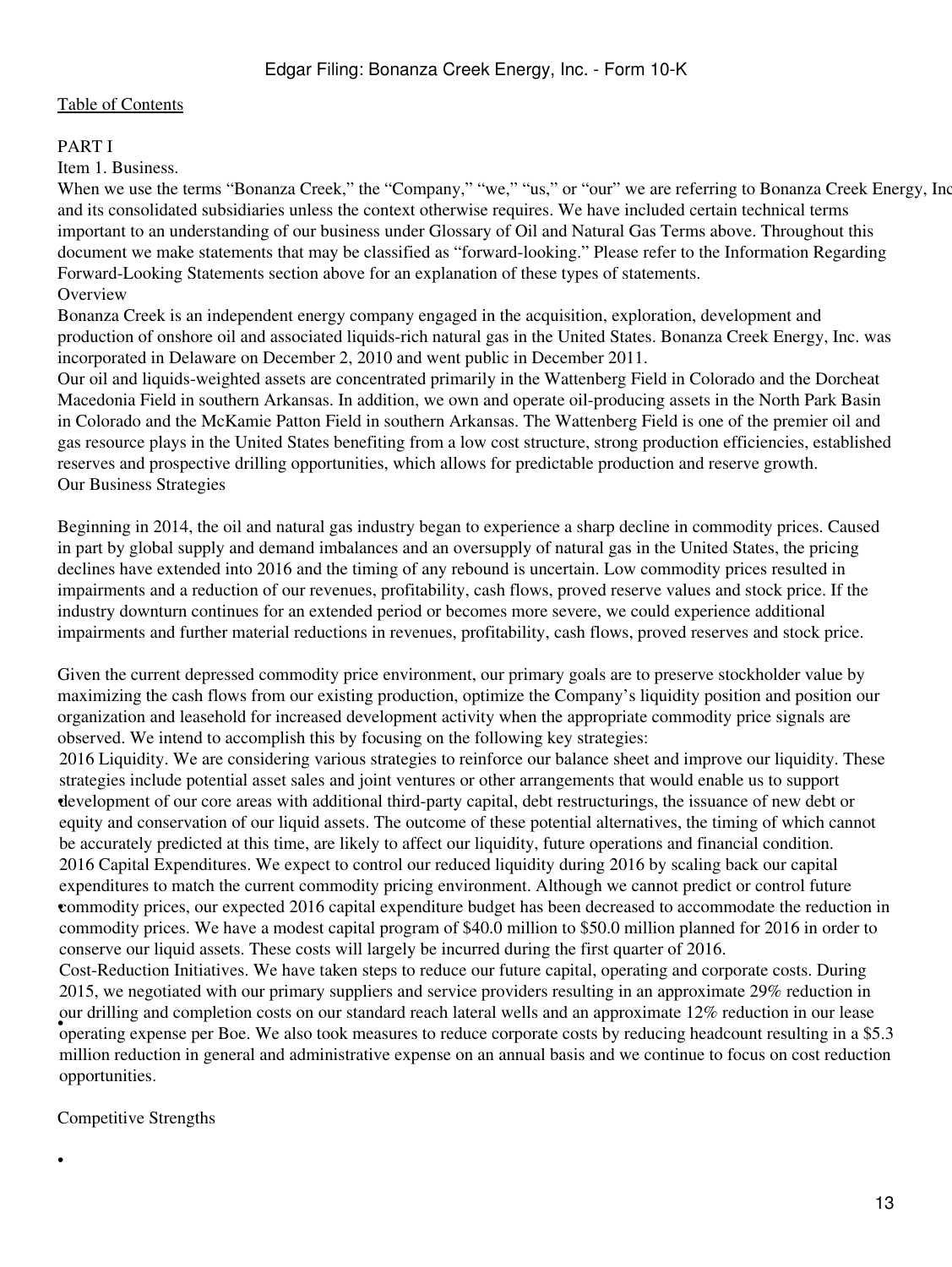[Table of Contents](#)

# PART I

## Item 1. Business.

When we use the terms "Bonanza Creek," the "Company," "we," "us," or "our" we are referring to Bonanza Creek Energy, Inc. and its consolidated subsidiaries unless the context otherwise requires. We have included certain technical terms important to an understanding of our business under Glossary of Oil and Natural Gas Terms above. Throughout this document we make statements that may be classified as "forward-looking." Please refer to the Information Regarding Forward-Looking Statements section above for an explanation of these types of statements.

### Overview

Bonanza Creek is an independent energy company engaged in the acquisition, exploration, development and production of onshore oil and associated liquids-rich natural gas in the United States. Bonanza Creek Energy, Inc. was incorporated in Delaware on December 2, 2010 and went public in December 2011.

Our oil and liquids-weighted assets are concentrated primarily in the Wattenberg Field in Colorado and the Dorcheat Macedonia Field in southern Arkansas. In addition, we own and operate oil-producing assets in the North Park Basin in Colorado and the McKamie Patton Field in southern Arkansas. The Wattenberg Field is one of the premier oil and gas resource plays in the United States benefiting from a low cost structure, strong production efficiencies, established reserves and prospective drilling opportunities, which allows for predictable production and reserve growth.

### Our Business Strategies

Beginning in 2014, the oil and natural gas industry began to experience a sharp decline in commodity prices. Caused in part by global supply and demand imbalances and an oversupply of natural gas in the United States, the pricing declines have extended into 2016 and the timing of any rebound is uncertain. Low commodity prices resulted in impairments and a reduction of our revenues, profitability, cash flows, proved reserve values and stock price. If the industry downturn continues for an extended period or becomes more severe, we could experience additional impairments and further material reductions in revenues, profitability, cash flows, proved reserves and stock price.

Given the current depressed commodity price environment, our primary goals are to preserve stockholder value by maximizing the cash flows from our existing production, optimize the Company's liquidity position and position our organization and leasehold for increased development activity when the appropriate commodity price signals are observed. We intend to accomplish this by focusing on the following key strategies:

- 2016 Liquidity. We are considering various strategies to reinforce our balance sheet and improve our liquidity. These strategies include potential asset sales and joint ventures or other arrangements that would enable us to support development of our core areas with additional third-party capital, debt restructurings, the issuance of new debt or equity and conservation of our liquid assets. The outcome of these potential alternatives, the timing of which cannot be accurately predicted at this time, are likely to affect our liquidity, future operations and financial condition.
- 2016 Capital Expenditures. We expect to control our reduced liquidity during 2016 by scaling back our capital expenditures to match the current commodity pricing environment. Although we cannot predict or control future commodity prices, our expected 2016 capital expenditure budget has been decreased to accommodate the reduction in commodity prices. We have a modest capital program of $40.0 million to $50.0 million planned for 2016 in order to conserve our liquid assets. These costs will largely be incurred during the first quarter of 2016.
- Cost-Reduction Initiatives. We have taken steps to reduce our future capital, operating and corporate costs. During 2015, we negotiated with our primary suppliers and service providers resulting in an approximate 29% reduction in our drilling and completion costs on our standard reach lateral wells and an approximate 12% reduction in our lease operating expense per Boe. We also took measures to reduce corporate costs by reducing headcount resulting in a $5.3 million reduction in general and administrative expense on an annual basis and we continue to focus on cost reduction opportunities.

### Competitive Strengths

-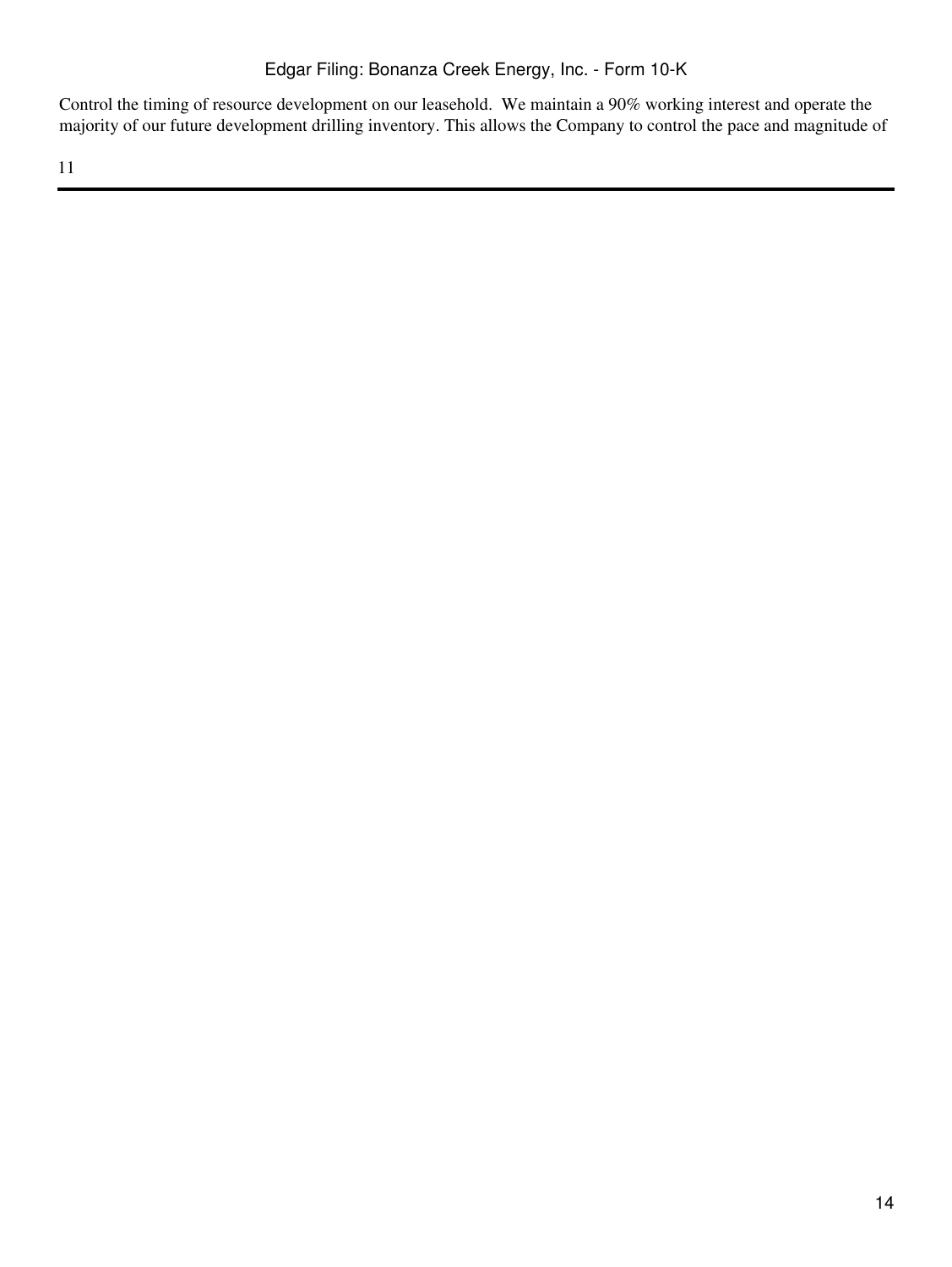Control the timing of resource development on our leasehold. We maintain a 90% working interest and operate the majority of our future development drilling inventory. This allows the Company to control the pace and magnitude of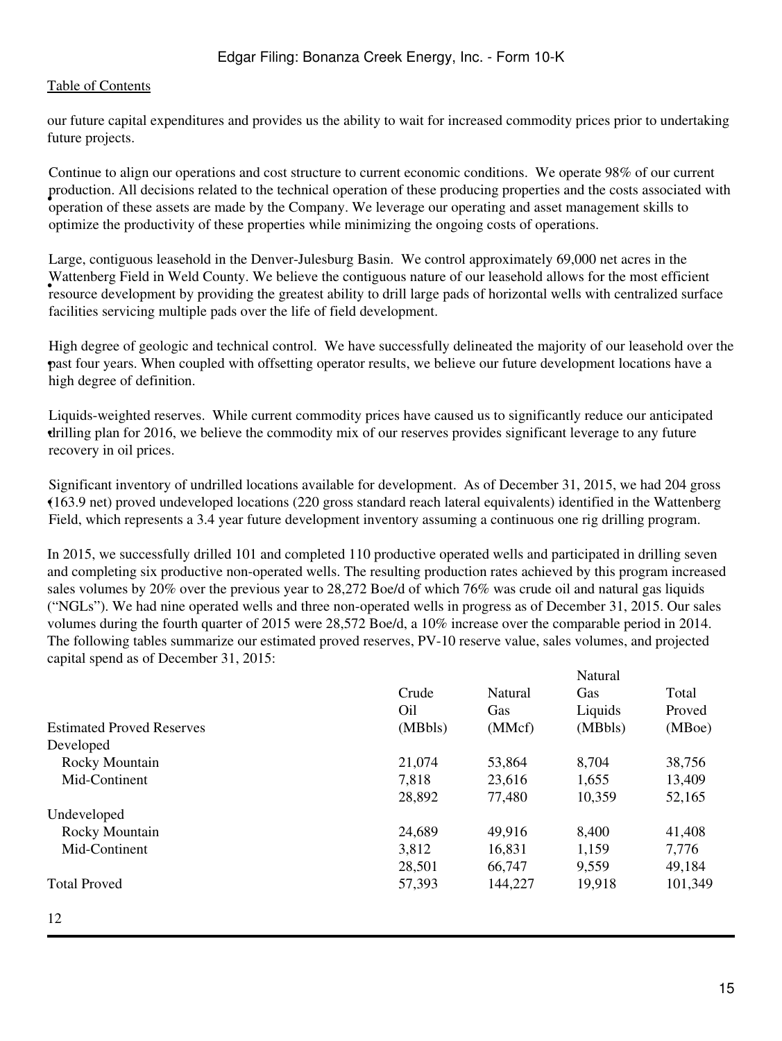our future capital expenditures and provides us the ability to wait for increased commodity prices prior to undertaking future projects.

- Continue to align our operations and cost structure to current economic conditions. We operate 98% of our current production. All decisions related to the technical operation of these producing properties and the costs associated with operation of these assets are made by the Company. We leverage our operating and asset management skills to optimize the productivity of these properties while minimizing the ongoing costs of operations.
- Large, contiguous leasehold in the Denver-Julesburg Basin. We control approximately 69,000 net acres in the Wattenberg Field in Weld County. We believe the contiguous nature of our leasehold allows for the most efficient resource development by providing the greatest ability to drill large pads of horizontal wells with centralized surface facilities servicing multiple pads over the life of field development.
- High degree of geologic and technical control. We have successfully delineated the majority of our leasehold over the past four years. When coupled with offsetting operator results, we believe our future development locations have a high degree of definition.
- Liquids-weighted reserves. While current commodity prices have caused us to significantly reduce our anticipated drilling plan for 2016, we believe the commodity mix of our reserves provides significant leverage to any future recovery in oil prices.
- Significant inventory of undrilled locations available for development. As of December 31, 2015, we had 204 gross (163.9 net) proved undeveloped locations (220 gross standard reach lateral equivalents) identified in the Wattenberg Field, which represents a 3.4 year future development inventory assuming a continuous one rig drilling program.

In 2015, we successfully drilled 101 and completed 110 productive operated wells and participated in drilling seven and completing six productive non-operated wells. The resulting production rates achieved by this program increased sales volumes by 20% over the previous year to 28,272 Boe/d of which 76% was crude oil and natural gas liquids ("NGLs"). We had nine operated wells and three non-operated wells in progress as of December 31, 2015. Our sales volumes during the fourth quarter of 2015 were 28,572 Boe/d, a 10% increase over the comparable period in 2014. The following tables summarize our estimated proved reserves, PV-10 reserve value, sales volumes, and projected capital spend as of December 31, 2015:

| Estimated Proved Reserves | Crude Oil (MBbls) | Natural Gas (MMcf) | Natural Gas Liquids (MBbls) | Total Proved (MBoe) |
|---|---|---|---|---|
| Developed | | | | |
| Rocky Mountain | 21,074 | 53,864 | 8,704 | 38,756 |
| Mid-Continent | 7,818 | 23,616 | 1,655 | 13,409 |
| | 28,892 | 77,480 | 10,359 | 52,165 |
| Undeveloped | | | | |
| Rocky Mountain | 24,689 | 49,916 | 8,400 | 41,408 |
| Mid-Continent | 3,812 | 16,831 | 1,159 | 7,776 |
| | 28,501 | 66,747 | 9,559 | 49,184 |
| Total Proved | 57,393 | 144,227 | 19,918 | 101,349 |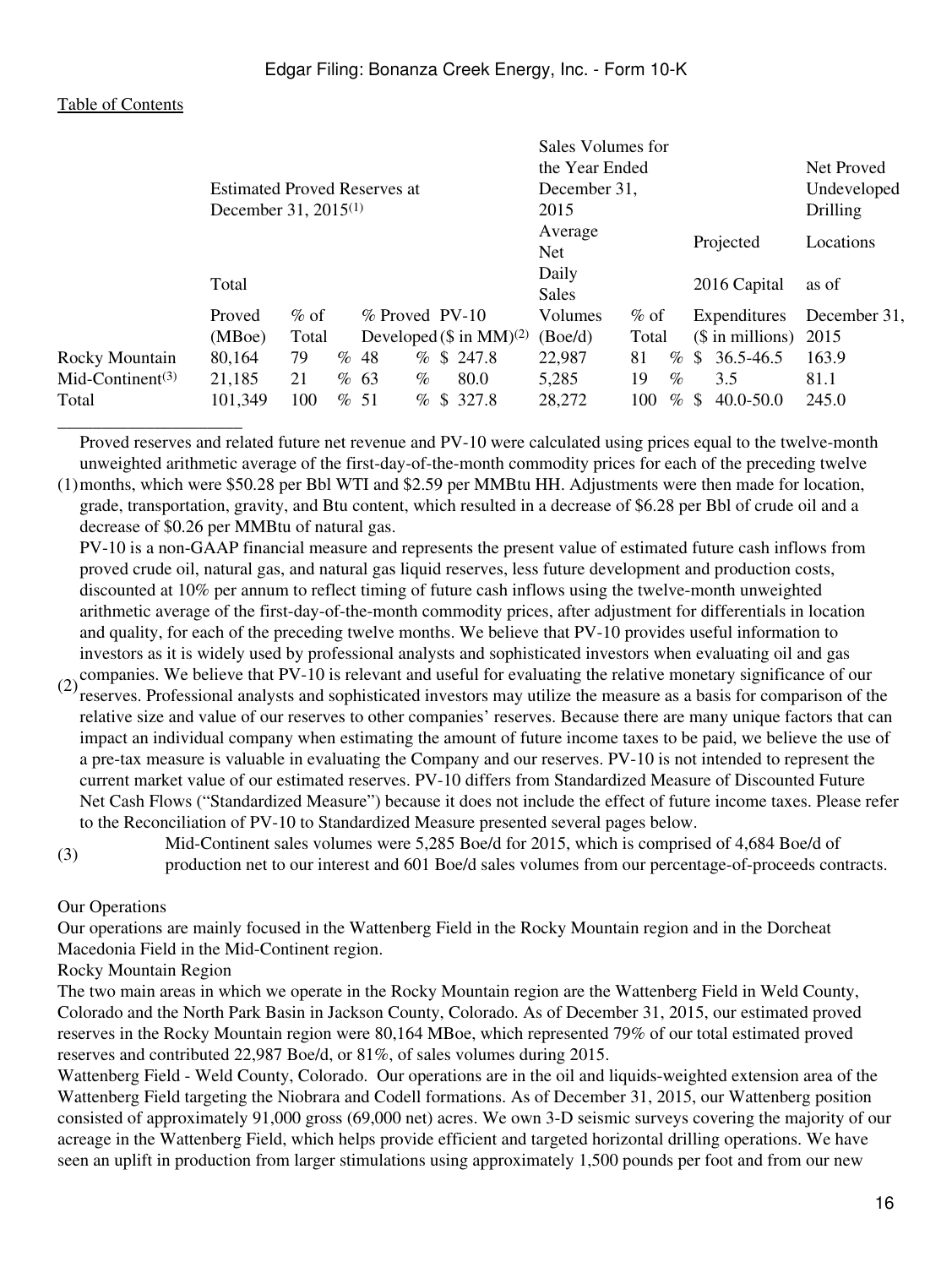| | Estimated Proved Reserves at December 31, 2015[1] | | | | Sales Volumes for the Year Ended December 31, 2015 | | Projected 2016 Capital Expenditures ($ in millions) | Net Proved Undeveloped Drilling Locations as of December 31, 2015 |
|---|---|---|---|---|---|---|---|---|
| | Total Proved (MBoe) | % of Total | % Proved Developed | PV-10 ($ in MM)[2] | Average Net Daily Sales Volumes (Boe/d) | % of Total | | |
| Rocky Mountain | 80,164 | 79 % | 48 % | $ 247.8 | 22,987 | 81 % | $ 36.5-46.5 | 163.9 |
| Mid-Continent[3] | 21,185 | 21 % | 63 % | 80.0 | 5,285 | 19 % | 3.5 | 81.1 |
| Total | 101,349 | 100 % | 51 % | $ 327.8 | 28,272 | 100 % | $ 40.0-50.0 | 245.0 |

(1) Proved reserves and related future net revenue and PV-10 were calculated using prices equal to the twelve-month unweighted arithmetic average of the first-day-of-the-month commodity prices for each of the preceding twelve months, which were $50.28 per Bbl WTI and $2.59 per MMBtu HH. Adjustments were then made for location, grade, transportation, gravity, and Btu content, which resulted in a decrease of $6.28 per Bbl of crude oil and a decrease of $0.26 per MMBtu of natural gas.

(2) PV-10 is a non-GAAP financial measure and represents the present value of estimated future cash inflows from proved crude oil, natural gas, and natural gas liquid reserves, less future development and production costs, discounted at 10% per annum to reflect timing of future cash inflows using the twelve-month unweighted arithmetic average of the first-day-of-the-month commodity prices, after adjustment for differentials in location and quality, for each of the preceding twelve months. We believe that PV-10 provides useful information to investors as it is widely used by professional analysts and sophisticated investors when evaluating oil and gas companies. We believe that PV-10 is relevant and useful for evaluating the relative monetary significance of our reserves. Professional analysts and sophisticated investors may utilize the measure as a basis for comparison of the relative size and value of our reserves to other companies' reserves. Because there are many unique factors that can impact an individual company when estimating the amount of future income taxes to be paid, we believe the use of a pre-tax measure is valuable in evaluating the Company and our reserves. PV-10 is not intended to represent the current market value of our estimated reserves. PV-10 differs from Standardized Measure of Discounted Future Net Cash Flows ("Standardized Measure") because it does not include the effect of future income taxes. Please refer to the Reconciliation of PV-10 to Standardized Measure presented several pages below.

(3) Mid-Continent sales volumes were 5,285 Boe/d for 2015, which is comprised of 4,684 Boe/d of production net to our interest and 601 Boe/d sales volumes from our percentage-of-proceeds contracts.

## Our Operations

Our operations are mainly focused in the Wattenberg Field in the Rocky Mountain region and in the Dorcheat Macedonia Field in the Mid-Continent region.

### Rocky Mountain Region

The two main areas in which we operate in the Rocky Mountain region are the Wattenberg Field in Weld County, Colorado and the North Park Basin in Jackson County, Colorado. As of December 31, 2015, our estimated proved reserves in the Rocky Mountain region were 80,164 MBoe, which represented 79% of our total estimated proved reserves and contributed 22,987 Boe/d, or 81%, of sales volumes during 2015.

Wattenberg Field - Weld County, Colorado. Our operations are in the oil and liquids-weighted extension area of the Wattenberg Field targeting the Niobrara and Codell formations. As of December 31, 2015, our Wattenberg position consisted of approximately 91,000 gross (69,000 net) acres. We own 3-D seismic surveys covering the majority of our acreage in the Wattenberg Field, which helps provide efficient and targeted horizontal drilling operations. We have seen an uplift in production from larger stimulations using approximately 1,500 pounds per foot and from our new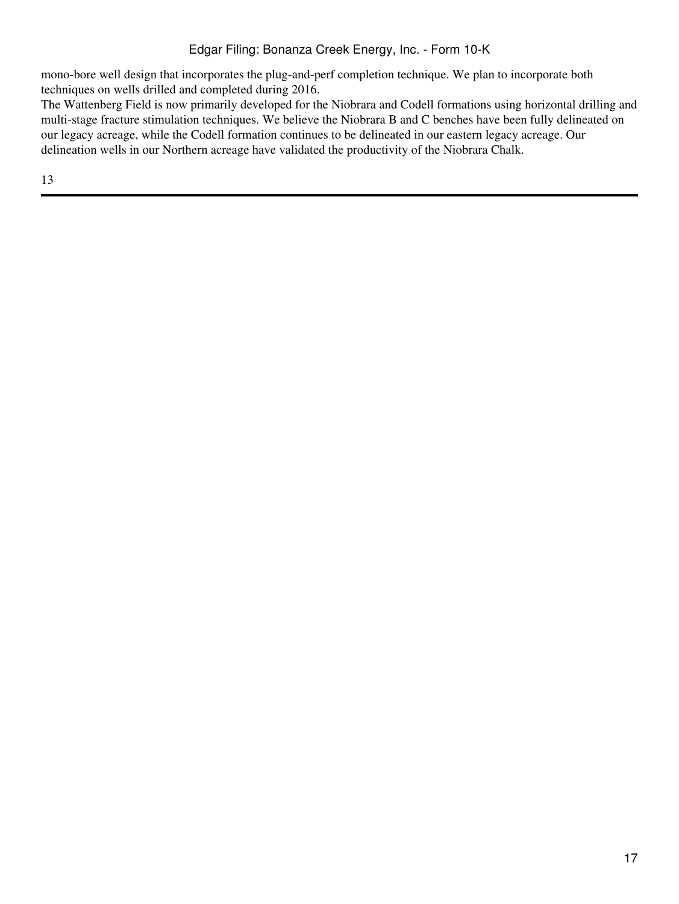mono-bore well design that incorporates the plug-and-perf completion technique. We plan to incorporate both techniques on wells drilled and completed during 2016.

The Wattenberg Field is now primarily developed for the Niobrara and Codell formations using horizontal drilling and multi-stage fracture stimulation techniques. We believe the Niobrara B and C benches have been fully delineated on our legacy acreage, while the Codell formation continues to be delineated in our eastern legacy acreage. Our delineation wells in our Northern acreage have validated the productivity of the Niobrara Chalk.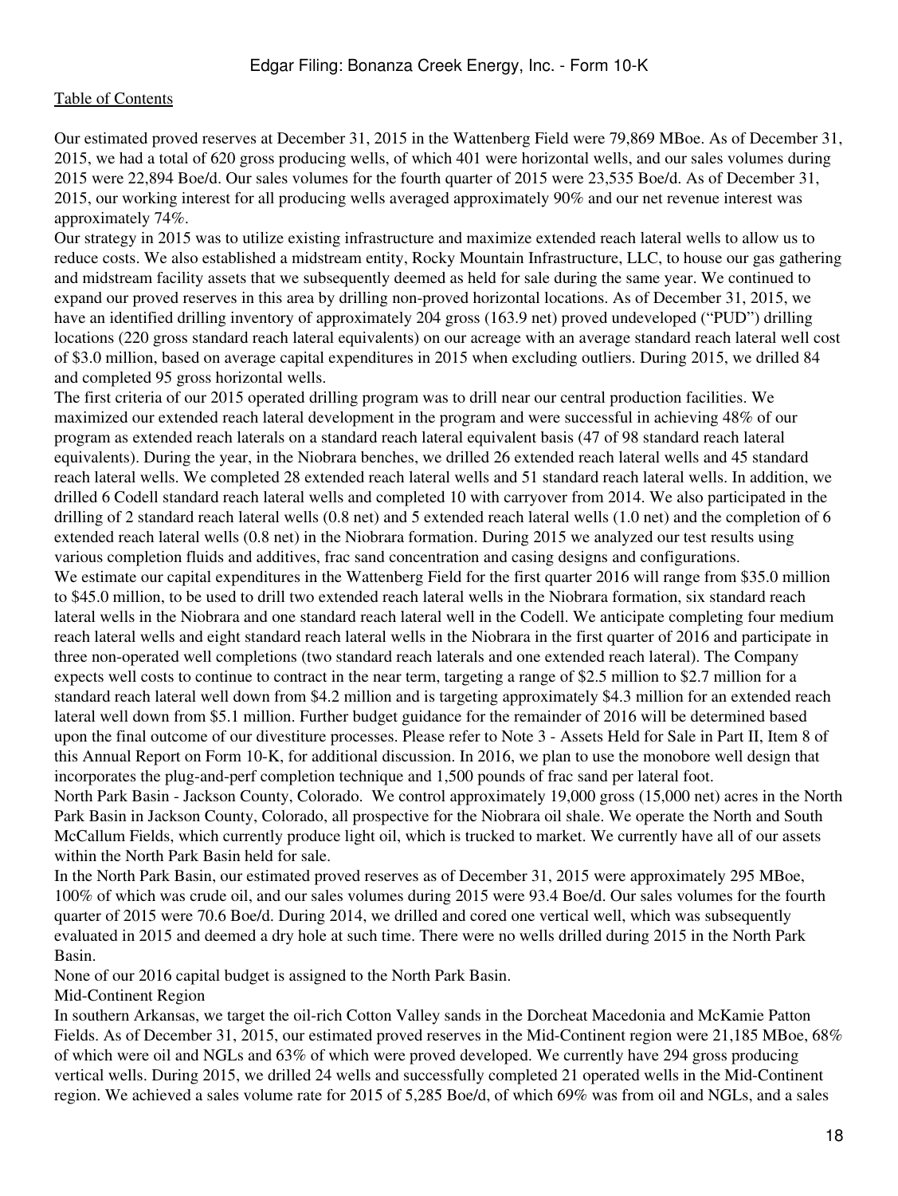Our estimated proved reserves at December 31, 2015 in the Wattenberg Field were 79,869 MBoe. As of December 31, 2015, we had a total of 620 gross producing wells, of which 401 were horizontal wells, and our sales volumes during 2015 were 22,894 Boe/d. Our sales volumes for the fourth quarter of 2015 were 23,535 Boe/d. As of December 31, 2015, our working interest for all producing wells averaged approximately 90% and our net revenue interest was approximately 74%.

Our strategy in 2015 was to utilize existing infrastructure and maximize extended reach lateral wells to allow us to reduce costs. We also established a midstream entity, Rocky Mountain Infrastructure, LLC, to house our gas gathering and midstream facility assets that we subsequently deemed as held for sale during the same year. We continued to expand our proved reserves in this area by drilling non-proved horizontal locations. As of December 31, 2015, we have an identified drilling inventory of approximately 204 gross (163.9 net) proved undeveloped ("PUD") drilling locations (220 gross standard reach lateral equivalents) on our acreage with an average standard reach lateral well cost of $3.0 million, based on average capital expenditures in 2015 when excluding outliers. During 2015, we drilled 84 and completed 95 gross horizontal wells.

The first criteria of our 2015 operated drilling program was to drill near our central production facilities. We maximized our extended reach lateral development in the program and were successful in achieving 48% of our program as extended reach laterals on a standard reach lateral equivalent basis (47 of 98 standard reach lateral equivalents). During the year, in the Niobrara benches, we drilled 26 extended reach lateral wells and 45 standard reach lateral wells. We completed 28 extended reach lateral wells and 51 standard reach lateral wells. In addition, we drilled 6 Codell standard reach lateral wells and completed 10 with carryover from 2014. We also participated in the drilling of 2 standard reach lateral wells (0.8 net) and 5 extended reach lateral wells (1.0 net) and the completion of 6 extended reach lateral wells (0.8 net) in the Niobrara formation. During 2015 we analyzed our test results using various completion fluids and additives, frac sand concentration and casing designs and configurations.

We estimate our capital expenditures in the Wattenberg Field for the first quarter 2016 will range from $35.0 million to $45.0 million, to be used to drill two extended reach lateral wells in the Niobrara formation, six standard reach lateral wells in the Niobrara and one standard reach lateral well in the Codell. We anticipate completing four medium reach lateral wells and eight standard reach lateral wells in the Niobrara in the first quarter of 2016 and participate in three non-operated well completions (two standard reach laterals and one extended reach lateral). The Company expects well costs to continue to contract in the near term, targeting a range of $2.5 million to $2.7 million for a standard reach lateral well down from $4.2 million and is targeting approximately $4.3 million for an extended reach lateral well down from $5.1 million. Further budget guidance for the remainder of 2016 will be determined based upon the final outcome of our divestiture processes. Please refer to Note 3 - Assets Held for Sale in Part II, Item 8 of this Annual Report on Form 10-K, for additional discussion. In 2016, we plan to use the monobore well design that incorporates the plug-and-perf completion technique and 1,500 pounds of frac sand per lateral foot.

North Park Basin - Jackson County, Colorado. We control approximately 19,000 gross (15,000 net) acres in the North Park Basin in Jackson County, Colorado, all prospective for the Niobrara oil shale. We operate the North and South McCallum Fields, which currently produce light oil, which is trucked to market. We currently have all of our assets within the North Park Basin held for sale.

In the North Park Basin, our estimated proved reserves as of December 31, 2015 were approximately 295 MBoe, 100% of which was crude oil, and our sales volumes during 2015 were 93.4 Boe/d. Our sales volumes for the fourth quarter of 2015 were 70.6 Boe/d. During 2014, we drilled and cored one vertical well, which was subsequently evaluated in 2015 and deemed a dry hole at such time. There were no wells drilled during 2015 in the North Park Basin.

None of our 2016 capital budget is assigned to the North Park Basin.

Mid-Continent Region

In southern Arkansas, we target the oil-rich Cotton Valley sands in the Dorcheat Macedonia and McKamie Patton Fields. As of December 31, 2015, our estimated proved reserves in the Mid-Continent region were 21,185 MBoe, 68% of which were oil and NGLs and 63% of which were proved developed. We currently have 294 gross producing vertical wells. During 2015, we drilled 24 wells and successfully completed 21 operated wells in the Mid-Continent region. We achieved a sales volume rate for 2015 of 5,285 Boe/d, of which 69% was from oil and NGLs, and a sales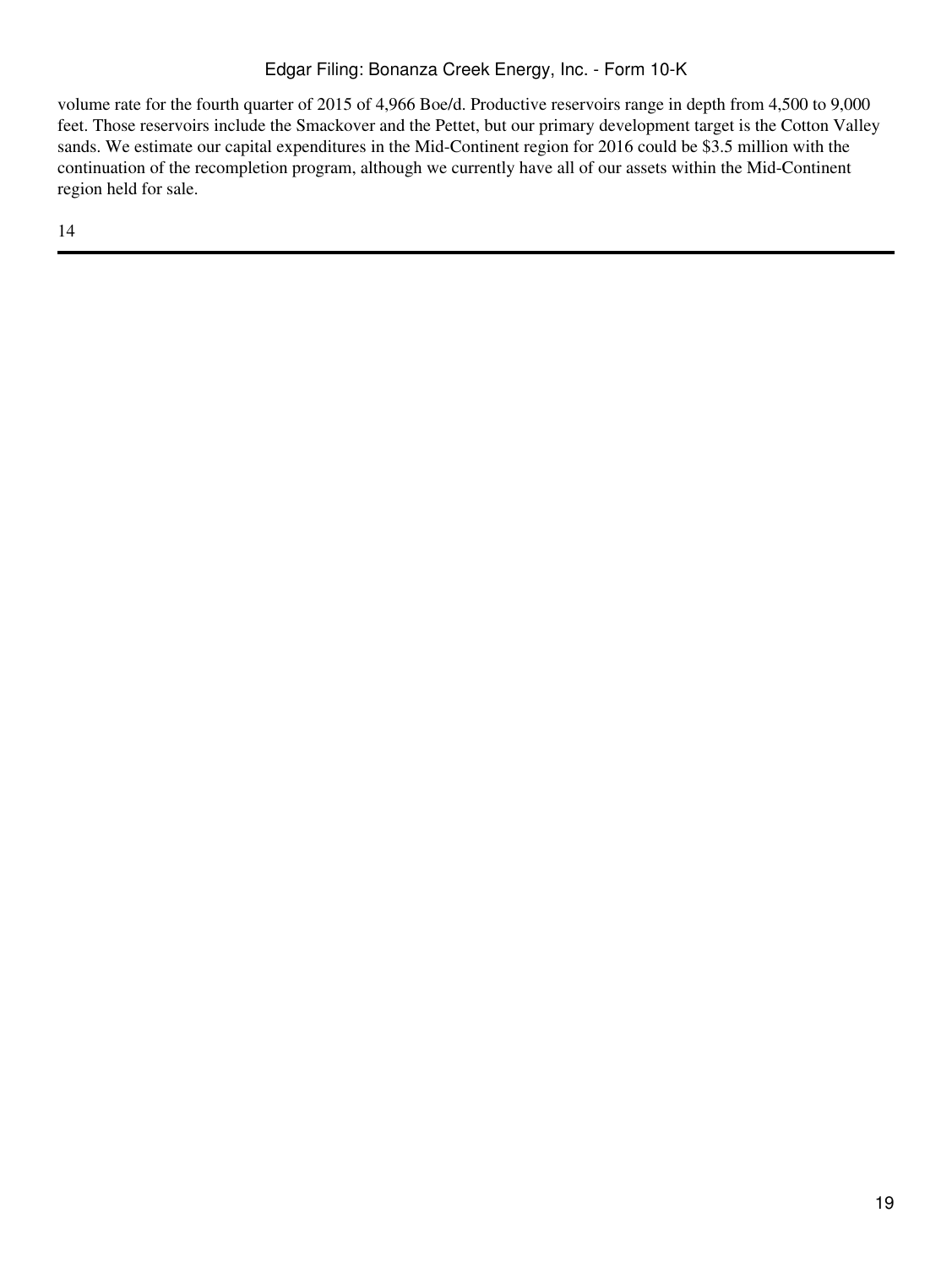volume rate for the fourth quarter of 2015 of 4,966 Boe/d. Productive reservoirs range in depth from 4,500 to 9,000 feet. Those reservoirs include the Smackover and the Pettet, but our primary development target is the Cotton Valley sands. We estimate our capital expenditures in the Mid-Continent region for 2016 could be $3.5 million with the continuation of the recompletion program, although we currently have all of our assets within the Mid-Continent region held for sale.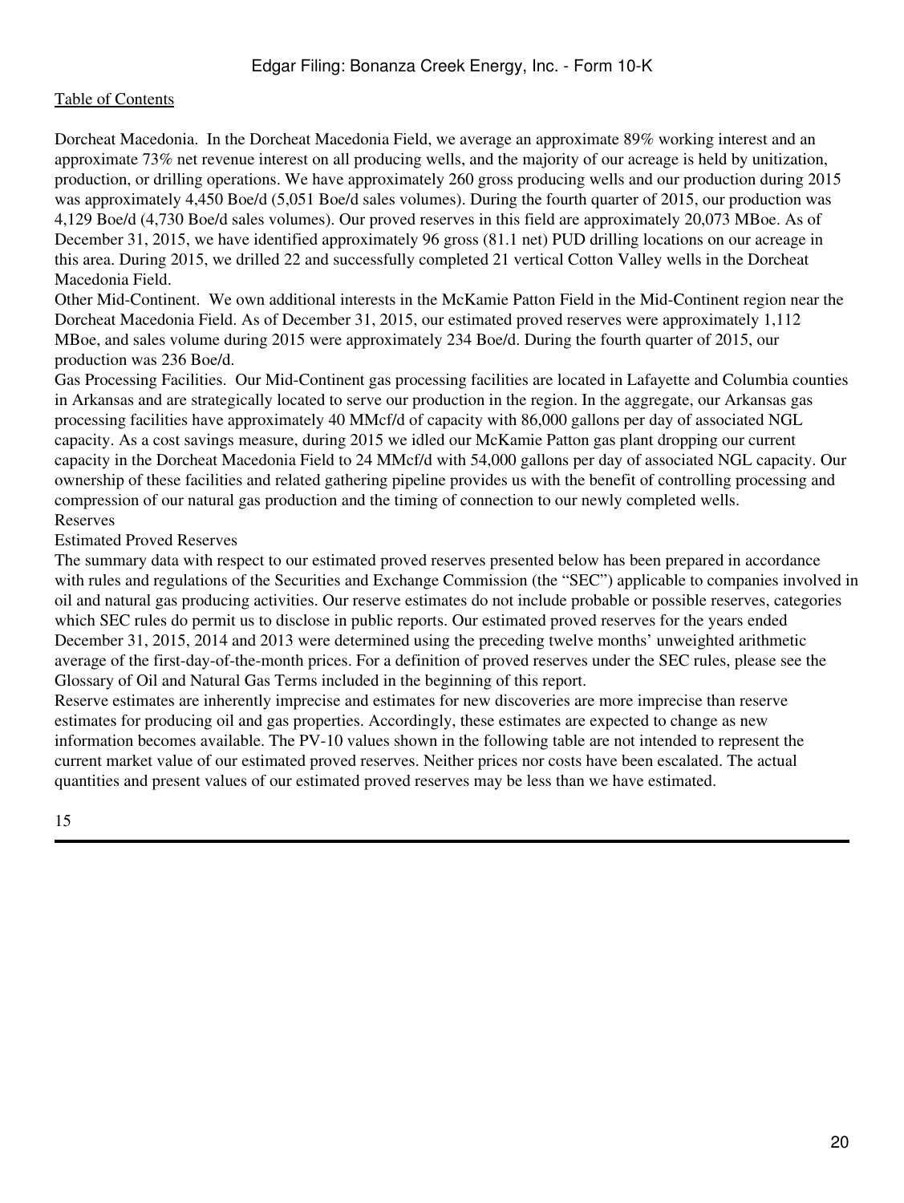Dorcheat Macedonia. In the Dorcheat Macedonia Field, we average an approximate 89% working interest and an approximate 73% net revenue interest on all producing wells, and the majority of our acreage is held by unitization, production, or drilling operations. We have approximately 260 gross producing wells and our production during 2015 was approximately 4,450 Boe/d (5,051 Boe/d sales volumes). During the fourth quarter of 2015, our production was 4,129 Boe/d (4,730 Boe/d sales volumes). Our proved reserves in this field are approximately 20,073 MBoe. As of December 31, 2015, we have identified approximately 96 gross (81.1 net) PUD drilling locations on our acreage in this area. During 2015, we drilled 22 and successfully completed 21 vertical Cotton Valley wells in the Dorcheat Macedonia Field.

Other Mid-Continent. We own additional interests in the McKamie Patton Field in the Mid-Continent region near the Dorcheat Macedonia Field. As of December 31, 2015, our estimated proved reserves were approximately 1,112 MBoe, and sales volume during 2015 were approximately 234 Boe/d. During the fourth quarter of 2015, our production was 236 Boe/d.

Gas Processing Facilities. Our Mid-Continent gas processing facilities are located in Lafayette and Columbia counties in Arkansas and are strategically located to serve our production in the region. In the aggregate, our Arkansas gas processing facilities have approximately 40 MMcf/d of capacity with 86,000 gallons per day of associated NGL capacity. As a cost savings measure, during 2015 we idled our McKamie Patton gas plant dropping our current capacity in the Dorcheat Macedonia Field to 24 MMcf/d with 54,000 gallons per day of associated NGL capacity. Our ownership of these facilities and related gathering pipeline provides us with the benefit of controlling processing and compression of our natural gas production and the timing of connection to our newly completed wells.

## Reserves

### Estimated Proved Reserves

The summary data with respect to our estimated proved reserves presented below has been prepared in accordance with rules and regulations of the Securities and Exchange Commission (the "SEC") applicable to companies involved in oil and natural gas producing activities. Our reserve estimates do not include probable or possible reserves, categories which SEC rules do permit us to disclose in public reports. Our estimated proved reserves for the years ended December 31, 2015, 2014 and 2013 were determined using the preceding twelve months' unweighted arithmetic average of the first-day-of-the-month prices. For a definition of proved reserves under the SEC rules, please see the Glossary of Oil and Natural Gas Terms included in the beginning of this report.

Reserve estimates are inherently imprecise and estimates for new discoveries are more imprecise than reserve estimates for producing oil and gas properties. Accordingly, these estimates are expected to change as new information becomes available. The PV-10 values shown in the following table are not intended to represent the current market value of our estimated proved reserves. Neither prices nor costs have been escalated. The actual quantities and present values of our estimated proved reserves may be less than we have estimated.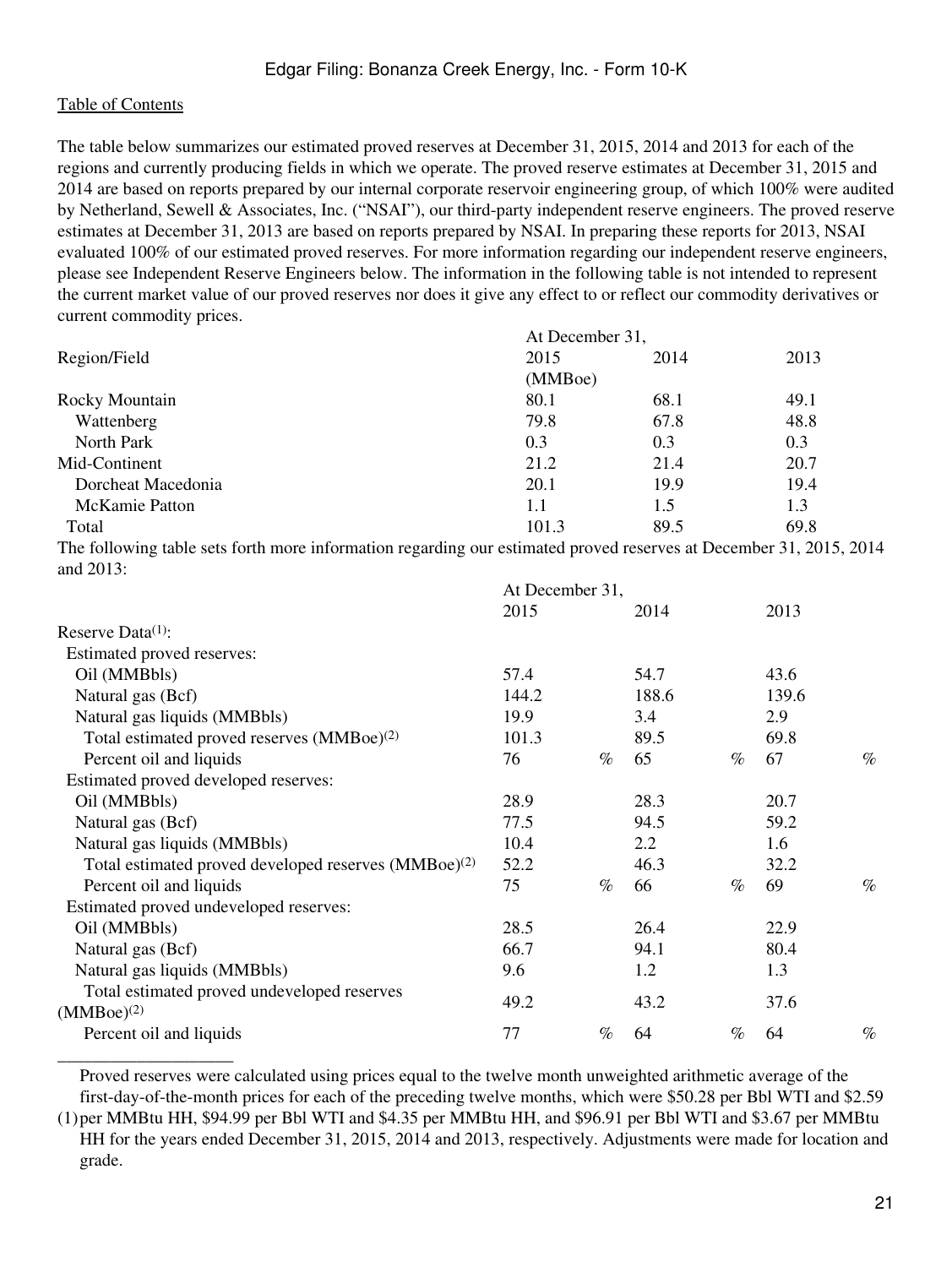The table below summarizes our estimated proved reserves at December 31, 2015, 2014 and 2013 for each of the regions and currently producing fields in which we operate. The proved reserve estimates at December 31, 2015 and 2014 are based on reports prepared by our internal corporate reservoir engineering group, of which 100% were audited by Netherland, Sewell & Associates, Inc. ("NSAI"), our third-party independent reserve engineers. The proved reserve estimates at December 31, 2013 are based on reports prepared by NSAI. In preparing these reports for 2013, NSAI evaluated 100% of our estimated proved reserves. For more information regarding our independent reserve engineers, please see Independent Reserve Engineers below. The information in the following table is not intended to represent the current market value of our proved reserves nor does it give any effect to or reflect our commodity derivatives or current commodity prices.

| Region/Field | At December 31, 2015 | 2014 | 2013 |
|---|---|---|---|
| | (MMBoe) | | |
| Rocky Mountain | 80.1 | 68.1 | 49.1 |
| Wattenberg | 79.8 | 67.8 | 48.8 |
| North Park | 0.3 | 0.3 | 0.3 |
| Mid-Continent | 21.2 | 21.4 | 20.7 |
| Dorcheat Macedonia | 20.1 | 19.9 | 19.4 |
| McKamie Patton | 1.1 | 1.5 | 1.3 |
| Total | 101.3 | 89.5 | 69.8 |

The following table sets forth more information regarding our estimated proved reserves at December 31, 2015, 2014 and 2013:

| | At December 31, 2015 | 2014 | 2013 |
|---|---|---|---|
| Reserve Data[(1)]: | | | |
| Estimated proved reserves: | | | |
| Oil (MMBbls) | 57.4 | 54.7 | 43.6 |
| Natural gas (Bcf) | 144.2 | 188.6 | 139.6 |
| Natural gas liquids (MMBbls) | 19.9 | 3.4 | 2.9 |
| Total estimated proved reserves (MMBoe)[(2)] | 101.3 | 89.5 | 69.8 |
| Percent oil and liquids | 76 % | 65 % | 67 % |
| Estimated proved developed reserves: | | | |
| Oil (MMBbls) | 28.9 | 28.3 | 20.7 |
| Natural gas (Bcf) | 77.5 | 94.5 | 59.2 |
| Natural gas liquids (MMBbls) | 10.4 | 2.2 | 1.6 |
| Total estimated proved developed reserves (MMBoe)[(2)] | 52.2 | 46.3 | 32.2 |
| Percent oil and liquids | 75 % | 66 % | 69 % |
| Estimated proved undeveloped reserves: | | | |
| Oil (MMBbls) | 28.5 | 26.4 | 22.9 |
| Natural gas (Bcf) | 66.7 | 94.1 | 80.4 |
| Natural gas liquids (MMBbls) | 9.6 | 1.2 | 1.3 |
| Total estimated proved undeveloped reserves (MMBoe)[(2)] | 49.2 | 43.2 | 37.6 |
| Percent oil and liquids | 77 % | 64 % | 64 % |

---

(1) Proved reserves were calculated using prices equal to the twelve month unweighted arithmetic average of the first-day-of-the-month prices for each of the preceding twelve months, which were $50.28 per Bbl WTI and $2.59 per MMBtu HH, $94.99 per Bbl WTI and $4.35 per MMBtu HH, and $96.91 per Bbl WTI and $3.67 per MMBtu HH for the years ended December 31, 2015, 2014 and 2013, respectively. Adjustments were made for location and grade.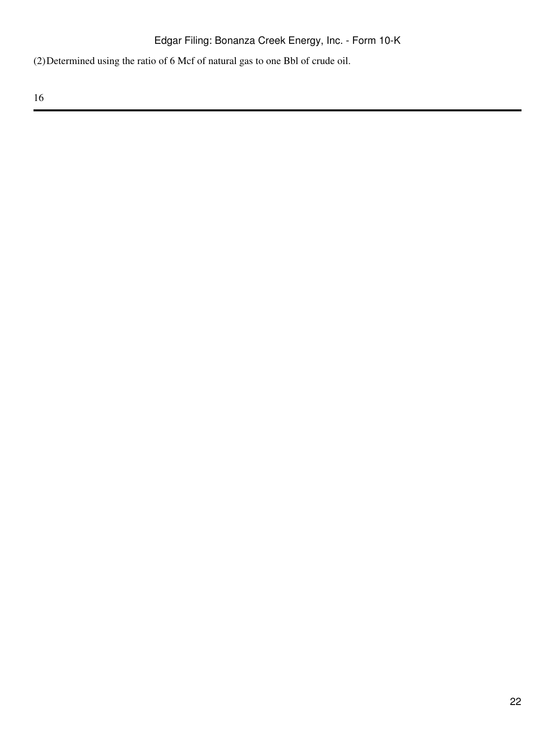(2) Determined using the ratio of 6 Mcf of natural gas to one Bbl of crude oil.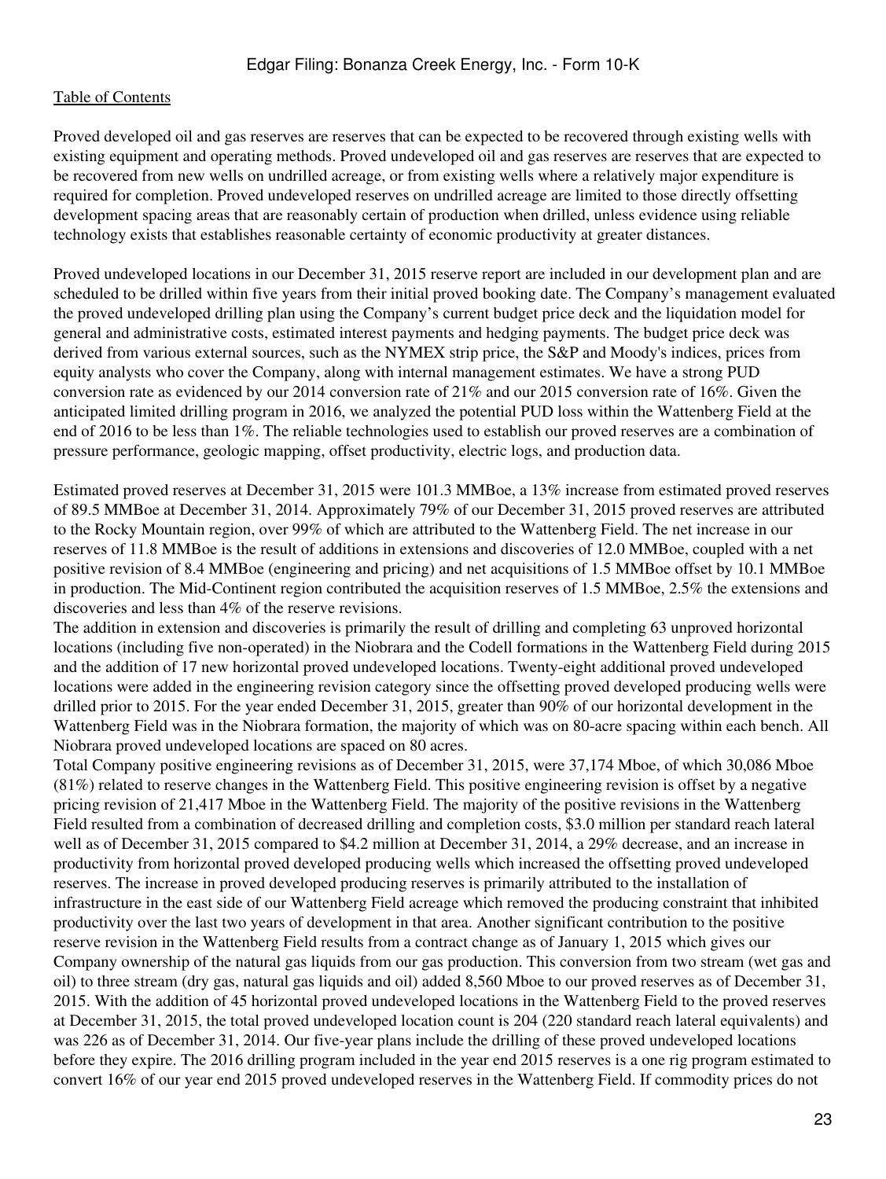Proved developed oil and gas reserves are reserves that can be expected to be recovered through existing wells with existing equipment and operating methods. Proved undeveloped oil and gas reserves are reserves that are expected to be recovered from new wells on undrilled acreage, or from existing wells where a relatively major expenditure is required for completion. Proved undeveloped reserves on undrilled acreage are limited to those directly offsetting development spacing areas that are reasonably certain of production when drilled, unless evidence using reliable technology exists that establishes reasonable certainty of economic productivity at greater distances.

Proved undeveloped locations in our December 31, 2015 reserve report are included in our development plan and are scheduled to be drilled within five years from their initial proved booking date. The Company's management evaluated the proved undeveloped drilling plan using the Company's current budget price deck and the liquidation model for general and administrative costs, estimated interest payments and hedging payments. The budget price deck was derived from various external sources, such as the NYMEX strip price, the S&P and Moody's indices, prices from equity analysts who cover the Company, along with internal management estimates. We have a strong PUD conversion rate as evidenced by our 2014 conversion rate of 21% and our 2015 conversion rate of 16%. Given the anticipated limited drilling program in 2016, we analyzed the potential PUD loss within the Wattenberg Field at the end of 2016 to be less than 1%. The reliable technologies used to establish our proved reserves are a combination of pressure performance, geologic mapping, offset productivity, electric logs, and production data.

Estimated proved reserves at December 31, 2015 were 101.3 MMBoe, a 13% increase from estimated proved reserves of 89.5 MMBoe at December 31, 2014. Approximately 79% of our December 31, 2015 proved reserves are attributed to the Rocky Mountain region, over 99% of which are attributed to the Wattenberg Field. The net increase in our reserves of 11.8 MMBoe is the result of additions in extensions and discoveries of 12.0 MMBoe, coupled with a net positive revision of 8.4 MMBoe (engineering and pricing) and net acquisitions of 1.5 MMBoe offset by 10.1 MMBoe in production. The Mid-Continent region contributed the acquisition reserves of 1.5 MMBoe, 2.5% the extensions and discoveries and less than 4% of the reserve revisions.

The addition in extension and discoveries is primarily the result of drilling and completing 63 unproved horizontal locations (including five non-operated) in the Niobrara and the Codell formations in the Wattenberg Field during 2015 and the addition of 17 new horizontal proved undeveloped locations. Twenty-eight additional proved undeveloped locations were added in the engineering revision category since the offsetting proved developed producing wells were drilled prior to 2015. For the year ended December 31, 2015, greater than 90% of our horizontal development in the Wattenberg Field was in the Niobrara formation, the majority of which was on 80-acre spacing within each bench. All Niobrara proved undeveloped locations are spaced on 80 acres.

Total Company positive engineering revisions as of December 31, 2015, were 37,174 Mboe, of which 30,086 Mboe (81%) related to reserve changes in the Wattenberg Field. This positive engineering revision is offset by a negative pricing revision of 21,417 Mboe in the Wattenberg Field. The majority of the positive revisions in the Wattenberg Field resulted from a combination of decreased drilling and completion costs, $3.0 million per standard reach lateral well as of December 31, 2015 compared to $4.2 million at December 31, 2014, a 29% decrease, and an increase in productivity from horizontal proved developed producing wells which increased the offsetting proved undeveloped reserves. The increase in proved developed producing reserves is primarily attributed to the installation of infrastructure in the east side of our Wattenberg Field acreage which removed the producing constraint that inhibited productivity over the last two years of development in that area. Another significant contribution to the positive reserve revision in the Wattenberg Field results from a contract change as of January 1, 2015 which gives our Company ownership of the natural gas liquids from our gas production. This conversion from two stream (wet gas and oil) to three stream (dry gas, natural gas liquids and oil) added 8,560 Mboe to our proved reserves as of December 31, 2015. With the addition of 45 horizontal proved undeveloped locations in the Wattenberg Field to the proved reserves at December 31, 2015, the total proved undeveloped location count is 204 (220 standard reach lateral equivalents) and was 226 as of December 31, 2014. Our five-year plans include the drilling of these proved undeveloped locations before they expire. The 2016 drilling program included in the year end 2015 reserves is a one rig program estimated to convert 16% of our year end 2015 proved undeveloped reserves in the Wattenberg Field. If commodity prices do not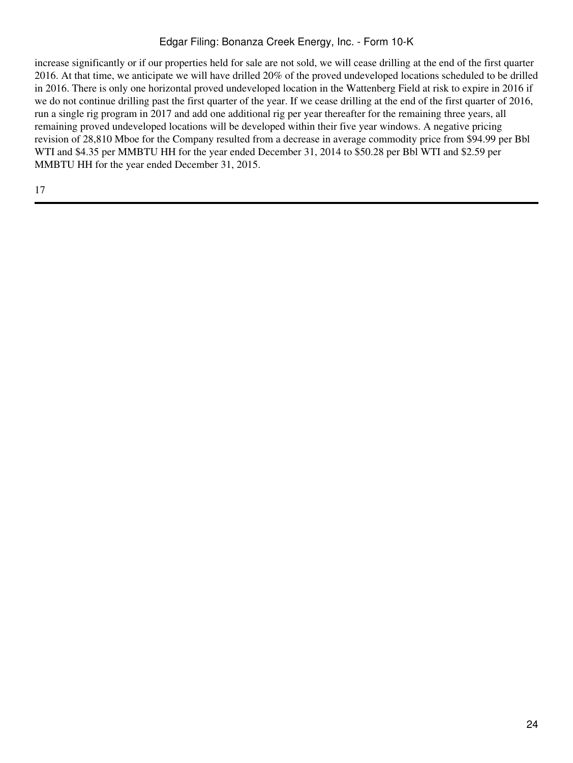increase significantly or if our properties held for sale are not sold, we will cease drilling at the end of the first quarter 2016. At that time, we anticipate we will have drilled 20% of the proved undeveloped locations scheduled to be drilled in 2016. There is only one horizontal proved undeveloped location in the Wattenberg Field at risk to expire in 2016 if we do not continue drilling past the first quarter of the year. If we cease drilling at the end of the first quarter of 2016, run a single rig program in 2017 and add one additional rig per year thereafter for the remaining three years, all remaining proved undeveloped locations will be developed within their five year windows. A negative pricing revision of 28,810 Mboe for the Company resulted from a decrease in average commodity price from $94.99 per Bbl WTI and $4.35 per MMBTU HH for the year ended December 31, 2014 to $50.28 per Bbl WTI and $2.59 per MMBTU HH for the year ended December 31, 2015.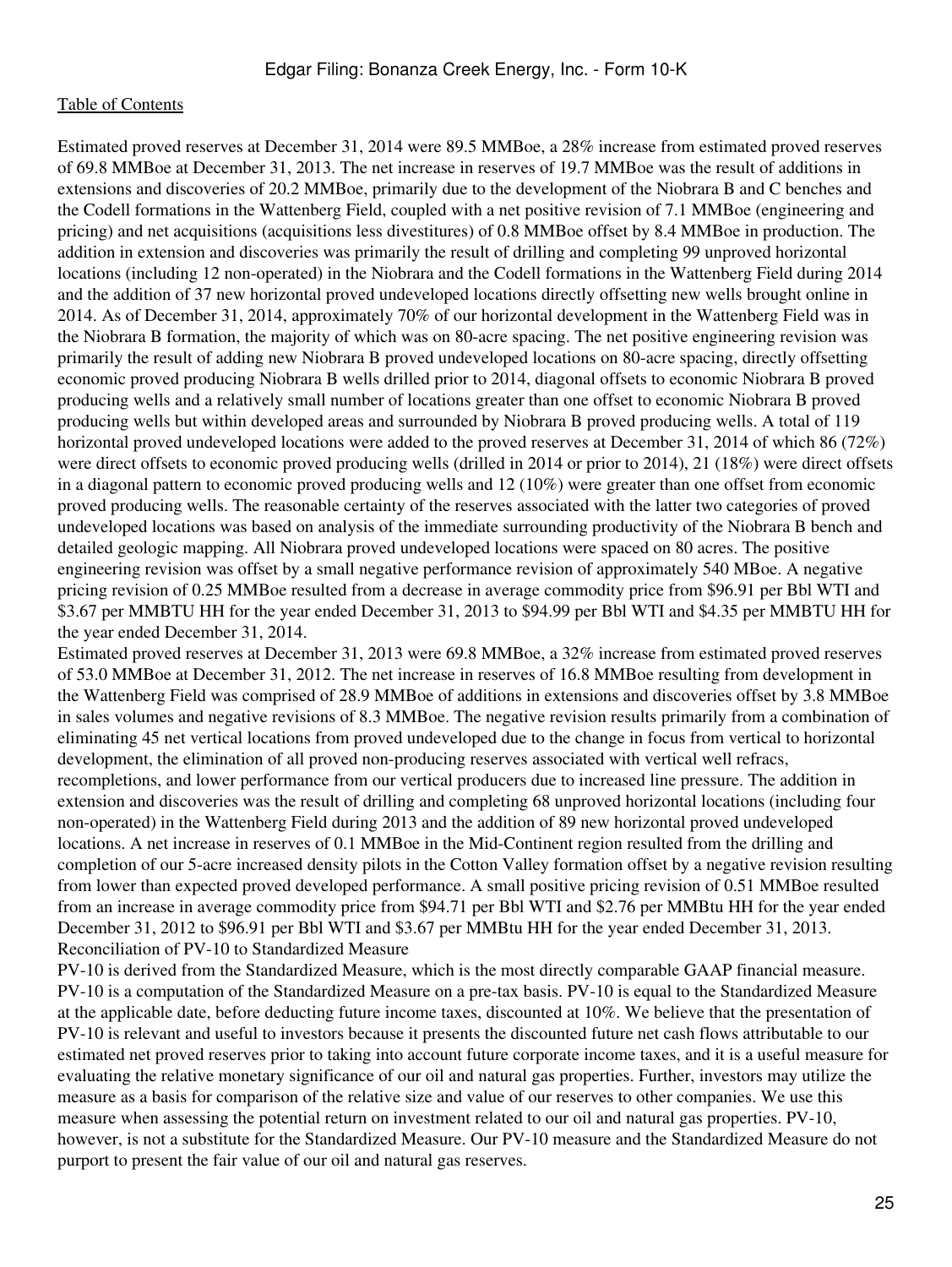Estimated proved reserves at December 31, 2014 were 89.5 MMBoe, a 28% increase from estimated proved reserves of 69.8 MMBoe at December 31, 2013. The net increase in reserves of 19.7 MMBoe was the result of additions in extensions and discoveries of 20.2 MMBoe, primarily due to the development of the Niobrara B and C benches and the Codell formations in the Wattenberg Field, coupled with a net positive revision of 7.1 MMBoe (engineering and pricing) and net acquisitions (acquisitions less divestitures) of 0.8 MMBoe offset by 8.4 MMBoe in production. The addition in extension and discoveries was primarily the result of drilling and completing 99 unproved horizontal locations (including 12 non-operated) in the Niobrara and the Codell formations in the Wattenberg Field during 2014 and the addition of 37 new horizontal proved undeveloped locations directly offsetting new wells brought online in 2014. As of December 31, 2014, approximately 70% of our horizontal development in the Wattenberg Field was in the Niobrara B formation, the majority of which was on 80-acre spacing. The net positive engineering revision was primarily the result of adding new Niobrara B proved undeveloped locations on 80-acre spacing, directly offsetting economic proved producing Niobrara B wells drilled prior to 2014, diagonal offsets to economic Niobrara B proved producing wells and a relatively small number of locations greater than one offset to economic Niobrara B proved producing wells but within developed areas and surrounded by Niobrara B proved producing wells. A total of 119 horizontal proved undeveloped locations were added to the proved reserves at December 31, 2014 of which 86 (72%) were direct offsets to economic proved producing wells (drilled in 2014 or prior to 2014), 21 (18%) were direct offsets in a diagonal pattern to economic proved producing wells and 12 (10%) were greater than one offset from economic proved producing wells. The reasonable certainty of the reserves associated with the latter two categories of proved undeveloped locations was based on analysis of the immediate surrounding productivity of the Niobrara B bench and detailed geologic mapping. All Niobrara proved undeveloped locations were spaced on 80 acres. The positive engineering revision was offset by a small negative performance revision of approximately 540 MBoe. A negative pricing revision of 0.25 MMBoe resulted from a decrease in average commodity price from $96.91 per Bbl WTI and $3.67 per MMBTU HH for the year ended December 31, 2013 to $94.99 per Bbl WTI and $4.35 per MMBTU HH for the year ended December 31, 2014.

Estimated proved reserves at December 31, 2013 were 69.8 MMBoe, a 32% increase from estimated proved reserves of 53.0 MMBoe at December 31, 2012. The net increase in reserves of 16.8 MMBoe resulting from development in the Wattenberg Field was comprised of 28.9 MMBoe of additions in extensions and discoveries offset by 3.8 MMBoe in sales volumes and negative revisions of 8.3 MMBoe. The negative revision results primarily from a combination of eliminating 45 net vertical locations from proved undeveloped due to the change in focus from vertical to horizontal development, the elimination of all proved non-producing reserves associated with vertical well refracs, recompletions, and lower performance from our vertical producers due to increased line pressure. The addition in extension and discoveries was the result of drilling and completing 68 unproved horizontal locations (including four non-operated) in the Wattenberg Field during 2013 and the addition of 89 new horizontal proved undeveloped locations. A net increase in reserves of 0.1 MMBoe in the Mid-Continent region resulted from the drilling and completion of our 5-acre increased density pilots in the Cotton Valley formation offset by a negative revision resulting from lower than expected proved developed performance. A small positive pricing revision of 0.51 MMBoe resulted from an increase in average commodity price from $94.71 per Bbl WTI and $2.76 per MMBtu HH for the year ended December 31, 2012 to $96.91 per Bbl WTI and $3.67 per MMBtu HH for the year ended December 31, 2013.

## Reconciliation of PV-10 to Standardized Measure

PV-10 is derived from the Standardized Measure, which is the most directly comparable GAAP financial measure. PV-10 is a computation of the Standardized Measure on a pre-tax basis. PV-10 is equal to the Standardized Measure at the applicable date, before deducting future income taxes, discounted at 10%. We believe that the presentation of PV-10 is relevant and useful to investors because it presents the discounted future net cash flows attributable to our estimated net proved reserves prior to taking into account future corporate income taxes, and it is a useful measure for evaluating the relative monetary significance of our oil and natural gas properties. Further, investors may utilize the measure as a basis for comparison of the relative size and value of our reserves to other companies. We use this measure when assessing the potential return on investment related to our oil and natural gas properties. PV-10, however, is not a substitute for the Standardized Measure. Our PV-10 measure and the Standardized Measure do not purport to present the fair value of our oil and natural gas reserves.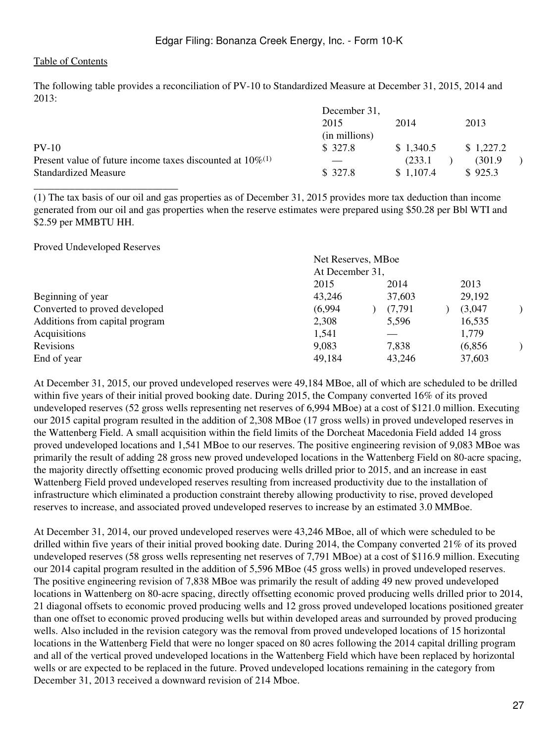The following table provides a reconciliation of PV-10 to Standardized Measure at December 31, 2015, 2014 and 2013:

| | December 31, | | |
|---|---|---|---|
| | 2015 | 2014 | 2013 |
| | (in millions) | | |
| PV-10 | $ 327.8 | $ 1,340.5 | $ 1,227.2 |
| Present value of future income taxes discounted at 10%[(1)] | — | (233.1) | (301.9) |
| Standardized Measure | $ 327.8 | $ 1,107.4 | $ 925.3 |

______________________________

(1) The tax basis of our oil and gas properties as of December 31, 2015 provides more tax deduction than income generated from our oil and gas properties when the reserve estimates were prepared using $50.28 per Bbl WTI and $2.59 per MMBTU HH.

Proved Undeveloped Reserves

| | Net Reserves, MBoe | | |
|---|---|---|---|
| | At December 31, | | |
| | 2015 | 2014 | 2013 |
| Beginning of year | 43,246 | 37,603 | 29,192 |
| Converted to proved developed | (6,994) | (7,791) | (3,047) |
| Additions from capital program | 2,308 | 5,596 | 16,535 |
| Acquisitions | 1,541 | — | 1,779 |
| Revisions | 9,083 | 7,838 | (6,856) |
| End of year | 49,184 | 43,246 | 37,603 |

At December 31, 2015, our proved undeveloped reserves were 49,184 MBoe, all of which are scheduled to be drilled within five years of their initial proved booking date. During 2015, the Company converted 16% of its proved undeveloped reserves (52 gross wells representing net reserves of 6,994 MBoe) at a cost of $121.0 million. Executing our 2015 capital program resulted in the addition of 2,308 MBoe (17 gross wells) in proved undeveloped reserves in the Wattenberg Field. A small acquisition within the field limits of the Dorcheat Macedonia Field added 14 gross proved undeveloped locations and 1,541 MBoe to our reserves. The positive engineering revision of 9,083 MBoe was primarily the result of adding 28 gross new proved undeveloped locations in the Wattenberg Field on 80-acre spacing, the majority directly offsetting economic proved producing wells drilled prior to 2015, and an increase in east Wattenberg Field proved undeveloped reserves resulting from increased productivity due to the installation of infrastructure which eliminated a production constraint thereby allowing productivity to rise, proved developed reserves to increase, and associated proved undeveloped reserves to increase by an estimated 3.0 MMBoe.

At December 31, 2014, our proved undeveloped reserves were 43,246 MBoe, all of which were scheduled to be drilled within five years of their initial proved booking date. During 2014, the Company converted 21% of its proved undeveloped reserves (58 gross wells representing net reserves of 7,791 MBoe) at a cost of $116.9 million. Executing our 2014 capital program resulted in the addition of 5,596 MBoe (45 gross wells) in proved undeveloped reserves. The positive engineering revision of 7,838 MBoe was primarily the result of adding 49 new proved undeveloped locations in Wattenberg on 80-acre spacing, directly offsetting economic proved producing wells drilled prior to 2014, 21 diagonal offsets to economic proved producing wells and 12 gross proved undeveloped locations positioned greater than one offset to economic proved producing wells but within developed areas and surrounded by proved producing wells. Also included in the revision category was the removal from proved undeveloped locations of 15 horizontal locations in the Wattenberg Field that were no longer spaced on 80 acres following the 2014 capital drilling program and all of the vertical proved undeveloped locations in the Wattenberg Field which have been replaced by horizontal wells or are expected to be replaced in the future. Proved undeveloped locations remaining in the category from December 31, 2013 received a downward revision of 214 Mboe.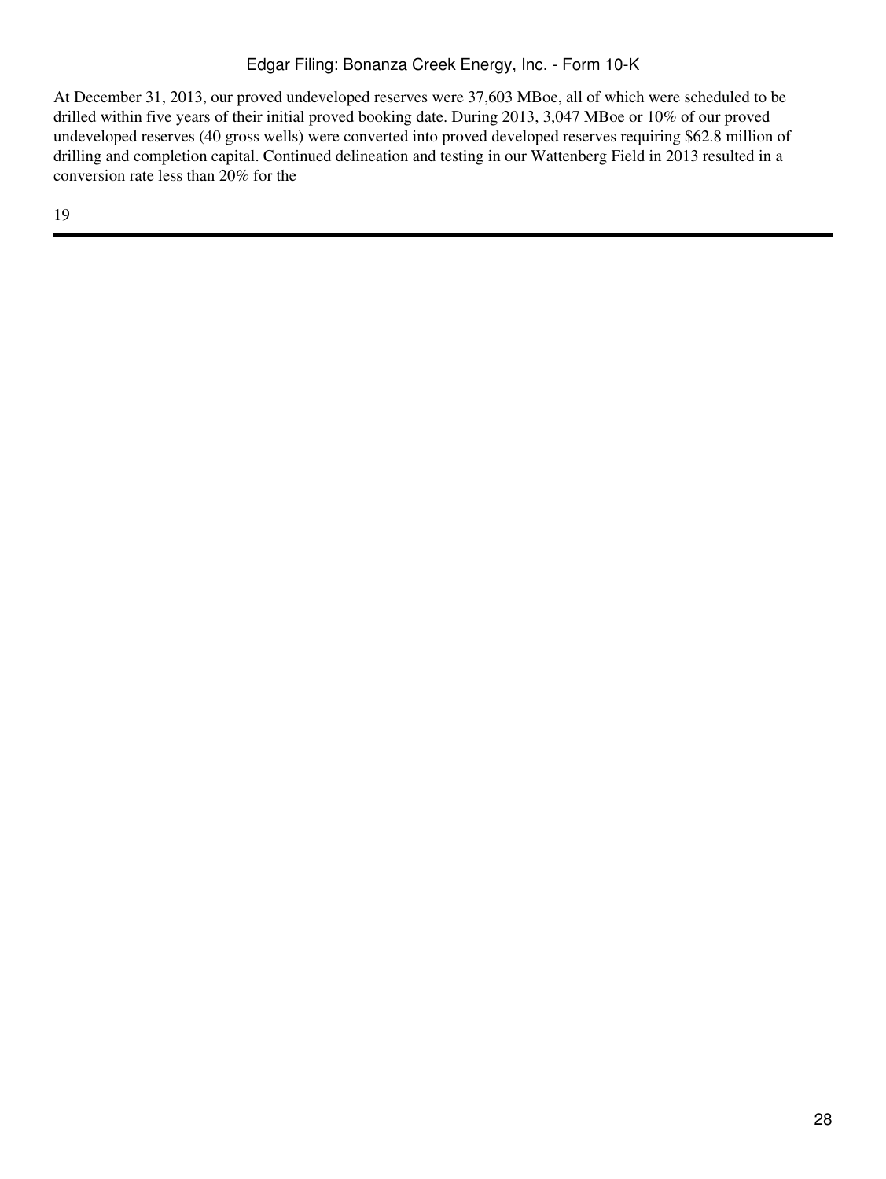At December 31, 2013, our proved undeveloped reserves were 37,603 MBoe, all of which were scheduled to be drilled within five years of their initial proved booking date. During 2013, 3,047 MBoe or 10% of our proved undeveloped reserves (40 gross wells) were converted into proved developed reserves requiring $62.8 million of drilling and completion capital. Continued delineation and testing in our Wattenberg Field in 2013 resulted in a conversion rate less than 20% for the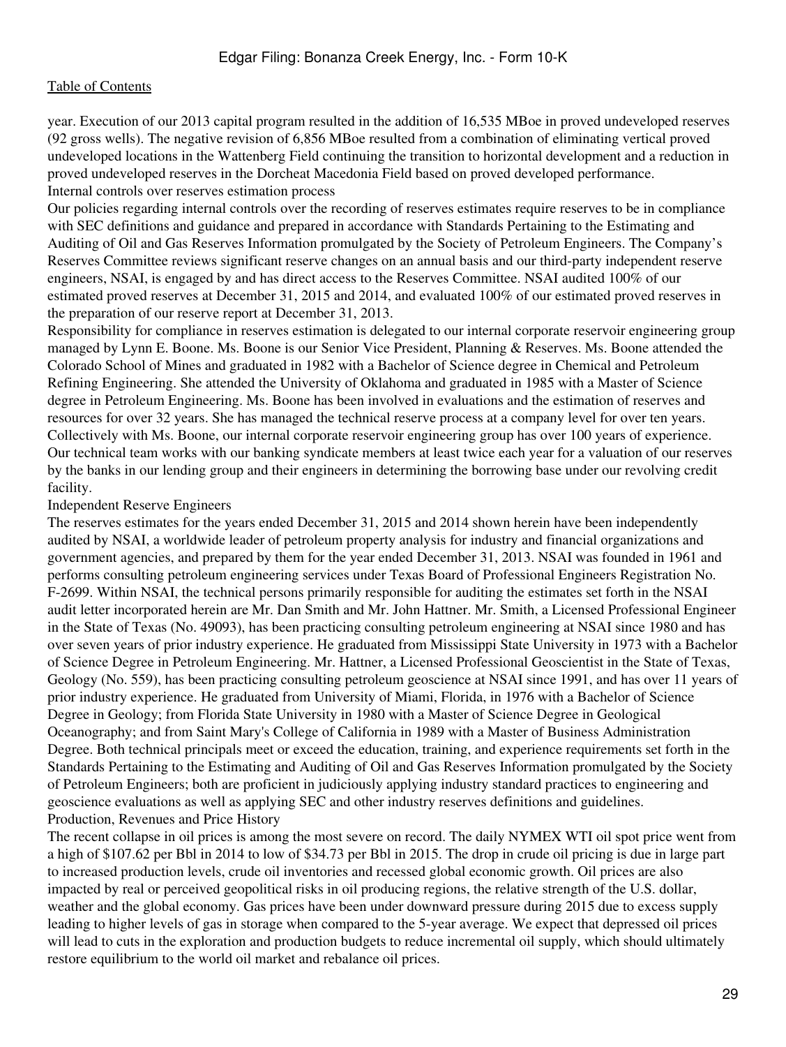year. Execution of our 2013 capital program resulted in the addition of 16,535 MBoe in proved undeveloped reserves (92 gross wells). The negative revision of 6,856 MBoe resulted from a combination of eliminating vertical proved undeveloped locations in the Wattenberg Field continuing the transition to horizontal development and a reduction in proved undeveloped reserves in the Dorcheat Macedonia Field based on proved developed performance.

### Internal controls over reserves estimation process

Our policies regarding internal controls over the recording of reserves estimates require reserves to be in compliance with SEC definitions and guidance and prepared in accordance with Standards Pertaining to the Estimating and Auditing of Oil and Gas Reserves Information promulgated by the Society of Petroleum Engineers. The Company's Reserves Committee reviews significant reserve changes on an annual basis and our third-party independent reserve engineers, NSAI, is engaged by and has direct access to the Reserves Committee. NSAI audited 100% of our estimated proved reserves at December 31, 2015 and 2014, and evaluated 100% of our estimated proved reserves in the preparation of our reserve report at December 31, 2013.

Responsibility for compliance in reserves estimation is delegated to our internal corporate reservoir engineering group managed by Lynn E. Boone. Ms. Boone is our Senior Vice President, Planning & Reserves. Ms. Boone attended the Colorado School of Mines and graduated in 1982 with a Bachelor of Science degree in Chemical and Petroleum Refining Engineering. She attended the University of Oklahoma and graduated in 1985 with a Master of Science degree in Petroleum Engineering. Ms. Boone has been involved in evaluations and the estimation of reserves and resources for over 32 years. She has managed the technical reserve process at a company level for over ten years. Collectively with Ms. Boone, our internal corporate reservoir engineering group has over 100 years of experience. Our technical team works with our banking syndicate members at least twice each year for a valuation of our reserves by the banks in our lending group and their engineers in determining the borrowing base under our revolving credit facility.

### Independent Reserve Engineers

The reserves estimates for the years ended December 31, 2015 and 2014 shown herein have been independently audited by NSAI, a worldwide leader of petroleum property analysis for industry and financial organizations and government agencies, and prepared by them for the year ended December 31, 2013. NSAI was founded in 1961 and performs consulting petroleum engineering services under Texas Board of Professional Engineers Registration No. F-2699. Within NSAI, the technical persons primarily responsible for auditing the estimates set forth in the NSAI audit letter incorporated herein are Mr. Dan Smith and Mr. John Hattner. Mr. Smith, a Licensed Professional Engineer in the State of Texas (No. 49093), has been practicing consulting petroleum engineering at NSAI since 1980 and has over seven years of prior industry experience. He graduated from Mississippi State University in 1973 with a Bachelor of Science Degree in Petroleum Engineering. Mr. Hattner, a Licensed Professional Geoscientist in the State of Texas, Geology (No. 559), has been practicing consulting petroleum geoscience at NSAI since 1991, and has over 11 years of prior industry experience. He graduated from University of Miami, Florida, in 1976 with a Bachelor of Science Degree in Geology; from Florida State University in 1980 with a Master of Science Degree in Geological Oceanography; and from Saint Mary's College of California in 1989 with a Master of Business Administration Degree. Both technical principals meet or exceed the education, training, and experience requirements set forth in the Standards Pertaining to the Estimating and Auditing of Oil and Gas Reserves Information promulgated by the Society of Petroleum Engineers; both are proficient in judiciously applying industry standard practices to engineering and geoscience evaluations as well as applying SEC and other industry reserves definitions and guidelines.

### Production, Revenues and Price History

The recent collapse in oil prices is among the most severe on record. The daily NYMEX WTI oil spot price went from a high of $107.62 per Bbl in 2014 to low of $34.73 per Bbl in 2015. The drop in crude oil pricing is due in large part to increased production levels, crude oil inventories and recessed global economic growth. Oil prices are also impacted by real or perceived geopolitical risks in oil producing regions, the relative strength of the U.S. dollar, weather and the global economy. Gas prices have been under downward pressure during 2015 due to excess supply leading to higher levels of gas in storage when compared to the 5-year average. We expect that depressed oil prices will lead to cuts in the exploration and production budgets to reduce incremental oil supply, which should ultimately restore equilibrium to the world oil market and rebalance oil prices.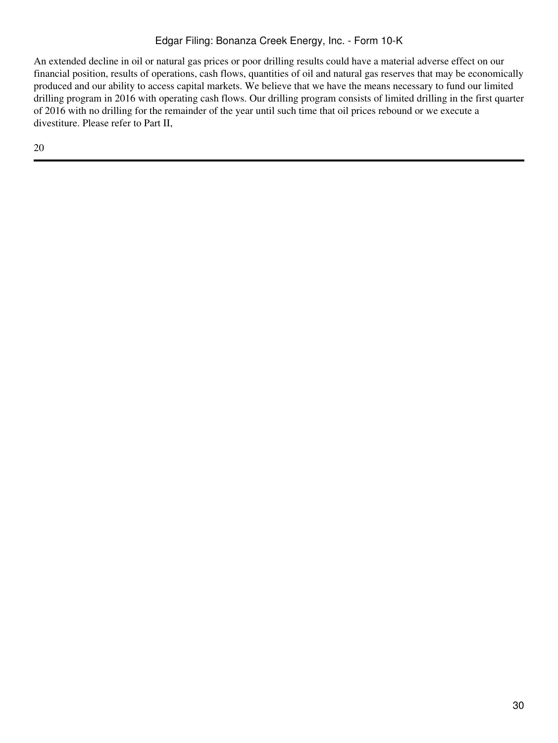An extended decline in oil or natural gas prices or poor drilling results could have a material adverse effect on our financial position, results of operations, cash flows, quantities of oil and natural gas reserves that may be economically produced and our ability to access capital markets. We believe that we have the means necessary to fund our limited drilling program in 2016 with operating cash flows. Our drilling program consists of limited drilling in the first quarter of 2016 with no drilling for the remainder of the year until such time that oil prices rebound or we execute a divestiture. Please refer to Part II,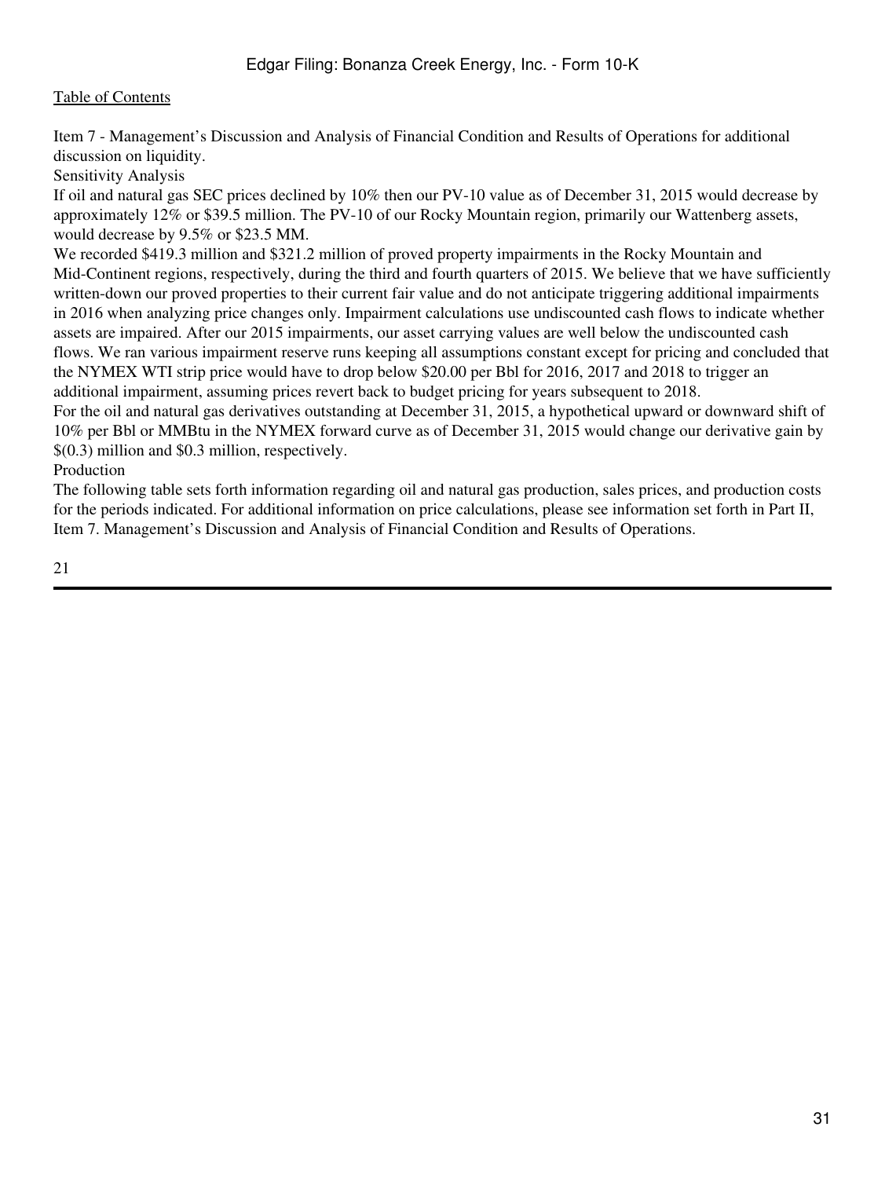Item 7 - Management's Discussion and Analysis of Financial Condition and Results of Operations for additional discussion on liquidity.

## Sensitivity Analysis

If oil and natural gas SEC prices declined by 10% then our PV-10 value as of December 31, 2015 would decrease by approximately 12% or $39.5 million. The PV-10 of our Rocky Mountain region, primarily our Wattenberg assets, would decrease by 9.5% or $23.5 MM.

We recorded $419.3 million and $321.2 million of proved property impairments in the Rocky Mountain and Mid-Continent regions, respectively, during the third and fourth quarters of 2015. We believe that we have sufficiently written-down our proved properties to their current fair value and do not anticipate triggering additional impairments in 2016 when analyzing price changes only. Impairment calculations use undiscounted cash flows to indicate whether assets are impaired. After our 2015 impairments, our asset carrying values are well below the undiscounted cash flows. We ran various impairment reserve runs keeping all assumptions constant except for pricing and concluded that the NYMEX WTI strip price would have to drop below $20.00 per Bbl for 2016, 2017 and 2018 to trigger an additional impairment, assuming prices revert back to budget pricing for years subsequent to 2018.

For the oil and natural gas derivatives outstanding at December 31, 2015, a hypothetical upward or downward shift of 10% per Bbl or MMBtu in the NYMEX forward curve as of December 31, 2015 would change our derivative gain by $(0.3) million and $0.3 million, respectively.

## Production

The following table sets forth information regarding oil and natural gas production, sales prices, and production costs for the periods indicated. For additional information on price calculations, please see information set forth in Part II, Item 7. Management's Discussion and Analysis of Financial Condition and Results of Operations.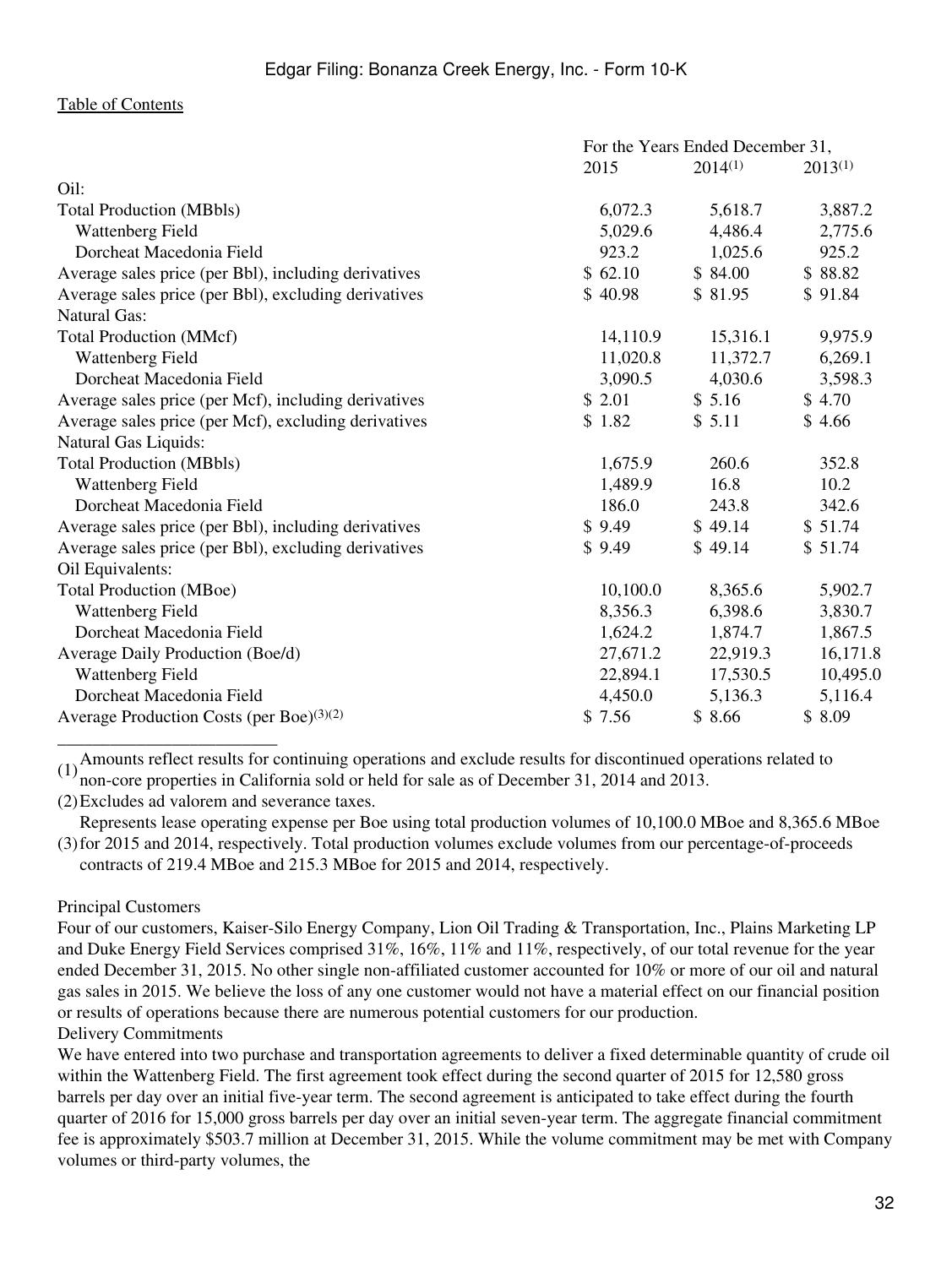[Table of Contents](#)

| | For the Years Ended December 31, | | |
|---|---|---|---|
| | 2015 | 2014[(1)] | 2013[(1)] |
| Oil: | | | |
| Total Production (MBbls) | 6,072.3 | 5,618.7 | 3,887.2 |
| Wattenberg Field | 5,029.6 | 4,486.4 | 2,775.6 |
| Dorcheat Macedonia Field | 923.2 | 1,025.6 | 925.2 |
| Average sales price (per Bbl), including derivatives | $ 62.10 | $ 84.00 | $ 88.82 |
| Average sales price (per Bbl), excluding derivatives | $ 40.98 | $ 81.95 | $ 91.84 |
| Natural Gas: | | | |
| Total Production (MMcf) | 14,110.9 | 15,316.1 | 9,975.9 |
| Wattenberg Field | 11,020.8 | 11,372.7 | 6,269.1 |
| Dorcheat Macedonia Field | 3,090.5 | 4,030.6 | 3,598.3 |
| Average sales price (per Mcf), including derivatives | $ 2.01 | $ 5.16 | $ 4.70 |
| Average sales price (per Mcf), excluding derivatives | $ 1.82 | $ 5.11 | $ 4.66 |
| Natural Gas Liquids: | | | |
| Total Production (MBbls) | 1,675.9 | 260.6 | 352.8 |
| Wattenberg Field | 1,489.9 | 16.8 | 10.2 |
| Dorcheat Macedonia Field | 186.0 | 243.8 | 342.6 |
| Average sales price (per Bbl), including derivatives | $ 9.49 | $ 49.14 | $ 51.74 |
| Average sales price (per Bbl), excluding derivatives | $ 9.49 | $ 49.14 | $ 51.74 |
| Oil Equivalents: | | | |
| Total Production (MBoe) | 10,100.0 | 8,365.6 | 5,902.7 |
| Wattenberg Field | 8,356.3 | 6,398.6 | 3,830.7 |
| Dorcheat Macedonia Field | 1,624.2 | 1,874.7 | 1,867.5 |
| Average Daily Production (Boe/d) | 27,671.2 | 22,919.3 | 16,171.8 |
| Wattenberg Field | 22,894.1 | 17,530.5 | 10,495.0 |
| Dorcheat Macedonia Field | 4,450.0 | 5,136.3 | 5,116.4 |
| Average Production Costs (per Boe)[(3)(2)] | $ 7.56 | $ 8.66 | $ 8.09 |

______________________________

(1) Amounts reflect results for continuing operations and exclude results for discontinued operations related to non-core properties in California sold or held for sale as of December 31, 2014 and 2013.

(2) Excludes ad valorem and severance taxes.

(3) Represents lease operating expense per Boe using total production volumes of 10,100.0 MBoe and 8,365.6 MBoe for 2015 and 2014, respectively. Total production volumes exclude volumes from our percentage-of-proceeds contracts of 219.4 MBoe and 215.3 MBoe for 2015 and 2014, respectively.

Principal Customers

Four of our customers, Kaiser-Silo Energy Company, Lion Oil Trading & Transportation, Inc., Plains Marketing LP and Duke Energy Field Services comprised 31%, 16%, 11% and 11%, respectively, of our total revenue for the year ended December 31, 2015. No other single non-affiliated customer accounted for 10% or more of our oil and natural gas sales in 2015. We believe the loss of any one customer would not have a material effect on our financial position or results of operations because there are numerous potential customers for our production.

Delivery Commitments

We have entered into two purchase and transportation agreements to deliver a fixed determinable quantity of crude oil within the Wattenberg Field. The first agreement took effect during the second quarter of 2015 for 12,580 gross barrels per day over an initial five-year term. The second agreement is anticipated to take effect during the fourth quarter of 2016 for 15,000 gross barrels per day over an initial seven-year term. The aggregate financial commitment fee is approximately $503.7 million at December 31, 2015. While the volume commitment may be met with Company volumes or third-party volumes, the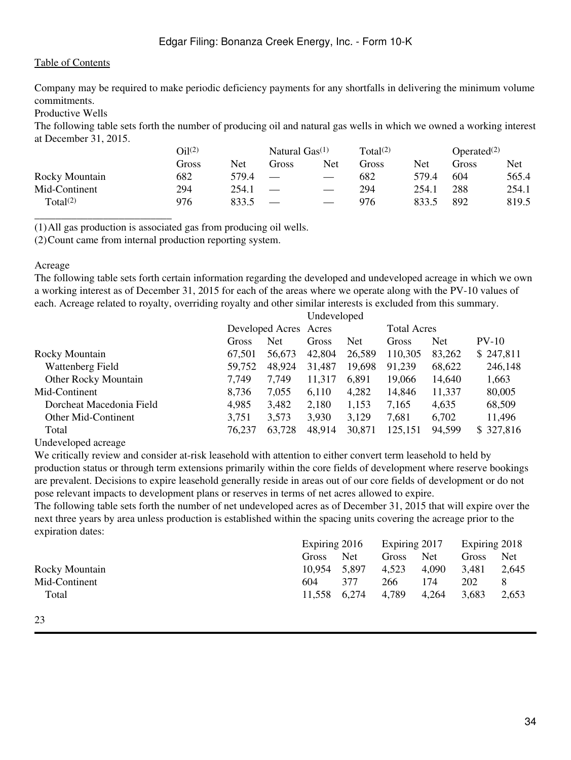Company may be required to make periodic deficiency payments for any shortfalls in delivering the minimum volume commitments.

Productive Wells

The following table sets forth the number of producing oil and natural gas wells in which we owned a working interest at December 31, 2015.

| | Oil[(2)] | | Natural Gas[(1)] | | Total[(2)] | | Operated[(2)] | |
|---|---|---|---|---|---|---|---|---|
| | Gross | Net | Gross | Net | Gross | Net | Gross | Net |
| Rocky Mountain | 682 | 579.4 | — | — | 682 | 579.4 | 604 | 565.4 |
| Mid-Continent | 294 | 254.1 | — | — | 294 | 254.1 | 288 | 254.1 |
| Total[(2)] | 976 | 833.5 | — | — | 976 | 833.5 | 892 | 819.5 |

(1) All gas production is associated gas from producing oil wells.

(2) Count came from internal production reporting system.

Acreage

The following table sets forth certain information regarding the developed and undeveloped acreage in which we own a working interest as of December 31, 2015 for each of the areas where we operate along with the PV-10 values of each. Acreage related to royalty, overriding royalty and other similar interests is excluded from this summary.

| | Developed Acres | | Undeveloped Acres | | Total Acres | | |
|---|---|---|---|---|---|---|---|
| | Gross | Net | Gross | Net | Gross | Net | PV-10 |
| Rocky Mountain | 67,501 | 56,673 | 42,804 | 26,589 | 110,305 | 83,262 | $ 247,811 |
| Wattenberg Field | 59,752 | 48,924 | 31,487 | 19,698 | 91,239 | 68,622 | 246,148 |
| Other Rocky Mountain | 7,749 | 7,749 | 11,317 | 6,891 | 19,066 | 14,640 | 1,663 |
| Mid-Continent | 8,736 | 7,055 | 6,110 | 4,282 | 14,846 | 11,337 | 80,005 |
| Dorcheat Macedonia Field | 4,985 | 3,482 | 2,180 | 1,153 | 7,165 | 4,635 | 68,509 |
| Other Mid-Continent | 3,751 | 3,573 | 3,930 | 3,129 | 7,681 | 6,702 | 11,496 |
| Total | 76,237 | 63,728 | 48,914 | 30,871 | 125,151 | 94,599 | $ 327,816 |

Undeveloped acreage

We critically review and consider at-risk leasehold with attention to either convert term leasehold to held by production status or through term extensions primarily within the core fields of development where reserve bookings are prevalent. Decisions to expire leasehold generally reside in areas out of our core fields of development or do not pose relevant impacts to development plans or reserves in terms of net acres allowed to expire.

The following table sets forth the number of net undeveloped acres as of December 31, 2015 that will expire over the next three years by area unless production is established within the spacing units covering the acreage prior to the expiration dates:

| | Expiring 2016 | | Expiring 2017 | | Expiring 2018 | |
|---|---|---|---|---|---|---|
| | Gross | Net | Gross | Net | Gross | Net |
| Rocky Mountain | 10,954 | 5,897 | 4,523 | 4,090 | 3,481 | 2,645 |
| Mid-Continent | 604 | 377 | 266 | 174 | 202 | 8 |
| Total | 11,558 | 6,274 | 4,789 | 4,264 | 3,683 | 2,653 |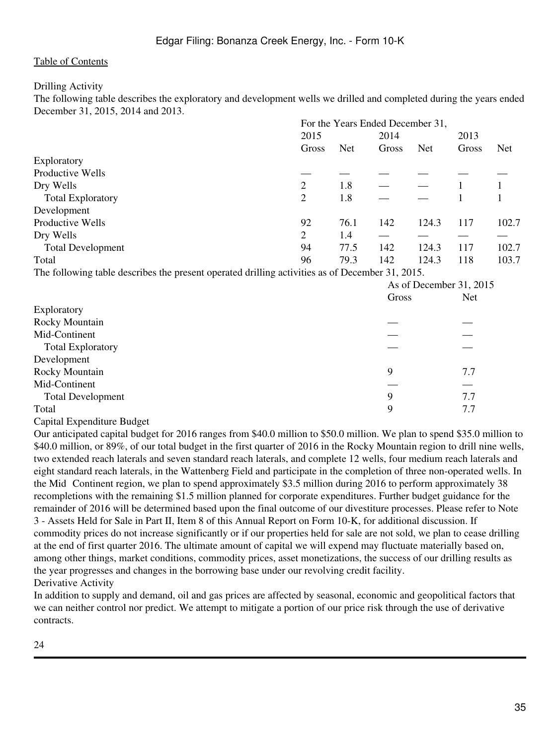[Table of Contents](#)

### Drilling Activity

The following table describes the exploratory and development wells we drilled and completed during the years ended December 31, 2015, 2014 and 2013.

| | For the Years Ended December 31, | | | | | |
|---|---|---|---|---|---|---|
| | 2015 | | 2014 | | 2013 | |
| | Gross | Net | Gross | Net | Gross | Net |
| Exploratory | | | | | | |
| Productive Wells | — | — | — | — | — | — |
| Dry Wells | 2 | 1.8 | — | — | 1 | 1 |
| Total Exploratory | 2 | 1.8 | — | — | 1 | 1 |
| Development | | | | | | |
| Productive Wells | 92 | 76.1 | 142 | 124.3 | 117 | 102.7 |
| Dry Wells | 2 | 1.4 | — | — | — | — |
| Total Development | 94 | 77.5 | 142 | 124.3 | 117 | 102.7 |
| Total | 96 | 79.3 | 142 | 124.3 | 118 | 103.7 |

The following table describes the present operated drilling activities as of December 31, 2015.

| | As of December 31, 2015 | |
|---|---|---|
| | Gross | Net |
| Exploratory | | |
| Rocky Mountain | — | — |
| Mid-Continent | — | — |
| Total Exploratory | — | — |
| Development | | |
| Rocky Mountain | 9 | 7.7 |
| Mid-Continent | — | — |
| Total Development | 9 | 7.7 |
| Total | 9 | 7.7 |

### Capital Expenditure Budget

Our anticipated capital budget for 2016 ranges from $40.0 million to $50.0 million. We plan to spend $35.0 million to $40.0 million, or 89%, of our total budget in the first quarter of 2016 in the Rocky Mountain region to drill nine wells, two extended reach laterals and seven standard reach laterals, and complete 12 wells, four medium reach laterals and eight standard reach laterals, in the Wattenberg Field and participate in the completion of three non-operated wells. In the Mid Continent region, we plan to spend approximately $3.5 million during 2016 to perform approximately 38 recompletions with the remaining $1.5 million planned for corporate expenditures. Further budget guidance for the remainder of 2016 will be determined based upon the final outcome of our divestiture processes. Please refer to Note 3 - Assets Held for Sale in Part II, Item 8 of this Annual Report on Form 10-K, for additional discussion. If commodity prices do not increase significantly or if our properties held for sale are not sold, we plan to cease drilling at the end of first quarter 2016. The ultimate amount of capital we will expend may fluctuate materially based on, among other things, market conditions, commodity prices, asset monetizations, the success of our drilling results as the year progresses and changes in the borrowing base under our revolving credit facility.

### Derivative Activity

In addition to supply and demand, oil and gas prices are affected by seasonal, economic and geopolitical factors that we can neither control nor predict. We attempt to mitigate a portion of our price risk through the use of derivative contracts.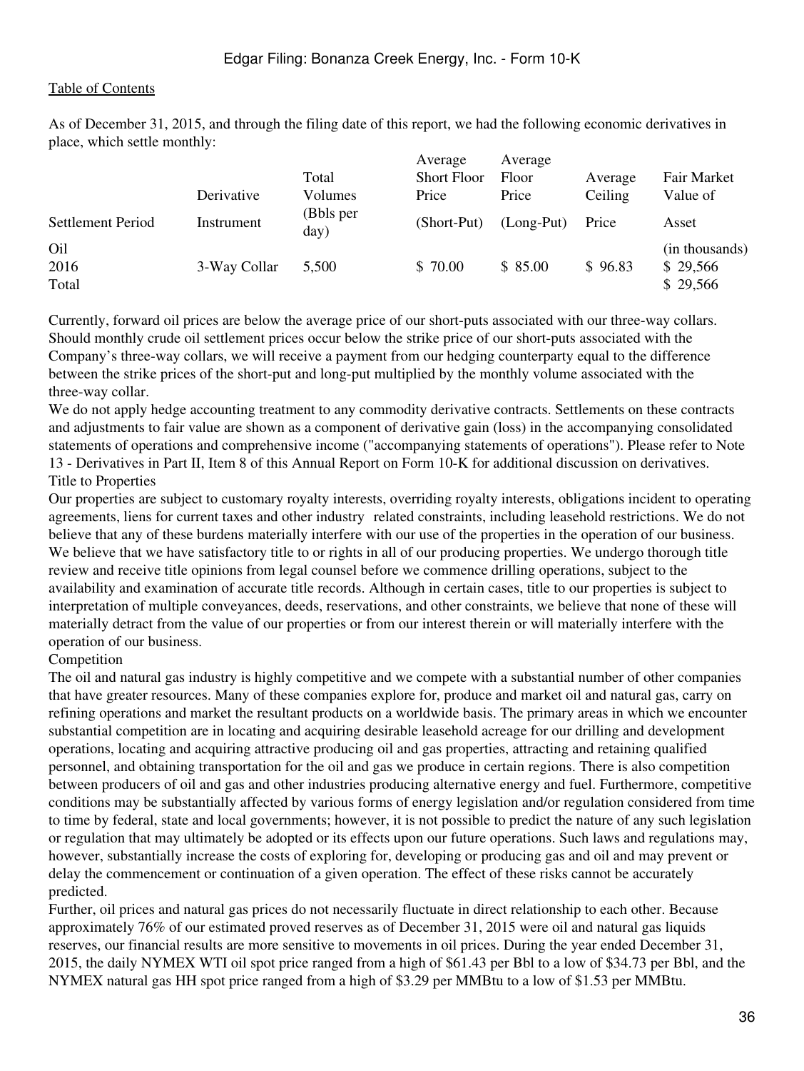As of December 31, 2015, and through the filing date of this report, we had the following economic derivatives in place, which settle monthly:

| Settlement Period | Derivative Instrument | Total Volumes (Bbls per day) | Average Short Floor Price (Short-Put) | Average Floor Price (Long-Put) | Average Ceiling Price | Fair Market Value of Asset |
|---|---|---|---|---|---|---|
| Oil | | | | | | (in thousands) |
| 2016 | 3-Way Collar | 5,500 | $ 70.00 | $ 85.00 | $ 96.83 | $ 29,566 |
| Total | | | | | | $ 29,566 |

Currently, forward oil prices are below the average price of our short-puts associated with our three-way collars. Should monthly crude oil settlement prices occur below the strike price of our short-puts associated with the Company's three-way collars, we will receive a payment from our hedging counterparty equal to the difference between the strike prices of the short-put and long-put multiplied by the monthly volume associated with the three-way collar.

We do not apply hedge accounting treatment to any commodity derivative contracts. Settlements on these contracts and adjustments to fair value are shown as a component of derivative gain (loss) in the accompanying consolidated statements of operations and comprehensive income ("accompanying statements of operations"). Please refer to Note 13 - Derivatives in Part II, Item 8 of this Annual Report on Form 10-K for additional discussion on derivatives.

## Title to Properties

Our properties are subject to customary royalty interests, overriding royalty interests, obligations incident to operating agreements, liens for current taxes and other industry related constraints, including leasehold restrictions. We do not believe that any of these burdens materially interfere with our use of the properties in the operation of our business. We believe that we have satisfactory title to or rights in all of our producing properties. We undergo thorough title review and receive title opinions from legal counsel before we commence drilling operations, subject to the availability and examination of accurate title records. Although in certain cases, title to our properties is subject to interpretation of multiple conveyances, deeds, reservations, and other constraints, we believe that none of these will materially detract from the value of our properties or from our interest therein or will materially interfere with the operation of our business.

## Competition

The oil and natural gas industry is highly competitive and we compete with a substantial number of other companies that have greater resources. Many of these companies explore for, produce and market oil and natural gas, carry on refining operations and market the resultant products on a worldwide basis. The primary areas in which we encounter substantial competition are in locating and acquiring desirable leasehold acreage for our drilling and development operations, locating and acquiring attractive producing oil and gas properties, attracting and retaining qualified personnel, and obtaining transportation for the oil and gas we produce in certain regions. There is also competition between producers of oil and gas and other industries producing alternative energy and fuel. Furthermore, competitive conditions may be substantially affected by various forms of energy legislation and/or regulation considered from time to time by federal, state and local governments; however, it is not possible to predict the nature of any such legislation or regulation that may ultimately be adopted or its effects upon our future operations. Such laws and regulations may, however, substantially increase the costs of exploring for, developing or producing gas and oil and may prevent or delay the commencement or continuation of a given operation. The effect of these risks cannot be accurately predicted.

Further, oil prices and natural gas prices do not necessarily fluctuate in direct relationship to each other. Because approximately 76% of our estimated proved reserves as of December 31, 2015 were oil and natural gas liquids reserves, our financial results are more sensitive to movements in oil prices. During the year ended December 31, 2015, the daily NYMEX WTI oil spot price ranged from a high of $61.43 per Bbl to a low of $34.73 per Bbl, and the NYMEX natural gas HH spot price ranged from a high of $3.29 per MMBtu to a low of $1.53 per MMBtu.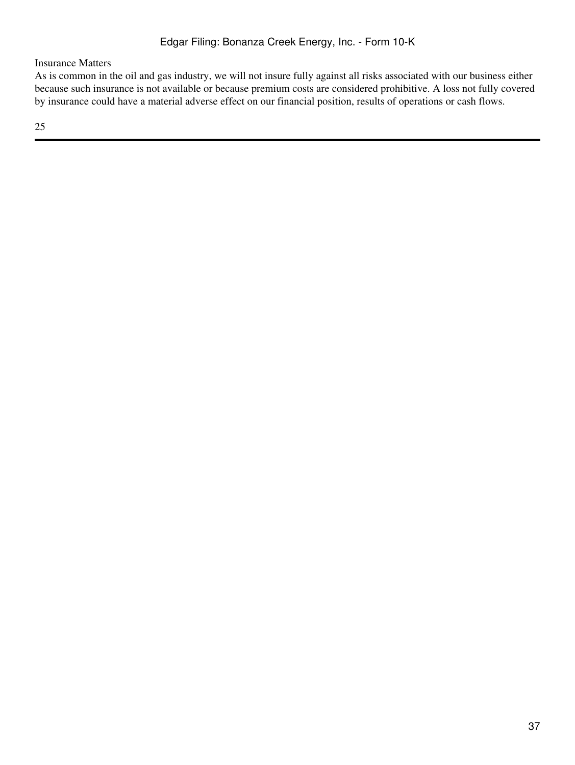### Insurance Matters

As is common in the oil and gas industry, we will not insure fully against all risks associated with our business either because such insurance is not available or because premium costs are considered prohibitive. A loss not fully covered by insurance could have a material adverse effect on our financial position, results of operations or cash flows.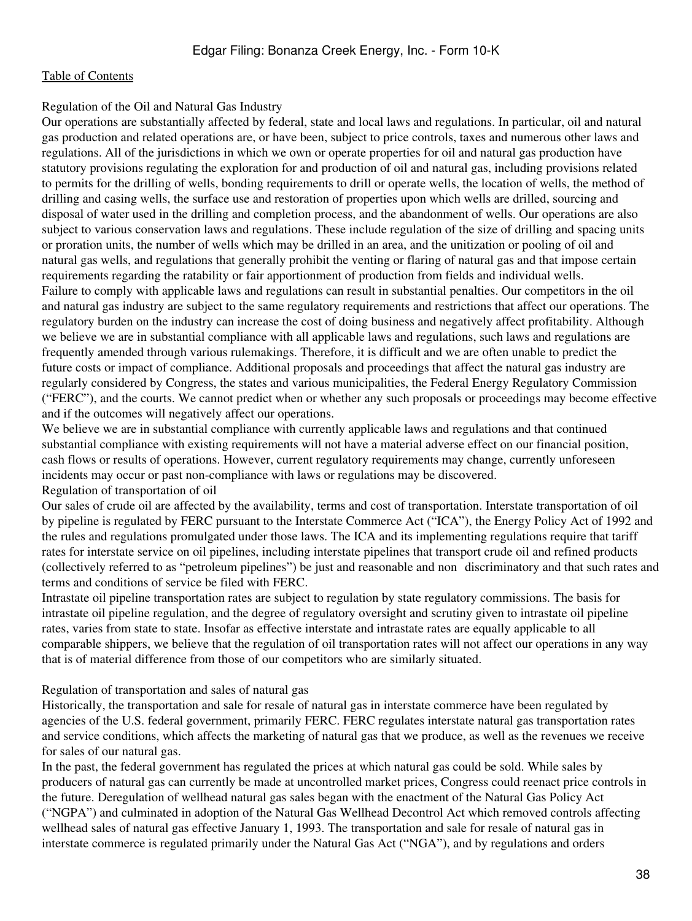Regulation of the Oil and Natural Gas Industry

Our operations are substantially affected by federal, state and local laws and regulations. In particular, oil and natural gas production and related operations are, or have been, subject to price controls, taxes and numerous other laws and regulations. All of the jurisdictions in which we own or operate properties for oil and natural gas production have statutory provisions regulating the exploration for and production of oil and natural gas, including provisions related to permits for the drilling of wells, bonding requirements to drill or operate wells, the location of wells, the method of drilling and casing wells, the surface use and restoration of properties upon which wells are drilled, sourcing and disposal of water used in the drilling and completion process, and the abandonment of wells. Our operations are also subject to various conservation laws and regulations. These include regulation of the size of drilling and spacing units or proration units, the number of wells which may be drilled in an area, and the unitization or pooling of oil and natural gas wells, and regulations that generally prohibit the venting or flaring of natural gas and that impose certain requirements regarding the ratability or fair apportionment of production from fields and individual wells.

Failure to comply with applicable laws and regulations can result in substantial penalties. Our competitors in the oil and natural gas industry are subject to the same regulatory requirements and restrictions that affect our operations. The regulatory burden on the industry can increase the cost of doing business and negatively affect profitability. Although we believe we are in substantial compliance with all applicable laws and regulations, such laws and regulations are frequently amended through various rulemakings. Therefore, it is difficult and we are often unable to predict the future costs or impact of compliance. Additional proposals and proceedings that affect the natural gas industry are regularly considered by Congress, the states and various municipalities, the Federal Energy Regulatory Commission ("FERC"), and the courts. We cannot predict when or whether any such proposals or proceedings may become effective and if the outcomes will negatively affect our operations.

We believe we are in substantial compliance with currently applicable laws and regulations and that continued substantial compliance with existing requirements will not have a material adverse effect on our financial position, cash flows or results of operations. However, current regulatory requirements may change, currently unforeseen incidents may occur or past non-compliance with laws or regulations may be discovered.

Regulation of transportation of oil

Our sales of crude oil are affected by the availability, terms and cost of transportation. Interstate transportation of oil by pipeline is regulated by FERC pursuant to the Interstate Commerce Act ("ICA"), the Energy Policy Act of 1992 and the rules and regulations promulgated under those laws. The ICA and its implementing regulations require that tariff rates for interstate service on oil pipelines, including interstate pipelines that transport crude oil and refined products (collectively referred to as "petroleum pipelines") be just and reasonable and non discriminatory and that such rates and terms and conditions of service be filed with FERC.

Intrastate oil pipeline transportation rates are subject to regulation by state regulatory commissions. The basis for intrastate oil pipeline regulation, and the degree of regulatory oversight and scrutiny given to intrastate oil pipeline rates, varies from state to state. Insofar as effective interstate and intrastate rates are equally applicable to all comparable shippers, we believe that the regulation of oil transportation rates will not affect our operations in any way that is of material difference from those of our competitors who are similarly situated.

Regulation of transportation and sales of natural gas

Historically, the transportation and sale for resale of natural gas in interstate commerce have been regulated by agencies of the U.S. federal government, primarily FERC. FERC regulates interstate natural gas transportation rates and service conditions, which affects the marketing of natural gas that we produce, as well as the revenues we receive for sales of our natural gas.

In the past, the federal government has regulated the prices at which natural gas could be sold. While sales by producers of natural gas can currently be made at uncontrolled market prices, Congress could reenact price controls in the future. Deregulation of wellhead natural gas sales began with the enactment of the Natural Gas Policy Act ("NGPA") and culminated in adoption of the Natural Gas Wellhead Decontrol Act which removed controls affecting wellhead sales of natural gas effective January 1, 1993. The transportation and sale for resale of natural gas in interstate commerce is regulated primarily under the Natural Gas Act ("NGA"), and by regulations and orders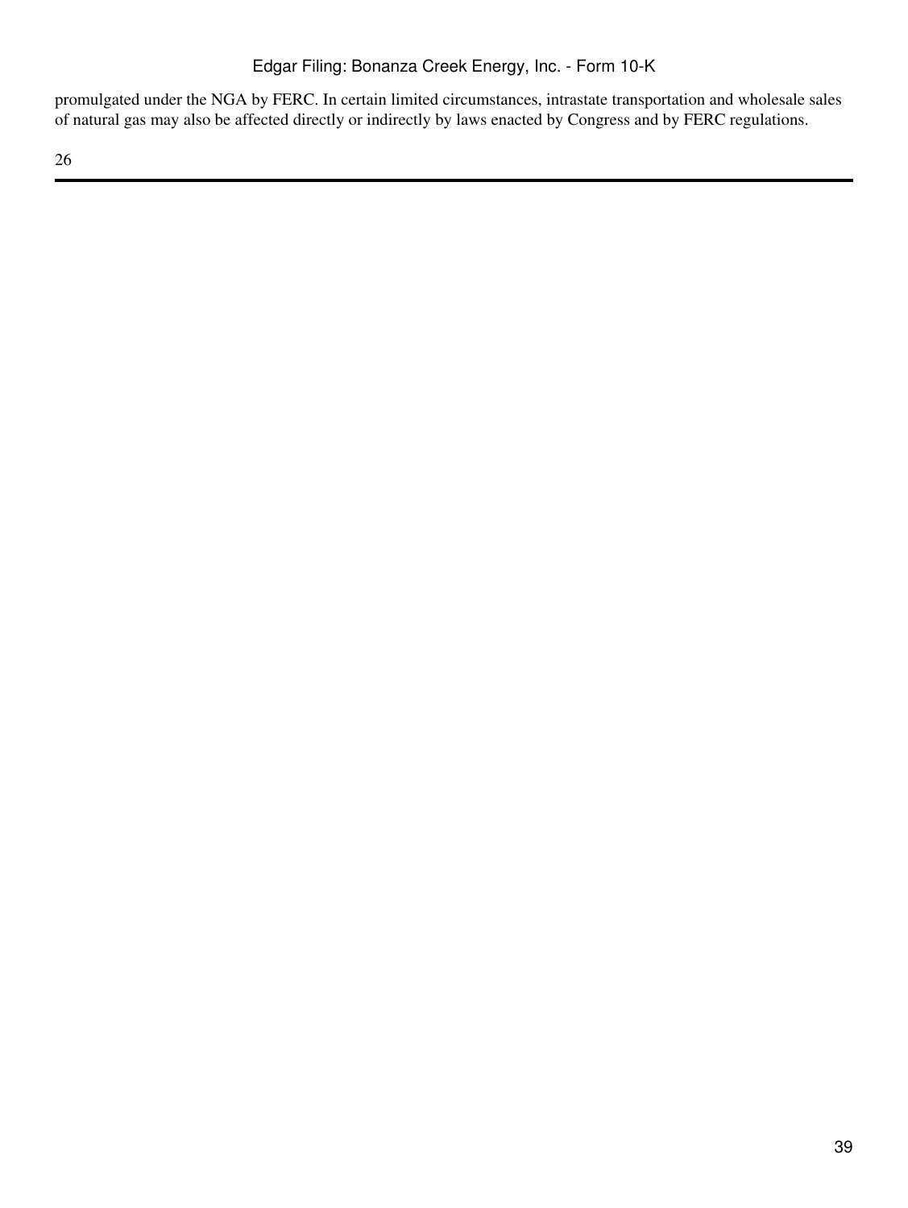promulgated under the NGA by FERC. In certain limited circumstances, intrastate transportation and wholesale sales of natural gas may also be affected directly or indirectly by laws enacted by Congress and by FERC regulations.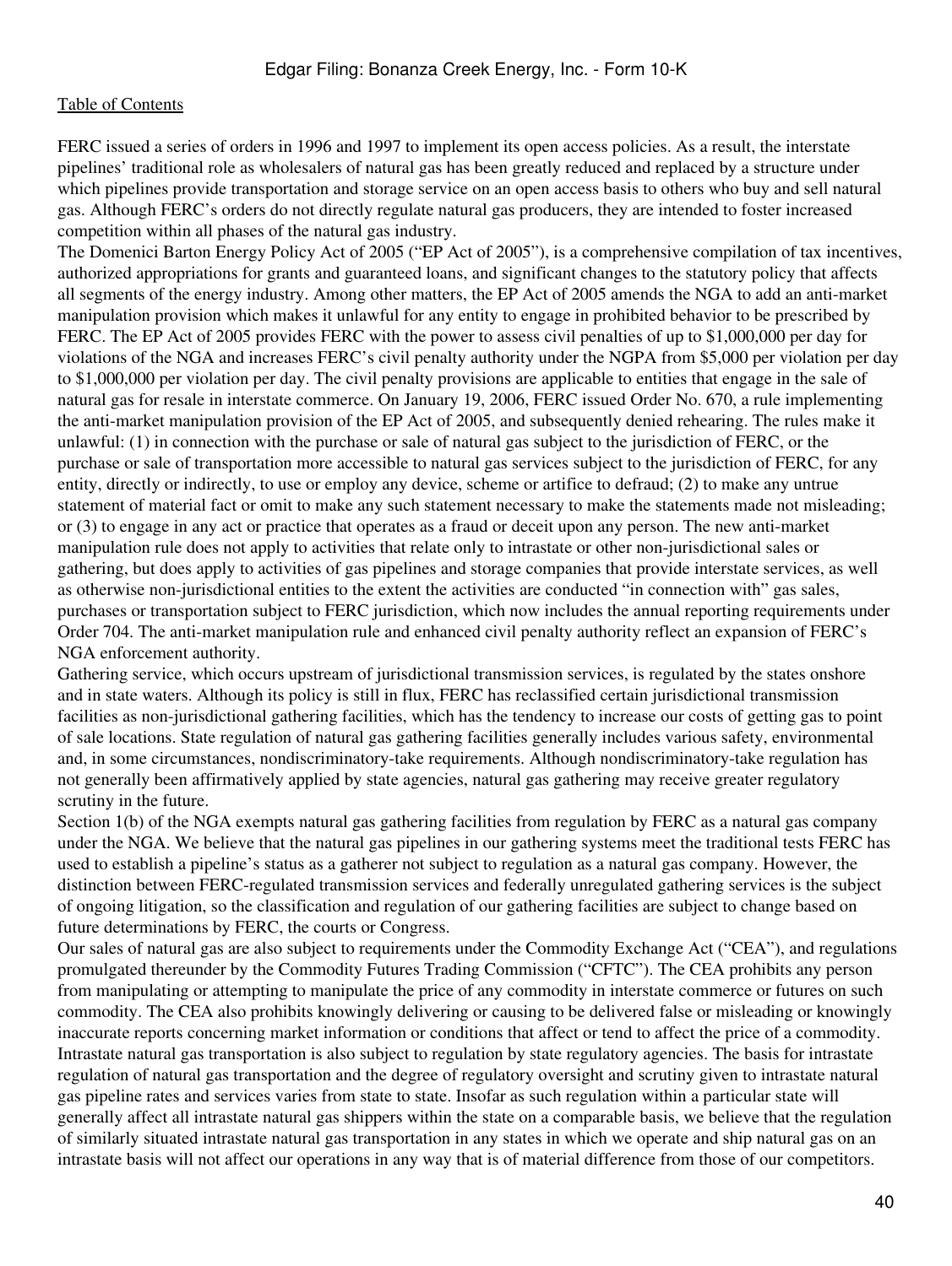FERC issued a series of orders in 1996 and 1997 to implement its open access policies. As a result, the interstate pipelines' traditional role as wholesalers of natural gas has been greatly reduced and replaced by a structure under which pipelines provide transportation and storage service on an open access basis to others who buy and sell natural gas. Although FERC's orders do not directly regulate natural gas producers, they are intended to foster increased competition within all phases of the natural gas industry.

The Domenici Barton Energy Policy Act of 2005 ("EP Act of 2005"), is a comprehensive compilation of tax incentives, authorized appropriations for grants and guaranteed loans, and significant changes to the statutory policy that affects all segments of the energy industry. Among other matters, the EP Act of 2005 amends the NGA to add an anti-market manipulation provision which makes it unlawful for any entity to engage in prohibited behavior to be prescribed by FERC. The EP Act of 2005 provides FERC with the power to assess civil penalties of up to $1,000,000 per day for violations of the NGA and increases FERC's civil penalty authority under the NGPA from $5,000 per violation per day to $1,000,000 per violation per day. The civil penalty provisions are applicable to entities that engage in the sale of natural gas for resale in interstate commerce. On January 19, 2006, FERC issued Order No. 670, a rule implementing the anti-market manipulation provision of the EP Act of 2005, and subsequently denied rehearing. The rules make it unlawful: (1) in connection with the purchase or sale of natural gas subject to the jurisdiction of FERC, or the purchase or sale of transportation more accessible to natural gas services subject to the jurisdiction of FERC, for any entity, directly or indirectly, to use or employ any device, scheme or artifice to defraud; (2) to make any untrue statement of material fact or omit to make any such statement necessary to make the statements made not misleading; or (3) to engage in any act or practice that operates as a fraud or deceit upon any person. The new anti-market manipulation rule does not apply to activities that relate only to intrastate or other non-jurisdictional sales or gathering, but does apply to activities of gas pipelines and storage companies that provide interstate services, as well as otherwise non-jurisdictional entities to the extent the activities are conducted "in connection with" gas sales, purchases or transportation subject to FERC jurisdiction, which now includes the annual reporting requirements under Order 704. The anti-market manipulation rule and enhanced civil penalty authority reflect an expansion of FERC's NGA enforcement authority.

Gathering service, which occurs upstream of jurisdictional transmission services, is regulated by the states onshore and in state waters. Although its policy is still in flux, FERC has reclassified certain jurisdictional transmission facilities as non-jurisdictional gathering facilities, which has the tendency to increase our costs of getting gas to point of sale locations. State regulation of natural gas gathering facilities generally includes various safety, environmental and, in some circumstances, nondiscriminatory-take requirements. Although nondiscriminatory-take regulation has not generally been affirmatively applied by state agencies, natural gas gathering may receive greater regulatory scrutiny in the future.

Section 1(b) of the NGA exempts natural gas gathering facilities from regulation by FERC as a natural gas company under the NGA. We believe that the natural gas pipelines in our gathering systems meet the traditional tests FERC has used to establish a pipeline's status as a gatherer not subject to regulation as a natural gas company. However, the distinction between FERC-regulated transmission services and federally unregulated gathering services is the subject of ongoing litigation, so the classification and regulation of our gathering facilities are subject to change based on future determinations by FERC, the courts or Congress.

Our sales of natural gas are also subject to requirements under the Commodity Exchange Act ("CEA"), and regulations promulgated thereunder by the Commodity Futures Trading Commission ("CFTC"). The CEA prohibits any person from manipulating or attempting to manipulate the price of any commodity in interstate commerce or futures on such commodity. The CEA also prohibits knowingly delivering or causing to be delivered false or misleading or knowingly inaccurate reports concerning market information or conditions that affect or tend to affect the price of a commodity.

Intrastate natural gas transportation is also subject to regulation by state regulatory agencies. The basis for intrastate regulation of natural gas transportation and the degree of regulatory oversight and scrutiny given to intrastate natural gas pipeline rates and services varies from state to state. Insofar as such regulation within a particular state will generally affect all intrastate natural gas shippers within the state on a comparable basis, we believe that the regulation of similarly situated intrastate natural gas transportation in any states in which we operate and ship natural gas on an intrastate basis will not affect our operations in any way that is of material difference from those of our competitors.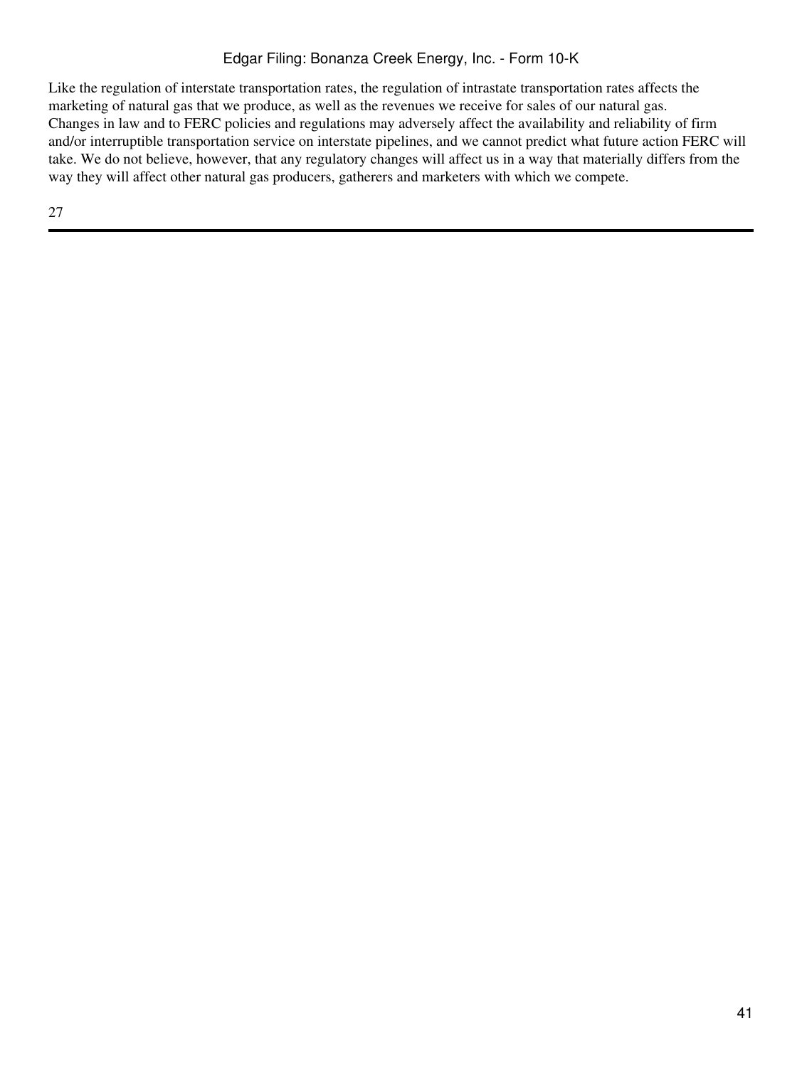Like the regulation of interstate transportation rates, the regulation of intrastate transportation rates affects the marketing of natural gas that we produce, as well as the revenues we receive for sales of our natural gas.

Changes in law and to FERC policies and regulations may adversely affect the availability and reliability of firm and/or interruptible transportation service on interstate pipelines, and we cannot predict what future action FERC will take. We do not believe, however, that any regulatory changes will affect us in a way that materially differs from the way they will affect other natural gas producers, gatherers and marketers with which we compete.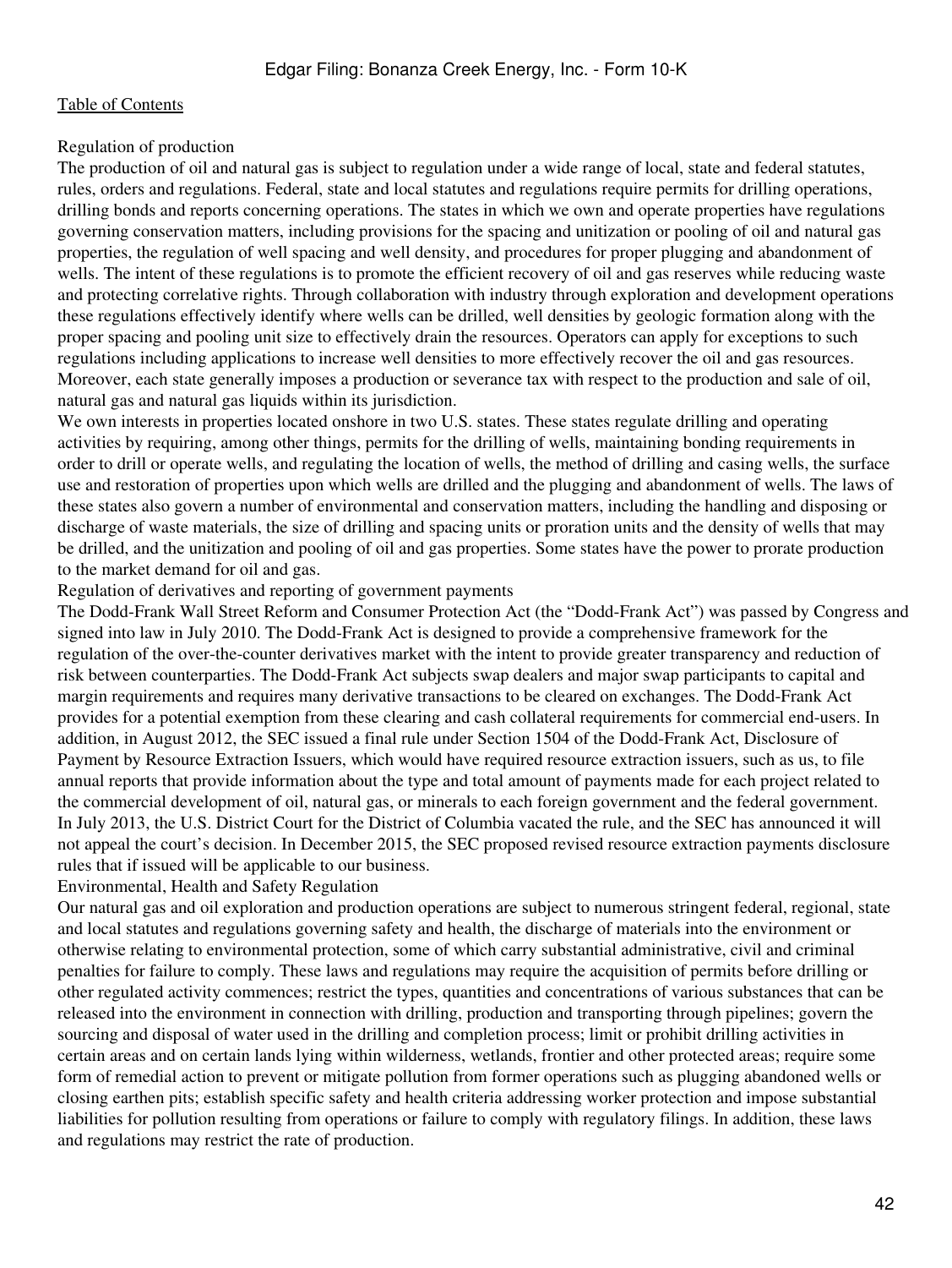### Regulation of production

The production of oil and natural gas is subject to regulation under a wide range of local, state and federal statutes, rules, orders and regulations. Federal, state and local statutes and regulations require permits for drilling operations, drilling bonds and reports concerning operations. The states in which we own and operate properties have regulations governing conservation matters, including provisions for the spacing and unitization or pooling of oil and natural gas properties, the regulation of well spacing and well density, and procedures for proper plugging and abandonment of wells. The intent of these regulations is to promote the efficient recovery of oil and gas reserves while reducing waste and protecting correlative rights. Through collaboration with industry through exploration and development operations these regulations effectively identify where wells can be drilled, well densities by geologic formation along with the proper spacing and pooling unit size to effectively drain the resources. Operators can apply for exceptions to such regulations including applications to increase well densities to more effectively recover the oil and gas resources. Moreover, each state generally imposes a production or severance tax with respect to the production and sale of oil, natural gas and natural gas liquids within its jurisdiction.

We own interests in properties located onshore in two U.S. states. These states regulate drilling and operating activities by requiring, among other things, permits for the drilling of wells, maintaining bonding requirements in order to drill or operate wells, and regulating the location of wells, the method of drilling and casing wells, the surface use and restoration of properties upon which wells are drilled and the plugging and abandonment of wells. The laws of these states also govern a number of environmental and conservation matters, including the handling and disposing or discharge of waste materials, the size of drilling and spacing units or proration units and the density of wells that may be drilled, and the unitization and pooling of oil and gas properties. Some states have the power to prorate production to the market demand for oil and gas.

### Regulation of derivatives and reporting of government payments

The Dodd-Frank Wall Street Reform and Consumer Protection Act (the "Dodd-Frank Act") was passed by Congress and signed into law in July 2010. The Dodd-Frank Act is designed to provide a comprehensive framework for the regulation of the over-the-counter derivatives market with the intent to provide greater transparency and reduction of risk between counterparties. The Dodd-Frank Act subjects swap dealers and major swap participants to capital and margin requirements and requires many derivative transactions to be cleared on exchanges. The Dodd-Frank Act provides for a potential exemption from these clearing and cash collateral requirements for commercial end-users. In addition, in August 2012, the SEC issued a final rule under Section 1504 of the Dodd-Frank Act, Disclosure of Payment by Resource Extraction Issuers, which would have required resource extraction issuers, such as us, to file annual reports that provide information about the type and total amount of payments made for each project related to the commercial development of oil, natural gas, or minerals to each foreign government and the federal government. In July 2013, the U.S. District Court for the District of Columbia vacated the rule, and the SEC has announced it will not appeal the court's decision. In December 2015, the SEC proposed revised resource extraction payments disclosure rules that if issued will be applicable to our business.

### Environmental, Health and Safety Regulation

Our natural gas and oil exploration and production operations are subject to numerous stringent federal, regional, state and local statutes and regulations governing safety and health, the discharge of materials into the environment or otherwise relating to environmental protection, some of which carry substantial administrative, civil and criminal penalties for failure to comply. These laws and regulations may require the acquisition of permits before drilling or other regulated activity commences; restrict the types, quantities and concentrations of various substances that can be released into the environment in connection with drilling, production and transporting through pipelines; govern the sourcing and disposal of water used in the drilling and completion process; limit or prohibit drilling activities in certain areas and on certain lands lying within wilderness, wetlands, frontier and other protected areas; require some form of remedial action to prevent or mitigate pollution from former operations such as plugging abandoned wells or closing earthen pits; establish specific safety and health criteria addressing worker protection and impose substantial liabilities for pollution resulting from operations or failure to comply with regulatory filings. In addition, these laws and regulations may restrict the rate of production.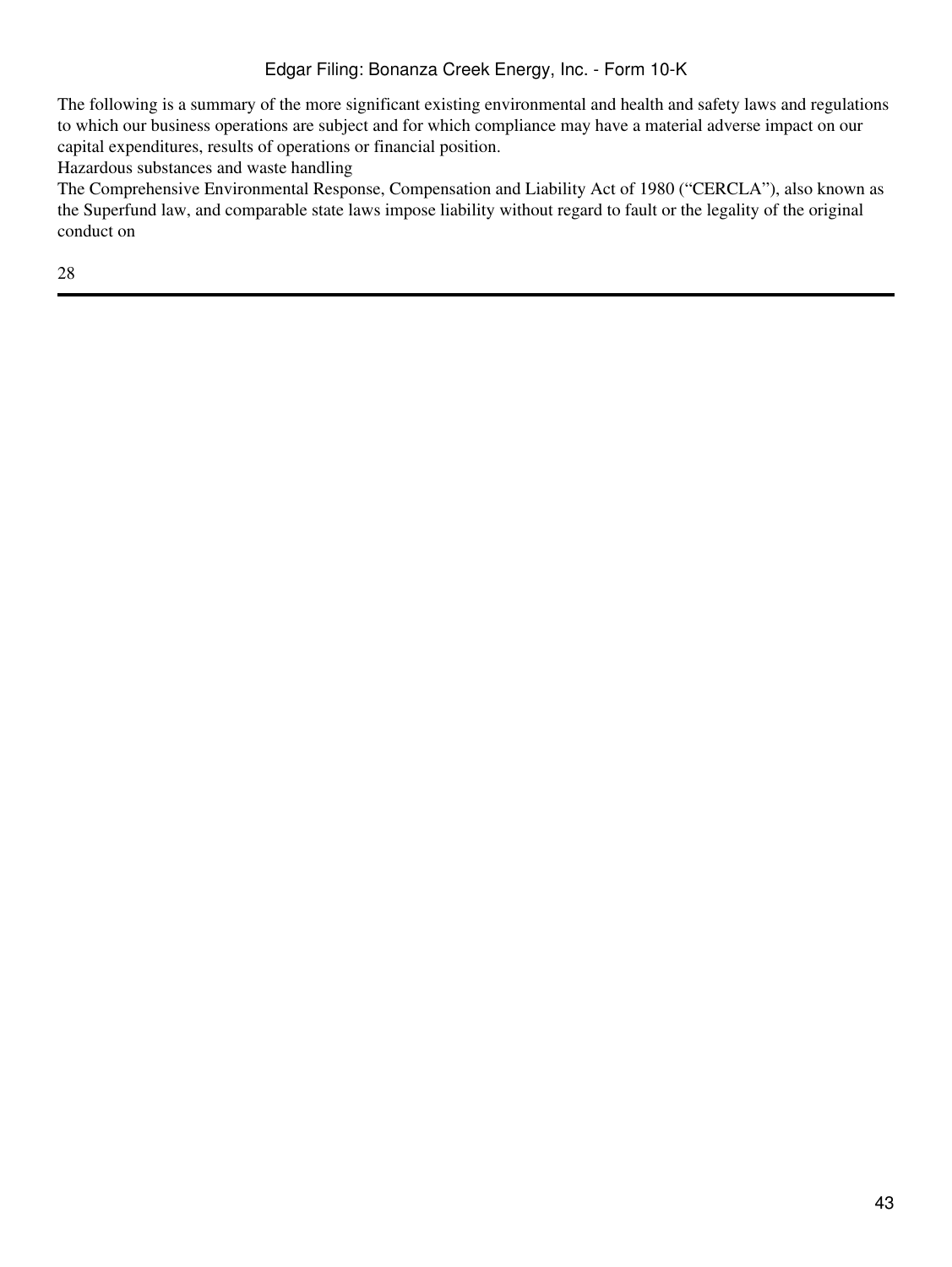The following is a summary of the more significant existing environmental and health and safety laws and regulations to which our business operations are subject and for which compliance may have a material adverse impact on our capital expenditures, results of operations or financial position.

### Hazardous substances and waste handling

The Comprehensive Environmental Response, Compensation and Liability Act of 1980 ("CERCLA"), also known as the Superfund law, and comparable state laws impose liability without regard to fault or the legality of the original conduct on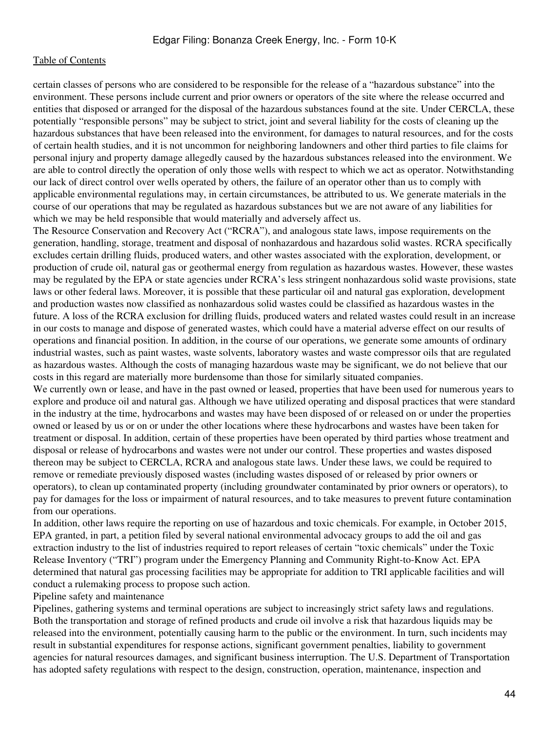certain classes of persons who are considered to be responsible for the release of a "hazardous substance" into the environment. These persons include current and prior owners or operators of the site where the release occurred and entities that disposed or arranged for the disposal of the hazardous substances found at the site. Under CERCLA, these potentially "responsible persons" may be subject to strict, joint and several liability for the costs of cleaning up the hazardous substances that have been released into the environment, for damages to natural resources, and for the costs of certain health studies, and it is not uncommon for neighboring landowners and other third parties to file claims for personal injury and property damage allegedly caused by the hazardous substances released into the environment. We are able to control directly the operation of only those wells with respect to which we act as operator. Notwithstanding our lack of direct control over wells operated by others, the failure of an operator other than us to comply with applicable environmental regulations may, in certain circumstances, be attributed to us. We generate materials in the course of our operations that may be regulated as hazardous substances but we are not aware of any liabilities for which we may be held responsible that would materially and adversely affect us.

The Resource Conservation and Recovery Act ("RCRA"), and analogous state laws, impose requirements on the generation, handling, storage, treatment and disposal of nonhazardous and hazardous solid wastes. RCRA specifically excludes certain drilling fluids, produced waters, and other wastes associated with the exploration, development, or production of crude oil, natural gas or geothermal energy from regulation as hazardous wastes. However, these wastes may be regulated by the EPA or state agencies under RCRA's less stringent nonhazardous solid waste provisions, state laws or other federal laws. Moreover, it is possible that these particular oil and natural gas exploration, development and production wastes now classified as nonhazardous solid wastes could be classified as hazardous wastes in the future. A loss of the RCRA exclusion for drilling fluids, produced waters and related wastes could result in an increase in our costs to manage and dispose of generated wastes, which could have a material adverse effect on our results of operations and financial position. In addition, in the course of our operations, we generate some amounts of ordinary industrial wastes, such as paint wastes, waste solvents, laboratory wastes and waste compressor oils that are regulated as hazardous wastes. Although the costs of managing hazardous waste may be significant, we do not believe that our costs in this regard are materially more burdensome than those for similarly situated companies.

We currently own or lease, and have in the past owned or leased, properties that have been used for numerous years to explore and produce oil and natural gas. Although we have utilized operating and disposal practices that were standard in the industry at the time, hydrocarbons and wastes may have been disposed of or released on or under the properties owned or leased by us or on or under the other locations where these hydrocarbons and wastes have been taken for treatment or disposal. In addition, certain of these properties have been operated by third parties whose treatment and disposal or release of hydrocarbons and wastes were not under our control. These properties and wastes disposed thereon may be subject to CERCLA, RCRA and analogous state laws. Under these laws, we could be required to remove or remediate previously disposed wastes (including wastes disposed of or released by prior owners or operators), to clean up contaminated property (including groundwater contaminated by prior owners or operators), to pay for damages for the loss or impairment of natural resources, and to take measures to prevent future contamination from our operations.

In addition, other laws require the reporting on use of hazardous and toxic chemicals. For example, in October 2015, EPA granted, in part, a petition filed by several national environmental advocacy groups to add the oil and gas extraction industry to the list of industries required to report releases of certain "toxic chemicals" under the Toxic Release Inventory ("TRI") program under the Emergency Planning and Community Right-to-Know Act. EPA determined that natural gas processing facilities may be appropriate for addition to TRI applicable facilities and will conduct a rulemaking process to propose such action.

Pipeline safety and maintenance

Pipelines, gathering systems and terminal operations are subject to increasingly strict safety laws and regulations. Both the transportation and storage of refined products and crude oil involve a risk that hazardous liquids may be released into the environment, potentially causing harm to the public or the environment. In turn, such incidents may result in substantial expenditures for response actions, significant government penalties, liability to government agencies for natural resources damages, and significant business interruption. The U.S. Department of Transportation has adopted safety regulations with respect to the design, construction, operation, maintenance, inspection and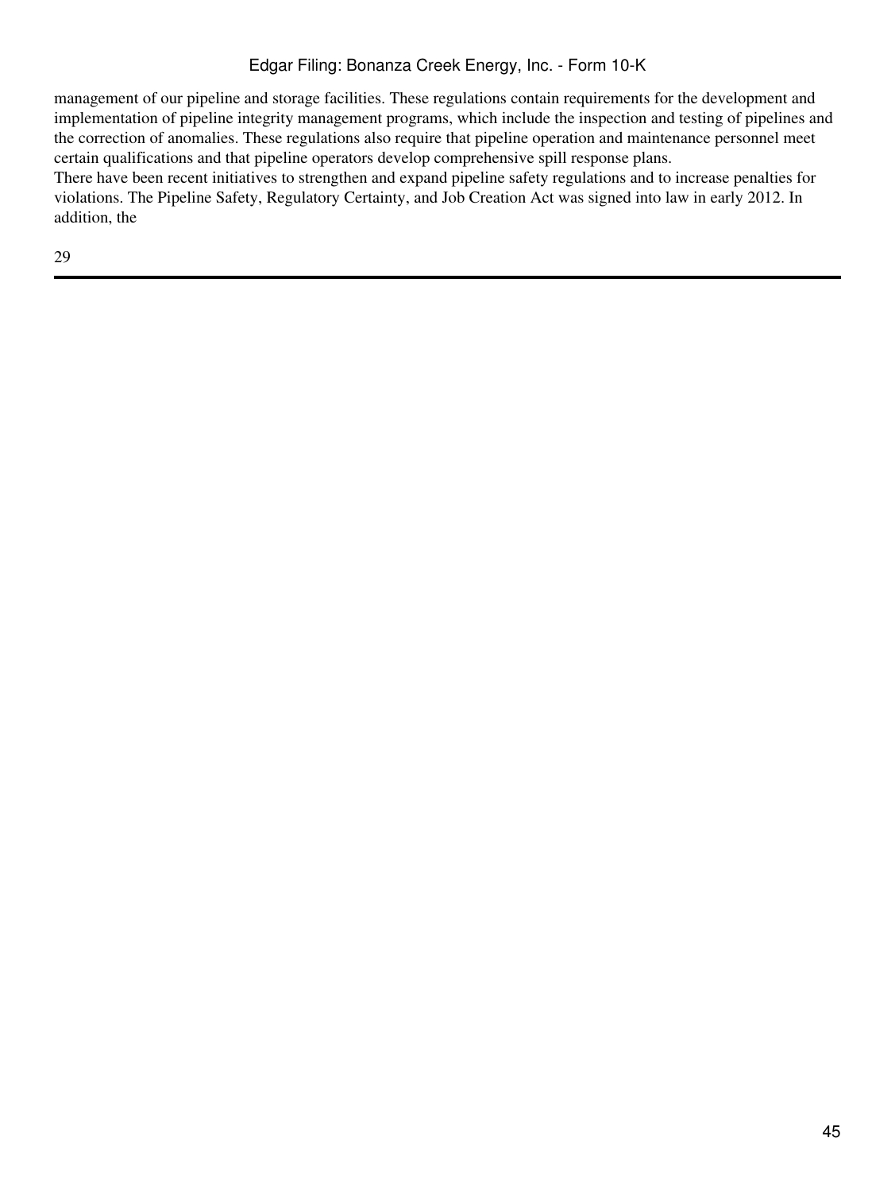management of our pipeline and storage facilities. These regulations contain requirements for the development and implementation of pipeline integrity management programs, which include the inspection and testing of pipelines and the correction of anomalies. These regulations also require that pipeline operation and maintenance personnel meet certain qualifications and that pipeline operators develop comprehensive spill response plans.

There have been recent initiatives to strengthen and expand pipeline safety regulations and to increase penalties for violations. The Pipeline Safety, Regulatory Certainty, and Job Creation Act was signed into law in early 2012. In addition, the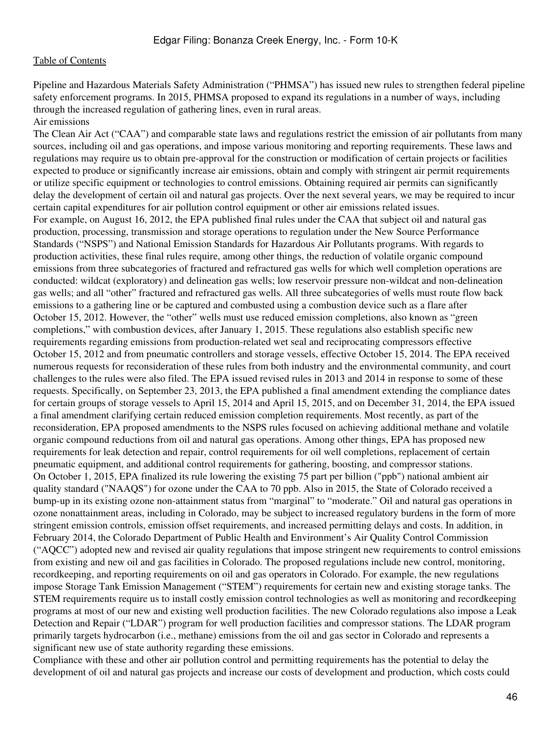Pipeline and Hazardous Materials Safety Administration ("PHMSA") has issued new rules to strengthen federal pipeline safety enforcement programs. In 2015, PHMSA proposed to expand its regulations in a number of ways, including through the increased regulation of gathering lines, even in rural areas.

Air emissions

The Clean Air Act ("CAA") and comparable state laws and regulations restrict the emission of air pollutants from many sources, including oil and gas operations, and impose various monitoring and reporting requirements. These laws and regulations may require us to obtain pre-approval for the construction or modification of certain projects or facilities expected to produce or significantly increase air emissions, obtain and comply with stringent air permit requirements or utilize specific equipment or technologies to control emissions. Obtaining required air permits can significantly delay the development of certain oil and natural gas projects. Over the next several years, we may be required to incur certain capital expenditures for air pollution control equipment or other air emissions related issues.

For example, on August 16, 2012, the EPA published final rules under the CAA that subject oil and natural gas production, processing, transmission and storage operations to regulation under the New Source Performance Standards ("NSPS") and National Emission Standards for Hazardous Air Pollutants programs. With regards to production activities, these final rules require, among other things, the reduction of volatile organic compound emissions from three subcategories of fractured and refractured gas wells for which well completion operations are conducted: wildcat (exploratory) and delineation gas wells; low reservoir pressure non-wildcat and non-delineation gas wells; and all "other" fractured and refractured gas wells. All three subcategories of wells must route flow back emissions to a gathering line or be captured and combusted using a combustion device such as a flare after October 15, 2012. However, the "other" wells must use reduced emission completions, also known as "green completions," with combustion devices, after January 1, 2015. These regulations also establish specific new requirements regarding emissions from production-related wet seal and reciprocating compressors effective October 15, 2012 and from pneumatic controllers and storage vessels, effective October 15, 2014. The EPA received numerous requests for reconsideration of these rules from both industry and the environmental community, and court challenges to the rules were also filed. The EPA issued revised rules in 2013 and 2014 in response to some of these requests. Specifically, on September 23, 2013, the EPA published a final amendment extending the compliance dates for certain groups of storage vessels to April 15, 2014 and April 15, 2015, and on December 31, 2014, the EPA issued a final amendment clarifying certain reduced emission completion requirements. Most recently, as part of the reconsideration, EPA proposed amendments to the NSPS rules focused on achieving additional methane and volatile organic compound reductions from oil and natural gas operations. Among other things, EPA has proposed new requirements for leak detection and repair, control requirements for oil well completions, replacement of certain pneumatic equipment, and additional control requirements for gathering, boosting, and compressor stations.

On October 1, 2015, EPA finalized its rule lowering the existing 75 part per billion ("ppb") national ambient air quality standard ("NAAQS") for ozone under the CAA to 70 ppb. Also in 2015, the State of Colorado received a bump-up in its existing ozone non-attainment status from "marginal" to "moderate." Oil and natural gas operations in ozone nonattainment areas, including in Colorado, may be subject to increased regulatory burdens in the form of more stringent emission controls, emission offset requirements, and increased permitting delays and costs. In addition, in February 2014, the Colorado Department of Public Health and Environment's Air Quality Control Commission ("AQCC") adopted new and revised air quality regulations that impose stringent new requirements to control emissions from existing and new oil and gas facilities in Colorado. The proposed regulations include new control, monitoring, recordkeeping, and reporting requirements on oil and gas operators in Colorado. For example, the new regulations impose Storage Tank Emission Management ("STEM") requirements for certain new and existing storage tanks. The STEM requirements require us to install costly emission control technologies as well as monitoring and recordkeeping programs at most of our new and existing well production facilities. The new Colorado regulations also impose a Leak Detection and Repair ("LDAR") program for well production facilities and compressor stations. The LDAR program primarily targets hydrocarbon (i.e., methane) emissions from the oil and gas sector in Colorado and represents a significant new use of state authority regarding these emissions.

Compliance with these and other air pollution control and permitting requirements has the potential to delay the development of oil and natural gas projects and increase our costs of development and production, which costs could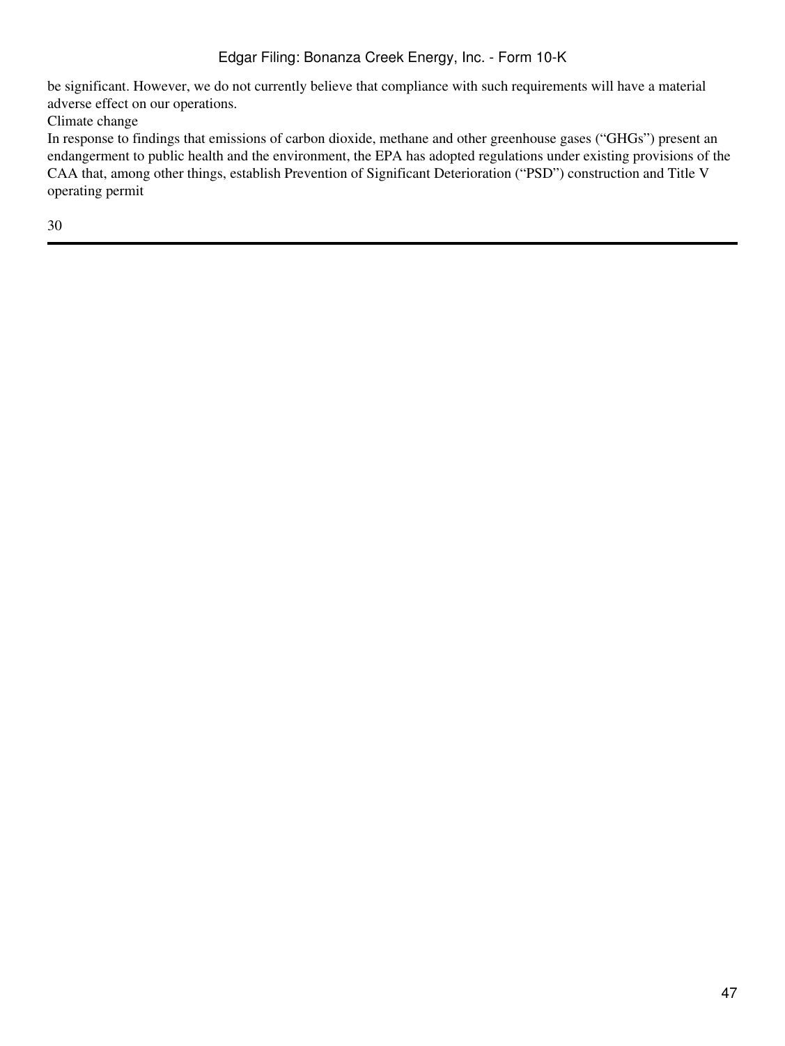be significant. However, we do not currently believe that compliance with such requirements will have a material adverse effect on our operations.

### Climate change

In response to findings that emissions of carbon dioxide, methane and other greenhouse gases ("GHGs") present an endangerment to public health and the environment, the EPA has adopted regulations under existing provisions of the CAA that, among other things, establish Prevention of Significant Deterioration ("PSD") construction and Title V operating permit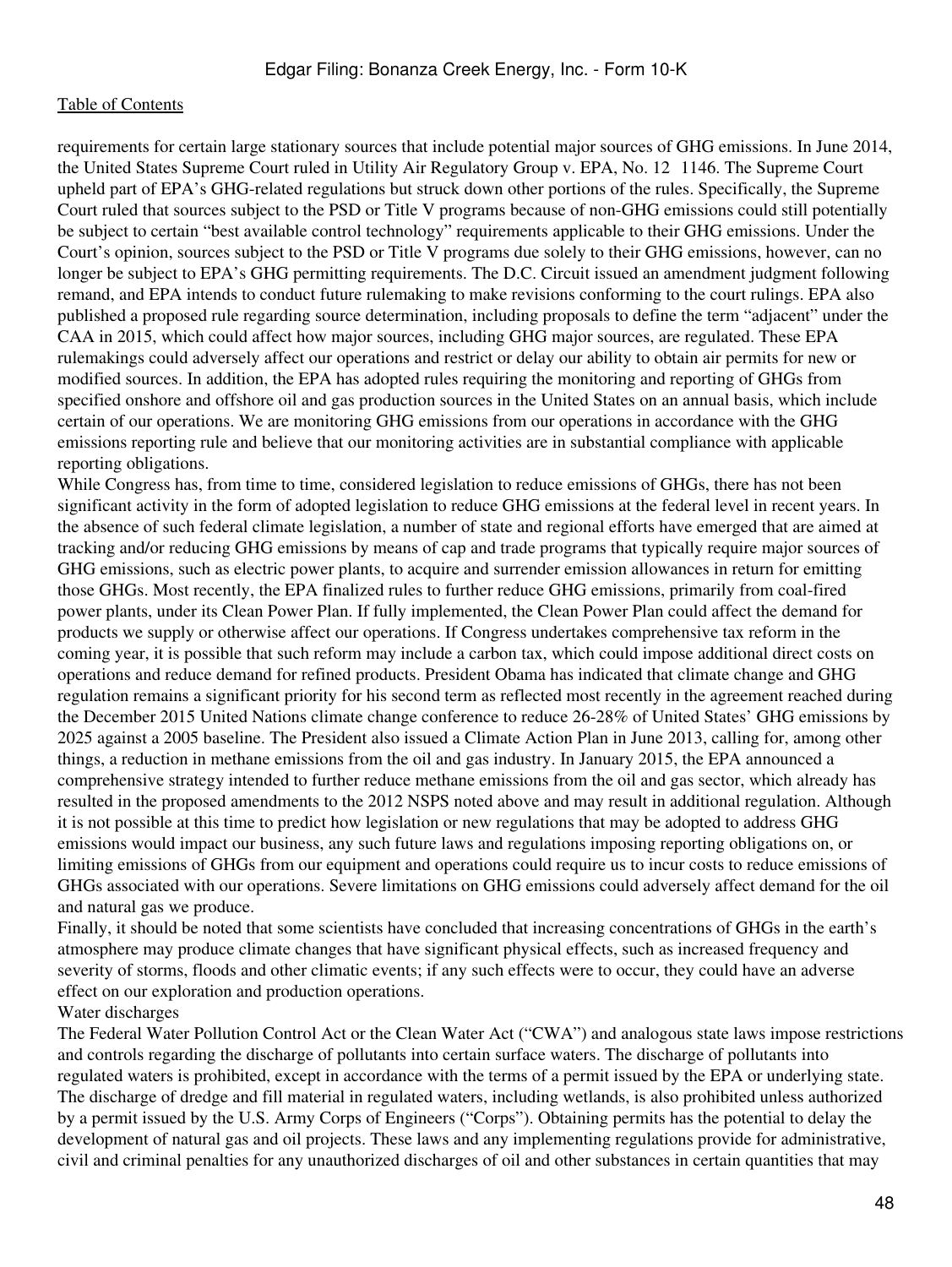requirements for certain large stationary sources that include potential major sources of GHG emissions. In June 2014, the United States Supreme Court ruled in Utility Air Regulatory Group v. EPA, No. 12 1146. The Supreme Court upheld part of EPA's GHG-related regulations but struck down other portions of the rules. Specifically, the Supreme Court ruled that sources subject to the PSD or Title V programs because of non-GHG emissions could still potentially be subject to certain "best available control technology" requirements applicable to their GHG emissions. Under the Court's opinion, sources subject to the PSD or Title V programs due solely to their GHG emissions, however, can no longer be subject to EPA's GHG permitting requirements. The D.C. Circuit issued an amendment judgment following remand, and EPA intends to conduct future rulemaking to make revisions conforming to the court rulings. EPA also published a proposed rule regarding source determination, including proposals to define the term "adjacent" under the CAA in 2015, which could affect how major sources, including GHG major sources, are regulated. These EPA rulemakings could adversely affect our operations and restrict or delay our ability to obtain air permits for new or modified sources. In addition, the EPA has adopted rules requiring the monitoring and reporting of GHGs from specified onshore and offshore oil and gas production sources in the United States on an annual basis, which include certain of our operations. We are monitoring GHG emissions from our operations in accordance with the GHG emissions reporting rule and believe that our monitoring activities are in substantial compliance with applicable reporting obligations.

While Congress has, from time to time, considered legislation to reduce emissions of GHGs, there has not been significant activity in the form of adopted legislation to reduce GHG emissions at the federal level in recent years. In the absence of such federal climate legislation, a number of state and regional efforts have emerged that are aimed at tracking and/or reducing GHG emissions by means of cap and trade programs that typically require major sources of GHG emissions, such as electric power plants, to acquire and surrender emission allowances in return for emitting those GHGs. Most recently, the EPA finalized rules to further reduce GHG emissions, primarily from coal-fired power plants, under its Clean Power Plan. If fully implemented, the Clean Power Plan could affect the demand for products we supply or otherwise affect our operations. If Congress undertakes comprehensive tax reform in the coming year, it is possible that such reform may include a carbon tax, which could impose additional direct costs on operations and reduce demand for refined products. President Obama has indicated that climate change and GHG regulation remains a significant priority for his second term as reflected most recently in the agreement reached during the December 2015 United Nations climate change conference to reduce 26-28% of United States' GHG emissions by 2025 against a 2005 baseline. The President also issued a Climate Action Plan in June 2013, calling for, among other things, a reduction in methane emissions from the oil and gas industry. In January 2015, the EPA announced a comprehensive strategy intended to further reduce methane emissions from the oil and gas sector, which already has resulted in the proposed amendments to the 2012 NSPS noted above and may result in additional regulation. Although it is not possible at this time to predict how legislation or new regulations that may be adopted to address GHG emissions would impact our business, any such future laws and regulations imposing reporting obligations on, or limiting emissions of GHGs from our equipment and operations could require us to incur costs to reduce emissions of GHGs associated with our operations. Severe limitations on GHG emissions could adversely affect demand for the oil and natural gas we produce.

Finally, it should be noted that some scientists have concluded that increasing concentrations of GHGs in the earth's atmosphere may produce climate changes that have significant physical effects, such as increased frequency and severity of storms, floods and other climatic events; if any such effects were to occur, they could have an adverse effect on our exploration and production operations.

Water discharges

The Federal Water Pollution Control Act or the Clean Water Act ("CWA") and analogous state laws impose restrictions and controls regarding the discharge of pollutants into certain surface waters. The discharge of pollutants into regulated waters is prohibited, except in accordance with the terms of a permit issued by the EPA or underlying state. The discharge of dredge and fill material in regulated waters, including wetlands, is also prohibited unless authorized by a permit issued by the U.S. Army Corps of Engineers ("Corps"). Obtaining permits has the potential to delay the development of natural gas and oil projects. These laws and any implementing regulations provide for administrative, civil and criminal penalties for any unauthorized discharges of oil and other substances in certain quantities that may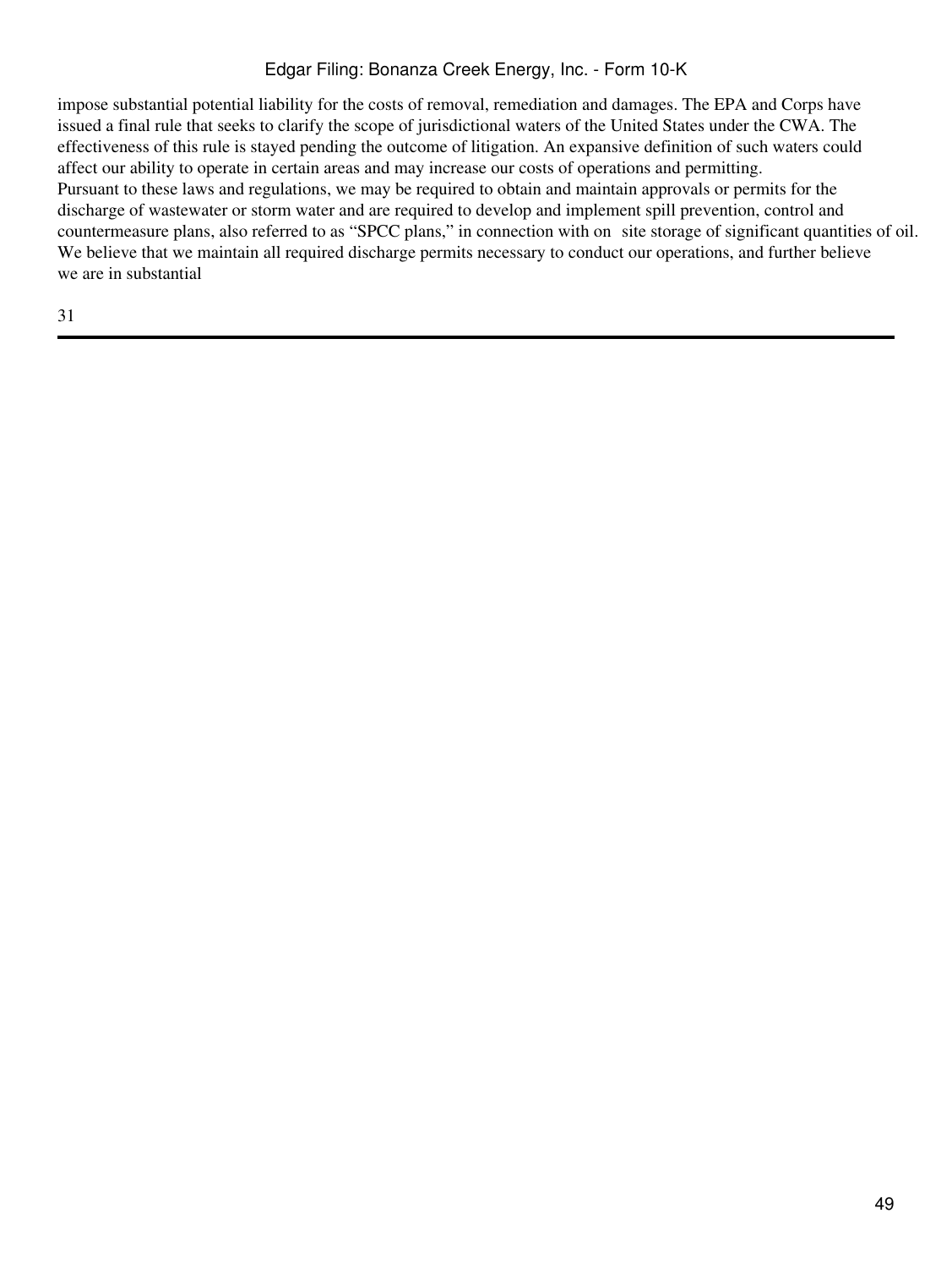impose substantial potential liability for the costs of removal, remediation and damages. The EPA and Corps have issued a final rule that seeks to clarify the scope of jurisdictional waters of the United States under the CWA. The effectiveness of this rule is stayed pending the outcome of litigation. An expansive definition of such waters could affect our ability to operate in certain areas and may increase our costs of operations and permitting.

Pursuant to these laws and regulations, we may be required to obtain and maintain approvals or permits for the discharge of wastewater or storm water and are required to develop and implement spill prevention, control and countermeasure plans, also referred to as "SPCC plans," in connection with on site storage of significant quantities of oil. We believe that we maintain all required discharge permits necessary to conduct our operations, and further believe we are in substantial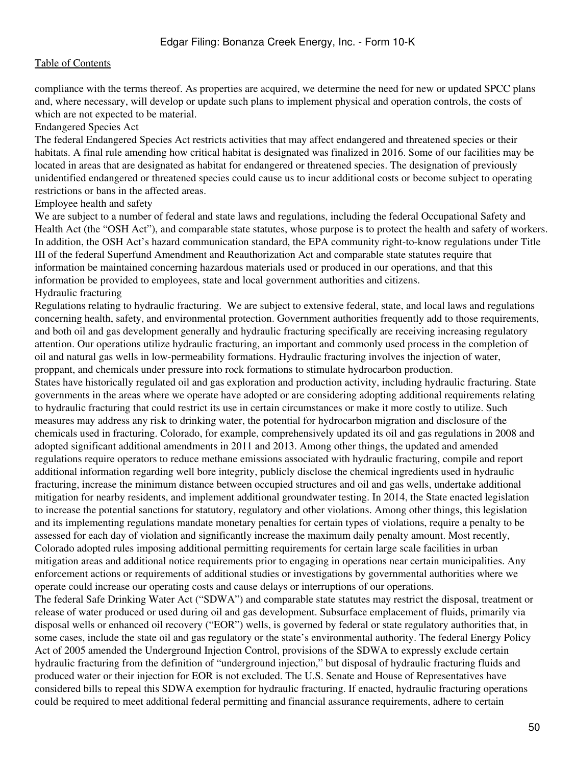compliance with the terms thereof. As properties are acquired, we determine the need for new or updated SPCC plans and, where necessary, will develop or update such plans to implement physical and operation controls, the costs of which are not expected to be material.

### Endangered Species Act

The federal Endangered Species Act restricts activities that may affect endangered and threatened species or their habitats. A final rule amending how critical habitat is designated was finalized in 2016. Some of our facilities may be located in areas that are designated as habitat for endangered or threatened species. The designation of previously unidentified endangered or threatened species could cause us to incur additional costs or become subject to operating restrictions or bans in the affected areas.

### Employee health and safety

We are subject to a number of federal and state laws and regulations, including the federal Occupational Safety and Health Act (the "OSH Act"), and comparable state statutes, whose purpose is to protect the health and safety of workers. In addition, the OSH Act's hazard communication standard, the EPA community right-to-know regulations under Title III of the federal Superfund Amendment and Reauthorization Act and comparable state statutes require that information be maintained concerning hazardous materials used or produced in our operations, and that this information be provided to employees, state and local government authorities and citizens.

### Hydraulic fracturing

Regulations relating to hydraulic fracturing. We are subject to extensive federal, state, and local laws and regulations concerning health, safety, and environmental protection. Government authorities frequently add to those requirements, and both oil and gas development generally and hydraulic fracturing specifically are receiving increasing regulatory attention. Our operations utilize hydraulic fracturing, an important and commonly used process in the completion of oil and natural gas wells in low-permeability formations. Hydraulic fracturing involves the injection of water, proppant, and chemicals under pressure into rock formations to stimulate hydrocarbon production.

States have historically regulated oil and gas exploration and production activity, including hydraulic fracturing. State governments in the areas where we operate have adopted or are considering adopting additional requirements relating to hydraulic fracturing that could restrict its use in certain circumstances or make it more costly to utilize. Such measures may address any risk to drinking water, the potential for hydrocarbon migration and disclosure of the chemicals used in fracturing. Colorado, for example, comprehensively updated its oil and gas regulations in 2008 and adopted significant additional amendments in 2011 and 2013. Among other things, the updated and amended regulations require operators to reduce methane emissions associated with hydraulic fracturing, compile and report additional information regarding well bore integrity, publicly disclose the chemical ingredients used in hydraulic fracturing, increase the minimum distance between occupied structures and oil and gas wells, undertake additional mitigation for nearby residents, and implement additional groundwater testing. In 2014, the State enacted legislation to increase the potential sanctions for statutory, regulatory and other violations. Among other things, this legislation and its implementing regulations mandate monetary penalties for certain types of violations, require a penalty to be assessed for each day of violation and significantly increase the maximum daily penalty amount. Most recently, Colorado adopted rules imposing additional permitting requirements for certain large scale facilities in urban mitigation areas and additional notice requirements prior to engaging in operations near certain municipalities. Any enforcement actions or requirements of additional studies or investigations by governmental authorities where we operate could increase our operating costs and cause delays or interruptions of our operations.

The federal Safe Drinking Water Act ("SDWA") and comparable state statutes may restrict the disposal, treatment or release of water produced or used during oil and gas development. Subsurface emplacement of fluids, primarily via disposal wells or enhanced oil recovery ("EOR") wells, is governed by federal or state regulatory authorities that, in some cases, include the state oil and gas regulatory or the state's environmental authority. The federal Energy Policy Act of 2005 amended the Underground Injection Control, provisions of the SDWA to expressly exclude certain hydraulic fracturing from the definition of "underground injection," but disposal of hydraulic fracturing fluids and produced water or their injection for EOR is not excluded. The U.S. Senate and House of Representatives have considered bills to repeal this SDWA exemption for hydraulic fracturing. If enacted, hydraulic fracturing operations could be required to meet additional federal permitting and financial assurance requirements, adhere to certain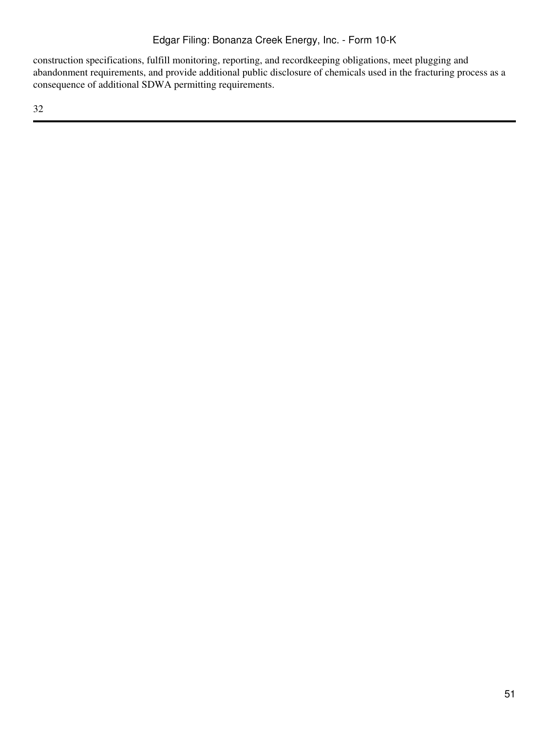construction specifications, fulfill monitoring, reporting, and recordkeeping obligations, meet plugging and abandonment requirements, and provide additional public disclosure of chemicals used in the fracturing process as a consequence of additional SDWA permitting requirements.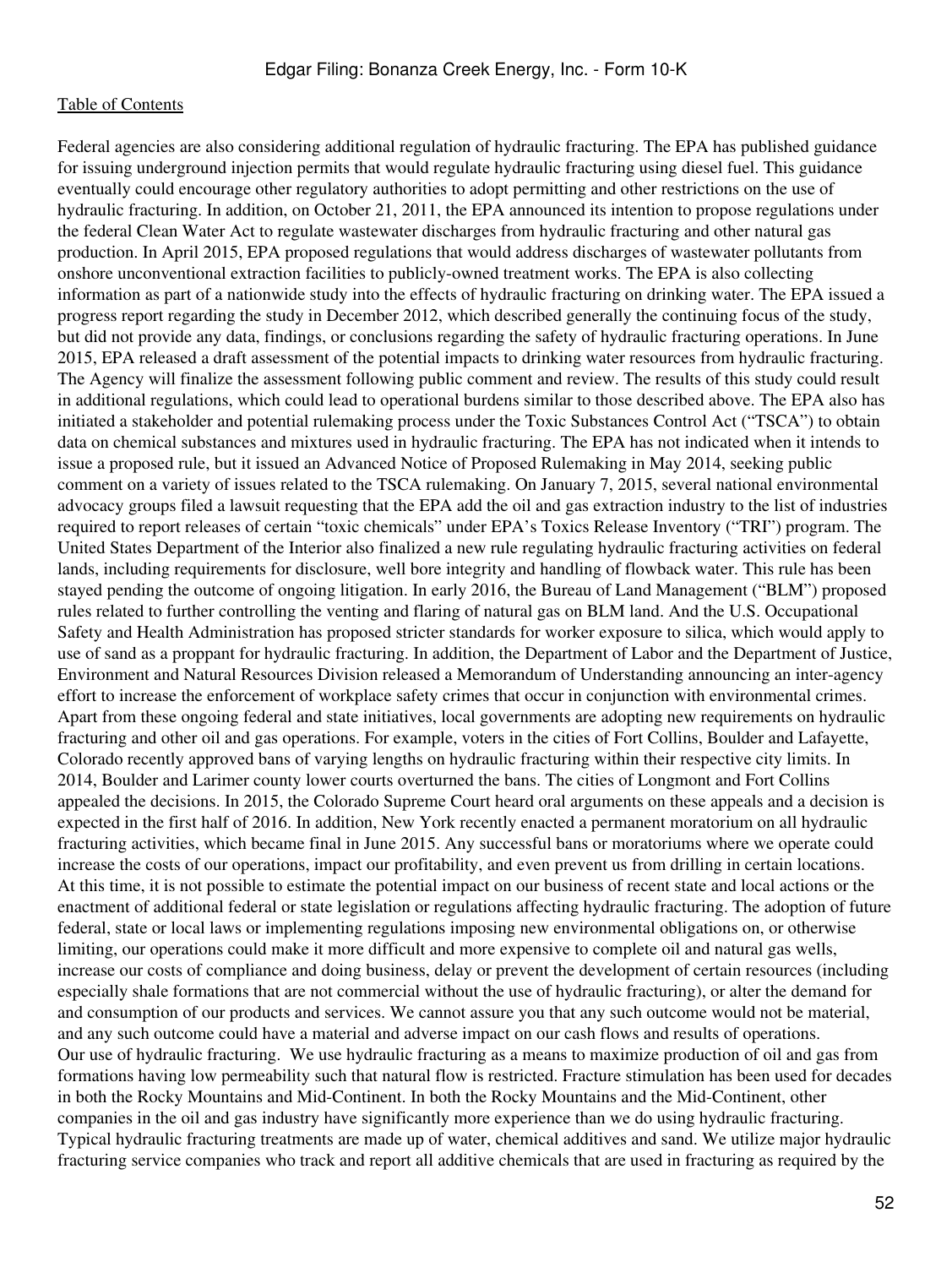Federal agencies are also considering additional regulation of hydraulic fracturing. The EPA has published guidance for issuing underground injection permits that would regulate hydraulic fracturing using diesel fuel. This guidance eventually could encourage other regulatory authorities to adopt permitting and other restrictions on the use of hydraulic fracturing. In addition, on October 21, 2011, the EPA announced its intention to propose regulations under the federal Clean Water Act to regulate wastewater discharges from hydraulic fracturing and other natural gas production. In April 2015, EPA proposed regulations that would address discharges of wastewater pollutants from onshore unconventional extraction facilities to publicly-owned treatment works. The EPA is also collecting information as part of a nationwide study into the effects of hydraulic fracturing on drinking water. The EPA issued a progress report regarding the study in December 2012, which described generally the continuing focus of the study, but did not provide any data, findings, or conclusions regarding the safety of hydraulic fracturing operations. In June 2015, EPA released a draft assessment of the potential impacts to drinking water resources from hydraulic fracturing. The Agency will finalize the assessment following public comment and review. The results of this study could result in additional regulations, which could lead to operational burdens similar to those described above. The EPA also has initiated a stakeholder and potential rulemaking process under the Toxic Substances Control Act ("TSCA") to obtain data on chemical substances and mixtures used in hydraulic fracturing. The EPA has not indicated when it intends to issue a proposed rule, but it issued an Advanced Notice of Proposed Rulemaking in May 2014, seeking public comment on a variety of issues related to the TSCA rulemaking. On January 7, 2015, several national environmental advocacy groups filed a lawsuit requesting that the EPA add the oil and gas extraction industry to the list of industries required to report releases of certain "toxic chemicals" under EPA's Toxics Release Inventory ("TRI") program. The United States Department of the Interior also finalized a new rule regulating hydraulic fracturing activities on federal lands, including requirements for disclosure, well bore integrity and handling of flowback water. This rule has been stayed pending the outcome of ongoing litigation. In early 2016, the Bureau of Land Management ("BLM") proposed rules related to further controlling the venting and flaring of natural gas on BLM land. And the U.S. Occupational Safety and Health Administration has proposed stricter standards for worker exposure to silica, which would apply to use of sand as a proppant for hydraulic fracturing. In addition, the Department of Labor and the Department of Justice, Environment and Natural Resources Division released a Memorandum of Understanding announcing an inter-agency effort to increase the enforcement of workplace safety crimes that occur in conjunction with environmental crimes.

Apart from these ongoing federal and state initiatives, local governments are adopting new requirements on hydraulic fracturing and other oil and gas operations. For example, voters in the cities of Fort Collins, Boulder and Lafayette, Colorado recently approved bans of varying lengths on hydraulic fracturing within their respective city limits. In 2014, Boulder and Larimer county lower courts overturned the bans. The cities of Longmont and Fort Collins appealed the decisions. In 2015, the Colorado Supreme Court heard oral arguments on these appeals and a decision is expected in the first half of 2016. In addition, New York recently enacted a permanent moratorium on all hydraulic fracturing activities, which became final in June 2015. Any successful bans or moratoriums where we operate could increase the costs of our operations, impact our profitability, and even prevent us from drilling in certain locations.

At this time, it is not possible to estimate the potential impact on our business of recent state and local actions or the enactment of additional federal or state legislation or regulations affecting hydraulic fracturing. The adoption of future federal, state or local laws or implementing regulations imposing new environmental obligations on, or otherwise limiting, our operations could make it more difficult and more expensive to complete oil and natural gas wells, increase our costs of compliance and doing business, delay or prevent the development of certain resources (including especially shale formations that are not commercial without the use of hydraulic fracturing), or alter the demand for and consumption of our products and services. We cannot assure you that any such outcome would not be material, and any such outcome could have a material and adverse impact on our cash flows and results of operations.

*Our use of hydraulic fracturing.* We use hydraulic fracturing as a means to maximize production of oil and gas from formations having low permeability such that natural flow is restricted. Fracture stimulation has been used for decades in both the Rocky Mountains and Mid-Continent. In both the Rocky Mountains and the Mid-Continent, other companies in the oil and gas industry have significantly more experience than we do using hydraulic fracturing. Typical hydraulic fracturing treatments are made up of water, chemical additives and sand. We utilize major hydraulic fracturing service companies who track and report all additive chemicals that are used in fracturing as required by the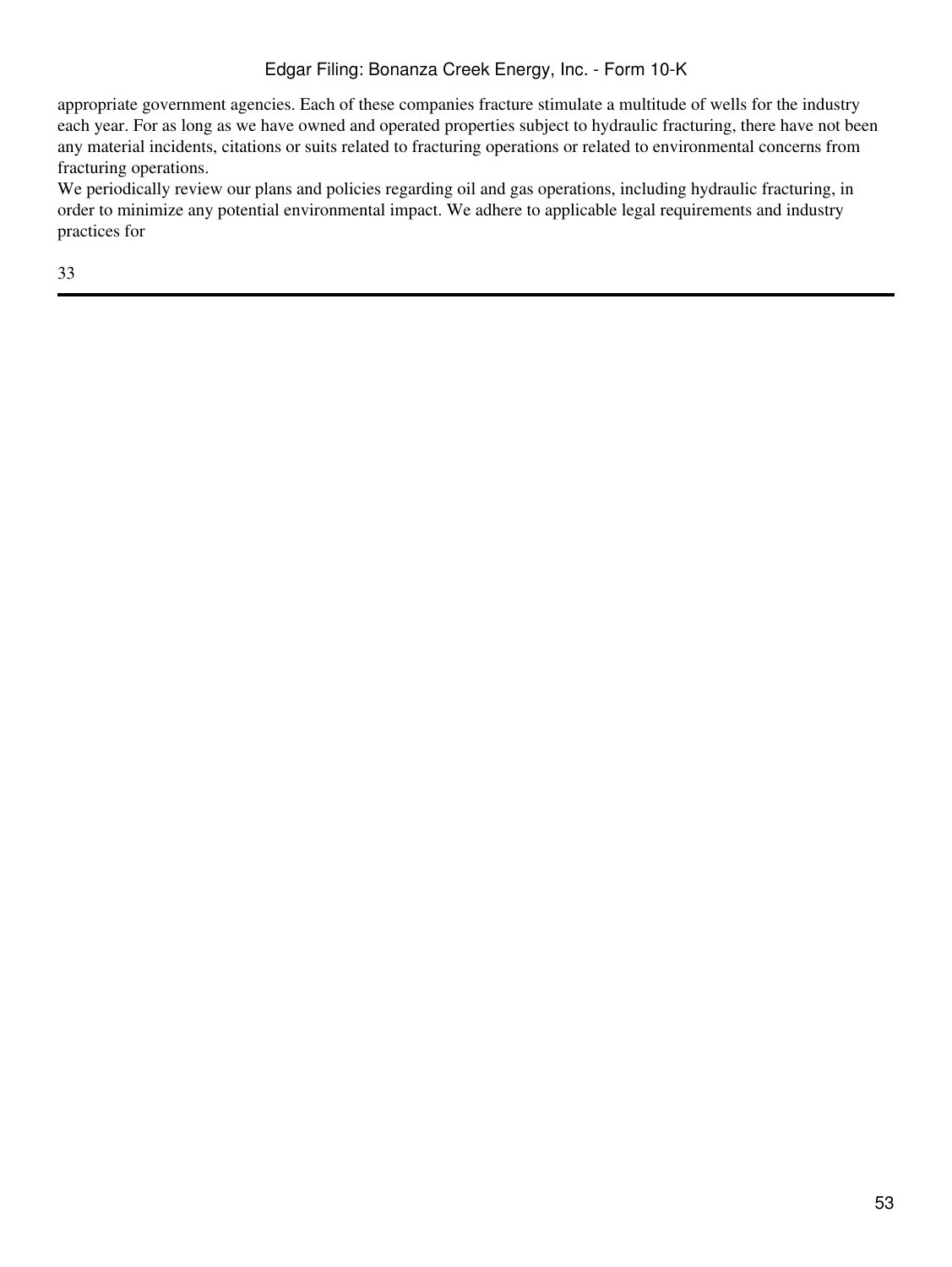appropriate government agencies. Each of these companies fracture stimulate a multitude of wells for the industry each year. For as long as we have owned and operated properties subject to hydraulic fracturing, there have not been any material incidents, citations or suits related to fracturing operations or related to environmental concerns from fracturing operations.

We periodically review our plans and policies regarding oil and gas operations, including hydraulic fracturing, in order to minimize any potential environmental impact. We adhere to applicable legal requirements and industry practices for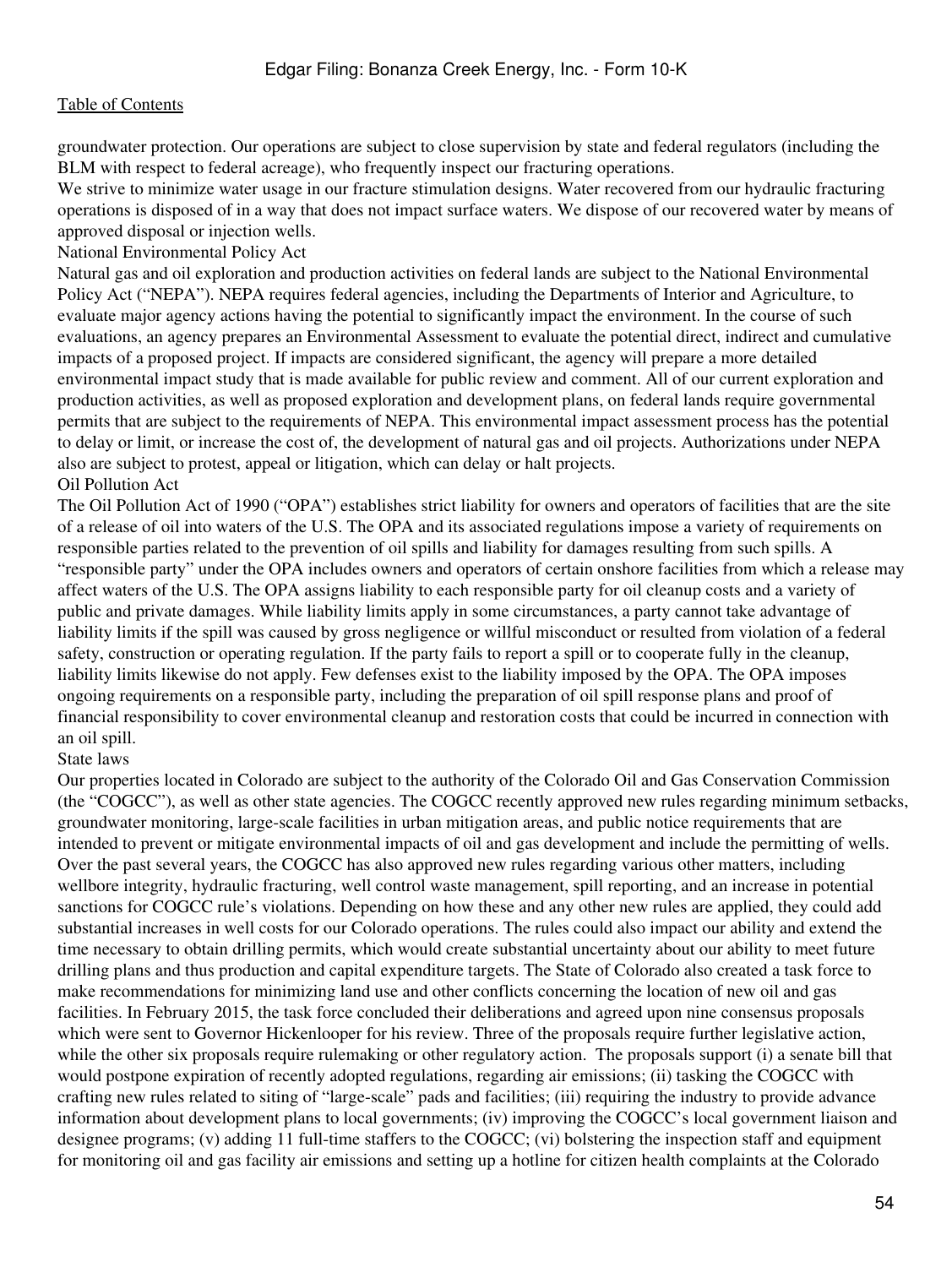groundwater protection. Our operations are subject to close supervision by state and federal regulators (including the BLM with respect to federal acreage), who frequently inspect our fracturing operations.

We strive to minimize water usage in our fracture stimulation designs. Water recovered from our hydraulic fracturing operations is disposed of in a way that does not impact surface waters. We dispose of our recovered water by means of approved disposal or injection wells.

### National Environmental Policy Act

Natural gas and oil exploration and production activities on federal lands are subject to the National Environmental Policy Act ("NEPA"). NEPA requires federal agencies, including the Departments of Interior and Agriculture, to evaluate major agency actions having the potential to significantly impact the environment. In the course of such evaluations, an agency prepares an Environmental Assessment to evaluate the potential direct, indirect and cumulative impacts of a proposed project. If impacts are considered significant, the agency will prepare a more detailed environmental impact study that is made available for public review and comment. All of our current exploration and production activities, as well as proposed exploration and development plans, on federal lands require governmental permits that are subject to the requirements of NEPA. This environmental impact assessment process has the potential to delay or limit, or increase the cost of, the development of natural gas and oil projects. Authorizations under NEPA also are subject to protest, appeal or litigation, which can delay or halt projects.

### Oil Pollution Act

The Oil Pollution Act of 1990 ("OPA") establishes strict liability for owners and operators of facilities that are the site of a release of oil into waters of the U.S. The OPA and its associated regulations impose a variety of requirements on responsible parties related to the prevention of oil spills and liability for damages resulting from such spills. A "responsible party" under the OPA includes owners and operators of certain onshore facilities from which a release may affect waters of the U.S. The OPA assigns liability to each responsible party for oil cleanup costs and a variety of public and private damages. While liability limits apply in some circumstances, a party cannot take advantage of liability limits if the spill was caused by gross negligence or willful misconduct or resulted from violation of a federal safety, construction or operating regulation. If the party fails to report a spill or to cooperate fully in the cleanup, liability limits likewise do not apply. Few defenses exist to the liability imposed by the OPA. The OPA imposes ongoing requirements on a responsible party, including the preparation of oil spill response plans and proof of financial responsibility to cover environmental cleanup and restoration costs that could be incurred in connection with an oil spill.

### State laws

Our properties located in Colorado are subject to the authority of the Colorado Oil and Gas Conservation Commission (the "COGCC"), as well as other state agencies. The COGCC recently approved new rules regarding minimum setbacks, groundwater monitoring, large-scale facilities in urban mitigation areas, and public notice requirements that are intended to prevent or mitigate environmental impacts of oil and gas development and include the permitting of wells. Over the past several years, the COGCC has also approved new rules regarding various other matters, including wellbore integrity, hydraulic fracturing, well control waste management, spill reporting, and an increase in potential sanctions for COGCC rule's violations. Depending on how these and any other new rules are applied, they could add substantial increases in well costs for our Colorado operations. The rules could also impact our ability and extend the time necessary to obtain drilling permits, which would create substantial uncertainty about our ability to meet future drilling plans and thus production and capital expenditure targets. The State of Colorado also created a task force to make recommendations for minimizing land use and other conflicts concerning the location of new oil and gas facilities. In February 2015, the task force concluded their deliberations and agreed upon nine consensus proposals which were sent to Governor Hickenlooper for his review. Three of the proposals require further legislative action, while the other six proposals require rulemaking or other regulatory action. The proposals support (i) a senate bill that would postpone expiration of recently adopted regulations, regarding air emissions; (ii) tasking the COGCC with crafting new rules related to siting of "large-scale" pads and facilities; (iii) requiring the industry to provide advance information about development plans to local governments; (iv) improving the COGCC's local government liaison and designee programs; (v) adding 11 full-time staffers to the COGCC; (vi) bolstering the inspection staff and equipment for monitoring oil and gas facility air emissions and setting up a hotline for citizen health complaints at the Colorado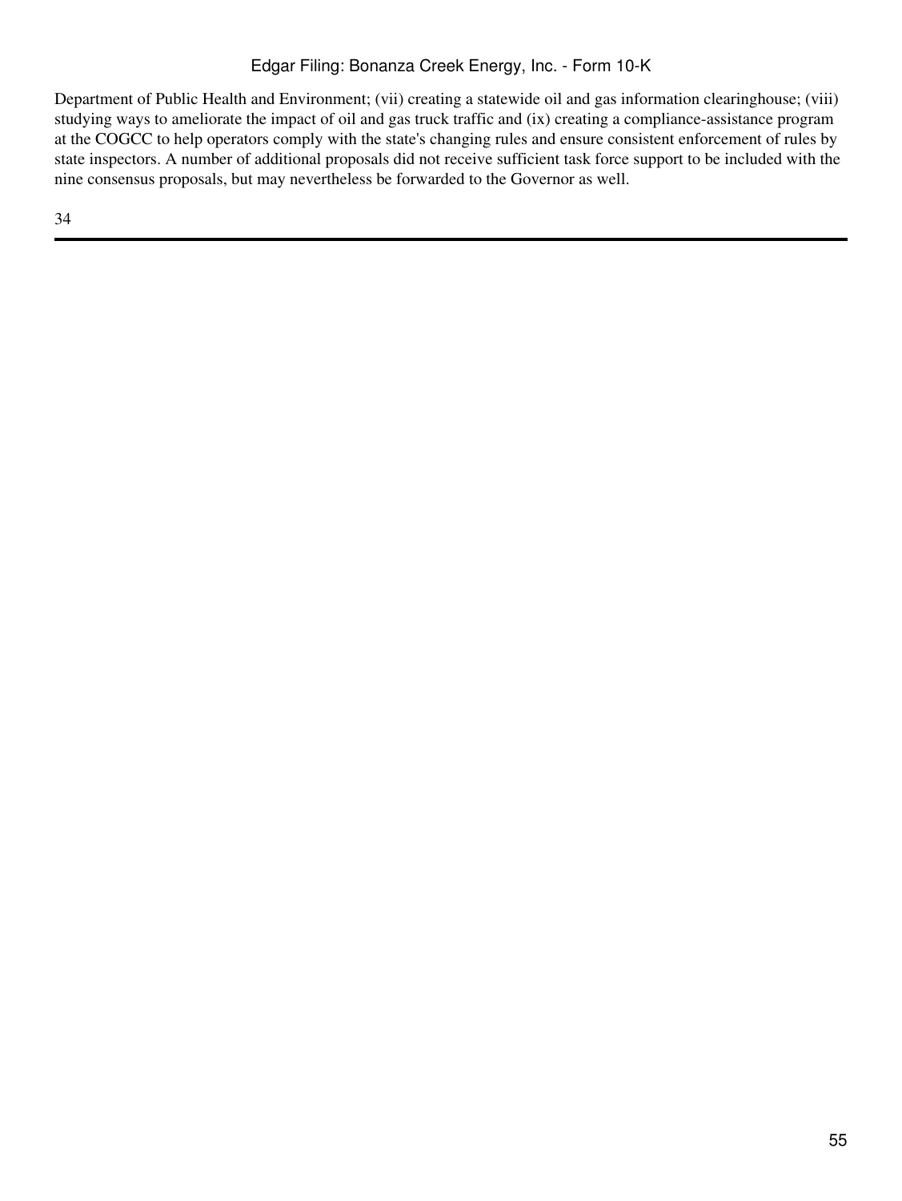Department of Public Health and Environment; (vii) creating a statewide oil and gas information clearinghouse; (viii) studying ways to ameliorate the impact of oil and gas truck traffic and (ix) creating a compliance-assistance program at the COGCC to help operators comply with the state's changing rules and ensure consistent enforcement of rules by state inspectors. A number of additional proposals did not receive sufficient task force support to be included with the nine consensus proposals, but may nevertheless be forwarded to the Governor as well.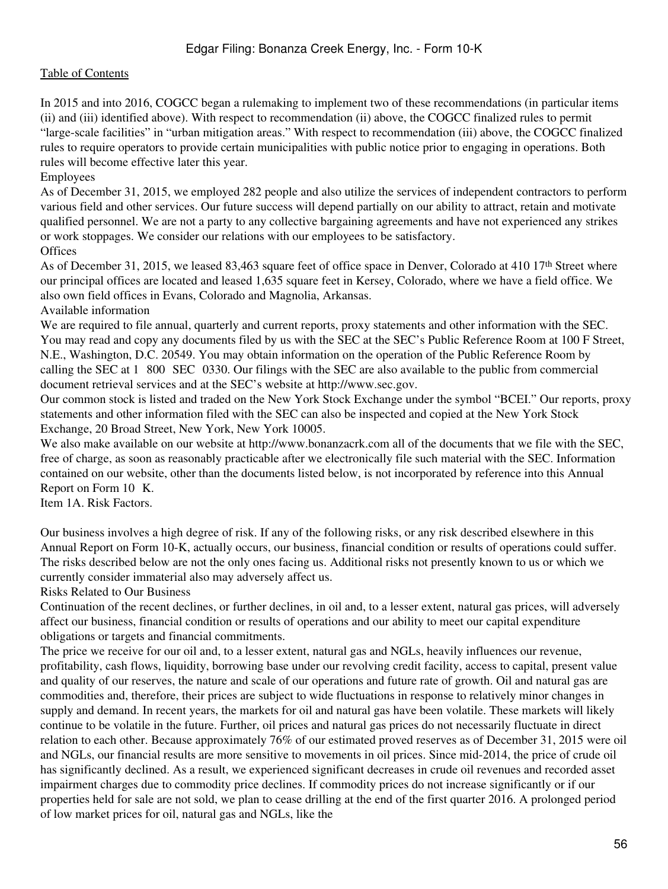In 2015 and into 2016, COGCC began a rulemaking to implement two of these recommendations (in particular items (ii) and (iii) identified above). With respect to recommendation (ii) above, the COGCC finalized rules to permit "large-scale facilities" in "urban mitigation areas." With respect to recommendation (iii) above, the COGCC finalized rules to require operators to provide certain municipalities with public notice prior to engaging in operations. Both rules will become effective later this year.

### Employees

As of December 31, 2015, we employed 282 people and also utilize the services of independent contractors to perform various field and other services. Our future success will depend partially on our ability to attract, retain and motivate qualified personnel. We are not a party to any collective bargaining agreements and have not experienced any strikes or work stoppages. We consider our relations with our employees to be satisfactory.

### Offices

As of December 31, 2015, we leased 83,463 square feet of office space in Denver, Colorado at 410 17th Street where our principal offices are located and leased 1,635 square feet in Kersey, Colorado, where we have a field office. We also own field offices in Evans, Colorado and Magnolia, Arkansas.

### Available information

We are required to file annual, quarterly and current reports, proxy statements and other information with the SEC. You may read and copy any documents filed by us with the SEC at the SEC's Public Reference Room at 100 F Street, N.E., Washington, D.C. 20549. You may obtain information on the operation of the Public Reference Room by calling the SEC at 1 800 SEC 0330. Our filings with the SEC are also available to the public from commercial document retrieval services and at the SEC's website at http://www.sec.gov.

Our common stock is listed and traded on the New York Stock Exchange under the symbol "BCEI." Our reports, proxy statements and other information filed with the SEC can also be inspected and copied at the New York Stock Exchange, 20 Broad Street, New York, New York 10005.

We also make available on our website at http://www.bonanzacrk.com all of the documents that we file with the SEC, free of charge, as soon as reasonably practicable after we electronically file such material with the SEC. Information contained on our website, other than the documents listed below, is not incorporated by reference into this Annual Report on Form 10 K.

## Item 1A. Risk Factors.

Our business involves a high degree of risk. If any of the following risks, or any risk described elsewhere in this Annual Report on Form 10-K, actually occurs, our business, financial condition or results of operations could suffer. The risks described below are not the only ones facing us. Additional risks not presently known to us or which we currently consider immaterial also may adversely affect us.

### Risks Related to Our Business

Continuation of the recent declines, or further declines, in oil and, to a lesser extent, natural gas prices, will adversely affect our business, financial condition or results of operations and our ability to meet our capital expenditure obligations or targets and financial commitments.

The price we receive for our oil and, to a lesser extent, natural gas and NGLs, heavily influences our revenue, profitability, cash flows, liquidity, borrowing base under our revolving credit facility, access to capital, present value and quality of our reserves, the nature and scale of our operations and future rate of growth. Oil and natural gas are commodities and, therefore, their prices are subject to wide fluctuations in response to relatively minor changes in supply and demand. In recent years, the markets for oil and natural gas have been volatile. These markets will likely continue to be volatile in the future. Further, oil prices and natural gas prices do not necessarily fluctuate in direct relation to each other. Because approximately 76% of our estimated proved reserves as of December 31, 2015 were oil and NGLs, our financial results are more sensitive to movements in oil prices. Since mid-2014, the price of crude oil has significantly declined. As a result, we experienced significant decreases in crude oil revenues and recorded asset impairment charges due to commodity price declines. If commodity prices do not increase significantly or if our properties held for sale are not sold, we plan to cease drilling at the end of the first quarter 2016. A prolonged period of low market prices for oil, natural gas and NGLs, like the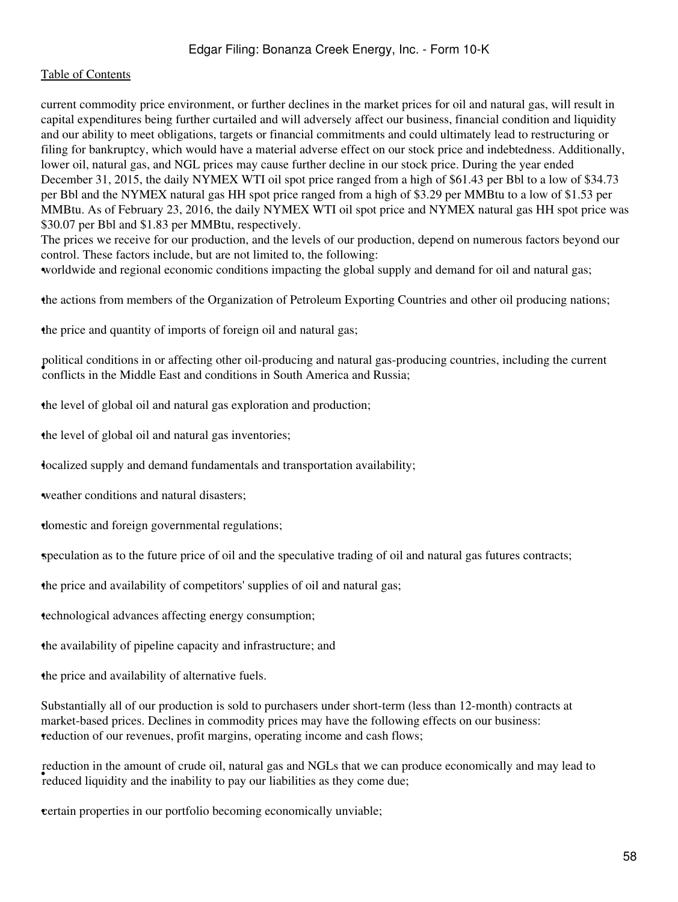current commodity price environment, or further declines in the market prices for oil and natural gas, will result in capital expenditures being further curtailed and will adversely affect our business, financial condition and liquidity and our ability to meet obligations, targets or financial commitments and could ultimately lead to restructuring or filing for bankruptcy, which would have a material adverse effect on our stock price and indebtedness. Additionally, lower oil, natural gas, and NGL prices may cause further decline in our stock price. During the year ended December 31, 2015, the daily NYMEX WTI oil spot price ranged from a high of $61.43 per Bbl to a low of $34.73 per Bbl and the NYMEX natural gas HH spot price ranged from a high of $3.29 per MMBtu to a low of $1.53 per MMBtu. As of February 23, 2016, the daily NYMEX WTI oil spot price and NYMEX natural gas HH spot price was $30.07 per Bbl and $1.83 per MMBtu, respectively.

The prices we receive for our production, and the levels of our production, depend on numerous factors beyond our control. These factors include, but are not limited to, the following:

- worldwide and regional economic conditions impacting the global supply and demand for oil and natural gas;
- the actions from members of the Organization of Petroleum Exporting Countries and other oil producing nations;
- the price and quantity of imports of foreign oil and natural gas;
- political conditions in or affecting other oil-producing and natural gas-producing countries, including the current conflicts in the Middle East and conditions in South America and Russia;
- the level of global oil and natural gas exploration and production;
- the level of global oil and natural gas inventories;
- localized supply and demand fundamentals and transportation availability;
- weather conditions and natural disasters;
- domestic and foreign governmental regulations;
- speculation as to the future price of oil and the speculative trading of oil and natural gas futures contracts;
- the price and availability of competitors' supplies of oil and natural gas;
- technological advances affecting energy consumption;
- the availability of pipeline capacity and infrastructure; and
- the price and availability of alternative fuels.

Substantially all of our production is sold to purchasers under short-term (less than 12-month) contracts at market-based prices. Declines in commodity prices may have the following effects on our business:

- reduction of our revenues, profit margins, operating income and cash flows;
- reduction in the amount of crude oil, natural gas and NGLs that we can produce economically and may lead to reduced liquidity and the inability to pay our liabilities as they come due;
- certain properties in our portfolio becoming economically unviable;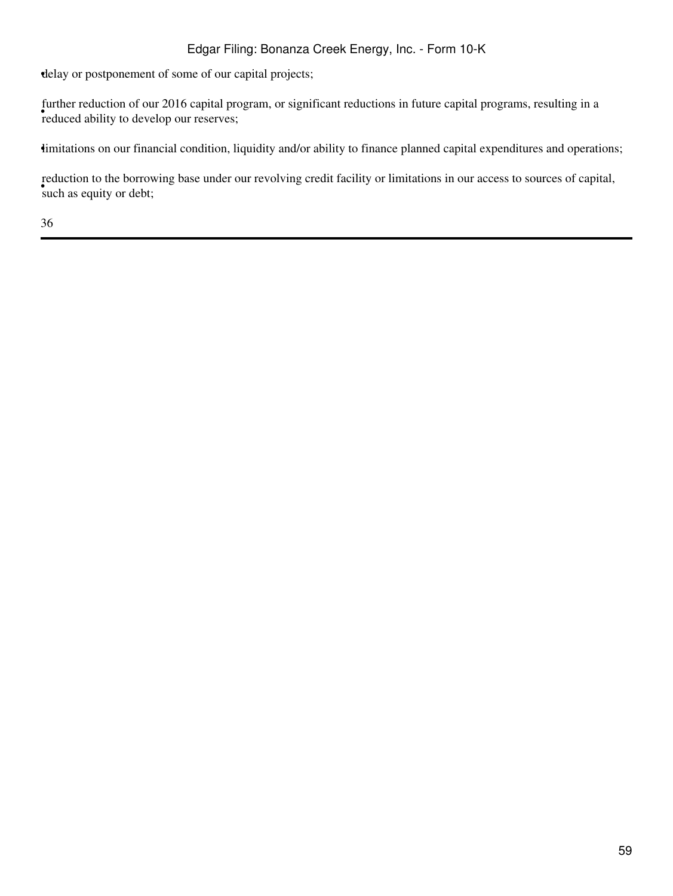- delay or postponement of some of our capital projects;
- further reduction of our 2016 capital program, or significant reductions in future capital programs, resulting in a reduced ability to develop our reserves;
- limitations on our financial condition, liquidity and/or ability to finance planned capital expenditures and operations;
- reduction to the borrowing base under our revolving credit facility or limitations in our access to sources of capital, such as equity or debt;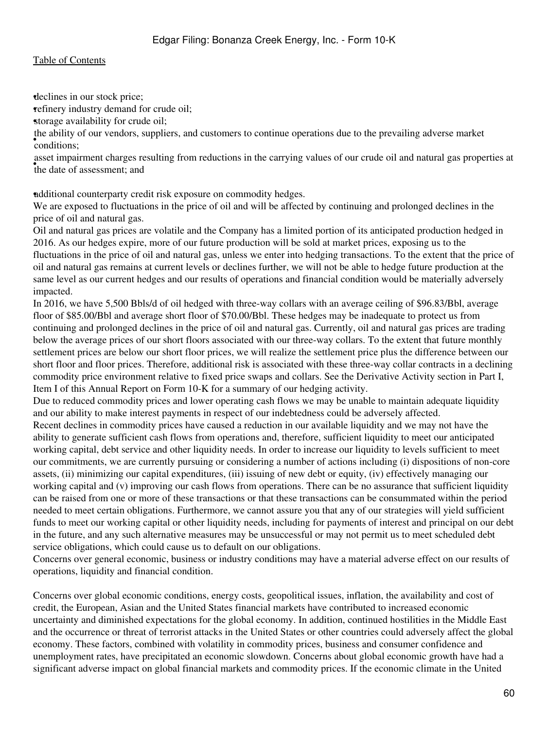- declines in our stock price;
- refinery industry demand for crude oil;
- storage availability for crude oil;
- the ability of our vendors, suppliers, and customers to continue operations due to the prevailing adverse market conditions;
- asset impairment charges resulting from reductions in the carrying values of our crude oil and natural gas properties at the date of assessment; and
- additional counterparty credit risk exposure on commodity hedges.

We are exposed to fluctuations in the price of oil and will be affected by continuing and prolonged declines in the price of oil and natural gas.

Oil and natural gas prices are volatile and the Company has a limited portion of its anticipated production hedged in 2016. As our hedges expire, more of our future production will be sold at market prices, exposing us to the fluctuations in the price of oil and natural gas, unless we enter into hedging transactions. To the extent that the price of oil and natural gas remains at current levels or declines further, we will not be able to hedge future production at the same level as our current hedges and our results of operations and financial condition would be materially adversely impacted.

In 2016, we have 5,500 Bbls/d of oil hedged with three-way collars with an average ceiling of $96.83/Bbl, average floor of $85.00/Bbl and average short floor of $70.00/Bbl. These hedges may be inadequate to protect us from continuing and prolonged declines in the price of oil and natural gas. Currently, oil and natural gas prices are trading below the average prices of our short floors associated with our three-way collars. To the extent that future monthly settlement prices are below our short floor prices, we will realize the settlement price plus the difference between our short floor and floor prices. Therefore, additional risk is associated with these three-way collar contracts in a declining commodity price environment relative to fixed price swaps and collars. See the Derivative Activity section in Part I, Item I of this Annual Report on Form 10-K for a summary of our hedging activity.

Due to reduced commodity prices and lower operating cash flows we may be unable to maintain adequate liquidity and our ability to make interest payments in respect of our indebtedness could be adversely affected.

Recent declines in commodity prices have caused a reduction in our available liquidity and we may not have the ability to generate sufficient cash flows from operations and, therefore, sufficient liquidity to meet our anticipated working capital, debt service and other liquidity needs. In order to increase our liquidity to levels sufficient to meet our commitments, we are currently pursuing or considering a number of actions including (i) dispositions of non-core assets, (ii) minimizing our capital expenditures, (iii) issuing of new debt or equity, (iv) effectively managing our working capital and (v) improving our cash flows from operations. There can be no assurance that sufficient liquidity can be raised from one or more of these transactions or that these transactions can be consummated within the period needed to meet certain obligations. Furthermore, we cannot assure you that any of our strategies will yield sufficient funds to meet our working capital or other liquidity needs, including for payments of interest and principal on our debt in the future, and any such alternative measures may be unsuccessful or may not permit us to meet scheduled debt service obligations, which could cause us to default on our obligations.

Concerns over general economic, business or industry conditions may have a material adverse effect on our results of operations, liquidity and financial condition.

Concerns over global economic conditions, energy costs, geopolitical issues, inflation, the availability and cost of credit, the European, Asian and the United States financial markets have contributed to increased economic uncertainty and diminished expectations for the global economy. In addition, continued hostilities in the Middle East and the occurrence or threat of terrorist attacks in the United States or other countries could adversely affect the global economy. These factors, combined with volatility in commodity prices, business and consumer confidence and unemployment rates, have precipitated an economic slowdown. Concerns about global economic growth have had a significant adverse impact on global financial markets and commodity prices. If the economic climate in the United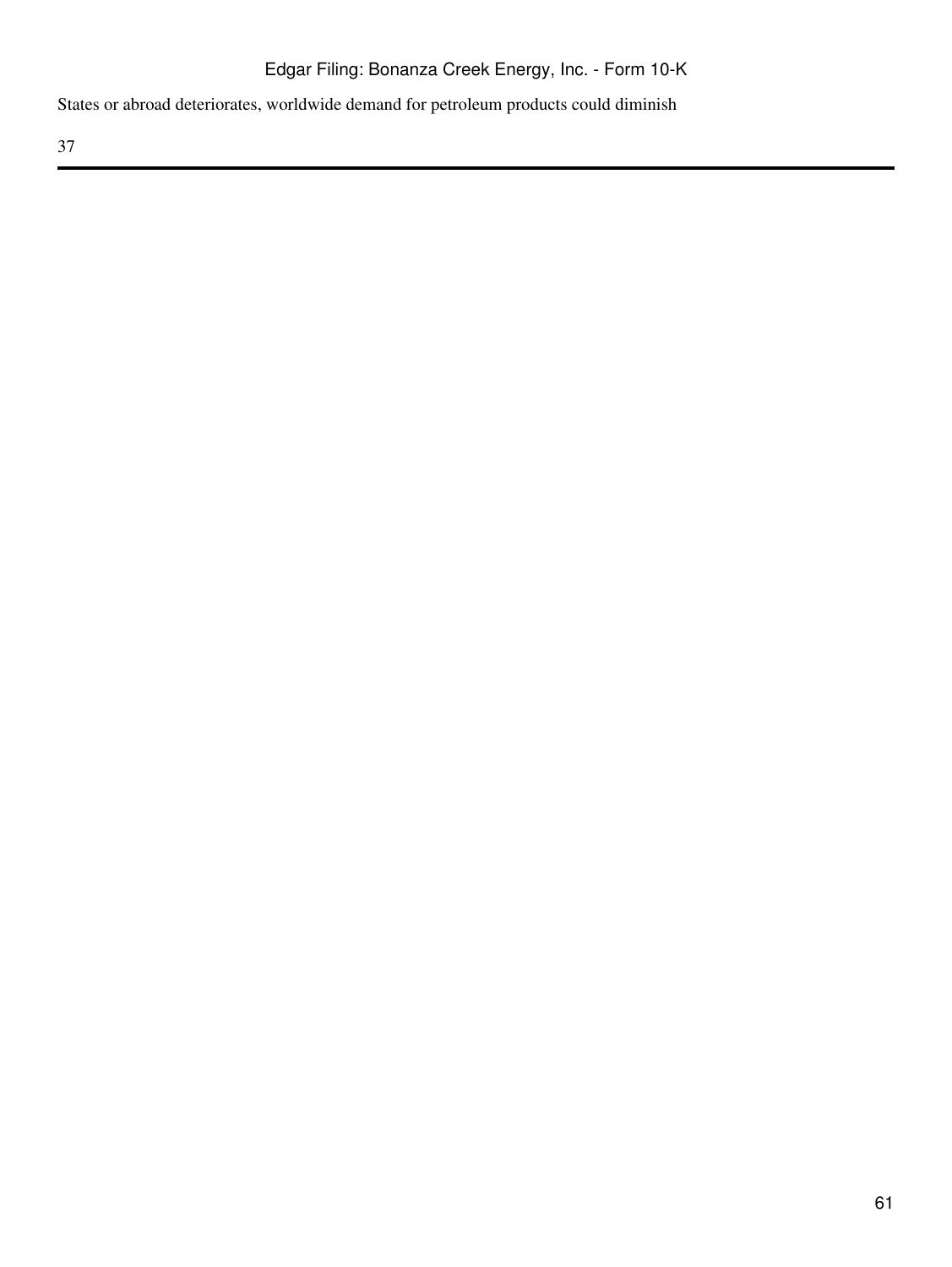States or abroad deteriorates, worldwide demand for petroleum products could diminish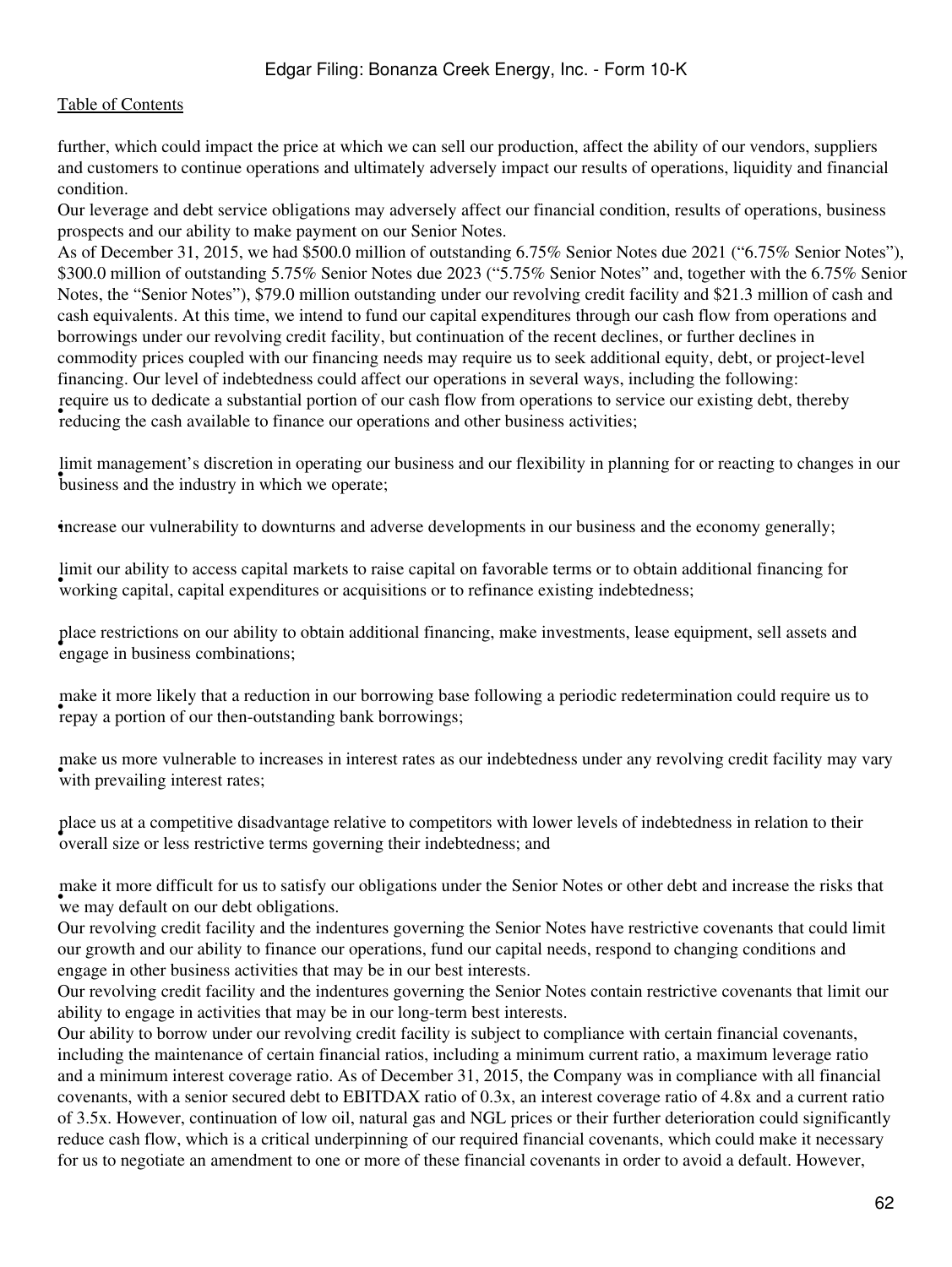further, which could impact the price at which we can sell our production, affect the ability of our vendors, suppliers and customers to continue operations and ultimately adversely impact our results of operations, liquidity and financial condition.

Our leverage and debt service obligations may adversely affect our financial condition, results of operations, business prospects and our ability to make payment on our Senior Notes.

As of December 31, 2015, we had $500.0 million of outstanding 6.75% Senior Notes due 2021 ("6.75% Senior Notes"), $300.0 million of outstanding 5.75% Senior Notes due 2023 ("5.75% Senior Notes" and, together with the 6.75% Senior Notes, the "Senior Notes"), $79.0 million outstanding under our revolving credit facility and $21.3 million of cash and cash equivalents. At this time, we intend to fund our capital expenditures through our cash flow from operations and borrowings under our revolving credit facility, but continuation of the recent declines, or further declines in commodity prices coupled with our financing needs may require us to seek additional equity, debt, or project-level financing. Our level of indebtedness could affect our operations in several ways, including the following:

- require us to dedicate a substantial portion of our cash flow from operations to service our existing debt, thereby reducing the cash available to finance our operations and other business activities;
- limit management's discretion in operating our business and our flexibility in planning for or reacting to changes in our business and the industry in which we operate;
- increase our vulnerability to downturns and adverse developments in our business and the economy generally;
- limit our ability to access capital markets to raise capital on favorable terms or to obtain additional financing for working capital, capital expenditures or acquisitions or to refinance existing indebtedness;
- place restrictions on our ability to obtain additional financing, make investments, lease equipment, sell assets and engage in business combinations;
- make it more likely that a reduction in our borrowing base following a periodic redetermination could require us to repay a portion of our then-outstanding bank borrowings;
- make us more vulnerable to increases in interest rates as our indebtedness under any revolving credit facility may vary with prevailing interest rates;
- place us at a competitive disadvantage relative to competitors with lower levels of indebtedness in relation to their overall size or less restrictive terms governing their indebtedness; and
- make it more difficult for us to satisfy our obligations under the Senior Notes or other debt and increase the risks that we may default on our debt obligations.

Our revolving credit facility and the indentures governing the Senior Notes have restrictive covenants that could limit our growth and our ability to finance our operations, fund our capital needs, respond to changing conditions and engage in other business activities that may be in our best interests.

Our revolving credit facility and the indentures governing the Senior Notes contain restrictive covenants that limit our ability to engage in activities that may be in our long-term best interests.

Our ability to borrow under our revolving credit facility is subject to compliance with certain financial covenants, including the maintenance of certain financial ratios, including a minimum current ratio, a maximum leverage ratio and a minimum interest coverage ratio. As of December 31, 2015, the Company was in compliance with all financial covenants, with a senior secured debt to EBITDAX ratio of 0.3x, an interest coverage ratio of 4.8x and a current ratio of 3.5x. However, continuation of low oil, natural gas and NGL prices or their further deterioration could significantly reduce cash flow, which is a critical underpinning of our required financial covenants, which could make it necessary for us to negotiate an amendment to one or more of these financial covenants in order to avoid a default. However,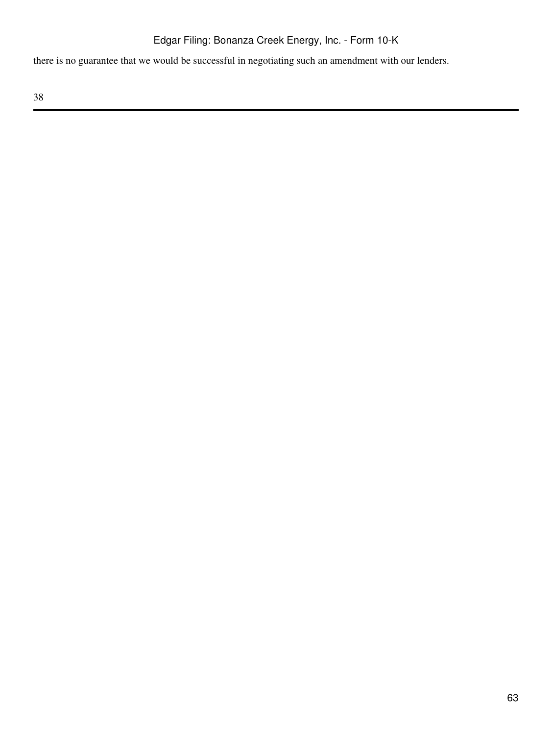there is no guarantee that we would be successful in negotiating such an amendment with our lenders.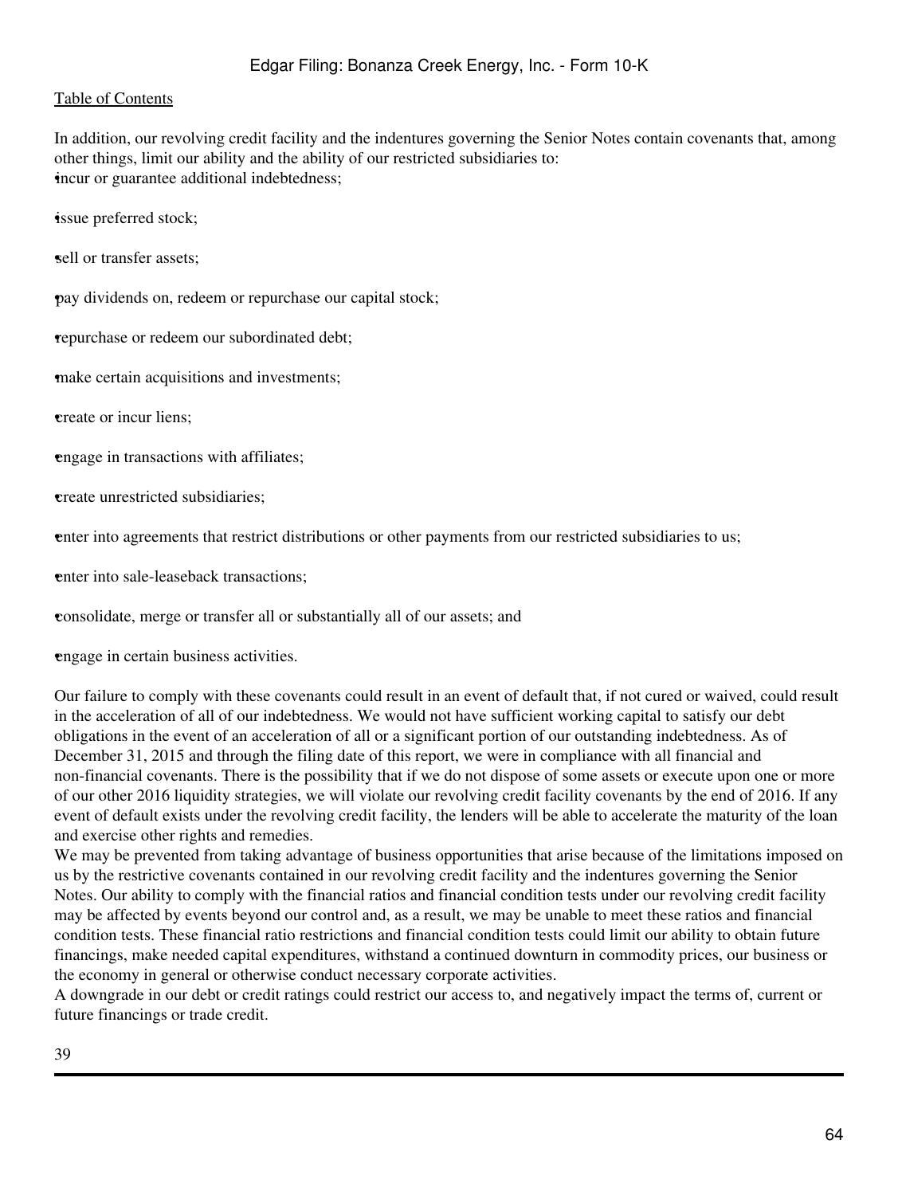In addition, our revolving credit facility and the indentures governing the Senior Notes contain covenants that, among other things, limit our ability and the ability of our restricted subsidiaries to:

- incur or guarantee additional indebtedness;
- issue preferred stock;
- sell or transfer assets;
- pay dividends on, redeem or repurchase our capital stock;
- repurchase or redeem our subordinated debt;
- make certain acquisitions and investments;
- create or incur liens;
- engage in transactions with affiliates;
- create unrestricted subsidiaries;
- enter into agreements that restrict distributions or other payments from our restricted subsidiaries to us;
- enter into sale-leaseback transactions;
- consolidate, merge or transfer all or substantially all of our assets; and
- engage in certain business activities.

Our failure to comply with these covenants could result in an event of default that, if not cured or waived, could result in the acceleration of all of our indebtedness. We would not have sufficient working capital to satisfy our debt obligations in the event of an acceleration of all or a significant portion of our outstanding indebtedness. As of December 31, 2015 and through the filing date of this report, we were in compliance with all financial and non-financial covenants. There is the possibility that if we do not dispose of some assets or execute upon one or more of our other 2016 liquidity strategies, we will violate our revolving credit facility covenants by the end of 2016. If any event of default exists under the revolving credit facility, the lenders will be able to accelerate the maturity of the loan and exercise other rights and remedies.

We may be prevented from taking advantage of business opportunities that arise because of the limitations imposed on us by the restrictive covenants contained in our revolving credit facility and the indentures governing the Senior Notes. Our ability to comply with the financial ratios and financial condition tests under our revolving credit facility may be affected by events beyond our control and, as a result, we may be unable to meet these ratios and financial condition tests. These financial ratio restrictions and financial condition tests could limit our ability to obtain future financings, make needed capital expenditures, withstand a continued downturn in commodity prices, our business or the economy in general or otherwise conduct necessary corporate activities.

A downgrade in our debt or credit ratings could restrict our access to, and negatively impact the terms of, current or future financings or trade credit.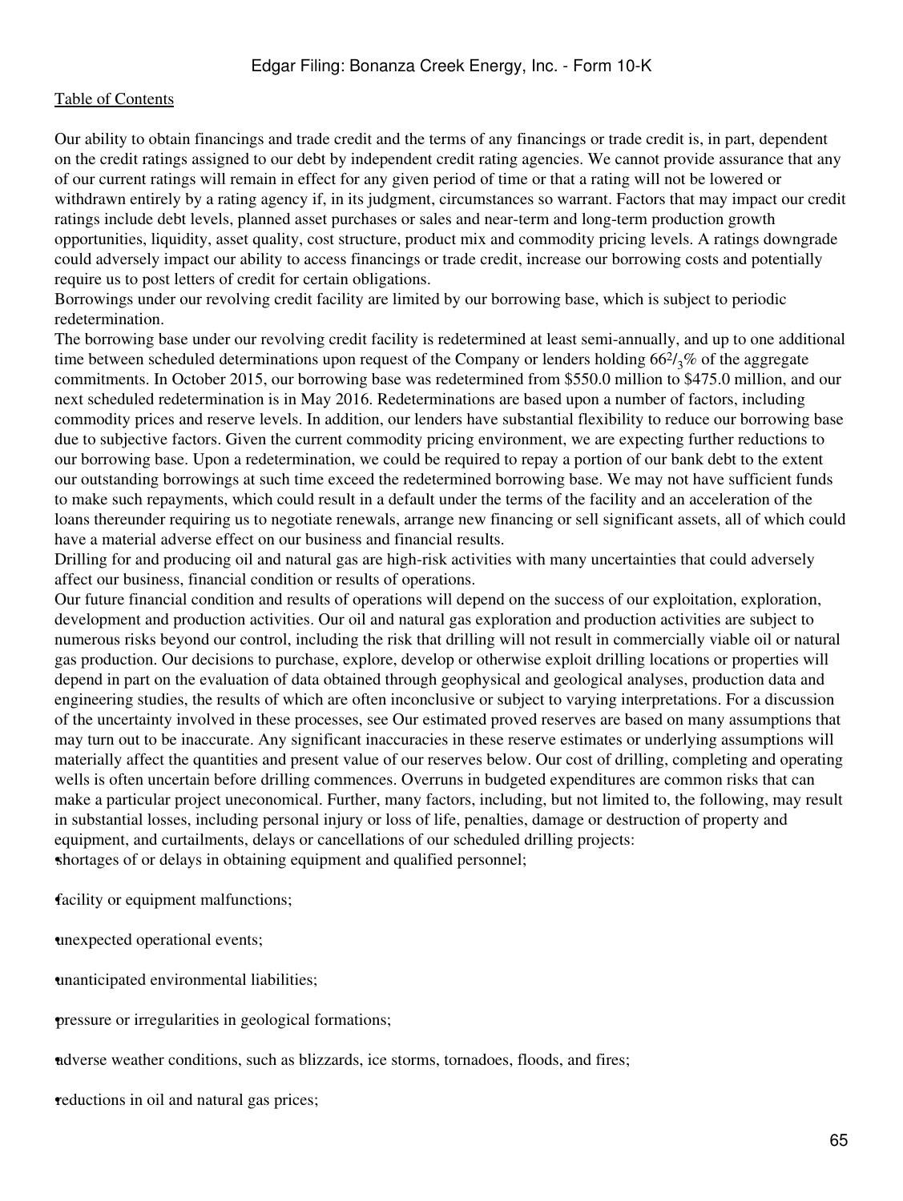Our ability to obtain financings and trade credit and the terms of any financings or trade credit is, in part, dependent on the credit ratings assigned to our debt by independent credit rating agencies. We cannot provide assurance that any of our current ratings will remain in effect for any given period of time or that a rating will not be lowered or withdrawn entirely by a rating agency if, in its judgment, circumstances so warrant. Factors that may impact our credit ratings include debt levels, planned asset purchases or sales and near-term and long-term production growth opportunities, liquidity, asset quality, cost structure, product mix and commodity pricing levels. A ratings downgrade could adversely impact our ability to access financings or trade credit, increase our borrowing costs and potentially require us to post letters of credit for certain obligations.

Borrowings under our revolving credit facility are limited by our borrowing base, which is subject to periodic redetermination.

The borrowing base under our revolving credit facility is redetermined at least semi-annually, and up to one additional time between scheduled determinations upon request of the Company or lenders holding $66^{2}/_{3}$% of the aggregate commitments. In October 2015, our borrowing base was redetermined from \$550.0 million to \$475.0 million, and our next scheduled redetermination is in May 2016. Redeterminations are based upon a number of factors, including commodity prices and reserve levels. In addition, our lenders have substantial flexibility to reduce our borrowing base due to subjective factors. Given the current commodity pricing environment, we are expecting further reductions to our borrowing base. Upon a redetermination, we could be required to repay a portion of our bank debt to the extent our outstanding borrowings at such time exceed the redetermined borrowing base. We may not have sufficient funds to make such repayments, which could result in a default under the terms of the facility and an acceleration of the loans thereunder requiring us to negotiate renewals, arrange new financing or sell significant assets, all of which could have a material adverse effect on our business and financial results.

Drilling for and producing oil and natural gas are high-risk activities with many uncertainties that could adversely affect our business, financial condition or results of operations.

Our future financial condition and results of operations will depend on the success of our exploitation, exploration, development and production activities. Our oil and natural gas exploration and production activities are subject to numerous risks beyond our control, including the risk that drilling will not result in commercially viable oil or natural gas production. Our decisions to purchase, explore, develop or otherwise exploit drilling locations or properties will depend in part on the evaluation of data obtained through geophysical and geological analyses, production data and engineering studies, the results of which are often inconclusive or subject to varying interpretations. For a discussion of the uncertainty involved in these processes, see Our estimated proved reserves are based on many assumptions that may turn out to be inaccurate. Any significant inaccuracies in these reserve estimates or underlying assumptions will materially affect the quantities and present value of our reserves below. Our cost of drilling, completing and operating wells is often uncertain before drilling commences. Overruns in budgeted expenditures are common risks that can make a particular project uneconomical. Further, many factors, including, but not limited to, the following, may result in substantial losses, including personal injury or loss of life, penalties, damage or destruction of property and equipment, and curtailments, delays or cancellations of our scheduled drilling projects:

- shortages of or delays in obtaining equipment and qualified personnel;
- facility or equipment malfunctions;
- unexpected operational events;
- unanticipated environmental liabilities;
- pressure or irregularities in geological formations;
- adverse weather conditions, such as blizzards, ice storms, tornadoes, floods, and fires;
- reductions in oil and natural gas prices;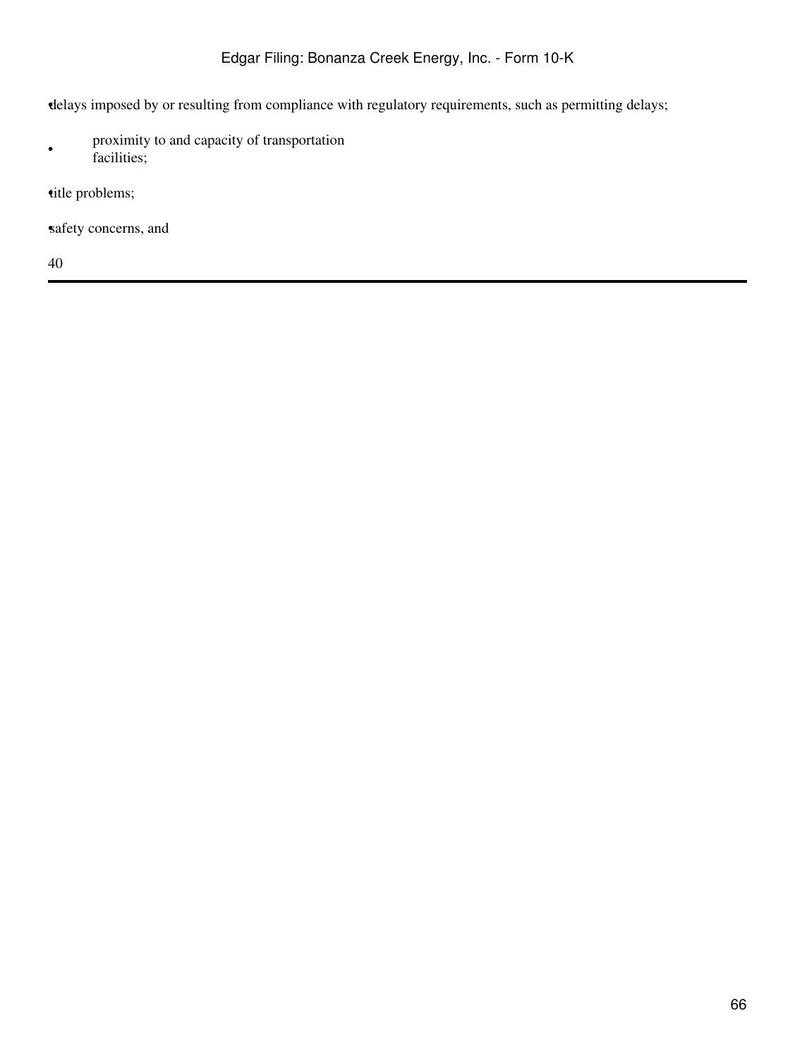- delays imposed by or resulting from compliance with regulatory requirements, such as permitting delays;
- proximity to and capacity of transportation facilities;
- title problems;
- safety concerns, and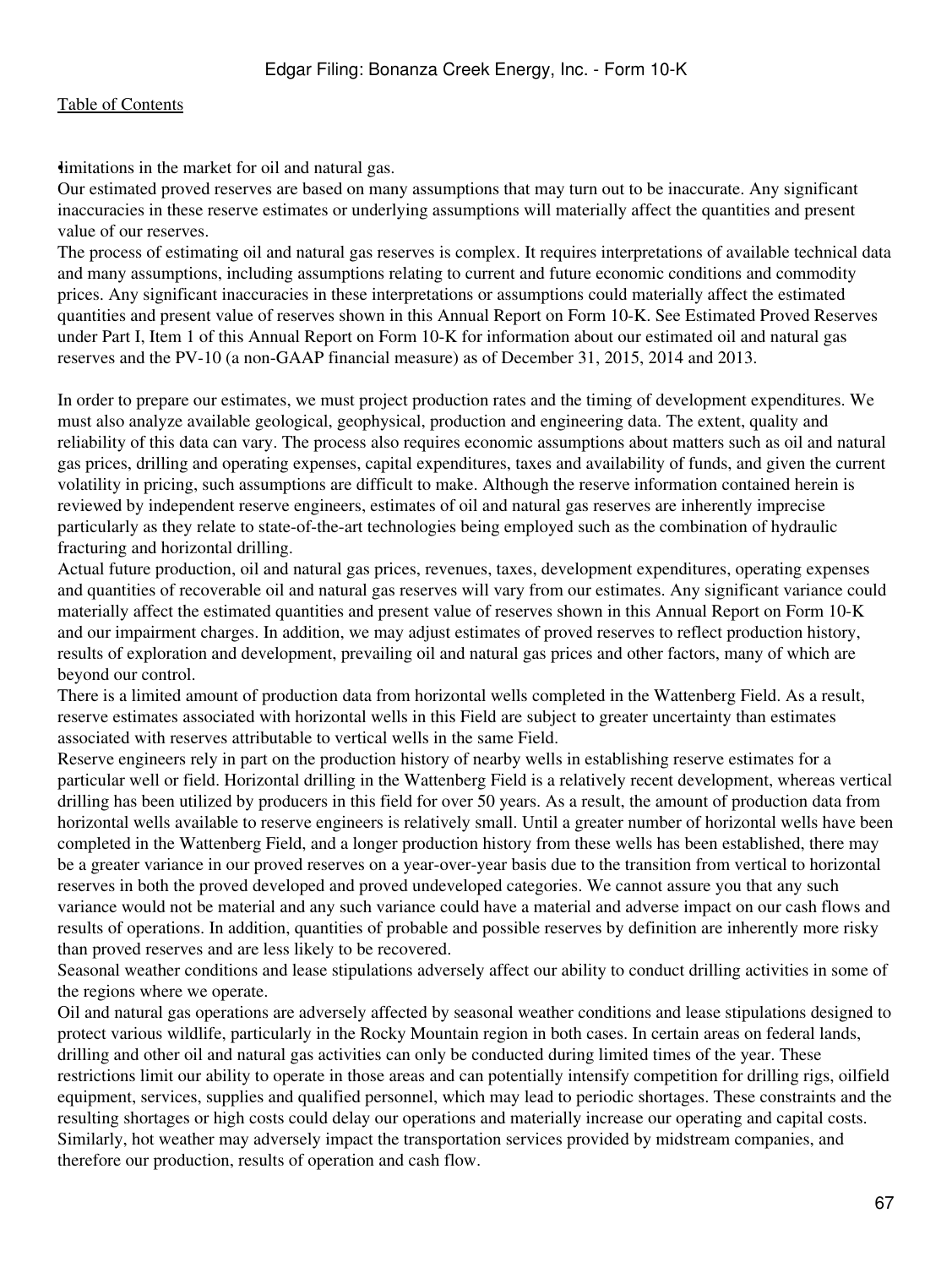- limitations in the market for oil and natural gas.

**Our estimated proved reserves are based on many assumptions that may turn out to be inaccurate. Any significant inaccuracies in these reserve estimates or underlying assumptions will materially affect the quantities and present value of our reserves.**

The process of estimating oil and natural gas reserves is complex. It requires interpretations of available technical data and many assumptions, including assumptions relating to current and future economic conditions and commodity prices. Any significant inaccuracies in these interpretations or assumptions could materially affect the estimated quantities and present value of reserves shown in this Annual Report on Form 10-K. See Estimated Proved Reserves under Part I, Item 1 of this Annual Report on Form 10-K for information about our estimated oil and natural gas reserves and the PV-10 (a non-GAAP financial measure) as of December 31, 2015, 2014 and 2013.

In order to prepare our estimates, we must project production rates and the timing of development expenditures. We must also analyze available geological, geophysical, production and engineering data. The extent, quality and reliability of this data can vary. The process also requires economic assumptions about matters such as oil and natural gas prices, drilling and operating expenses, capital expenditures, taxes and availability of funds, and given the current volatility in pricing, such assumptions are difficult to make. Although the reserve information contained herein is reviewed by independent reserve engineers, estimates of oil and natural gas reserves are inherently imprecise particularly as they relate to state-of-the-art technologies being employed such as the combination of hydraulic fracturing and horizontal drilling.

Actual future production, oil and natural gas prices, revenues, taxes, development expenditures, operating expenses and quantities of recoverable oil and natural gas reserves will vary from our estimates. Any significant variance could materially affect the estimated quantities and present value of reserves shown in this Annual Report on Form 10-K and our impairment charges. In addition, we may adjust estimates of proved reserves to reflect production history, results of exploration and development, prevailing oil and natural gas prices and other factors, many of which are beyond our control.

**There is a limited amount of production data from horizontal wells completed in the Wattenberg Field. As a result, reserve estimates associated with horizontal wells in this Field are subject to greater uncertainty than estimates associated with reserves attributable to vertical wells in the same Field.**

Reserve engineers rely in part on the production history of nearby wells in establishing reserve estimates for a particular well or field. Horizontal drilling in the Wattenberg Field is a relatively recent development, whereas vertical drilling has been utilized by producers in this field for over 50 years. As a result, the amount of production data from horizontal wells available to reserve engineers is relatively small. Until a greater number of horizontal wells have been completed in the Wattenberg Field, and a longer production history from these wells has been established, there may be a greater variance in our proved reserves on a year-over-year basis due to the transition from vertical to horizontal reserves in both the proved developed and proved undeveloped categories. We cannot assure you that any such variance would not be material and any such variance could have a material and adverse impact on our cash flows and results of operations. In addition, quantities of probable and possible reserves by definition are inherently more risky than proved reserves and are less likely to be recovered.

**Seasonal weather conditions and lease stipulations adversely affect our ability to conduct drilling activities in some of the regions where we operate.**

Oil and natural gas operations are adversely affected by seasonal weather conditions and lease stipulations designed to protect various wildlife, particularly in the Rocky Mountain region in both cases. In certain areas on federal lands, drilling and other oil and natural gas activities can only be conducted during limited times of the year. These restrictions limit our ability to operate in those areas and can potentially intensify competition for drilling rigs, oilfield equipment, services, supplies and qualified personnel, which may lead to periodic shortages. These constraints and the resulting shortages or high costs could delay our operations and materially increase our operating and capital costs. Similarly, hot weather may adversely impact the transportation services provided by midstream companies, and therefore our production, results of operation and cash flow.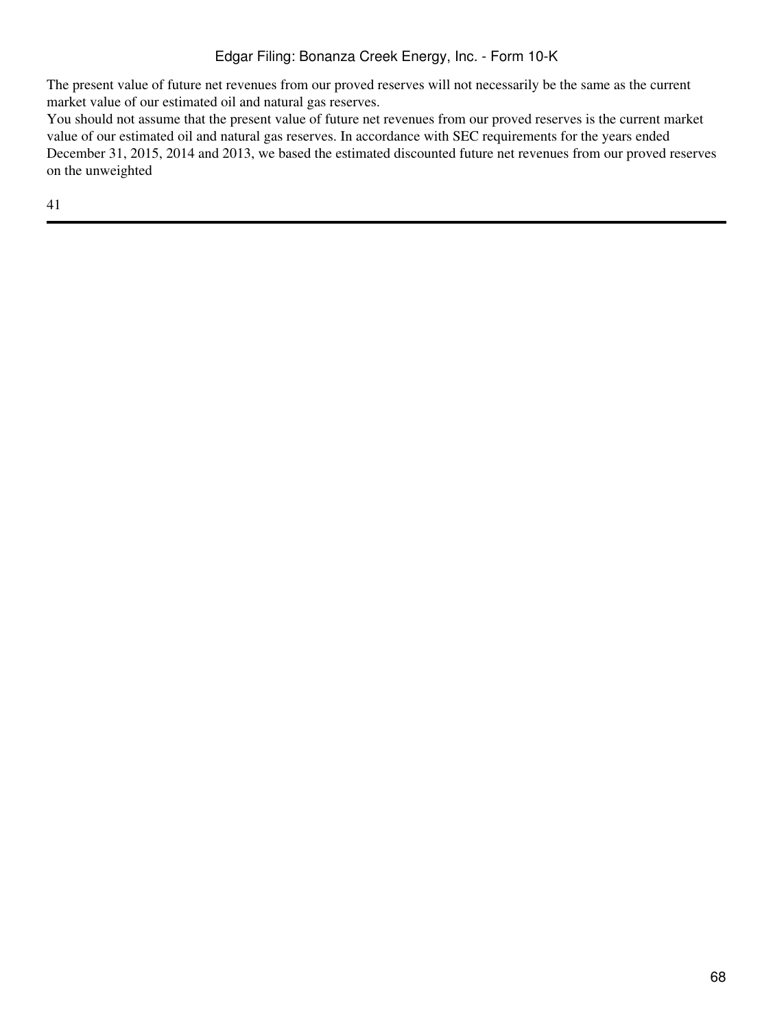The present value of future net revenues from our proved reserves will not necessarily be the same as the current market value of our estimated oil and natural gas reserves.

You should not assume that the present value of future net revenues from our proved reserves is the current market value of our estimated oil and natural gas reserves. In accordance with SEC requirements for the years ended December 31, 2015, 2014 and 2013, we based the estimated discounted future net revenues from our proved reserves on the unweighted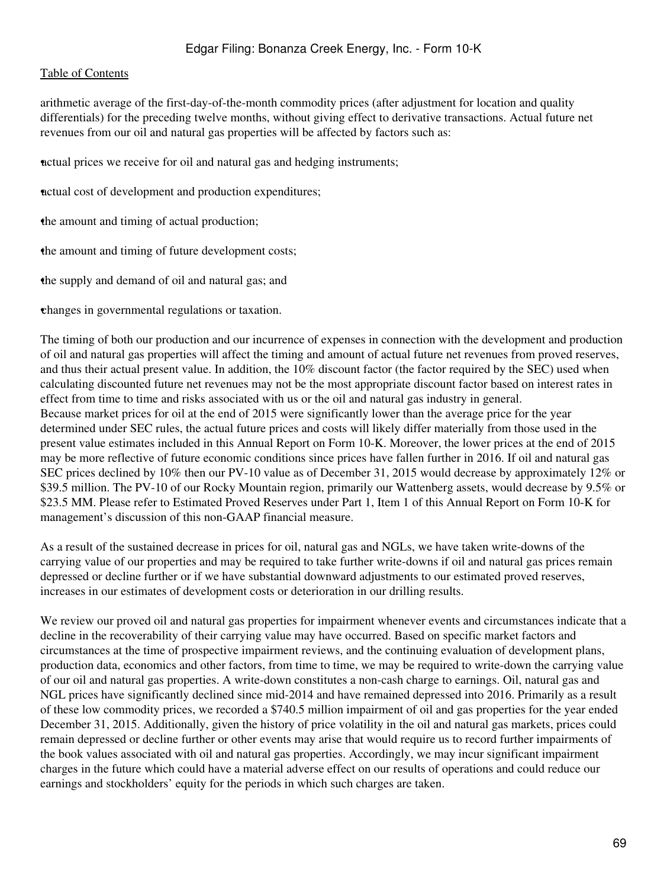arithmetic average of the first-day-of-the-month commodity prices (after adjustment for location and quality differentials) for the preceding twelve months, without giving effect to derivative transactions. Actual future net revenues from our oil and natural gas properties will be affected by factors such as:

- actual prices we receive for oil and natural gas and hedging instruments;
- actual cost of development and production expenditures;
- the amount and timing of actual production;
- the amount and timing of future development costs;
- the supply and demand of oil and natural gas; and
- changes in governmental regulations or taxation.

The timing of both our production and our incurrence of expenses in connection with the development and production of oil and natural gas properties will affect the timing and amount of actual future net revenues from proved reserves, and thus their actual present value. In addition, the 10% discount factor (the factor required by the SEC) used when calculating discounted future net revenues may not be the most appropriate discount factor based on interest rates in effect from time to time and risks associated with us or the oil and natural gas industry in general.
Because market prices for oil at the end of 2015 were significantly lower than the average price for the year determined under SEC rules, the actual future prices and costs will likely differ materially from those used in the present value estimates included in this Annual Report on Form 10-K. Moreover, the lower prices at the end of 2015 may be more reflective of future economic conditions since prices have fallen further in 2016. If oil and natural gas SEC prices declined by 10% then our PV-10 value as of December 31, 2015 would decrease by approximately 12% or $39.5 million. The PV-10 of our Rocky Mountain region, primarily our Wattenberg assets, would decrease by 9.5% or $23.5 MM. Please refer to Estimated Proved Reserves under Part 1, Item 1 of this Annual Report on Form 10-K for management's discussion of this non-GAAP financial measure.

As a result of the sustained decrease in prices for oil, natural gas and NGLs, we have taken write-downs of the carrying value of our properties and may be required to take further write-downs if oil and natural gas prices remain depressed or decline further or if we have substantial downward adjustments to our estimated proved reserves, increases in our estimates of development costs or deterioration in our drilling results.

We review our proved oil and natural gas properties for impairment whenever events and circumstances indicate that a decline in the recoverability of their carrying value may have occurred. Based on specific market factors and circumstances at the time of prospective impairment reviews, and the continuing evaluation of development plans, production data, economics and other factors, from time to time, we may be required to write-down the carrying value of our oil and natural gas properties. A write-down constitutes a non-cash charge to earnings. Oil, natural gas and NGL prices have significantly declined since mid-2014 and have remained depressed into 2016. Primarily as a result of these low commodity prices, we recorded a $740.5 million impairment of oil and gas properties for the year ended December 31, 2015. Additionally, given the history of price volatility in the oil and natural gas markets, prices could remain depressed or decline further or other events may arise that would require us to record further impairments of the book values associated with oil and natural gas properties. Accordingly, we may incur significant impairment charges in the future which could have a material adverse effect on our results of operations and could reduce our earnings and stockholders' equity for the periods in which such charges are taken.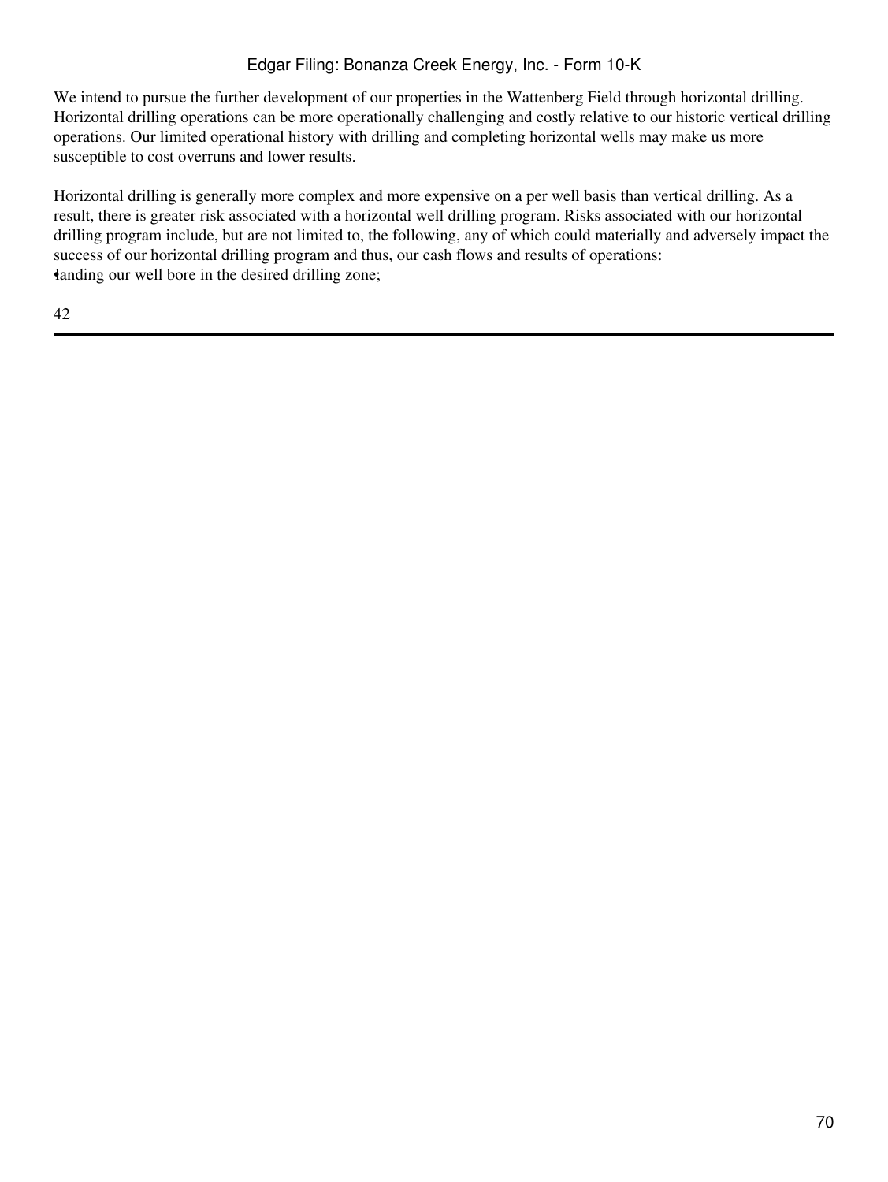We intend to pursue the further development of our properties in the Wattenberg Field through horizontal drilling. Horizontal drilling operations can be more operationally challenging and costly relative to our historic vertical drilling operations. Our limited operational history with drilling and completing horizontal wells may make us more susceptible to cost overruns and lower results.

Horizontal drilling is generally more complex and more expensive on a per well basis than vertical drilling. As a result, there is greater risk associated with a horizontal well drilling program. Risks associated with our horizontal drilling program include, but are not limited to, the following, any of which could materially and adversely impact the success of our horizontal drilling program and thus, our cash flows and results of operations:

- landing our well bore in the desired drilling zone;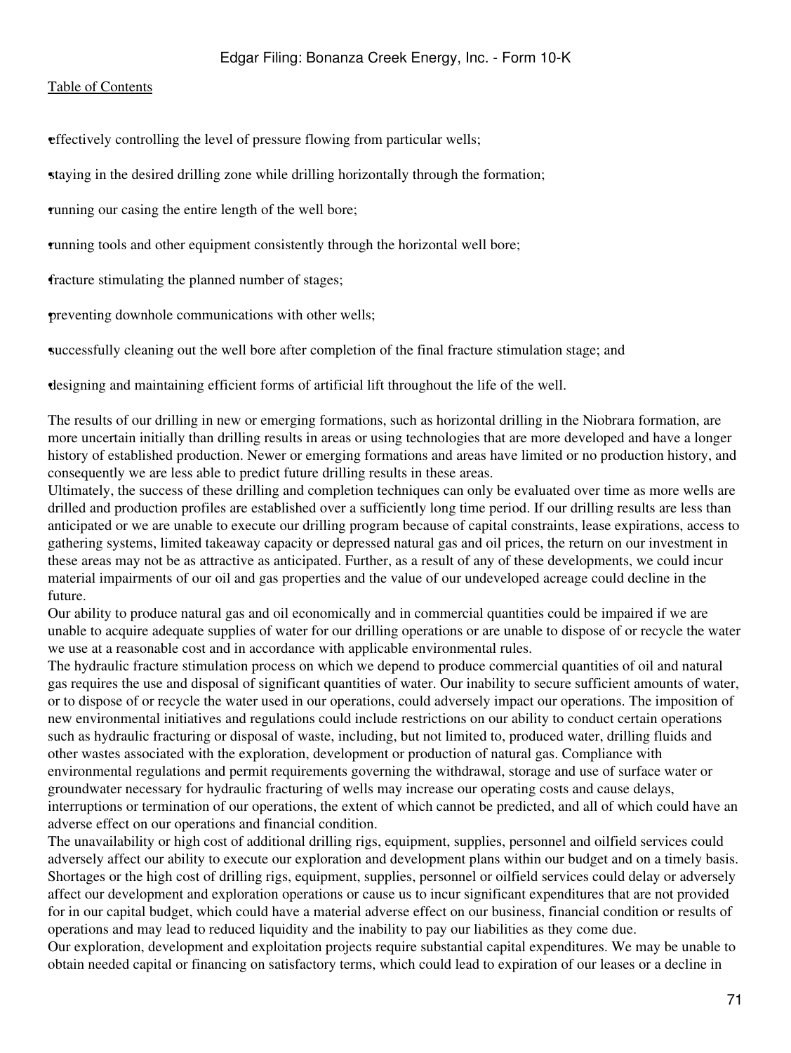- effectively controlling the level of pressure flowing from particular wells;
- staying in the desired drilling zone while drilling horizontally through the formation;
- running our casing the entire length of the well bore;
- running tools and other equipment consistently through the horizontal well bore;
- fracture stimulating the planned number of stages;
- preventing downhole communications with other wells;
- successfully cleaning out the well bore after completion of the final fracture stimulation stage; and
- designing and maintaining efficient forms of artificial lift throughout the life of the well.

The results of our drilling in new or emerging formations, such as horizontal drilling in the Niobrara formation, are more uncertain initially than drilling results in areas or using technologies that are more developed and have a longer history of established production. Newer or emerging formations and areas have limited or no production history, and consequently we are less able to predict future drilling results in these areas.

Ultimately, the success of these drilling and completion techniques can only be evaluated over time as more wells are drilled and production profiles are established over a sufficiently long time period. If our drilling results are less than anticipated or we are unable to execute our drilling program because of capital constraints, lease expirations, access to gathering systems, limited takeaway capacity or depressed natural gas and oil prices, the return on our investment in these areas may not be as attractive as anticipated. Further, as a result of any of these developments, we could incur material impairments of our oil and gas properties and the value of our undeveloped acreage could decline in the future.

Our ability to produce natural gas and oil economically and in commercial quantities could be impaired if we are unable to acquire adequate supplies of water for our drilling operations or are unable to dispose of or recycle the water we use at a reasonable cost and in accordance with applicable environmental rules.

The hydraulic fracture stimulation process on which we depend to produce commercial quantities of oil and natural gas requires the use and disposal of significant quantities of water. Our inability to secure sufficient amounts of water, or to dispose of or recycle the water used in our operations, could adversely impact our operations. The imposition of new environmental initiatives and regulations could include restrictions on our ability to conduct certain operations such as hydraulic fracturing or disposal of waste, including, but not limited to, produced water, drilling fluids and other wastes associated with the exploration, development or production of natural gas. Compliance with environmental regulations and permit requirements governing the withdrawal, storage and use of surface water or groundwater necessary for hydraulic fracturing of wells may increase our operating costs and cause delays, interruptions or termination of our operations, the extent of which cannot be predicted, and all of which could have an adverse effect on our operations and financial condition.

The unavailability or high cost of additional drilling rigs, equipment, supplies, personnel and oilfield services could adversely affect our ability to execute our exploration and development plans within our budget and on a timely basis.

Shortages or the high cost of drilling rigs, equipment, supplies, personnel or oilfield services could delay or adversely affect our development and exploration operations or cause us to incur significant expenditures that are not provided for in our capital budget, which could have a material adverse effect on our business, financial condition or results of operations and may lead to reduced liquidity and the inability to pay our liabilities as they come due.

Our exploration, development and exploitation projects require substantial capital expenditures. We may be unable to obtain needed capital or financing on satisfactory terms, which could lead to expiration of our leases or a decline in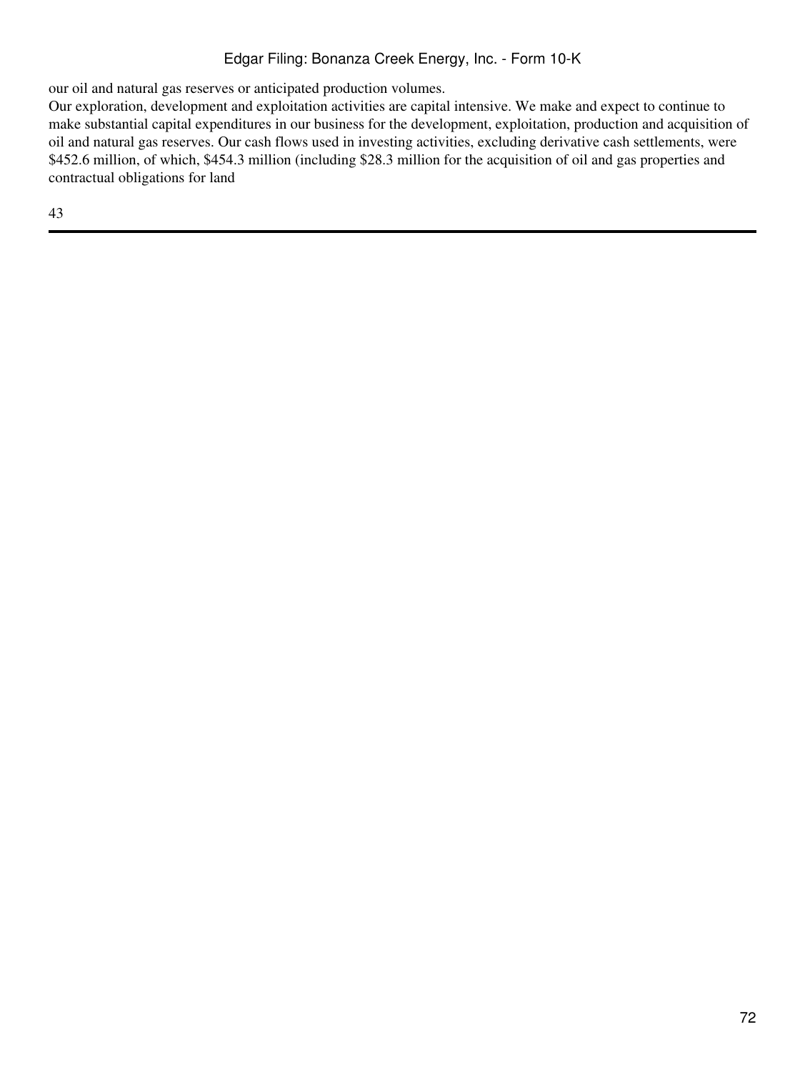our oil and natural gas reserves or anticipated production volumes.

Our exploration, development and exploitation activities are capital intensive. We make and expect to continue to make substantial capital expenditures in our business for the development, exploitation, production and acquisition of oil and natural gas reserves. Our cash flows used in investing activities, excluding derivative cash settlements, were $452.6 million, of which, $454.3 million (including $28.3 million for the acquisition of oil and gas properties and contractual obligations for land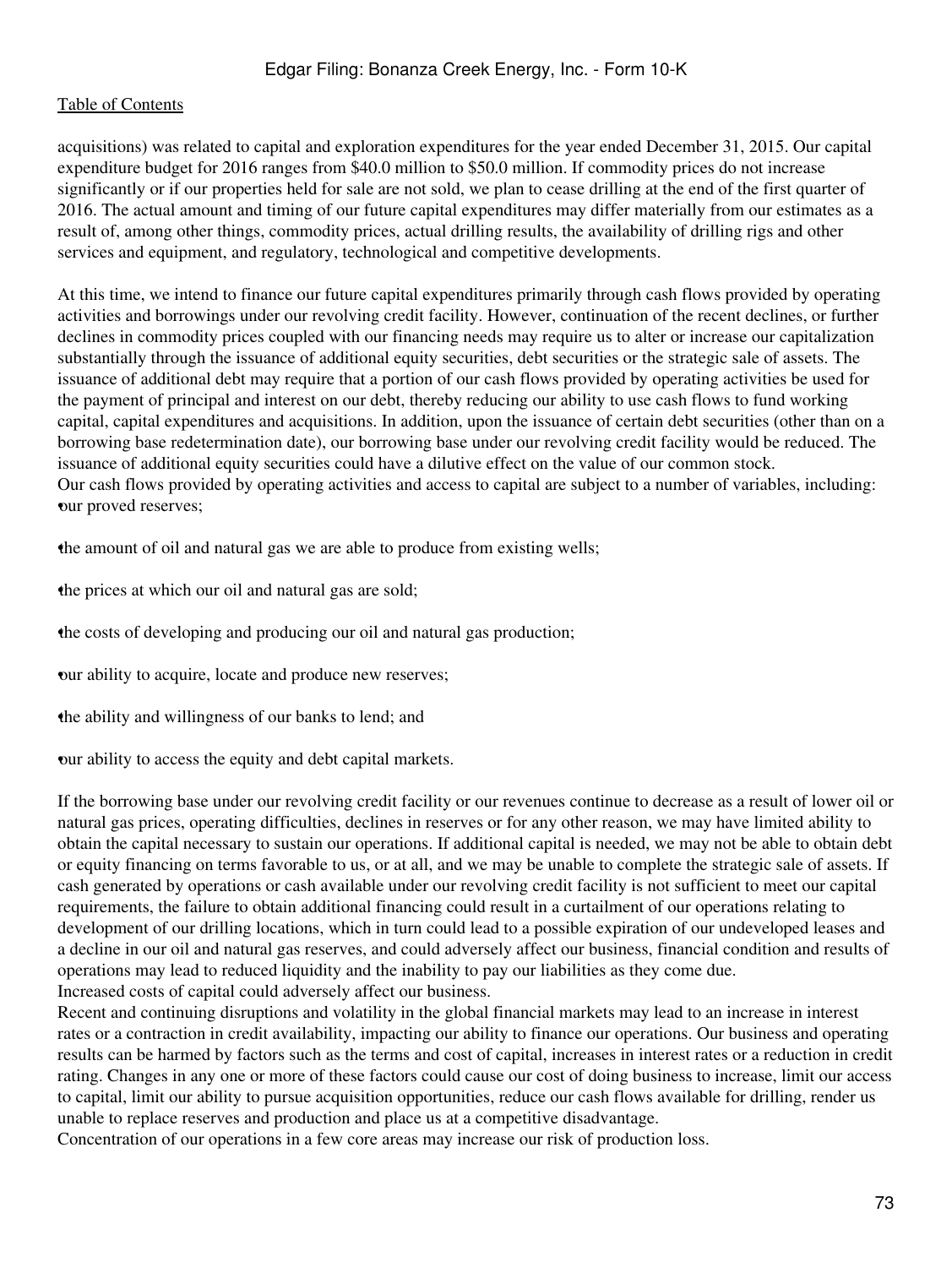acquisitions) was related to capital and exploration expenditures for the year ended December 31, 2015. Our capital expenditure budget for 2016 ranges from $40.0 million to $50.0 million. If commodity prices do not increase significantly or if our properties held for sale are not sold, we plan to cease drilling at the end of the first quarter of 2016. The actual amount and timing of our future capital expenditures may differ materially from our estimates as a result of, among other things, commodity prices, actual drilling results, the availability of drilling rigs and other services and equipment, and regulatory, technological and competitive developments.

At this time, we intend to finance our future capital expenditures primarily through cash flows provided by operating activities and borrowings under our revolving credit facility. However, continuation of the recent declines, or further declines in commodity prices coupled with our financing needs may require us to alter or increase our capitalization substantially through the issuance of additional equity securities, debt securities or the strategic sale of assets. The issuance of additional debt may require that a portion of our cash flows provided by operating activities be used for the payment of principal and interest on our debt, thereby reducing our ability to use cash flows to fund working capital, capital expenditures and acquisitions. In addition, upon the issuance of certain debt securities (other than on a borrowing base redetermination date), our borrowing base under our revolving credit facility would be reduced. The issuance of additional equity securities could have a dilutive effect on the value of our common stock.

Our cash flows provided by operating activities and access to capital are subject to a number of variables, including:

- our proved reserves;
- the amount of oil and natural gas we are able to produce from existing wells;
- the prices at which our oil and natural gas are sold;
- the costs of developing and producing our oil and natural gas production;
- our ability to acquire, locate and produce new reserves;
- the ability and willingness of our banks to lend; and
- our ability to access the equity and debt capital markets.

If the borrowing base under our revolving credit facility or our revenues continue to decrease as a result of lower oil or natural gas prices, operating difficulties, declines in reserves or for any other reason, we may have limited ability to obtain the capital necessary to sustain our operations. If additional capital is needed, we may not be able to obtain debt or equity financing on terms favorable to us, or at all, and we may be unable to complete the strategic sale of assets. If cash generated by operations or cash available under our revolving credit facility is not sufficient to meet our capital requirements, the failure to obtain additional financing could result in a curtailment of our operations relating to development of our drilling locations, which in turn could lead to a possible expiration of our undeveloped leases and a decline in our oil and natural gas reserves, and could adversely affect our business, financial condition and results of operations may lead to reduced liquidity and the inability to pay our liabilities as they come due.

Increased costs of capital could adversely affect our business.

Recent and continuing disruptions and volatility in the global financial markets may lead to an increase in interest rates or a contraction in credit availability, impacting our ability to finance our operations. Our business and operating results can be harmed by factors such as the terms and cost of capital, increases in interest rates or a reduction in credit rating. Changes in any one or more of these factors could cause our cost of doing business to increase, limit our access to capital, limit our ability to pursue acquisition opportunities, reduce our cash flows available for drilling, render us unable to replace reserves and production and place us at a competitive disadvantage.

Concentration of our operations in a few core areas may increase our risk of production loss.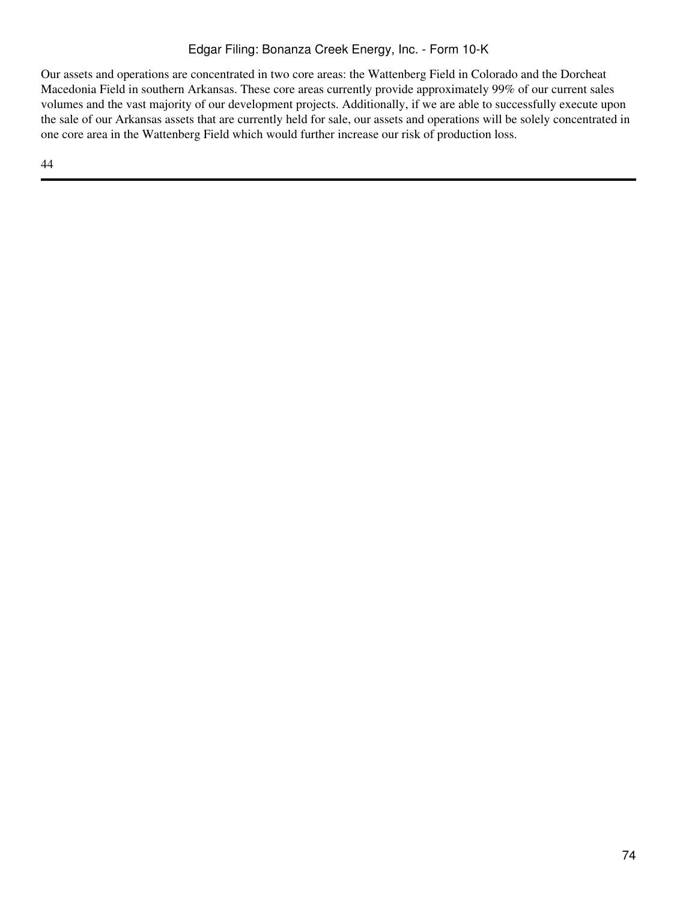Our assets and operations are concentrated in two core areas: the Wattenberg Field in Colorado and the Dorcheat Macedonia Field in southern Arkansas. These core areas currently provide approximately 99% of our current sales volumes and the vast majority of our development projects. Additionally, if we are able to successfully execute upon the sale of our Arkansas assets that are currently held for sale, our assets and operations will be solely concentrated in one core area in the Wattenberg Field which would further increase our risk of production loss.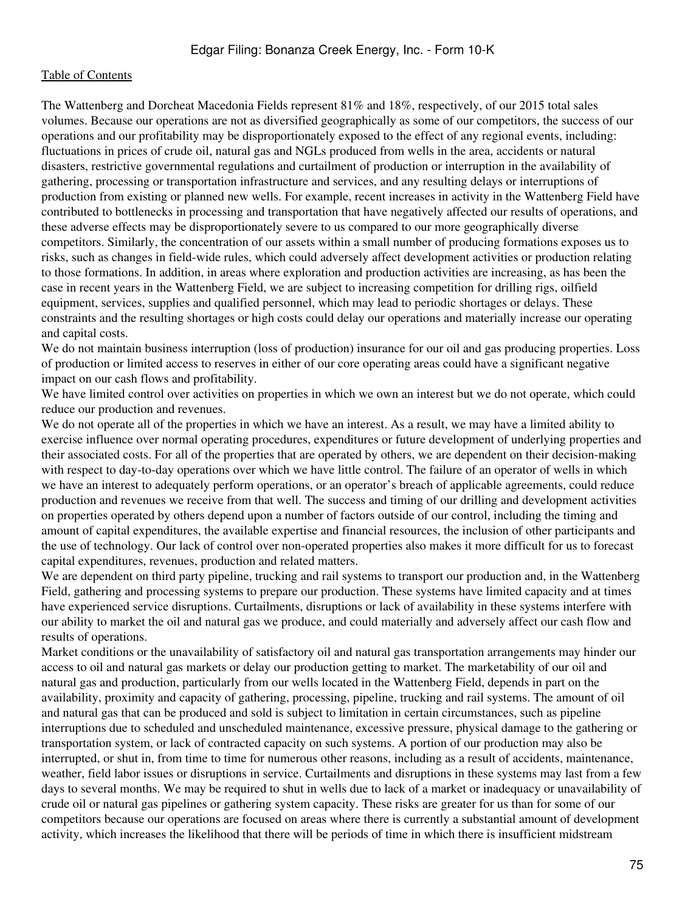The Wattenberg and Dorcheat Macedonia Fields represent 81% and 18%, respectively, of our 2015 total sales volumes. Because our operations are not as diversified geographically as some of our competitors, the success of our operations and our profitability may be disproportionately exposed to the effect of any regional events, including: fluctuations in prices of crude oil, natural gas and NGLs produced from wells in the area, accidents or natural disasters, restrictive governmental regulations and curtailment of production or interruption in the availability of gathering, processing or transportation infrastructure and services, and any resulting delays or interruptions of production from existing or planned new wells. For example, recent increases in activity in the Wattenberg Field have contributed to bottlenecks in processing and transportation that have negatively affected our results of operations, and these adverse effects may be disproportionately severe to us compared to our more geographically diverse competitors. Similarly, the concentration of our assets within a small number of producing formations exposes us to risks, such as changes in field-wide rules, which could adversely affect development activities or production relating to those formations. In addition, in areas where exploration and production activities are increasing, as has been the case in recent years in the Wattenberg Field, we are subject to increasing competition for drilling rigs, oilfield equipment, services, supplies and qualified personnel, which may lead to periodic shortages or delays. These constraints and the resulting shortages or high costs could delay our operations and materially increase our operating and capital costs.

We do not maintain business interruption (loss of production) insurance for our oil and gas producing properties. Loss of production or limited access to reserves in either of our core operating areas could have a significant negative impact on our cash flows and profitability.

We have limited control over activities on properties in which we own an interest but we do not operate, which could reduce our production and revenues.

We do not operate all of the properties in which we have an interest. As a result, we may have a limited ability to exercise influence over normal operating procedures, expenditures or future development of underlying properties and their associated costs. For all of the properties that are operated by others, we are dependent on their decision-making with respect to day-to-day operations over which we have little control. The failure of an operator of wells in which we have an interest to adequately perform operations, or an operator's breach of applicable agreements, could reduce production and revenues we receive from that well. The success and timing of our drilling and development activities on properties operated by others depend upon a number of factors outside of our control, including the timing and amount of capital expenditures, the available expertise and financial resources, the inclusion of other participants and the use of technology. Our lack of control over non-operated properties also makes it more difficult for us to forecast capital expenditures, revenues, production and related matters.

We are dependent on third party pipeline, trucking and rail systems to transport our production and, in the Wattenberg Field, gathering and processing systems to prepare our production. These systems have limited capacity and at times have experienced service disruptions. Curtailments, disruptions or lack of availability in these systems interfere with our ability to market the oil and natural gas we produce, and could materially and adversely affect our cash flow and results of operations.

Market conditions or the unavailability of satisfactory oil and natural gas transportation arrangements may hinder our access to oil and natural gas markets or delay our production getting to market. The marketability of our oil and natural gas and production, particularly from our wells located in the Wattenberg Field, depends in part on the availability, proximity and capacity of gathering, processing, pipeline, trucking and rail systems. The amount of oil and natural gas that can be produced and sold is subject to limitation in certain circumstances, such as pipeline interruptions due to scheduled and unscheduled maintenance, excessive pressure, physical damage to the gathering or transportation system, or lack of contracted capacity on such systems. A portion of our production may also be interrupted, or shut in, from time to time for numerous other reasons, including as a result of accidents, maintenance, weather, field labor issues or disruptions in service. Curtailments and disruptions in these systems may last from a few days to several months. We may be required to shut in wells due to lack of a market or inadequacy or unavailability of crude oil or natural gas pipelines or gathering system capacity. These risks are greater for us than for some of our competitors because our operations are focused on areas where there is currently a substantial amount of development activity, which increases the likelihood that there will be periods of time in which there is insufficient midstream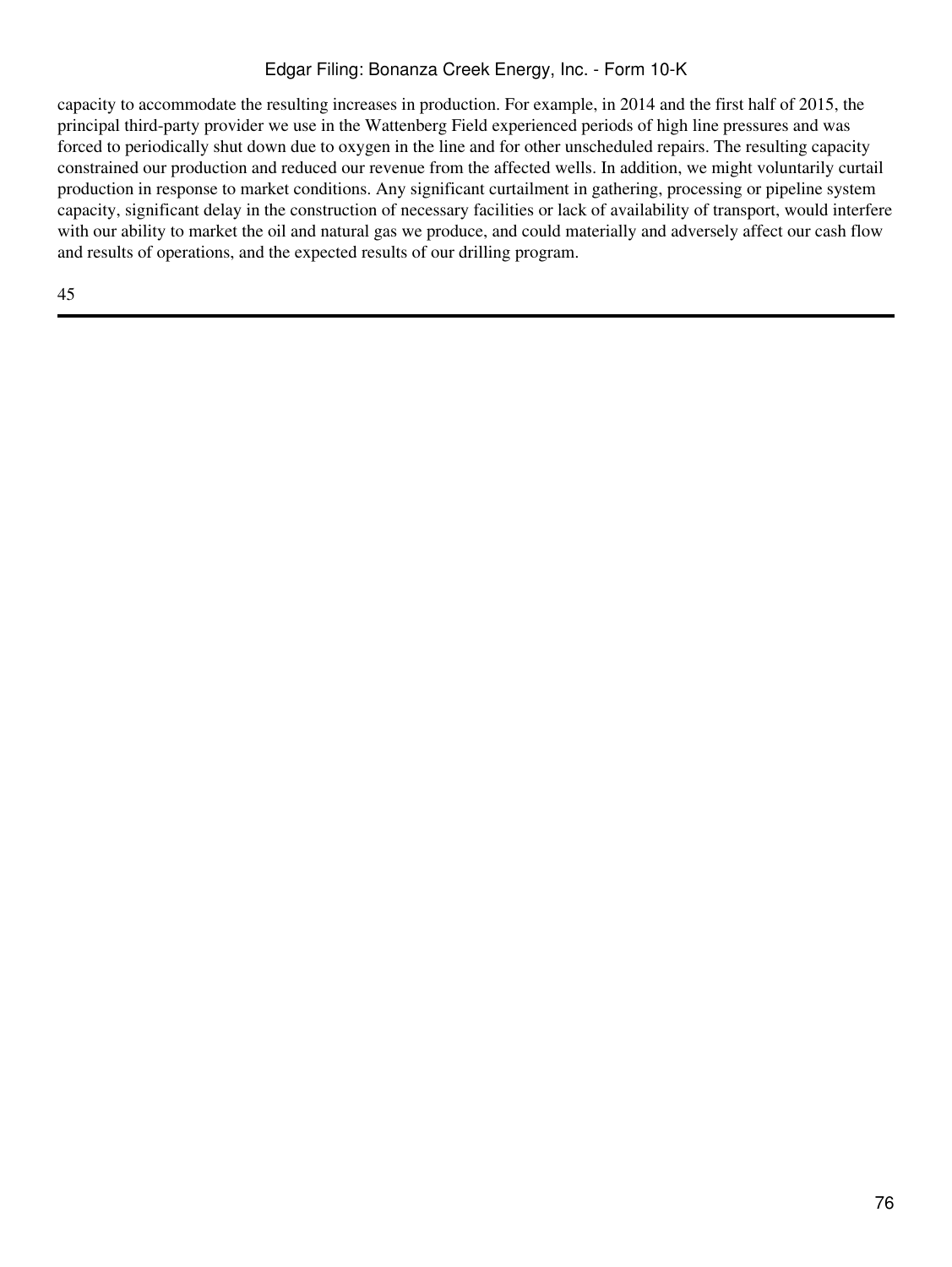capacity to accommodate the resulting increases in production. For example, in 2014 and the first half of 2015, the principal third-party provider we use in the Wattenberg Field experienced periods of high line pressures and was forced to periodically shut down due to oxygen in the line and for other unscheduled repairs. The resulting capacity constrained our production and reduced our revenue from the affected wells. In addition, we might voluntarily curtail production in response to market conditions. Any significant curtailment in gathering, processing or pipeline system capacity, significant delay in the construction of necessary facilities or lack of availability of transport, would interfere with our ability to market the oil and natural gas we produce, and could materially and adversely affect our cash flow and results of operations, and the expected results of our drilling program.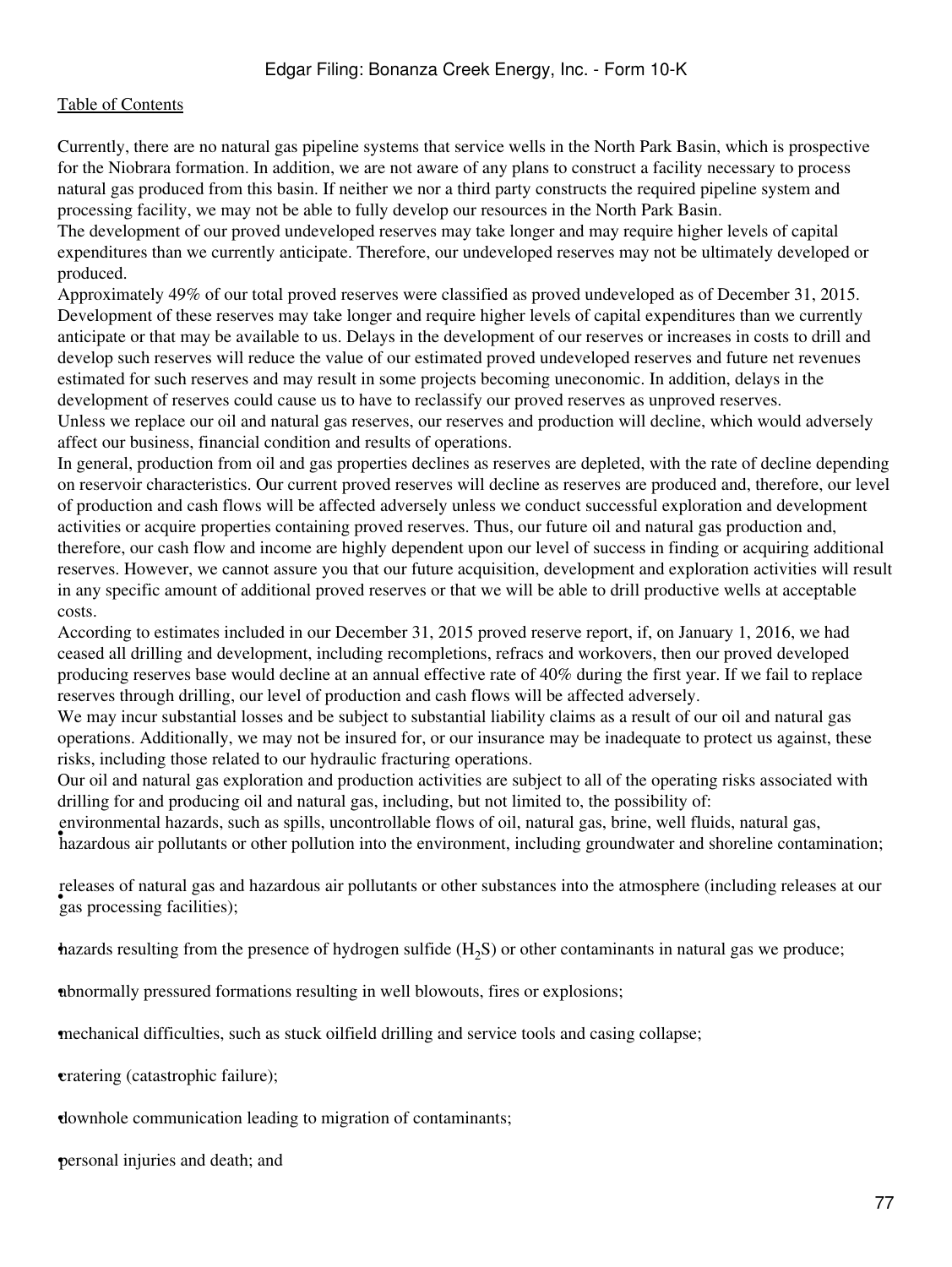Currently, there are no natural gas pipeline systems that service wells in the North Park Basin, which is prospective for the Niobrara formation. In addition, we are not aware of any plans to construct a facility necessary to process natural gas produced from this basin. If neither we nor a third party constructs the required pipeline system and processing facility, we may not be able to fully develop our resources in the North Park Basin.

The development of our proved undeveloped reserves may take longer and may require higher levels of capital expenditures than we currently anticipate. Therefore, our undeveloped reserves may not be ultimately developed or produced.

Approximately 49% of our total proved reserves were classified as proved undeveloped as of December 31, 2015. Development of these reserves may take longer and require higher levels of capital expenditures than we currently anticipate or that may be available to us. Delays in the development of our reserves or increases in costs to drill and develop such reserves will reduce the value of our estimated proved undeveloped reserves and future net revenues estimated for such reserves and may result in some projects becoming uneconomic. In addition, delays in the development of reserves could cause us to have to reclassify our proved reserves as unproved reserves.

Unless we replace our oil and natural gas reserves, our reserves and production will decline, which would adversely affect our business, financial condition and results of operations.

In general, production from oil and gas properties declines as reserves are depleted, with the rate of decline depending on reservoir characteristics. Our current proved reserves will decline as reserves are produced and, therefore, our level of production and cash flows will be affected adversely unless we conduct successful exploration and development activities or acquire properties containing proved reserves. Thus, our future oil and natural gas production and, therefore, our cash flow and income are highly dependent upon our level of success in finding or acquiring additional reserves. However, we cannot assure you that our future acquisition, development and exploration activities will result in any specific amount of additional proved reserves or that we will be able to drill productive wells at acceptable costs.

According to estimates included in our December 31, 2015 proved reserve report, if, on January 1, 2016, we had ceased all drilling and development, including recompletions, refracs and workovers, then our proved developed producing reserves base would decline at an annual effective rate of 40% during the first year. If we fail to replace reserves through drilling, our level of production and cash flows will be affected adversely.

We may incur substantial losses and be subject to substantial liability claims as a result of our oil and natural gas operations. Additionally, we may not be insured for, or our insurance may be inadequate to protect us against, these risks, including those related to our hydraulic fracturing operations.

Our oil and natural gas exploration and production activities are subject to all of the operating risks associated with drilling for and producing oil and natural gas, including, but not limited to, the possibility of:

- environmental hazards, such as spills, uncontrollable flows of oil, natural gas, brine, well fluids, natural gas, hazardous air pollutants or other pollution into the environment, including groundwater and shoreline contamination;
- releases of natural gas and hazardous air pollutants or other substances into the atmosphere (including releases at our gas processing facilities);
- hazards resulting from the presence of hydrogen sulfide ($H_2S$) or other contaminants in natural gas we produce;
- abnormally pressured formations resulting in well blowouts, fires or explosions;
- mechanical difficulties, such as stuck oilfield drilling and service tools and casing collapse;
- cratering (catastrophic failure);
- downhole communication leading to migration of contaminants;
- personal injuries and death; and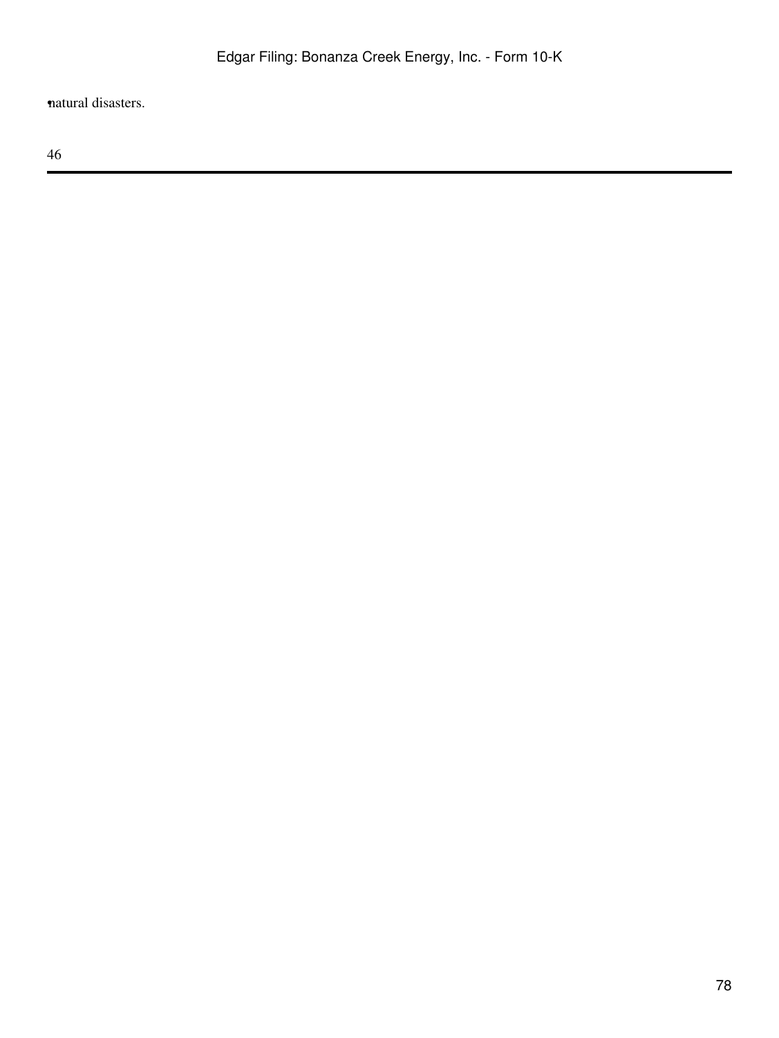- natural disasters.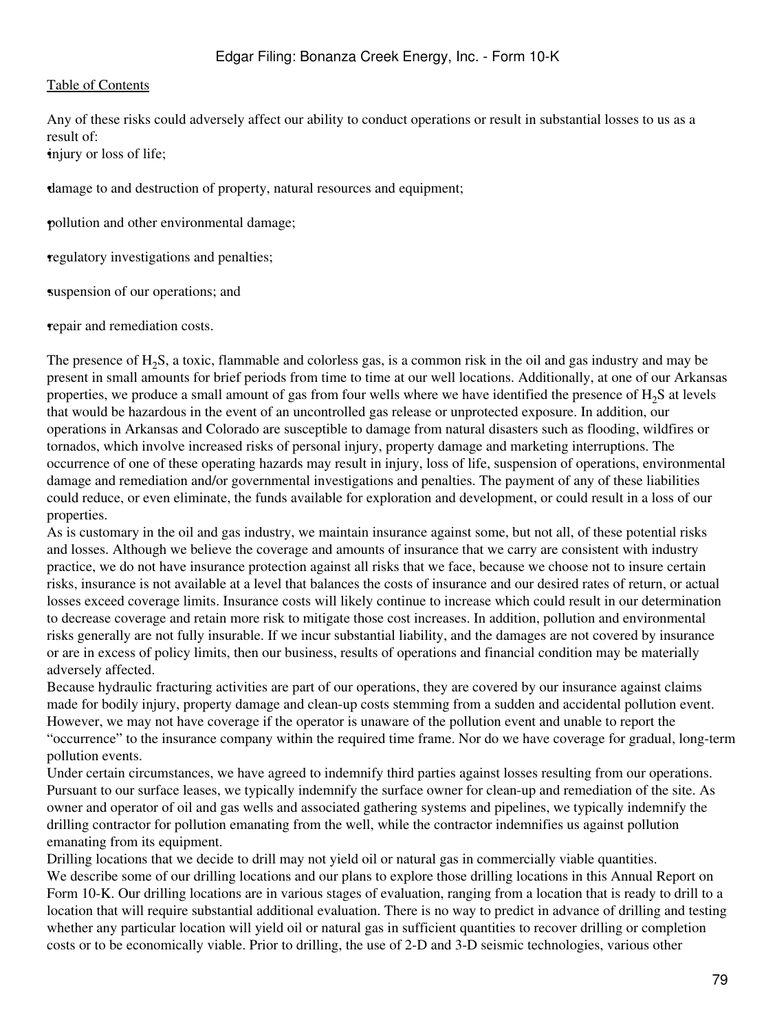Any of these risks could adversely affect our ability to conduct operations or result in substantial losses to us as a result of:

- injury or loss of life;
- damage to and destruction of property, natural resources and equipment;
- pollution and other environmental damage;
- regulatory investigations and penalties;
- suspension of our operations; and
- repair and remediation costs.

The presence of $H_2S$, a toxic, flammable and colorless gas, is a common risk in the oil and gas industry and may be present in small amounts for brief periods from time to time at our well locations. Additionally, at one of our Arkansas properties, we produce a small amount of gas from four wells where we have identified the presence of $H_2S$ at levels that would be hazardous in the event of an uncontrolled gas release or unprotected exposure. In addition, our operations in Arkansas and Colorado are susceptible to damage from natural disasters such as flooding, wildfires or tornados, which involve increased risks of personal injury, property damage and marketing interruptions. The occurrence of one of these operating hazards may result in injury, loss of life, suspension of operations, environmental damage and remediation and/or governmental investigations and penalties. The payment of any of these liabilities could reduce, or even eliminate, the funds available for exploration and development, or could result in a loss of our properties.

As is customary in the oil and gas industry, we maintain insurance against some, but not all, of these potential risks and losses. Although we believe the coverage and amounts of insurance that we carry are consistent with industry practice, we do not have insurance protection against all risks that we face, because we choose not to insure certain risks, insurance is not available at a level that balances the costs of insurance and our desired rates of return, or actual losses exceed coverage limits. Insurance costs will likely continue to increase which could result in our determination to decrease coverage and retain more risk to mitigate those cost increases. In addition, pollution and environmental risks generally are not fully insurable. If we incur substantial liability, and the damages are not covered by insurance or are in excess of policy limits, then our business, results of operations and financial condition may be materially adversely affected.

Because hydraulic fracturing activities are part of our operations, they are covered by our insurance against claims made for bodily injury, property damage and clean-up costs stemming from a sudden and accidental pollution event. However, we may not have coverage if the operator is unaware of the pollution event and unable to report the "occurrence" to the insurance company within the required time frame. Nor do we have coverage for gradual, long-term pollution events.

Under certain circumstances, we have agreed to indemnify third parties against losses resulting from our operations. Pursuant to our surface leases, we typically indemnify the surface owner for clean-up and remediation of the site. As owner and operator of oil and gas wells and associated gathering systems and pipelines, we typically indemnify the drilling contractor for pollution emanating from the well, while the contractor indemnifies us against pollution emanating from its equipment.

Drilling locations that we decide to drill may not yield oil or natural gas in commercially viable quantities.

We describe some of our drilling locations and our plans to explore those drilling locations in this Annual Report on Form 10-K. Our drilling locations are in various stages of evaluation, ranging from a location that is ready to drill to a location that will require substantial additional evaluation. There is no way to predict in advance of drilling and testing whether any particular location will yield oil or natural gas in sufficient quantities to recover drilling or completion costs or to be economically viable. Prior to drilling, the use of 2-D and 3-D seismic technologies, various other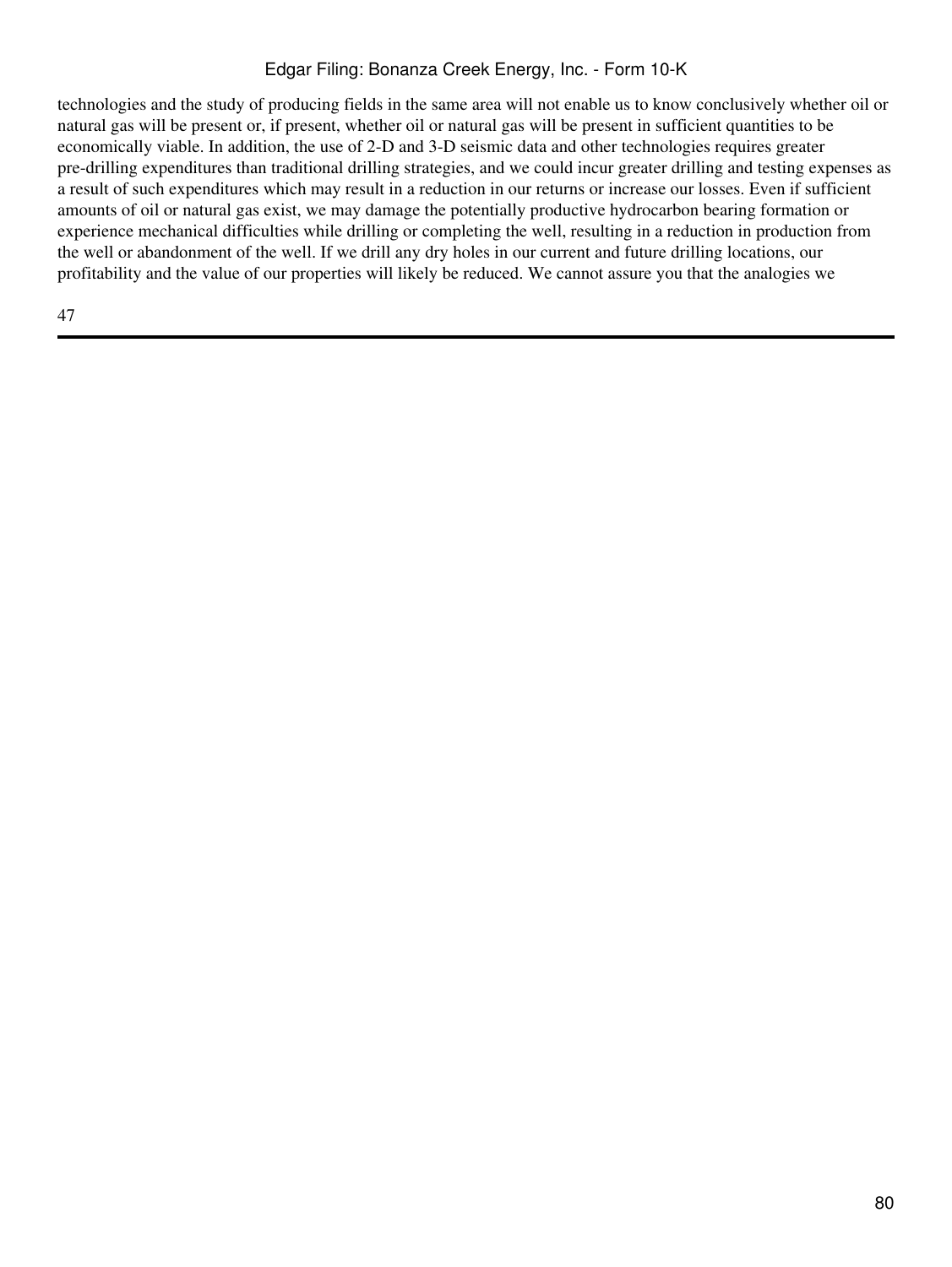technologies and the study of producing fields in the same area will not enable us to know conclusively whether oil or natural gas will be present or, if present, whether oil or natural gas will be present in sufficient quantities to be economically viable. In addition, the use of 2-D and 3-D seismic data and other technologies requires greater pre-drilling expenditures than traditional drilling strategies, and we could incur greater drilling and testing expenses as a result of such expenditures which may result in a reduction in our returns or increase our losses. Even if sufficient amounts of oil or natural gas exist, we may damage the potentially productive hydrocarbon bearing formation or experience mechanical difficulties while drilling or completing the well, resulting in a reduction in production from the well or abandonment of the well. If we drill any dry holes in our current and future drilling locations, our profitability and the value of our properties will likely be reduced. We cannot assure you that the analogies we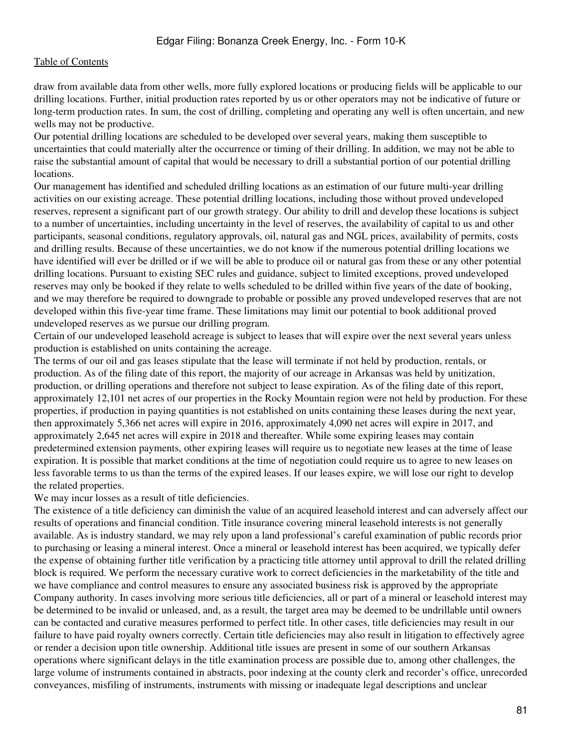draw from available data from other wells, more fully explored locations or producing fields will be applicable to our drilling locations. Further, initial production rates reported by us or other operators may not be indicative of future or long-term production rates. In sum, the cost of drilling, completing and operating any well is often uncertain, and new wells may not be productive.

Our potential drilling locations are scheduled to be developed over several years, making them susceptible to uncertainties that could materially alter the occurrence or timing of their drilling. In addition, we may not be able to raise the substantial amount of capital that would be necessary to drill a substantial portion of our potential drilling locations.

Our management has identified and scheduled drilling locations as an estimation of our future multi-year drilling activities on our existing acreage. These potential drilling locations, including those without proved undeveloped reserves, represent a significant part of our growth strategy. Our ability to drill and develop these locations is subject to a number of uncertainties, including uncertainty in the level of reserves, the availability of capital to us and other participants, seasonal conditions, regulatory approvals, oil, natural gas and NGL prices, availability of permits, costs and drilling results. Because of these uncertainties, we do not know if the numerous potential drilling locations we have identified will ever be drilled or if we will be able to produce oil or natural gas from these or any other potential drilling locations. Pursuant to existing SEC rules and guidance, subject to limited exceptions, proved undeveloped reserves may only be booked if they relate to wells scheduled to be drilled within five years of the date of booking, and we may therefore be required to downgrade to probable or possible any proved undeveloped reserves that are not developed within this five-year time frame. These limitations may limit our potential to book additional proved undeveloped reserves as we pursue our drilling program.

Certain of our undeveloped leasehold acreage is subject to leases that will expire over the next several years unless production is established on units containing the acreage.

The terms of our oil and gas leases stipulate that the lease will terminate if not held by production, rentals, or production. As of the filing date of this report, the majority of our acreage in Arkansas was held by unitization, production, or drilling operations and therefore not subject to lease expiration. As of the filing date of this report, approximately 12,101 net acres of our properties in the Rocky Mountain region were not held by production. For these properties, if production in paying quantities is not established on units containing these leases during the next year, then approximately 5,366 net acres will expire in 2016, approximately 4,090 net acres will expire in 2017, and approximately 2,645 net acres will expire in 2018 and thereafter. While some expiring leases may contain predetermined extension payments, other expiring leases will require us to negotiate new leases at the time of lease expiration. It is possible that market conditions at the time of negotiation could require us to agree to new leases on less favorable terms to us than the terms of the expired leases. If our leases expire, we will lose our right to develop the related properties.

We may incur losses as a result of title deficiencies.

The existence of a title deficiency can diminish the value of an acquired leasehold interest and can adversely affect our results of operations and financial condition. Title insurance covering mineral leasehold interests is not generally available. As is industry standard, we may rely upon a land professional's careful examination of public records prior to purchasing or leasing a mineral interest. Once a mineral or leasehold interest has been acquired, we typically defer the expense of obtaining further title verification by a practicing title attorney until approval to drill the related drilling block is required. We perform the necessary curative work to correct deficiencies in the marketability of the title and we have compliance and control measures to ensure any associated business risk is approved by the appropriate Company authority. In cases involving more serious title deficiencies, all or part of a mineral or leasehold interest may be determined to be invalid or unleased, and, as a result, the target area may be deemed to be undrillable until owners can be contacted and curative measures performed to perfect title. In other cases, title deficiencies may result in our failure to have paid royalty owners correctly. Certain title deficiencies may also result in litigation to effectively agree or render a decision upon title ownership. Additional title issues are present in some of our southern Arkansas operations where significant delays in the title examination process are possible due to, among other challenges, the large volume of instruments contained in abstracts, poor indexing at the county clerk and recorder's office, unrecorded conveyances, misfiling of instruments, instruments with missing or inadequate legal descriptions and unclear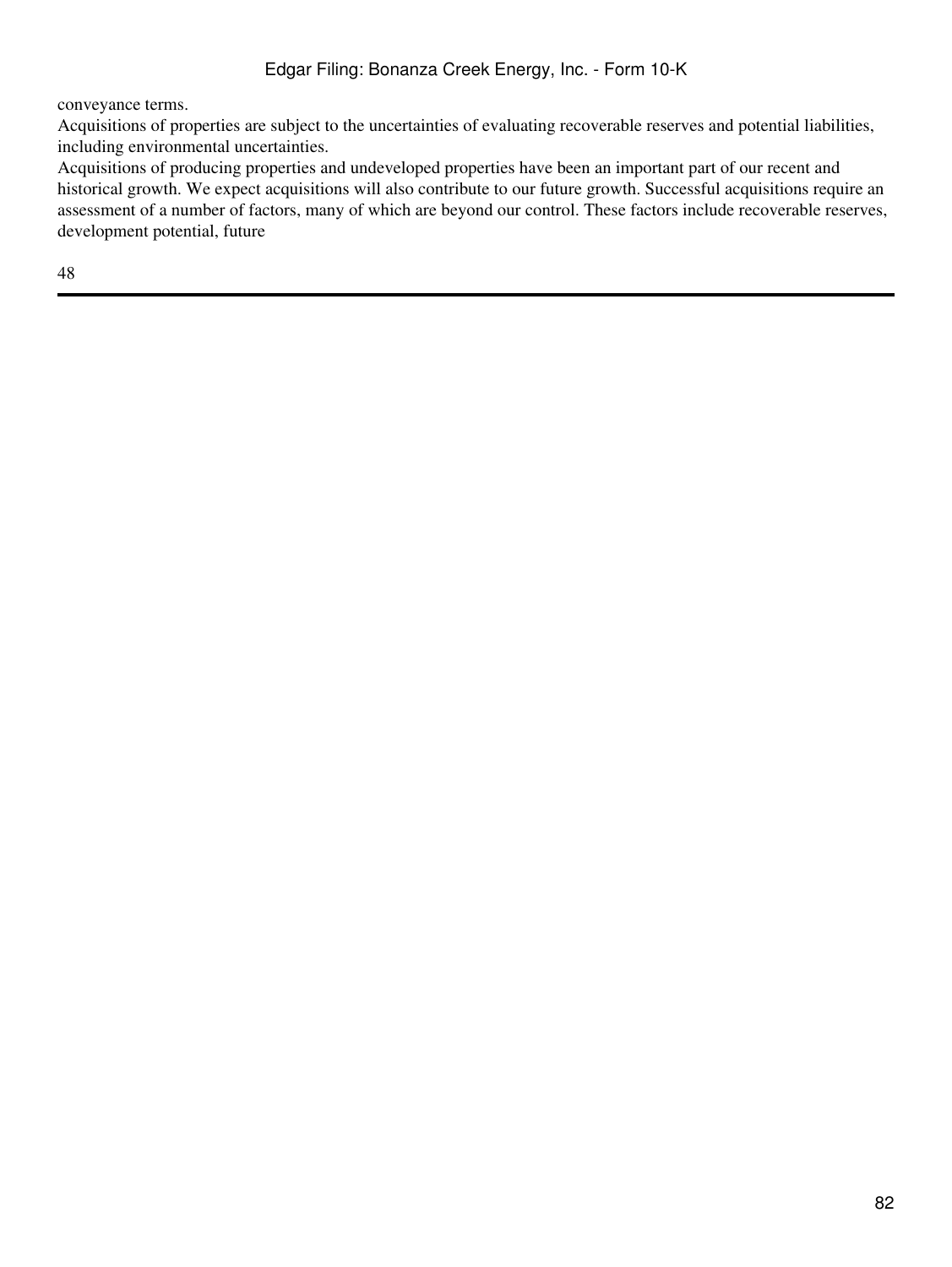conveyance terms.

Acquisitions of properties are subject to the uncertainties of evaluating recoverable reserves and potential liabilities, including environmental uncertainties.

Acquisitions of producing properties and undeveloped properties have been an important part of our recent and historical growth. We expect acquisitions will also contribute to our future growth. Successful acquisitions require an assessment of a number of factors, many of which are beyond our control. These factors include recoverable reserves, development potential, future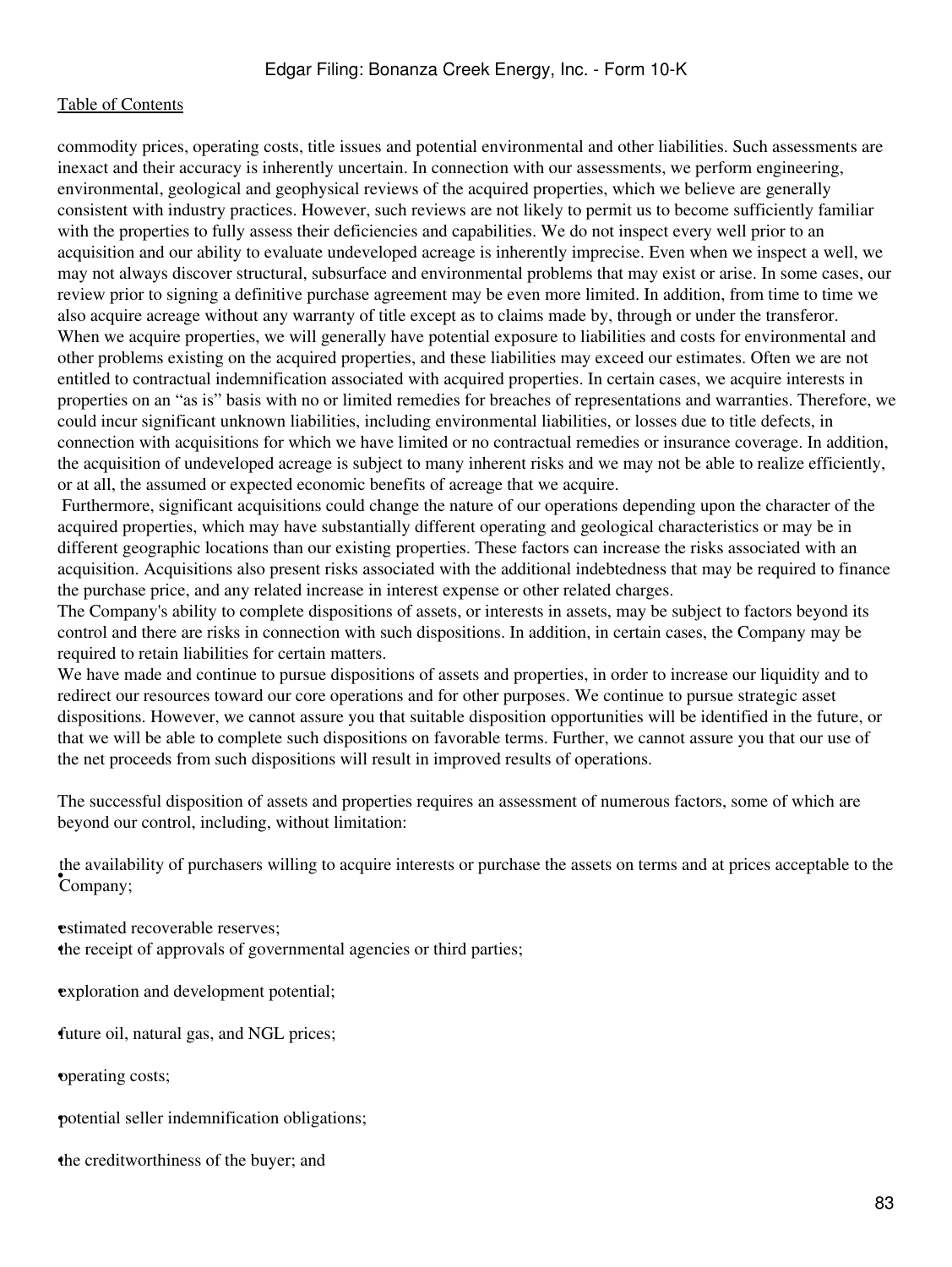commodity prices, operating costs, title issues and potential environmental and other liabilities. Such assessments are inexact and their accuracy is inherently uncertain. In connection with our assessments, we perform engineering, environmental, geological and geophysical reviews of the acquired properties, which we believe are generally consistent with industry practices. However, such reviews are not likely to permit us to become sufficiently familiar with the properties to fully assess their deficiencies and capabilities. We do not inspect every well prior to an acquisition and our ability to evaluate undeveloped acreage is inherently imprecise. Even when we inspect a well, we may not always discover structural, subsurface and environmental problems that may exist or arise. In some cases, our review prior to signing a definitive purchase agreement may be even more limited. In addition, from time to time we also acquire acreage without any warranty of title except as to claims made by, through or under the transferor. When we acquire properties, we will generally have potential exposure to liabilities and costs for environmental and other problems existing on the acquired properties, and these liabilities may exceed our estimates. Often we are not entitled to contractual indemnification associated with acquired properties. In certain cases, we acquire interests in properties on an "as is" basis with no or limited remedies for breaches of representations and warranties. Therefore, we could incur significant unknown liabilities, including environmental liabilities, or losses due to title defects, in connection with acquisitions for which we have limited or no contractual remedies or insurance coverage. In addition, the acquisition of undeveloped acreage is subject to many inherent risks and we may not be able to realize efficiently, or at all, the assumed or expected economic benefits of acreage that we acquire.

Furthermore, significant acquisitions could change the nature of our operations depending upon the character of the acquired properties, which may have substantially different operating and geological characteristics or may be in different geographic locations than our existing properties. These factors can increase the risks associated with an acquisition. Acquisitions also present risks associated with the additional indebtedness that may be required to finance the purchase price, and any related increase in interest expense or other related charges.

The Company's ability to complete dispositions of assets, or interests in assets, may be subject to factors beyond its control and there are risks in connection with such dispositions. In addition, in certain cases, the Company may be required to retain liabilities for certain matters.

We have made and continue to pursue dispositions of assets and properties, in order to increase our liquidity and to redirect our resources toward our core operations and for other purposes. We continue to pursue strategic asset dispositions. However, we cannot assure you that suitable disposition opportunities will be identified in the future, or that we will be able to complete such dispositions on favorable terms. Further, we cannot assure you that our use of the net proceeds from such dispositions will result in improved results of operations.

The successful disposition of assets and properties requires an assessment of numerous factors, some of which are beyond our control, including, without limitation:

- the availability of purchasers willing to acquire interests or purchase the assets on terms and at prices acceptable to the Company;
- estimated recoverable reserves;
- the receipt of approvals of governmental agencies or third parties;
- exploration and development potential;
- future oil, natural gas, and NGL prices;
- operating costs;
- potential seller indemnification obligations;
- the creditworthiness of the buyer; and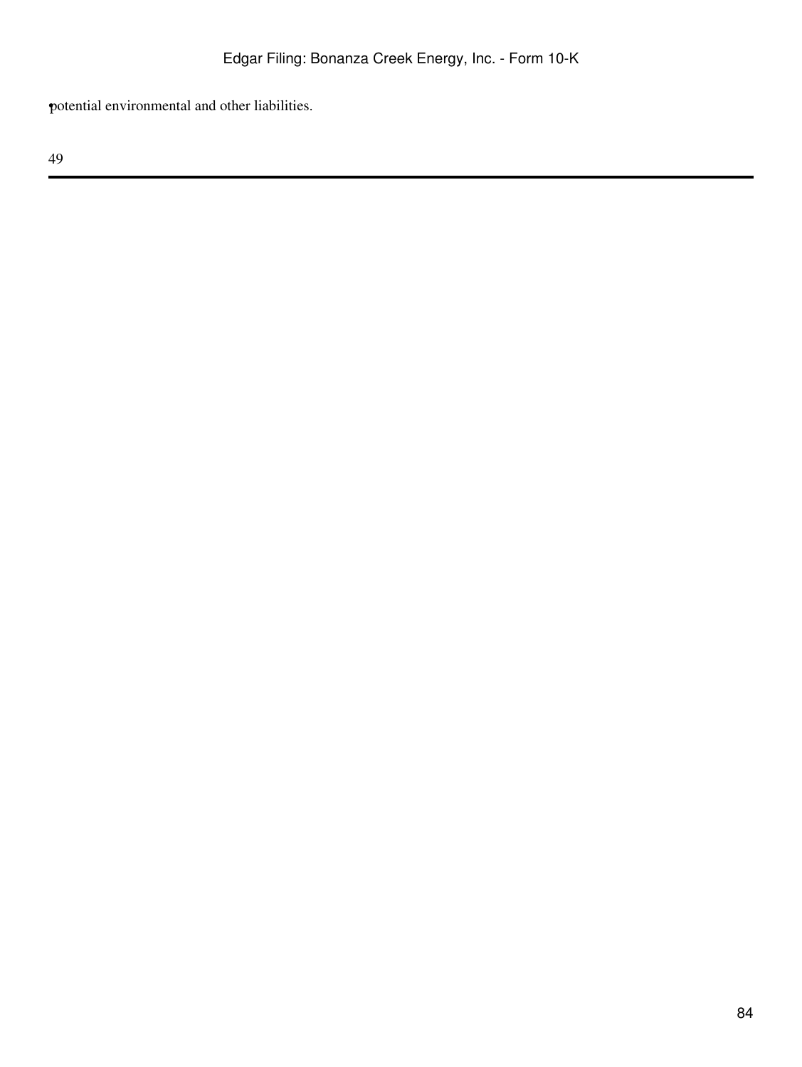- potential environmental and other liabilities.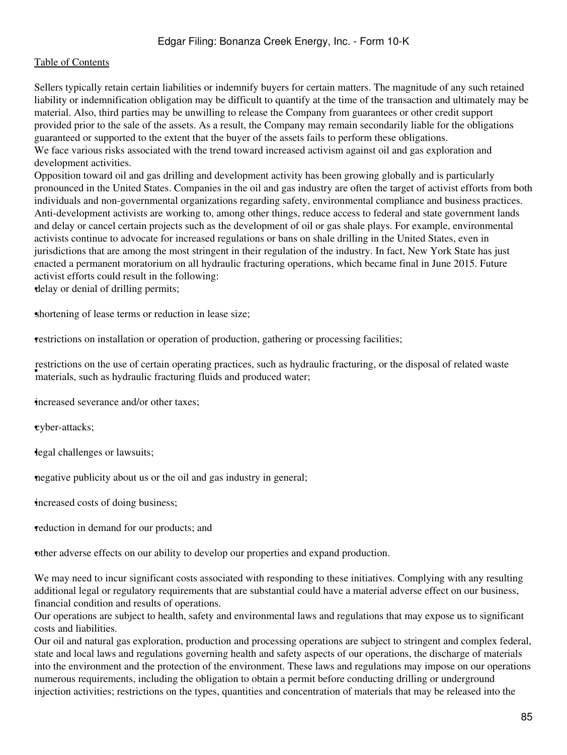Sellers typically retain certain liabilities or indemnify buyers for certain matters. The magnitude of any such retained liability or indemnification obligation may be difficult to quantify at the time of the transaction and ultimately may be material. Also, third parties may be unwilling to release the Company from guarantees or other credit support provided prior to the sale of the assets. As a result, the Company may remain secondarily liable for the obligations guaranteed or supported to the extent that the buyer of the assets fails to perform these obligations.

We face various risks associated with the trend toward increased activism against oil and gas exploration and development activities.

Opposition toward oil and gas drilling and development activity has been growing globally and is particularly pronounced in the United States. Companies in the oil and gas industry are often the target of activist efforts from both individuals and non-governmental organizations regarding safety, environmental compliance and business practices. Anti-development activists are working to, among other things, reduce access to federal and state government lands and delay or cancel certain projects such as the development of oil or gas shale plays. For example, environmental activists continue to advocate for increased regulations or bans on shale drilling in the United States, even in jurisdictions that are among the most stringent in their regulation of the industry. In fact, New York State has just enacted a permanent moratorium on all hydraulic fracturing operations, which became final in June 2015. Future activist efforts could result in the following:

- delay or denial of drilling permits;
- shortening of lease terms or reduction in lease size;
- restrictions on installation or operation of production, gathering or processing facilities;
- restrictions on the use of certain operating practices, such as hydraulic fracturing, or the disposal of related waste materials, such as hydraulic fracturing fluids and produced water;
- increased severance and/or other taxes;
- cyber-attacks;
- legal challenges or lawsuits;
- negative publicity about us or the oil and gas industry in general;
- increased costs of doing business;
- reduction in demand for our products; and
- other adverse effects on our ability to develop our properties and expand production.

We may need to incur significant costs associated with responding to these initiatives. Complying with any resulting additional legal or regulatory requirements that are substantial could have a material adverse effect on our business, financial condition and results of operations.

Our operations are subject to health, safety and environmental laws and regulations that may expose us to significant costs and liabilities.

Our oil and natural gas exploration, production and processing operations are subject to stringent and complex federal, state and local laws and regulations governing health and safety aspects of our operations, the discharge of materials into the environment and the protection of the environment. These laws and regulations may impose on our operations numerous requirements, including the obligation to obtain a permit before conducting drilling or underground injection activities; restrictions on the types, quantities and concentration of materials that may be released into the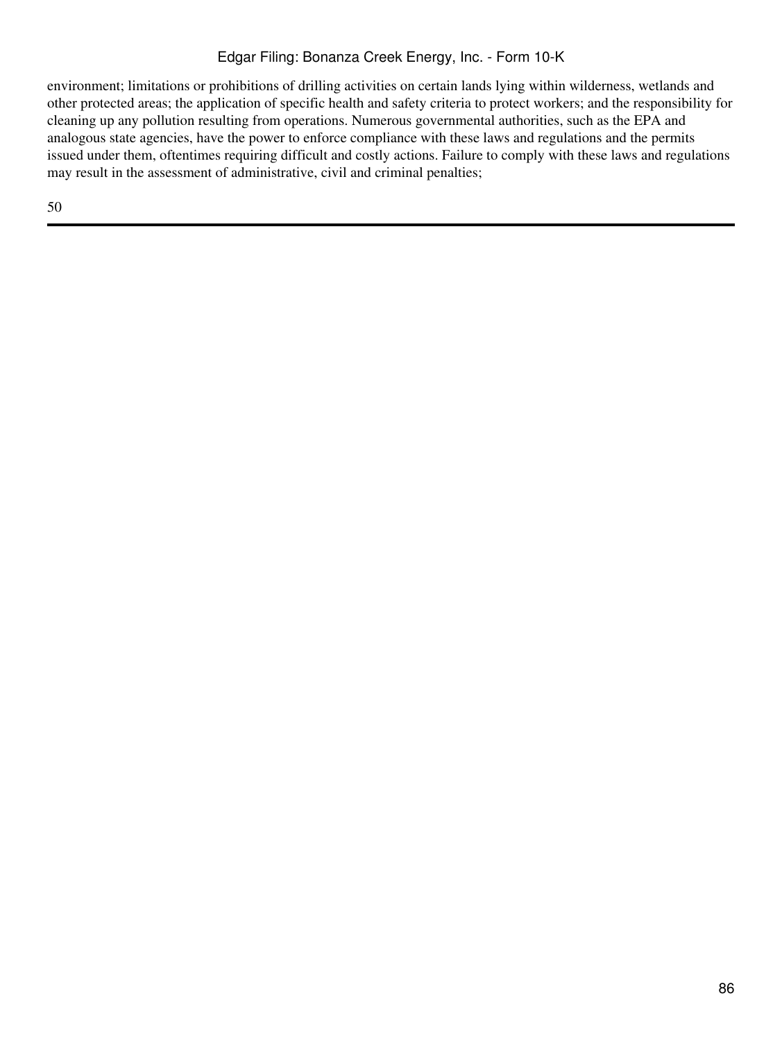environment; limitations or prohibitions of drilling activities on certain lands lying within wilderness, wetlands and other protected areas; the application of specific health and safety criteria to protect workers; and the responsibility for cleaning up any pollution resulting from operations. Numerous governmental authorities, such as the EPA and analogous state agencies, have the power to enforce compliance with these laws and regulations and the permits issued under them, oftentimes requiring difficult and costly actions. Failure to comply with these laws and regulations may result in the assessment of administrative, civil and criminal penalties;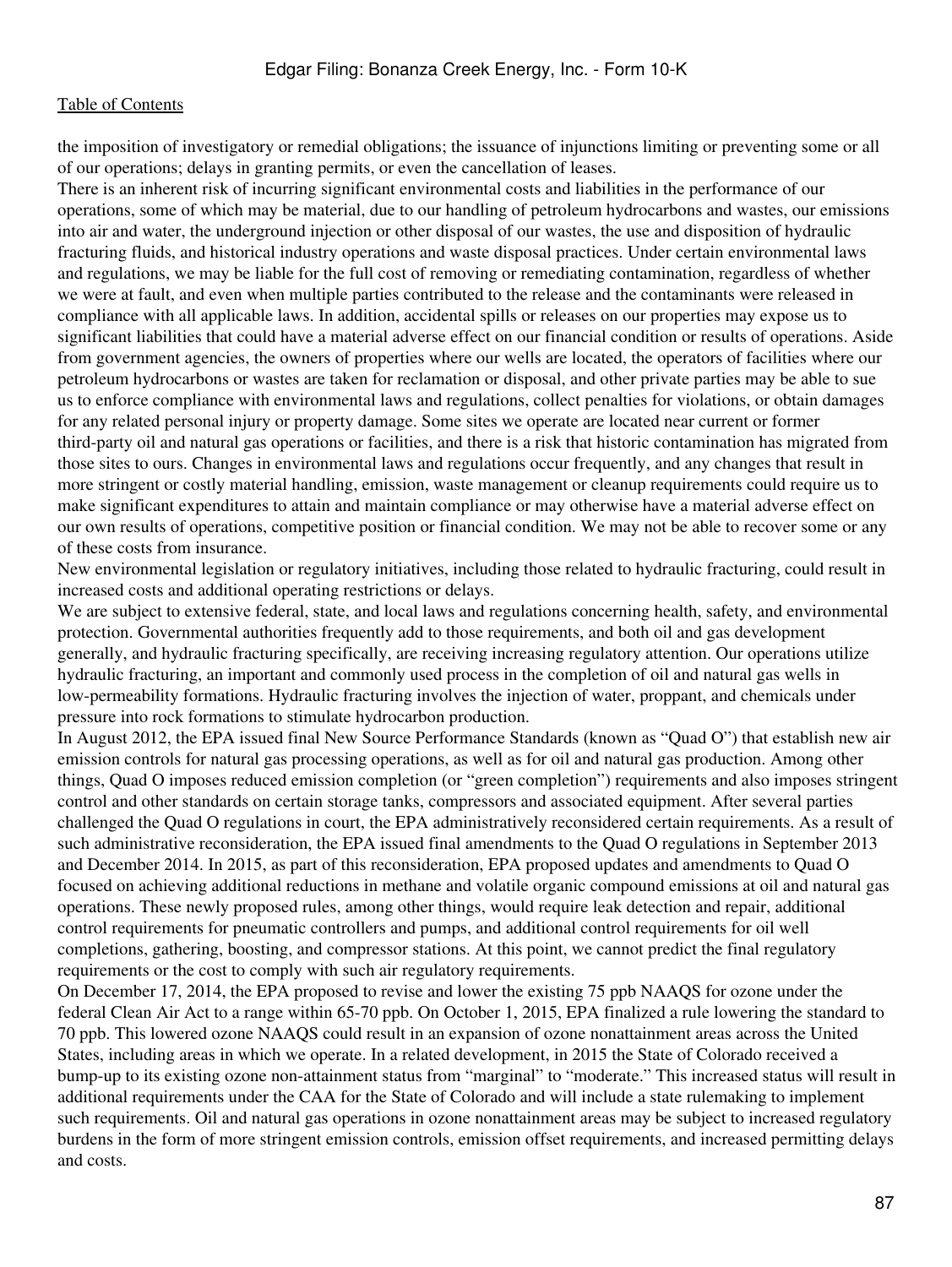the imposition of investigatory or remedial obligations; the issuance of injunctions limiting or preventing some or all of our operations; delays in granting permits, or even the cancellation of leases.

There is an inherent risk of incurring significant environmental costs and liabilities in the performance of our operations, some of which may be material, due to our handling of petroleum hydrocarbons and wastes, our emissions into air and water, the underground injection or other disposal of our wastes, the use and disposition of hydraulic fracturing fluids, and historical industry operations and waste disposal practices. Under certain environmental laws and regulations, we may be liable for the full cost of removing or remediating contamination, regardless of whether we were at fault, and even when multiple parties contributed to the release and the contaminants were released in compliance with all applicable laws. In addition, accidental spills or releases on our properties may expose us to significant liabilities that could have a material adverse effect on our financial condition or results of operations. Aside from government agencies, the owners of properties where our wells are located, the operators of facilities where our petroleum hydrocarbons or wastes are taken for reclamation or disposal, and other private parties may be able to sue us to enforce compliance with environmental laws and regulations, collect penalties for violations, or obtain damages for any related personal injury or property damage. Some sites we operate are located near current or former third-party oil and natural gas operations or facilities, and there is a risk that historic contamination has migrated from those sites to ours. Changes in environmental laws and regulations occur frequently, and any changes that result in more stringent or costly material handling, emission, waste management or cleanup requirements could require us to make significant expenditures to attain and maintain compliance or may otherwise have a material adverse effect on our own results of operations, competitive position or financial condition. We may not be able to recover some or any of these costs from insurance.

New environmental legislation or regulatory initiatives, including those related to hydraulic fracturing, could result in increased costs and additional operating restrictions or delays.

We are subject to extensive federal, state, and local laws and regulations concerning health, safety, and environmental protection. Governmental authorities frequently add to those requirements, and both oil and gas development generally, and hydraulic fracturing specifically, are receiving increasing regulatory attention. Our operations utilize hydraulic fracturing, an important and commonly used process in the completion of oil and natural gas wells in low-permeability formations. Hydraulic fracturing involves the injection of water, proppant, and chemicals under pressure into rock formations to stimulate hydrocarbon production.

In August 2012, the EPA issued final New Source Performance Standards (known as "Quad O") that establish new air emission controls for natural gas processing operations, as well as for oil and natural gas production. Among other things, Quad O imposes reduced emission completion (or "green completion") requirements and also imposes stringent control and other standards on certain storage tanks, compressors and associated equipment. After several parties challenged the Quad O regulations in court, the EPA administratively reconsidered certain requirements. As a result of such administrative reconsideration, the EPA issued final amendments to the Quad O regulations in September 2013 and December 2014. In 2015, as part of this reconsideration, EPA proposed updates and amendments to Quad O focused on achieving additional reductions in methane and volatile organic compound emissions at oil and natural gas operations. These newly proposed rules, among other things, would require leak detection and repair, additional control requirements for pneumatic controllers and pumps, and additional control requirements for oil well completions, gathering, boosting, and compressor stations. At this point, we cannot predict the final regulatory requirements or the cost to comply with such air regulatory requirements.

On December 17, 2014, the EPA proposed to revise and lower the existing 75 ppb NAAQS for ozone under the federal Clean Air Act to a range within 65-70 ppb. On October 1, 2015, EPA finalized a rule lowering the standard to 70 ppb. This lowered ozone NAAQS could result in an expansion of ozone nonattainment areas across the United States, including areas in which we operate. In a related development, in 2015 the State of Colorado received a bump-up to its existing ozone non-attainment status from "marginal" to "moderate." This increased status will result in additional requirements under the CAA for the State of Colorado and will include a state rulemaking to implement such requirements. Oil and natural gas operations in ozone nonattainment areas may be subject to increased regulatory burdens in the form of more stringent emission controls, emission offset requirements, and increased permitting delays and costs.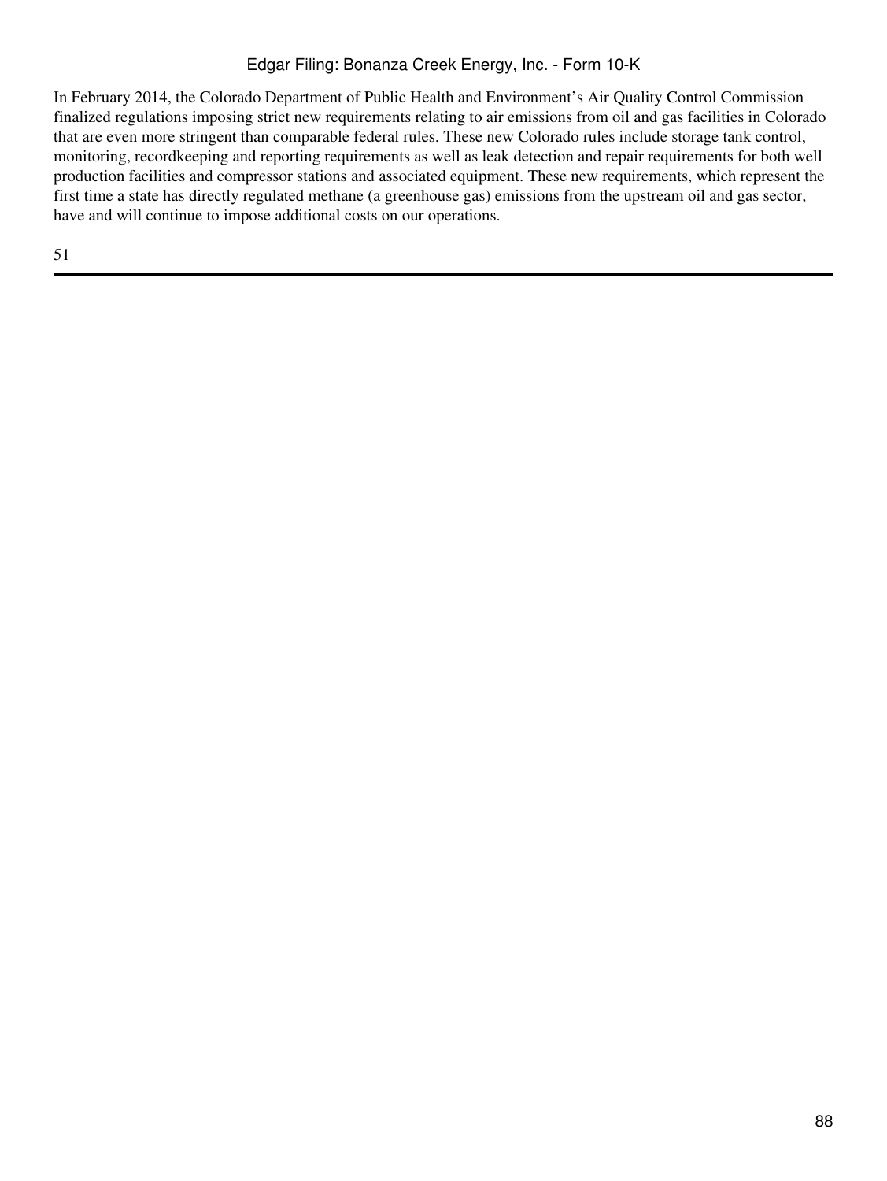In February 2014, the Colorado Department of Public Health and Environment's Air Quality Control Commission finalized regulations imposing strict new requirements relating to air emissions from oil and gas facilities in Colorado that are even more stringent than comparable federal rules. These new Colorado rules include storage tank control, monitoring, recordkeeping and reporting requirements as well as leak detection and repair requirements for both well production facilities and compressor stations and associated equipment. These new requirements, which represent the first time a state has directly regulated methane (a greenhouse gas) emissions from the upstream oil and gas sector, have and will continue to impose additional costs on our operations.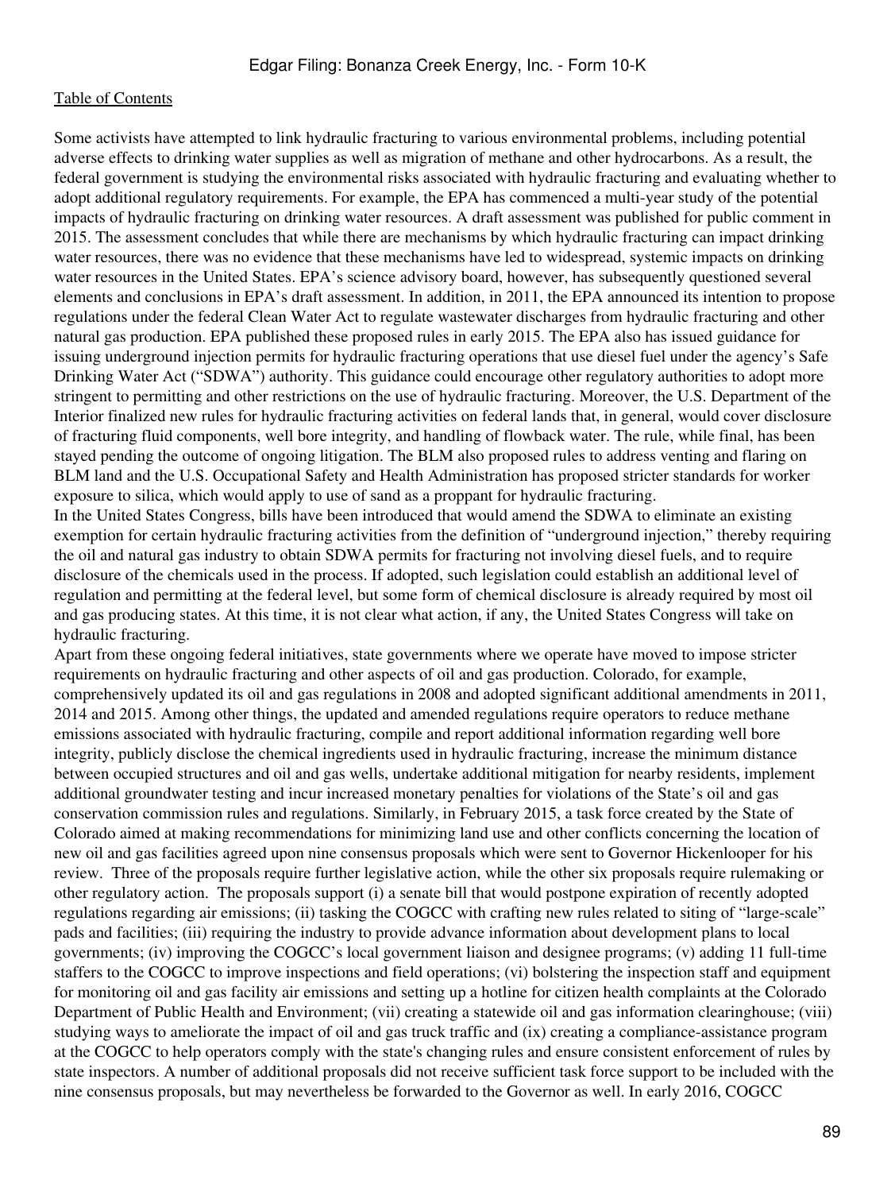Some activists have attempted to link hydraulic fracturing to various environmental problems, including potential adverse effects to drinking water supplies as well as migration of methane and other hydrocarbons. As a result, the federal government is studying the environmental risks associated with hydraulic fracturing and evaluating whether to adopt additional regulatory requirements. For example, the EPA has commenced a multi-year study of the potential impacts of hydraulic fracturing on drinking water resources. A draft assessment was published for public comment in 2015. The assessment concludes that while there are mechanisms by which hydraulic fracturing can impact drinking water resources, there was no evidence that these mechanisms have led to widespread, systemic impacts on drinking water resources in the United States. EPA's science advisory board, however, has subsequently questioned several elements and conclusions in EPA's draft assessment. In addition, in 2011, the EPA announced its intention to propose regulations under the federal Clean Water Act to regulate wastewater discharges from hydraulic fracturing and other natural gas production. EPA published these proposed rules in early 2015. The EPA also has issued guidance for issuing underground injection permits for hydraulic fracturing operations that use diesel fuel under the agency's Safe Drinking Water Act ("SDWA") authority. This guidance could encourage other regulatory authorities to adopt more stringent to permitting and other restrictions on the use of hydraulic fracturing. Moreover, the U.S. Department of the Interior finalized new rules for hydraulic fracturing activities on federal lands that, in general, would cover disclosure of fracturing fluid components, well bore integrity, and handling of flowback water. The rule, while final, has been stayed pending the outcome of ongoing litigation. The BLM also proposed rules to address venting and flaring on BLM land and the U.S. Occupational Safety and Health Administration has proposed stricter standards for worker exposure to silica, which would apply to use of sand as a proppant for hydraulic fracturing.

In the United States Congress, bills have been introduced that would amend the SDWA to eliminate an existing exemption for certain hydraulic fracturing activities from the definition of "underground injection," thereby requiring the oil and natural gas industry to obtain SDWA permits for fracturing not involving diesel fuels, and to require disclosure of the chemicals used in the process. If adopted, such legislation could establish an additional level of regulation and permitting at the federal level, but some form of chemical disclosure is already required by most oil and gas producing states. At this time, it is not clear what action, if any, the United States Congress will take on hydraulic fracturing.

Apart from these ongoing federal initiatives, state governments where we operate have moved to impose stricter requirements on hydraulic fracturing and other aspects of oil and gas production. Colorado, for example, comprehensively updated its oil and gas regulations in 2008 and adopted significant additional amendments in 2011, 2014 and 2015. Among other things, the updated and amended regulations require operators to reduce methane emissions associated with hydraulic fracturing, compile and report additional information regarding well bore integrity, publicly disclose the chemical ingredients used in hydraulic fracturing, increase the minimum distance between occupied structures and oil and gas wells, undertake additional mitigation for nearby residents, implement additional groundwater testing and incur increased monetary penalties for violations of the State's oil and gas conservation commission rules and regulations. Similarly, in February 2015, a task force created by the State of Colorado aimed at making recommendations for minimizing land use and other conflicts concerning the location of new oil and gas facilities agreed upon nine consensus proposals which were sent to Governor Hickenlooper for his review. Three of the proposals require further legislative action, while the other six proposals require rulemaking or other regulatory action. The proposals support (i) a senate bill that would postpone expiration of recently adopted regulations regarding air emissions; (ii) tasking the COGCC with crafting new rules related to siting of "large-scale" pads and facilities; (iii) requiring the industry to provide advance information about development plans to local governments; (iv) improving the COGCC's local government liaison and designee programs; (v) adding 11 full-time staffers to the COGCC to improve inspections and field operations; (vi) bolstering the inspection staff and equipment for monitoring oil and gas facility air emissions and setting up a hotline for citizen health complaints at the Colorado Department of Public Health and Environment; (vii) creating a statewide oil and gas information clearinghouse; (viii) studying ways to ameliorate the impact of oil and gas truck traffic and (ix) creating a compliance-assistance program at the COGCC to help operators comply with the state's changing rules and ensure consistent enforcement of rules by state inspectors. A number of additional proposals did not receive sufficient task force support to be included with the nine consensus proposals, but may nevertheless be forwarded to the Governor as well. In early 2016, COGCC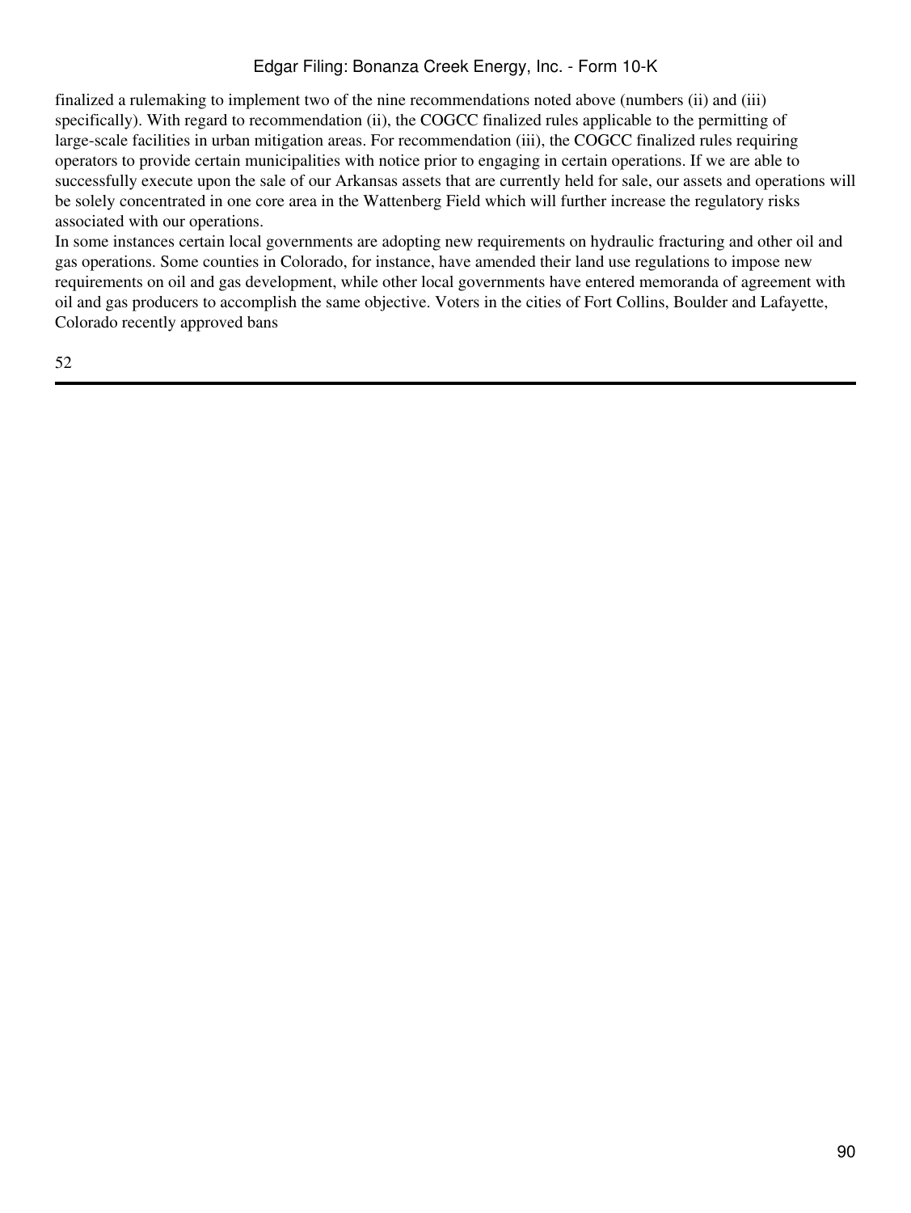finalized a rulemaking to implement two of the nine recommendations noted above (numbers (ii) and (iii) specifically). With regard to recommendation (ii), the COGCC finalized rules applicable to the permitting of large-scale facilities in urban mitigation areas. For recommendation (iii), the COGCC finalized rules requiring operators to provide certain municipalities with notice prior to engaging in certain operations. If we are able to successfully execute upon the sale of our Arkansas assets that are currently held for sale, our assets and operations will be solely concentrated in one core area in the Wattenberg Field which will further increase the regulatory risks associated with our operations.

In some instances certain local governments are adopting new requirements on hydraulic fracturing and other oil and gas operations. Some counties in Colorado, for instance, have amended their land use regulations to impose new requirements on oil and gas development, while other local governments have entered memoranda of agreement with oil and gas producers to accomplish the same objective. Voters in the cities of Fort Collins, Boulder and Lafayette, Colorado recently approved bans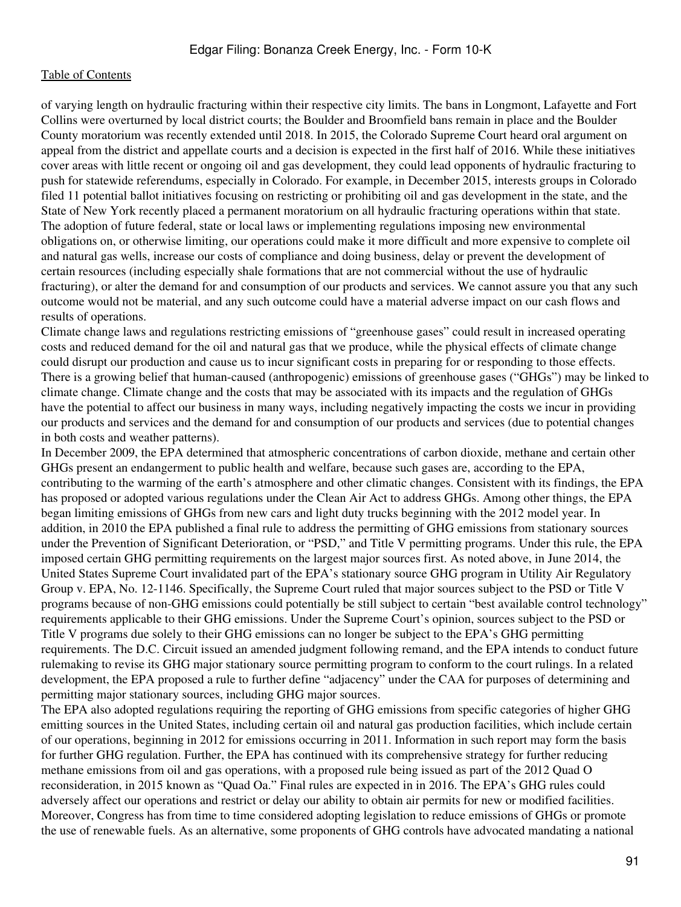of varying length on hydraulic fracturing within their respective city limits. The bans in Longmont, Lafayette and Fort Collins were overturned by local district courts; the Boulder and Broomfield bans remain in place and the Boulder County moratorium was recently extended until 2018. In 2015, the Colorado Supreme Court heard oral argument on appeal from the district and appellate courts and a decision is expected in the first half of 2016. While these initiatives cover areas with little recent or ongoing oil and gas development, they could lead opponents of hydraulic fracturing to push for statewide referendums, especially in Colorado. For example, in December 2015, interests groups in Colorado filed 11 potential ballot initiatives focusing on restricting or prohibiting oil and gas development in the state, and the State of New York recently placed a permanent moratorium on all hydraulic fracturing operations within that state. The adoption of future federal, state or local laws or implementing regulations imposing new environmental obligations on, or otherwise limiting, our operations could make it more difficult and more expensive to complete oil and natural gas wells, increase our costs of compliance and doing business, delay or prevent the development of certain resources (including especially shale formations that are not commercial without the use of hydraulic fracturing), or alter the demand for and consumption of our products and services. We cannot assure you that any such outcome would not be material, and any such outcome could have a material adverse impact on our cash flows and results of operations.

Climate change laws and regulations restricting emissions of "greenhouse gases" could result in increased operating costs and reduced demand for the oil and natural gas that we produce, while the physical effects of climate change could disrupt our production and cause us to incur significant costs in preparing for or responding to those effects.

There is a growing belief that human-caused (anthropogenic) emissions of greenhouse gases ("GHGs") may be linked to climate change. Climate change and the costs that may be associated with its impacts and the regulation of GHGs have the potential to affect our business in many ways, including negatively impacting the costs we incur in providing our products and services and the demand for and consumption of our products and services (due to potential changes in both costs and weather patterns).

In December 2009, the EPA determined that atmospheric concentrations of carbon dioxide, methane and certain other GHGs present an endangerment to public health and welfare, because such gases are, according to the EPA, contributing to the warming of the earth's atmosphere and other climatic changes. Consistent with its findings, the EPA has proposed or adopted various regulations under the Clean Air Act to address GHGs. Among other things, the EPA began limiting emissions of GHGs from new cars and light duty trucks beginning with the 2012 model year. In addition, in 2010 the EPA published a final rule to address the permitting of GHG emissions from stationary sources under the Prevention of Significant Deterioration, or "PSD," and Title V permitting programs. Under this rule, the EPA imposed certain GHG permitting requirements on the largest major sources first. As noted above, in June 2014, the United States Supreme Court invalidated part of the EPA's stationary source GHG program in Utility Air Regulatory Group v. EPA, No. 12-1146. Specifically, the Supreme Court ruled that major sources subject to the PSD or Title V programs because of non-GHG emissions could potentially be still subject to certain "best available control technology" requirements applicable to their GHG emissions. Under the Supreme Court's opinion, sources subject to the PSD or Title V programs due solely to their GHG emissions can no longer be subject to the EPA's GHG permitting requirements. The D.C. Circuit issued an amended judgment following remand, and the EPA intends to conduct future rulemaking to revise its GHG major stationary source permitting program to conform to the court rulings. In a related development, the EPA proposed a rule to further define "adjacency" under the CAA for purposes of determining and permitting major stationary sources, including GHG major sources.

The EPA also adopted regulations requiring the reporting of GHG emissions from specific categories of higher GHG emitting sources in the United States, including certain oil and natural gas production facilities, which include certain of our operations, beginning in 2012 for emissions occurring in 2011. Information in such report may form the basis for further GHG regulation. Further, the EPA has continued with its comprehensive strategy for further reducing methane emissions from oil and gas operations, with a proposed rule being issued as part of the 2012 Quad O reconsideration, in 2015 known as "Quad Oa." Final rules are expected in in 2016. The EPA's GHG rules could adversely affect our operations and restrict or delay our ability to obtain air permits for new or modified facilities. Moreover, Congress has from time to time considered adopting legislation to reduce emissions of GHGs or promote the use of renewable fuels. As an alternative, some proponents of GHG controls have advocated mandating a national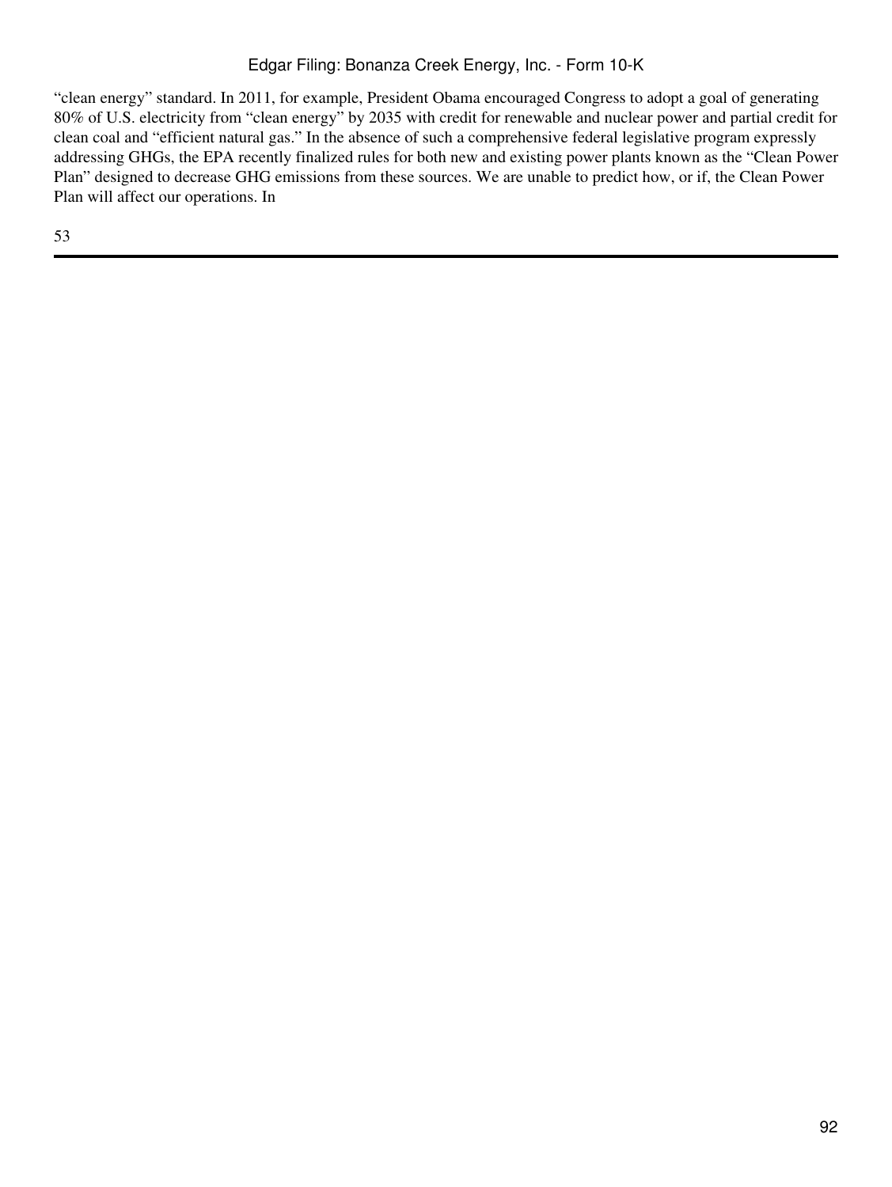"clean energy" standard. In 2011, for example, President Obama encouraged Congress to adopt a goal of generating 80% of U.S. electricity from "clean energy" by 2035 with credit for renewable and nuclear power and partial credit for clean coal and "efficient natural gas." In the absence of such a comprehensive federal legislative program expressly addressing GHGs, the EPA recently finalized rules for both new and existing power plants known as the "Clean Power Plan" designed to decrease GHG emissions from these sources. We are unable to predict how, or if, the Clean Power Plan will affect our operations. In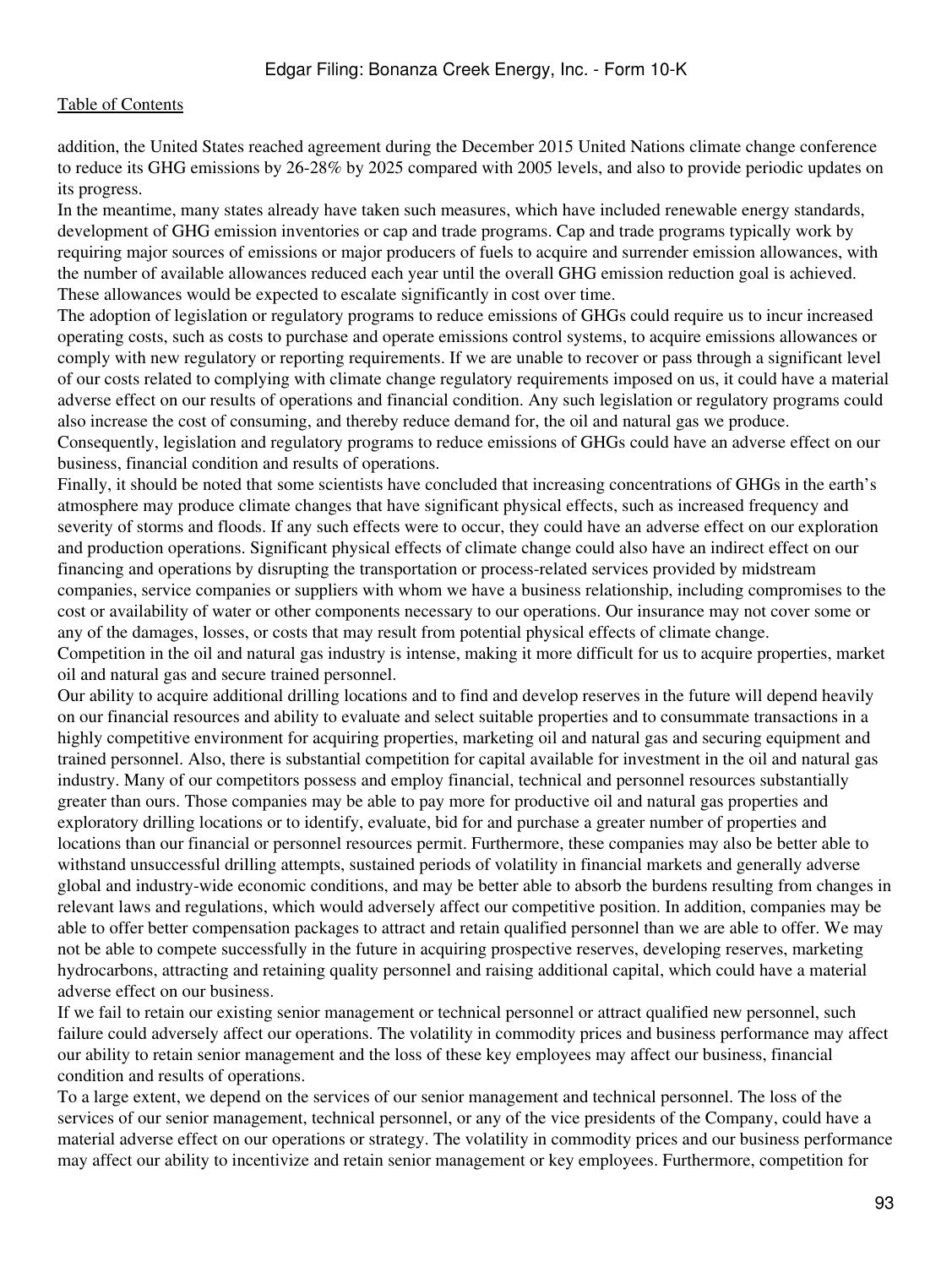addition, the United States reached agreement during the December 2015 United Nations climate change conference to reduce its GHG emissions by 26-28% by 2025 compared with 2005 levels, and also to provide periodic updates on its progress.

In the meantime, many states already have taken such measures, which have included renewable energy standards, development of GHG emission inventories or cap and trade programs. Cap and trade programs typically work by requiring major sources of emissions or major producers of fuels to acquire and surrender emission allowances, with the number of available allowances reduced each year until the overall GHG emission reduction goal is achieved. These allowances would be expected to escalate significantly in cost over time.

The adoption of legislation or regulatory programs to reduce emissions of GHGs could require us to incur increased operating costs, such as costs to purchase and operate emissions control systems, to acquire emissions allowances or comply with new regulatory or reporting requirements. If we are unable to recover or pass through a significant level of our costs related to complying with climate change regulatory requirements imposed on us, it could have a material adverse effect on our results of operations and financial condition. Any such legislation or regulatory programs could also increase the cost of consuming, and thereby reduce demand for, the oil and natural gas we produce. Consequently, legislation and regulatory programs to reduce emissions of GHGs could have an adverse effect on our business, financial condition and results of operations.

Finally, it should be noted that some scientists have concluded that increasing concentrations of GHGs in the earth's atmosphere may produce climate changes that have significant physical effects, such as increased frequency and severity of storms and floods. If any such effects were to occur, they could have an adverse effect on our exploration and production operations. Significant physical effects of climate change could also have an indirect effect on our financing and operations by disrupting the transportation or process-related services provided by midstream companies, service companies or suppliers with whom we have a business relationship, including compromises to the cost or availability of water or other components necessary to our operations. Our insurance may not cover some or any of the damages, losses, or costs that may result from potential physical effects of climate change.

Competition in the oil and natural gas industry is intense, making it more difficult for us to acquire properties, market oil and natural gas and secure trained personnel.

Our ability to acquire additional drilling locations and to find and develop reserves in the future will depend heavily on our financial resources and ability to evaluate and select suitable properties and to consummate transactions in a highly competitive environment for acquiring properties, marketing oil and natural gas and securing equipment and trained personnel. Also, there is substantial competition for capital available for investment in the oil and natural gas industry. Many of our competitors possess and employ financial, technical and personnel resources substantially greater than ours. Those companies may be able to pay more for productive oil and natural gas properties and exploratory drilling locations or to identify, evaluate, bid for and purchase a greater number of properties and locations than our financial or personnel resources permit. Furthermore, these companies may also be better able to withstand unsuccessful drilling attempts, sustained periods of volatility in financial markets and generally adverse global and industry-wide economic conditions, and may be better able to absorb the burdens resulting from changes in relevant laws and regulations, which would adversely affect our competitive position. In addition, companies may be able to offer better compensation packages to attract and retain qualified personnel than we are able to offer. We may not be able to compete successfully in the future in acquiring prospective reserves, developing reserves, marketing hydrocarbons, attracting and retaining quality personnel and raising additional capital, which could have a material adverse effect on our business.

If we fail to retain our existing senior management or technical personnel or attract qualified new personnel, such failure could adversely affect our operations. The volatility in commodity prices and business performance may affect our ability to retain senior management and the loss of these key employees may affect our business, financial condition and results of operations.

To a large extent, we depend on the services of our senior management and technical personnel. The loss of the services of our senior management, technical personnel, or any of the vice presidents of the Company, could have a material adverse effect on our operations or strategy. The volatility in commodity prices and our business performance may affect our ability to incentivize and retain senior management or key employees. Furthermore, competition for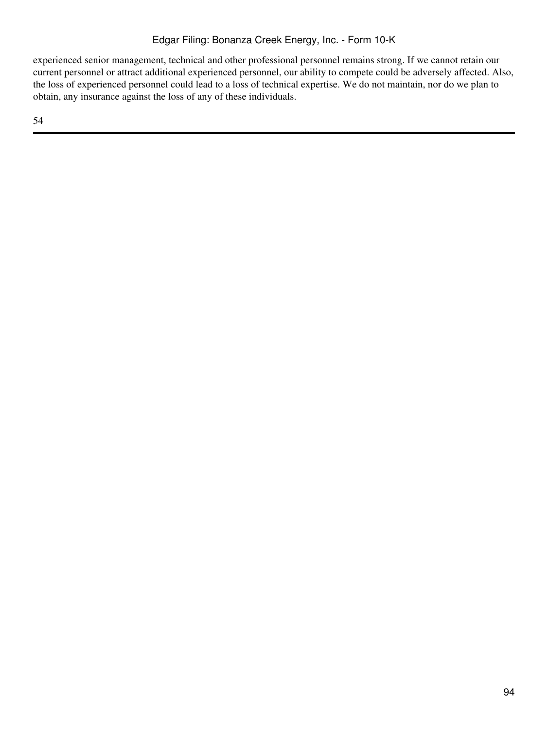experienced senior management, technical and other professional personnel remains strong. If we cannot retain our current personnel or attract additional experienced personnel, our ability to compete could be adversely affected. Also, the loss of experienced personnel could lead to a loss of technical expertise. We do not maintain, nor do we plan to obtain, any insurance against the loss of any of these individuals.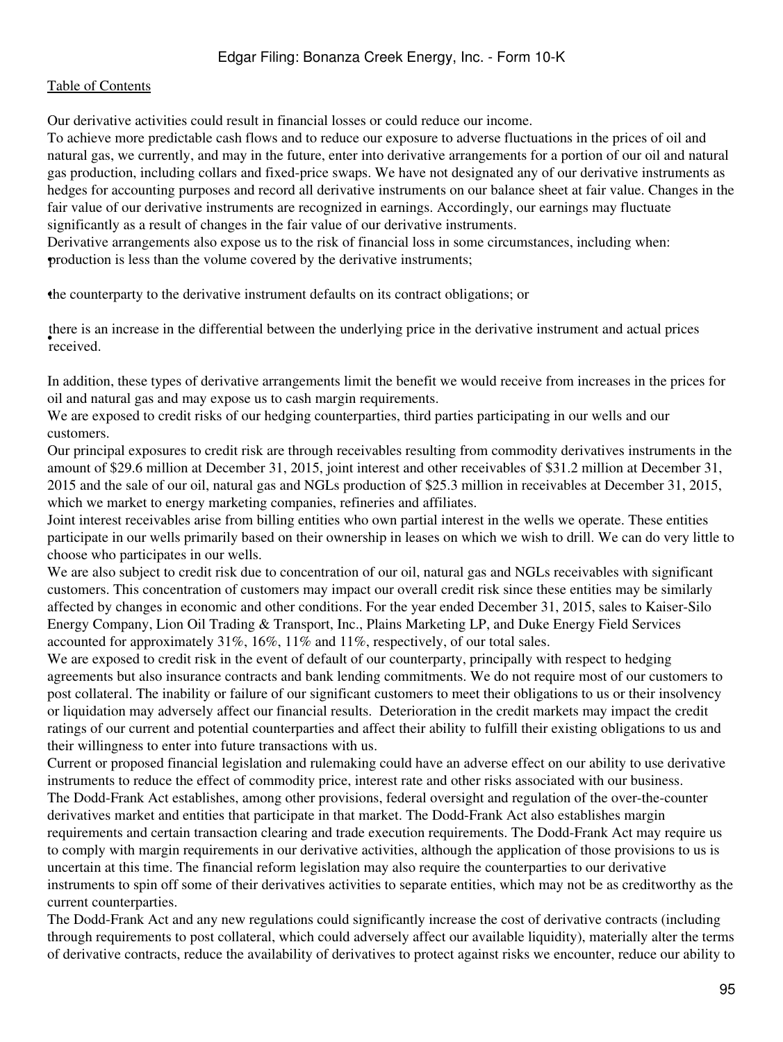Our derivative activities could result in financial losses or could reduce our income.

To achieve more predictable cash flows and to reduce our exposure to adverse fluctuations in the prices of oil and natural gas, we currently, and may in the future, enter into derivative arrangements for a portion of our oil and natural gas production, including collars and fixed-price swaps. We have not designated any of our derivative instruments as hedges for accounting purposes and record all derivative instruments on our balance sheet at fair value. Changes in the fair value of our derivative instruments are recognized in earnings. Accordingly, our earnings may fluctuate significantly as a result of changes in the fair value of our derivative instruments.

Derivative arrangements also expose us to the risk of financial loss in some circumstances, including when:

- production is less than the volume covered by the derivative instruments;
- the counterparty to the derivative instrument defaults on its contract obligations; or
- there is an increase in the differential between the underlying price in the derivative instrument and actual prices received.

In addition, these types of derivative arrangements limit the benefit we would receive from increases in the prices for oil and natural gas and may expose us to cash margin requirements.

We are exposed to credit risks of our hedging counterparties, third parties participating in our wells and our customers.

Our principal exposures to credit risk are through receivables resulting from commodity derivatives instruments in the amount of $29.6 million at December 31, 2015, joint interest and other receivables of $31.2 million at December 31, 2015 and the sale of our oil, natural gas and NGLs production of $25.3 million in receivables at December 31, 2015, which we market to energy marketing companies, refineries and affiliates.

Joint interest receivables arise from billing entities who own partial interest in the wells we operate. These entities participate in our wells primarily based on their ownership in leases on which we wish to drill. We can do very little to choose who participates in our wells.

We are also subject to credit risk due to concentration of our oil, natural gas and NGLs receivables with significant customers. This concentration of customers may impact our overall credit risk since these entities may be similarly affected by changes in economic and other conditions. For the year ended December 31, 2015, sales to Kaiser-Silo Energy Company, Lion Oil Trading & Transport, Inc., Plains Marketing LP, and Duke Energy Field Services accounted for approximately 31%, 16%, 11% and 11%, respectively, of our total sales.

We are exposed to credit risk in the event of default of our counterparty, principally with respect to hedging agreements but also insurance contracts and bank lending commitments. We do not require most of our customers to post collateral. The inability or failure of our significant customers to meet their obligations to us or their insolvency or liquidation may adversely affect our financial results. Deterioration in the credit markets may impact the credit ratings of our current and potential counterparties and affect their ability to fulfill their existing obligations to us and their willingness to enter into future transactions with us.

Current or proposed financial legislation and rulemaking could have an adverse effect on our ability to use derivative instruments to reduce the effect of commodity price, interest rate and other risks associated with our business.

The Dodd-Frank Act establishes, among other provisions, federal oversight and regulation of the over-the-counter derivatives market and entities that participate in that market. The Dodd-Frank Act also establishes margin requirements and certain transaction clearing and trade execution requirements. The Dodd-Frank Act may require us to comply with margin requirements in our derivative activities, although the application of those provisions to us is uncertain at this time. The financial reform legislation may also require the counterparties to our derivative instruments to spin off some of their derivatives activities to separate entities, which may not be as creditworthy as the current counterparties.

The Dodd-Frank Act and any new regulations could significantly increase the cost of derivative contracts (including through requirements to post collateral, which could adversely affect our available liquidity), materially alter the terms of derivative contracts, reduce the availability of derivatives to protect against risks we encounter, reduce our ability to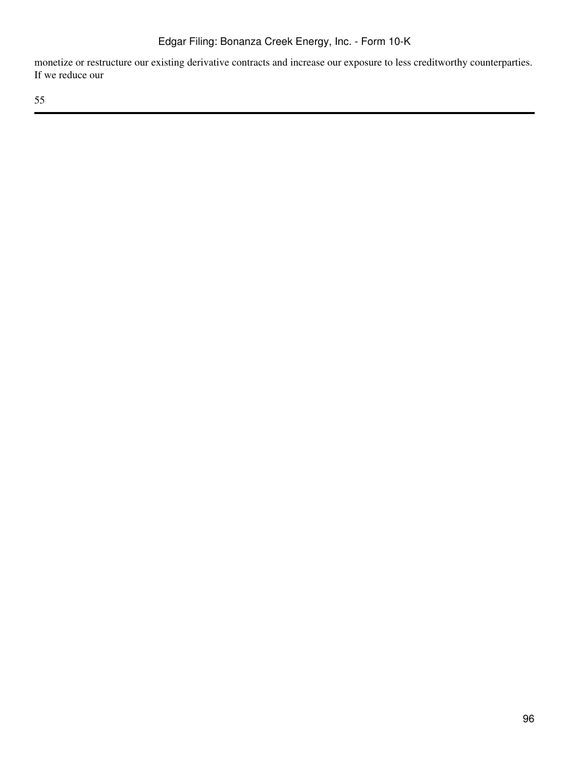monetize or restructure our existing derivative contracts and increase our exposure to less creditworthy counterparties. If we reduce our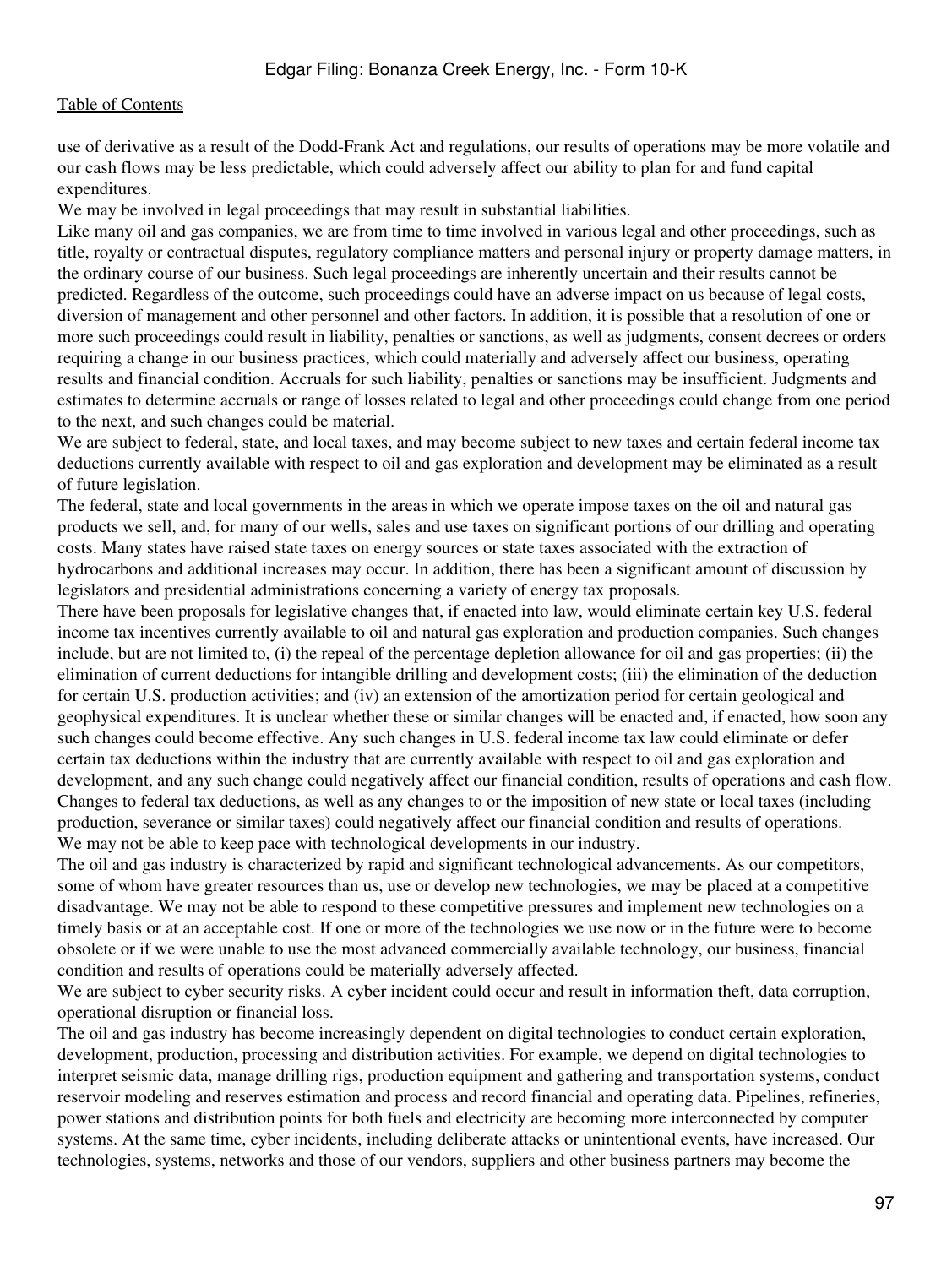use of derivative as a result of the Dodd-Frank Act and regulations, our results of operations may be more volatile and our cash flows may be less predictable, which could adversely affect our ability to plan for and fund capital expenditures.

We may be involved in legal proceedings that may result in substantial liabilities.

Like many oil and gas companies, we are from time to time involved in various legal and other proceedings, such as title, royalty or contractual disputes, regulatory compliance matters and personal injury or property damage matters, in the ordinary course of our business. Such legal proceedings are inherently uncertain and their results cannot be predicted. Regardless of the outcome, such proceedings could have an adverse impact on us because of legal costs, diversion of management and other personnel and other factors. In addition, it is possible that a resolution of one or more such proceedings could result in liability, penalties or sanctions, as well as judgments, consent decrees or orders requiring a change in our business practices, which could materially and adversely affect our business, operating results and financial condition. Accruals for such liability, penalties or sanctions may be insufficient. Judgments and estimates to determine accruals or range of losses related to legal and other proceedings could change from one period to the next, and such changes could be material.

We are subject to federal, state, and local taxes, and may become subject to new taxes and certain federal income tax deductions currently available with respect to oil and gas exploration and development may be eliminated as a result of future legislation.

The federal, state and local governments in the areas in which we operate impose taxes on the oil and natural gas products we sell, and, for many of our wells, sales and use taxes on significant portions of our drilling and operating costs. Many states have raised state taxes on energy sources or state taxes associated with the extraction of hydrocarbons and additional increases may occur. In addition, there has been a significant amount of discussion by legislators and presidential administrations concerning a variety of energy tax proposals.

There have been proposals for legislative changes that, if enacted into law, would eliminate certain key U.S. federal income tax incentives currently available to oil and natural gas exploration and production companies. Such changes include, but are not limited to, (i) the repeal of the percentage depletion allowance for oil and gas properties; (ii) the elimination of current deductions for intangible drilling and development costs; (iii) the elimination of the deduction for certain U.S. production activities; and (iv) an extension of the amortization period for certain geological and geophysical expenditures. It is unclear whether these or similar changes will be enacted and, if enacted, how soon any such changes could become effective. Any such changes in U.S. federal income tax law could eliminate or defer certain tax deductions within the industry that are currently available with respect to oil and gas exploration and development, and any such change could negatively affect our financial condition, results of operations and cash flow. Changes to federal tax deductions, as well as any changes to or the imposition of new state or local taxes (including production, severance or similar taxes) could negatively affect our financial condition and results of operations.

We may not be able to keep pace with technological developments in our industry.

The oil and gas industry is characterized by rapid and significant technological advancements. As our competitors, some of whom have greater resources than us, use or develop new technologies, we may be placed at a competitive disadvantage. We may not be able to respond to these competitive pressures and implement new technologies on a timely basis or at an acceptable cost. If one or more of the technologies we use now or in the future were to become obsolete or if we were unable to use the most advanced commercially available technology, our business, financial condition and results of operations could be materially adversely affected.

We are subject to cyber security risks. A cyber incident could occur and result in information theft, data corruption, operational disruption or financial loss.

The oil and gas industry has become increasingly dependent on digital technologies to conduct certain exploration, development, production, processing and distribution activities. For example, we depend on digital technologies to interpret seismic data, manage drilling rigs, production equipment and gathering and transportation systems, conduct reservoir modeling and reserves estimation and process and record financial and operating data. Pipelines, refineries, power stations and distribution points for both fuels and electricity are becoming more interconnected by computer systems. At the same time, cyber incidents, including deliberate attacks or unintentional events, have increased. Our technologies, systems, networks and those of our vendors, suppliers and other business partners may become the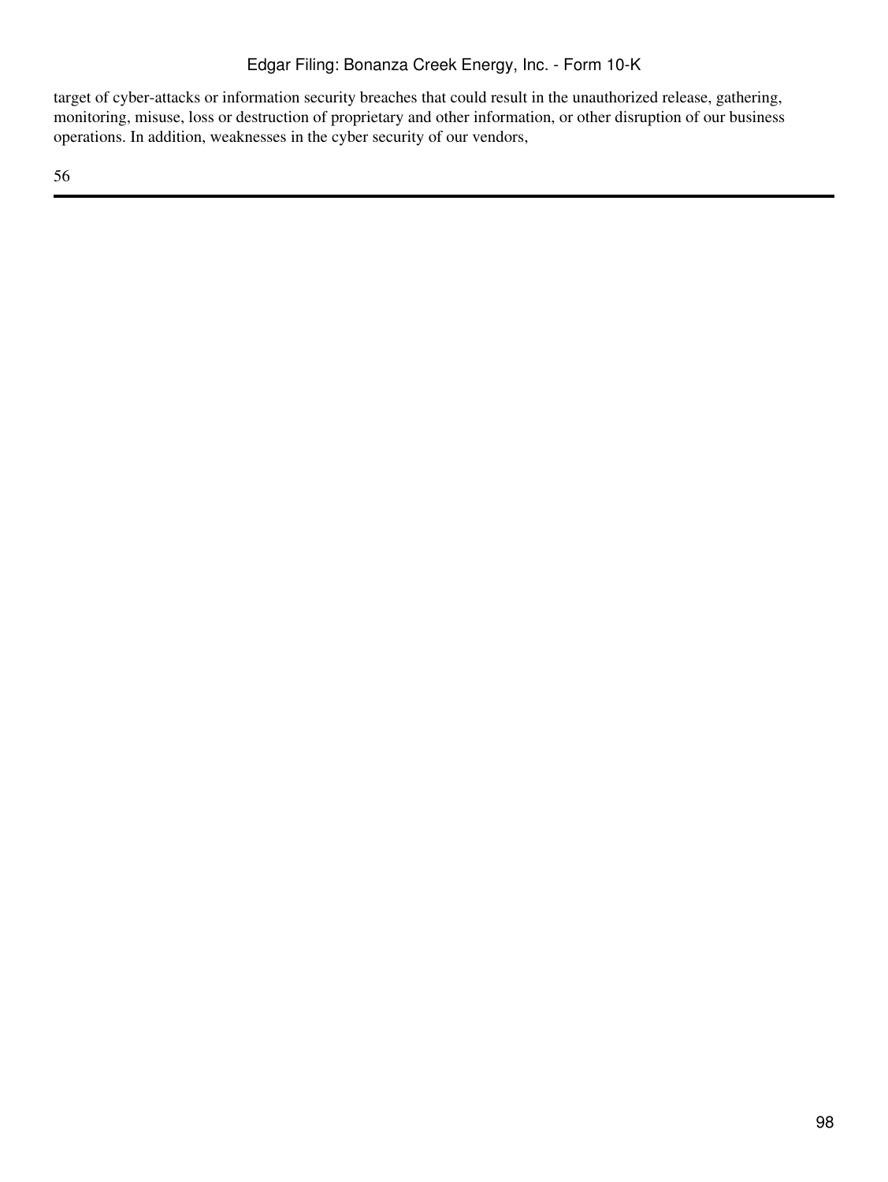target of cyber-attacks or information security breaches that could result in the unauthorized release, gathering, monitoring, misuse, loss or destruction of proprietary and other information, or other disruption of our business operations. In addition, weaknesses in the cyber security of our vendors,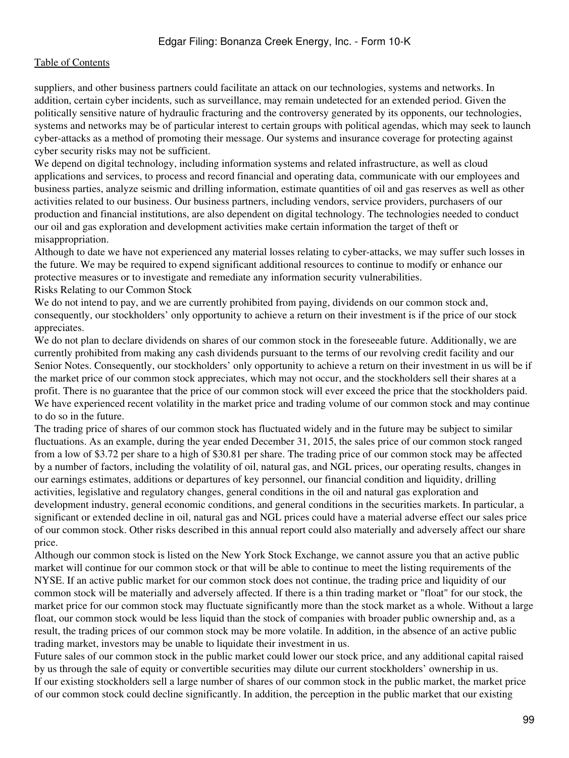suppliers, and other business partners could facilitate an attack on our technologies, systems and networks. In addition, certain cyber incidents, such as surveillance, may remain undetected for an extended period. Given the politically sensitive nature of hydraulic fracturing and the controversy generated by its opponents, our technologies, systems and networks may be of particular interest to certain groups with political agendas, which may seek to launch cyber-attacks as a method of promoting their message. Our systems and insurance coverage for protecting against cyber security risks may not be sufficient.

We depend on digital technology, including information systems and related infrastructure, as well as cloud applications and services, to process and record financial and operating data, communicate with our employees and business parties, analyze seismic and drilling information, estimate quantities of oil and gas reserves as well as other activities related to our business. Our business partners, including vendors, service providers, purchasers of our production and financial institutions, are also dependent on digital technology. The technologies needed to conduct our oil and gas exploration and development activities make certain information the target of theft or misappropriation.

Although to date we have not experienced any material losses relating to cyber-attacks, we may suffer such losses in the future. We may be required to expend significant additional resources to continue to modify or enhance our protective measures or to investigate and remediate any information security vulnerabilities.

## Risks Relating to our Common Stock

We do not intend to pay, and we are currently prohibited from paying, dividends on our common stock and, consequently, our stockholders' only opportunity to achieve a return on their investment is if the price of our stock appreciates.

We do not plan to declare dividends on shares of our common stock in the foreseeable future. Additionally, we are currently prohibited from making any cash dividends pursuant to the terms of our revolving credit facility and our Senior Notes. Consequently, our stockholders' only opportunity to achieve a return on their investment in us will be if the market price of our common stock appreciates, which may not occur, and the stockholders sell their shares at a profit. There is no guarantee that the price of our common stock will ever exceed the price that the stockholders paid.

We have experienced recent volatility in the market price and trading volume of our common stock and may continue to do so in the future.

The trading price of shares of our common stock has fluctuated widely and in the future may be subject to similar fluctuations. As an example, during the year ended December 31, 2015, the sales price of our common stock ranged from a low of $3.72 per share to a high of $30.81 per share. The trading price of our common stock may be affected by a number of factors, including the volatility of oil, natural gas, and NGL prices, our operating results, changes in our earnings estimates, additions or departures of key personnel, our financial condition and liquidity, drilling activities, legislative and regulatory changes, general conditions in the oil and natural gas exploration and development industry, general economic conditions, and general conditions in the securities markets. In particular, a significant or extended decline in oil, natural gas and NGL prices could have a material adverse effect our sales price of our common stock. Other risks described in this annual report could also materially and adversely affect our share price.

Although our common stock is listed on the New York Stock Exchange, we cannot assure you that an active public market will continue for our common stock or that will be able to continue to meet the listing requirements of the NYSE. If an active public market for our common stock does not continue, the trading price and liquidity of our common stock will be materially and adversely affected. If there is a thin trading market or "float" for our stock, the market price for our common stock may fluctuate significantly more than the stock market as a whole. Without a large float, our common stock would be less liquid than the stock of companies with broader public ownership and, as a result, the trading prices of our common stock may be more volatile. In addition, in the absence of an active public trading market, investors may be unable to liquidate their investment in us.

Future sales of our common stock in the public market could lower our stock price, and any additional capital raised by us through the sale of equity or convertible securities may dilute our current stockholders' ownership in us.

If our existing stockholders sell a large number of shares of our common stock in the public market, the market price of our common stock could decline significantly. In addition, the perception in the public market that our existing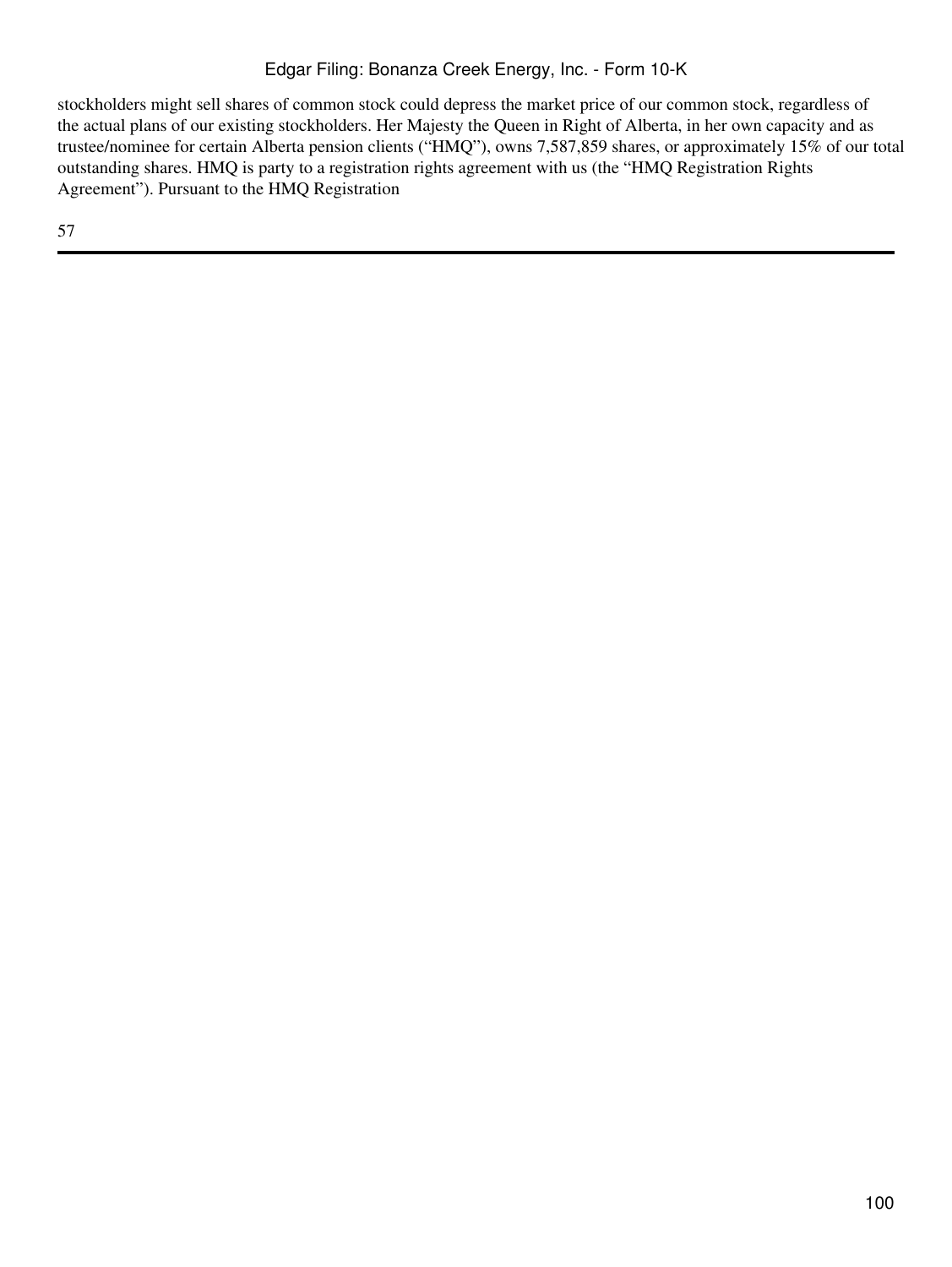stockholders might sell shares of common stock could depress the market price of our common stock, regardless of the actual plans of our existing stockholders. Her Majesty the Queen in Right of Alberta, in her own capacity and as trustee/nominee for certain Alberta pension clients (“HMQ”), owns 7,587,859 shares, or approximately 15% of our total outstanding shares. HMQ is party to a registration rights agreement with us (the “HMQ Registration Rights Agreement”). Pursuant to the HMQ Registration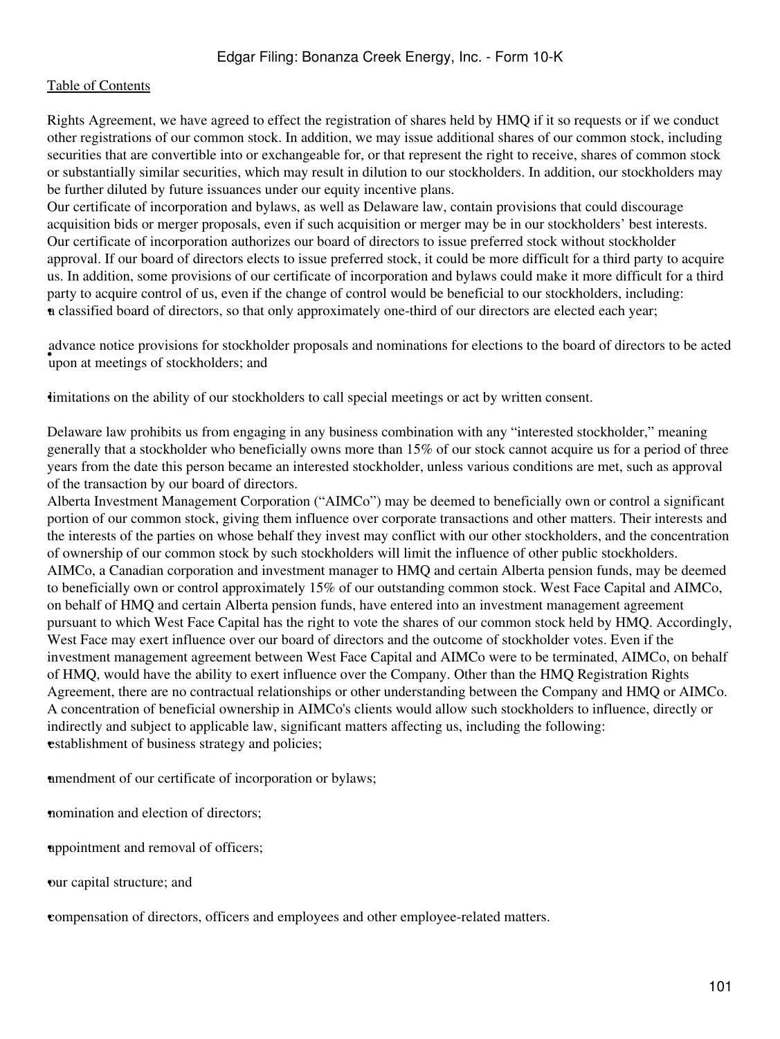Rights Agreement, we have agreed to effect the registration of shares held by HMQ if it so requests or if we conduct other registrations of our common stock. In addition, we may issue additional shares of our common stock, including securities that are convertible into or exchangeable for, or that represent the right to receive, shares of common stock or substantially similar securities, which may result in dilution to our stockholders. In addition, our stockholders may be further diluted by future issuances under our equity incentive plans.

Our certificate of incorporation and bylaws, as well as Delaware law, contain provisions that could discourage acquisition bids or merger proposals, even if such acquisition or merger may be in our stockholders' best interests.

Our certificate of incorporation authorizes our board of directors to issue preferred stock without stockholder approval. If our board of directors elects to issue preferred stock, it could be more difficult for a third party to acquire us. In addition, some provisions of our certificate of incorporation and bylaws could make it more difficult for a third party to acquire control of us, even if the change of control would be beneficial to our stockholders, including:

- a classified board of directors, so that only approximately one-third of our directors are elected each year;
- advance notice provisions for stockholder proposals and nominations for elections to the board of directors to be acted upon at meetings of stockholders; and
- limitations on the ability of our stockholders to call special meetings or act by written consent.

Delaware law prohibits us from engaging in any business combination with any "interested stockholder," meaning generally that a stockholder who beneficially owns more than 15% of our stock cannot acquire us for a period of three years from the date this person became an interested stockholder, unless various conditions are met, such as approval of the transaction by our board of directors.

Alberta Investment Management Corporation ("AIMCo") may be deemed to beneficially own or control a significant portion of our common stock, giving them influence over corporate transactions and other matters. Their interests and the interests of the parties on whose behalf they invest may conflict with our other stockholders, and the concentration of ownership of our common stock by such stockholders will limit the influence of other public stockholders.

AIMCo, a Canadian corporation and investment manager to HMQ and certain Alberta pension funds, may be deemed to beneficially own or control approximately 15% of our outstanding common stock. West Face Capital and AIMCo, on behalf of HMQ and certain Alberta pension funds, have entered into an investment management agreement pursuant to which West Face Capital has the right to vote the shares of our common stock held by HMQ. Accordingly, West Face may exert influence over our board of directors and the outcome of stockholder votes. Even if the investment management agreement between West Face Capital and AIMCo were to be terminated, AIMCo, on behalf of HMQ, would have the ability to exert influence over the Company. Other than the HMQ Registration Rights Agreement, there are no contractual relationships or other understanding between the Company and HMQ or AIMCo. A concentration of beneficial ownership in AIMCo's clients would allow such stockholders to influence, directly or indirectly and subject to applicable law, significant matters affecting us, including the following:

- establishment of business strategy and policies;
- amendment of our certificate of incorporation or bylaws;
- nomination and election of directors;
- appointment and removal of officers;
- our capital structure; and
- compensation of directors, officers and employees and other employee-related matters.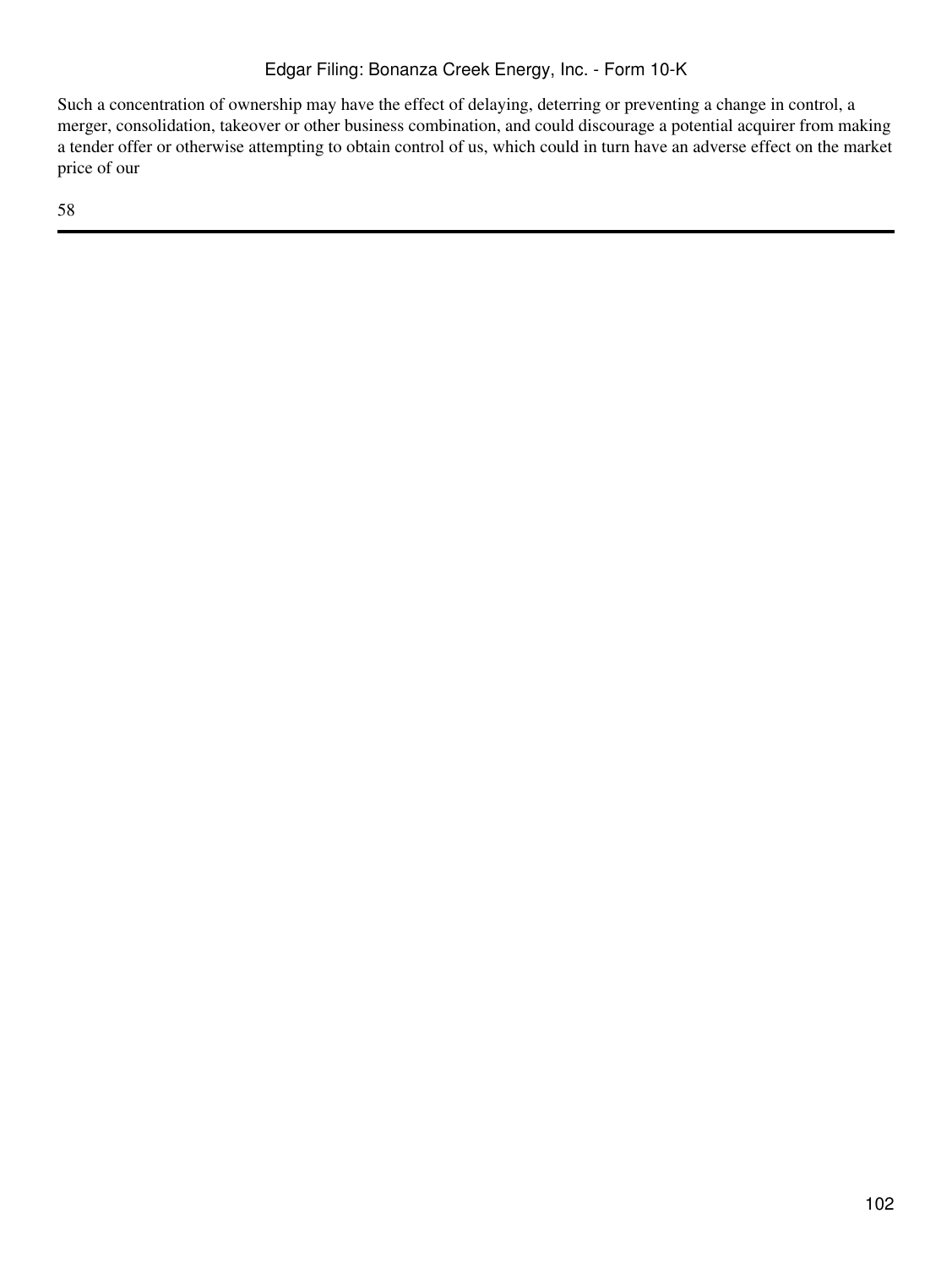Such a concentration of ownership may have the effect of delaying, deterring or preventing a change in control, a merger, consolidation, takeover or other business combination, and could discourage a potential acquirer from making a tender offer or otherwise attempting to obtain control of us, which could in turn have an adverse effect on the market price of our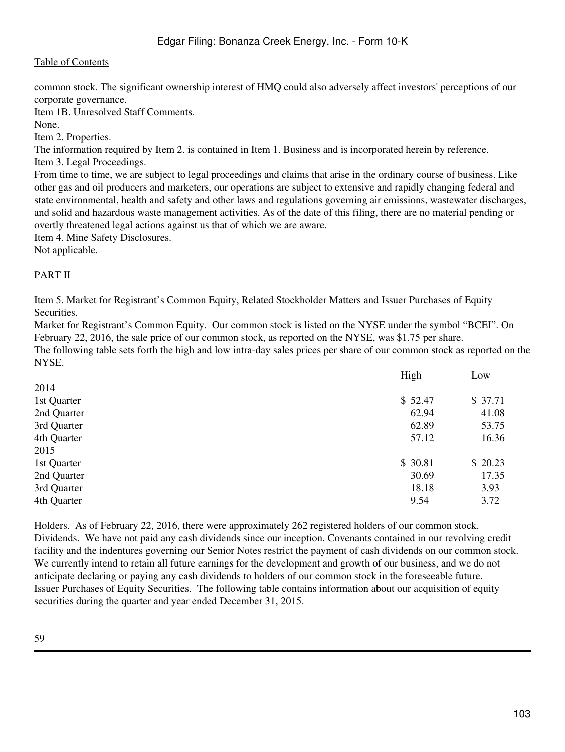common stock. The significant ownership interest of HMQ could also adversely affect investors' perceptions of our corporate governance.

Item 1B. Unresolved Staff Comments.

None.

Item 2. Properties.

The information required by Item 2. is contained in Item 1. Business and is incorporated herein by reference.

Item 3. Legal Proceedings.

From time to time, we are subject to legal proceedings and claims that arise in the ordinary course of business. Like other gas and oil producers and marketers, our operations are subject to extensive and rapidly changing federal and state environmental, health and safety and other laws and regulations governing air emissions, wastewater discharges, and solid and hazardous waste management activities. As of the date of this filing, there are no material pending or overtly threatened legal actions against us that of which we are aware.

Item 4. Mine Safety Disclosures.

Not applicable.

PART II

Item 5. Market for Registrant's Common Equity, Related Stockholder Matters and Issuer Purchases of Equity Securities.

Market for Registrant's Common Equity. Our common stock is listed on the NYSE under the symbol "BCEI". On February 22, 2016, the sale price of our common stock, as reported on the NYSE, was $1.75 per share.

The following table sets forth the high and low intra-day sales prices per share of our common stock as reported on the NYSE.

| | High | Low |
|---|---|---|
| 2014 | | |
| 1st Quarter | $ 52.47 | $ 37.71 |
| 2nd Quarter | 62.94 | 41.08 |
| 3rd Quarter | 62.89 | 53.75 |
| 4th Quarter | 57.12 | 16.36 |
| 2015 | | |
| 1st Quarter | $ 30.81 | $ 20.23 |
| 2nd Quarter | 30.69 | 17.35 |
| 3rd Quarter | 18.18 | 3.93 |
| 4th Quarter | 9.54 | 3.72 |

Holders. As of February 22, 2016, there were approximately 262 registered holders of our common stock.

Dividends. We have not paid any cash dividends since our inception. Covenants contained in our revolving credit facility and the indentures governing our Senior Notes restrict the payment of cash dividends on our common stock. We currently intend to retain all future earnings for the development and growth of our business, and we do not anticipate declaring or paying any cash dividends to holders of our common stock in the foreseeable future.

Issuer Purchases of Equity Securities. The following table contains information about our acquisition of equity securities during the quarter and year ended December 31, 2015.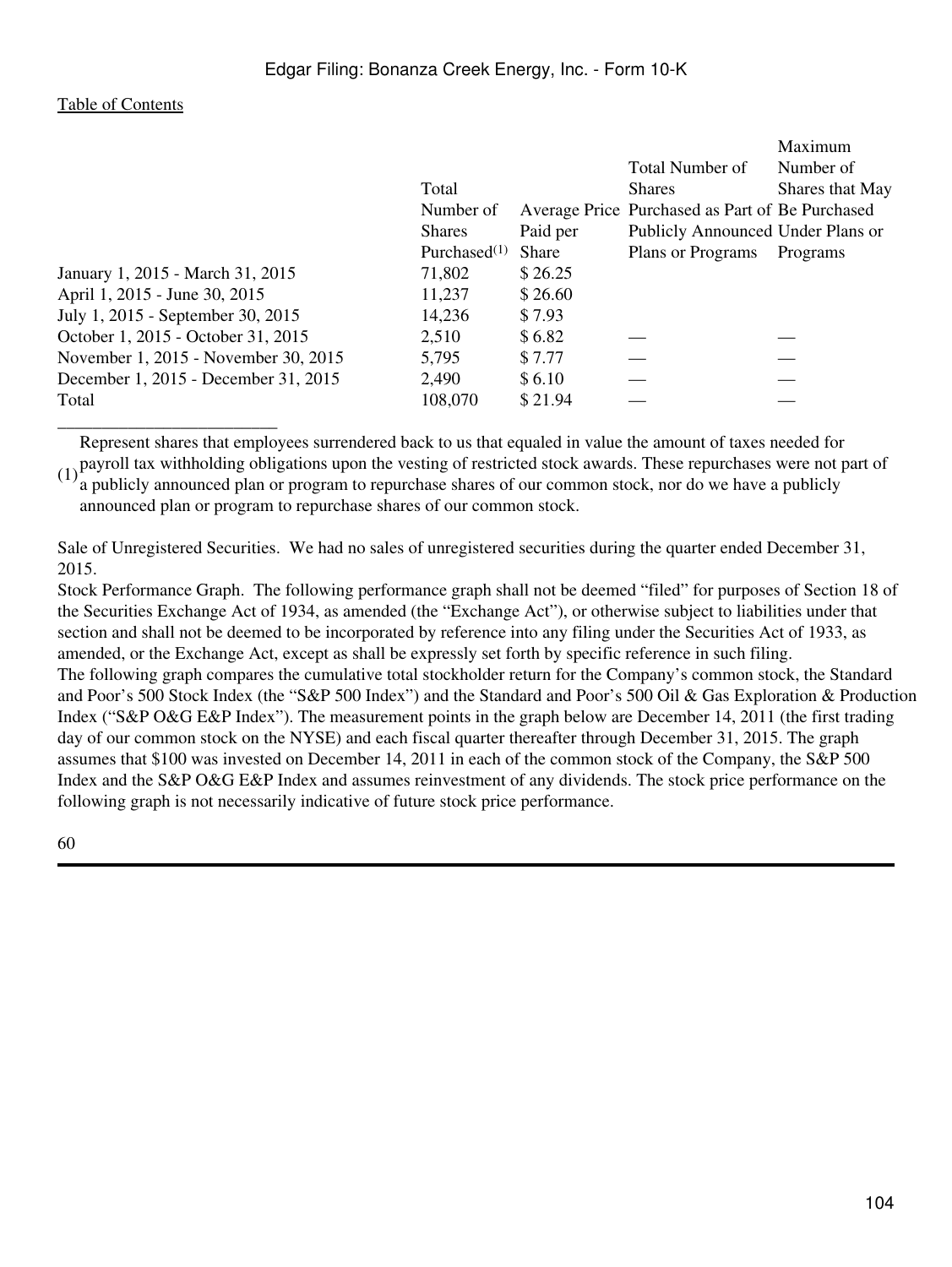| | Total Number of Shares Purchased[(1)] | Average Price Paid per Share | Total Number of Shares Purchased as Part of Publicly Announced Plans or Programs | Maximum Number of Shares that May Be Purchased Under Plans or Programs |
|---|---|---|---|---|
| January 1, 2015 - March 31, 2015 | 71,802 | $ 26.25 | | |
| April 1, 2015 - June 30, 2015 | 11,237 | $ 26.60 | | |
| July 1, 2015 - September 30, 2015 | 14,236 | $ 7.93 | | |
| October 1, 2015 - October 31, 2015 | 2,510 | $ 6.82 | — | — |
| November 1, 2015 - November 30, 2015 | 5,795 | $ 7.77 | — | — |
| December 1, 2015 - December 31, 2015 | 2,490 | $ 6.10 | — | — |
| Total | 108,070 | $ 21.94 | — | — |

(1) Represent shares that employees surrendered back to us that equaled in value the amount of taxes needed for payroll tax withholding obligations upon the vesting of restricted stock awards. These repurchases were not part of a publicly announced plan or program to repurchase shares of our common stock, nor do we have a publicly announced plan or program to repurchase shares of our common stock.

Sale of Unregistered Securities. We had no sales of unregistered securities during the quarter ended December 31, 2015.

Stock Performance Graph. The following performance graph shall not be deemed "filed" for purposes of Section 18 of the Securities Exchange Act of 1934, as amended (the "Exchange Act"), or otherwise subject to liabilities under that section and shall not be deemed to be incorporated by reference into any filing under the Securities Act of 1933, as amended, or the Exchange Act, except as shall be expressly set forth by specific reference in such filing.

The following graph compares the cumulative total stockholder return for the Company's common stock, the Standard and Poor's 500 Stock Index (the "S&P 500 Index") and the Standard and Poor's 500 Oil & Gas Exploration & Production Index ("S&P O&G E&P Index"). The measurement points in the graph below are December 14, 2011 (the first trading day of our common stock on the NYSE) and each fiscal quarter thereafter through December 31, 2015. The graph assumes that $100 was invested on December 14, 2011 in each of the common stock of the Company, the S&P 500 Index and the S&P O&G E&P Index and assumes reinvestment of any dividends. The stock price performance on the following graph is not necessarily indicative of future stock price performance.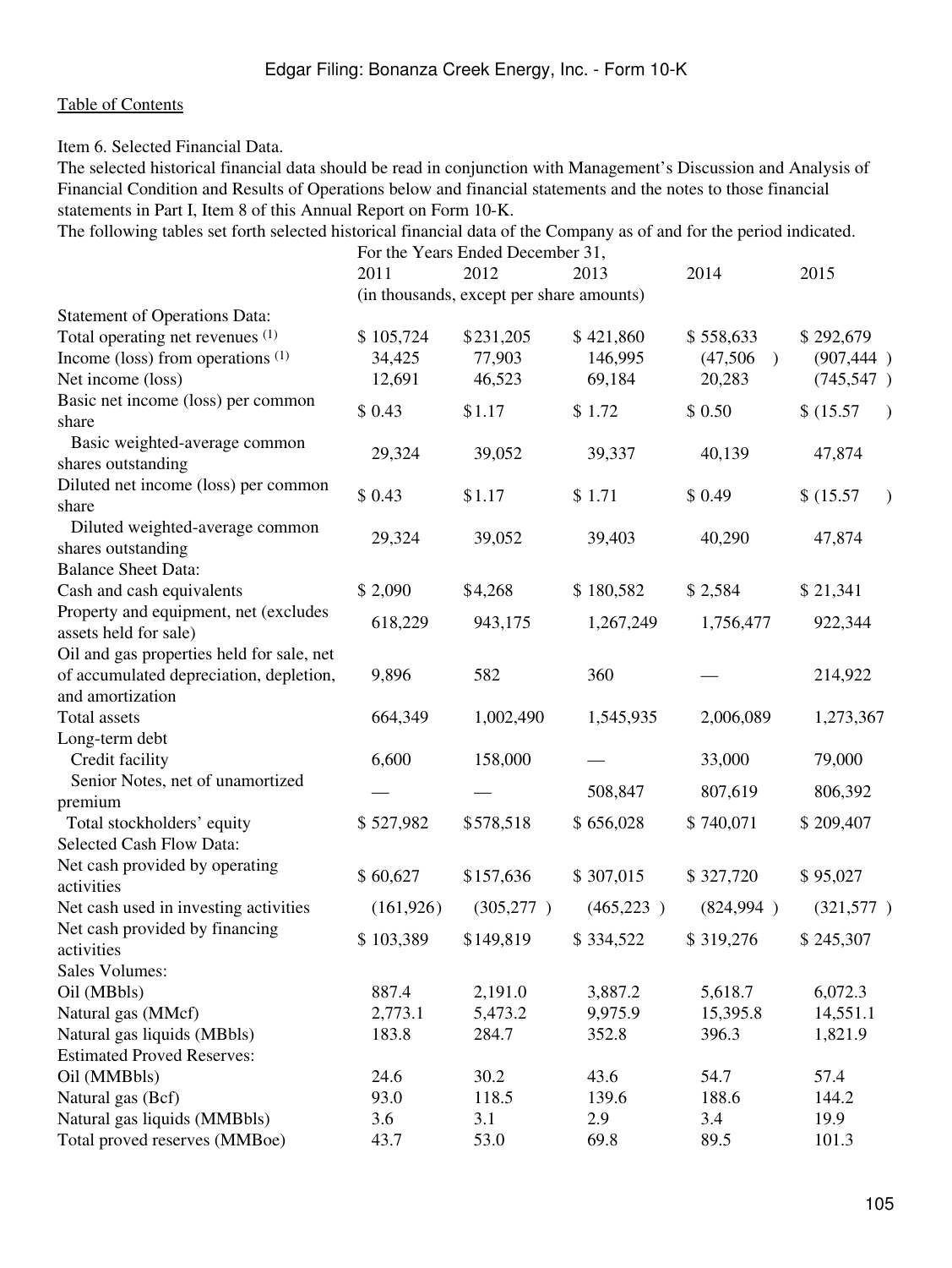Table of Contents

Item 6. Selected Financial Data.

The selected historical financial data should be read in conjunction with Management's Discussion and Analysis of Financial Condition and Results of Operations below and financial statements and the notes to those financial statements in Part I, Item 8 of this Annual Report on Form 10-K.

The following tables set forth selected historical financial data of the Company as of and for the period indicated.

| | For the Years Ended December 31, | | | | |
|---|---|---|---|---|---|
| | 2011 | 2012 | 2013 | 2014 | 2015 |
| | (in thousands, except per share amounts) | | | | |
| Statement of Operations Data: | | | | | |
| Total operating net revenues [(1)] | $ 105,724 | $231,205 | $ 421,860 | $ 558,633 | $ 292,679 |
| Income (loss) from operations [(1)] | 34,425 | 77,903 | 146,995 | (47,506 ) | (907,444 ) |
| Net income (loss) | 12,691 | 46,523 | 69,184 | 20,283 | (745,547 ) |
| Basic net income (loss) per common share | $ 0.43 | $1.17 | $ 1.72 | $ 0.50 | $ (15.57 ) |
| Basic weighted-average common shares outstanding | 29,324 | 39,052 | 39,337 | 40,139 | 47,874 |
| Diluted net income (loss) per common share | $ 0.43 | $1.17 | $ 1.71 | $ 0.49 | $ (15.57 ) |
| Diluted weighted-average common shares outstanding | 29,324 | 39,052 | 39,403 | 40,290 | 47,874 |
| Balance Sheet Data: | | | | | |
| Cash and cash equivalents | $ 2,090 | $4,268 | $ 180,582 | $ 2,584 | $ 21,341 |
| Property and equipment, net (excludes assets held for sale) | 618,229 | 943,175 | 1,267,249 | 1,756,477 | 922,344 |
| Oil and gas properties held for sale, net of accumulated depreciation, depletion, and amortization | 9,896 | 582 | 360 | — | 214,922 |
| Total assets | 664,349 | 1,002,490 | 1,545,935 | 2,006,089 | 1,273,367 |
| Long-term debt | | | | | |
| Credit facility | 6,600 | 158,000 | — | 33,000 | 79,000 |
| Senior Notes, net of unamortized premium | — | — | 508,847 | 807,619 | 806,392 |
| Total stockholders' equity | $ 527,982 | $578,518 | $ 656,028 | $ 740,071 | $ 209,407 |
| Selected Cash Flow Data: | | | | | |
| Net cash provided by operating activities | $ 60,627 | $157,636 | $ 307,015 | $ 327,720 | $ 95,027 |
| Net cash used in investing activities | (161,926) | (305,277 ) | (465,223 ) | (824,994 ) | (321,577 ) |
| Net cash provided by financing activities | $ 103,389 | $149,819 | $ 334,522 | $ 319,276 | $ 245,307 |
| Sales Volumes: | | | | | |
| Oil (MBbls) | 887.4 | 2,191.0 | 3,887.2 | 5,618.7 | 6,072.3 |
| Natural gas (MMcf) | 2,773.1 | 5,473.2 | 9,975.9 | 15,395.8 | 14,551.1 |
| Natural gas liquids (MBbls) | 183.8 | 284.7 | 352.8 | 396.3 | 1,821.9 |
| Estimated Proved Reserves: | | | | | |
| Oil (MMBbls) | 24.6 | 30.2 | 43.6 | 54.7 | 57.4 |
| Natural gas (Bcf) | 93.0 | 118.5 | 139.6 | 188.6 | 144.2 |
| Natural gas liquids (MMBbls) | 3.6 | 3.1 | 2.9 | 3.4 | 19.9 |
| Total proved reserves (MMBoe) | 43.7 | 53.0 | 69.8 | 89.5 | 101.3 |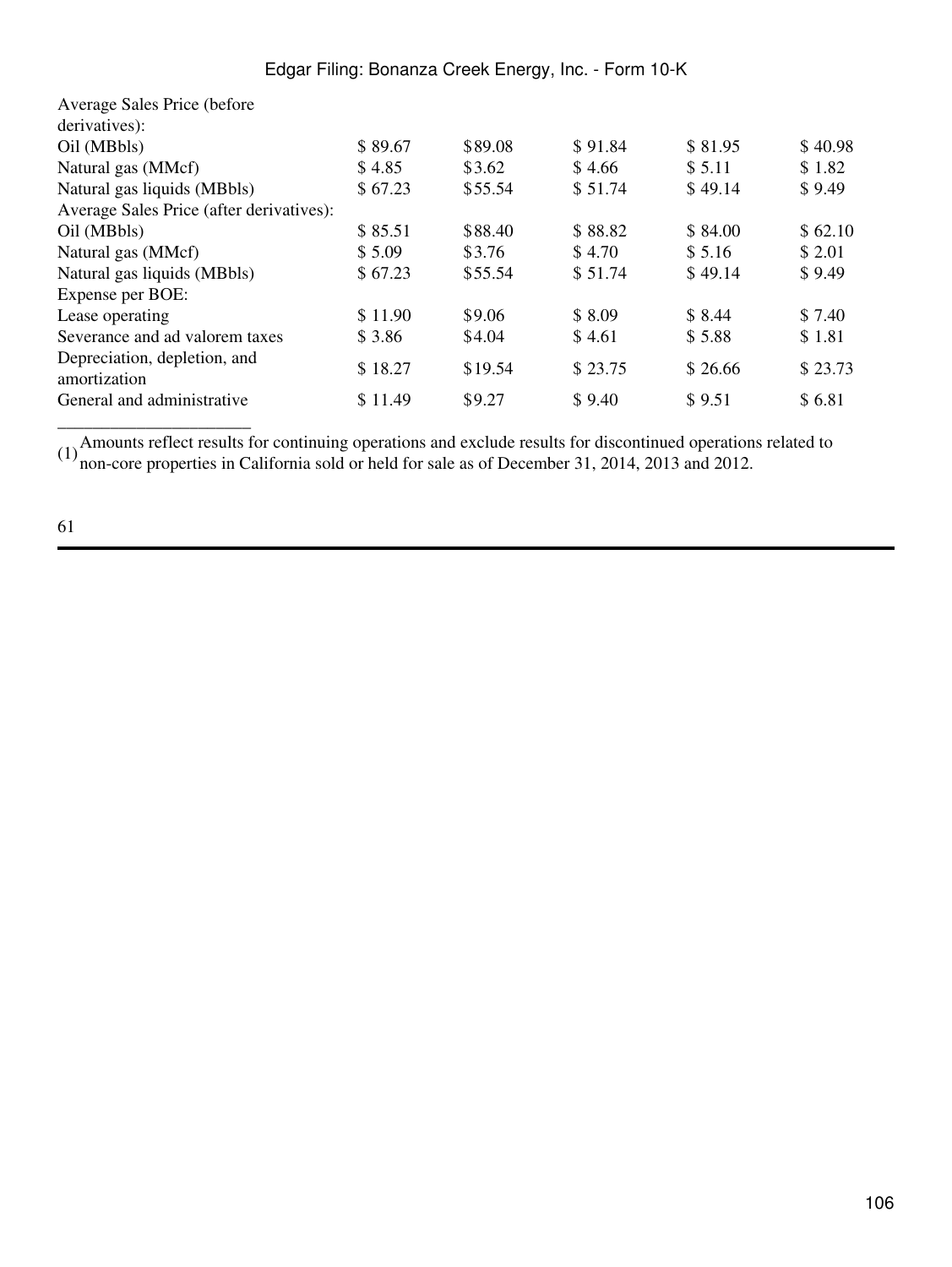| | | | | | |
|---|---|---|---|---|---|
| Average Sales Price (before derivatives): | | | | | |
| Oil (MBbls) | $ 89.67 | $89.08 | $ 91.84 | $ 81.95 | $ 40.98 |
| Natural gas (MMcf) | $ 4.85 | $3.62 | $ 4.66 | $ 5.11 | $ 1.82 |
| Natural gas liquids (MBbls) | $ 67.23 | $55.54 | $ 51.74 | $ 49.14 | $ 9.49 |
| Average Sales Price (after derivatives): | | | | | |
| Oil (MBbls) | $ 85.51 | $88.40 | $ 88.82 | $ 84.00 | $ 62.10 |
| Natural gas (MMcf) | $ 5.09 | $3.76 | $ 4.70 | $ 5.16 | $ 2.01 |
| Natural gas liquids (MBbls) | $ 67.23 | $55.54 | $ 51.74 | $ 49.14 | $ 9.49 |
| Expense per BOE: | | | | | |
| Lease operating | $ 11.90 | $9.06 | $ 8.09 | $ 8.44 | $ 7.40 |
| Severance and ad valorem taxes | $ 3.86 | $4.04 | $ 4.61 | $ 5.88 | $ 1.81 |
| Depreciation, depletion, and amortization | $ 18.27 | $19.54 | $ 23.75 | $ 26.66 | $ 23.73 |
| General and administrative | $ 11.49 | $9.27 | $ 9.40 | $ 9.51 | $ 6.81 |

______________________

(1) Amounts reflect results for continuing operations and exclude results for discontinued operations related to non-core properties in California sold or held for sale as of December 31, 2014, 2013 and 2012.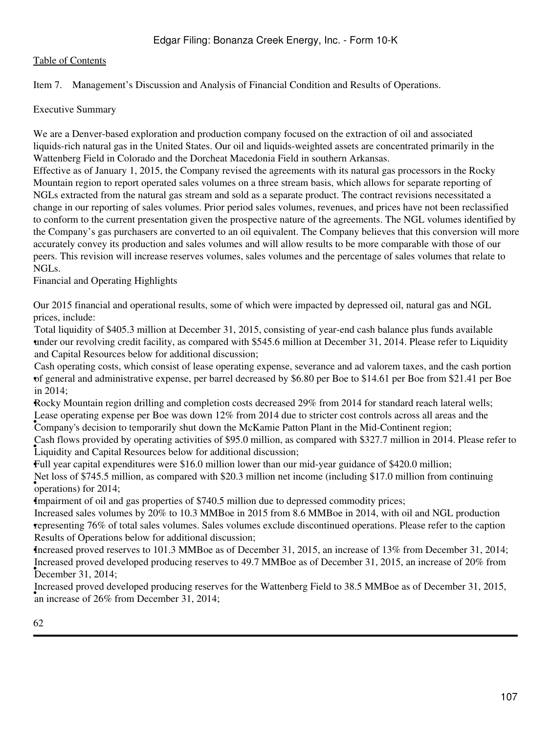[Table of Contents](#)

Item 7. Management's Discussion and Analysis of Financial Condition and Results of Operations.

Executive Summary

We are a Denver-based exploration and production company focused on the extraction of oil and associated liquids-rich natural gas in the United States. Our oil and liquids-weighted assets are concentrated primarily in the Wattenberg Field in Colorado and the Dorcheat Macedonia Field in southern Arkansas.

Effective as of January 1, 2015, the Company revised the agreements with its natural gas processors in the Rocky Mountain region to report operated sales volumes on a three stream basis, which allows for separate reporting of NGLs extracted from the natural gas stream and sold as a separate product. The contract revisions necessitated a change in our reporting of sales volumes. Prior period sales volumes, revenues, and prices have not been reclassified to conform to the current presentation given the prospective nature of the agreements. The NGL volumes identified by the Company's gas purchasers are converted to an oil equivalent. The Company believes that this conversion will more accurately convey its production and sales volumes and will allow results to be more comparable with those of our peers. This revision will increase reserves volumes, sales volumes and the percentage of sales volumes that relate to NGLs.

Financial and Operating Highlights

Our 2015 financial and operational results, some of which were impacted by depressed oil, natural gas and NGL prices, include:

- Total liquidity of $405.3 million at December 31, 2015, consisting of year-end cash balance plus funds available under our revolving credit facility, as compared with $545.6 million at December 31, 2014. Please refer to Liquidity and Capital Resources below for additional discussion;
- Cash operating costs, which consist of lease operating expense, severance and ad valorem taxes, and the cash portion of general and administrative expense, per barrel decreased by $6.80 per Boe to $14.61 per Boe from $21.41 per Boe in 2014;
- Rocky Mountain region drilling and completion costs decreased 29% from 2014 for standard reach lateral wells;
- Lease operating expense per Boe was down 12% from 2014 due to stricter cost controls across all areas and the Company's decision to temporarily shut down the McKamie Patton Plant in the Mid-Continent region;
- Cash flows provided by operating activities of $95.0 million, as compared with $327.7 million in 2014. Please refer to Liquidity and Capital Resources below for additional discussion;
- Full year capital expenditures were $16.0 million lower than our mid-year guidance of $420.0 million;
- Net loss of $745.5 million, as compared with $20.3 million net income (including $17.0 million from continuing operations) for 2014;
- Impairment of oil and gas properties of $740.5 million due to depressed commodity prices;
- Increased sales volumes by 20% to 10.3 MMBoe in 2015 from 8.6 MMBoe in 2014, with oil and NGL production representing 76% of total sales volumes. Sales volumes exclude discontinued operations. Please refer to the caption Results of Operations below for additional discussion;
- Increased proved reserves to 101.3 MMBoe as of December 31, 2015, an increase of 13% from December 31, 2014;
- Increased proved developed producing reserves to 49.7 MMBoe as of December 31, 2015, an increase of 20% from December 31, 2014;
- Increased proved developed producing reserves for the Wattenberg Field to 38.5 MMBoe as of December 31, 2015, an increase of 26% from December 31, 2014;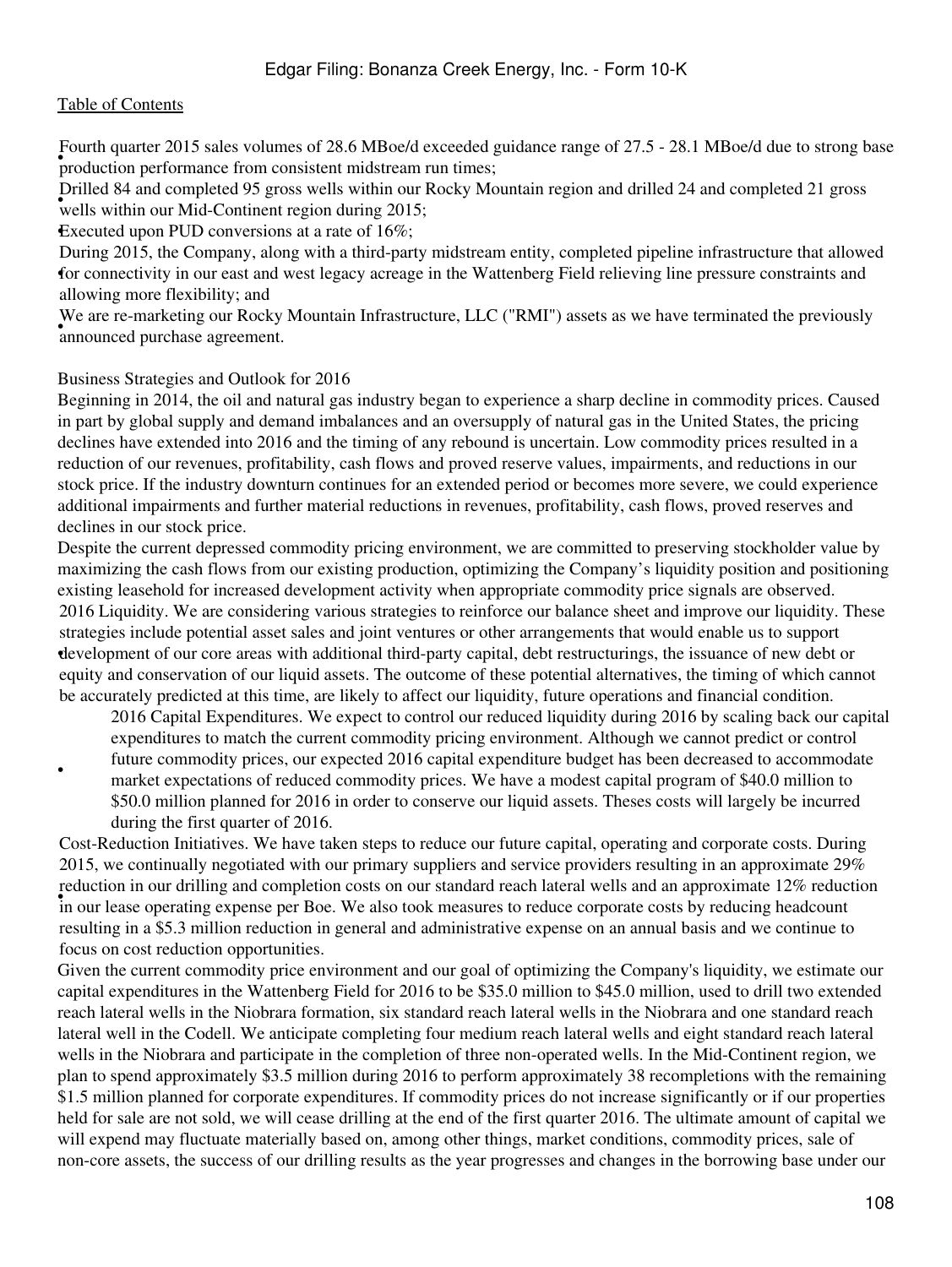- Fourth quarter 2015 sales volumes of 28.6 MBoe/d exceeded guidance range of 27.5 - 28.1 MBoe/d due to strong base production performance from consistent midstream run times;
- Drilled 84 and completed 95 gross wells within our Rocky Mountain region and drilled 24 and completed 21 gross wells within our Mid-Continent region during 2015;
- Executed upon PUD conversions at a rate of 16%;
- During 2015, the Company, along with a third-party midstream entity, completed pipeline infrastructure that allowed for connectivity in our east and west legacy acreage in the Wattenberg Field relieving line pressure constraints and allowing more flexibility; and
- We are re-marketing our Rocky Mountain Infrastructure, LLC ("RMI") assets as we have terminated the previously announced purchase agreement.

Business Strategies and Outlook for 2016

Beginning in 2014, the oil and natural gas industry began to experience a sharp decline in commodity prices. Caused in part by global supply and demand imbalances and an oversupply of natural gas in the United States, the pricing declines have extended into 2016 and the timing of any rebound is uncertain. Low commodity prices resulted in a reduction of our revenues, profitability, cash flows and proved reserve values, impairments, and reductions in our stock price. If the industry downturn continues for an extended period or becomes more severe, we could experience additional impairments and further material reductions in revenues, profitability, cash flows, proved reserves and declines in our stock price.

Despite the current depressed commodity pricing environment, we are committed to preserving stockholder value by maximizing the cash flows from our existing production, optimizing the Company's liquidity position and positioning existing leasehold for increased development activity when appropriate commodity price signals are observed.

- 2016 Liquidity. We are considering various strategies to reinforce our balance sheet and improve our liquidity. These strategies include potential asset sales and joint ventures or other arrangements that would enable us to support development of our core areas with additional third-party capital, debt restructurings, the issuance of new debt or equity and conservation of our liquid assets. The outcome of these potential alternatives, the timing of which cannot be accurately predicted at this time, are likely to affect our liquidity, future operations and financial condition.
- 2016 Capital Expenditures. We expect to control our reduced liquidity during 2016 by scaling back our capital expenditures to match the current commodity pricing environment. Although we cannot predict or control future commodity prices, our expected 2016 capital expenditure budget has been decreased to accommodate market expectations of reduced commodity prices. We have a modest capital program of $40.0 million to $50.0 million planned for 2016 in order to conserve our liquid assets. Theses costs will largely be incurred during the first quarter of 2016.
- Cost-Reduction Initiatives. We have taken steps to reduce our future capital, operating and corporate costs. During 2015, we continually negotiated with our primary suppliers and service providers resulting in an approximate 29% reduction in our drilling and completion costs on our standard reach lateral wells and an approximate 12% reduction in our lease operating expense per Boe. We also took measures to reduce corporate costs by reducing headcount resulting in a $5.3 million reduction in general and administrative expense on an annual basis and we continue to focus on cost reduction opportunities.

Given the current commodity price environment and our goal of optimizing the Company's liquidity, we estimate our capital expenditures in the Wattenberg Field for 2016 to be $35.0 million to $45.0 million, used to drill two extended reach lateral wells in the Niobrara formation, six standard reach lateral wells in the Niobrara and one standard reach lateral well in the Codell. We anticipate completing four medium reach lateral wells and eight standard reach lateral wells in the Niobrara and participate in the completion of three non-operated wells. In the Mid-Continent region, we plan to spend approximately $3.5 million during 2016 to perform approximately 38 recompletions with the remaining $1.5 million planned for corporate expenditures. If commodity prices do not increase significantly or if our properties held for sale are not sold, we will cease drilling at the end of the first quarter 2016. The ultimate amount of capital we will expend may fluctuate materially based on, among other things, market conditions, commodity prices, sale of non-core assets, the success of our drilling results as the year progresses and changes in the borrowing base under our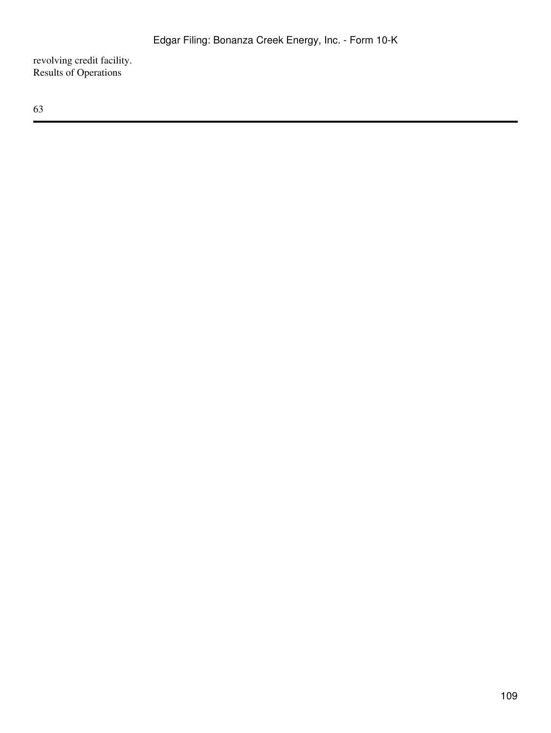revolving credit facility.

Results of Operations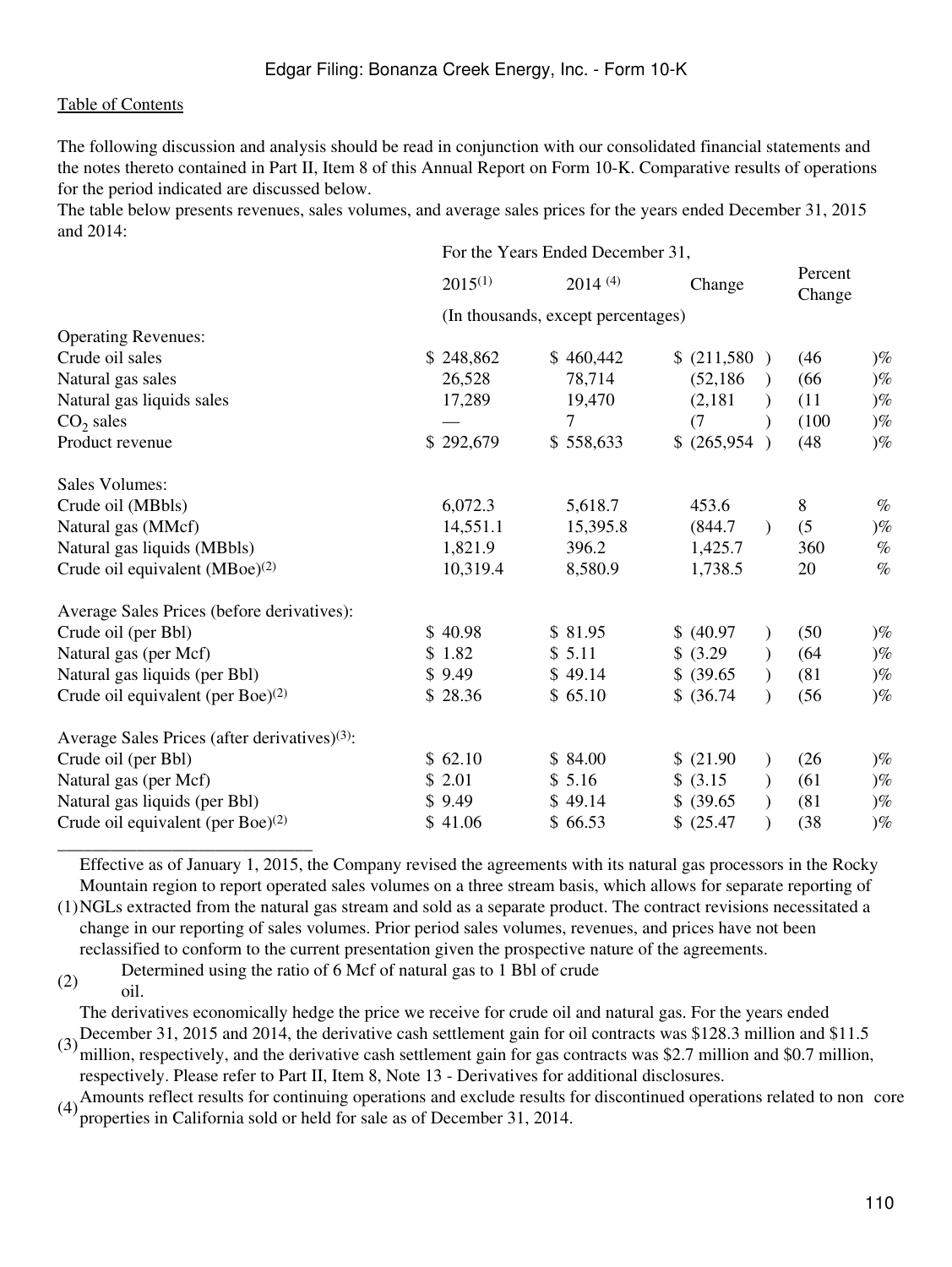[Table of Contents](#)

The following discussion and analysis should be read in conjunction with our consolidated financial statements and the notes thereto contained in Part II, Item 8 of this Annual Report on Form 10-K. Comparative results of operations for the period indicated are discussed below.

The table below presents revenues, sales volumes, and average sales prices for the years ended December 31, 2015 and 2014:

| | For the Years Ended December 31, | | | |
|---|---|---|---|---|
| | 2015[(1)] | 2014 [(4)] | Change | Percent Change |
| | (In thousands, except percentages) | | | |
| Operating Revenues: | | | | |
| Crude oil sales | $ 248,862 | $ 460,442 | $ (211,580) | (46)% |
| Natural gas sales | 26,528 | 78,714 | (52,186) | (66)% |
| Natural gas liquids sales | 17,289 | 19,470 | (2,181) | (11)% |
| $CO_2$ sales | — | 7 | (7) | (100)% |
| Product revenue | $ 292,679 | $ 558,633 | $ (265,954) | (48)% |
| | | | | |
| Sales Volumes: | | | | |
| Crude oil (MBbls) | 6,072.3 | 5,618.7 | 453.6 | 8 % |
| Natural gas (MMcf) | 14,551.1 | 15,395.8 | (844.7) | (5)% |
| Natural gas liquids (MBbls) | 1,821.9 | 396.2 | 1,425.7 | 360 % |
| Crude oil equivalent (MBoe)[(2)] | 10,319.4 | 8,580.9 | 1,738.5 | 20 % |
| | | | | |
| Average Sales Prices (before derivatives): | | | | |
| Crude oil (per Bbl) | $ 40.98 | $ 81.95 | $ (40.97) | (50)% |
| Natural gas (per Mcf) | $ 1.82 | $ 5.11 | $ (3.29) | (64)% |
| Natural gas liquids (per Bbl) | $ 9.49 | $ 49.14 | $ (39.65) | (81)% |
| Crude oil equivalent (per Boe)[(2)] | $ 28.36 | $ 65.10 | $ (36.74) | (56)% |
| | | | | |
| Average Sales Prices (after derivatives)[(3)]: | | | | |
| Crude oil (per Bbl) | $ 62.10 | $ 84.00 | $ (21.90) | (26)% |
| Natural gas (per Mcf) | $ 2.01 | $ 5.16 | $ (3.15) | (61)% |
| Natural gas liquids (per Bbl) | $ 9.49 | $ 49.14 | $ (39.65) | (81)% |
| Crude oil equivalent (per Boe)[(2)] | $ 41.06 | $ 66.53 | $ (25.47) | (38)% |

_____________________________

(1) Effective as of January 1, 2015, the Company revised the agreements with its natural gas processors in the Rocky Mountain region to report operated sales volumes on a three stream basis, which allows for separate reporting of NGLs extracted from the natural gas stream and sold as a separate product. The contract revisions necessitated a change in our reporting of sales volumes. Prior period sales volumes, revenues, and prices have not been reclassified to conform to the current presentation given the prospective nature of the agreements.

(2) Determined using the ratio of 6 Mcf of natural gas to 1 Bbl of crude oil.

(3) The derivatives economically hedge the price we receive for crude oil and natural gas. For the years ended December 31, 2015 and 2014, the derivative cash settlement gain for oil contracts was $128.3 million and $11.5 million, respectively, and the derivative cash settlement gain for gas contracts was $2.7 million and $0.7 million, respectively. Please refer to Part II, Item 8, Note 13 - Derivatives for additional disclosures.

(4) Amounts reflect results for continuing operations and exclude results for discontinued operations related to non core properties in California sold or held for sale as of December 31, 2014.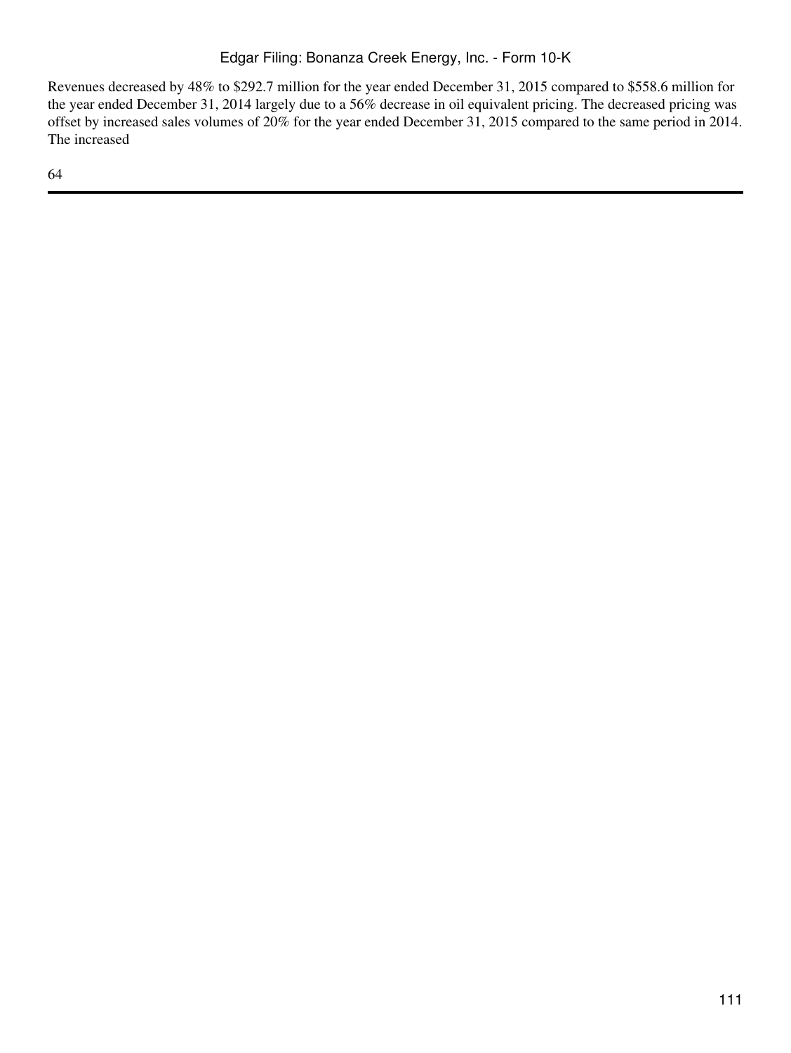Revenues decreased by 48% to $292.7 million for the year ended December 31, 2015 compared to $558.6 million for the year ended December 31, 2014 largely due to a 56% decrease in oil equivalent pricing. The decreased pricing was offset by increased sales volumes of 20% for the year ended December 31, 2015 compared to the same period in 2014. The increased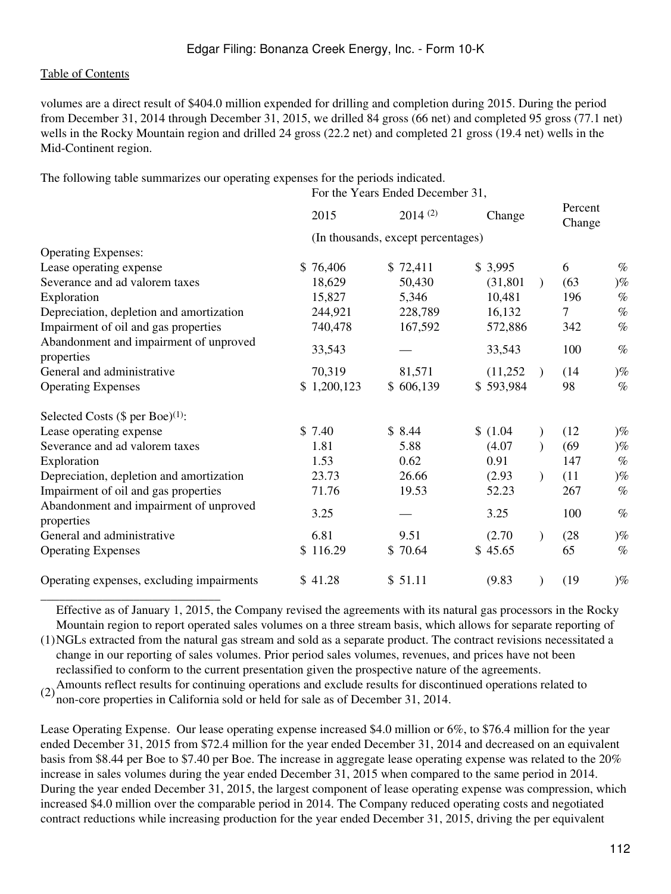volumes are a direct result of $404.0 million expended for drilling and completion during 2015. During the period from December 31, 2014 through December 31, 2015, we drilled 84 gross (66 net) and completed 95 gross (77.1 net) wells in the Rocky Mountain region and drilled 24 gross (22.2 net) and completed 21 gross (19.4 net) wells in the Mid-Continent region.

The following table summarizes our operating expenses for the periods indicated.

| | For the Years Ended December 31, | | | |
|---|---|---|---|---|
| | 2015 | 2014 (2) | Change | Percent Change |
| | (In thousands, except percentages) | | | |
| Operating Expenses: | | | | |
| Lease operating expense | $ 76,406 | $ 72,411 | $ 3,995 | 6 % |
| Severance and ad valorem taxes | 18,629 | 50,430 | (31,801) | (63)% |
| Exploration | 15,827 | 5,346 | 10,481 | 196 % |
| Depreciation, depletion and amortization | 244,921 | 228,789 | 16,132 | 7 % |
| Impairment of oil and gas properties | 740,478 | 167,592 | 572,886 | 342 % |
| Abandonment and impairment of unproved properties | 33,543 | — | 33,543 | 100 % |
| General and administrative | 70,319 | 81,571 | (11,252) | (14)% |
| Operating Expenses | $ 1,200,123 | $ 606,139 | $ 593,984 | 98 % |
| | | | | |
| Selected Costs ($ per Boe)(1): | | | | |
| Lease operating expense | $ 7.40 | $ 8.44 | $ (1.04) | (12)% |
| Severance and ad valorem taxes | 1.81 | 5.88 | (4.07) | (69)% |
| Exploration | 1.53 | 0.62 | 0.91 | 147 % |
| Depreciation, depletion and amortization | 23.73 | 26.66 | (2.93) | (11)% |
| Impairment of oil and gas properties | 71.76 | 19.53 | 52.23 | 267 % |
| Abandonment and impairment of unproved properties | 3.25 | — | 3.25 | 100 % |
| General and administrative | 6.81 | 9.51 | (2.70) | (28)% |
| Operating Expenses | $ 116.29 | $ 70.64 | $ 45.65 | 65 % |
| | | | | |
| Operating expenses, excluding impairments | $ 41.28 | $ 51.11 | (9.83) | (19)% |

_____________________________

(1) Effective as of January 1, 2015, the Company revised the agreements with its natural gas processors in the Rocky Mountain region to report operated sales volumes on a three stream basis, which allows for separate reporting of NGLs extracted from the natural gas stream and sold as a separate product. The contract revisions necessitated a change in our reporting of sales volumes. Prior period sales volumes, revenues, and prices have not been reclassified to conform to the current presentation given the prospective nature of the agreements.

(2) Amounts reflect results for continuing operations and exclude results for discontinued operations related to non-core properties in California sold or held for sale as of December 31, 2014.

Lease Operating Expense. Our lease operating expense increased $4.0 million or 6%, to $76.4 million for the year ended December 31, 2015 from $72.4 million for the year ended December 31, 2014 and decreased on an equivalent basis from $8.44 per Boe to $7.40 per Boe. The increase in aggregate lease operating expense was related to the 20% increase in sales volumes during the year ended December 31, 2015 when compared to the same period in 2014. During the year ended December 31, 2015, the largest component of lease operating expense was compression, which increased $4.0 million over the comparable period in 2014. The Company reduced operating costs and negotiated contract reductions while increasing production for the year ended December 31, 2015, driving the per equivalent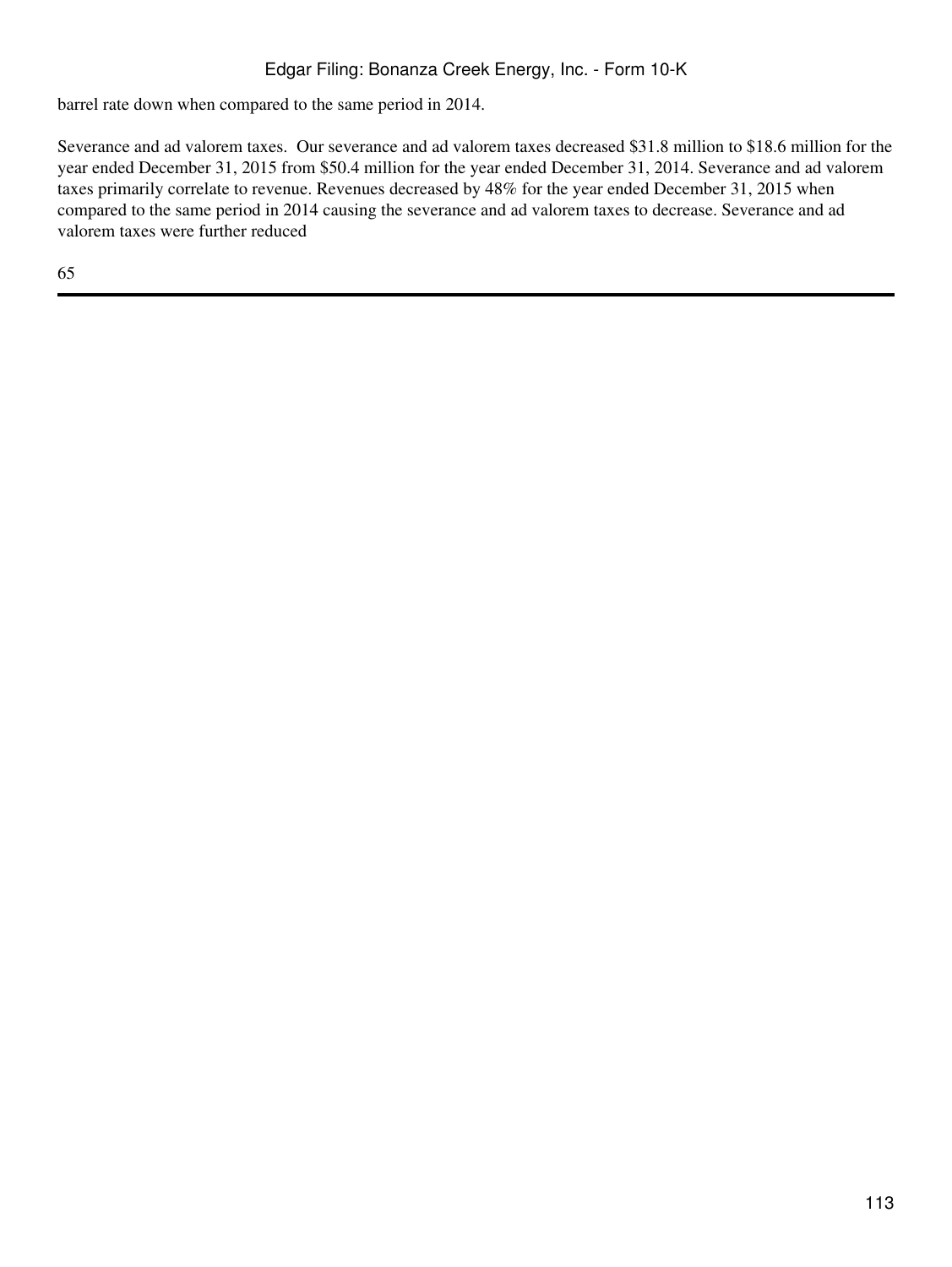barrel rate down when compared to the same period in 2014.

Severance and ad valorem taxes. Our severance and ad valorem taxes decreased $31.8 million to $18.6 million for the year ended December 31, 2015 from $50.4 million for the year ended December 31, 2014. Severance and ad valorem taxes primarily correlate to revenue. Revenues decreased by 48% for the year ended December 31, 2015 when compared to the same period in 2014 causing the severance and ad valorem taxes to decrease. Severance and ad valorem taxes were further reduced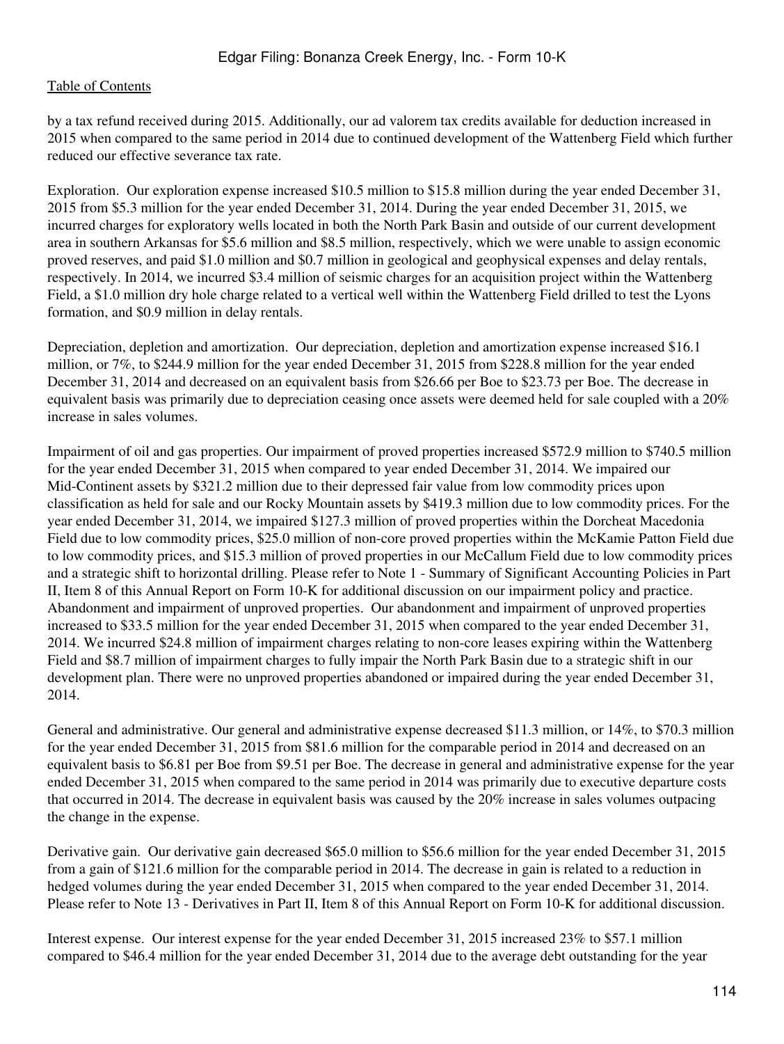by a tax refund received during 2015. Additionally, our ad valorem tax credits available for deduction increased in 2015 when compared to the same period in 2014 due to continued development of the Wattenberg Field which further reduced our effective severance tax rate.

Exploration. Our exploration expense increased $10.5 million to $15.8 million during the year ended December 31, 2015 from $5.3 million for the year ended December 31, 2014. During the year ended December 31, 2015, we incurred charges for exploratory wells located in both the North Park Basin and outside of our current development area in southern Arkansas for $5.6 million and $8.5 million, respectively, which we were unable to assign economic proved reserves, and paid $1.0 million and $0.7 million in geological and geophysical expenses and delay rentals, respectively. In 2014, we incurred $3.4 million of seismic charges for an acquisition project within the Wattenberg Field, a $1.0 million dry hole charge related to a vertical well within the Wattenberg Field drilled to test the Lyons formation, and $0.9 million in delay rentals.

Depreciation, depletion and amortization. Our depreciation, depletion and amortization expense increased $16.1 million, or 7%, to $244.9 million for the year ended December 31, 2015 from $228.8 million for the year ended December 31, 2014 and decreased on an equivalent basis from $26.66 per Boe to $23.73 per Boe. The decrease in equivalent basis was primarily due to depreciation ceasing once assets were deemed held for sale coupled with a 20% increase in sales volumes.

Impairment of oil and gas properties. Our impairment of proved properties increased $572.9 million to $740.5 million for the year ended December 31, 2015 when compared to year ended December 31, 2014. We impaired our Mid-Continent assets by $321.2 million due to their depressed fair value from low commodity prices upon classification as held for sale and our Rocky Mountain assets by $419.3 million due to low commodity prices. For the year ended December 31, 2014, we impaired $127.3 million of proved properties within the Dorcheat Macedonia Field due to low commodity prices, $25.0 million of non-core proved properties within the McKamie Patton Field due to low commodity prices, and $15.3 million of proved properties in our McCallum Field due to low commodity prices and a strategic shift to horizontal drilling. Please refer to Note 1 - Summary of Significant Accounting Policies in Part II, Item 8 of this Annual Report on Form 10-K for additional discussion on our impairment policy and practice.
Abandonment and impairment of unproved properties. Our abandonment and impairment of unproved properties increased to $33.5 million for the year ended December 31, 2015 when compared to the year ended December 31, 2014. We incurred $24.8 million of impairment charges relating to non-core leases expiring within the Wattenberg Field and $8.7 million of impairment charges to fully impair the North Park Basin due to a strategic shift in our development plan. There were no unproved properties abandoned or impaired during the year ended December 31, 2014.

General and administrative. Our general and administrative expense decreased $11.3 million, or 14%, to $70.3 million for the year ended December 31, 2015 from $81.6 million for the comparable period in 2014 and decreased on an equivalent basis to $6.81 per Boe from $9.51 per Boe. The decrease in general and administrative expense for the year ended December 31, 2015 when compared to the same period in 2014 was primarily due to executive departure costs that occurred in 2014. The decrease in equivalent basis was caused by the 20% increase in sales volumes outpacing the change in the expense.

Derivative gain. Our derivative gain decreased $65.0 million to $56.6 million for the year ended December 31, 2015 from a gain of $121.6 million for the comparable period in 2014. The decrease in gain is related to a reduction in hedged volumes during the year ended December 31, 2015 when compared to the year ended December 31, 2014. Please refer to Note 13 - Derivatives in Part II, Item 8 of this Annual Report on Form 10-K for additional discussion.

Interest expense. Our interest expense for the year ended December 31, 2015 increased 23% to $57.1 million compared to $46.4 million for the year ended December 31, 2014 due to the average debt outstanding for the year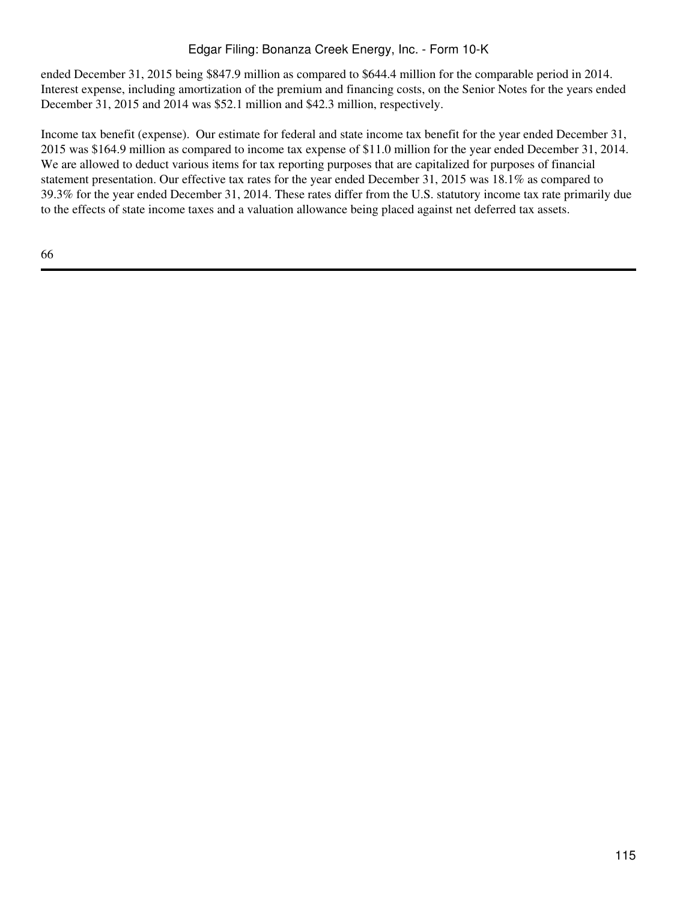ended December 31, 2015 being $847.9 million as compared to $644.4 million for the comparable period in 2014. Interest expense, including amortization of the premium and financing costs, on the Senior Notes for the years ended December 31, 2015 and 2014 was $52.1 million and $42.3 million, respectively.

*Income tax benefit (expense).* Our estimate for federal and state income tax benefit for the year ended December 31, 2015 was $164.9 million as compared to income tax expense of $11.0 million for the year ended December 31, 2014. We are allowed to deduct various items for tax reporting purposes that are capitalized for purposes of financial statement presentation. Our effective tax rates for the year ended December 31, 2015 was 18.1% as compared to 39.3% for the year ended December 31, 2014. These rates differ from the U.S. statutory income tax rate primarily due to the effects of state income taxes and a valuation allowance being placed against net deferred tax assets.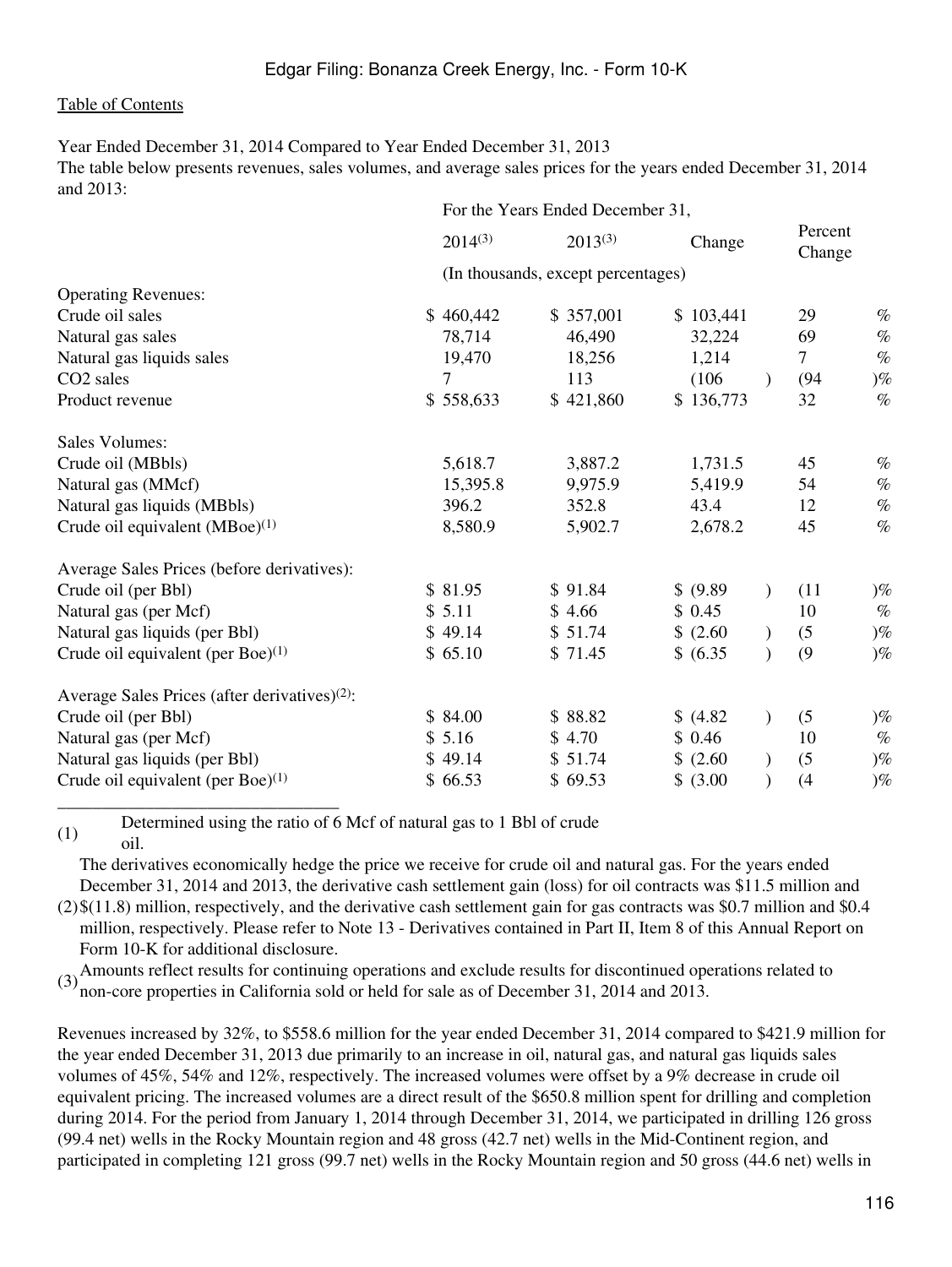[Table of Contents](#)

Year Ended December 31, 2014 Compared to Year Ended December 31, 2013

The table below presents revenues, sales volumes, and average sales prices for the years ended December 31, 2014 and 2013:

| | For the Years Ended December 31, | | | |
|---|---|---|---|---|
| | 2014[3] | 2013[3] | Change | Percent Change |
| | (In thousands, except percentages) | | | |
| Operating Revenues: | | | | |
| Crude oil sales | $ 460,442 | $ 357,001 | $ 103,441 | 29 % |
| Natural gas sales | 78,714 | 46,490 | 32,224 | 69 % |
| Natural gas liquids sales | 19,470 | 18,256 | 1,214 | 7 % |
| CO2 sales | 7 | 113 | (106) | (94)% |
| Product revenue | $ 558,633 | $ 421,860 | $ 136,773 | 32 % |
| | | | | |
| Sales Volumes: | | | | |
| Crude oil (MBbls) | 5,618.7 | 3,887.2 | 1,731.5 | 45 % |
| Natural gas (MMcf) | 15,395.8 | 9,975.9 | 5,419.9 | 54 % |
| Natural gas liquids (MBbls) | 396.2 | 352.8 | 43.4 | 12 % |
| Crude oil equivalent (MBoe)[1] | 8,580.9 | 5,902.7 | 2,678.2 | 45 % |
| | | | | |
| Average Sales Prices (before derivatives): | | | | |
| Crude oil (per Bbl) | $ 81.95 | $ 91.84 | $ (9.89) | (11)% |
| Natural gas (per Mcf) | $ 5.11 | $ 4.66 | $ 0.45 | 10 % |
| Natural gas liquids (per Bbl) | $ 49.14 | $ 51.74 | $ (2.60) | (5)% |
| Crude oil equivalent (per Boe)[1] | $ 65.10 | $ 71.45 | $ (6.35) | (9)% |
| | | | | |
| Average Sales Prices (after derivatives)[2]: | | | | |
| Crude oil (per Bbl) | $ 84.00 | $ 88.82 | $ (4.82) | (5)% |
| Natural gas (per Mcf) | $ 5.16 | $ 4.70 | $ 0.46 | 10 % |
| Natural gas liquids (per Bbl) | $ 49.14 | $ 51.74 | $ (2.60) | (5)% |
| Crude oil equivalent (per Boe)[1] | $ 66.53 | $ 69.53 | $ (3.00) | (4)% |

______________________________

(1) Determined using the ratio of 6 Mcf of natural gas to 1 Bbl of crude oil.

(2) The derivatives economically hedge the price we receive for crude oil and natural gas. For the years ended December 31, 2014 and 2013, the derivative cash settlement gain (loss) for oil contracts was $11.5 million and $(11.8) million, respectively, and the derivative cash settlement gain for gas contracts was $0.7 million and $0.4 million, respectively. Please refer to Note 13 - Derivatives contained in Part II, Item 8 of this Annual Report on Form 10-K for additional disclosure.

(3) Amounts reflect results for continuing operations and exclude results for discontinued operations related to non-core properties in California sold or held for sale as of December 31, 2014 and 2013.

Revenues increased by 32%, to $558.6 million for the year ended December 31, 2014 compared to $421.9 million for the year ended December 31, 2013 due primarily to an increase in oil, natural gas, and natural gas liquids sales volumes of 45%, 54% and 12%, respectively. The increased volumes were offset by a 9% decrease in crude oil equivalent pricing. The increased volumes are a direct result of the $650.8 million spent for drilling and completion during 2014. For the period from January 1, 2014 through December 31, 2014, we participated in drilling 126 gross (99.4 net) wells in the Rocky Mountain region and 48 gross (42.7 net) wells in the Mid-Continent region, and participated in completing 121 gross (99.7 net) wells in the Rocky Mountain region and 50 gross (44.6 net) wells in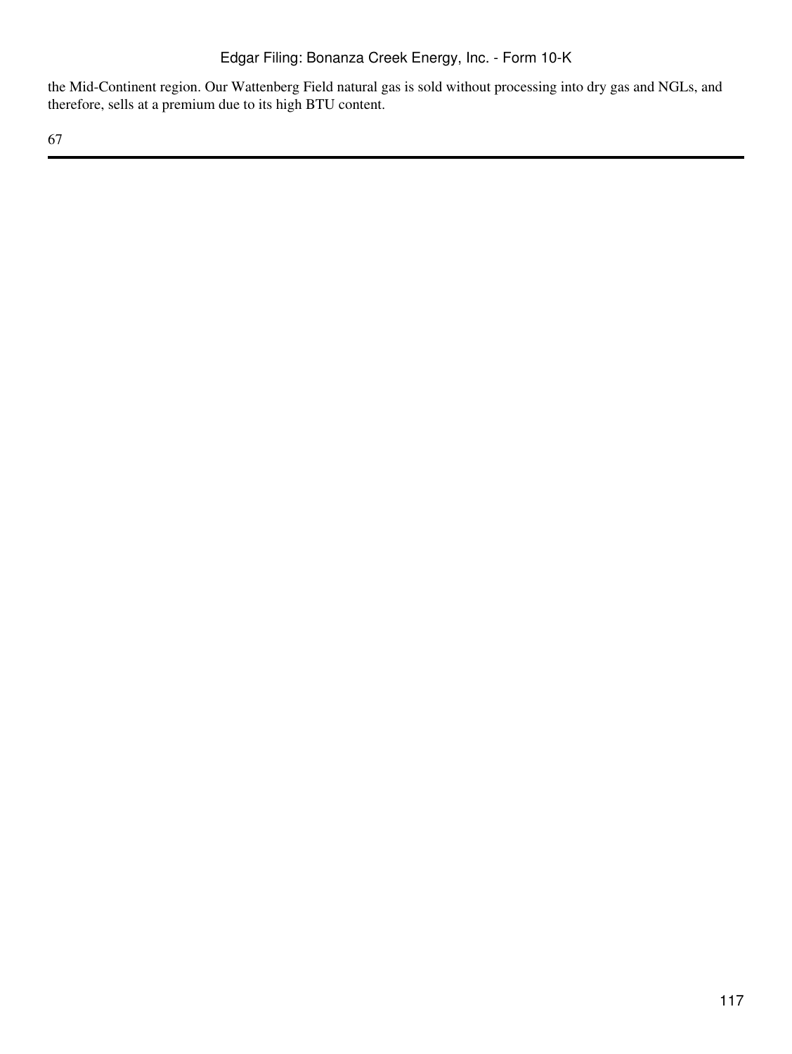the Mid-Continent region. Our Wattenberg Field natural gas is sold without processing into dry gas and NGLs, and therefore, sells at a premium due to its high BTU content.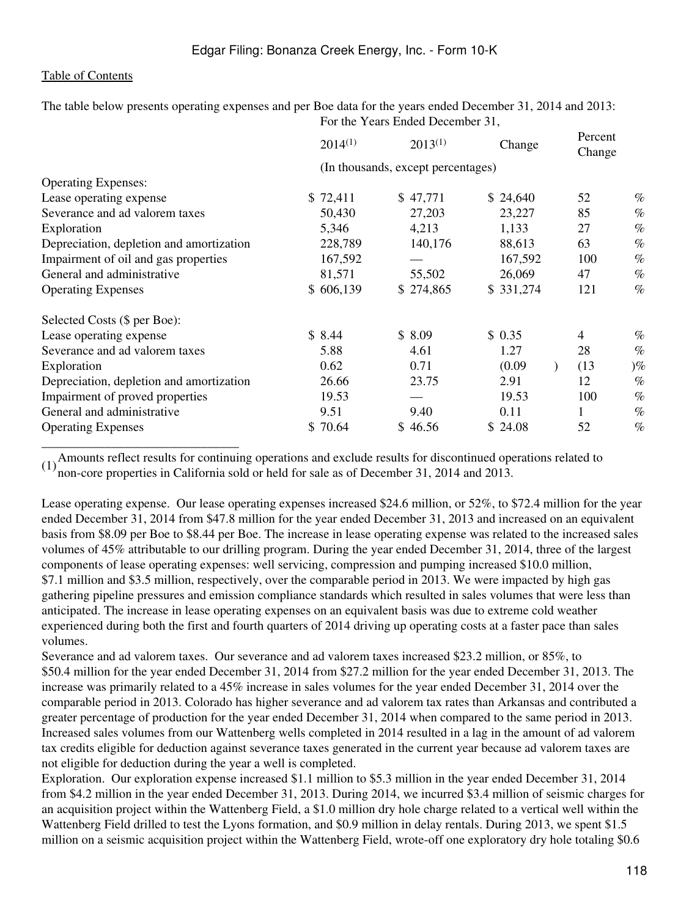Table of Contents

The table below presents operating expenses and per Boe data for the years ended December 31, 2014 and 2013:

| | For the Years Ended December 31, | | | |
|---|---|---|---|---|
| | 2014[(1)] | 2013[(1)] | Change | Percent Change |
| | (In thousands, except percentages) | | | |
| Operating Expenses: | | | | |
| Lease operating expense | $ 72,411 | $ 47,771 | $ 24,640 | 52 % |
| Severance and ad valorem taxes | 50,430 | 27,203 | 23,227 | 85 % |
| Exploration | 5,346 | 4,213 | 1,133 | 27 % |
| Depreciation, depletion and amortization | 228,789 | 140,176 | 88,613 | 63 % |
| Impairment of oil and gas properties | 167,592 | — | 167,592 | 100 % |
| General and administrative | 81,571 | 55,502 | 26,069 | 47 % |
| Operating Expenses | $ 606,139 | $ 274,865 | $ 331,274 | 121 % |
| | | | | |
| Selected Costs ($ per Boe): | | | | |
| Lease operating expense | $ 8.44 | $ 8.09 | $ 0.35 | 4 % |
| Severance and ad valorem taxes | 5.88 | 4.61 | 1.27 | 28 % |
| Exploration | 0.62 | 0.71 | (0.09 ) | (13 )% |
| Depreciation, depletion and amortization | 26.66 | 23.75 | 2.91 | 12 % |
| Impairment of proved properties | 19.53 | — | 19.53 | 100 % |
| General and administrative | 9.51 | 9.40 | 0.11 | 1 % |
| Operating Expenses | $ 70.64 | $ 46.56 | $ 24.08 | 52 % |

_______________________________

(1) Amounts reflect results for continuing operations and exclude results for discontinued operations related to non-core properties in California sold or held for sale as of December 31, 2014 and 2013.

Lease operating expense. Our lease operating expenses increased $24.6 million, or 52%, to $72.4 million for the year ended December 31, 2014 from $47.8 million for the year ended December 31, 2013 and increased on an equivalent basis from $8.09 per Boe to $8.44 per Boe. The increase in lease operating expense was related to the increased sales volumes of 45% attributable to our drilling program. During the year ended December 31, 2014, three of the largest components of lease operating expenses: well servicing, compression and pumping increased $10.0 million, $7.1 million and $3.5 million, respectively, over the comparable period in 2013. We were impacted by high gas gathering pipeline pressures and emission compliance standards which resulted in sales volumes that were less than anticipated. The increase in lease operating expenses on an equivalent basis was due to extreme cold weather experienced during both the first and fourth quarters of 2014 driving up operating costs at a faster pace than sales volumes.

Severance and ad valorem taxes. Our severance and ad valorem taxes increased $23.2 million, or 85%, to $50.4 million for the year ended December 31, 2014 from $27.2 million for the year ended December 31, 2013. The increase was primarily related to a 45% increase in sales volumes for the year ended December 31, 2014 over the comparable period in 2013. Colorado has higher severance and ad valorem tax rates than Arkansas and contributed a greater percentage of production for the year ended December 31, 2014 when compared to the same period in 2013. Increased sales volumes from our Wattenberg wells completed in 2014 resulted in a lag in the amount of ad valorem tax credits eligible for deduction against severance taxes generated in the current year because ad valorem taxes are not eligible for deduction during the year a well is completed.

Exploration. Our exploration expense increased $1.1 million to $5.3 million in the year ended December 31, 2014 from $4.2 million in the year ended December 31, 2013. During 2014, we incurred $3.4 million of seismic charges for an acquisition project within the Wattenberg Field, a $1.0 million dry hole charge related to a vertical well within the Wattenberg Field drilled to test the Lyons formation, and $0.9 million in delay rentals. During 2013, we spent $1.5 million on a seismic acquisition project within the Wattenberg Field, wrote-off one exploratory dry hole totaling $0.6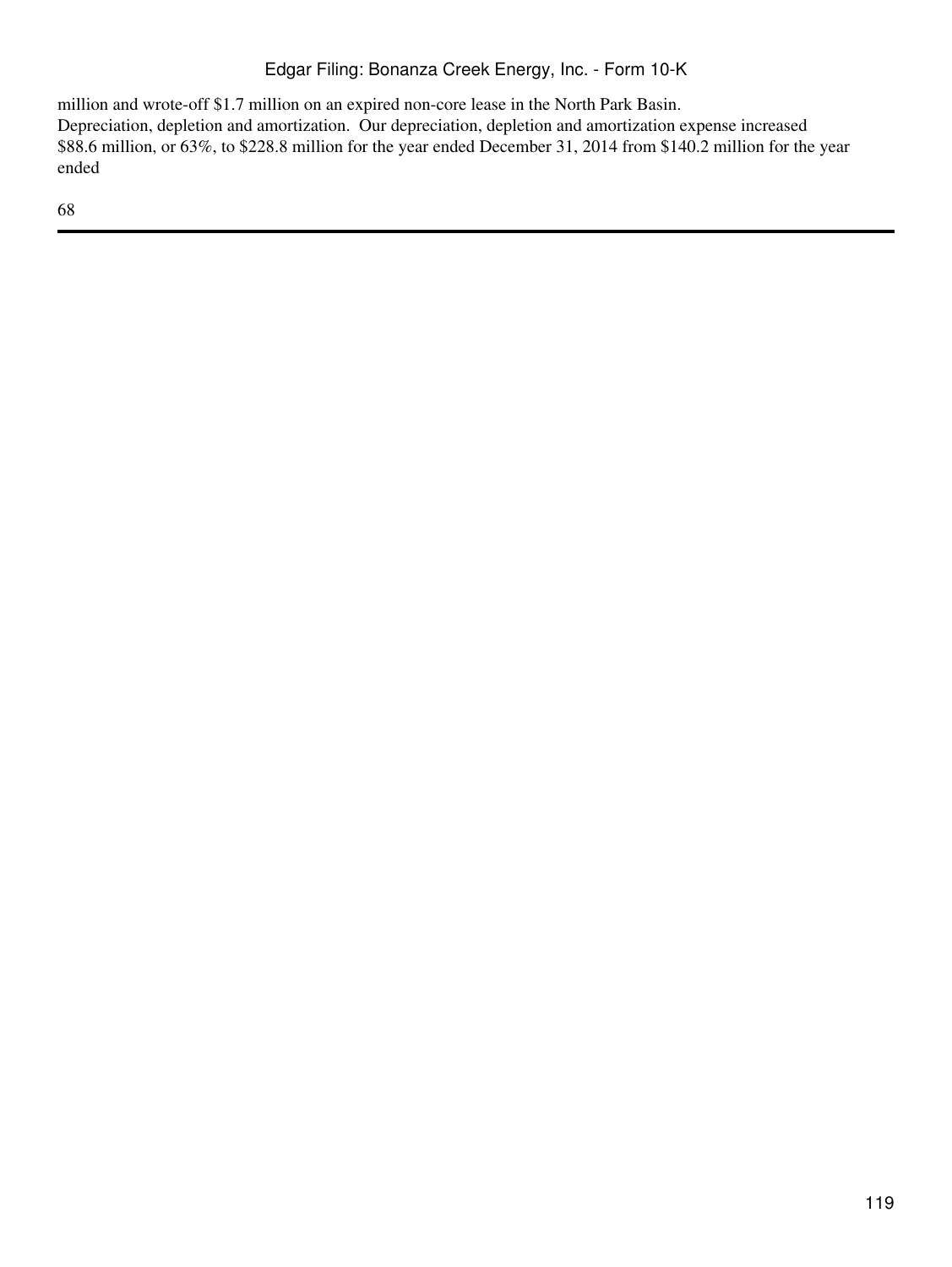million and wrote-off $1.7 million on an expired non-core lease in the North Park Basin.

Depreciation, depletion and amortization. Our depreciation, depletion and amortization expense increased $88.6 million, or 63%, to $228.8 million for the year ended December 31, 2014 from $140.2 million for the year ended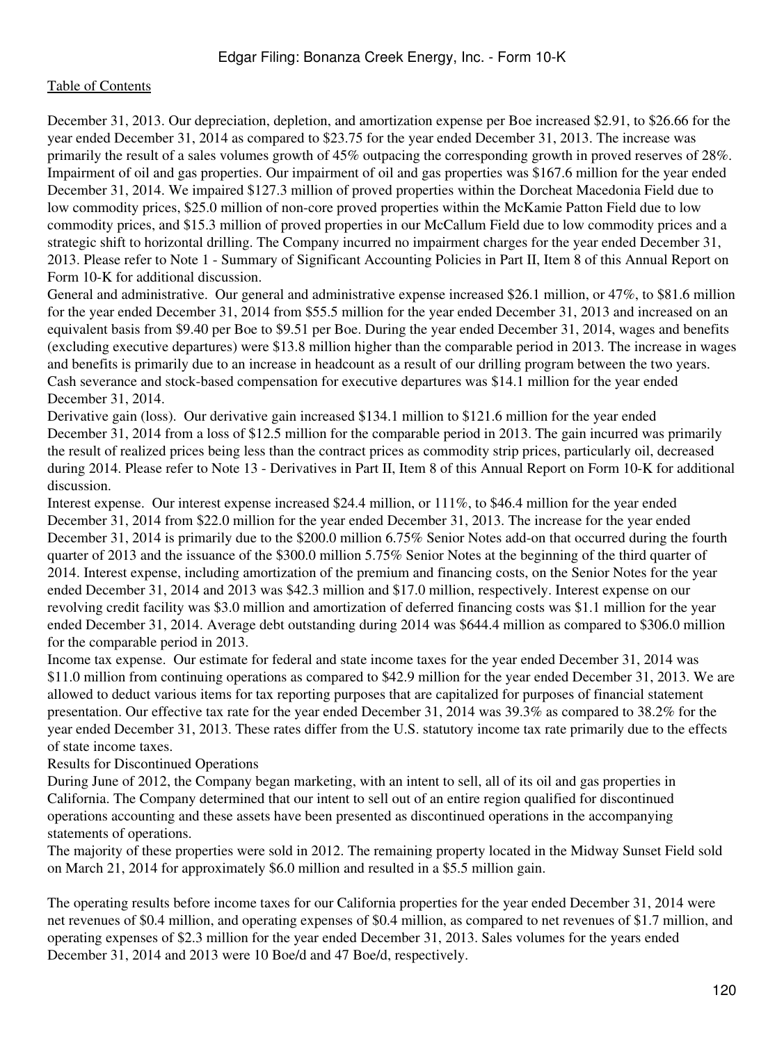December 31, 2013. Our depreciation, depletion, and amortization expense per Boe increased $2.91, to $26.66 for the year ended December 31, 2014 as compared to $23.75 for the year ended December 31, 2013. The increase was primarily the result of a sales volumes growth of 45% outpacing the corresponding growth in proved reserves of 28%.

Impairment of oil and gas properties. Our impairment of oil and gas properties was $167.6 million for the year ended December 31, 2014. We impaired $127.3 million of proved properties within the Dorcheat Macedonia Field due to low commodity prices, $25.0 million of non-core proved properties within the McKamie Patton Field due to low commodity prices, and $15.3 million of proved properties in our McCallum Field due to low commodity prices and a strategic shift to horizontal drilling. The Company incurred no impairment charges for the year ended December 31, 2013. Please refer to Note 1 - Summary of Significant Accounting Policies in Part II, Item 8 of this Annual Report on Form 10-K for additional discussion.

General and administrative. Our general and administrative expense increased $26.1 million, or 47%, to $81.6 million for the year ended December 31, 2014 from $55.5 million for the year ended December 31, 2013 and increased on an equivalent basis from $9.40 per Boe to $9.51 per Boe. During the year ended December 31, 2014, wages and benefits (excluding executive departures) were $13.8 million higher than the comparable period in 2013. The increase in wages and benefits is primarily due to an increase in headcount as a result of our drilling program between the two years. Cash severance and stock-based compensation for executive departures was $14.1 million for the year ended December 31, 2014.

Derivative gain (loss). Our derivative gain increased $134.1 million to $121.6 million for the year ended December 31, 2014 from a loss of $12.5 million for the comparable period in 2013. The gain incurred was primarily the result of realized prices being less than the contract prices as commodity strip prices, particularly oil, decreased during 2014. Please refer to Note 13 - Derivatives in Part II, Item 8 of this Annual Report on Form 10-K for additional discussion.

Interest expense. Our interest expense increased $24.4 million, or 111%, to $46.4 million for the year ended December 31, 2014 from $22.0 million for the year ended December 31, 2013. The increase for the year ended December 31, 2014 is primarily due to the $200.0 million 6.75% Senior Notes add-on that occurred during the fourth quarter of 2013 and the issuance of the $300.0 million 5.75% Senior Notes at the beginning of the third quarter of 2014. Interest expense, including amortization of the premium and financing costs, on the Senior Notes for the year ended December 31, 2014 and 2013 was $42.3 million and $17.0 million, respectively. Interest expense on our revolving credit facility was $3.0 million and amortization of deferred financing costs was $1.1 million for the year ended December 31, 2014. Average debt outstanding during 2014 was $644.4 million as compared to $306.0 million for the comparable period in 2013.

Income tax expense. Our estimate for federal and state income taxes for the year ended December 31, 2014 was $11.0 million from continuing operations as compared to $42.9 million for the year ended December 31, 2013. We are allowed to deduct various items for tax reporting purposes that are capitalized for purposes of financial statement presentation. Our effective tax rate for the year ended December 31, 2014 was 39.3% as compared to 38.2% for the year ended December 31, 2013. These rates differ from the U.S. statutory income tax rate primarily due to the effects of state income taxes.

Results for Discontinued Operations

During June of 2012, the Company began marketing, with an intent to sell, all of its oil and gas properties in California. The Company determined that our intent to sell out of an entire region qualified for discontinued operations accounting and these assets have been presented as discontinued operations in the accompanying statements of operations.

The majority of these properties were sold in 2012. The remaining property located in the Midway Sunset Field sold on March 21, 2014 for approximately $6.0 million and resulted in a $5.5 million gain.

The operating results before income taxes for our California properties for the year ended December 31, 2014 were net revenues of $0.4 million, and operating expenses of $0.4 million, as compared to net revenues of $1.7 million, and operating expenses of $2.3 million for the year ended December 31, 2013. Sales volumes for the years ended December 31, 2014 and 2013 were 10 Boe/d and 47 Boe/d, respectively.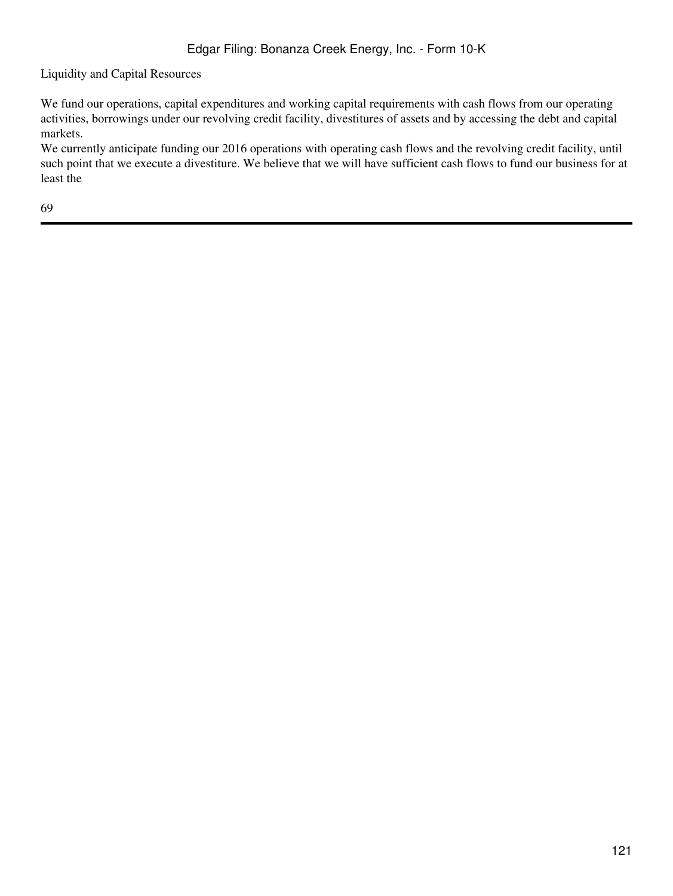Liquidity and Capital Resources

We fund our operations, capital expenditures and working capital requirements with cash flows from our operating activities, borrowings under our revolving credit facility, divestitures of assets and by accessing the debt and capital markets.

We currently anticipate funding our 2016 operations with operating cash flows and the revolving credit facility, until such point that we execute a divestiture. We believe that we will have sufficient cash flows to fund our business for at least the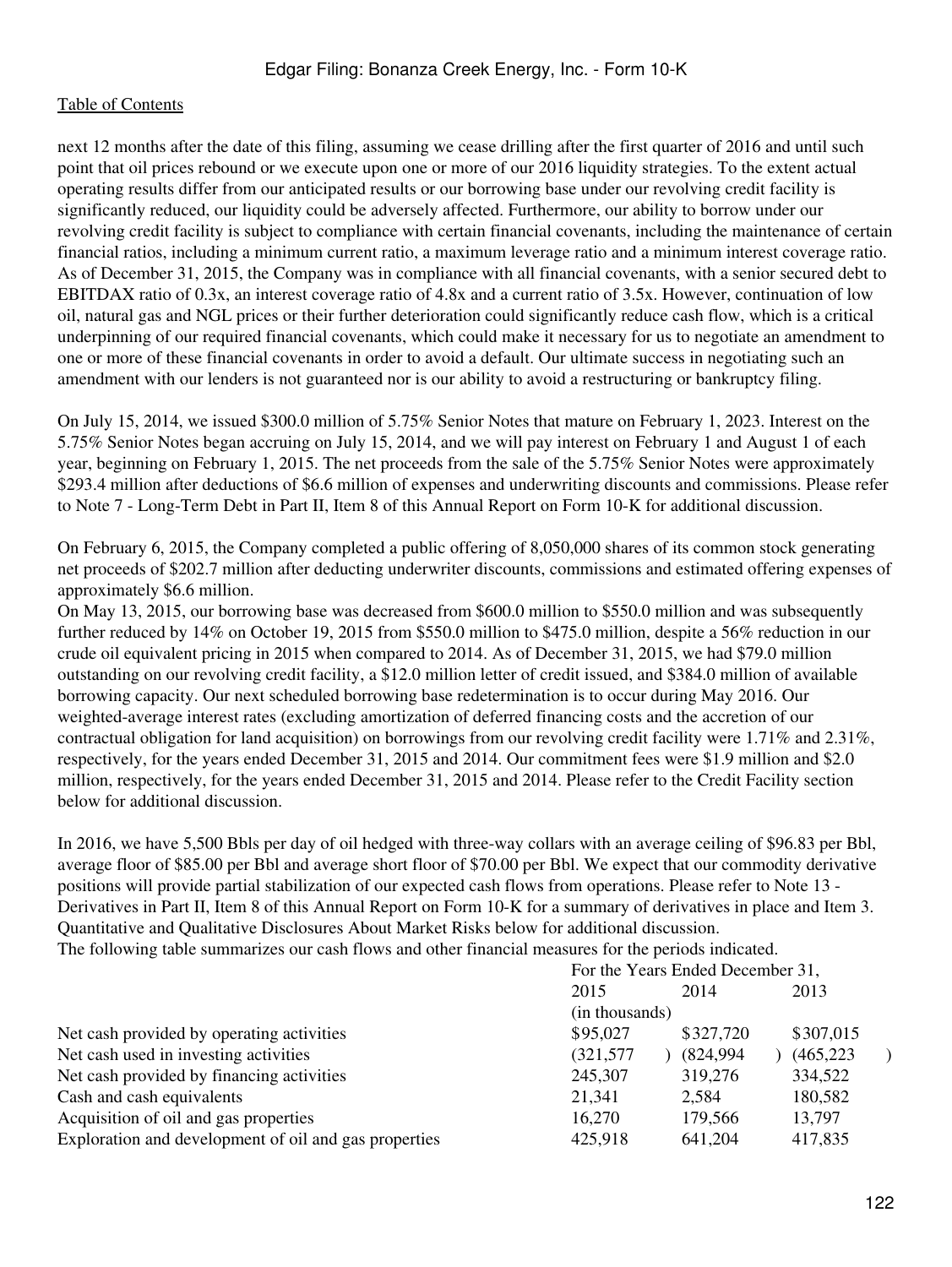next 12 months after the date of this filing, assuming we cease drilling after the first quarter of 2016 and until such point that oil prices rebound or we execute upon one or more of our 2016 liquidity strategies. To the extent actual operating results differ from our anticipated results or our borrowing base under our revolving credit facility is significantly reduced, our liquidity could be adversely affected. Furthermore, our ability to borrow under our revolving credit facility is subject to compliance with certain financial covenants, including the maintenance of certain financial ratios, including a minimum current ratio, a maximum leverage ratio and a minimum interest coverage ratio. As of December 31, 2015, the Company was in compliance with all financial covenants, with a senior secured debt to EBITDAX ratio of 0.3x, an interest coverage ratio of 4.8x and a current ratio of 3.5x. However, continuation of low oil, natural gas and NGL prices or their further deterioration could significantly reduce cash flow, which is a critical underpinning of our required financial covenants, which could make it necessary for us to negotiate an amendment to one or more of these financial covenants in order to avoid a default. Our ultimate success in negotiating such an amendment with our lenders is not guaranteed nor is our ability to avoid a restructuring or bankruptcy filing.

On July 15, 2014, we issued $300.0 million of 5.75% Senior Notes that mature on February 1, 2023. Interest on the 5.75% Senior Notes began accruing on July 15, 2014, and we will pay interest on February 1 and August 1 of each year, beginning on February 1, 2015. The net proceeds from the sale of the 5.75% Senior Notes were approximately $293.4 million after deductions of $6.6 million of expenses and underwriting discounts and commissions. Please refer to Note 7 - Long-Term Debt in Part II, Item 8 of this Annual Report on Form 10-K for additional discussion.

On February 6, 2015, the Company completed a public offering of 8,050,000 shares of its common stock generating net proceeds of $202.7 million after deducting underwriter discounts, commissions and estimated offering expenses of approximately $6.6 million.

On May 13, 2015, our borrowing base was decreased from $600.0 million to $550.0 million and was subsequently further reduced by 14% on October 19, 2015 from $550.0 million to $475.0 million, despite a 56% reduction in our crude oil equivalent pricing in 2015 when compared to 2014. As of December 31, 2015, we had $79.0 million outstanding on our revolving credit facility, a $12.0 million letter of credit issued, and $384.0 million of available borrowing capacity. Our next scheduled borrowing base redetermination is to occur during May 2016. Our weighted-average interest rates (excluding amortization of deferred financing costs and the accretion of our contractual obligation for land acquisition) on borrowings from our revolving credit facility were 1.71% and 2.31%, respectively, for the years ended December 31, 2015 and 2014. Our commitment fees were $1.9 million and $2.0 million, respectively, for the years ended December 31, 2015 and 2014. Please refer to the Credit Facility section below for additional discussion.

In 2016, we have 5,500 Bbls per day of oil hedged with three-way collars with an average ceiling of $96.83 per Bbl, average floor of $85.00 per Bbl and average short floor of $70.00 per Bbl. We expect that our commodity derivative positions will provide partial stabilization of our expected cash flows from operations. Please refer to Note 13 - Derivatives in Part II, Item 8 of this Annual Report on Form 10-K for a summary of derivatives in place and Item 3. Quantitative and Qualitative Disclosures About Market Risks below for additional discussion.

The following table summarizes our cash flows and other financial measures for the periods indicated.

| | For the Years Ended December 31, | | |
|---|---|---|---|
| | 2015 | 2014 | 2013 |
| | (in thousands) | | |
| Net cash provided by operating activities | $95,027 | $327,720 | $307,015 |
| Net cash used in investing activities | (321,577) | (824,994) | (465,223) |
| Net cash provided by financing activities | 245,307 | 319,276 | 334,522 |
| Cash and cash equivalents | 21,341 | 2,584 | 180,582 |
| Acquisition of oil and gas properties | 16,270 | 179,566 | 13,797 |
| Exploration and development of oil and gas properties | 425,918 | 641,204 | 417,835 |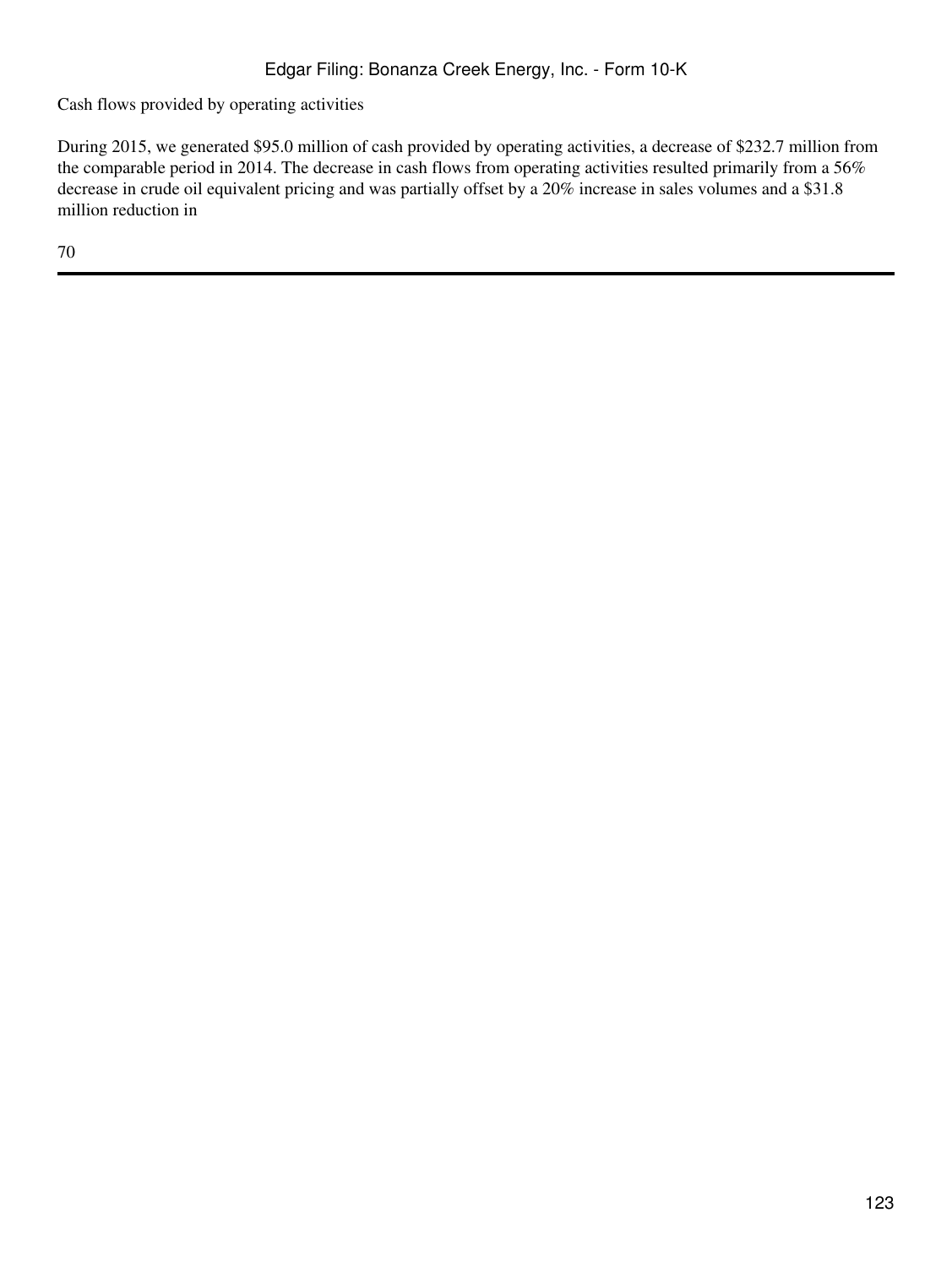Cash flows provided by operating activities

During 2015, we generated $95.0 million of cash provided by operating activities, a decrease of $232.7 million from the comparable period in 2014. The decrease in cash flows from operating activities resulted primarily from a 56% decrease in crude oil equivalent pricing and was partially offset by a 20% increase in sales volumes and a $31.8 million reduction in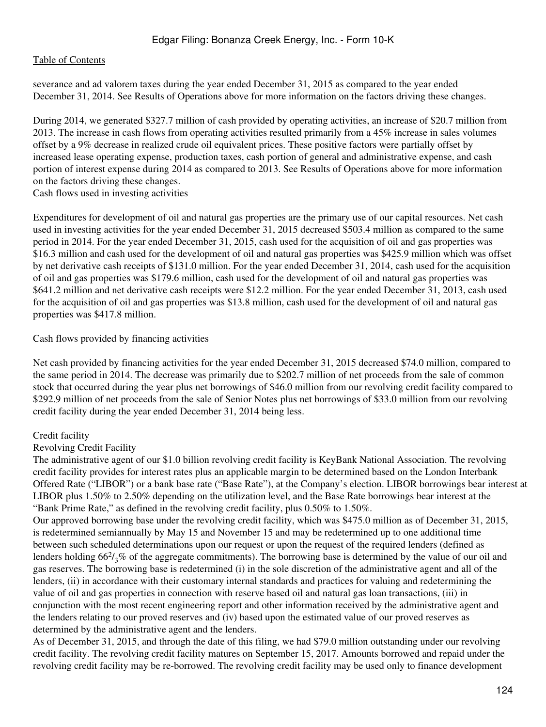severance and ad valorem taxes during the year ended December 31, 2015 as compared to the year ended December 31, 2014. See Results of Operations above for more information on the factors driving these changes.

During 2014, we generated $327.7 million of cash provided by operating activities, an increase of $20.7 million from 2013. The increase in cash flows from operating activities resulted primarily from a 45% increase in sales volumes offset by a 9% decrease in realized crude oil equivalent prices. These positive factors were partially offset by increased lease operating expense, production taxes, cash portion of general and administrative expense, and cash portion of interest expense during 2014 as compared to 2013. See Results of Operations above for more information on the factors driving these changes.

Cash flows used in investing activities

Expenditures for development of oil and natural gas properties are the primary use of our capital resources. Net cash used in investing activities for the year ended December 31, 2015 decreased $503.4 million as compared to the same period in 2014. For the year ended December 31, 2015, cash used for the acquisition of oil and gas properties was $16.3 million and cash used for the development of oil and natural gas properties was $425.9 million which was offset by net derivative cash receipts of $131.0 million. For the year ended December 31, 2014, cash used for the acquisition of oil and gas properties was $179.6 million, cash used for the development of oil and natural gas properties was $641.2 million and net derivative cash receipts were $12.2 million. For the year ended December 31, 2013, cash used for the acquisition of oil and gas properties was $13.8 million, cash used for the development of oil and natural gas properties was $417.8 million.

Cash flows provided by financing activities

Net cash provided by financing activities for the year ended December 31, 2015 decreased $74.0 million, compared to the same period in 2014. The decrease was primarily due to $202.7 million of net proceeds from the sale of common stock that occurred during the year plus net borrowings of $46.0 million from our revolving credit facility compared to $292.9 million of net proceeds from the sale of Senior Notes plus net borrowings of $33.0 million from our revolving credit facility during the year ended December 31, 2014 being less.

Credit facility

Revolving Credit Facility

The administrative agent of our $1.0 billion revolving credit facility is KeyBank National Association. The revolving credit facility provides for interest rates plus an applicable margin to be determined based on the London Interbank Offered Rate ("LIBOR") or a bank base rate ("Base Rate"), at the Company's election. LIBOR borrowings bear interest at LIBOR plus 1.50% to 2.50% depending on the utilization level, and the Base Rate borrowings bear interest at the "Bank Prime Rate," as defined in the revolving credit facility, plus 0.50% to 1.50%.

Our approved borrowing base under the revolving credit facility, which was $475.0 million as of December 31, 2015, is redetermined semiannually by May 15 and November 15 and may be redetermined up to one additional time between such scheduled determinations upon our request or upon the request of the required lenders (defined as lenders holding $66^{2}/_{3}$% of the aggregate commitments). The borrowing base is determined by the value of our oil and gas reserves. The borrowing base is redetermined (i) in the sole discretion of the administrative agent and all of the lenders, (ii) in accordance with their customary internal standards and practices for valuing and redetermining the value of oil and gas properties in connection with reserve based oil and natural gas loan transactions, (iii) in conjunction with the most recent engineering report and other information received by the administrative agent and the lenders relating to our proved reserves and (iv) based upon the estimated value of our proved reserves as determined by the administrative agent and the lenders.

As of December 31, 2015, and through the date of this filing, we had $79.0 million outstanding under our revolving credit facility. The revolving credit facility matures on September 15, 2017. Amounts borrowed and repaid under the revolving credit facility may be re-borrowed. The revolving credit facility may be used only to finance development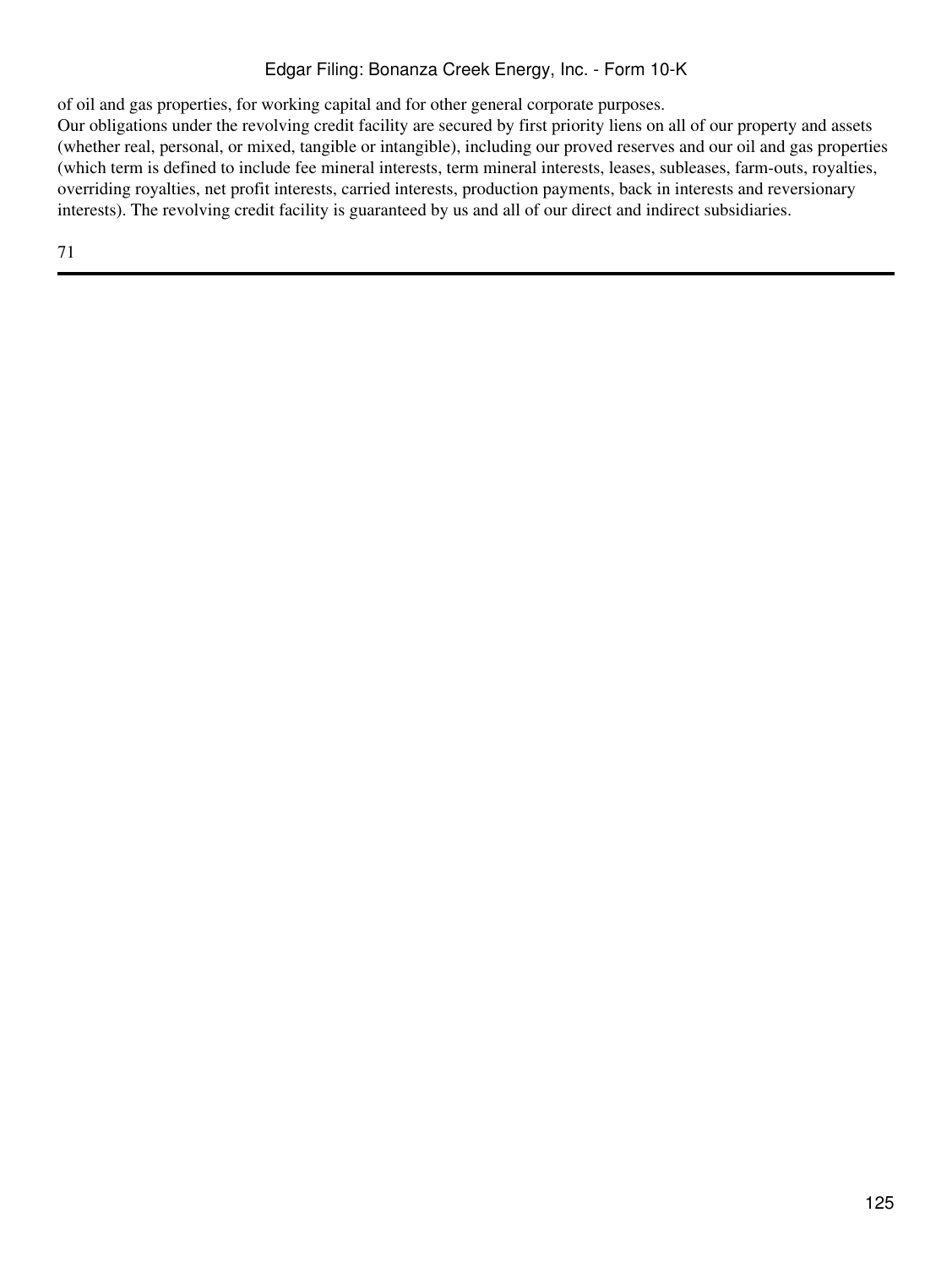of oil and gas properties, for working capital and for other general corporate purposes.

Our obligations under the revolving credit facility are secured by first priority liens on all of our property and assets (whether real, personal, or mixed, tangible or intangible), including our proved reserves and our oil and gas properties (which term is defined to include fee mineral interests, term mineral interests, leases, subleases, farm-outs, royalties, overriding royalties, net profit interests, carried interests, production payments, back in interests and reversionary interests). The revolving credit facility is guaranteed by us and all of our direct and indirect subsidiaries.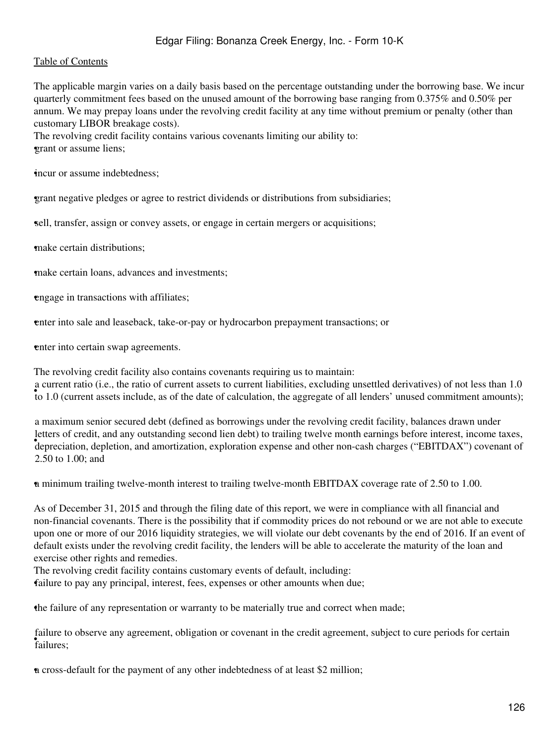The applicable margin varies on a daily basis based on the percentage outstanding under the borrowing base. We incur quarterly commitment fees based on the unused amount of the borrowing base ranging from 0.375% and 0.50% per annum. We may prepay loans under the revolving credit facility at any time without premium or penalty (other than customary LIBOR breakage costs).

The revolving credit facility contains various covenants limiting our ability to:

- grant or assume liens;
- incur or assume indebtedness;
- grant negative pledges or agree to restrict dividends or distributions from subsidiaries;
- sell, transfer, assign or convey assets, or engage in certain mergers or acquisitions;
- make certain distributions;
- make certain loans, advances and investments;
- engage in transactions with affiliates;
- enter into sale and leaseback, take-or-pay or hydrocarbon prepayment transactions; or
- enter into certain swap agreements.

The revolving credit facility also contains covenants requiring us to maintain:

- a current ratio (i.e., the ratio of current assets to current liabilities, excluding unsettled derivatives) of not less than 1.0 to 1.0 (current assets include, as of the date of calculation, the aggregate of all lenders' unused commitment amounts);
- a maximum senior secured debt (defined as borrowings under the revolving credit facility, balances drawn under letters of credit, and any outstanding second lien debt) to trailing twelve month earnings before interest, income taxes, depreciation, depletion, and amortization, exploration expense and other non-cash charges ("EBITDAX") covenant of 2.50 to 1.00; and
- a minimum trailing twelve-month interest to trailing twelve-month EBITDAX coverage rate of 2.50 to 1.00.

As of December 31, 2015 and through the filing date of this report, we were in compliance with all financial and non-financial covenants. There is the possibility that if commodity prices do not rebound or we are not able to execute upon one or more of our 2016 liquidity strategies, we will violate our debt covenants by the end of 2016. If an event of default exists under the revolving credit facility, the lenders will be able to accelerate the maturity of the loan and exercise other rights and remedies.

The revolving credit facility contains customary events of default, including:

- failure to pay any principal, interest, fees, expenses or other amounts when due;
- the failure of any representation or warranty to be materially true and correct when made;
- failure to observe any agreement, obligation or covenant in the credit agreement, subject to cure periods for certain failures;
- a cross-default for the payment of any other indebtedness of at least $2 million;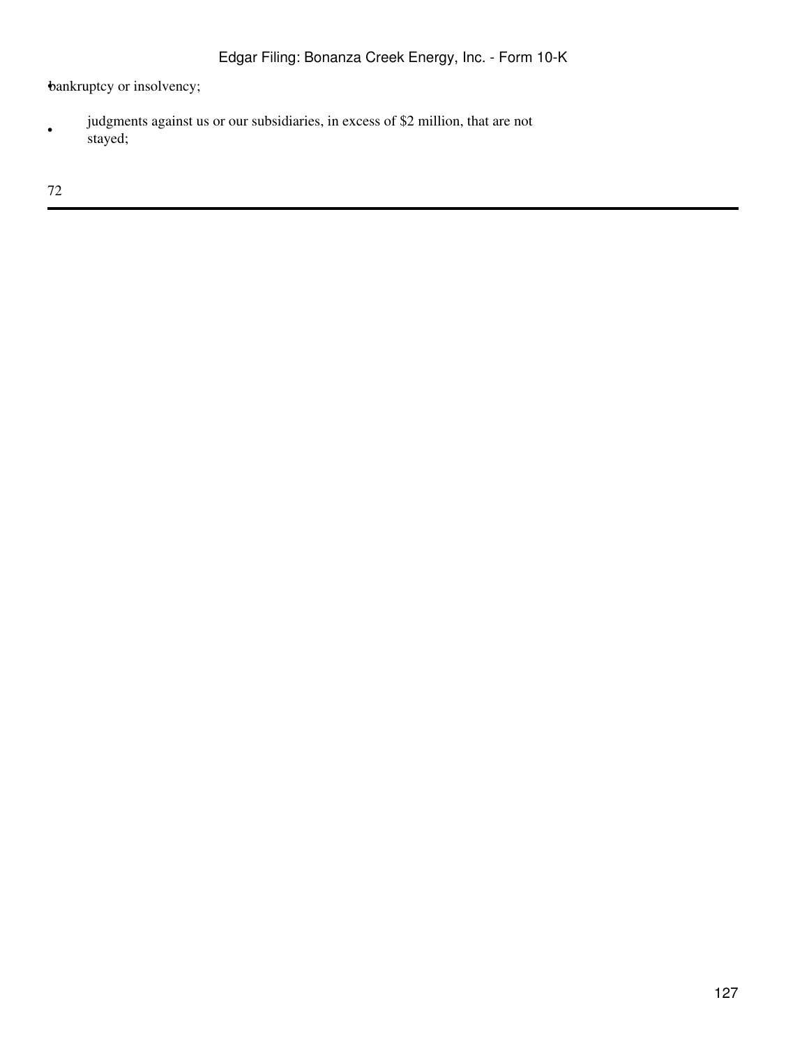- bankruptcy or insolvency;
- judgments against us or our subsidiaries, in excess of $2 million, that are not stayed;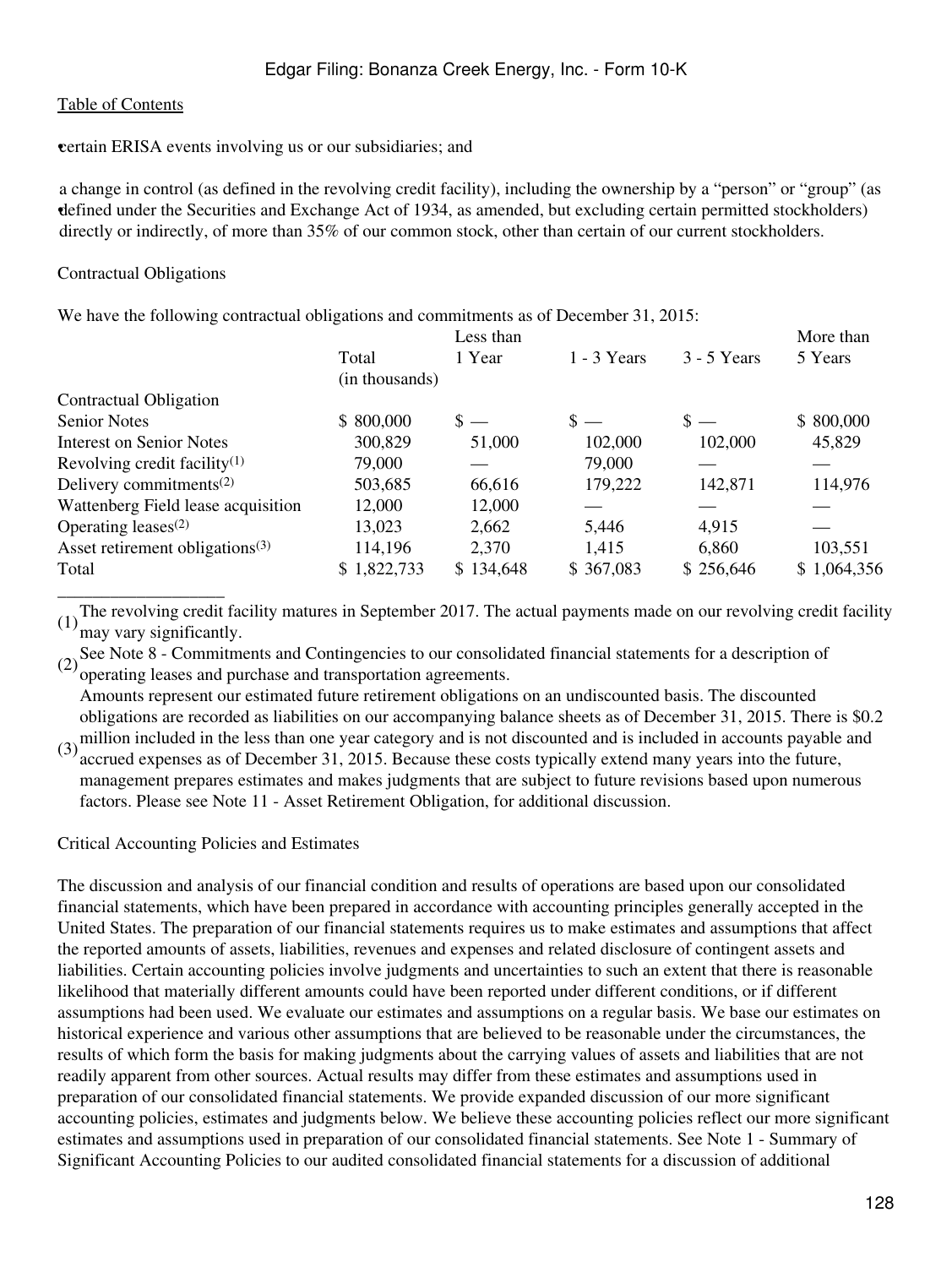- certain ERISA events involving us or our subsidiaries; and
- a change in control (as defined in the revolving credit facility), including the ownership by a "person" or "group" (as defined under the Securities and Exchange Act of 1934, as amended, but excluding certain permitted stockholders) directly or indirectly, of more than 35% of our common stock, other than certain of our current stockholders.

Contractual Obligations

We have the following contractual obligations and commitments as of December 31, 2015:

| | Total (in thousands) | Less than 1 Year | 1 - 3 Years | 3 - 5 Years | More than 5 Years |
|---|---|---|---|---|---|
| Contractual Obligation | | | | | |
| Senior Notes | $ 800,000 | $ — | $ — | $ — | $ 800,000 |
| Interest on Senior Notes | 300,829 | 51,000 | 102,000 | 102,000 | 45,829 |
| Revolving credit facility[1] | 79,000 | — | 79,000 | — | — |
| Delivery commitments[2] | 503,685 | 66,616 | 179,222 | 142,871 | 114,976 |
| Wattenberg Field lease acquisition | 12,000 | 12,000 | — | — | — |
| Operating leases[2] | 13,023 | 2,662 | 5,446 | 4,915 | — |
| Asset retirement obligations[3] | 114,196 | 2,370 | 1,415 | 6,860 | 103,551 |
| Total | $ 1,822,733 | $ 134,648 | $ 367,083 | $ 256,646 | $ 1,064,356 |

(1) The revolving credit facility matures in September 2017. The actual payments made on our revolving credit facility may vary significantly.

(2) See Note 8 - Commitments and Contingencies to our consolidated financial statements for a description of operating leases and purchase and transportation agreements.

(3) Amounts represent our estimated future retirement obligations on an undiscounted basis. The discounted obligations are recorded as liabilities on our accompanying balance sheets as of December 31, 2015. There is $0.2 million included in the less than one year category and is not discounted and is included in accounts payable and accrued expenses as of December 31, 2015. Because these costs typically extend many years into the future, management prepares estimates and makes judgments that are subject to future revisions based upon numerous factors. Please see Note 11 - Asset Retirement Obligation, for additional discussion.

Critical Accounting Policies and Estimates

The discussion and analysis of our financial condition and results of operations are based upon our consolidated financial statements, which have been prepared in accordance with accounting principles generally accepted in the United States. The preparation of our financial statements requires us to make estimates and assumptions that affect the reported amounts of assets, liabilities, revenues and expenses and related disclosure of contingent assets and liabilities. Certain accounting policies involve judgments and uncertainties to such an extent that there is reasonable likelihood that materially different amounts could have been reported under different conditions, or if different assumptions had been used. We evaluate our estimates and assumptions on a regular basis. We base our estimates on historical experience and various other assumptions that are believed to be reasonable under the circumstances, the results of which form the basis for making judgments about the carrying values of assets and liabilities that are not readily apparent from other sources. Actual results may differ from these estimates and assumptions used in preparation of our consolidated financial statements. We provide expanded discussion of our more significant accounting policies, estimates and judgments below. We believe these accounting policies reflect our more significant estimates and assumptions used in preparation of our consolidated financial statements. See Note 1 - Summary of Significant Accounting Policies to our audited consolidated financial statements for a discussion of additional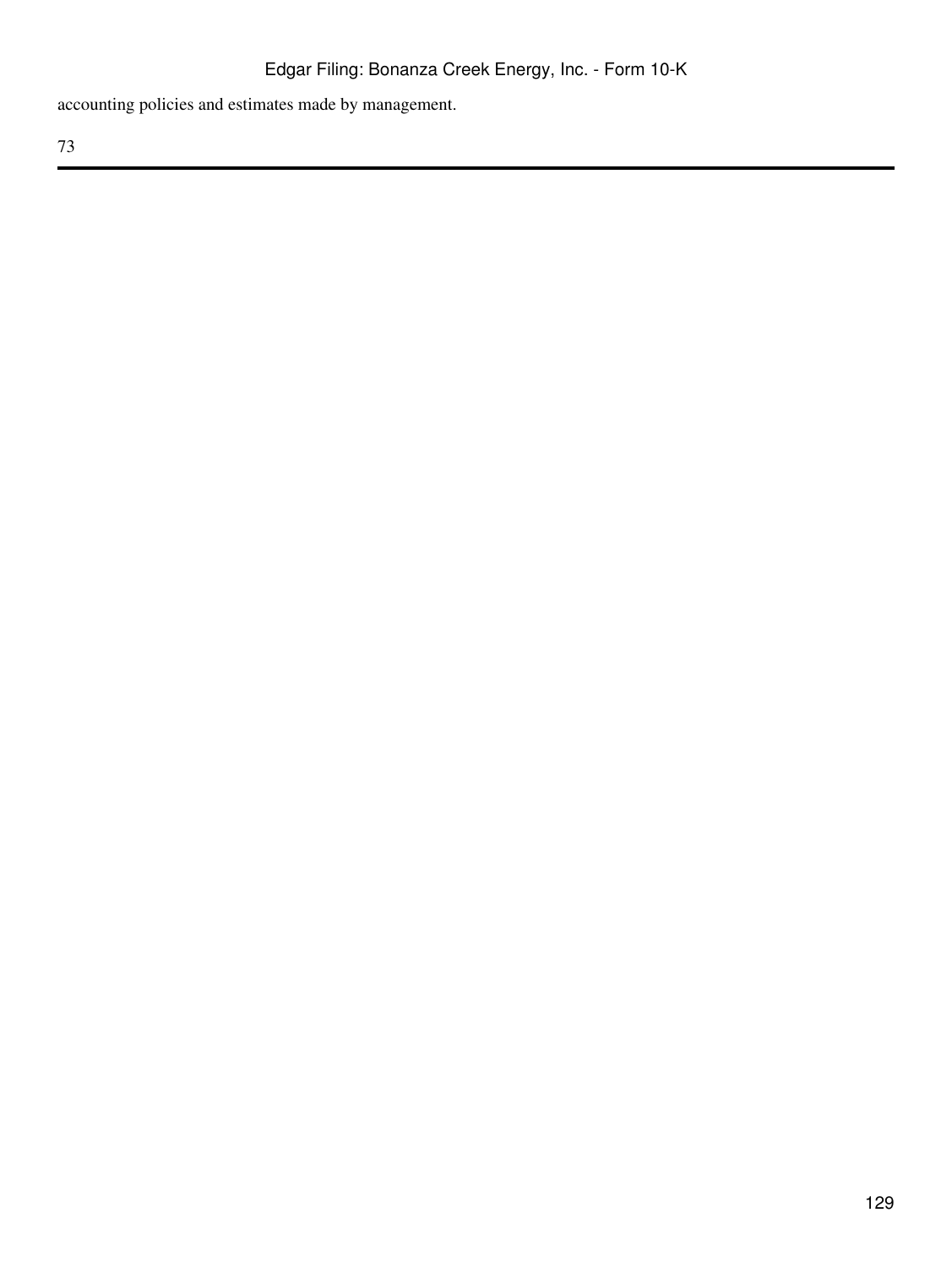accounting policies and estimates made by management.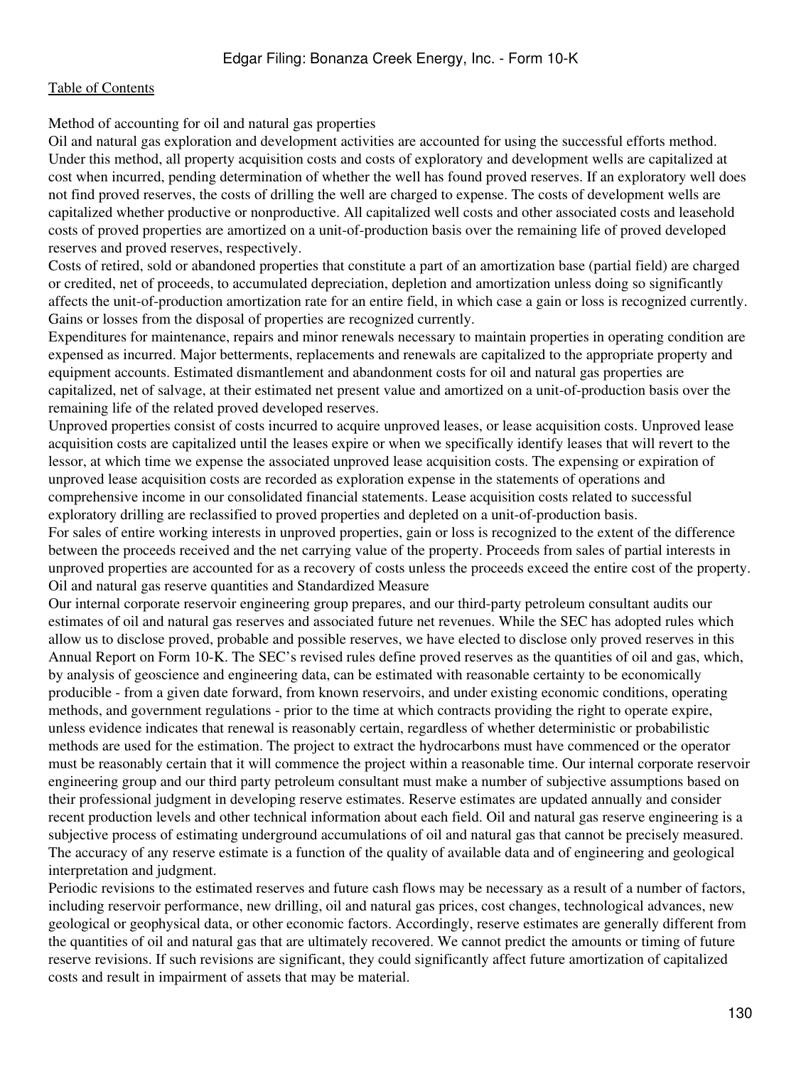Method of accounting for oil and natural gas properties

Oil and natural gas exploration and development activities are accounted for using the successful efforts method. Under this method, all property acquisition costs and costs of exploratory and development wells are capitalized at cost when incurred, pending determination of whether the well has found proved reserves. If an exploratory well does not find proved reserves, the costs of drilling the well are charged to expense. The costs of development wells are capitalized whether productive or nonproductive. All capitalized well costs and other associated costs and leasehold costs of proved properties are amortized on a unit-of-production basis over the remaining life of proved developed reserves and proved reserves, respectively.

Costs of retired, sold or abandoned properties that constitute a part of an amortization base (partial field) are charged or credited, net of proceeds, to accumulated depreciation, depletion and amortization unless doing so significantly affects the unit-of-production amortization rate for an entire field, in which case a gain or loss is recognized currently. Gains or losses from the disposal of properties are recognized currently.

Expenditures for maintenance, repairs and minor renewals necessary to maintain properties in operating condition are expensed as incurred. Major betterments, replacements and renewals are capitalized to the appropriate property and equipment accounts. Estimated dismantlement and abandonment costs for oil and natural gas properties are capitalized, net of salvage, at their estimated net present value and amortized on a unit-of-production basis over the remaining life of the related proved developed reserves.

Unproved properties consist of costs incurred to acquire unproved leases, or lease acquisition costs. Unproved lease acquisition costs are capitalized until the leases expire or when we specifically identify leases that will revert to the lessor, at which time we expense the associated unproved lease acquisition costs. The expensing or expiration of unproved lease acquisition costs are recorded as exploration expense in the statements of operations and comprehensive income in our consolidated financial statements. Lease acquisition costs related to successful exploratory drilling are reclassified to proved properties and depleted on a unit-of-production basis.

For sales of entire working interests in unproved properties, gain or loss is recognized to the extent of the difference between the proceeds received and the net carrying value of the property. Proceeds from sales of partial interests in unproved properties are accounted for as a recovery of costs unless the proceeds exceed the entire cost of the property.

Oil and natural gas reserve quantities and Standardized Measure

Our internal corporate reservoir engineering group prepares, and our third-party petroleum consultant audits our estimates of oil and natural gas reserves and associated future net revenues. While the SEC has adopted rules which allow us to disclose proved, probable and possible reserves, we have elected to disclose only proved reserves in this Annual Report on Form 10-K. The SEC's revised rules define proved reserves as the quantities of oil and gas, which, by analysis of geoscience and engineering data, can be estimated with reasonable certainty to be economically producible - from a given date forward, from known reservoirs, and under existing economic conditions, operating methods, and government regulations - prior to the time at which contracts providing the right to operate expire, unless evidence indicates that renewal is reasonably certain, regardless of whether deterministic or probabilistic methods are used for the estimation. The project to extract the hydrocarbons must have commenced or the operator must be reasonably certain that it will commence the project within a reasonable time. Our internal corporate reservoir engineering group and our third party petroleum consultant must make a number of subjective assumptions based on their professional judgment in developing reserve estimates. Reserve estimates are updated annually and consider recent production levels and other technical information about each field. Oil and natural gas reserve engineering is a subjective process of estimating underground accumulations of oil and natural gas that cannot be precisely measured. The accuracy of any reserve estimate is a function of the quality of available data and of engineering and geological interpretation and judgment.

Periodic revisions to the estimated reserves and future cash flows may be necessary as a result of a number of factors, including reservoir performance, new drilling, oil and natural gas prices, cost changes, technological advances, new geological or geophysical data, or other economic factors. Accordingly, reserve estimates are generally different from the quantities of oil and natural gas that are ultimately recovered. We cannot predict the amounts or timing of future reserve revisions. If such revisions are significant, they could significantly affect future amortization of capitalized costs and result in impairment of assets that may be material.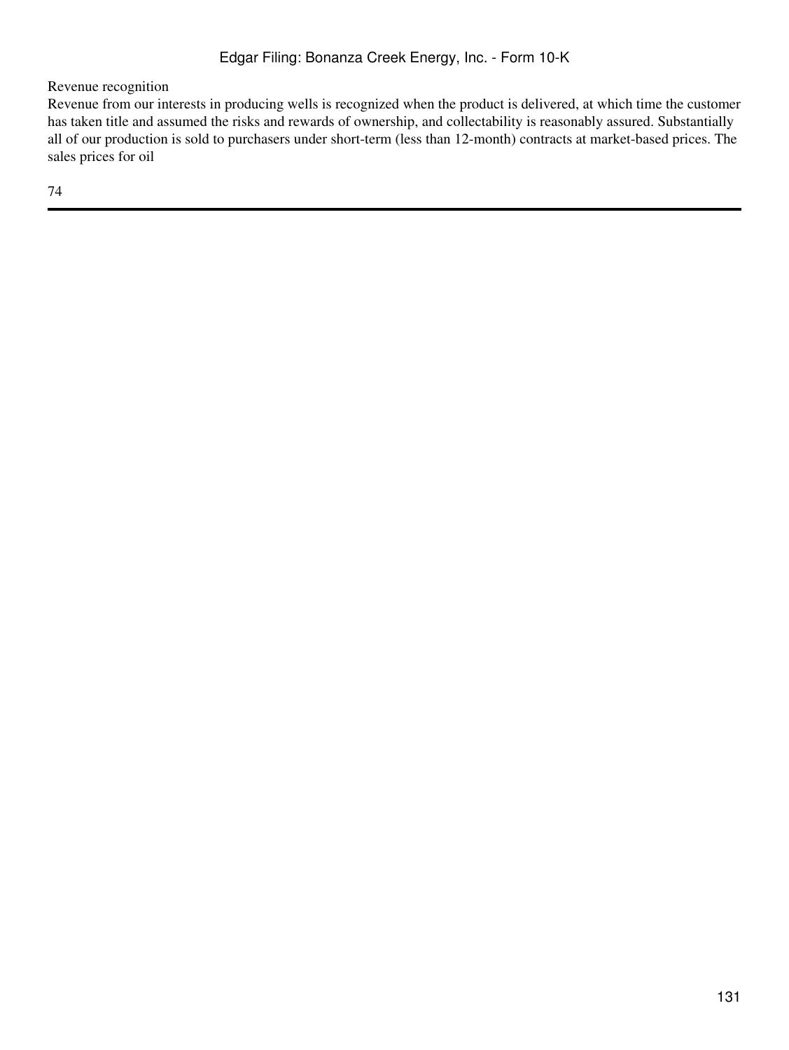Revenue recognition

Revenue from our interests in producing wells is recognized when the product is delivered, at which time the customer has taken title and assumed the risks and rewards of ownership, and collectability is reasonably assured. Substantially all of our production is sold to purchasers under short-term (less than 12-month) contracts at market-based prices. The sales prices for oil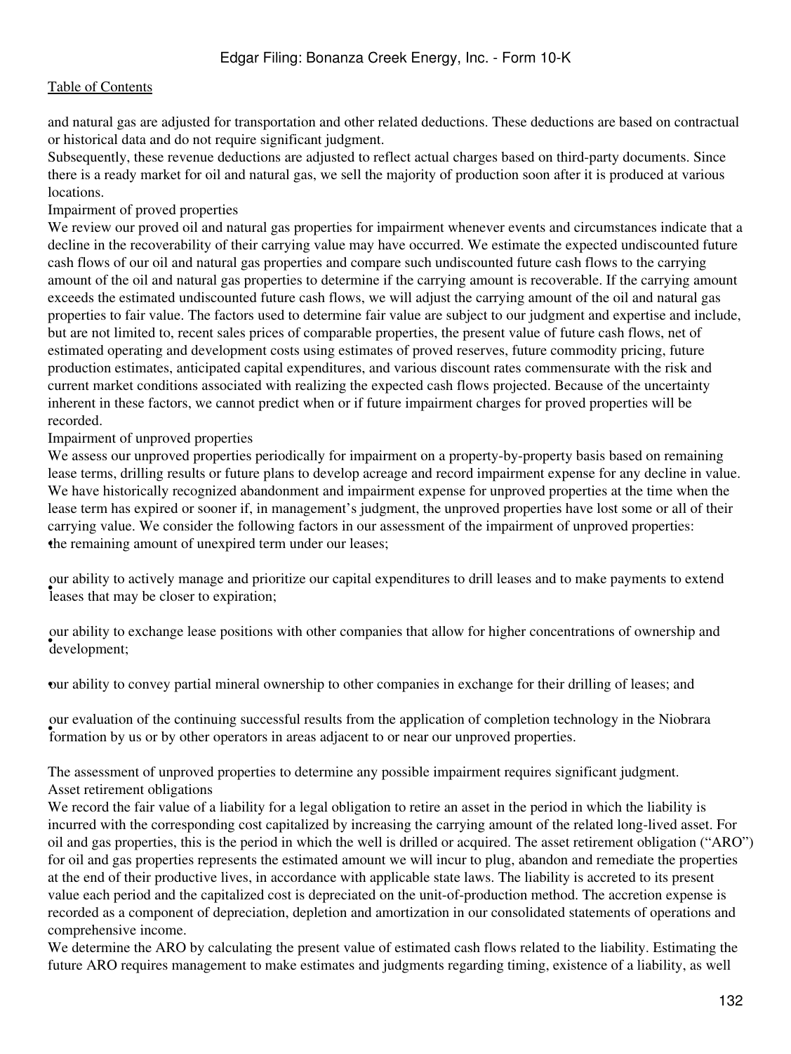and natural gas are adjusted for transportation and other related deductions. These deductions are based on contractual or historical data and do not require significant judgment.

Subsequently, these revenue deductions are adjusted to reflect actual charges based on third-party documents. Since there is a ready market for oil and natural gas, we sell the majority of production soon after it is produced at various locations.

### Impairment of proved properties

We review our proved oil and natural gas properties for impairment whenever events and circumstances indicate that a decline in the recoverability of their carrying value may have occurred. We estimate the expected undiscounted future cash flows of our oil and natural gas properties and compare such undiscounted future cash flows to the carrying amount of the oil and natural gas properties to determine if the carrying amount is recoverable. If the carrying amount exceeds the estimated undiscounted future cash flows, we will adjust the carrying amount of the oil and natural gas properties to fair value. The factors used to determine fair value are subject to our judgment and expertise and include, but are not limited to, recent sales prices of comparable properties, the present value of future cash flows, net of estimated operating and development costs using estimates of proved reserves, future commodity pricing, future production estimates, anticipated capital expenditures, and various discount rates commensurate with the risk and current market conditions associated with realizing the expected cash flows projected. Because of the uncertainty inherent in these factors, we cannot predict when or if future impairment charges for proved properties will be recorded.

### Impairment of unproved properties

We assess our unproved properties periodically for impairment on a property-by-property basis based on remaining lease terms, drilling results or future plans to develop acreage and record impairment expense for any decline in value. We have historically recognized abandonment and impairment expense for unproved properties at the time when the lease term has expired or sooner if, in management's judgment, the unproved properties have lost some or all of their carrying value. We consider the following factors in our assessment of the impairment of unproved properties:

- the remaining amount of unexpired term under our leases;
- our ability to actively manage and prioritize our capital expenditures to drill leases and to make payments to extend leases that may be closer to expiration;
- our ability to exchange lease positions with other companies that allow for higher concentrations of ownership and development;
- our ability to convey partial mineral ownership to other companies in exchange for their drilling of leases; and
- our evaluation of the continuing successful results from the application of completion technology in the Niobrara formation by us or by other operators in areas adjacent to or near our unproved properties.

The assessment of unproved properties to determine any possible impairment requires significant judgment.

### Asset retirement obligations

We record the fair value of a liability for a legal obligation to retire an asset in the period in which the liability is incurred with the corresponding cost capitalized by increasing the carrying amount of the related long-lived asset. For oil and gas properties, this is the period in which the well is drilled or acquired. The asset retirement obligation ("ARO") for oil and gas properties represents the estimated amount we will incur to plug, abandon and remediate the properties at the end of their productive lives, in accordance with applicable state laws. The liability is accreted to its present value each period and the capitalized cost is depreciated on the unit-of-production method. The accretion expense is recorded as a component of depreciation, depletion and amortization in our consolidated statements of operations and comprehensive income.

We determine the ARO by calculating the present value of estimated cash flows related to the liability. Estimating the future ARO requires management to make estimates and judgments regarding timing, existence of a liability, as well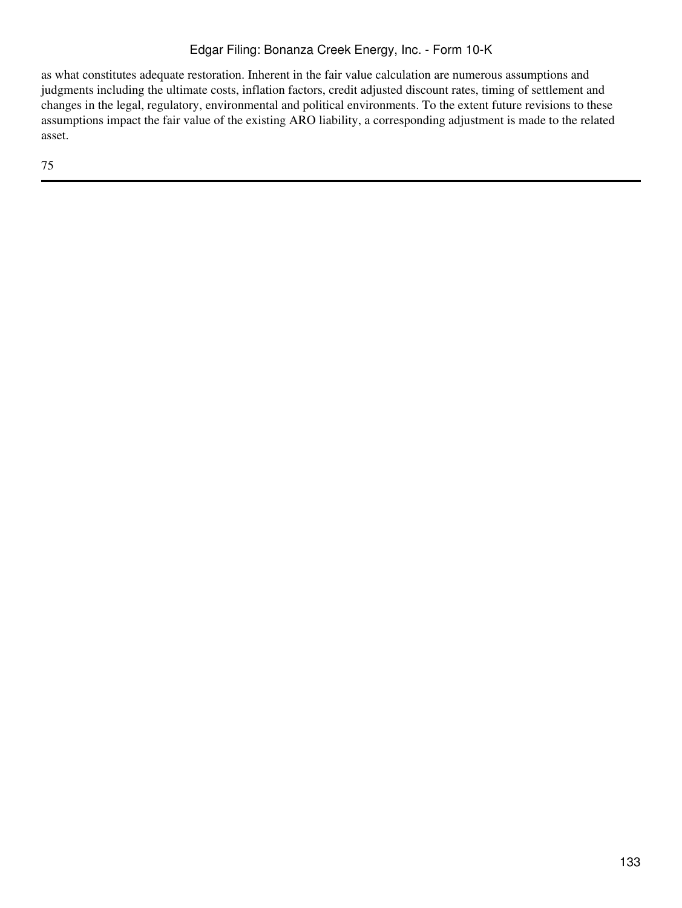as what constitutes adequate restoration. Inherent in the fair value calculation are numerous assumptions and judgments including the ultimate costs, inflation factors, credit adjusted discount rates, timing of settlement and changes in the legal, regulatory, environmental and political environments. To the extent future revisions to these assumptions impact the fair value of the existing ARO liability, a corresponding adjustment is made to the related asset.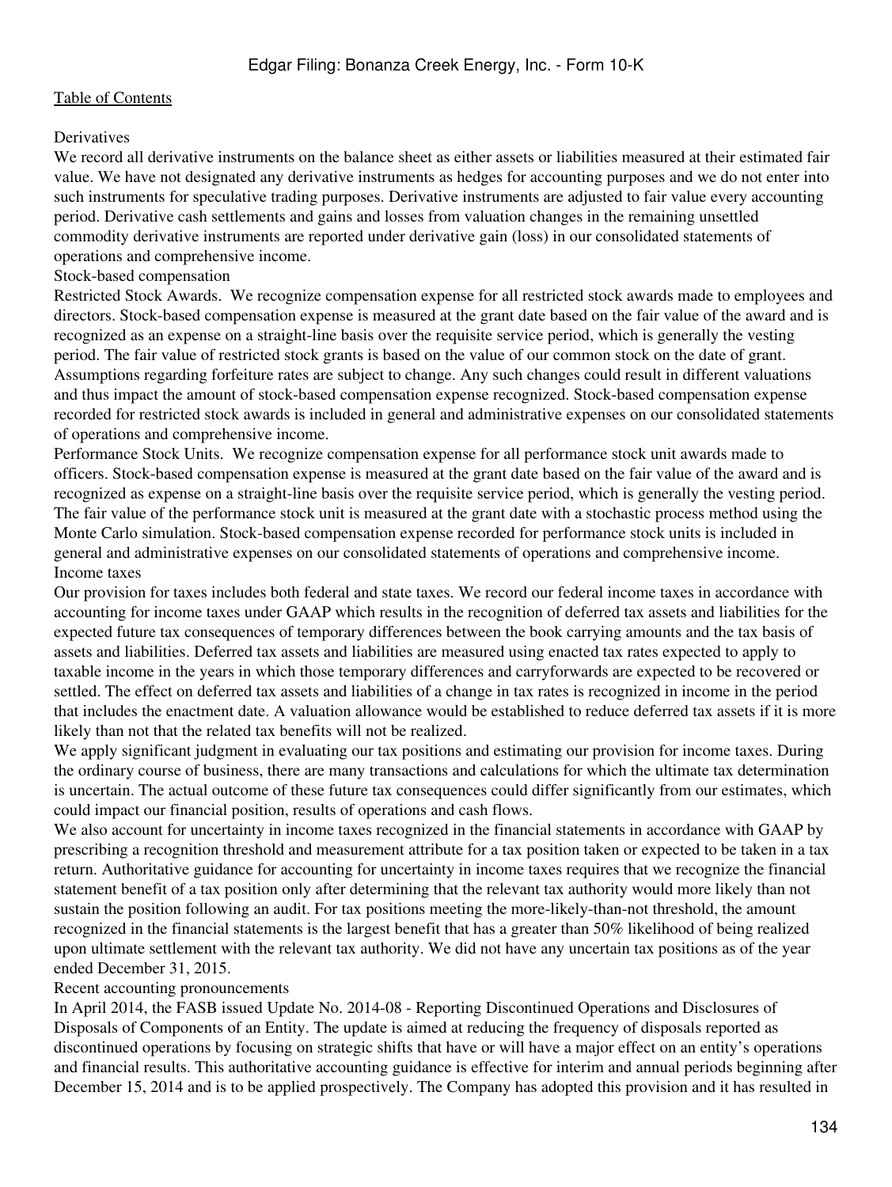Derivatives

We record all derivative instruments on the balance sheet as either assets or liabilities measured at their estimated fair value. We have not designated any derivative instruments as hedges for accounting purposes and we do not enter into such instruments for speculative trading purposes. Derivative instruments are adjusted to fair value every accounting period. Derivative cash settlements and gains and losses from valuation changes in the remaining unsettled commodity derivative instruments are reported under derivative gain (loss) in our consolidated statements of operations and comprehensive income.

Stock-based compensation

Restricted Stock Awards. We recognize compensation expense for all restricted stock awards made to employees and directors. Stock-based compensation expense is measured at the grant date based on the fair value of the award and is recognized as an expense on a straight-line basis over the requisite service period, which is generally the vesting period. The fair value of restricted stock grants is based on the value of our common stock on the date of grant. Assumptions regarding forfeiture rates are subject to change. Any such changes could result in different valuations and thus impact the amount of stock-based compensation expense recognized. Stock-based compensation expense recorded for restricted stock awards is included in general and administrative expenses on our consolidated statements of operations and comprehensive income.

Performance Stock Units. We recognize compensation expense for all performance stock unit awards made to officers. Stock-based compensation expense is measured at the grant date based on the fair value of the award and is recognized as expense on a straight-line basis over the requisite service period, which is generally the vesting period. The fair value of the performance stock unit is measured at the grant date with a stochastic process method using the Monte Carlo simulation. Stock-based compensation expense recorded for performance stock units is included in general and administrative expenses on our consolidated statements of operations and comprehensive income.

Income taxes

Our provision for taxes includes both federal and state taxes. We record our federal income taxes in accordance with accounting for income taxes under GAAP which results in the recognition of deferred tax assets and liabilities for the expected future tax consequences of temporary differences between the book carrying amounts and the tax basis of assets and liabilities. Deferred tax assets and liabilities are measured using enacted tax rates expected to apply to taxable income in the years in which those temporary differences and carryforwards are expected to be recovered or settled. The effect on deferred tax assets and liabilities of a change in tax rates is recognized in income in the period that includes the enactment date. A valuation allowance would be established to reduce deferred tax assets if it is more likely than not that the related tax benefits will not be realized.

We apply significant judgment in evaluating our tax positions and estimating our provision for income taxes. During the ordinary course of business, there are many transactions and calculations for which the ultimate tax determination is uncertain. The actual outcome of these future tax consequences could differ significantly from our estimates, which could impact our financial position, results of operations and cash flows.

We also account for uncertainty in income taxes recognized in the financial statements in accordance with GAAP by prescribing a recognition threshold and measurement attribute for a tax position taken or expected to be taken in a tax return. Authoritative guidance for accounting for uncertainty in income taxes requires that we recognize the financial statement benefit of a tax position only after determining that the relevant tax authority would more likely than not sustain the position following an audit. For tax positions meeting the more-likely-than-not threshold, the amount recognized in the financial statements is the largest benefit that has a greater than 50% likelihood of being realized upon ultimate settlement with the relevant tax authority. We did not have any uncertain tax positions as of the year ended December 31, 2015.

Recent accounting pronouncements

In April 2014, the FASB issued Update No. 2014-08 - Reporting Discontinued Operations and Disclosures of Disposals of Components of an Entity. The update is aimed at reducing the frequency of disposals reported as discontinued operations by focusing on strategic shifts that have or will have a major effect on an entity's operations and financial results. This authoritative accounting guidance is effective for interim and annual periods beginning after December 15, 2014 and is to be applied prospectively. The Company has adopted this provision and it has resulted in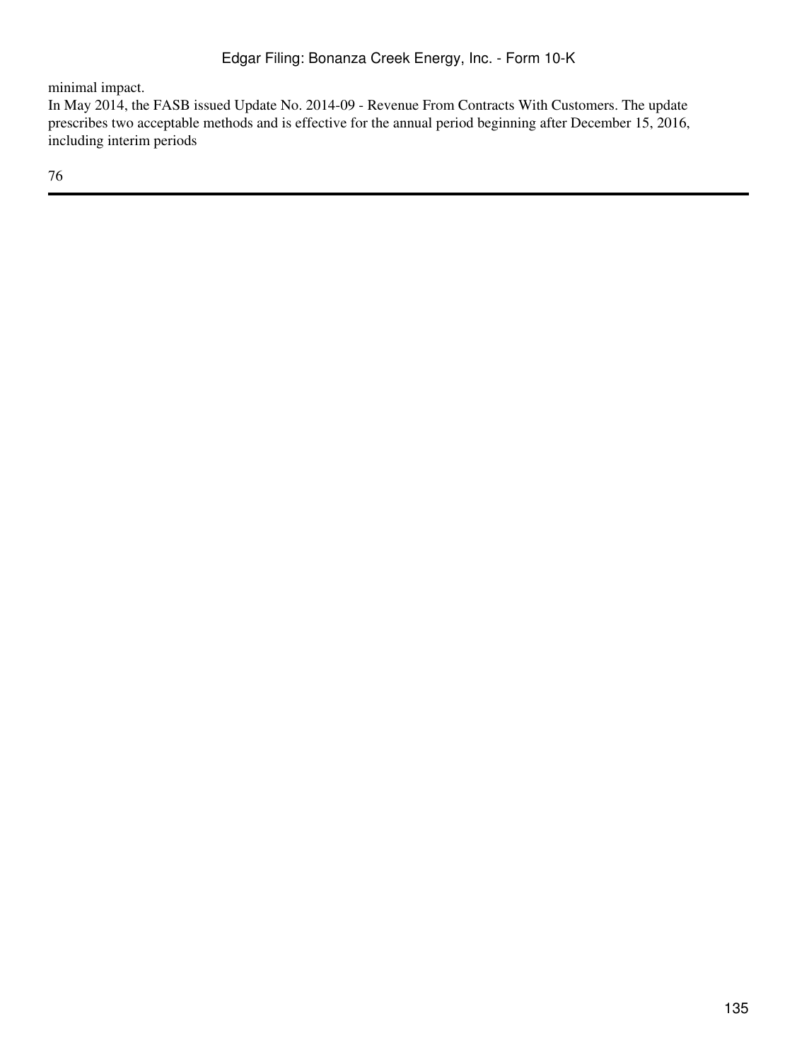minimal impact.

In May 2014, the FASB issued Update No. 2014-09 - Revenue From Contracts With Customers. The update prescribes two acceptable methods and is effective for the annual period beginning after December 15, 2016, including interim periods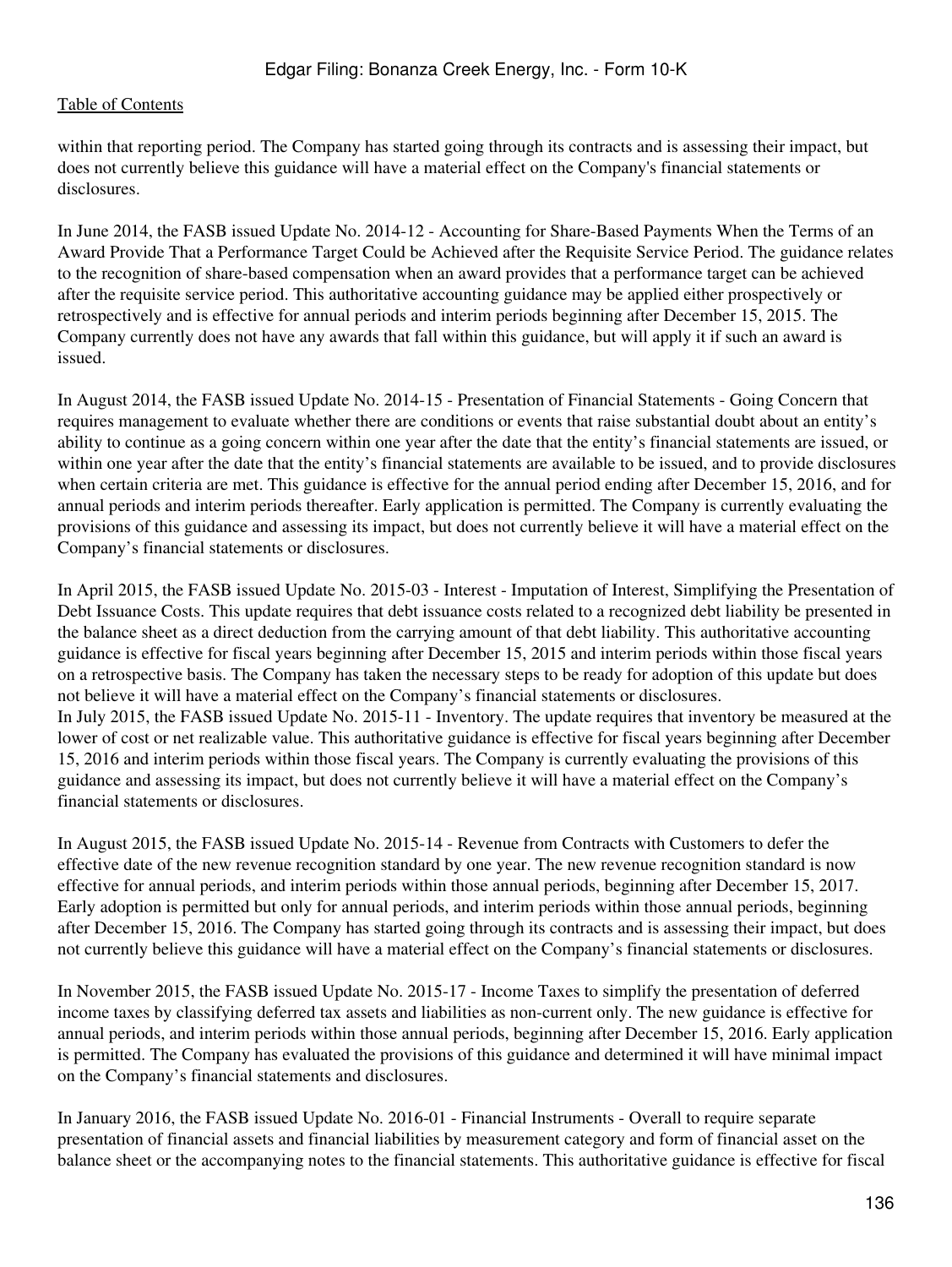within that reporting period. The Company has started going through its contracts and is assessing their impact, but does not currently believe this guidance will have a material effect on the Company's financial statements or disclosures.

In June 2014, the FASB issued Update No. 2014-12 - Accounting for Share-Based Payments When the Terms of an Award Provide That a Performance Target Could be Achieved after the Requisite Service Period. The guidance relates to the recognition of share-based compensation when an award provides that a performance target can be achieved after the requisite service period. This authoritative accounting guidance may be applied either prospectively or retrospectively and is effective for annual periods and interim periods beginning after December 15, 2015. The Company currently does not have any awards that fall within this guidance, but will apply it if such an award is issued.

In August 2014, the FASB issued Update No. 2014-15 - Presentation of Financial Statements - Going Concern that requires management to evaluate whether there are conditions or events that raise substantial doubt about an entity's ability to continue as a going concern within one year after the date that the entity's financial statements are issued, or within one year after the date that the entity's financial statements are available to be issued, and to provide disclosures when certain criteria are met. This guidance is effective for the annual period ending after December 15, 2016, and for annual periods and interim periods thereafter. Early application is permitted. The Company is currently evaluating the provisions of this guidance and assessing its impact, but does not currently believe it will have a material effect on the Company's financial statements or disclosures.

In April 2015, the FASB issued Update No. 2015-03 - Interest - Imputation of Interest, Simplifying the Presentation of Debt Issuance Costs. This update requires that debt issuance costs related to a recognized debt liability be presented in the balance sheet as a direct deduction from the carrying amount of that debt liability. This authoritative accounting guidance is effective for fiscal years beginning after December 15, 2015 and interim periods within those fiscal years on a retrospective basis. The Company has taken the necessary steps to be ready for adoption of this update but does not believe it will have a material effect on the Company's financial statements or disclosures.

In July 2015, the FASB issued Update No. 2015-11 - Inventory. The update requires that inventory be measured at the lower of cost or net realizable value. This authoritative guidance is effective for fiscal years beginning after December 15, 2016 and interim periods within those fiscal years. The Company is currently evaluating the provisions of this guidance and assessing its impact, but does not currently believe it will have a material effect on the Company's financial statements or disclosures.

In August 2015, the FASB issued Update No. 2015-14 - Revenue from Contracts with Customers to defer the effective date of the new revenue recognition standard by one year. The new revenue recognition standard is now effective for annual periods, and interim periods within those annual periods, beginning after December 15, 2017. Early adoption is permitted but only for annual periods, and interim periods within those annual periods, beginning after December 15, 2016. The Company has started going through its contracts and is assessing their impact, but does not currently believe this guidance will have a material effect on the Company's financial statements or disclosures.

In November 2015, the FASB issued Update No. 2015-17 - Income Taxes to simplify the presentation of deferred income taxes by classifying deferred tax assets and liabilities as non-current only. The new guidance is effective for annual periods, and interim periods within those annual periods, beginning after December 15, 2016. Early application is permitted. The Company has evaluated the provisions of this guidance and determined it will have minimal impact on the Company's financial statements and disclosures.

In January 2016, the FASB issued Update No. 2016-01 - Financial Instruments - Overall to require separate presentation of financial assets and financial liabilities by measurement category and form of financial asset on the balance sheet or the accompanying notes to the financial statements. This authoritative guidance is effective for fiscal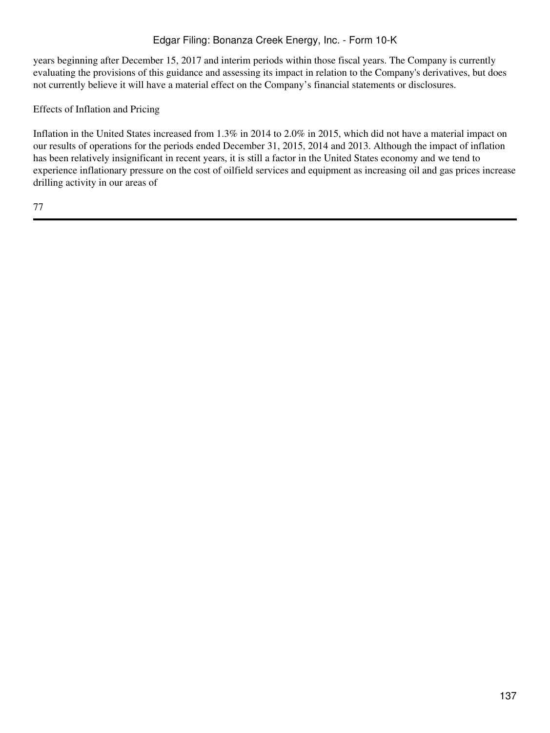years beginning after December 15, 2017 and interim periods within those fiscal years. The Company is currently evaluating the provisions of this guidance and assessing its impact in relation to the Company's derivatives, but does not currently believe it will have a material effect on the Company’s financial statements or disclosures.

Effects of Inflation and Pricing

Inflation in the United States increased from 1.3% in 2014 to 2.0% in 2015, which did not have a material impact on our results of operations for the periods ended December 31, 2015, 2014 and 2013. Although the impact of inflation has been relatively insignificant in recent years, it is still a factor in the United States economy and we tend to experience inflationary pressure on the cost of oilfield services and equipment as increasing oil and gas prices increase drilling activity in our areas of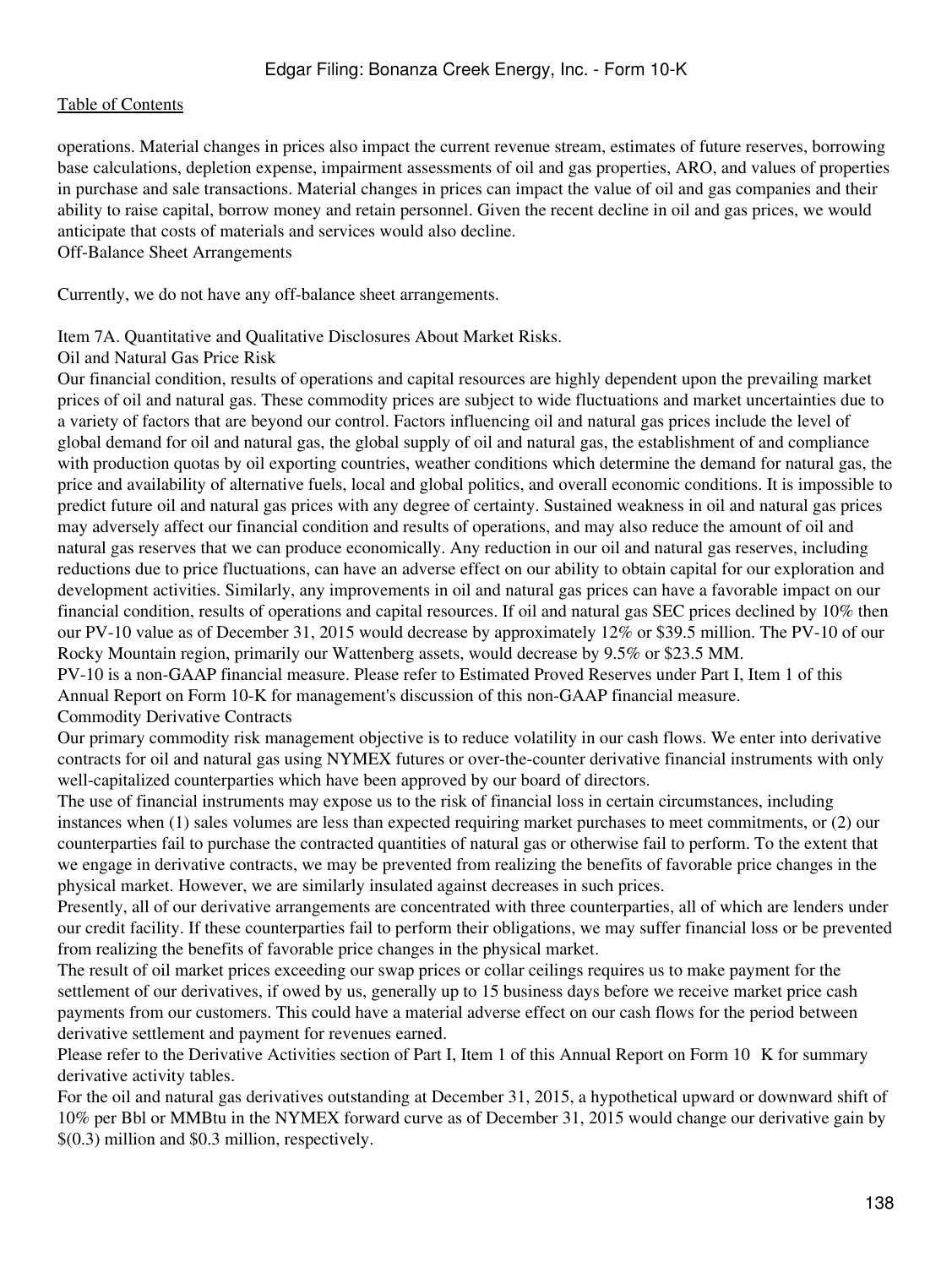operations. Material changes in prices also impact the current revenue stream, estimates of future reserves, borrowing base calculations, depletion expense, impairment assessments of oil and gas properties, ARO, and values of properties in purchase and sale transactions. Material changes in prices can impact the value of oil and gas companies and their ability to raise capital, borrow money and retain personnel. Given the recent decline in oil and gas prices, we would anticipate that costs of materials and services would also decline.

### Off-Balance Sheet Arrangements

Currently, we do not have any off-balance sheet arrangements.

## Item 7A. Quantitative and Qualitative Disclosures About Market Risks.

### Oil and Natural Gas Price Risk

Our financial condition, results of operations and capital resources are highly dependent upon the prevailing market prices of oil and natural gas. These commodity prices are subject to wide fluctuations and market uncertainties due to a variety of factors that are beyond our control. Factors influencing oil and natural gas prices include the level of global demand for oil and natural gas, the global supply of oil and natural gas, the establishment of and compliance with production quotas by oil exporting countries, weather conditions which determine the demand for natural gas, the price and availability of alternative fuels, local and global politics, and overall economic conditions. It is impossible to predict future oil and natural gas prices with any degree of certainty. Sustained weakness in oil and natural gas prices may adversely affect our financial condition and results of operations, and may also reduce the amount of oil and natural gas reserves that we can produce economically. Any reduction in our oil and natural gas reserves, including reductions due to price fluctuations, can have an adverse effect on our ability to obtain capital for our exploration and development activities. Similarly, any improvements in oil and natural gas prices can have a favorable impact on our financial condition, results of operations and capital resources. If oil and natural gas SEC prices declined by 10% then our PV-10 value as of December 31, 2015 would decrease by approximately 12% or $39.5 million. The PV-10 of our Rocky Mountain region, primarily our Wattenberg assets, would decrease by 9.5% or $23.5 MM.

PV-10 is a non-GAAP financial measure. Please refer to Estimated Proved Reserves under Part I, Item 1 of this Annual Report on Form 10-K for management's discussion of this non-GAAP financial measure.

### Commodity Derivative Contracts

Our primary commodity risk management objective is to reduce volatility in our cash flows. We enter into derivative contracts for oil and natural gas using NYMEX futures or over-the-counter derivative financial instruments with only well-capitalized counterparties which have been approved by our board of directors.

The use of financial instruments may expose us to the risk of financial loss in certain circumstances, including instances when (1) sales volumes are less than expected requiring market purchases to meet commitments, or (2) our counterparties fail to purchase the contracted quantities of natural gas or otherwise fail to perform. To the extent that we engage in derivative contracts, we may be prevented from realizing the benefits of favorable price changes in the physical market. However, we are similarly insulated against decreases in such prices.

Presently, all of our derivative arrangements are concentrated with three counterparties, all of which are lenders under our credit facility. If these counterparties fail to perform their obligations, we may suffer financial loss or be prevented from realizing the benefits of favorable price changes in the physical market.

The result of oil market prices exceeding our swap prices or collar ceilings requires us to make payment for the settlement of our derivatives, if owed by us, generally up to 15 business days before we receive market price cash payments from our customers. This could have a material adverse effect on our cash flows for the period between derivative settlement and payment for revenues earned.

Please refer to the Derivative Activities section of Part I, Item 1 of this Annual Report on Form 10 K for summary derivative activity tables.

For the oil and natural gas derivatives outstanding at December 31, 2015, a hypothetical upward or downward shift of 10% per Bbl or MMBtu in the NYMEX forward curve as of December 31, 2015 would change our derivative gain by $(0.3) million and $0.3 million, respectively.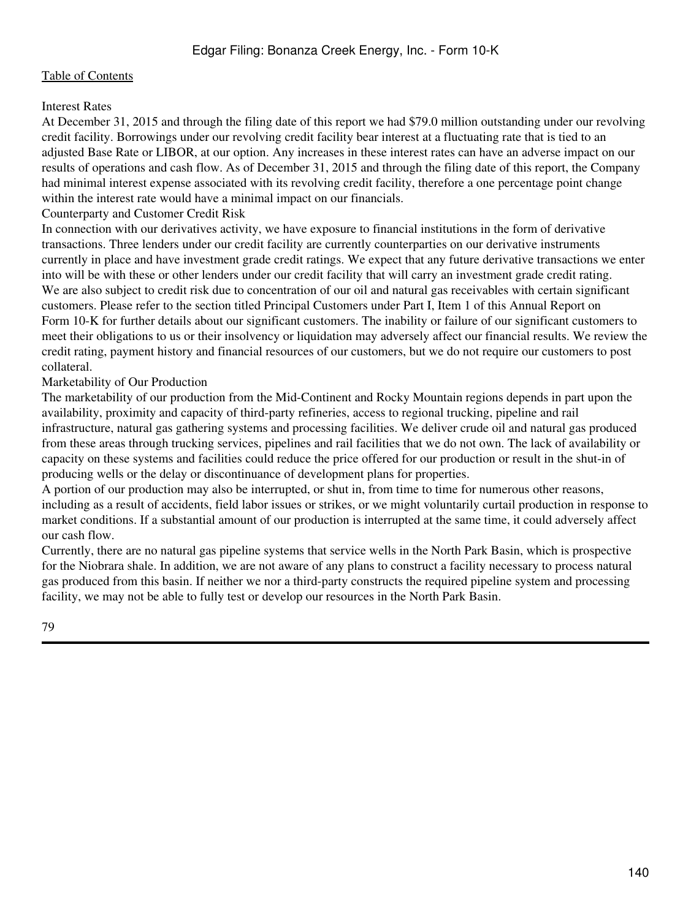Interest Rates

At December 31, 2015 and through the filing date of this report we had $79.0 million outstanding under our revolving credit facility. Borrowings under our revolving credit facility bear interest at a fluctuating rate that is tied to an adjusted Base Rate or LIBOR, at our option. Any increases in these interest rates can have an adverse impact on our results of operations and cash flow. As of December 31, 2015 and through the filing date of this report, the Company had minimal interest expense associated with its revolving credit facility, therefore a one percentage point change within the interest rate would have a minimal impact on our financials.

Counterparty and Customer Credit Risk

In connection with our derivatives activity, we have exposure to financial institutions in the form of derivative transactions. Three lenders under our credit facility are currently counterparties on our derivative instruments currently in place and have investment grade credit ratings. We expect that any future derivative transactions we enter into will be with these or other lenders under our credit facility that will carry an investment grade credit rating.

We are also subject to credit risk due to concentration of our oil and natural gas receivables with certain significant customers. Please refer to the section titled Principal Customers under Part I, Item 1 of this Annual Report on Form 10-K for further details about our significant customers. The inability or failure of our significant customers to meet their obligations to us or their insolvency or liquidation may adversely affect our financial results. We review the credit rating, payment history and financial resources of our customers, but we do not require our customers to post collateral.

Marketability of Our Production

The marketability of our production from the Mid-Continent and Rocky Mountain regions depends in part upon the availability, proximity and capacity of third-party refineries, access to regional trucking, pipeline and rail infrastructure, natural gas gathering systems and processing facilities. We deliver crude oil and natural gas produced from these areas through trucking services, pipelines and rail facilities that we do not own. The lack of availability or capacity on these systems and facilities could reduce the price offered for our production or result in the shut-in of producing wells or the delay or discontinuance of development plans for properties.

A portion of our production may also be interrupted, or shut in, from time to time for numerous other reasons, including as a result of accidents, field labor issues or strikes, or we might voluntarily curtail production in response to market conditions. If a substantial amount of our production is interrupted at the same time, it could adversely affect our cash flow.

Currently, there are no natural gas pipeline systems that service wells in the North Park Basin, which is prospective for the Niobrara shale. In addition, we are not aware of any plans to construct a facility necessary to process natural gas produced from this basin. If neither we nor a third-party constructs the required pipeline system and processing facility, we may not be able to fully test or develop our resources in the North Park Basin.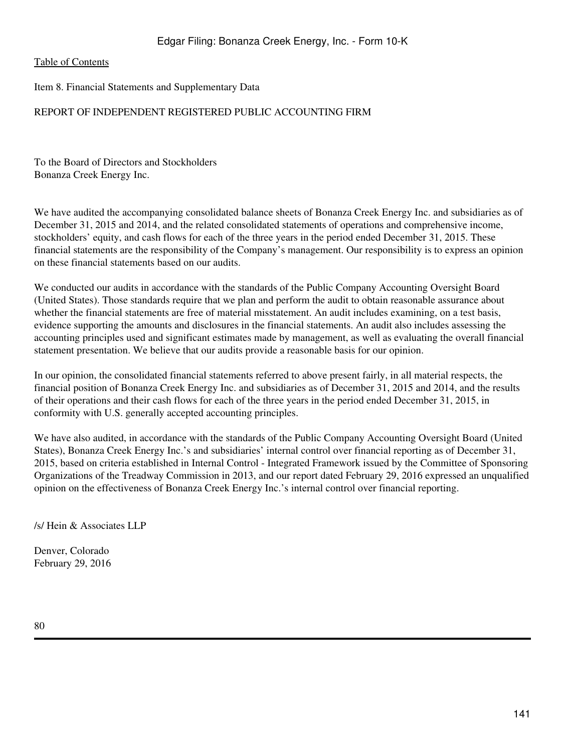Item 8. Financial Statements and Supplementary Data

REPORT OF INDEPENDENT REGISTERED PUBLIC ACCOUNTING FIRM

To the Board of Directors and Stockholders
Bonanza Creek Energy Inc.

We have audited the accompanying consolidated balance sheets of Bonanza Creek Energy Inc. and subsidiaries as of December 31, 2015 and 2014, and the related consolidated statements of operations and comprehensive income, stockholders' equity, and cash flows for each of the three years in the period ended December 31, 2015. These financial statements are the responsibility of the Company's management. Our responsibility is to express an opinion on these financial statements based on our audits.

We conducted our audits in accordance with the standards of the Public Company Accounting Oversight Board (United States). Those standards require that we plan and perform the audit to obtain reasonable assurance about whether the financial statements are free of material misstatement. An audit includes examining, on a test basis, evidence supporting the amounts and disclosures in the financial statements. An audit also includes assessing the accounting principles used and significant estimates made by management, as well as evaluating the overall financial statement presentation. We believe that our audits provide a reasonable basis for our opinion.

In our opinion, the consolidated financial statements referred to above present fairly, in all material respects, the financial position of Bonanza Creek Energy Inc. and subsidiaries as of December 31, 2015 and 2014, and the results of their operations and their cash flows for each of the three years in the period ended December 31, 2015, in conformity with U.S. generally accepted accounting principles.

We have also audited, in accordance with the standards of the Public Company Accounting Oversight Board (United States), Bonanza Creek Energy Inc.'s and subsidiaries' internal control over financial reporting as of December 31, 2015, based on criteria established in Internal Control - Integrated Framework issued by the Committee of Sponsoring Organizations of the Treadway Commission in 2013, and our report dated February 29, 2016 expressed an unqualified opinion on the effectiveness of Bonanza Creek Energy Inc.'s internal control over financial reporting.

/s/ Hein & Associates LLP

Denver, Colorado
February 29, 2016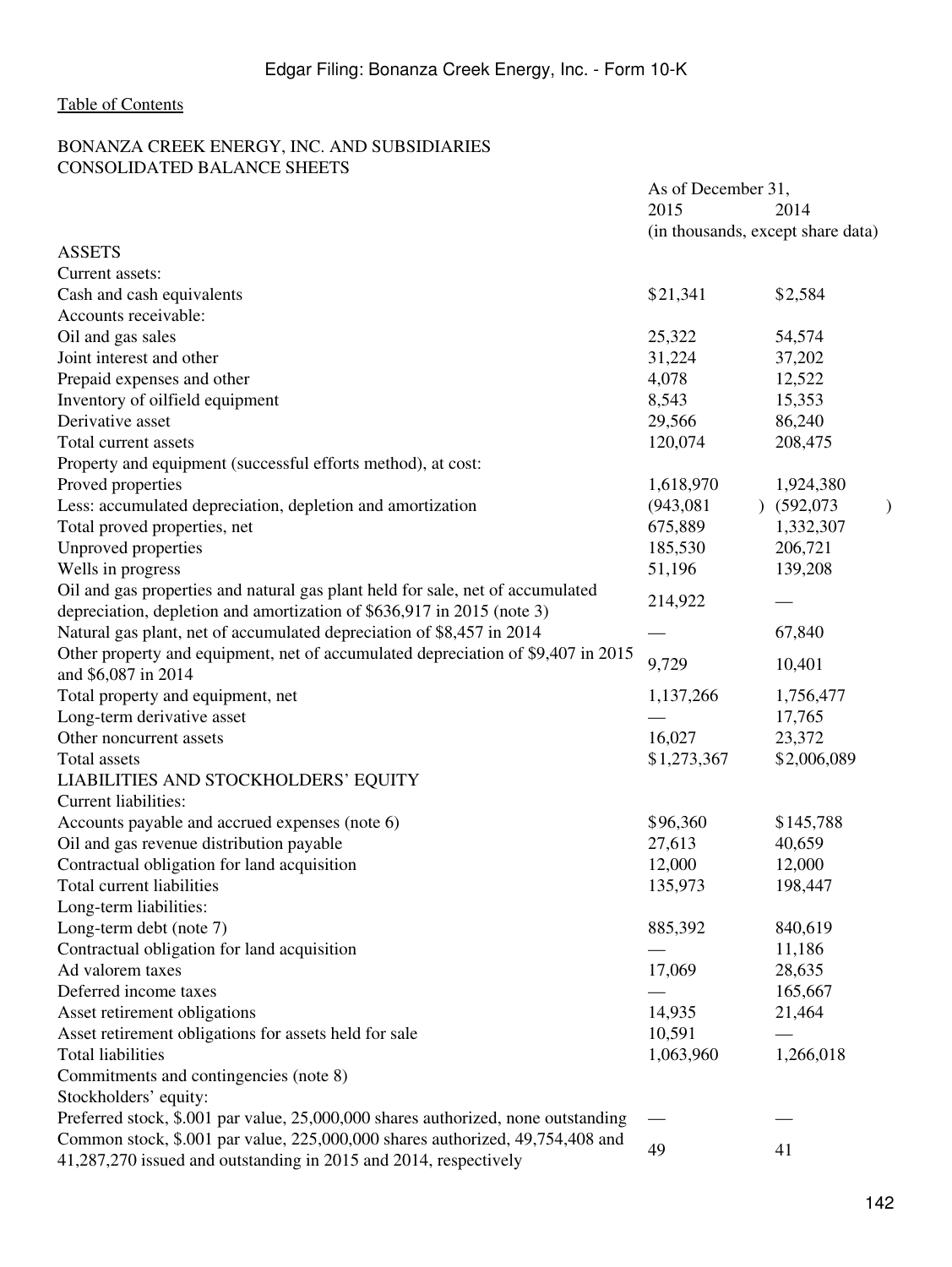Edgar Filing: Bonanza Creek Energy, Inc. - Form 10-K

Table of Contents

BONANZA CREEK ENERGY, INC. AND SUBSIDIARIES
CONSOLIDATED BALANCE SHEETS

| | As of December 31, | |
|---|---|---|
| | 2015 | 2014 |
| | (in thousands, except share data) | |
| ASSETS | | |
| Current assets: | | |
| Cash and cash equivalents | $21,341 | $2,584 |
| Accounts receivable: | | |
| Oil and gas sales | 25,322 | 54,574 |
| Joint interest and other | 31,224 | 37,202 |
| Prepaid expenses and other | 4,078 | 12,522 |
| Inventory of oilfield equipment | 8,543 | 15,353 |
| Derivative asset | 29,566 | 86,240 |
| Total current assets | 120,074 | 208,475 |
| Property and equipment (successful efforts method), at cost: | | |
| Proved properties | 1,618,970 | 1,924,380 |
| Less: accumulated depreciation, depletion and amortization | (943,081) | (592,073) |
| Total proved properties, net | 675,889 | 1,332,307 |
| Unproved properties | 185,530 | 206,721 |
| Wells in progress | 51,196 | 139,208 |
| Oil and gas properties and natural gas plant held for sale, net of accumulated depreciation, depletion and amortization of $636,917 in 2015 (note 3) | 214,922 | — |
| Natural gas plant, net of accumulated depreciation of $8,457 in 2014 | — | 67,840 |
| Other property and equipment, net of accumulated depreciation of $9,407 in 2015 and $6,087 in 2014 | 9,729 | 10,401 |
| Total property and equipment, net | 1,137,266 | 1,756,477 |
| Long-term derivative asset | — | 17,765 |
| Other noncurrent assets | 16,027 | 23,372 |
| Total assets | $1,273,367 | $2,006,089 |
| LIABILITIES AND STOCKHOLDERS' EQUITY | | |
| Current liabilities: | | |
| Accounts payable and accrued expenses (note 6) | $96,360 | $145,788 |
| Oil and gas revenue distribution payable | 27,613 | 40,659 |
| Contractual obligation for land acquisition | 12,000 | 12,000 |
| Total current liabilities | 135,973 | 198,447 |
| Long-term liabilities: | | |
| Long-term debt (note 7) | 885,392 | 840,619 |
| Contractual obligation for land acquisition | — | 11,186 |
| Ad valorem taxes | 17,069 | 28,635 |
| Deferred income taxes | — | 165,667 |
| Asset retirement obligations | 14,935 | 21,464 |
| Asset retirement obligations for assets held for sale | 10,591 | — |
| Total liabilities | 1,063,960 | 1,266,018 |
| Commitments and contingencies (note 8) | | |
| Stockholders' equity: | | |
| Preferred stock, $.001 par value, 25,000,000 shares authorized, none outstanding | — | — |
| Common stock, $.001 par value, 225,000,000 shares authorized, 49,754,408 and 41,287,270 issued and outstanding in 2015 and 2014, respectively | 49 | 41 |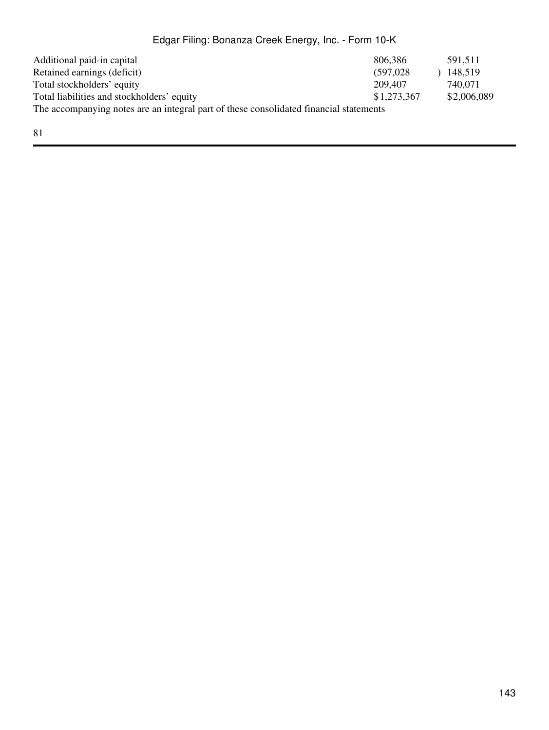| | | |
|---|---|---|
| Additional paid-in capital | 806,386 | 591,511 |
| Retained earnings (deficit) | (597,028) | 148,519 |
| Total stockholders' equity | 209,407 | 740,071 |
| Total liabilities and stockholders' equity | $1,273,367 | $2,006,089 |

The accompanying notes are an integral part of these consolidated financial statements

81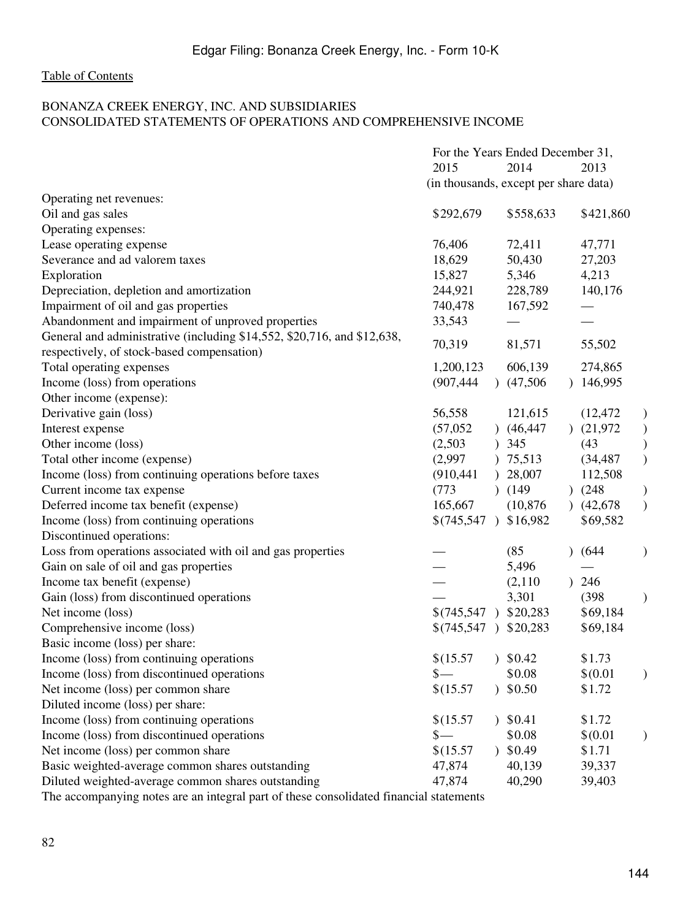Edgar Filing: Bonanza Creek Energy, Inc. - Form 10-K

Table of Contents

BONANZA CREEK ENERGY, INC. AND SUBSIDIARIES
CONSOLIDATED STATEMENTS OF OPERATIONS AND COMPREHENSIVE INCOME

| | For the Years Ended December 31, | | |
|---|---|---|---|
| | 2015 | 2014 | 2013 |
| | (in thousands, except per share data) | | |
| Operating net revenues: | | | |
| Oil and gas sales | $292,679 | $558,633 | $421,860 |
| Operating expenses: | | | |
| Lease operating expense | 76,406 | 72,411 | 47,771 |
| Severance and ad valorem taxes | 18,629 | 50,430 | 27,203 |
| Exploration | 15,827 | 5,346 | 4,213 |
| Depreciation, depletion and amortization | 244,921 | 228,789 | 140,176 |
| Impairment of oil and gas properties | 740,478 | 167,592 | — |
| Abandonment and impairment of unproved properties | 33,543 | — | — |
| General and administrative (including $14,552, $20,716, and $12,638, respectively, of stock-based compensation) | 70,319 | 81,571 | 55,502 |
| Total operating expenses | 1,200,123 | 606,139 | 274,865 |
| Income (loss) from operations | (907,444) | (47,506) | 146,995 |
| Other income (expense): | | | |
| Derivative gain (loss) | 56,558 | 121,615 | (12,472) |
| Interest expense | (57,052) | (46,447) | (21,972) |
| Other income (loss) | (2,503) | 345 | (43) |
| Total other income (expense) | (2,997) | 75,513 | (34,487) |
| Income (loss) from continuing operations before taxes | (910,441) | 28,007 | 112,508 |
| Current income tax expense | (773) | (149) | (248) |
| Deferred income tax benefit (expense) | 165,667 | (10,876) | (42,678) |
| Income (loss) from continuing operations | $(745,547) | $16,982 | $69,582 |
| Discontinued operations: | | | |
| Loss from operations associated with oil and gas properties | — | (85) | (644) |
| Gain on sale of oil and gas properties | — | 5,496 | — |
| Income tax benefit (expense) | — | (2,110) | 246 |
| Gain (loss) from discontinued operations | — | 3,301 | (398) |
| Net income (loss) | $(745,547) | $20,283 | $69,184 |
| Comprehensive income (loss) | $(745,547) | $20,283 | $69,184 |
| Basic income (loss) per share: | | | |
| Income (loss) from continuing operations | $(15.57) | $0.42 | $1.73 |
| Income (loss) from discontinued operations | $— | $0.08 | $(0.01) |
| Net income (loss) per common share | $(15.57) | $0.50 | $1.72 |
| Diluted income (loss) per share: | | | |
| Income (loss) from continuing operations | $(15.57) | $0.41 | $1.72 |
| Income (loss) from discontinued operations | $— | $0.08 | $(0.01) |
| Net income (loss) per common share | $(15.57) | $0.49 | $1.71 |
| Basic weighted-average common shares outstanding | 47,874 | 40,139 | 39,337 |
| Diluted weighted-average common shares outstanding | 47,874 | 40,290 | 39,403 |

The accompanying notes are an integral part of these consolidated financial statements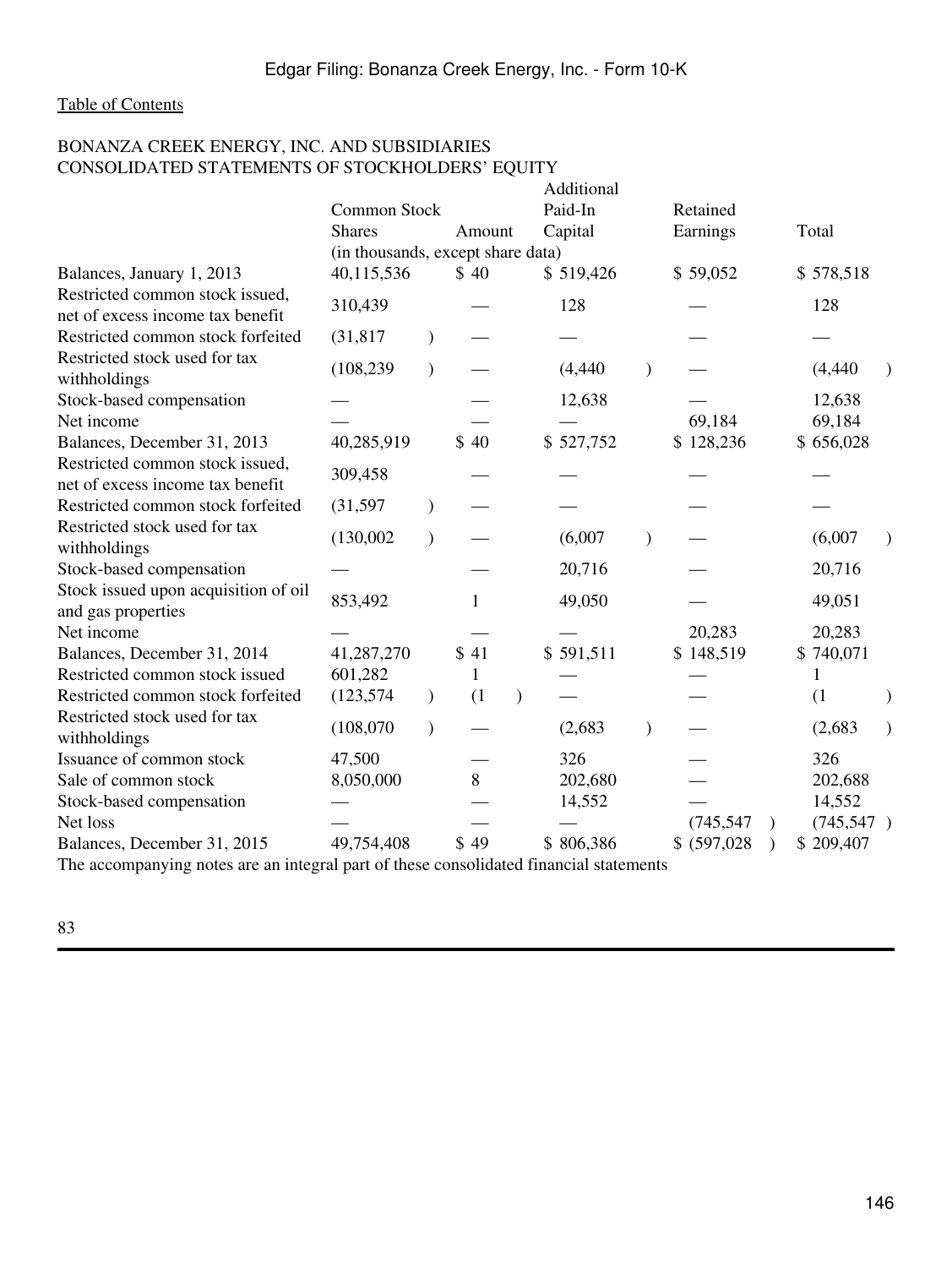[Table of Contents](#)

BONANZA CREEK ENERGY, INC. AND SUBSIDIARIES
CONSOLIDATED STATEMENTS OF STOCKHOLDERS' EQUITY

| | Common Stock | | Additional | Retained | |
|---|---|---|---|---|---|
| | Shares | Amount | Paid-In Capital | Earnings | Total |
| | (in thousands, except share data) | | | | |
| Balances, January 1, 2013 | 40,115,536 | $ 40 | $ 519,426 | $ 59,052 | $ 578,518 |
| Restricted common stock issued, net of excess income tax benefit | 310,439 | — | 128 | — | 128 |
| Restricted common stock forfeited | (31,817) | — | — | — | — |
| Restricted stock used for tax withholdings | (108,239) | — | (4,440) | — | (4,440) |
| Stock-based compensation | — | — | 12,638 | — | 12,638 |
| Net income | — | — | — | 69,184 | 69,184 |
| Balances, December 31, 2013 | 40,285,919 | $ 40 | $ 527,752 | $ 128,236 | $ 656,028 |
| Restricted common stock issued, net of excess income tax benefit | 309,458 | — | — | — | — |
| Restricted common stock forfeited | (31,597) | — | — | — | — |
| Restricted stock used for tax withholdings | (130,002) | — | (6,007) | — | (6,007) |
| Stock-based compensation | — | — | 20,716 | — | 20,716 |
| Stock issued upon acquisition of oil and gas properties | 853,492 | 1 | 49,050 | — | 49,051 |
| Net income | — | — | — | 20,283 | 20,283 |
| Balances, December 31, 2014 | 41,287,270 | $ 41 | $ 591,511 | $ 148,519 | $ 740,071 |
| Restricted common stock issued | 601,282 | 1 | — | — | 1 |
| Restricted common stock forfeited | (123,574) | (1) | — | — | (1) |
| Restricted stock used for tax withholdings | (108,070) | — | (2,683) | — | (2,683) |
| Issuance of common stock | 47,500 | — | 326 | — | 326 |
| Sale of common stock | 8,050,000 | 8 | 202,680 | — | 202,688 |
| Stock-based compensation | — | — | 14,552 | — | 14,552 |
| Net loss | — | — | — | (745,547) | (745,547) |
| Balances, December 31, 2015 | 49,754,408 | $ 49 | $ 806,386 | $ (597,028) | $ 209,407 |

The accompanying notes are an integral part of these consolidated financial statements

83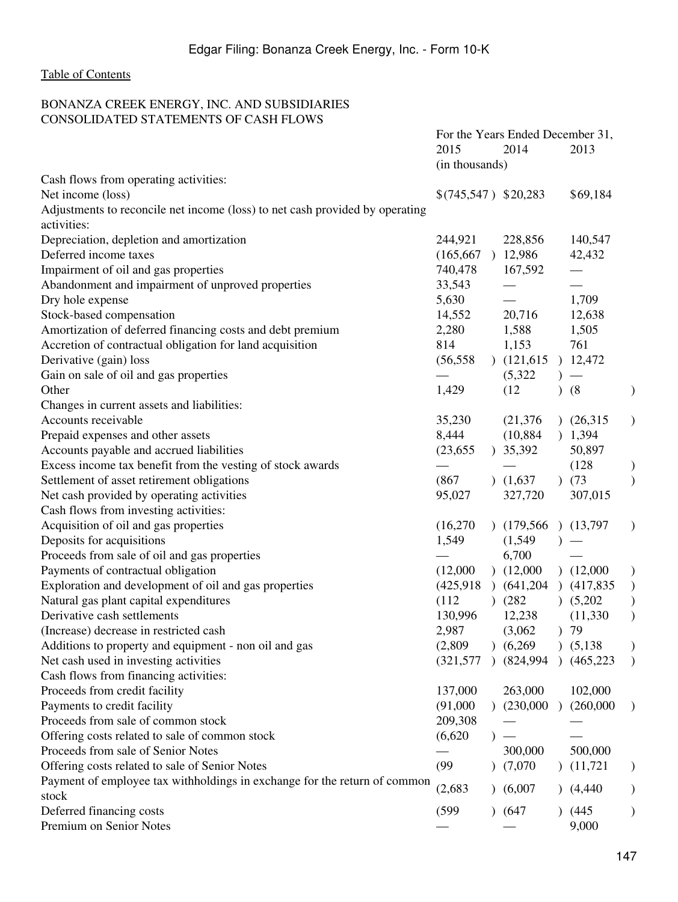[Table of Contents](#)

BONANZA CREEK ENERGY, INC. AND SUBSIDIARIES
CONSOLIDATED STATEMENTS OF CASH FLOWS

| | For the Years Ended December 31, | | |
|---|---|---|---|
| | 2015 | 2014 | 2013 |
| | (in thousands) | | |
| Cash flows from operating activities: | | | |
| Net income (loss) | $(745,547) | $20,283 | $69,184 |
| Adjustments to reconcile net income (loss) to net cash provided by operating activities: | | | |
| Depreciation, depletion and amortization | 244,921 | 228,856 | 140,547 |
| Deferred income taxes | (165,667) | 12,986 | 42,432 |
| Impairment of oil and gas properties | 740,478 | 167,592 | — |
| Abandonment and impairment of unproved properties | 33,543 | — | — |
| Dry hole expense | 5,630 | — | 1,709 |
| Stock-based compensation | 14,552 | 20,716 | 12,638 |
| Amortization of deferred financing costs and debt premium | 2,280 | 1,588 | 1,505 |
| Accretion of contractual obligation for land acquisition | 814 | 1,153 | 761 |
| Derivative (gain) loss | (56,558) | (121,615) | 12,472 |
| Gain on sale of oil and gas properties | — | (5,322) | — |
| Other | 1,429 | (12) | (8) |
| Changes in current assets and liabilities: | | | |
| Accounts receivable | 35,230 | (21,376) | (26,315) |
| Prepaid expenses and other assets | 8,444 | (10,884) | 1,394 |
| Accounts payable and accrued liabilities | (23,655) | 35,392 | 50,897 |
| Excess income tax benefit from the vesting of stock awards | — | — | (128) |
| Settlement of asset retirement obligations | (867) | (1,637) | (73) |
| Net cash provided by operating activities | 95,027 | 327,720 | 307,015 |
| Cash flows from investing activities: | | | |
| Acquisition of oil and gas properties | (16,270) | (179,566) | (13,797) |
| Deposits for acquisitions | 1,549 | (1,549) | — |
| Proceeds from sale of oil and gas properties | — | 6,700 | — |
| Payments of contractual obligation | (12,000) | (12,000) | (12,000) |
| Exploration and development of oil and gas properties | (425,918) | (641,204) | (417,835) |
| Natural gas plant capital expenditures | (112) | (282) | (5,202) |
| Derivative cash settlements | 130,996 | 12,238 | (11,330) |
| (Increase) decrease in restricted cash | 2,987 | (3,062) | 79 |
| Additions to property and equipment - non oil and gas | (2,809) | (6,269) | (5,138) |
| Net cash used in investing activities | (321,577) | (824,994) | (465,223) |
| Cash flows from financing activities: | | | |
| Proceeds from credit facility | 137,000 | 263,000 | 102,000 |
| Payments to credit facility | (91,000) | (230,000) | (260,000) |
| Proceeds from sale of common stock | 209,308 | — | — |
| Offering costs related to sale of common stock | (6,620) | — | — |
| Proceeds from sale of Senior Notes | — | 300,000 | 500,000 |
| Offering costs related to sale of Senior Notes | (99) | (7,070) | (11,721) |
| Payment of employee tax withholdings in exchange for the return of common stock | (2,683) | (6,007) | (4,440) |
| Deferred financing costs | (599) | (647) | (445) |
| Premium on Senior Notes | — | — | 9,000 |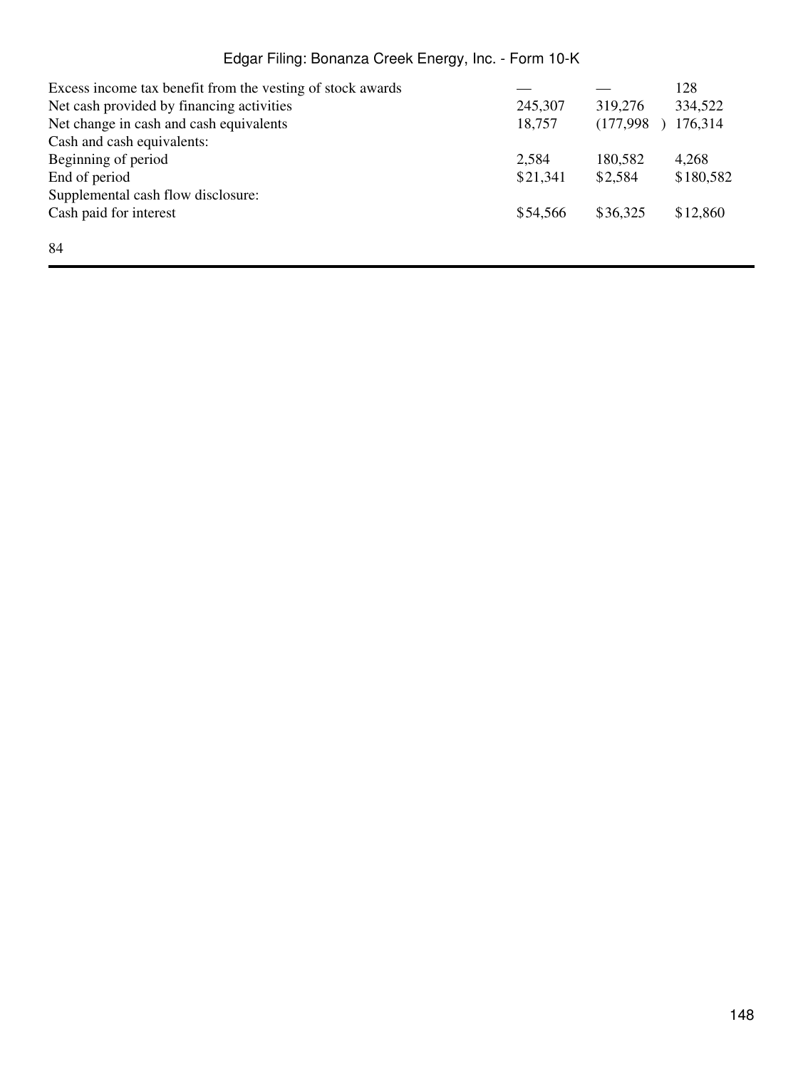| | | | |
|---|---|---|---|
| Excess income tax benefit from the vesting of stock awards | — | — | 128 |
| Net cash provided by financing activities | 245,307 | 319,276 | 334,522 |
| Net change in cash and cash equivalents | 18,757 | (177,998) | 176,314 |
| Cash and cash equivalents: | | | |
| Beginning of period | 2,584 | 180,582 | 4,268 |
| End of period | $21,341 | $2,584 | $180,582 |
| Supplemental cash flow disclosure: | | | |
| Cash paid for interest | $54,566 | $36,325 | $12,860 |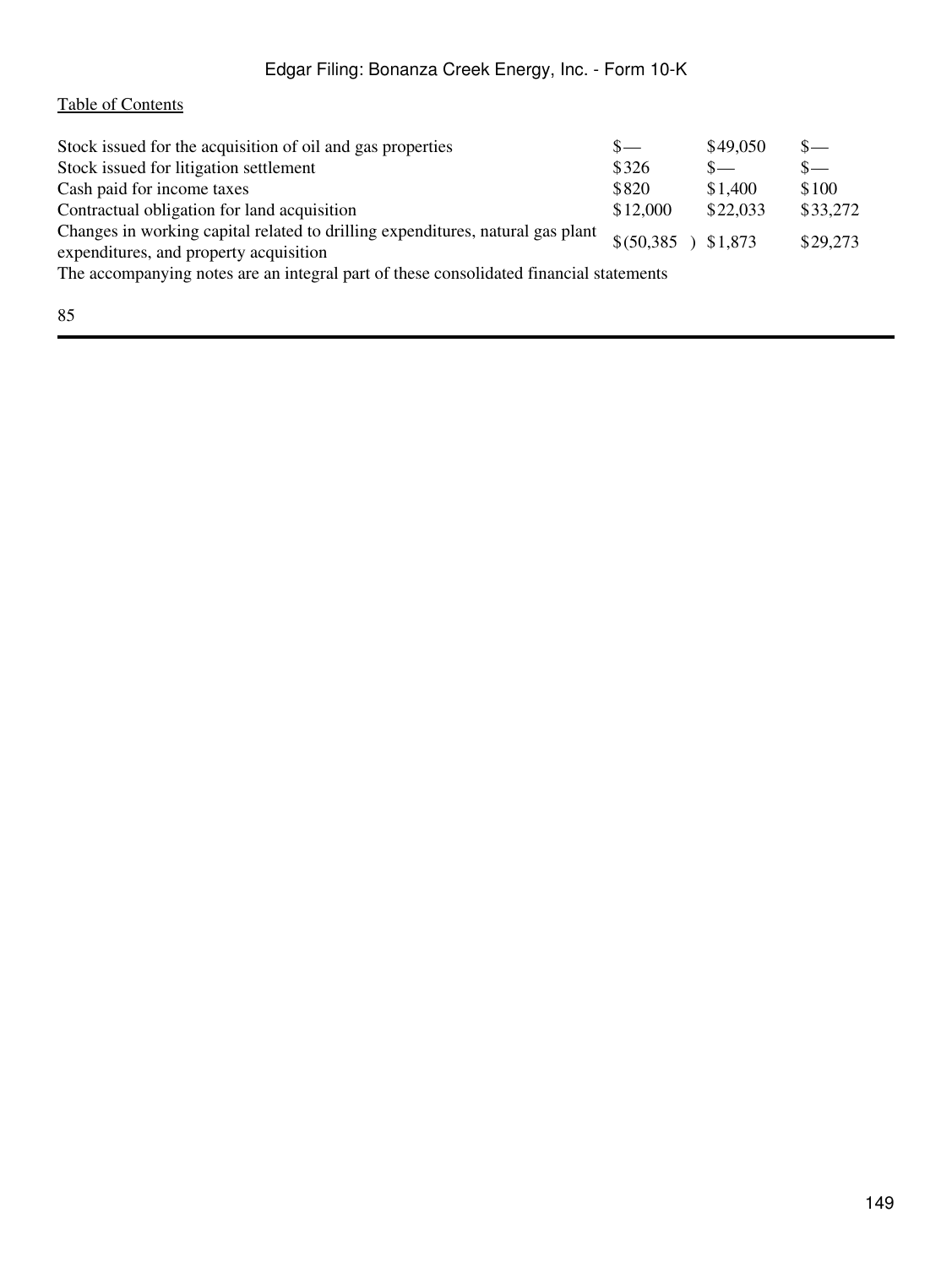| | | | |
|---|---|---|---|
| Stock issued for the acquisition of oil and gas properties | $— | $49,050 | $— |
| Stock issued for litigation settlement | $326 | $— | $— |
| Cash paid for income taxes | $820 | $1,400 | $100 |
| Contractual obligation for land acquisition | $12,000 | $22,033 | $33,272 |
| Changes in working capital related to drilling expenditures, natural gas plant expenditures, and property acquisition | $(50,385) | $1,873 | $29,273 |

The accompanying notes are an integral part of these consolidated financial statements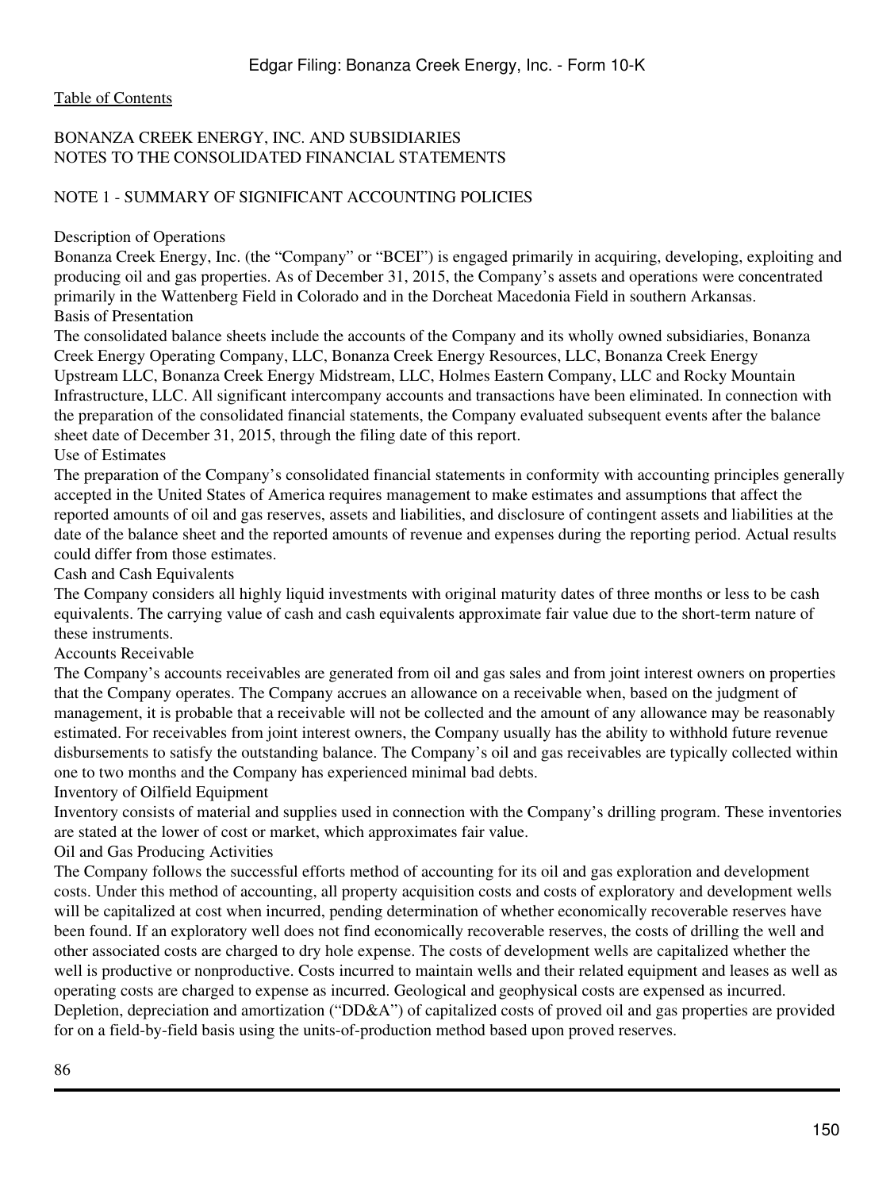BONANZA CREEK ENERGY, INC. AND SUBSIDIARIES
NOTES TO THE CONSOLIDATED FINANCIAL STATEMENTS

NOTE 1 - SUMMARY OF SIGNIFICANT ACCOUNTING POLICIES

Description of Operations

Bonanza Creek Energy, Inc. (the "Company" or "BCEI") is engaged primarily in acquiring, developing, exploiting and producing oil and gas properties. As of December 31, 2015, the Company's assets and operations were concentrated primarily in the Wattenberg Field in Colorado and in the Dorcheat Macedonia Field in southern Arkansas.

Basis of Presentation

The consolidated balance sheets include the accounts of the Company and its wholly owned subsidiaries, Bonanza Creek Energy Operating Company, LLC, Bonanza Creek Energy Resources, LLC, Bonanza Creek Energy Upstream LLC, Bonanza Creek Energy Midstream, LLC, Holmes Eastern Company, LLC and Rocky Mountain Infrastructure, LLC. All significant intercompany accounts and transactions have been eliminated. In connection with the preparation of the consolidated financial statements, the Company evaluated subsequent events after the balance sheet date of December 31, 2015, through the filing date of this report.

Use of Estimates

The preparation of the Company's consolidated financial statements in conformity with accounting principles generally accepted in the United States of America requires management to make estimates and assumptions that affect the reported amounts of oil and gas reserves, assets and liabilities, and disclosure of contingent assets and liabilities at the date of the balance sheet and the reported amounts of revenue and expenses during the reporting period. Actual results could differ from those estimates.

Cash and Cash Equivalents

The Company considers all highly liquid investments with original maturity dates of three months or less to be cash equivalents. The carrying value of cash and cash equivalents approximate fair value due to the short-term nature of these instruments.

Accounts Receivable

The Company's accounts receivables are generated from oil and gas sales and from joint interest owners on properties that the Company operates. The Company accrues an allowance on a receivable when, based on the judgment of management, it is probable that a receivable will not be collected and the amount of any allowance may be reasonably estimated. For receivables from joint interest owners, the Company usually has the ability to withhold future revenue disbursements to satisfy the outstanding balance. The Company's oil and gas receivables are typically collected within one to two months and the Company has experienced minimal bad debts.

Inventory of Oilfield Equipment

Inventory consists of material and supplies used in connection with the Company's drilling program. These inventories are stated at the lower of cost or market, which approximates fair value.

Oil and Gas Producing Activities

The Company follows the successful efforts method of accounting for its oil and gas exploration and development costs. Under this method of accounting, all property acquisition costs and costs of exploratory and development wells will be capitalized at cost when incurred, pending determination of whether economically recoverable reserves have been found. If an exploratory well does not find economically recoverable reserves, the costs of drilling the well and other associated costs are charged to dry hole expense. The costs of development wells are capitalized whether the well is productive or nonproductive. Costs incurred to maintain wells and their related equipment and leases as well as operating costs are charged to expense as incurred. Geological and geophysical costs are expensed as incurred. Depletion, depreciation and amortization ("DD&A") of capitalized costs of proved oil and gas properties are provided for on a field-by-field basis using the units-of-production method based upon proved reserves.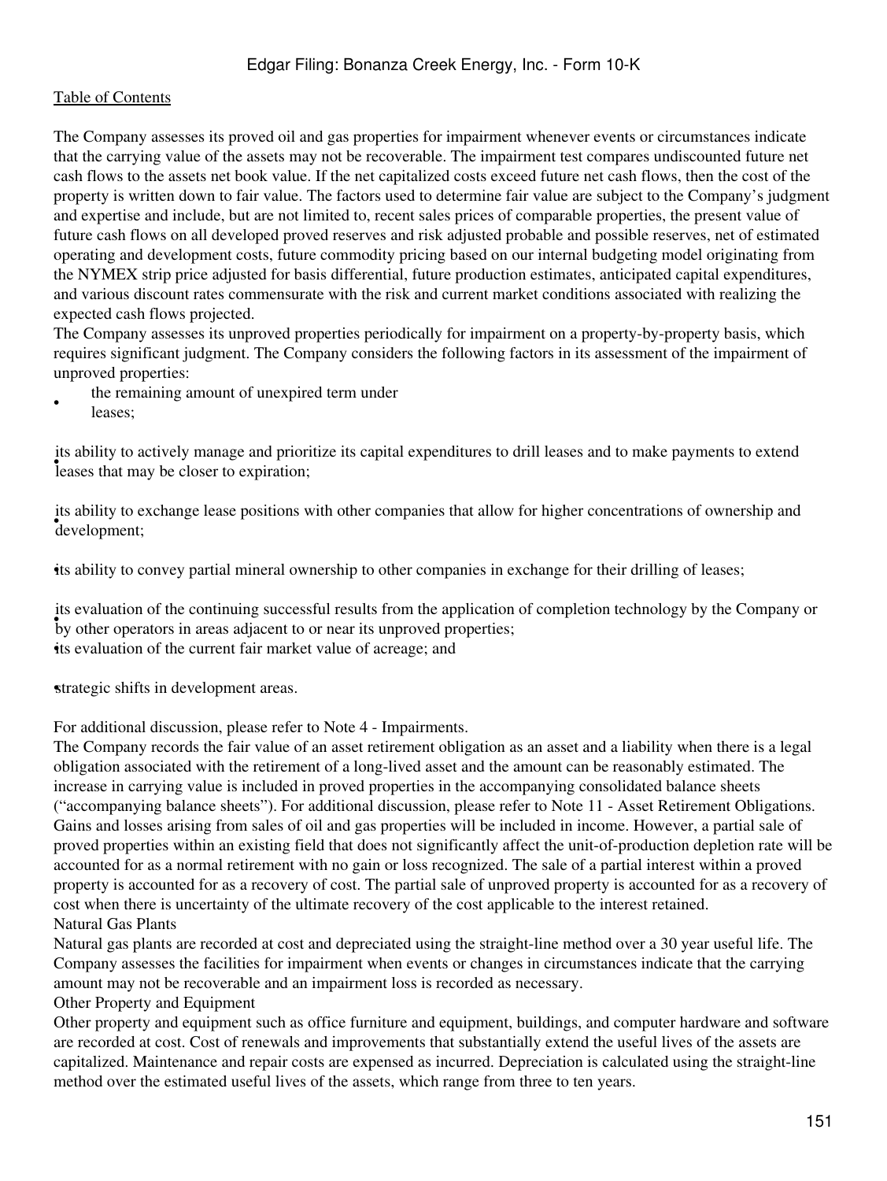The Company assesses its proved oil and gas properties for impairment whenever events or circumstances indicate that the carrying value of the assets may not be recoverable. The impairment test compares undiscounted future net cash flows to the assets net book value. If the net capitalized costs exceed future net cash flows, then the cost of the property is written down to fair value. The factors used to determine fair value are subject to the Company's judgment and expertise and include, but are not limited to, recent sales prices of comparable properties, the present value of future cash flows on all developed proved reserves and risk adjusted probable and possible reserves, net of estimated operating and development costs, future commodity pricing based on our internal budgeting model originating from the NYMEX strip price adjusted for basis differential, future production estimates, anticipated capital expenditures, and various discount rates commensurate with the risk and current market conditions associated with realizing the expected cash flows projected.

The Company assesses its unproved properties periodically for impairment on a property-by-property basis, which requires significant judgment. The Company considers the following factors in its assessment of the impairment of unproved properties:

- the remaining amount of unexpired term under leases;
- its ability to actively manage and prioritize its capital expenditures to drill leases and to make payments to extend leases that may be closer to expiration;
- its ability to exchange lease positions with other companies that allow for higher concentrations of ownership and development;
- its ability to convey partial mineral ownership to other companies in exchange for their drilling of leases;
- its evaluation of the continuing successful results from the application of completion technology by the Company or by other operators in areas adjacent to or near its unproved properties;
- its evaluation of the current fair market value of acreage; and
- strategic shifts in development areas.

For additional discussion, please refer to Note 4 - Impairments.

The Company records the fair value of an asset retirement obligation as an asset and a liability when there is a legal obligation associated with the retirement of a long-lived asset and the amount can be reasonably estimated. The increase in carrying value is included in proved properties in the accompanying consolidated balance sheets ("accompanying balance sheets"). For additional discussion, please refer to Note 11 - Asset Retirement Obligations.

Gains and losses arising from sales of oil and gas properties will be included in income. However, a partial sale of proved properties within an existing field that does not significantly affect the unit-of-production depletion rate will be accounted for as a normal retirement with no gain or loss recognized. The sale of a partial interest within a proved property is accounted for as a recovery of cost. The partial sale of unproved property is accounted for as a recovery of cost when there is uncertainty of the ultimate recovery of the cost applicable to the interest retained.

Natural Gas Plants

Natural gas plants are recorded at cost and depreciated using the straight-line method over a 30 year useful life. The Company assesses the facilities for impairment when events or changes in circumstances indicate that the carrying amount may not be recoverable and an impairment loss is recorded as necessary.

Other Property and Equipment

Other property and equipment such as office furniture and equipment, buildings, and computer hardware and software are recorded at cost. Cost of renewals and improvements that substantially extend the useful lives of the assets are capitalized. Maintenance and repair costs are expensed as incurred. Depreciation is calculated using the straight-line method over the estimated useful lives of the assets, which range from three to ten years.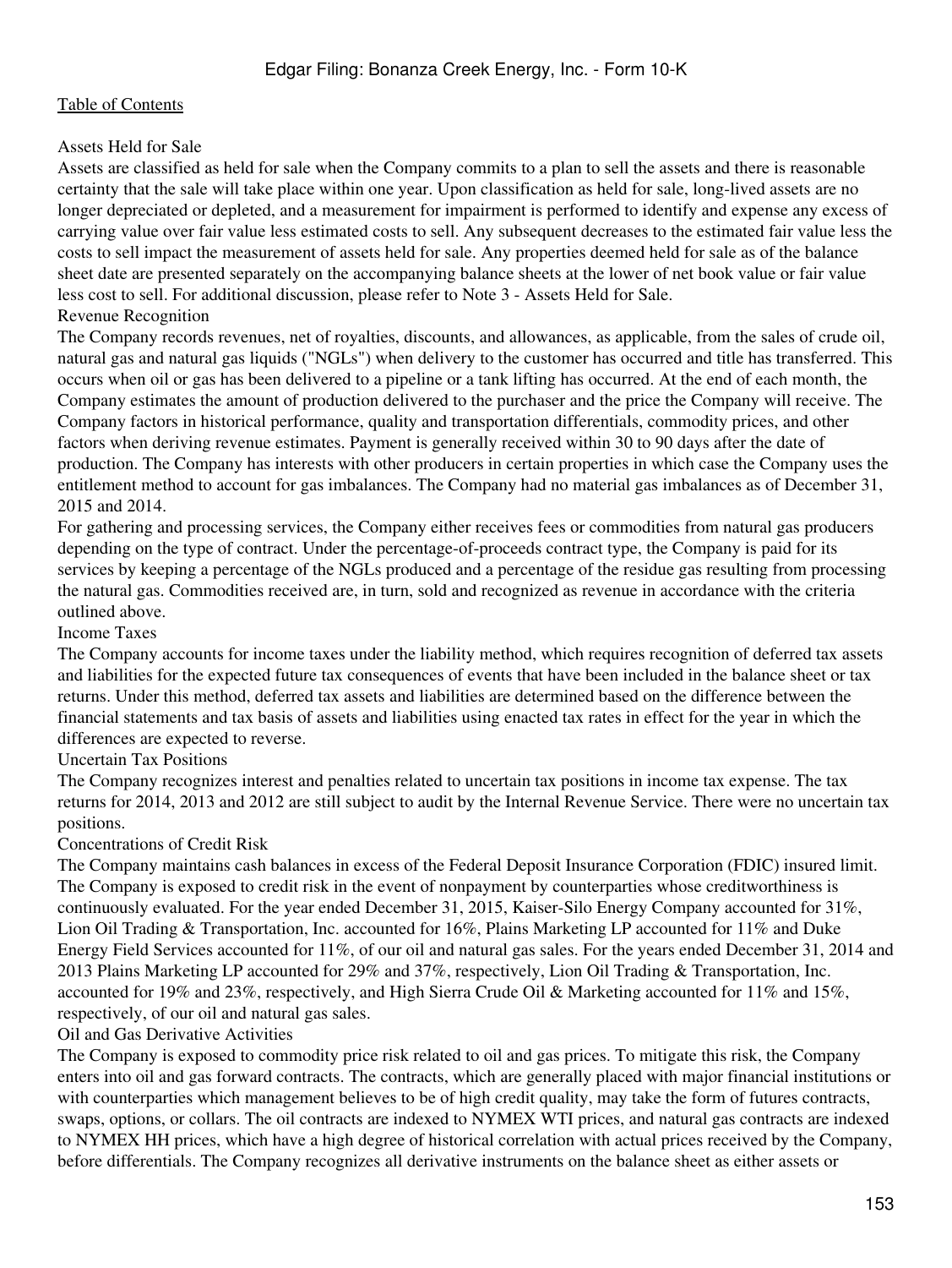Assets Held for Sale

Assets are classified as held for sale when the Company commits to a plan to sell the assets and there is reasonable certainty that the sale will take place within one year. Upon classification as held for sale, long-lived assets are no longer depreciated or depleted, and a measurement for impairment is performed to identify and expense any excess of carrying value over fair value less estimated costs to sell. Any subsequent decreases to the estimated fair value less the costs to sell impact the measurement of assets held for sale. Any properties deemed held for sale as of the balance sheet date are presented separately on the accompanying balance sheets at the lower of net book value or fair value less cost to sell. For additional discussion, please refer to Note 3 - Assets Held for Sale.

Revenue Recognition

The Company records revenues, net of royalties, discounts, and allowances, as applicable, from the sales of crude oil, natural gas and natural gas liquids ("NGLs") when delivery to the customer has occurred and title has transferred. This occurs when oil or gas has been delivered to a pipeline or a tank lifting has occurred. At the end of each month, the Company estimates the amount of production delivered to the purchaser and the price the Company will receive. The Company factors in historical performance, quality and transportation differentials, commodity prices, and other factors when deriving revenue estimates. Payment is generally received within 30 to 90 days after the date of production. The Company has interests with other producers in certain properties in which case the Company uses the entitlement method to account for gas imbalances. The Company had no material gas imbalances as of December 31, 2015 and 2014.

For gathering and processing services, the Company either receives fees or commodities from natural gas producers depending on the type of contract. Under the percentage-of-proceeds contract type, the Company is paid for its services by keeping a percentage of the NGLs produced and a percentage of the residue gas resulting from processing the natural gas. Commodities received are, in turn, sold and recognized as revenue in accordance with the criteria outlined above.

Income Taxes

The Company accounts for income taxes under the liability method, which requires recognition of deferred tax assets and liabilities for the expected future tax consequences of events that have been included in the balance sheet or tax returns. Under this method, deferred tax assets and liabilities are determined based on the difference between the financial statements and tax basis of assets and liabilities using enacted tax rates in effect for the year in which the differences are expected to reverse.

Uncertain Tax Positions

The Company recognizes interest and penalties related to uncertain tax positions in income tax expense. The tax returns for 2014, 2013 and 2012 are still subject to audit by the Internal Revenue Service. There were no uncertain tax positions.

Concentrations of Credit Risk

The Company maintains cash balances in excess of the Federal Deposit Insurance Corporation (FDIC) insured limit. The Company is exposed to credit risk in the event of nonpayment by counterparties whose creditworthiness is continuously evaluated. For the year ended December 31, 2015, Kaiser-Silo Energy Company accounted for 31%, Lion Oil Trading & Transportation, Inc. accounted for 16%, Plains Marketing LP accounted for 11% and Duke Energy Field Services accounted for 11%, of our oil and natural gas sales. For the years ended December 31, 2014 and 2013 Plains Marketing LP accounted for 29% and 37%, respectively, Lion Oil Trading & Transportation, Inc. accounted for 19% and 23%, respectively, and High Sierra Crude Oil & Marketing accounted for 11% and 15%, respectively, of our oil and natural gas sales.

Oil and Gas Derivative Activities

The Company is exposed to commodity price risk related to oil and gas prices. To mitigate this risk, the Company enters into oil and gas forward contracts. The contracts, which are generally placed with major financial institutions or with counterparties which management believes to be of high credit quality, may take the form of futures contracts, swaps, options, or collars. The oil contracts are indexed to NYMEX WTI prices, and natural gas contracts are indexed to NYMEX HH prices, which have a high degree of historical correlation with actual prices received by the Company, before differentials. The Company recognizes all derivative instruments on the balance sheet as either assets or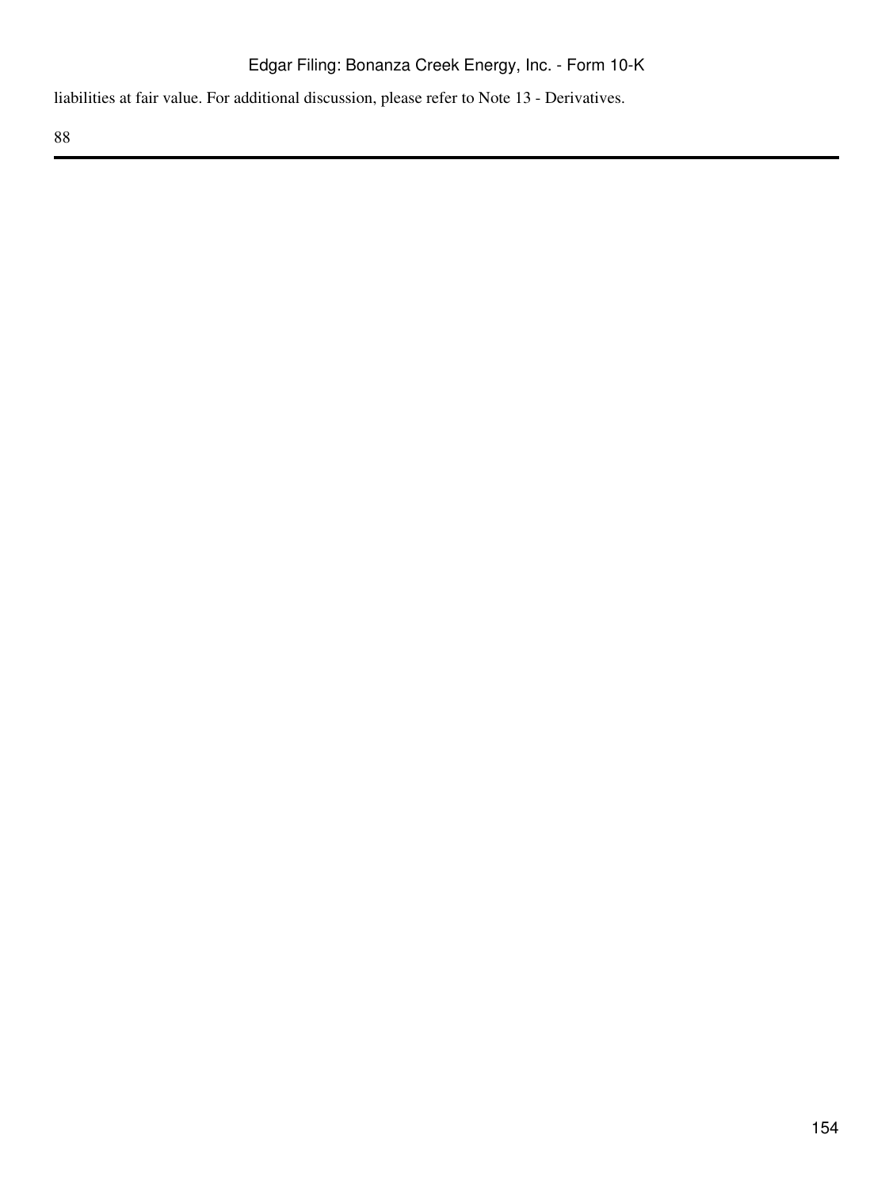liabilities at fair value. For additional discussion, please refer to Note 13 - Derivatives.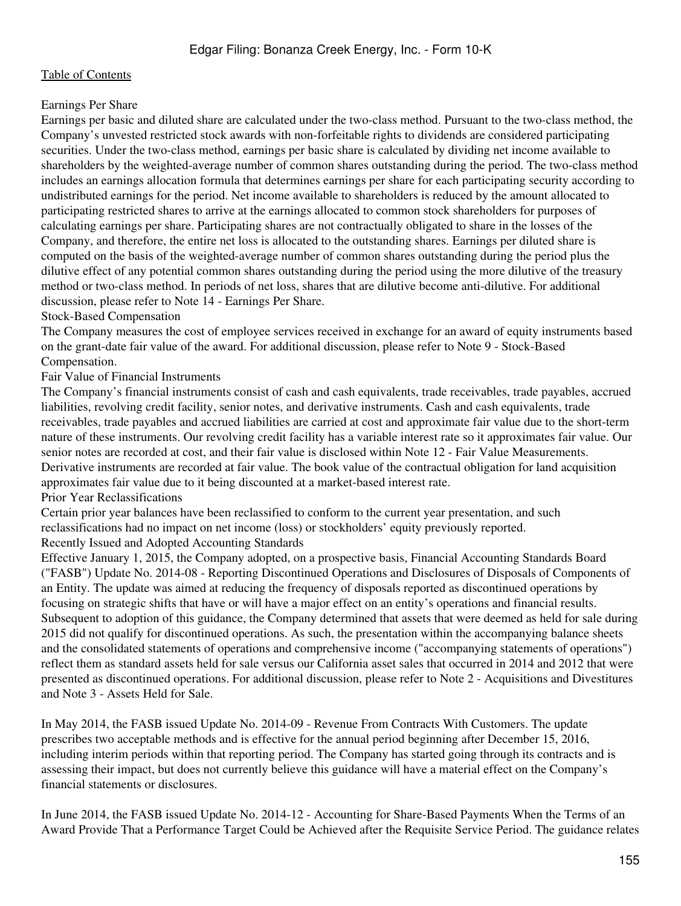Earnings Per Share

Earnings per basic and diluted share are calculated under the two-class method. Pursuant to the two-class method, the Company's unvested restricted stock awards with non-forfeitable rights to dividends are considered participating securities. Under the two-class method, earnings per basic share is calculated by dividing net income available to shareholders by the weighted-average number of common shares outstanding during the period. The two-class method includes an earnings allocation formula that determines earnings per share for each participating security according to undistributed earnings for the period. Net income available to shareholders is reduced by the amount allocated to participating restricted shares to arrive at the earnings allocated to common stock shareholders for purposes of calculating earnings per share. Participating shares are not contractually obligated to share in the losses of the Company, and therefore, the entire net loss is allocated to the outstanding shares. Earnings per diluted share is computed on the basis of the weighted-average number of common shares outstanding during the period plus the dilutive effect of any potential common shares outstanding during the period using the more dilutive of the treasury method or two-class method. In periods of net loss, shares that are dilutive become anti-dilutive. For additional discussion, please refer to Note 14 - Earnings Per Share.

Stock-Based Compensation

The Company measures the cost of employee services received in exchange for an award of equity instruments based on the grant-date fair value of the award. For additional discussion, please refer to Note 9 - Stock-Based Compensation.

Fair Value of Financial Instruments

The Company's financial instruments consist of cash and cash equivalents, trade receivables, trade payables, accrued liabilities, revolving credit facility, senior notes, and derivative instruments. Cash and cash equivalents, trade receivables, trade payables and accrued liabilities are carried at cost and approximate fair value due to the short-term nature of these instruments. Our revolving credit facility has a variable interest rate so it approximates fair value. Our senior notes are recorded at cost, and their fair value is disclosed within Note 12 - Fair Value Measurements. Derivative instruments are recorded at fair value. The book value of the contractual obligation for land acquisition approximates fair value due to it being discounted at a market-based interest rate.

Prior Year Reclassifications

Certain prior year balances have been reclassified to conform to the current year presentation, and such reclassifications had no impact on net income (loss) or stockholders' equity previously reported.

Recently Issued and Adopted Accounting Standards

Effective January 1, 2015, the Company adopted, on a prospective basis, Financial Accounting Standards Board ("FASB") Update No. 2014-08 - Reporting Discontinued Operations and Disclosures of Disposals of Components of an Entity. The update was aimed at reducing the frequency of disposals reported as discontinued operations by focusing on strategic shifts that have or will have a major effect on an entity's operations and financial results. Subsequent to adoption of this guidance, the Company determined that assets that were deemed as held for sale during 2015 did not qualify for discontinued operations. As such, the presentation within the accompanying balance sheets and the consolidated statements of operations and comprehensive income ("accompanying statements of operations") reflect them as standard assets held for sale versus our California asset sales that occurred in 2014 and 2012 that were presented as discontinued operations. For additional discussion, please refer to Note 2 - Acquisitions and Divestitures and Note 3 - Assets Held for Sale.

In May 2014, the FASB issued Update No. 2014-09 - Revenue From Contracts With Customers. The update prescribes two acceptable methods and is effective for the annual period beginning after December 15, 2016, including interim periods within that reporting period. The Company has started going through its contracts and is assessing their impact, but does not currently believe this guidance will have a material effect on the Company's financial statements or disclosures.

In June 2014, the FASB issued Update No. 2014-12 - Accounting for Share-Based Payments When the Terms of an Award Provide That a Performance Target Could be Achieved after the Requisite Service Period. The guidance relates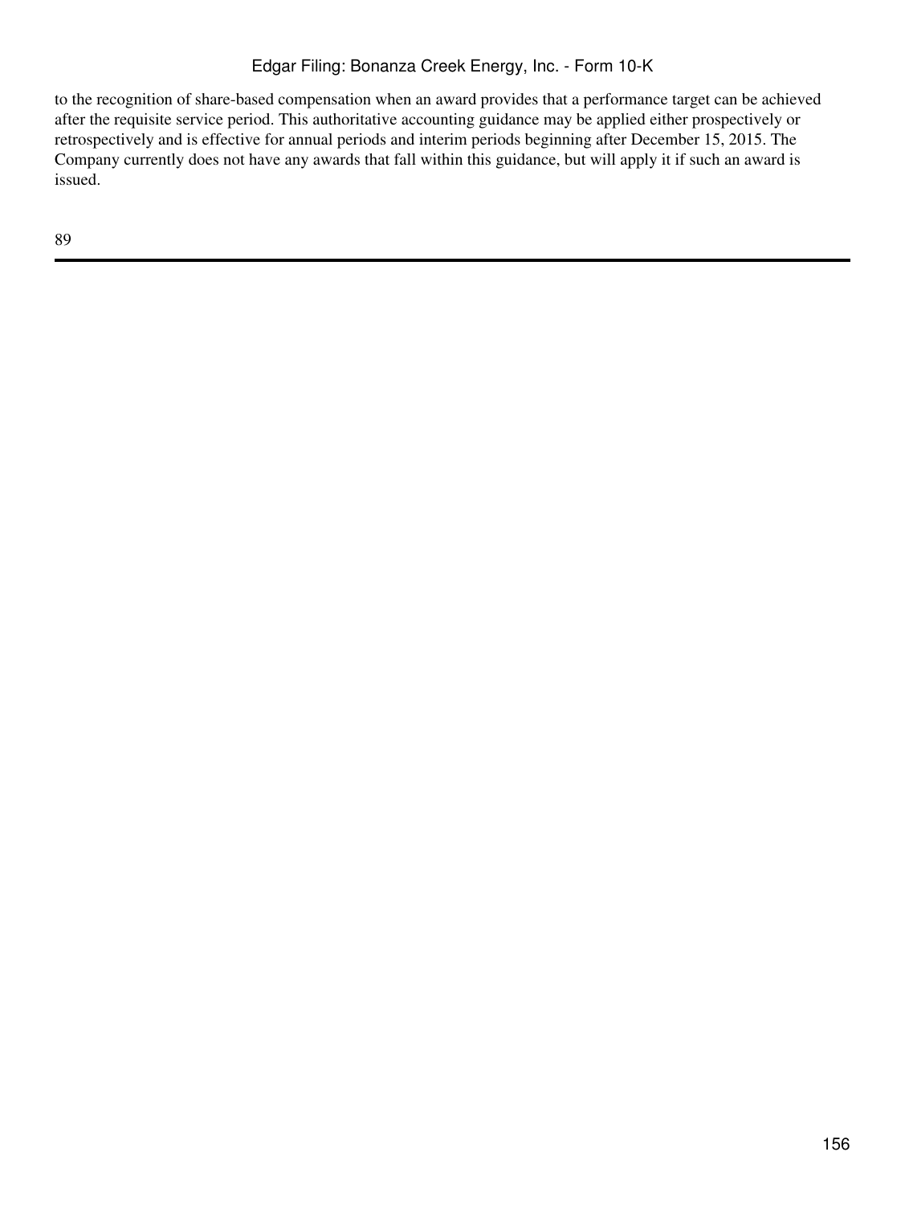to the recognition of share-based compensation when an award provides that a performance target can be achieved after the requisite service period. This authoritative accounting guidance may be applied either prospectively or retrospectively and is effective for annual periods and interim periods beginning after December 15, 2015. The Company currently does not have any awards that fall within this guidance, but will apply it if such an award is issued.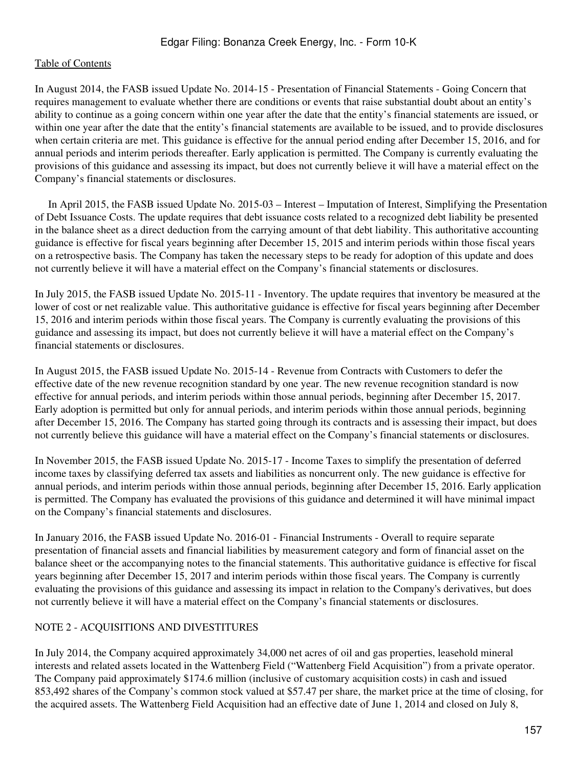In August 2014, the FASB issued Update No. 2014-15 - Presentation of Financial Statements - Going Concern that requires management to evaluate whether there are conditions or events that raise substantial doubt about an entity's ability to continue as a going concern within one year after the date that the entity's financial statements are issued, or within one year after the date that the entity's financial statements are available to be issued, and to provide disclosures when certain criteria are met. This guidance is effective for the annual period ending after December 15, 2016, and for annual periods and interim periods thereafter. Early application is permitted. The Company is currently evaluating the provisions of this guidance and assessing its impact, but does not currently believe it will have a material effect on the Company's financial statements or disclosures.

In April 2015, the FASB issued Update No. 2015-03 – Interest – Imputation of Interest, Simplifying the Presentation of Debt Issuance Costs. The update requires that debt issuance costs related to a recognized debt liability be presented in the balance sheet as a direct deduction from the carrying amount of that debt liability. This authoritative accounting guidance is effective for fiscal years beginning after December 15, 2015 and interim periods within those fiscal years on a retrospective basis. The Company has taken the necessary steps to be ready for adoption of this update and does not currently believe it will have a material effect on the Company's financial statements or disclosures.

In July 2015, the FASB issued Update No. 2015-11 - Inventory. The update requires that inventory be measured at the lower of cost or net realizable value. This authoritative guidance is effective for fiscal years beginning after December 15, 2016 and interim periods within those fiscal years. The Company is currently evaluating the provisions of this guidance and assessing its impact, but does not currently believe it will have a material effect on the Company's financial statements or disclosures.

In August 2015, the FASB issued Update No. 2015-14 - Revenue from Contracts with Customers to defer the effective date of the new revenue recognition standard by one year. The new revenue recognition standard is now effective for annual periods, and interim periods within those annual periods, beginning after December 15, 2017. Early adoption is permitted but only for annual periods, and interim periods within those annual periods, beginning after December 15, 2016. The Company has started going through its contracts and is assessing their impact, but does not currently believe this guidance will have a material effect on the Company's financial statements or disclosures.

In November 2015, the FASB issued Update No. 2015-17 - Income Taxes to simplify the presentation of deferred income taxes by classifying deferred tax assets and liabilities as noncurrent only. The new guidance is effective for annual periods, and interim periods within those annual periods, beginning after December 15, 2016. Early application is permitted. The Company has evaluated the provisions of this guidance and determined it will have minimal impact on the Company's financial statements and disclosures.

In January 2016, the FASB issued Update No. 2016-01 - Financial Instruments - Overall to require separate presentation of financial assets and financial liabilities by measurement category and form of financial asset on the balance sheet or the accompanying notes to the financial statements. This authoritative guidance is effective for fiscal years beginning after December 15, 2017 and interim periods within those fiscal years. The Company is currently evaluating the provisions of this guidance and assessing its impact in relation to the Company's derivatives, but does not currently believe it will have a material effect on the Company's financial statements or disclosures.

## NOTE 2 - ACQUISITIONS AND DIVESTITURES

In July 2014, the Company acquired approximately 34,000 net acres of oil and gas properties, leasehold mineral interests and related assets located in the Wattenberg Field ("Wattenberg Field Acquisition") from a private operator. The Company paid approximately $174.6 million (inclusive of customary acquisition costs) in cash and issued 853,492 shares of the Company's common stock valued at $57.47 per share, the market price at the time of closing, for the acquired assets. The Wattenberg Field Acquisition had an effective date of June 1, 2014 and closed on July 8,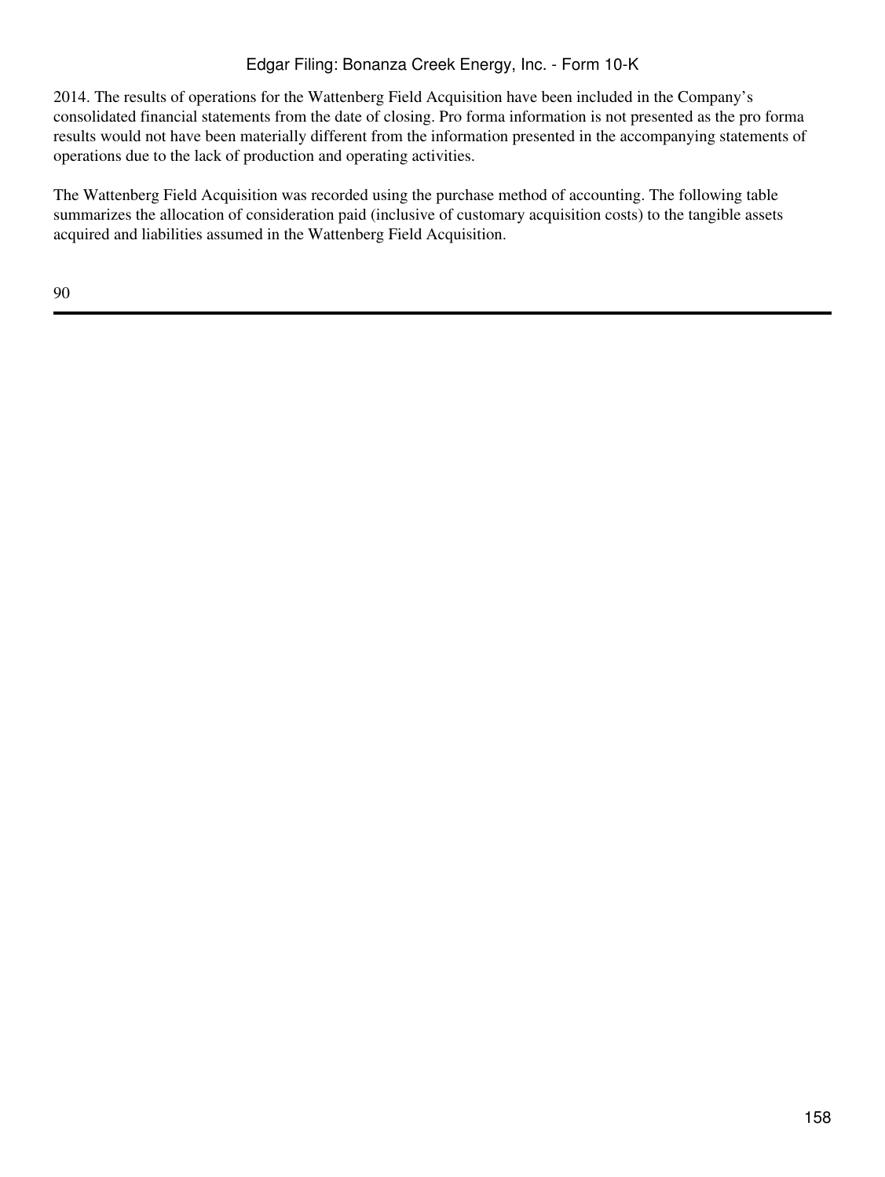2014. The results of operations for the Wattenberg Field Acquisition have been included in the Company's consolidated financial statements from the date of closing. Pro forma information is not presented as the pro forma results would not have been materially different from the information presented in the accompanying statements of operations due to the lack of production and operating activities.

The Wattenberg Field Acquisition was recorded using the purchase method of accounting. The following table summarizes the allocation of consideration paid (inclusive of customary acquisition costs) to the tangible assets acquired and liabilities assumed in the Wattenberg Field Acquisition.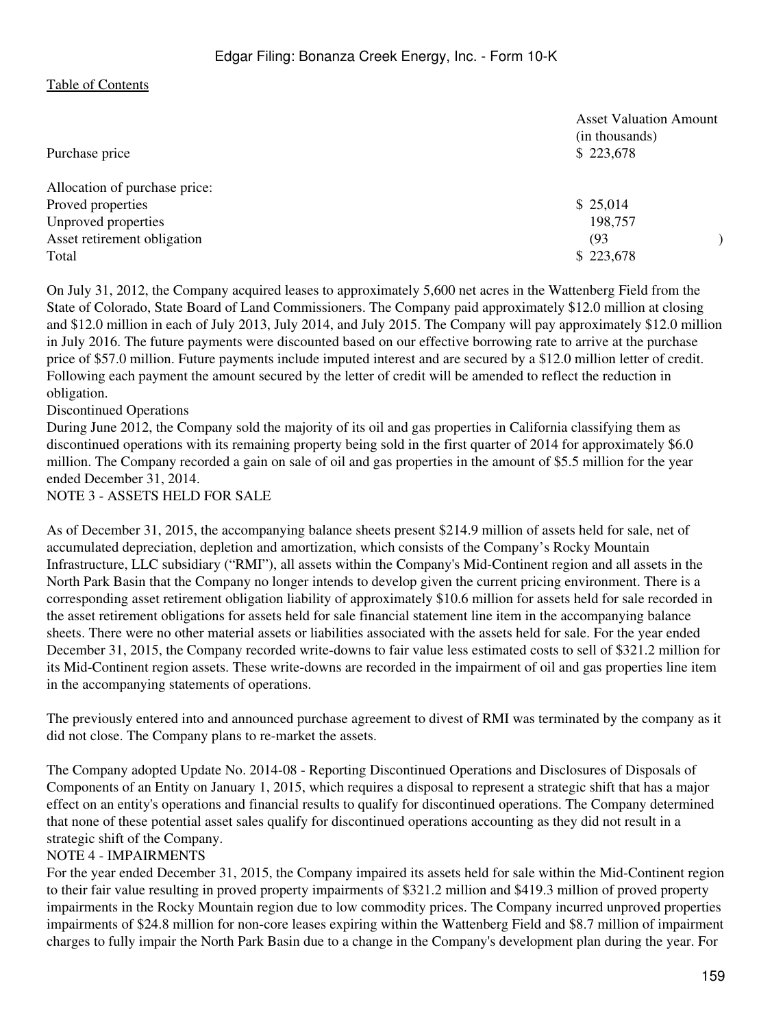| | Asset Valuation Amount (in thousands) |
|---|---|
| Purchase price | $ 223,678 |
| | |
| Allocation of purchase price: | |
| Proved properties | $ 25,014 |
| Unproved properties | 198,757 |
| Asset retirement obligation | (93 ) |
| Total | $ 223,678 |

On July 31, 2012, the Company acquired leases to approximately 5,600 net acres in the Wattenberg Field from the State of Colorado, State Board of Land Commissioners. The Company paid approximately $12.0 million at closing and $12.0 million in each of July 2013, July 2014, and July 2015. The Company will pay approximately $12.0 million in July 2016. The future payments were discounted based on our effective borrowing rate to arrive at the purchase price of $57.0 million. Future payments include imputed interest and are secured by a $12.0 million letter of credit. Following each payment the amount secured by the letter of credit will be amended to reflect the reduction in obligation.

Discontinued Operations

During June 2012, the Company sold the majority of its oil and gas properties in California classifying them as discontinued operations with its remaining property being sold in the first quarter of 2014 for approximately $6.0 million. The Company recorded a gain on sale of oil and gas properties in the amount of $5.5 million for the year ended December 31, 2014.

NOTE 3 - ASSETS HELD FOR SALE

As of December 31, 2015, the accompanying balance sheets present $214.9 million of assets held for sale, net of accumulated depreciation, depletion and amortization, which consists of the Company's Rocky Mountain Infrastructure, LLC subsidiary ("RMI"), all assets within the Company's Mid-Continent region and all assets in the North Park Basin that the Company no longer intends to develop given the current pricing environment. There is a corresponding asset retirement obligation liability of approximately $10.6 million for assets held for sale recorded in the asset retirement obligations for assets held for sale financial statement line item in the accompanying balance sheets. There were no other material assets or liabilities associated with the assets held for sale. For the year ended December 31, 2015, the Company recorded write-downs to fair value less estimated costs to sell of $321.2 million for its Mid-Continent region assets. These write-downs are recorded in the impairment of oil and gas properties line item in the accompanying statements of operations.

The previously entered into and announced purchase agreement to divest of RMI was terminated by the company as it did not close. The Company plans to re-market the assets.

The Company adopted Update No. 2014-08 - Reporting Discontinued Operations and Disclosures of Disposals of Components of an Entity on January 1, 2015, which requires a disposal to represent a strategic shift that has a major effect on an entity's operations and financial results to qualify for discontinued operations. The Company determined that none of these potential asset sales qualify for discontinued operations accounting as they did not result in a strategic shift of the Company.

NOTE 4 - IMPAIRMENTS

For the year ended December 31, 2015, the Company impaired its assets held for sale within the Mid-Continent region to their fair value resulting in proved property impairments of $321.2 million and $419.3 million of proved property impairments in the Rocky Mountain region due to low commodity prices. The Company incurred unproved properties impairments of $24.8 million for non-core leases expiring within the Wattenberg Field and $8.7 million of impairment charges to fully impair the North Park Basin due to a change in the Company's development plan during the year. For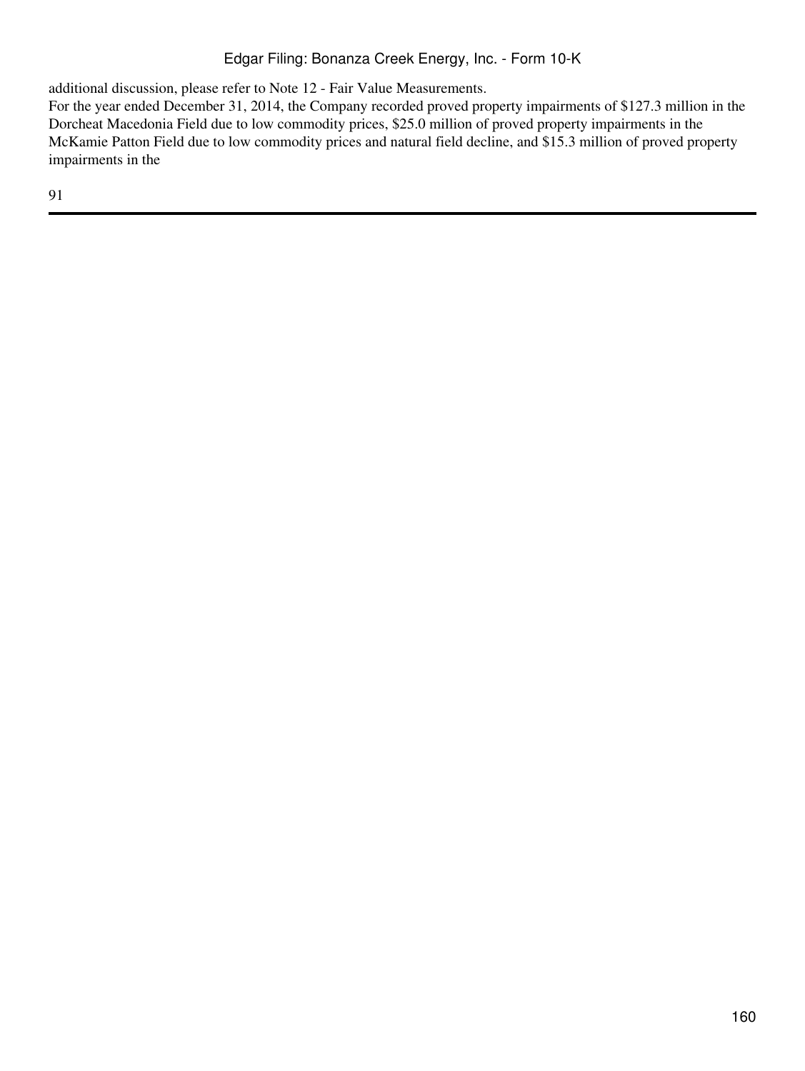additional discussion, please refer to Note 12 - Fair Value Measurements.

For the year ended December 31, 2014, the Company recorded proved property impairments of $127.3 million in the Dorcheat Macedonia Field due to low commodity prices, $25.0 million of proved property impairments in the McKamie Patton Field due to low commodity prices and natural field decline, and $15.3 million of proved property impairments in the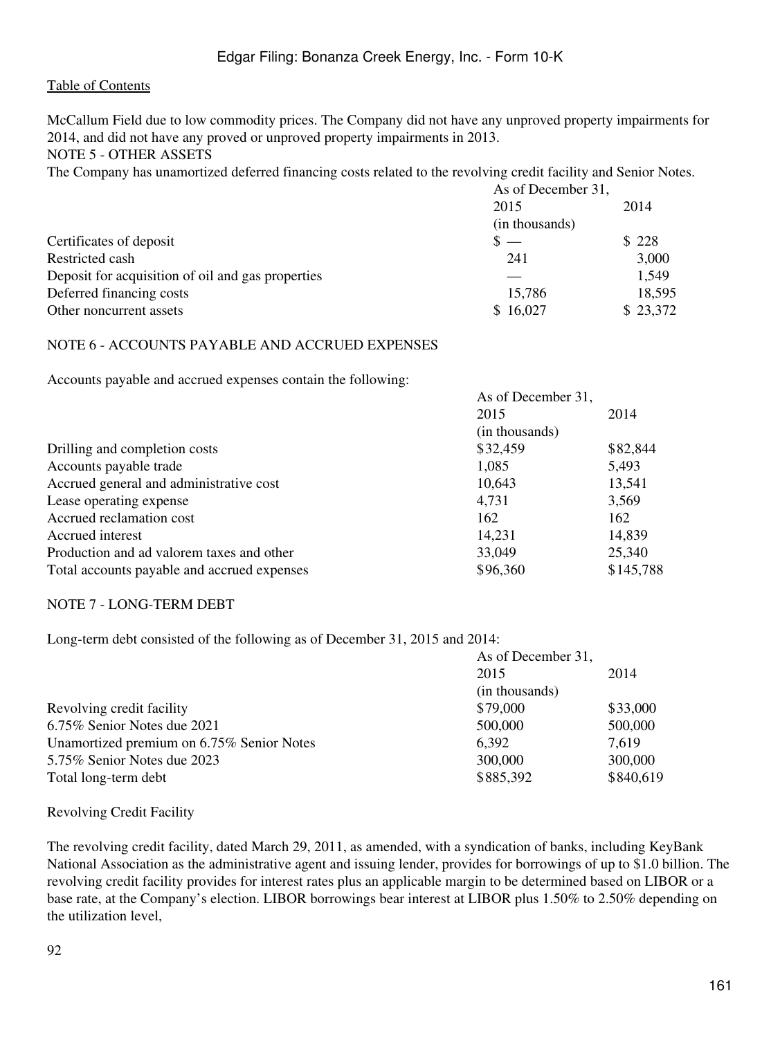McCallum Field due to low commodity prices. The Company did not have any unproved property impairments for 2014, and did not have any proved or unproved property impairments in 2013.

## NOTE 5 - OTHER ASSETS

The Company has unamortized deferred financing costs related to the revolving credit facility and Senior Notes.

| | As of December 31, | |
|---|---|---|
| | 2015 | 2014 |
| | (in thousands) | |
| Certificates of deposit | $ — | $ 228 |
| Restricted cash | 241 | 3,000 |
| Deposit for acquisition of oil and gas properties | — | 1,549 |
| Deferred financing costs | 15,786 | 18,595 |
| Other noncurrent assets | $ 16,027 | $ 23,372 |

## NOTE 6 - ACCOUNTS PAYABLE AND ACCRUED EXPENSES

Accounts payable and accrued expenses contain the following:

| | As of December 31, | |
|---|---|---|
| | 2015 | 2014 |
| | (in thousands) | |
| Drilling and completion costs | $32,459 | $82,844 |
| Accounts payable trade | 1,085 | 5,493 |
| Accrued general and administrative cost | 10,643 | 13,541 |
| Lease operating expense | 4,731 | 3,569 |
| Accrued reclamation cost | 162 | 162 |
| Accrued interest | 14,231 | 14,839 |
| Production and ad valorem taxes and other | 33,049 | 25,340 |
| Total accounts payable and accrued expenses | $96,360 | $145,788 |

## NOTE 7 - LONG-TERM DEBT

Long-term debt consisted of the following as of December 31, 2015 and 2014:

| | As of December 31, | |
|---|---|---|
| | 2015 | 2014 |
| | (in thousands) | |
| Revolving credit facility | $79,000 | $33,000 |
| 6.75% Senior Notes due 2021 | 500,000 | 500,000 |
| Unamortized premium on 6.75% Senior Notes | 6,392 | 7,619 |
| 5.75% Senior Notes due 2023 | 300,000 | 300,000 |
| Total long-term debt | $885,392 | $840,619 |

### Revolving Credit Facility

The revolving credit facility, dated March 29, 2011, as amended, with a syndication of banks, including KeyBank National Association as the administrative agent and issuing lender, provides for borrowings of up to $1.0 billion. The revolving credit facility provides for interest rates plus an applicable margin to be determined based on LIBOR or a base rate, at the Company's election. LIBOR borrowings bear interest at LIBOR plus 1.50% to 2.50% depending on the utilization level,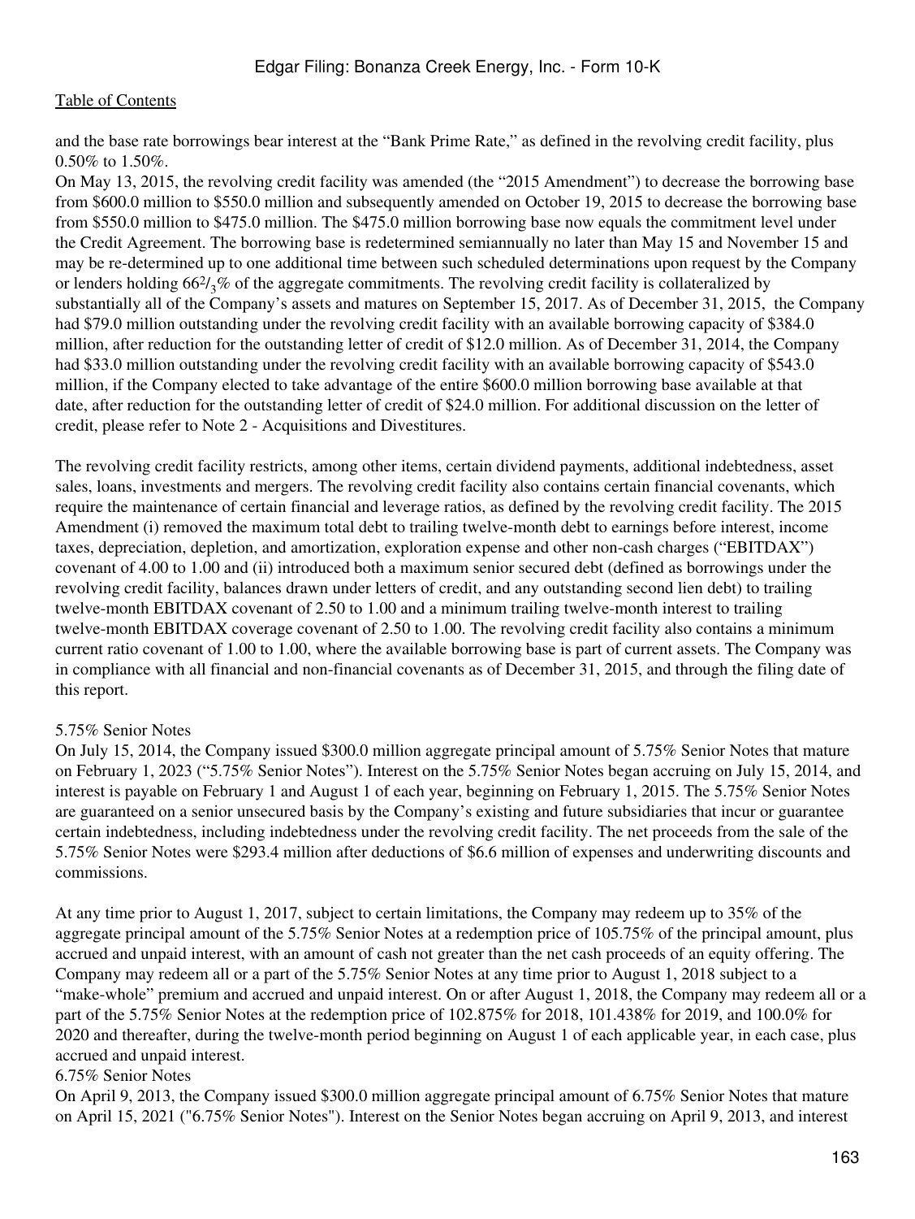and the base rate borrowings bear interest at the "Bank Prime Rate," as defined in the revolving credit facility, plus 0.50% to 1.50%.

On May 13, 2015, the revolving credit facility was amended (the "2015 Amendment") to decrease the borrowing base from \$600.0 million to \$550.0 million and subsequently amended on October 19, 2015 to decrease the borrowing base from \$550.0 million to \$475.0 million. The \$475.0 million borrowing base now equals the commitment level under the Credit Agreement. The borrowing base is redetermined semiannually no later than May 15 and November 15 and may be re-determined up to one additional time between such scheduled determinations upon request by the Company or lenders holding $66^2/_3$% of the aggregate commitments. The revolving credit facility is collateralized by substantially all of the Company's assets and matures on September 15, 2017. As of December 31, 2015, the Company had \$79.0 million outstanding under the revolving credit facility with an available borrowing capacity of \$384.0 million, after reduction for the outstanding letter of credit of \$12.0 million. As of December 31, 2014, the Company had \$33.0 million outstanding under the revolving credit facility with an available borrowing capacity of \$543.0 million, if the Company elected to take advantage of the entire \$600.0 million borrowing base available at that date, after reduction for the outstanding letter of credit of \$24.0 million. For additional discussion on the letter of credit, please refer to Note 2 - Acquisitions and Divestitures.

The revolving credit facility restricts, among other items, certain dividend payments, additional indebtedness, asset sales, loans, investments and mergers. The revolving credit facility also contains certain financial covenants, which require the maintenance of certain financial and leverage ratios, as defined by the revolving credit facility. The 2015 Amendment (i) removed the maximum total debt to trailing twelve-month debt to earnings before interest, income taxes, depreciation, depletion, and amortization, exploration expense and other non-cash charges ("EBITDAX") covenant of 4.00 to 1.00 and (ii) introduced both a maximum senior secured debt (defined as borrowings under the revolving credit facility, balances drawn under letters of credit, and any outstanding second lien debt) to trailing twelve-month EBITDAX covenant of 2.50 to 1.00 and a minimum trailing twelve-month interest to trailing twelve-month EBITDAX coverage covenant of 2.50 to 1.00. The revolving credit facility also contains a minimum current ratio covenant of 1.00 to 1.00, where the available borrowing base is part of current assets. The Company was in compliance with all financial and non-financial covenants as of December 31, 2015, and through the filing date of this report.

5.75% Senior Notes

On July 15, 2014, the Company issued \$300.0 million aggregate principal amount of 5.75% Senior Notes that mature on February 1, 2023 ("5.75% Senior Notes"). Interest on the 5.75% Senior Notes began accruing on July 15, 2014, and interest is payable on February 1 and August 1 of each year, beginning on February 1, 2015. The 5.75% Senior Notes are guaranteed on a senior unsecured basis by the Company's existing and future subsidiaries that incur or guarantee certain indebtedness, including indebtedness under the revolving credit facility. The net proceeds from the sale of the 5.75% Senior Notes were \$293.4 million after deductions of \$6.6 million of expenses and underwriting discounts and commissions.

At any time prior to August 1, 2017, subject to certain limitations, the Company may redeem up to 35% of the aggregate principal amount of the 5.75% Senior Notes at a redemption price of 105.75% of the principal amount, plus accrued and unpaid interest, with an amount of cash not greater than the net cash proceeds of an equity offering. The Company may redeem all or a part of the 5.75% Senior Notes at any time prior to August 1, 2018 subject to a "make-whole" premium and accrued and unpaid interest. On or after August 1, 2018, the Company may redeem all or a part of the 5.75% Senior Notes at the redemption price of 102.875% for 2018, 101.438% for 2019, and 100.0% for 2020 and thereafter, during the twelve-month period beginning on August 1 of each applicable year, in each case, plus accrued and unpaid interest.

6.75% Senior Notes

On April 9, 2013, the Company issued \$300.0 million aggregate principal amount of 6.75% Senior Notes that mature on April 15, 2021 ("6.75% Senior Notes"). Interest on the Senior Notes began accruing on April 9, 2013, and interest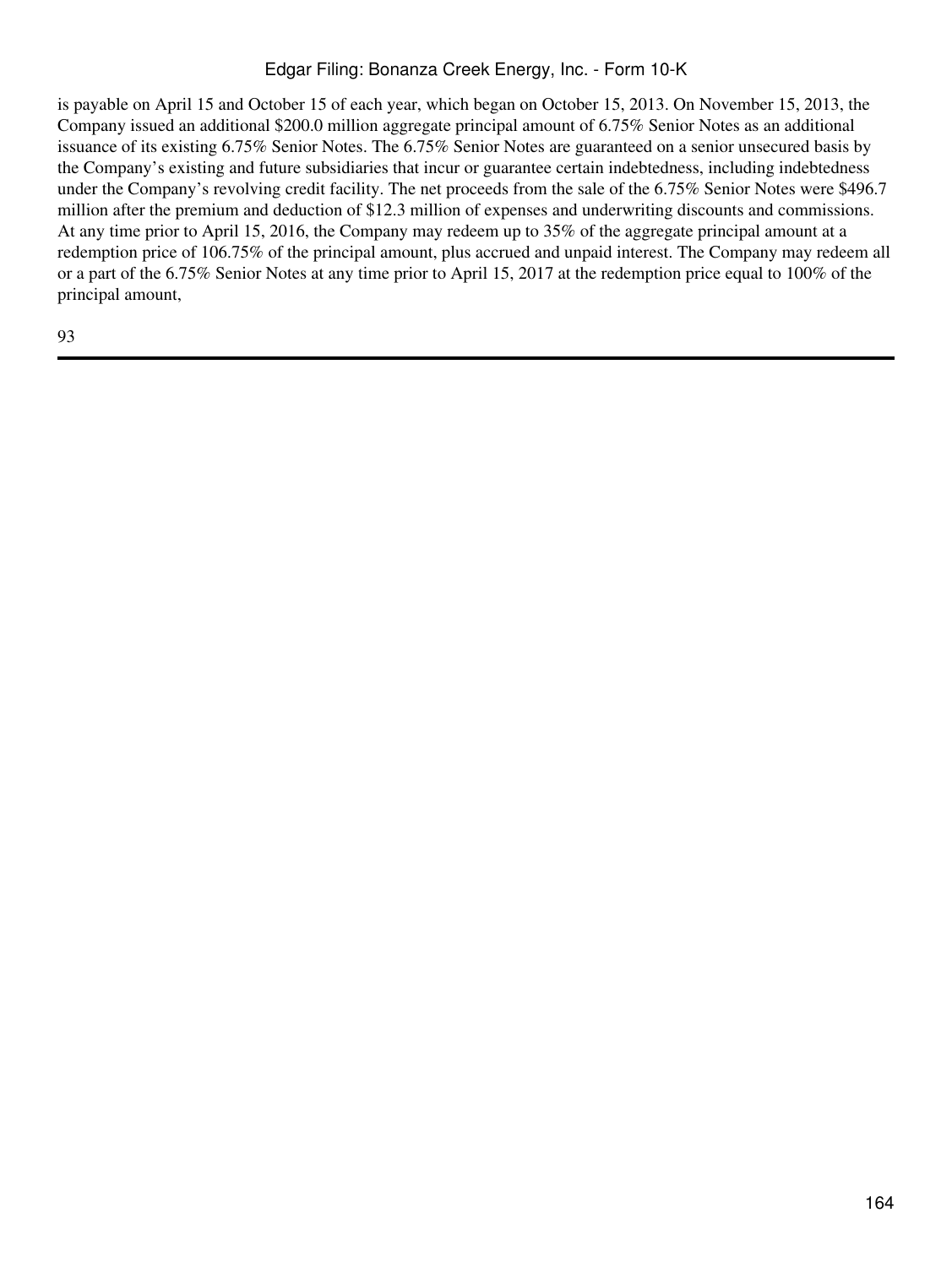is payable on April 15 and October 15 of each year, which began on October 15, 2013. On November 15, 2013, the Company issued an additional $200.0 million aggregate principal amount of 6.75% Senior Notes as an additional issuance of its existing 6.75% Senior Notes. The 6.75% Senior Notes are guaranteed on a senior unsecured basis by the Company's existing and future subsidiaries that incur or guarantee certain indebtedness, including indebtedness under the Company's revolving credit facility. The net proceeds from the sale of the 6.75% Senior Notes were $496.7 million after the premium and deduction of $12.3 million of expenses and underwriting discounts and commissions. At any time prior to April 15, 2016, the Company may redeem up to 35% of the aggregate principal amount at a redemption price of 106.75% of the principal amount, plus accrued and unpaid interest. The Company may redeem all or a part of the 6.75% Senior Notes at any time prior to April 15, 2017 at the redemption price equal to 100% of the principal amount,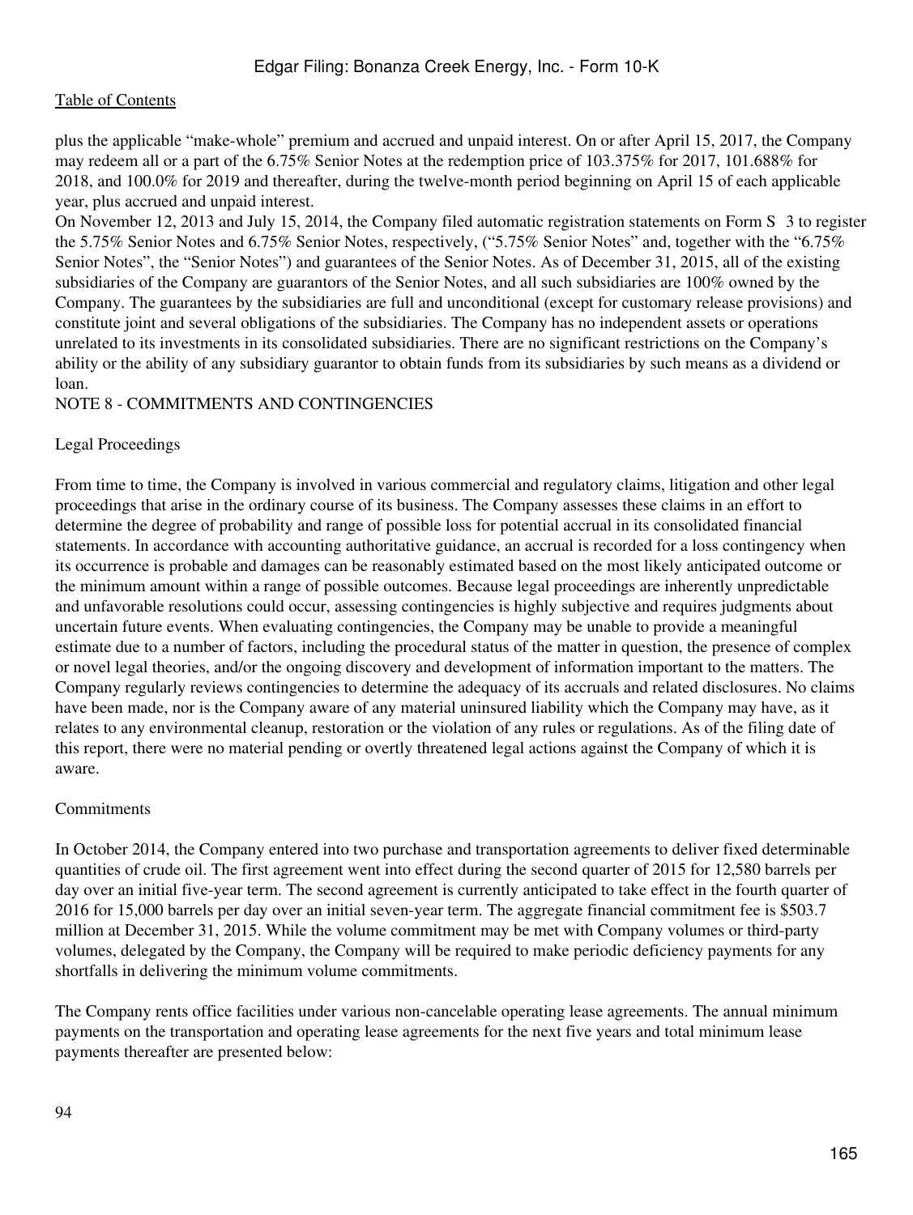plus the applicable "make-whole" premium and accrued and unpaid interest. On or after April 15, 2017, the Company may redeem all or a part of the 6.75% Senior Notes at the redemption price of 103.375% for 2017, 101.688% for 2018, and 100.0% for 2019 and thereafter, during the twelve-month period beginning on April 15 of each applicable year, plus accrued and unpaid interest.

On November 12, 2013 and July 15, 2014, the Company filed automatic registration statements on Form S 3 to register the 5.75% Senior Notes and 6.75% Senior Notes, respectively, ("5.75% Senior Notes" and, together with the "6.75% Senior Notes", the "Senior Notes") and guarantees of the Senior Notes. As of December 31, 2015, all of the existing subsidiaries of the Company are guarantors of the Senior Notes, and all such subsidiaries are 100% owned by the Company. The guarantees by the subsidiaries are full and unconditional (except for customary release provisions) and constitute joint and several obligations of the subsidiaries. The Company has no independent assets or operations unrelated to its investments in its consolidated subsidiaries. There are no significant restrictions on the Company's ability or the ability of any subsidiary guarantor to obtain funds from its subsidiaries by such means as a dividend or loan.

## NOTE 8 - COMMITMENTS AND CONTINGENCIES

### Legal Proceedings

From time to time, the Company is involved in various commercial and regulatory claims, litigation and other legal proceedings that arise in the ordinary course of its business. The Company assesses these claims in an effort to determine the degree of probability and range of possible loss for potential accrual in its consolidated financial statements. In accordance with accounting authoritative guidance, an accrual is recorded for a loss contingency when its occurrence is probable and damages can be reasonably estimated based on the most likely anticipated outcome or the minimum amount within a range of possible outcomes. Because legal proceedings are inherently unpredictable and unfavorable resolutions could occur, assessing contingencies is highly subjective and requires judgments about uncertain future events. When evaluating contingencies, the Company may be unable to provide a meaningful estimate due to a number of factors, including the procedural status of the matter in question, the presence of complex or novel legal theories, and/or the ongoing discovery and development of information important to the matters. The Company regularly reviews contingencies to determine the adequacy of its accruals and related disclosures. No claims have been made, nor is the Company aware of any material uninsured liability which the Company may have, as it relates to any environmental cleanup, restoration or the violation of any rules or regulations. As of the filing date of this report, there were no material pending or overtly threatened legal actions against the Company of which it is aware.

### Commitments

In October 2014, the Company entered into two purchase and transportation agreements to deliver fixed determinable quantities of crude oil. The first agreement went into effect during the second quarter of 2015 for 12,580 barrels per day over an initial five-year term. The second agreement is currently anticipated to take effect in the fourth quarter of 2016 for 15,000 barrels per day over an initial seven-year term. The aggregate financial commitment fee is $503.7 million at December 31, 2015. While the volume commitment may be met with Company volumes or third-party volumes, delegated by the Company, the Company will be required to make periodic deficiency payments for any shortfalls in delivering the minimum volume commitments.

The Company rents office facilities under various non-cancelable operating lease agreements. The annual minimum payments on the transportation and operating lease agreements for the next five years and total minimum lease payments thereafter are presented below: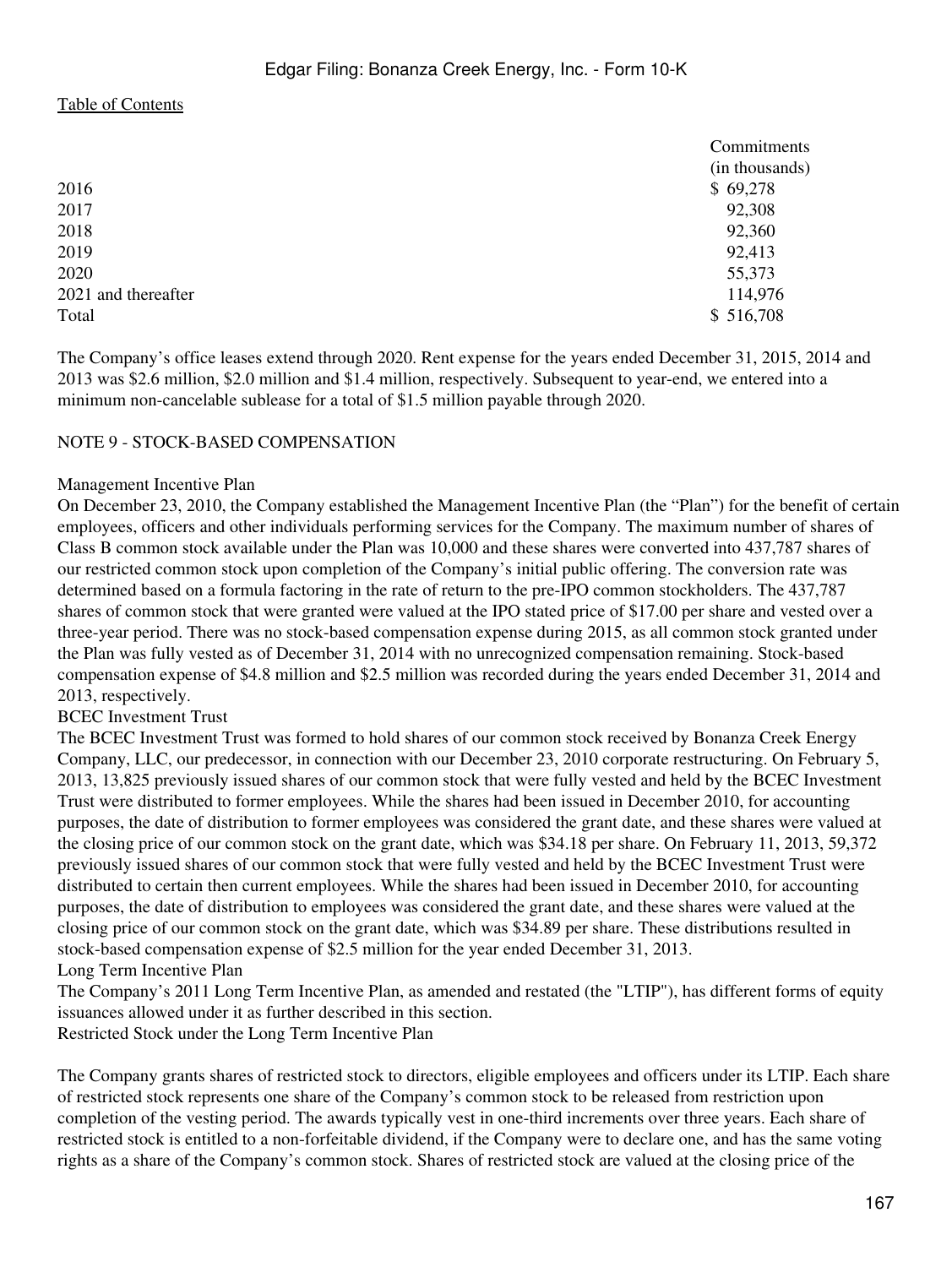| | Commitments (in thousands) |
|---|---|
| 2016 | $ 69,278 |
| 2017 | 92,308 |
| 2018 | 92,360 |
| 2019 | 92,413 |
| 2020 | 55,373 |
| 2021 and thereafter | 114,976 |
| Total | $ 516,708 |

The Company's office leases extend through 2020. Rent expense for the years ended December 31, 2015, 2014 and 2013 was $2.6 million, $2.0 million and $1.4 million, respectively. Subsequent to year-end, we entered into a minimum non-cancelable sublease for a total of $1.5 million payable through 2020.

NOTE 9 - STOCK-BASED COMPENSATION

Management Incentive Plan

On December 23, 2010, the Company established the Management Incentive Plan (the "Plan") for the benefit of certain employees, officers and other individuals performing services for the Company. The maximum number of shares of Class B common stock available under the Plan was 10,000 and these shares were converted into 437,787 shares of our restricted common stock upon completion of the Company's initial public offering. The conversion rate was determined based on a formula factoring in the rate of return to the pre-IPO common stockholders. The 437,787 shares of common stock that were granted were valued at the IPO stated price of $17.00 per share and vested over a three-year period. There was no stock-based compensation expense during 2015, as all common stock granted under the Plan was fully vested as of December 31, 2014 with no unrecognized compensation remaining. Stock-based compensation expense of $4.8 million and $2.5 million was recorded during the years ended December 31, 2014 and 2013, respectively.

BCEC Investment Trust

The BCEC Investment Trust was formed to hold shares of our common stock received by Bonanza Creek Energy Company, LLC, our predecessor, in connection with our December 23, 2010 corporate restructuring. On February 5, 2013, 13,825 previously issued shares of our common stock that were fully vested and held by the BCEC Investment Trust were distributed to former employees. While the shares had been issued in December 2010, for accounting purposes, the date of distribution to former employees was considered the grant date, and these shares were valued at the closing price of our common stock on the grant date, which was $34.18 per share. On February 11, 2013, 59,372 previously issued shares of our common stock that were fully vested and held by the BCEC Investment Trust were distributed to certain then current employees. While the shares had been issued in December 2010, for accounting purposes, the date of distribution to employees was considered the grant date, and these shares were valued at the closing price of our common stock on the grant date, which was $34.89 per share. These distributions resulted in stock-based compensation expense of $2.5 million for the year ended December 31, 2013.

Long Term Incentive Plan

The Company's 2011 Long Term Incentive Plan, as amended and restated (the "LTIP"), has different forms of equity issuances allowed under it as further described in this section.

Restricted Stock under the Long Term Incentive Plan

The Company grants shares of restricted stock to directors, eligible employees and officers under its LTIP. Each share of restricted stock represents one share of the Company's common stock to be released from restriction upon completion of the vesting period. The awards typically vest in one-third increments over three years. Each share of restricted stock is entitled to a non-forfeitable dividend, if the Company were to declare one, and has the same voting rights as a share of the Company's common stock. Shares of restricted stock are valued at the closing price of the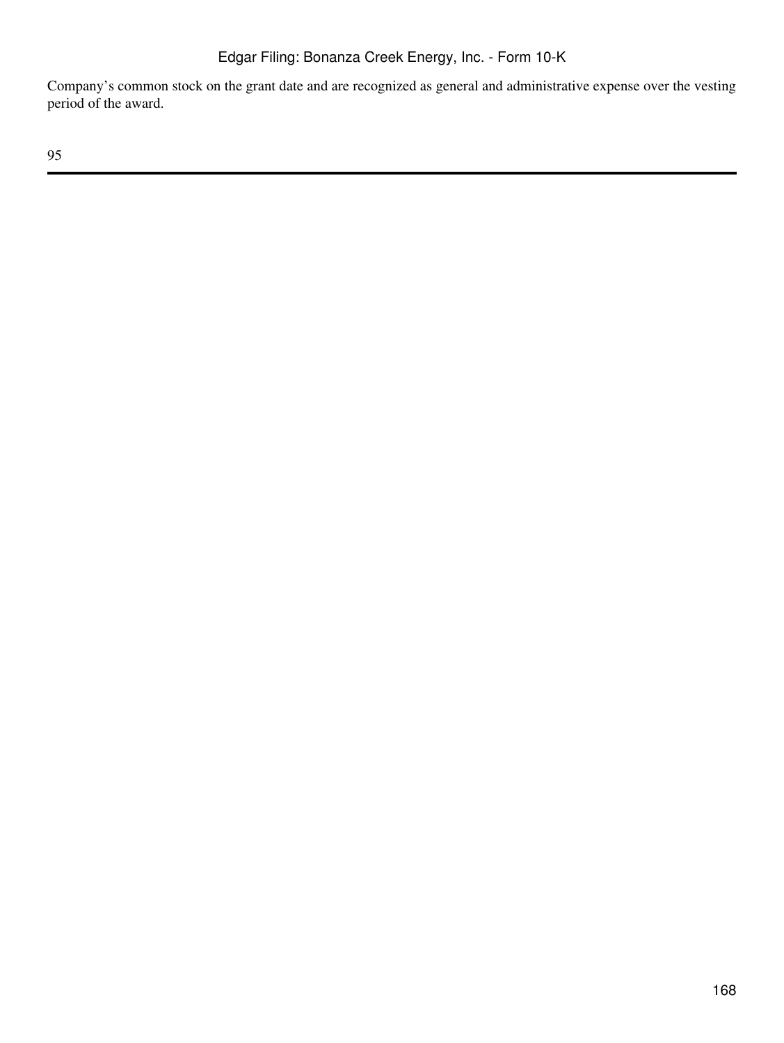Company’s common stock on the grant date and are recognized as general and administrative expense over the vesting period of the award.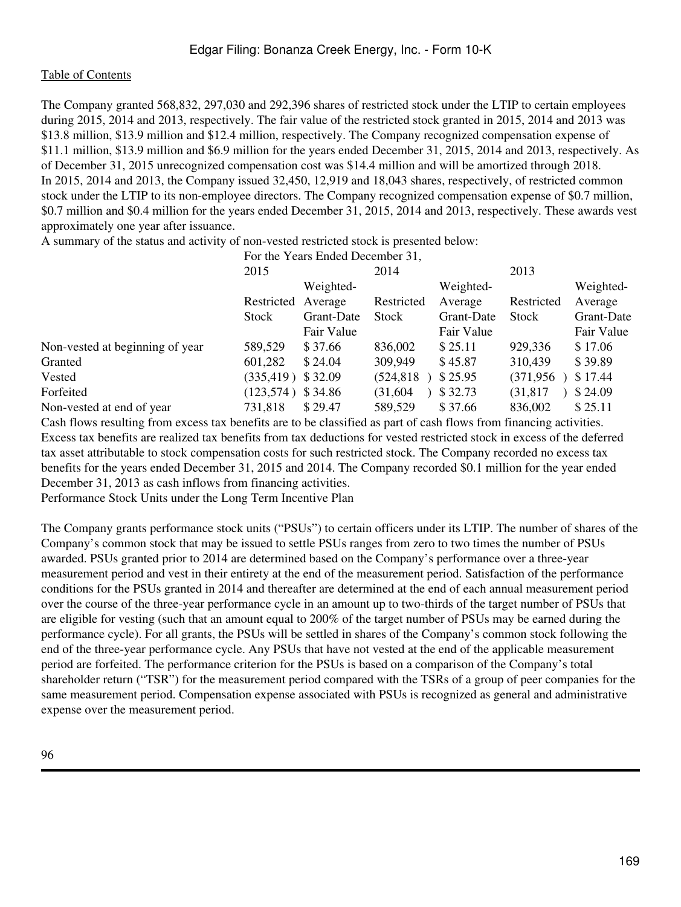The Company granted 568,832, 297,030 and 292,396 shares of restricted stock under the LTIP to certain employees during 2015, 2014 and 2013, respectively. The fair value of the restricted stock granted in 2015, 2014 and 2013 was $13.8 million, $13.9 million and $12.4 million, respectively. The Company recognized compensation expense of $11.1 million, $13.9 million and $6.9 million for the years ended December 31, 2015, 2014 and 2013, respectively. As of December 31, 2015 unrecognized compensation cost was $14.4 million and will be amortized through 2018.

In 2015, 2014 and 2013, the Company issued 32,450, 12,919 and 18,043 shares, respectively, of restricted common stock under the LTIP to its non-employee directors. The Company recognized compensation expense of $0.7 million, $0.7 million and $0.4 million for the years ended December 31, 2015, 2014 and 2013, respectively. These awards vest approximately one year after issuance.

A summary of the status and activity of non-vested restricted stock is presented below:

| | For the Years Ended December 31, | | | | | |
|---|---|---|---|---|---|---|
| | 2015 | | 2014 | | 2013 | |
| | Restricted Stock | Weighted-Average Grant-Date Fair Value | Restricted Stock | Weighted-Average Grant-Date Fair Value | Restricted Stock | Weighted-Average Grant-Date Fair Value |
| Non-vested at beginning of year | 589,529 | $ 37.66 | 836,002 | $ 25.11 | 929,336 | $ 17.06 |
| Granted | 601,282 | $ 24.04 | 309,949 | $ 45.87 | 310,439 | $ 39.89 |
| Vested | (335,419 ) | $ 32.09 | (524,818 ) | $ 25.95 | (371,956 ) | $ 17.44 |
| Forfeited | (123,574 ) | $ 34.86 | (31,604 ) | $ 32.73 | (31,817 ) | $ 24.09 |
| Non-vested at end of year | 731,818 | $ 29.47 | 589,529 | $ 37.66 | 836,002 | $ 25.11 |

Cash flows resulting from excess tax benefits are to be classified as part of cash flows from financing activities. Excess tax benefits are realized tax benefits from tax deductions for vested restricted stock in excess of the deferred tax asset attributable to stock compensation costs for such restricted stock. The Company recorded no excess tax benefits for the years ended December 31, 2015 and 2014. The Company recorded $0.1 million for the year ended December 31, 2013 as cash inflows from financing activities.

Performance Stock Units under the Long Term Incentive Plan

The Company grants performance stock units ("PSUs") to certain officers under its LTIP. The number of shares of the Company's common stock that may be issued to settle PSUs ranges from zero to two times the number of PSUs awarded. PSUs granted prior to 2014 are determined based on the Company's performance over a three-year measurement period and vest in their entirety at the end of the measurement period. Satisfaction of the performance conditions for the PSUs granted in 2014 and thereafter are determined at the end of each annual measurement period over the course of the three-year performance cycle in an amount up to two-thirds of the target number of PSUs that are eligible for vesting (such that an amount equal to 200% of the target number of PSUs may be earned during the performance cycle). For all grants, the PSUs will be settled in shares of the Company's common stock following the end of the three-year performance cycle. Any PSUs that have not vested at the end of the applicable measurement period are forfeited. The performance criterion for the PSUs is based on a comparison of the Company's total shareholder return ("TSR") for the measurement period compared with the TSRs of a group of peer companies for the same measurement period. Compensation expense associated with PSUs is recognized as general and administrative expense over the measurement period.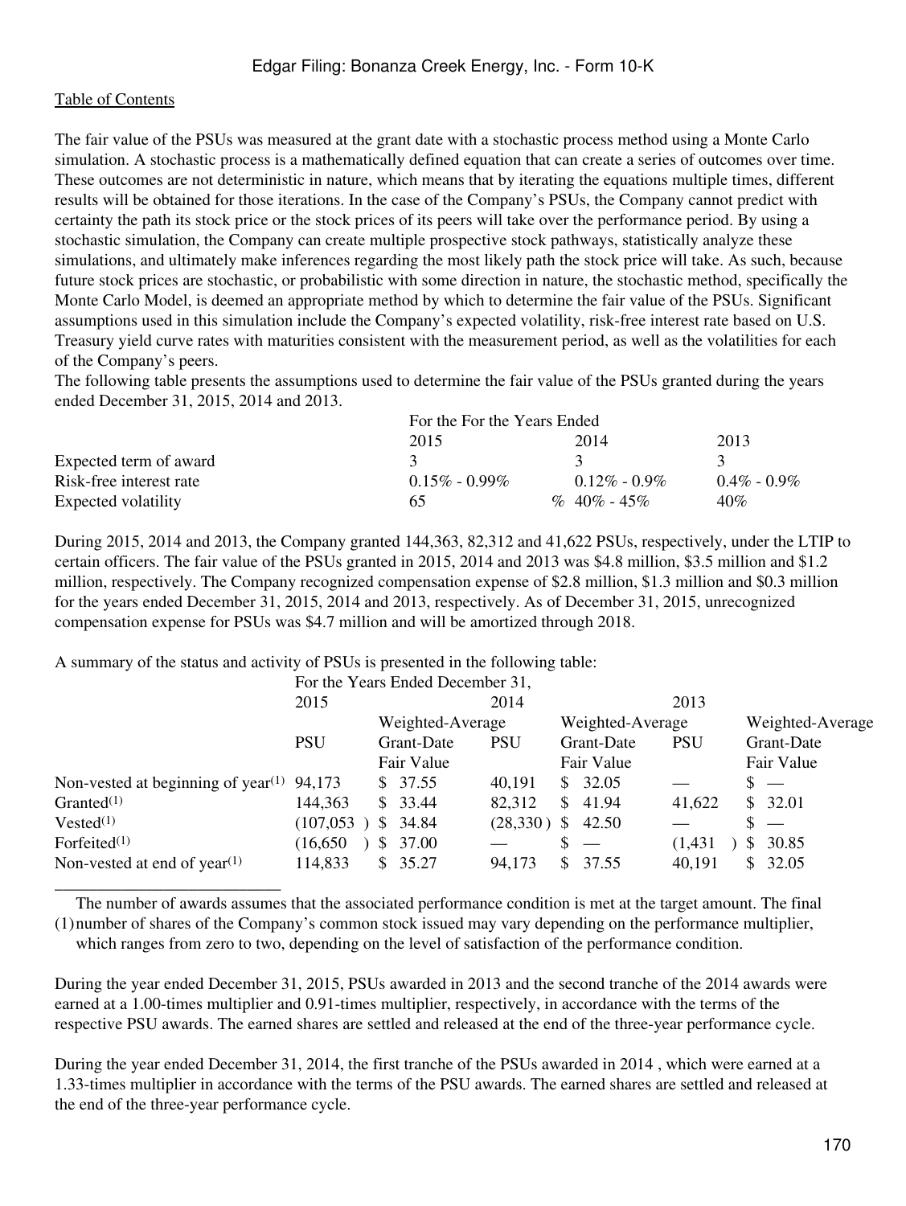The fair value of the PSUs was measured at the grant date with a stochastic process method using a Monte Carlo simulation. A stochastic process is a mathematically defined equation that can create a series of outcomes over time. These outcomes are not deterministic in nature, which means that by iterating the equations multiple times, different results will be obtained for those iterations. In the case of the Company's PSUs, the Company cannot predict with certainty the path its stock price or the stock prices of its peers will take over the performance period. By using a stochastic simulation, the Company can create multiple prospective stock pathways, statistically analyze these simulations, and ultimately make inferences regarding the most likely path the stock price will take. As such, because future stock prices are stochastic, or probabilistic with some direction in nature, the stochastic method, specifically the Monte Carlo Model, is deemed an appropriate method by which to determine the fair value of the PSUs. Significant assumptions used in this simulation include the Company's expected volatility, risk-free interest rate based on U.S. Treasury yield curve rates with maturities consistent with the measurement period, as well as the volatilities for each of the Company's peers.

The following table presents the assumptions used to determine the fair value of the PSUs granted during the years ended December 31, 2015, 2014 and 2013.

| | For the For the Years Ended | | |
|---|---|---|---|
| | 2015 | 2014 | 2013 |
| Expected term of award | 3 | 3 | 3 |
| Risk-free interest rate | 0.15% - 0.99% | 0.12% - 0.9% | 0.4% - 0.9% |
| Expected volatility | 65% | 40% - 45% | 40% |

During 2015, 2014 and 2013, the Company granted 144,363, 82,312 and 41,622 PSUs, respectively, under the LTIP to certain officers. The fair value of the PSUs granted in 2015, 2014 and 2013 was $4.8 million, $3.5 million and $1.2 million, respectively. The Company recognized compensation expense of $2.8 million, $1.3 million and $0.3 million for the years ended December 31, 2015, 2014 and 2013, respectively. As of December 31, 2015, unrecognized compensation expense for PSUs was $4.7 million and will be amortized through 2018.

A summary of the status and activity of PSUs is presented in the following table:

| | For the Years Ended December 31, | | | | | |
|---|---|---|---|---|---|---|
| | 2015 | | 2014 | | 2013 | |
| | PSU | Weighted-Average Grant-Date Fair Value | PSU | Weighted-Average Grant-Date Fair Value | PSU | Weighted-Average Grant-Date Fair Value |
| Non-vested at beginning of year[(1)] | 94,173 | $ 37.55 | 40,191 | $ 32.05 | — | $ — |
| Granted[(1)] | 144,363 | $ 33.44 | 82,312 | $ 41.94 | 41,622 | $ 32.01 |
| Vested[(1)] | (107,053) | $ 34.84 | (28,330) | $ 42.50 | — | $ — |
| Forfeited[(1)] | (16,650) | $ 37.00 | — | $ — | (1,431) | $ 30.85 |
| Non-vested at end of year[(1)] | 114,833 | $ 35.27 | 94,173 | $ 37.55 | 40,191 | $ 32.05 |

(1) The number of awards assumes that the associated performance condition is met at the target amount. The final number of shares of the Company's common stock issued may vary depending on the performance multiplier, which ranges from zero to two, depending on the level of satisfaction of the performance condition.

During the year ended December 31, 2015, PSUs awarded in 2013 and the second tranche of the 2014 awards were earned at a 1.00-times multiplier and 0.91-times multiplier, respectively, in accordance with the terms of the respective PSU awards. The earned shares are settled and released at the end of the three-year performance cycle.

During the year ended December 31, 2014, the first tranche of the PSUs awarded in 2014 , which were earned at a 1.33-times multiplier in accordance with the terms of the PSU awards. The earned shares are settled and released at the end of the three-year performance cycle.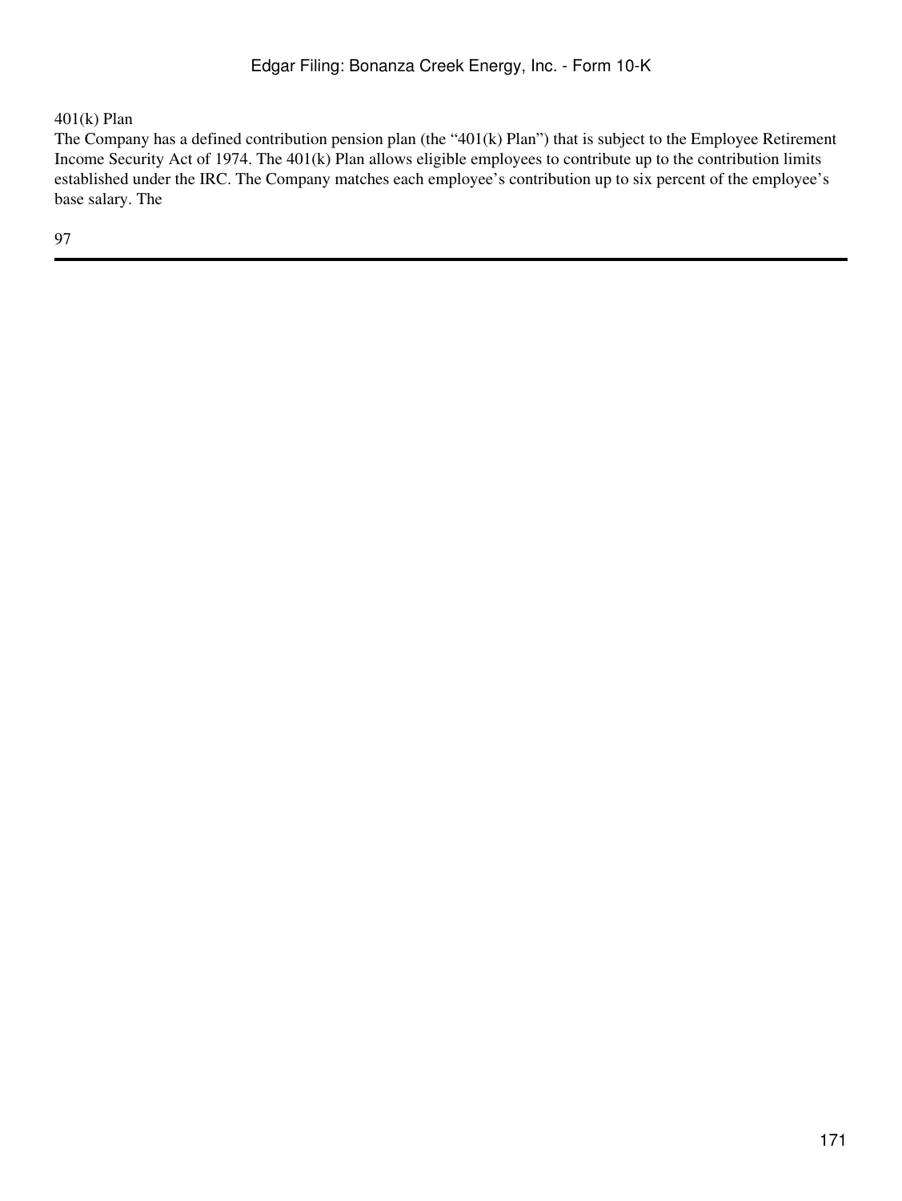401(k) Plan

The Company has a defined contribution pension plan (the "401(k) Plan") that is subject to the Employee Retirement Income Security Act of 1974. The 401(k) Plan allows eligible employees to contribute up to the contribution limits established under the IRC. The Company matches each employee's contribution up to six percent of the employee's base salary. The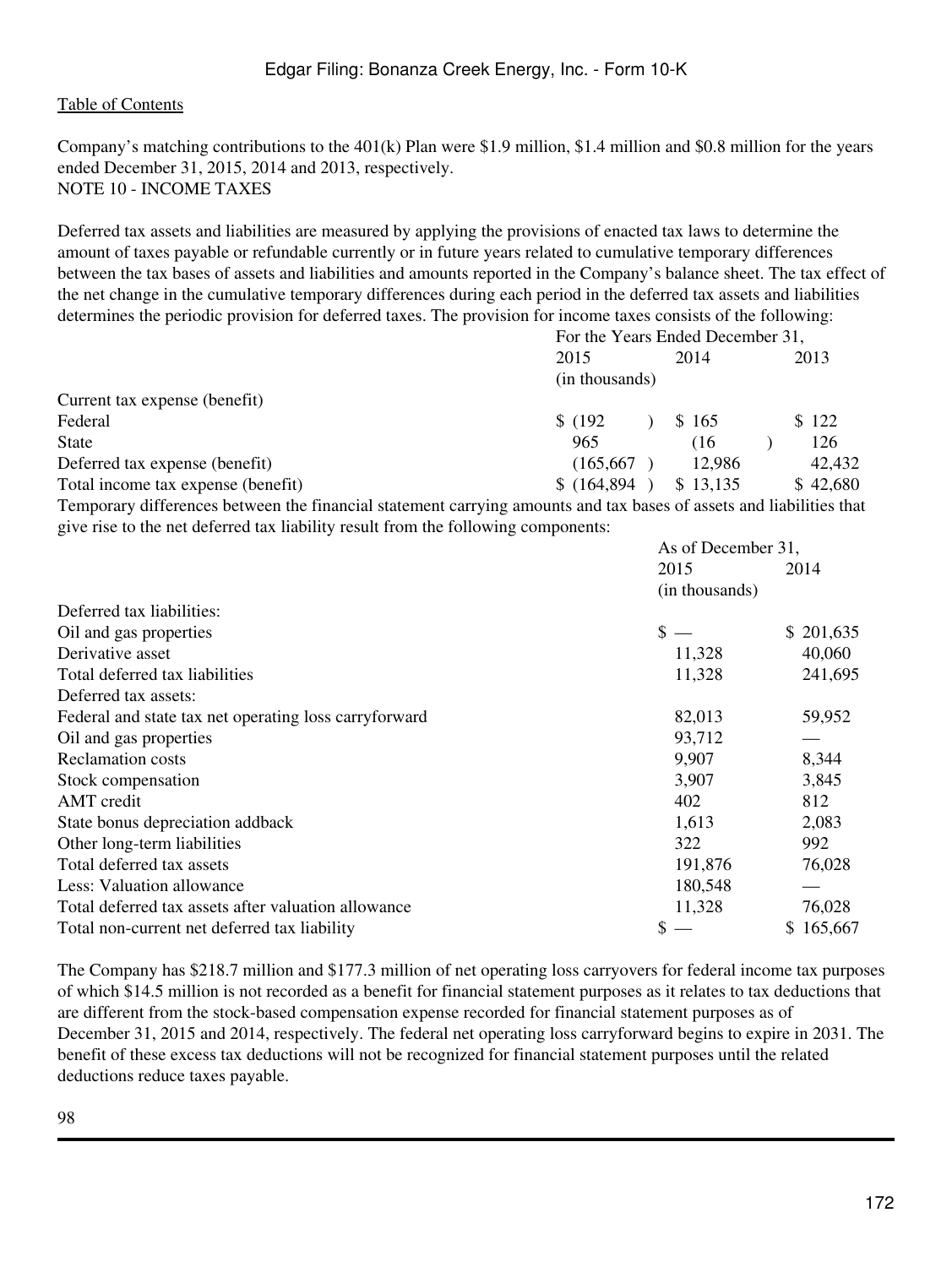Company's matching contributions to the 401(k) Plan were \$1.9 million, \$1.4 million and \$0.8 million for the years ended December 31, 2015, 2014 and 2013, respectively.

NOTE 10 - INCOME TAXES

Deferred tax assets and liabilities are measured by applying the provisions of enacted tax laws to determine the amount of taxes payable or refundable currently or in future years related to cumulative temporary differences between the tax bases of assets and liabilities and amounts reported in the Company's balance sheet. The tax effect of the net change in the cumulative temporary differences during each period in the deferred tax assets and liabilities determines the periodic provision for deferred taxes. The provision for income taxes consists of the following:

| | For the Years Ended December 31, | | |
|---|---|---|---|
| | 2015 | 2014 | 2013 |
| | (in thousands) | | |
| Current tax expense (benefit) | | | |
| Federal | \$ (192) | \$ 165 | \$ 122 |
| State | 965 | (16) | 126 |
| Deferred tax expense (benefit) | (165,667) | 12,986 | 42,432 |
| Total income tax expense (benefit) | \$ (164,894) | \$ 13,135 | \$ 42,680 |

Temporary differences between the financial statement carrying amounts and tax bases of assets and liabilities that give rise to the net deferred tax liability result from the following components:

| | As of December 31, | |
|---|---|---|
| | 2015 | 2014 |
| | (in thousands) | |
| Deferred tax liabilities: | | |
| Oil and gas properties | \$ — | \$ 201,635 |
| Derivative asset | 11,328 | 40,060 |
| Total deferred tax liabilities | 11,328 | 241,695 |
| Deferred tax assets: | | |
| Federal and state tax net operating loss carryforward | 82,013 | 59,952 |
| Oil and gas properties | 93,712 | — |
| Reclamation costs | 9,907 | 8,344 |
| Stock compensation | 3,907 | 3,845 |
| AMT credit | 402 | 812 |
| State bonus depreciation addback | 1,613 | 2,083 |
| Other long-term liabilities | 322 | 992 |
| Total deferred tax assets | 191,876 | 76,028 |
| Less: Valuation allowance | 180,548 | — |
| Total deferred tax assets after valuation allowance | 11,328 | 76,028 |
| Total non-current net deferred tax liability | \$ — | \$ 165,667 |

The Company has \$218.7 million and \$177.3 million of net operating loss carryovers for federal income tax purposes of which \$14.5 million is not recorded as a benefit for financial statement purposes as it relates to tax deductions that are different from the stock-based compensation expense recorded for financial statement purposes as of December 31, 2015 and 2014, respectively. The federal net operating loss carryforward begins to expire in 2031. The benefit of these excess tax deductions will not be recognized for financial statement purposes until the related deductions reduce taxes payable.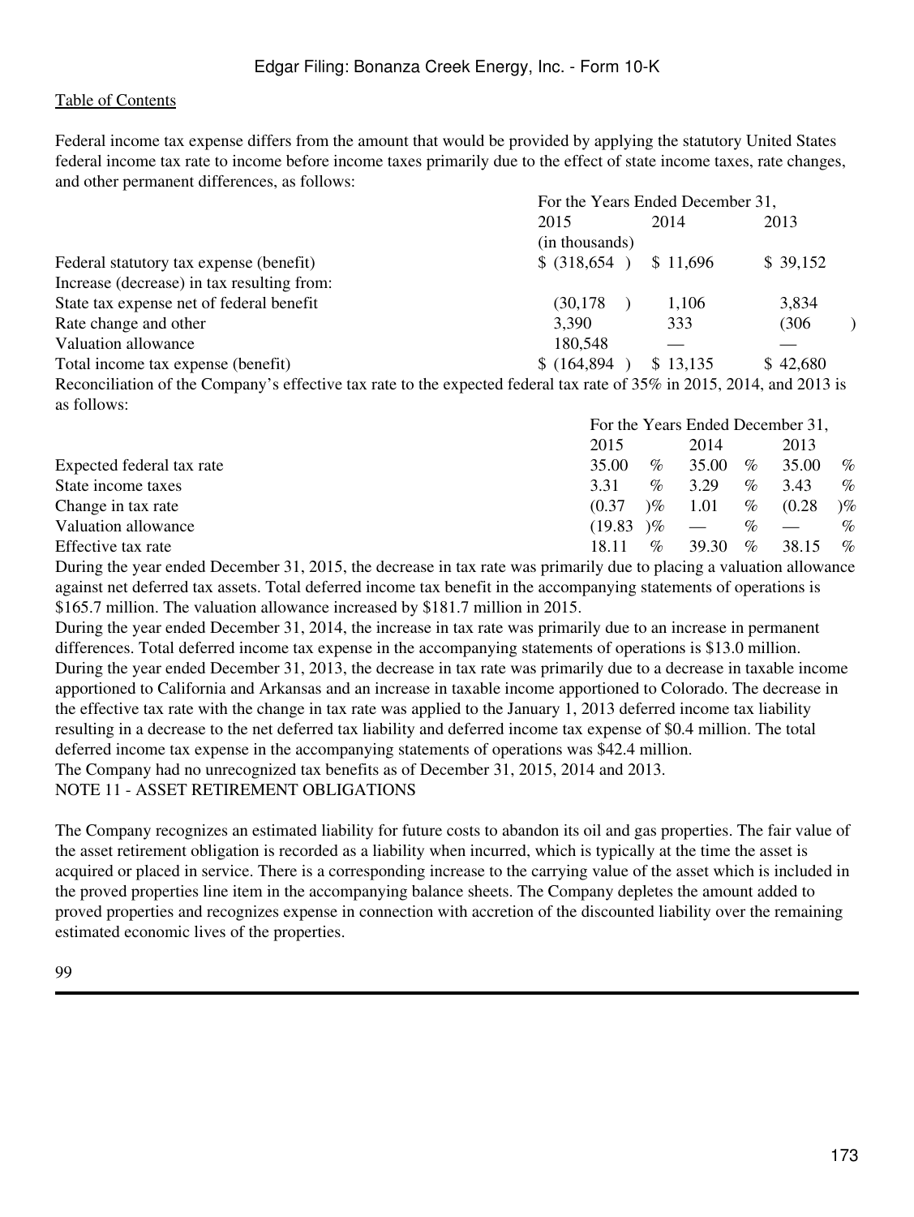Federal income tax expense differs from the amount that would be provided by applying the statutory United States federal income tax rate to income before income taxes primarily due to the effect of state income taxes, rate changes, and other permanent differences, as follows:

| | For the Years Ended December 31, | | |
|---|---|---|---|
| | 2015 | 2014 | 2013 |
| | (in thousands) | | |
| Federal statutory tax expense (benefit) | $ (318,654 ) | $ 11,696 | $ 39,152 |
| Increase (decrease) in tax resulting from: | | | |
| State tax expense net of federal benefit | (30,178 ) | 1,106 | 3,834 |
| Rate change and other | 3,390 | 333 | (306 ) |
| Valuation allowance | 180,548 | — | — |
| Total income tax expense (benefit) | $ (164,894 ) | $ 13,135 | $ 42,680 |

Reconciliation of the Company's effective tax rate to the expected federal tax rate of 35% in 2015, 2014, and 2013 is as follows:

| | For the Years Ended December 31, | | |
|---|---|---|---|
| | 2015 | 2014 | 2013 |
| Expected federal tax rate | 35.00 % | 35.00 % | 35.00 % |
| State income taxes | 3.31 % | 3.29 % | 3.43 % |
| Change in tax rate | (0.37 )% | 1.01 % | (0.28 )% |
| Valuation allowance | (19.83 )% | — % | — % |
| Effective tax rate | 18.11 % | 39.30 % | 38.15 % |

During the year ended December 31, 2015, the decrease in tax rate was primarily due to placing a valuation allowance against net deferred tax assets. Total deferred income tax benefit in the accompanying statements of operations is $165.7 million. The valuation allowance increased by $181.7 million in 2015.

During the year ended December 31, 2014, the increase in tax rate was primarily due to an increase in permanent differences. Total deferred income tax expense in the accompanying statements of operations is $13.0 million.

During the year ended December 31, 2013, the decrease in tax rate was primarily due to a decrease in taxable income apportioned to California and Arkansas and an increase in taxable income apportioned to Colorado. The decrease in the effective tax rate with the change in tax rate was applied to the January 1, 2013 deferred income tax liability resulting in a decrease to the net deferred tax liability and deferred income tax expense of $0.4 million. The total deferred income tax expense in the accompanying statements of operations was $42.4 million.

The Company had no unrecognized tax benefits as of December 31, 2015, 2014 and 2013.

## NOTE 11 - ASSET RETIREMENT OBLIGATIONS

The Company recognizes an estimated liability for future costs to abandon its oil and gas properties. The fair value of the asset retirement obligation is recorded as a liability when incurred, which is typically at the time the asset is acquired or placed in service. There is a corresponding increase to the carrying value of the asset which is included in the proved properties line item in the accompanying balance sheets. The Company depletes the amount added to proved properties and recognizes expense in connection with accretion of the discounted liability over the remaining estimated economic lives of the properties.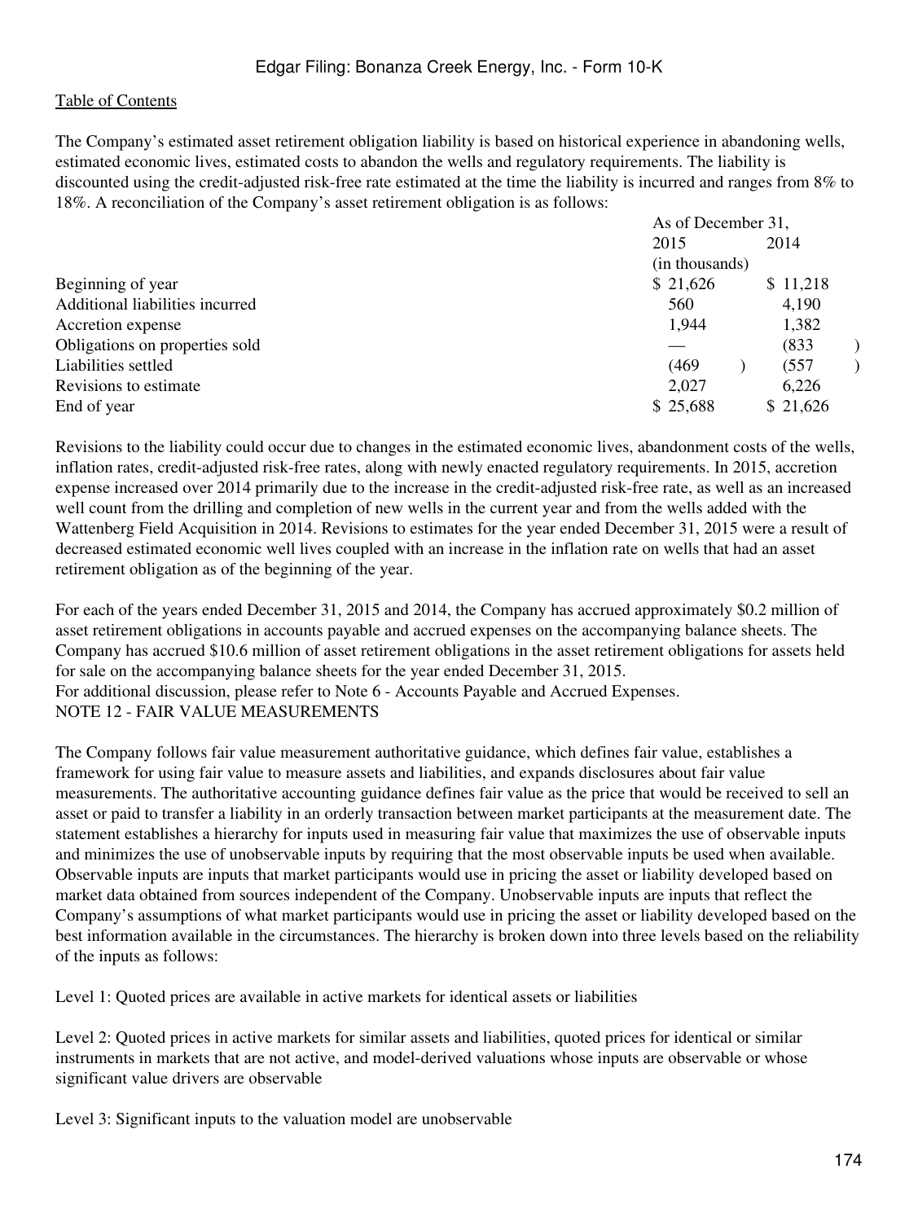The Company's estimated asset retirement obligation liability is based on historical experience in abandoning wells, estimated economic lives, estimated costs to abandon the wells and regulatory requirements. The liability is discounted using the credit-adjusted risk-free rate estimated at the time the liability is incurred and ranges from 8% to 18%. A reconciliation of the Company's asset retirement obligation is as follows:

| | As of December 31, | |
|---|---|---|
| | 2015 | 2014 |
| | (in thousands) | |
| Beginning of year | $ 21,626 | $ 11,218 |
| Additional liabilities incurred | 560 | 4,190 |
| Accretion expense | 1,944 | 1,382 |
| Obligations on properties sold | — | (833) |
| Liabilities settled | (469) | (557) |
| Revisions to estimate | 2,027 | 6,226 |
| End of year | $ 25,688 | $ 21,626 |

Revisions to the liability could occur due to changes in the estimated economic lives, abandonment costs of the wells, inflation rates, credit-adjusted risk-free rates, along with newly enacted regulatory requirements. In 2015, accretion expense increased over 2014 primarily due to the increase in the credit-adjusted risk-free rate, as well as an increased well count from the drilling and completion of new wells in the current year and from the wells added with the Wattenberg Field Acquisition in 2014. Revisions to estimates for the year ended December 31, 2015 were a result of decreased estimated economic well lives coupled with an increase in the inflation rate on wells that had an asset retirement obligation as of the beginning of the year.

For each of the years ended December 31, 2015 and 2014, the Company has accrued approximately $0.2 million of asset retirement obligations in accounts payable and accrued expenses on the accompanying balance sheets. The Company has accrued $10.6 million of asset retirement obligations in the asset retirement obligations for assets held for sale on the accompanying balance sheets for the year ended December 31, 2015.
For additional discussion, please refer to Note 6 - Accounts Payable and Accrued Expenses.

## NOTE 12 - FAIR VALUE MEASUREMENTS

The Company follows fair value measurement authoritative guidance, which defines fair value, establishes a framework for using fair value to measure assets and liabilities, and expands disclosures about fair value measurements. The authoritative accounting guidance defines fair value as the price that would be received to sell an asset or paid to transfer a liability in an orderly transaction between market participants at the measurement date. The statement establishes a hierarchy for inputs used in measuring fair value that maximizes the use of observable inputs and minimizes the use of unobservable inputs by requiring that the most observable inputs be used when available. Observable inputs are inputs that market participants would use in pricing the asset or liability developed based on market data obtained from sources independent of the Company. Unobservable inputs are inputs that reflect the Company's assumptions of what market participants would use in pricing the asset or liability developed based on the best information available in the circumstances. The hierarchy is broken down into three levels based on the reliability of the inputs as follows:

Level 1: Quoted prices are available in active markets for identical assets or liabilities

Level 2: Quoted prices in active markets for similar assets and liabilities, quoted prices for identical or similar instruments in markets that are not active, and model-derived valuations whose inputs are observable or whose significant value drivers are observable

Level 3: Significant inputs to the valuation model are unobservable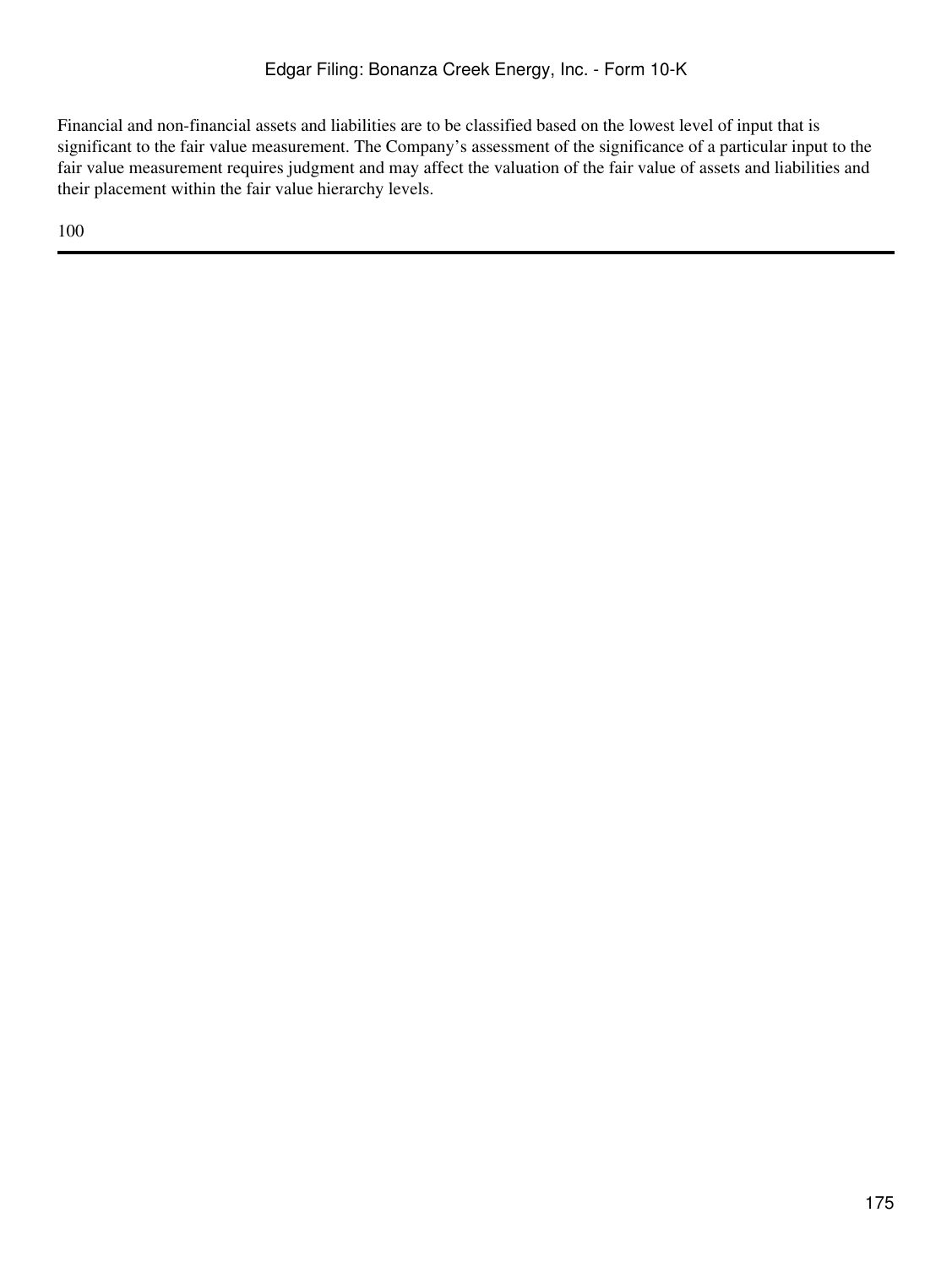Financial and non-financial assets and liabilities are to be classified based on the lowest level of input that is significant to the fair value measurement. The Company's assessment of the significance of a particular input to the fair value measurement requires judgment and may affect the valuation of the fair value of assets and liabilities and their placement within the fair value hierarchy levels.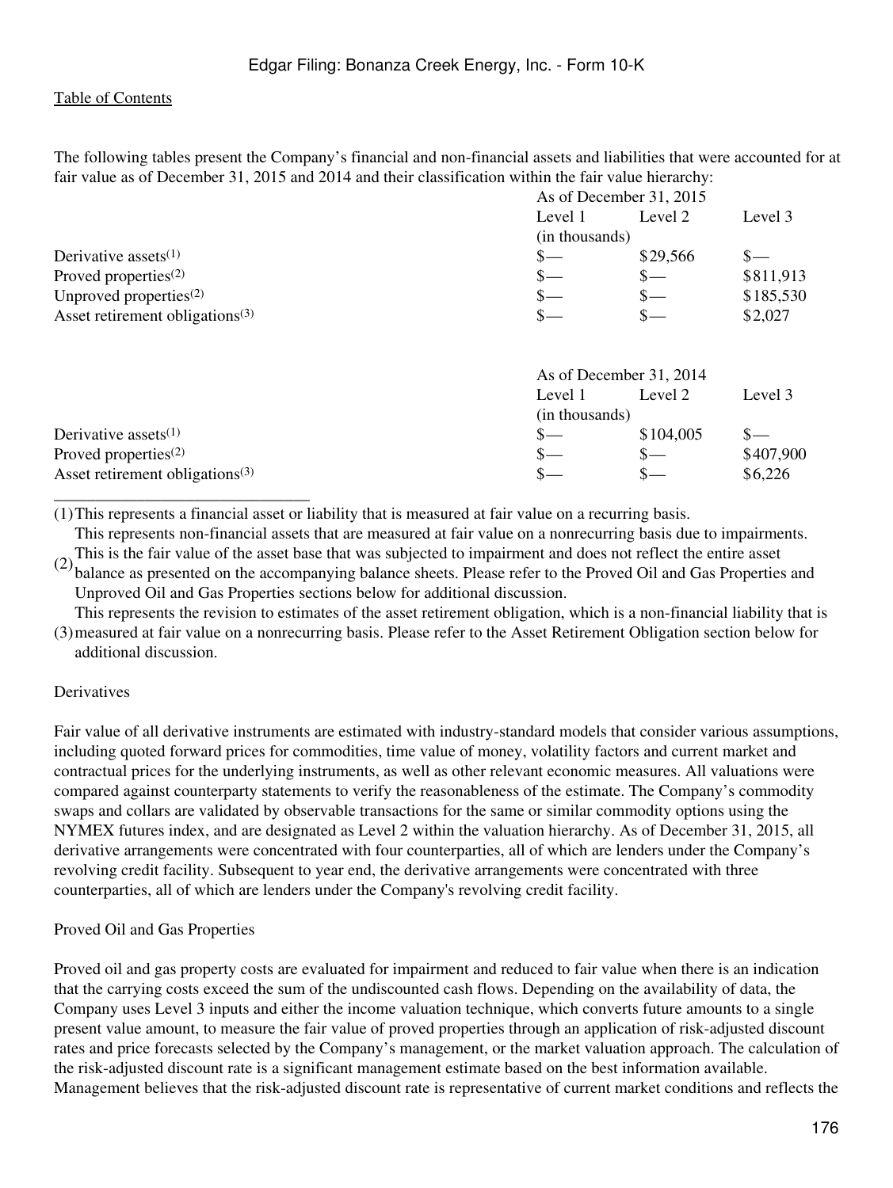The following tables present the Company's financial and non-financial assets and liabilities that were accounted for at fair value as of December 31, 2015 and 2014 and their classification within the fair value hierarchy:

| | As of December 31, 2015 | | |
|---|---|---|---|
| | Level 1 | Level 2 | Level 3 |
| | (in thousands) | | |
| Derivative assets(1) | $— | $29,566 | $— |
| Proved properties(2) | $— | $— | $811,913 |
| Unproved properties(2) | $— | $— | $185,530 |
| Asset retirement obligations(3) | $— | $— | $2,027 |

| | As of December 31, 2014 | | |
|---|---|---|---|
| | Level 1 | Level 2 | Level 3 |
| | (in thousands) | | |
| Derivative assets(1) | $— | $104,005 | $— |
| Proved properties(2) | $— | $— | $407,900 |
| Asset retirement obligations(3) | $— | $— | $6,226 |

_______________________________

(1) This represents a financial asset or liability that is measured at fair value on a recurring basis.

(2) This represents non-financial assets that are measured at fair value on a nonrecurring basis due to impairments. This is the fair value of the asset base that was subjected to impairment and does not reflect the entire asset balance as presented on the accompanying balance sheets. Please refer to the Proved Oil and Gas Properties and Unproved Oil and Gas Properties sections below for additional discussion.

(3) This represents the revision to estimates of the asset retirement obligation, which is a non-financial liability that is measured at fair value on a nonrecurring basis. Please refer to the Asset Retirement Obligation section below for additional discussion.

Derivatives

Fair value of all derivative instruments are estimated with industry-standard models that consider various assumptions, including quoted forward prices for commodities, time value of money, volatility factors and current market and contractual prices for the underlying instruments, as well as other relevant economic measures. All valuations were compared against counterparty statements to verify the reasonableness of the estimate. The Company's commodity swaps and collars are validated by observable transactions for the same or similar commodity options using the NYMEX futures index, and are designated as Level 2 within the valuation hierarchy. As of December 31, 2015, all derivative arrangements were concentrated with four counterparties, all of which are lenders under the Company's revolving credit facility. Subsequent to year end, the derivative arrangements were concentrated with three counterparties, all of which are lenders under the Company's revolving credit facility.

Proved Oil and Gas Properties

Proved oil and gas property costs are evaluated for impairment and reduced to fair value when there is an indication that the carrying costs exceed the sum of the undiscounted cash flows. Depending on the availability of data, the Company uses Level 3 inputs and either the income valuation technique, which converts future amounts to a single present value amount, to measure the fair value of proved properties through an application of risk-adjusted discount rates and price forecasts selected by the Company's management, or the market valuation approach. The calculation of the risk-adjusted discount rate is a significant management estimate based on the best information available. Management believes that the risk-adjusted discount rate is representative of current market conditions and reflects the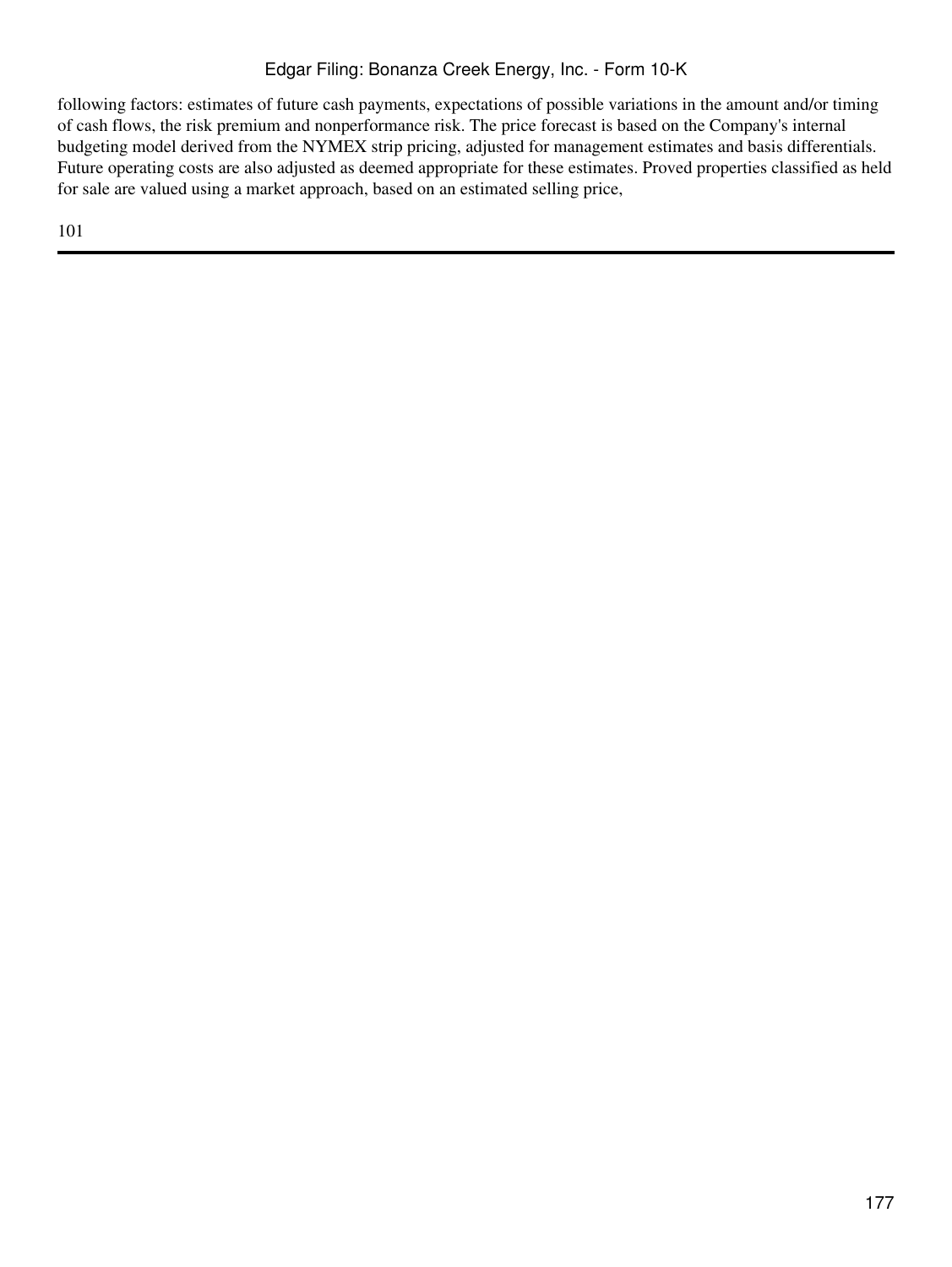following factors: estimates of future cash payments, expectations of possible variations in the amount and/or timing of cash flows, the risk premium and nonperformance risk. The price forecast is based on the Company's internal budgeting model derived from the NYMEX strip pricing, adjusted for management estimates and basis differentials. Future operating costs are also adjusted as deemed appropriate for these estimates. Proved properties classified as held for sale are valued using a market approach, based on an estimated selling price,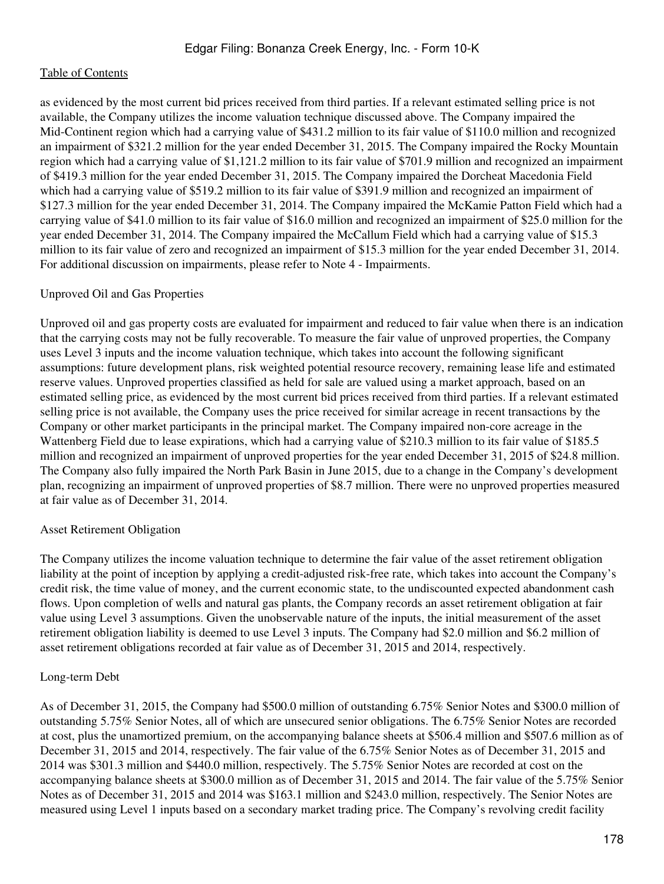as evidenced by the most current bid prices received from third parties. If a relevant estimated selling price is not available, the Company utilizes the income valuation technique discussed above. The Company impaired the Mid-Continent region which had a carrying value of $431.2 million to its fair value of $110.0 million and recognized an impairment of $321.2 million for the year ended December 31, 2015. The Company impaired the Rocky Mountain region which had a carrying value of $1,121.2 million to its fair value of $701.9 million and recognized an impairment of $419.3 million for the year ended December 31, 2015. The Company impaired the Dorcheat Macedonia Field which had a carrying value of $519.2 million to its fair value of $391.9 million and recognized an impairment of $127.3 million for the year ended December 31, 2014. The Company impaired the McKamie Patton Field which had a carrying value of $41.0 million to its fair value of $16.0 million and recognized an impairment of $25.0 million for the year ended December 31, 2014. The Company impaired the McCallum Field which had a carrying value of $15.3 million to its fair value of zero and recognized an impairment of $15.3 million for the year ended December 31, 2014. For additional discussion on impairments, please refer to Note 4 - Impairments.

Unproved Oil and Gas Properties

Unproved oil and gas property costs are evaluated for impairment and reduced to fair value when there is an indication that the carrying costs may not be fully recoverable. To measure the fair value of unproved properties, the Company uses Level 3 inputs and the income valuation technique, which takes into account the following significant assumptions: future development plans, risk weighted potential resource recovery, remaining lease life and estimated reserve values. Unproved properties classified as held for sale are valued using a market approach, based on an estimated selling price, as evidenced by the most current bid prices received from third parties. If a relevant estimated selling price is not available, the Company uses the price received for similar acreage in recent transactions by the Company or other market participants in the principal market. The Company impaired non-core acreage in the Wattenberg Field due to lease expirations, which had a carrying value of $210.3 million to its fair value of $185.5 million and recognized an impairment of unproved properties for the year ended December 31, 2015 of $24.8 million. The Company also fully impaired the North Park Basin in June 2015, due to a change in the Company's development plan, recognizing an impairment of unproved properties of $8.7 million. There were no unproved properties measured at fair value as of December 31, 2014.

Asset Retirement Obligation

The Company utilizes the income valuation technique to determine the fair value of the asset retirement obligation liability at the point of inception by applying a credit-adjusted risk-free rate, which takes into account the Company's credit risk, the time value of money, and the current economic state, to the undiscounted expected abandonment cash flows. Upon completion of wells and natural gas plants, the Company records an asset retirement obligation at fair value using Level 3 assumptions. Given the unobservable nature of the inputs, the initial measurement of the asset retirement obligation liability is deemed to use Level 3 inputs. The Company had $2.0 million and $6.2 million of asset retirement obligations recorded at fair value as of December 31, 2015 and 2014, respectively.

Long-term Debt

As of December 31, 2015, the Company had $500.0 million of outstanding 6.75% Senior Notes and $300.0 million of outstanding 5.75% Senior Notes, all of which are unsecured senior obligations. The 6.75% Senior Notes are recorded at cost, plus the unamortized premium, on the accompanying balance sheets at $506.4 million and $507.6 million as of December 31, 2015 and 2014, respectively. The fair value of the 6.75% Senior Notes as of December 31, 2015 and 2014 was $301.3 million and $440.0 million, respectively. The 5.75% Senior Notes are recorded at cost on the accompanying balance sheets at $300.0 million as of December 31, 2015 and 2014. The fair value of the 5.75% Senior Notes as of December 31, 2015 and 2014 was $163.1 million and $243.0 million, respectively. The Senior Notes are measured using Level 1 inputs based on a secondary market trading price. The Company's revolving credit facility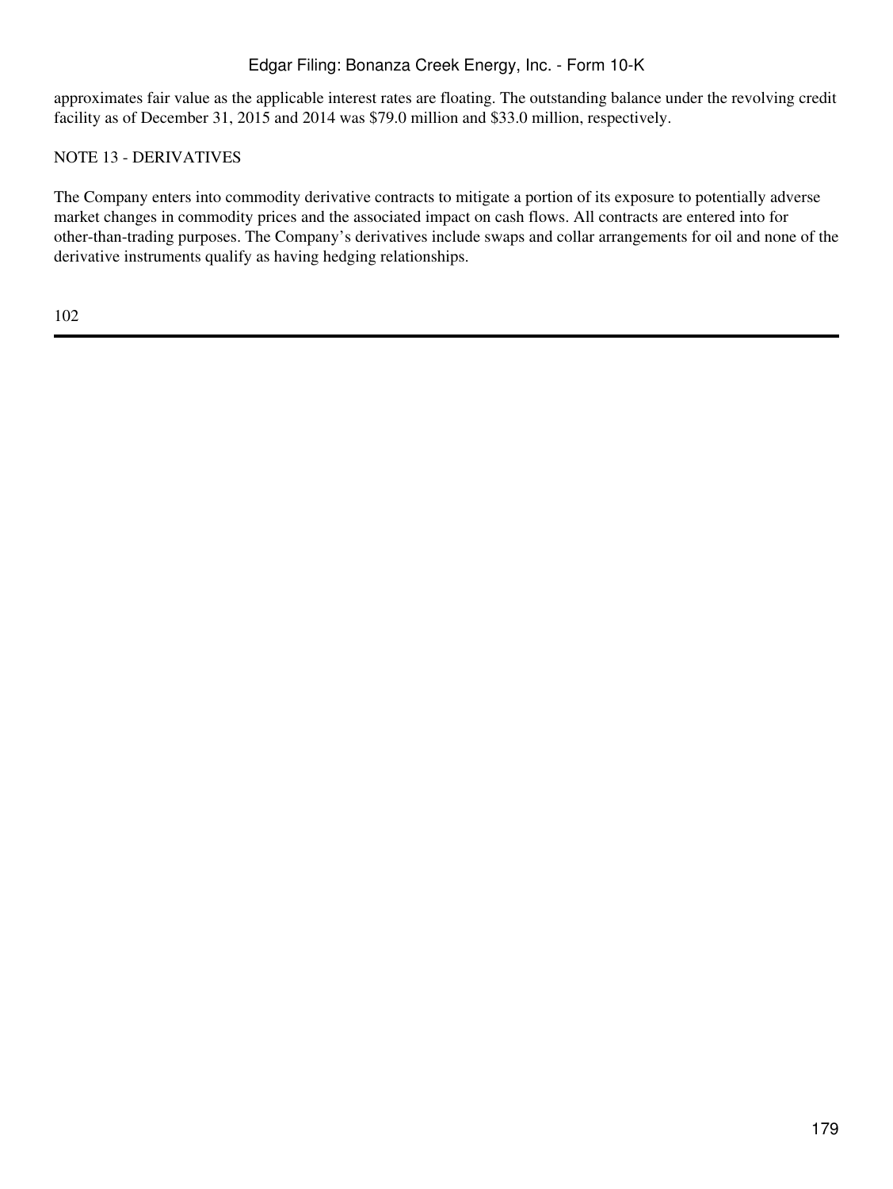approximates fair value as the applicable interest rates are floating. The outstanding balance under the revolving credit facility as of December 31, 2015 and 2014 was $79.0 million and $33.0 million, respectively.

## NOTE 13 - DERIVATIVES

The Company enters into commodity derivative contracts to mitigate a portion of its exposure to potentially adverse market changes in commodity prices and the associated impact on cash flows. All contracts are entered into for other-than-trading purposes. The Company's derivatives include swaps and collar arrangements for oil and none of the derivative instruments qualify as having hedging relationships.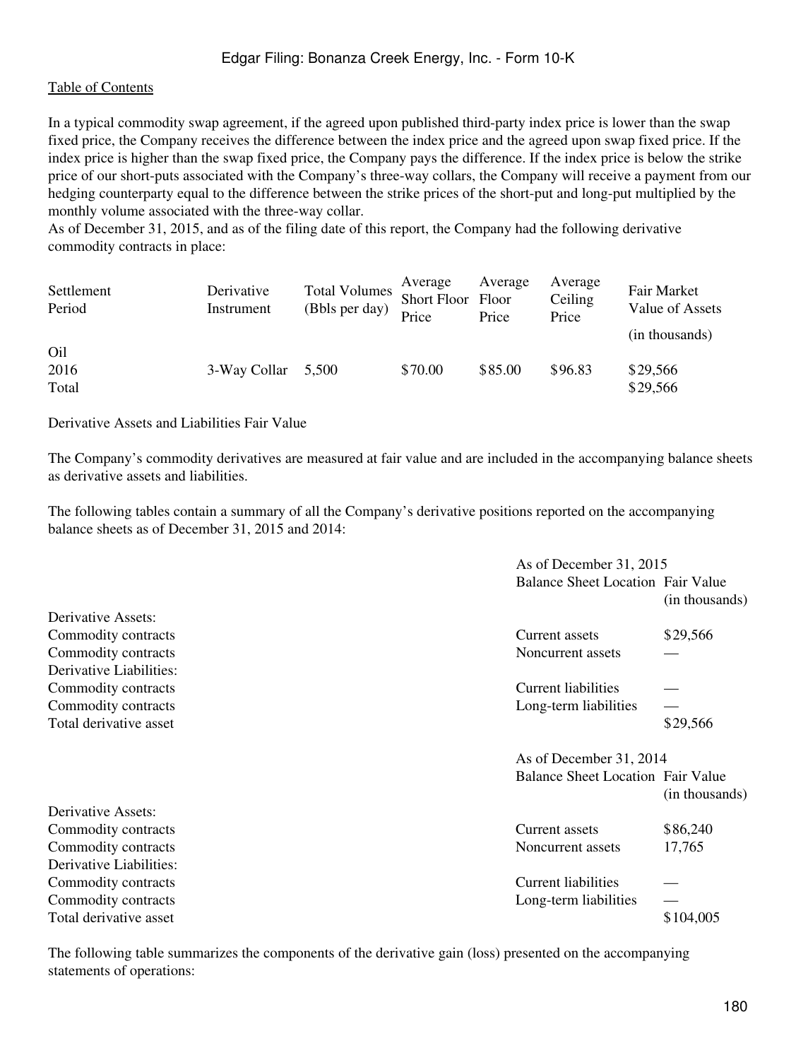In a typical commodity swap agreement, if the agreed upon published third-party index price is lower than the swap fixed price, the Company receives the difference between the index price and the agreed upon swap fixed price. If the index price is higher than the swap fixed price, the Company pays the difference. If the index price is below the strike price of our short-puts associated with the Company's three-way collars, the Company will receive a payment from our hedging counterparty equal to the difference between the strike prices of the short-put and long-put multiplied by the monthly volume associated with the three-way collar.

As of December 31, 2015, and as of the filing date of this report, the Company had the following derivative commodity contracts in place:

| Settlement Period | Derivative Instrument | Total Volumes (Bbls per day) | Average Short Floor Price | Average Floor Price | Average Ceiling Price | Fair Market Value of Assets (in thousands) |
|---|---|---|---|---|---|---|
| Oil | | | | | | |
| 2016 | 3-Way Collar | 5,500 | $70.00 | $85.00 | $96.83 | $29,566 |
| Total | | | | | | $29,566 |

Derivative Assets and Liabilities Fair Value

The Company's commodity derivatives are measured at fair value and are included in the accompanying balance sheets as derivative assets and liabilities.

The following tables contain a summary of all the Company's derivative positions reported on the accompanying balance sheets as of December 31, 2015 and 2014:

| | As of December 31, 2015 | |
|---|---|---|
| | Balance Sheet Location | Fair Value (in thousands) |
| Derivative Assets: | | |
| Commodity contracts | Current assets | $29,566 |
| Commodity contracts | Noncurrent assets | — |
| Derivative Liabilities: | | |
| Commodity contracts | Current liabilities | — |
| Commodity contracts | Long-term liabilities | — |
| Total derivative asset | | $29,566 |

| | As of December 31, 2014 | |
|---|---|---|
| | Balance Sheet Location | Fair Value (in thousands) |
| Derivative Assets: | | |
| Commodity contracts | Current assets | $86,240 |
| Commodity contracts | Noncurrent assets | 17,765 |
| Derivative Liabilities: | | |
| Commodity contracts | Current liabilities | — |
| Commodity contracts | Long-term liabilities | — |
| Total derivative asset | | $104,005 |

The following table summarizes the components of the derivative gain (loss) presented on the accompanying statements of operations: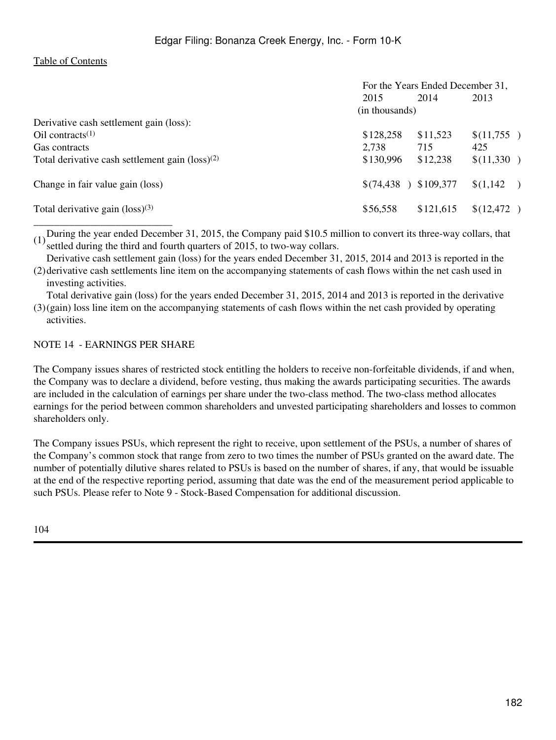| | For the Years Ended December 31, | | |
|---|---|---|---|
| | 2015 | 2014 | 2013 |
| | (in thousands) | | |
| Derivative cash settlement gain (loss): | | | |
| Oil contracts[(1)] | $128,258 | $11,523 | $(11,755) |
| Gas contracts | 2,738 | 715 | 425 |
| Total derivative cash settlement gain (loss)[(2)] | $130,996 | $12,238 | $(11,330) |
| Change in fair value gain (loss) | $(74,438) | $109,377 | $(1,142) |
| Total derivative gain (loss)[(3)] | $56,558 | $121,615 | $(12,472) |

(1) During the year ended December 31, 2015, the Company paid $10.5 million to convert its three-way collars, that settled during the third and fourth quarters of 2015, to two-way collars.

(2) Derivative cash settlement gain (loss) for the years ended December 31, 2015, 2014 and 2013 is reported in the derivative cash settlements line item on the accompanying statements of cash flows within the net cash used in investing activities.

(3) Total derivative gain (loss) for the years ended December 31, 2015, 2014 and 2013 is reported in the derivative (gain) loss line item on the accompanying statements of cash flows within the net cash provided by operating activities.

## NOTE 14 - EARNINGS PER SHARE

The Company issues shares of restricted stock entitling the holders to receive non-forfeitable dividends, if and when, the Company was to declare a dividend, before vesting, thus making the awards participating securities. The awards are included in the calculation of earnings per share under the two-class method. The two-class method allocates earnings for the period between common shareholders and unvested participating shareholders and losses to common shareholders only.

The Company issues PSUs, which represent the right to receive, upon settlement of the PSUs, a number of shares of the Company's common stock that range from zero to two times the number of PSUs granted on the award date. The number of potentially dilutive shares related to PSUs is based on the number of shares, if any, that would be issuable at the end of the respective reporting period, assuming that date was the end of the measurement period applicable to such PSUs. Please refer to Note 9 - Stock-Based Compensation for additional discussion.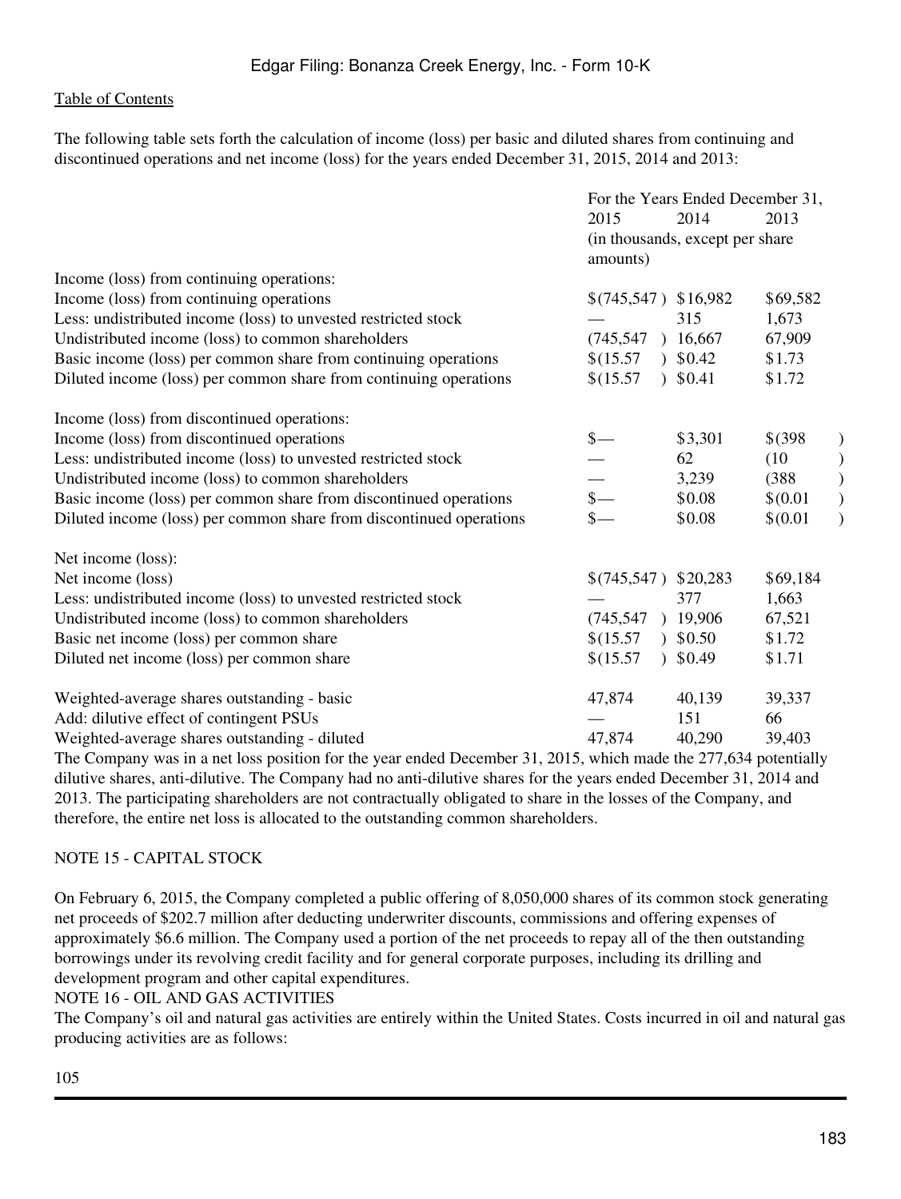Table of Contents

The following table sets forth the calculation of income (loss) per basic and diluted shares from continuing and discontinued operations and net income (loss) for the years ended December 31, 2015, 2014 and 2013:

| | For the Years Ended December 31, | | |
|---|---|---|---|
| | 2015 | 2014 | 2013 |
| | (in thousands, except per share amounts) | | |
| Income (loss) from continuing operations: | | | |
| Income (loss) from continuing operations | $(745,547) | $16,982 | $69,582 |
| Less: undistributed income (loss) to unvested restricted stock | — | 315 | 1,673 |
| Undistributed income (loss) to common shareholders | (745,547) | 16,667 | 67,909 |
| Basic income (loss) per common share from continuing operations | $(15.57) | $0.42 | $1.73 |
| Diluted income (loss) per common share from continuing operations | $(15.57) | $0.41 | $1.72 |
| | | | |
| Income (loss) from discontinued operations: | | | |
| Income (loss) from discontinued operations | $— | $3,301 | $(398) |
| Less: undistributed income (loss) to unvested restricted stock | — | 62 | (10) |
| Undistributed income (loss) to common shareholders | — | 3,239 | (388) |
| Basic income (loss) per common share from discontinued operations | $— | $0.08 | $(0.01) |
| Diluted income (loss) per common share from discontinued operations | $— | $0.08 | $(0.01) |
| | | | |
| Net income (loss): | | | |
| Net income (loss) | $(745,547) | $20,283 | $69,184 |
| Less: undistributed income (loss) to unvested restricted stock | — | 377 | 1,663 |
| Undistributed income (loss) to common shareholders | (745,547) | 19,906 | 67,521 |
| Basic net income (loss) per common share | $(15.57) | $0.50 | $1.72 |
| Diluted net income (loss) per common share | $(15.57) | $0.49 | $1.71 |
| | | | |
| Weighted-average shares outstanding - basic | 47,874 | 40,139 | 39,337 |
| Add: dilutive effect of contingent PSUs | — | 151 | 66 |
| Weighted-average shares outstanding - diluted | 47,874 | 40,290 | 39,403 |

The Company was in a net loss position for the year ended December 31, 2015, which made the 277,634 potentially dilutive shares, anti-dilutive. The Company had no anti-dilutive shares for the years ended December 31, 2014 and 2013. The participating shareholders are not contractually obligated to share in the losses of the Company, and therefore, the entire net loss is allocated to the outstanding common shareholders.

## NOTE 15 - CAPITAL STOCK

On February 6, 2015, the Company completed a public offering of 8,050,000 shares of its common stock generating net proceeds of $202.7 million after deducting underwriter discounts, commissions and offering expenses of approximately $6.6 million. The Company used a portion of the net proceeds to repay all of the then outstanding borrowings under its revolving credit facility and for general corporate purposes, including its drilling and development program and other capital expenditures.

## NOTE 16 - OIL AND GAS ACTIVITIES

The Company's oil and natural gas activities are entirely within the United States. Costs incurred in oil and natural gas producing activities are as follows: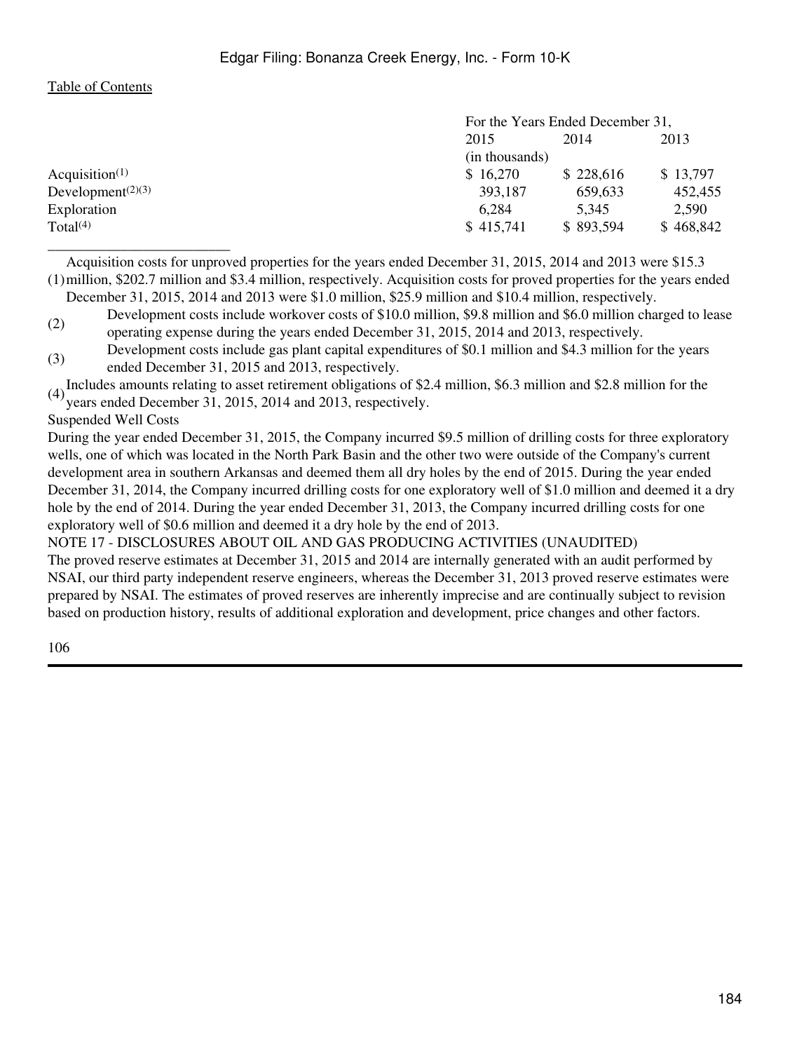| | For the Years Ended December 31, | | |
|---|---|---|---|
| | 2015 | 2014 | 2013 |
| | (in thousands) | | |
| Acquisition[(1)] | $ 16,270 | $ 228,616 | $ 13,797 |
| Development[(2)(3)] | 393,187 | 659,633 | 452,455 |
| Exploration | 6,284 | 5,345 | 2,590 |
| Total[(4)] | $ 415,741 | $ 893,594 | $ 468,842 |

_________________________

(1) Acquisition costs for unproved properties for the years ended December 31, 2015, 2014 and 2013 were $15.3 million, $202.7 million and $3.4 million, respectively. Acquisition costs for proved properties for the years ended December 31, 2015, 2014 and 2013 were $1.0 million, $25.9 million and $10.4 million, respectively.

(2) Development costs include workover costs of $10.0 million, $9.8 million and $6.0 million charged to lease operating expense during the years ended December 31, 2015, 2014 and 2013, respectively.

(3) Development costs include gas plant capital expenditures of $0.1 million and $4.3 million for the years ended December 31, 2015 and 2013, respectively.

(4) Includes amounts relating to asset retirement obligations of $2.4 million, $6.3 million and $2.8 million for the years ended December 31, 2015, 2014 and 2013, respectively.

Suspended Well Costs

During the year ended December 31, 2015, the Company incurred $9.5 million of drilling costs for three exploratory wells, one of which was located in the North Park Basin and the other two were outside of the Company's current development area in southern Arkansas and deemed them all dry holes by the end of 2015. During the year ended December 31, 2014, the Company incurred drilling costs for one exploratory well of $1.0 million and deemed it a dry hole by the end of 2014. During the year ended December 31, 2013, the Company incurred drilling costs for one exploratory well of $0.6 million and deemed it a dry hole by the end of 2013.

NOTE 17 - DISCLOSURES ABOUT OIL AND GAS PRODUCING ACTIVITIES (UNAUDITED)

The proved reserve estimates at December 31, 2015 and 2014 are internally generated with an audit performed by NSAI, our third party independent reserve engineers, whereas the December 31, 2013 proved reserve estimates were prepared by NSAI. The estimates of proved reserves are inherently imprecise and are continually subject to revision based on production history, results of additional exploration and development, price changes and other factors.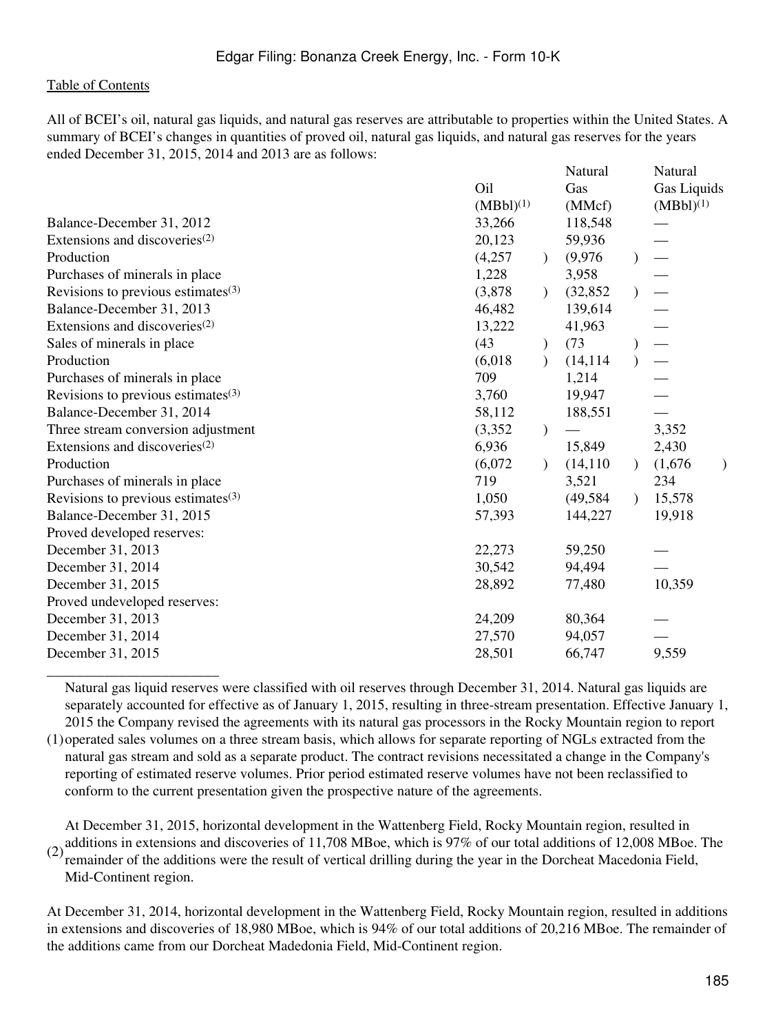All of BCEI's oil, natural gas liquids, and natural gas reserves are attributable to properties within the United States. A summary of BCEI's changes in quantities of proved oil, natural gas liquids, and natural gas reserves for the years ended December 31, 2015, 2014 and 2013 are as follows:

| | Oil (MBbl)[1] | Natural Gas (MMcf) | Natural Gas Liquids (MBbl)[1] |
|---|---|---|---|
| Balance-December 31, 2012 | 33,266 | 118,548 | — |
| Extensions and discoveries[2] | 20,123 | 59,936 | — |
| Production | (4,257) | (9,976) | — |
| Purchases of minerals in place | 1,228 | 3,958 | — |
| Revisions to previous estimates[3] | (3,878) | (32,852) | — |
| Balance-December 31, 2013 | 46,482 | 139,614 | — |
| Extensions and discoveries[2] | 13,222 | 41,963 | — |
| Sales of minerals in place | (43) | (73) | — |
| Production | (6,018) | (14,114) | — |
| Purchases of minerals in place | 709 | 1,214 | — |
| Revisions to previous estimates[3] | 3,760 | 19,947 | — |
| Balance-December 31, 2014 | 58,112 | 188,551 | — |
| Three stream conversion adjustment | (3,352) | — | 3,352 |
| Extensions and discoveries[2] | 6,936 | 15,849 | 2,430 |
| Production | (6,072) | (14,110) | (1,676) |
| Purchases of minerals in place | 719 | 3,521 | 234 |
| Revisions to previous estimates[3] | 1,050 | (49,584) | 15,578 |
| Balance-December 31, 2015 | 57,393 | 144,227 | 19,918 |
| Proved developed reserves: | | | |
| December 31, 2013 | 22,273 | 59,250 | — |
| December 31, 2014 | 30,542 | 94,494 | — |
| December 31, 2015 | 28,892 | 77,480 | 10,359 |
| Proved undeveloped reserves: | | | |
| December 31, 2013 | 24,209 | 80,364 | — |
| December 31, 2014 | 27,570 | 94,057 | — |
| December 31, 2015 | 28,501 | 66,747 | 9,559 |

_______________________

(1) Natural gas liquid reserves were classified with oil reserves through December 31, 2014. Natural gas liquids are separately accounted for effective as of January 1, 2015, resulting in three-stream presentation. Effective January 1, 2015 the Company revised the agreements with its natural gas processors in the Rocky Mountain region to report operated sales volumes on a three stream basis, which allows for separate reporting of NGLs extracted from the natural gas stream and sold as a separate product. The contract revisions necessitated a change in the Company's reporting of estimated reserve volumes. Prior period estimated reserve volumes have not been reclassified to conform to the current presentation given the prospective nature of the agreements.

(2) At December 31, 2015, horizontal development in the Wattenberg Field, Rocky Mountain region, resulted in additions in extensions and discoveries of 11,708 MBoe, which is 97% of our total additions of 12,008 MBoe. The remainder of the additions were the result of vertical drilling during the year in the Dorcheat Macedonia Field, Mid-Continent region.

At December 31, 2014, horizontal development in the Wattenberg Field, Rocky Mountain region, resulted in additions in extensions and discoveries of 18,980 MBoe, which is 94% of our total additions of 20,216 MBoe. The remainder of the additions came from our Dorcheat Madedonia Field, Mid-Continent region.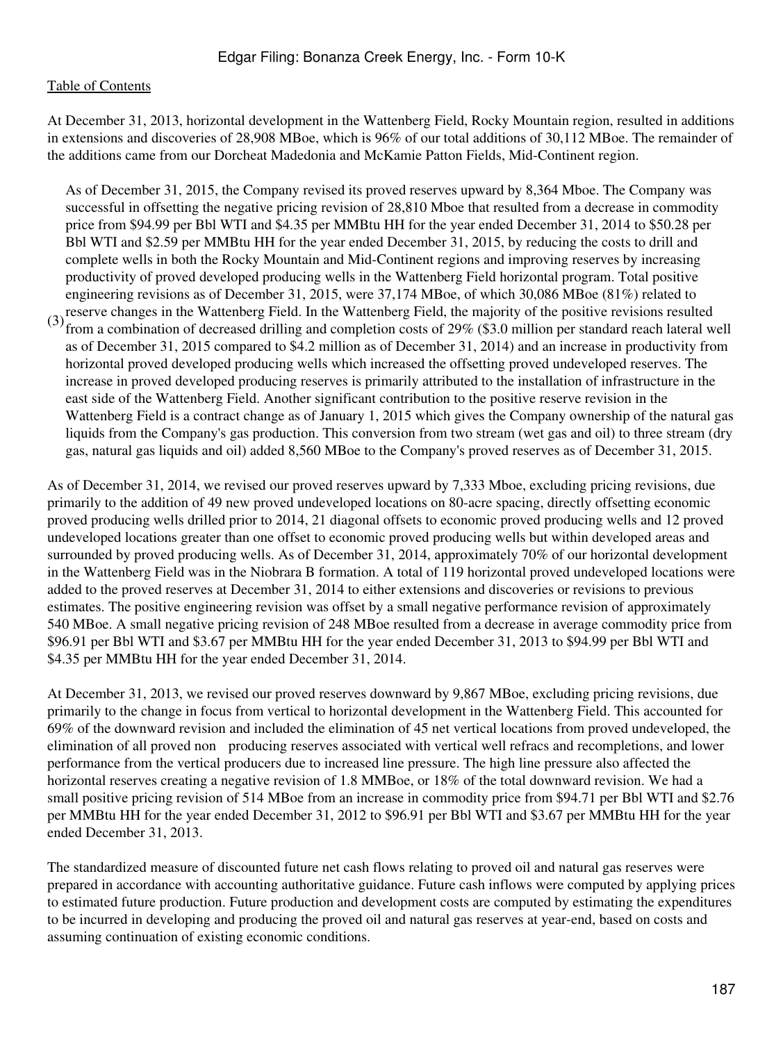At December 31, 2013, horizontal development in the Wattenberg Field, Rocky Mountain region, resulted in additions in extensions and discoveries of 28,908 MBoe, which is 96% of our total additions of 30,112 MBoe. The remainder of the additions came from our Dorcheat Madedonia and McKamie Patton Fields, Mid-Continent region.

(3) As of December 31, 2015, the Company revised its proved reserves upward by 8,364 Mboe. The Company was successful in offsetting the negative pricing revision of 28,810 Mboe that resulted from a decrease in commodity price from $94.99 per Bbl WTI and $4.35 per MMBtu HH for the year ended December 31, 2014 to $50.28 per Bbl WTI and $2.59 per MMBtu HH for the year ended December 31, 2015, by reducing the costs to drill and complete wells in both the Rocky Mountain and Mid-Continent regions and improving reserves by increasing productivity of proved developed producing wells in the Wattenberg Field horizontal program. Total positive engineering revisions as of December 31, 2015, were 37,174 MBoe, of which 30,086 MBoe (81%) related to reserve changes in the Wattenberg Field. In the Wattenberg Field, the majority of the positive revisions resulted from a combination of decreased drilling and completion costs of 29% ($3.0 million per standard reach lateral well as of December 31, 2015 compared to $4.2 million as of December 31, 2014) and an increase in productivity from horizontal proved developed producing wells which increased the offsetting proved undeveloped reserves. The increase in proved developed producing reserves is primarily attributed to the installation of infrastructure in the east side of the Wattenberg Field. Another significant contribution to the positive reserve revision in the Wattenberg Field is a contract change as of January 1, 2015 which gives the Company ownership of the natural gas liquids from the Company's gas production. This conversion from two stream (wet gas and oil) to three stream (dry gas, natural gas liquids and oil) added 8,560 MBoe to the Company's proved reserves as of December 31, 2015.

As of December 31, 2014, we revised our proved reserves upward by 7,333 Mboe, excluding pricing revisions, due primarily to the addition of 49 new proved undeveloped locations on 80-acre spacing, directly offsetting economic proved producing wells drilled prior to 2014, 21 diagonal offsets to economic proved producing wells and 12 proved undeveloped locations greater than one offset to economic proved producing wells but within developed areas and surrounded by proved producing wells. As of December 31, 2014, approximately 70% of our horizontal development in the Wattenberg Field was in the Niobrara B formation. A total of 119 horizontal proved undeveloped locations were added to the proved reserves at December 31, 2014 to either extensions and discoveries or revisions to previous estimates. The positive engineering revision was offset by a small negative performance revision of approximately 540 MBoe. A small negative pricing revision of 248 MBoe resulted from a decrease in average commodity price from $96.91 per Bbl WTI and $3.67 per MMBtu HH for the year ended December 31, 2013 to $94.99 per Bbl WTI and $4.35 per MMBtu HH for the year ended December 31, 2014.

At December 31, 2013, we revised our proved reserves downward by 9,867 MBoe, excluding pricing revisions, due primarily to the change in focus from vertical to horizontal development in the Wattenberg Field. This accounted for 69% of the downward revision and included the elimination of 45 net vertical locations from proved undeveloped, the elimination of all proved non producing reserves associated with vertical well refracs and recompletions, and lower performance from the vertical producers due to increased line pressure. The high line pressure also affected the horizontal reserves creating a negative revision of 1.8 MMBoe, or 18% of the total downward revision. We had a small positive pricing revision of 514 MBoe from an increase in commodity price from $94.71 per Bbl WTI and $2.76 per MMBtu HH for the year ended December 31, 2012 to $96.91 per Bbl WTI and $3.67 per MMBtu HH for the year ended December 31, 2013.

The standardized measure of discounted future net cash flows relating to proved oil and natural gas reserves were prepared in accordance with accounting authoritative guidance. Future cash inflows were computed by applying prices to estimated future production. Future production and development costs are computed by estimating the expenditures to be incurred in developing and producing the proved oil and natural gas reserves at year-end, based on costs and assuming continuation of existing economic conditions.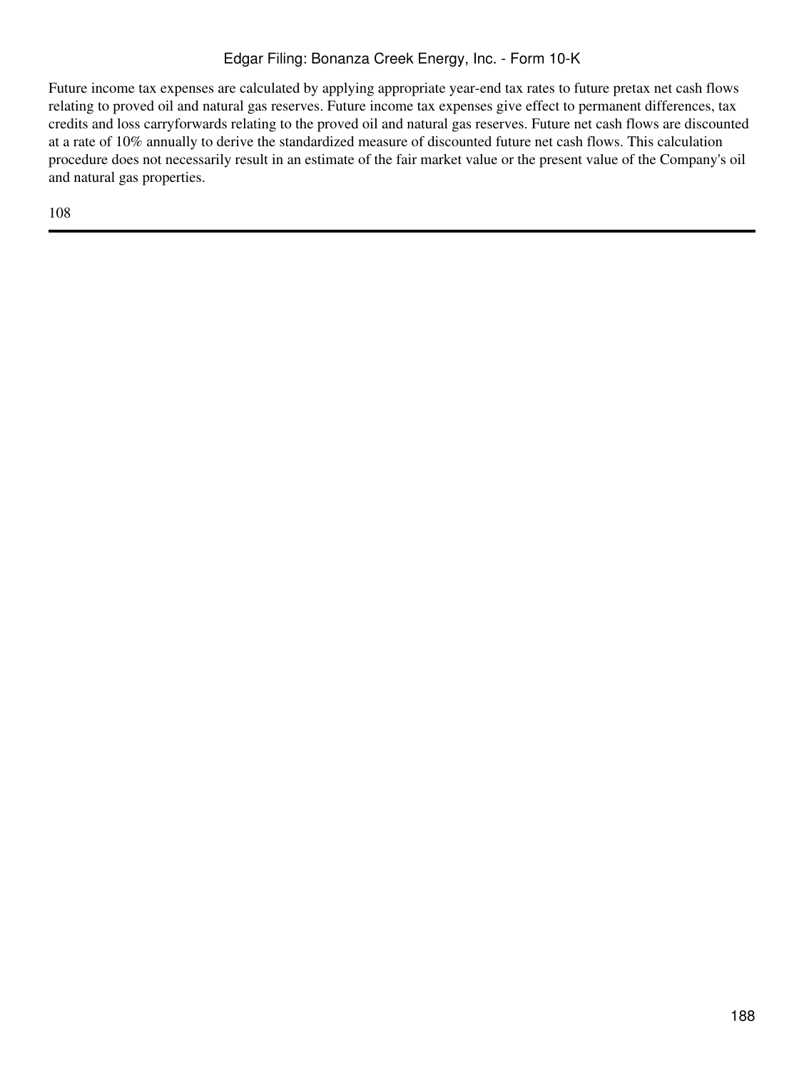Future income tax expenses are calculated by applying appropriate year-end tax rates to future pretax net cash flows relating to proved oil and natural gas reserves. Future income tax expenses give effect to permanent differences, tax credits and loss carryforwards relating to the proved oil and natural gas reserves. Future net cash flows are discounted at a rate of 10% annually to derive the standardized measure of discounted future net cash flows. This calculation procedure does not necessarily result in an estimate of the fair market value or the present value of the Company's oil and natural gas properties.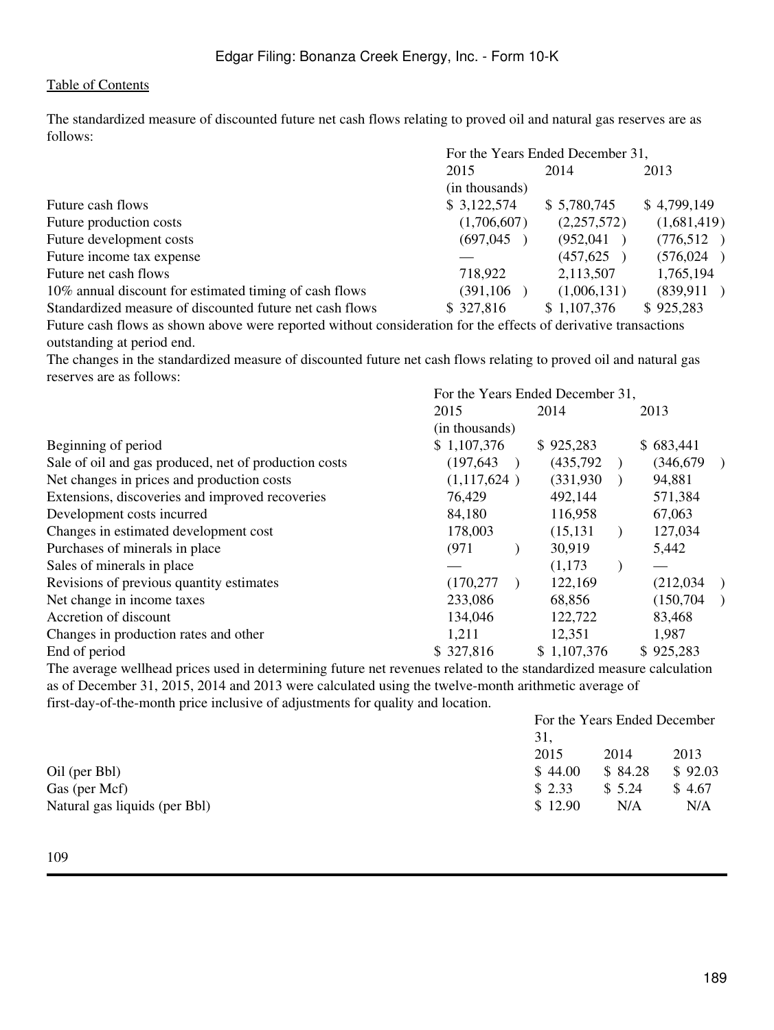The standardized measure of discounted future net cash flows relating to proved oil and natural gas reserves are as follows:

| | For the Years Ended December 31, | | |
|---|---|---|---|
| | 2015 | 2014 | 2013 |
| | (in thousands) | | |
| Future cash flows | $ 3,122,574 | $ 5,780,745 | $ 4,799,149 |
| Future production costs | (1,706,607) | (2,257,572) | (1,681,419) |
| Future development costs | (697,045) | (952,041) | (776,512) |
| Future income tax expense | — | (457,625) | (576,024) |
| Future net cash flows | 718,922 | 2,113,507 | 1,765,194 |
| 10% annual discount for estimated timing of cash flows | (391,106) | (1,006,131) | (839,911) |
| Standardized measure of discounted future net cash flows | $ 327,816 | $ 1,107,376 | $ 925,283 |

Future cash flows as shown above were reported without consideration for the effects of derivative transactions outstanding at period end.

The changes in the standardized measure of discounted future net cash flows relating to proved oil and natural gas reserves are as follows:

| | For the Years Ended December 31, | | |
|---|---|---|---|
| | 2015 | 2014 | 2013 |
| | (in thousands) | | |
| Beginning of period | $ 1,107,376 | $ 925,283 | $ 683,441 |
| Sale of oil and gas produced, net of production costs | (197,643) | (435,792) | (346,679) |
| Net changes in prices and production costs | (1,117,624) | (331,930) | 94,881 |
| Extensions, discoveries and improved recoveries | 76,429 | 492,144 | 571,384 |
| Development costs incurred | 84,180 | 116,958 | 67,063 |
| Changes in estimated development cost | 178,003 | (15,131) | 127,034 |
| Purchases of minerals in place | (971) | 30,919 | 5,442 |
| Sales of minerals in place | — | (1,173) | — |
| Revisions of previous quantity estimates | (170,277) | 122,169 | (212,034) |
| Net change in income taxes | 233,086 | 68,856 | (150,704) |
| Accretion of discount | 134,046 | 122,722 | 83,468 |
| Changes in production rates and other | 1,211 | 12,351 | 1,987 |
| End of period | $ 327,816 | $ 1,107,376 | $ 925,283 |

The average wellhead prices used in determining future net revenues related to the standardized measure calculation as of December 31, 2015, 2014 and 2013 were calculated using the twelve-month arithmetic average of first-day-of-the-month price inclusive of adjustments for quality and location.

| | For the Years Ended December 31, | | |
|---|---|---|---|
| | 2015 | 2014 | 2013 |
| Oil (per Bbl) | $ 44.00 | $ 84.28 | $ 92.03 |
| Gas (per Mcf) | $ 2.33 | $ 5.24 | $ 4.67 |
| Natural gas liquids (per Bbl) | $ 12.90 | N/A | N/A |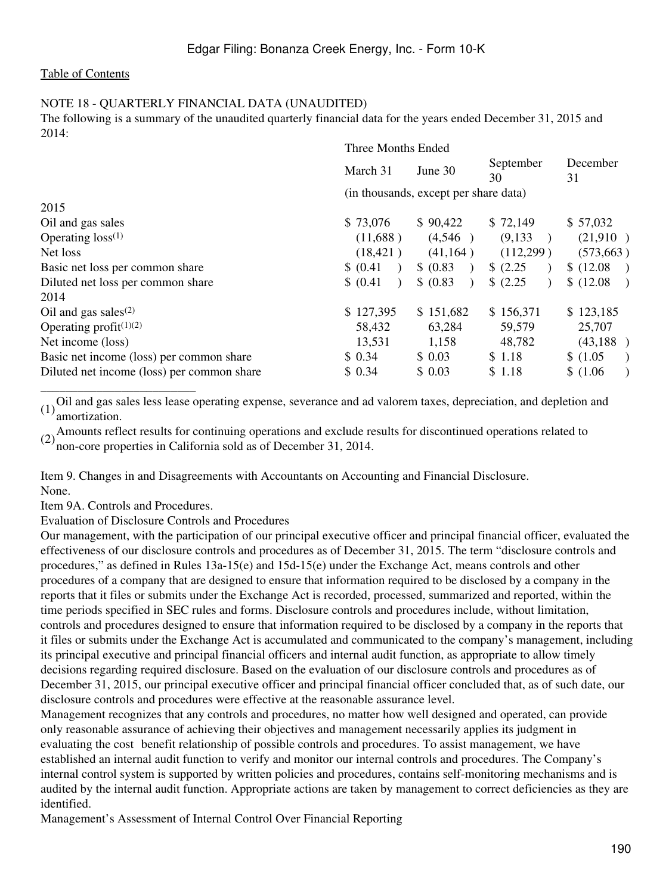Table of Contents

NOTE 18 - QUARTERLY FINANCIAL DATA (UNAUDITED)

The following is a summary of the unaudited quarterly financial data for the years ended December 31, 2015 and 2014:

| | Three Months Ended | | | |
|---|---|---|---|---|
| | March 31 | June 30 | September 30 | December 31 |
| | (in thousands, except per share data) | | | |
| 2015 | | | | |
| Oil and gas sales | $ 73,076 | $ 90,422 | $ 72,149 | $ 57,032 |
| Operating loss(1) | (11,688 ) | (4,546 ) | (9,133 ) | (21,910 ) |
| Net loss | (18,421 ) | (41,164 ) | (112,299 ) | (573,663 ) |
| Basic net loss per common share | $ (0.41 ) | $ (0.83 ) | $ (2.25 ) | $ (12.08 ) |
| Diluted net loss per common share | $ (0.41 ) | $ (0.83 ) | $ (2.25 ) | $ (12.08 ) |
| 2014 | | | | |
| Oil and gas sales(2) | $ 127,395 | $ 151,682 | $ 156,371 | $ 123,185 |
| Operating profit(1)(2) | 58,432 | 63,284 | 59,579 | 25,707 |
| Net income (loss) | 13,531 | 1,158 | 48,782 | (43,188 ) |
| Basic net income (loss) per common share | $ 0.34 | $ 0.03 | $ 1.18 | $ (1.05 ) |
| Diluted net income (loss) per common share | $ 0.34 | $ 0.03 | $ 1.18 | $ (1.06 ) |

(1) Oil and gas sales less lease operating expense, severance and ad valorem taxes, depreciation, and depletion and amortization.

(2) Amounts reflect results for continuing operations and exclude results for discontinued operations related to non-core properties in California sold as of December 31, 2014.

Item 9. Changes in and Disagreements with Accountants on Accounting and Financial Disclosure.

None.

Item 9A. Controls and Procedures.

Evaluation of Disclosure Controls and Procedures

Our management, with the participation of our principal executive officer and principal financial officer, evaluated the effectiveness of our disclosure controls and procedures as of December 31, 2015. The term "disclosure controls and procedures," as defined in Rules 13a-15(e) and 15d-15(e) under the Exchange Act, means controls and other procedures of a company that are designed to ensure that information required to be disclosed by a company in the reports that it files or submits under the Exchange Act is recorded, processed, summarized and reported, within the time periods specified in SEC rules and forms. Disclosure controls and procedures include, without limitation, controls and procedures designed to ensure that information required to be disclosed by a company in the reports that it files or submits under the Exchange Act is accumulated and communicated to the company's management, including its principal executive and principal financial officers and internal audit function, as appropriate to allow timely decisions regarding required disclosure. Based on the evaluation of our disclosure controls and procedures as of December 31, 2015, our principal executive officer and principal financial officer concluded that, as of such date, our disclosure controls and procedures were effective at the reasonable assurance level.

Management recognizes that any controls and procedures, no matter how well designed and operated, can provide only reasonable assurance of achieving their objectives and management necessarily applies its judgment in evaluating the cost benefit relationship of possible controls and procedures. To assist management, we have established an internal audit function to verify and monitor our internal controls and procedures. The Company's internal control system is supported by written policies and procedures, contains self-monitoring mechanisms and is audited by the internal audit function. Appropriate actions are taken by management to correct deficiencies as they are identified.

Management's Assessment of Internal Control Over Financial Reporting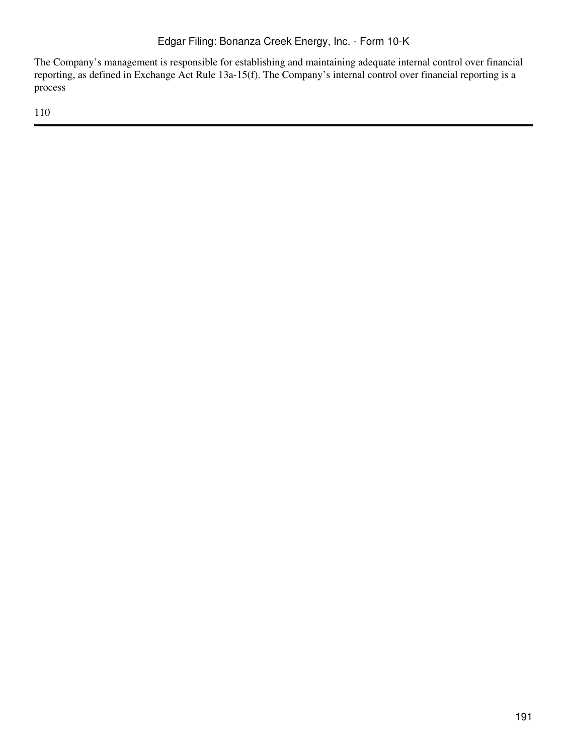The Company's management is responsible for establishing and maintaining adequate internal control over financial reporting, as defined in Exchange Act Rule 13a-15(f). The Company's internal control over financial reporting is a process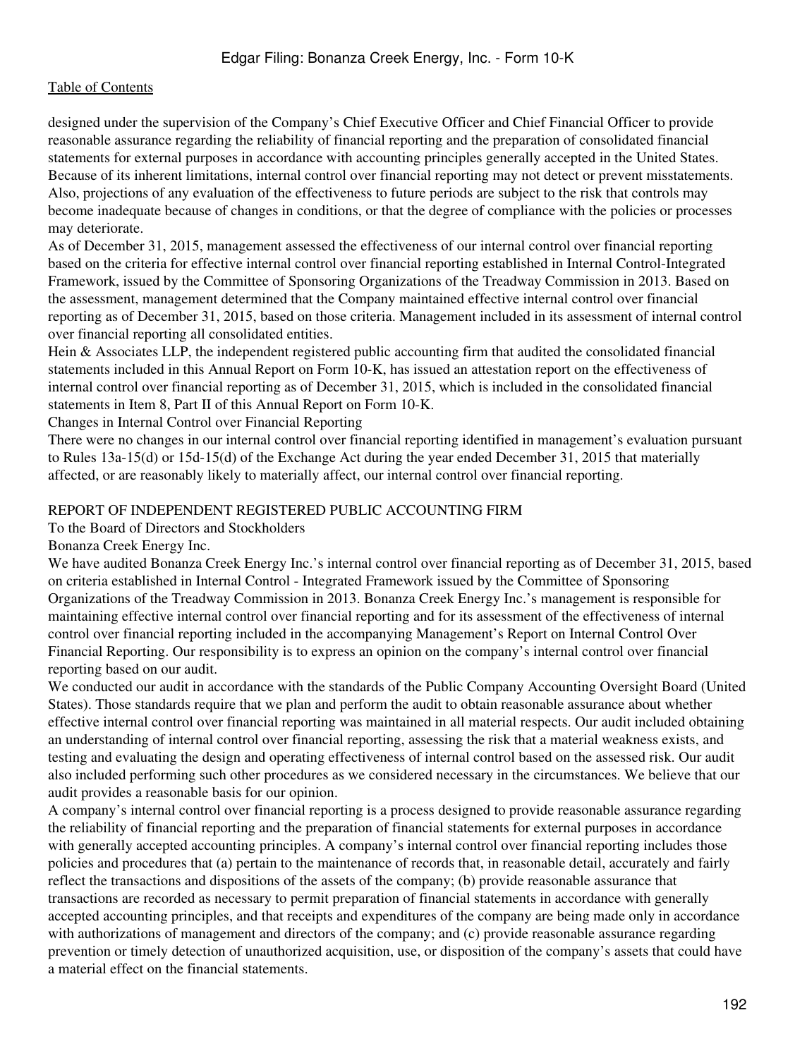designed under the supervision of the Company's Chief Executive Officer and Chief Financial Officer to provide reasonable assurance regarding the reliability of financial reporting and the preparation of consolidated financial statements for external purposes in accordance with accounting principles generally accepted in the United States. Because of its inherent limitations, internal control over financial reporting may not detect or prevent misstatements. Also, projections of any evaluation of the effectiveness to future periods are subject to the risk that controls may become inadequate because of changes in conditions, or that the degree of compliance with the policies or processes may deteriorate.

As of December 31, 2015, management assessed the effectiveness of our internal control over financial reporting based on the criteria for effective internal control over financial reporting established in Internal Control-Integrated Framework, issued by the Committee of Sponsoring Organizations of the Treadway Commission in 2013. Based on the assessment, management determined that the Company maintained effective internal control over financial reporting as of December 31, 2015, based on those criteria. Management included in its assessment of internal control over financial reporting all consolidated entities.

Hein & Associates LLP, the independent registered public accounting firm that audited the consolidated financial statements included in this Annual Report on Form 10-K, has issued an attestation report on the effectiveness of internal control over financial reporting as of December 31, 2015, which is included in the consolidated financial statements in Item 8, Part II of this Annual Report on Form 10-K.

### Changes in Internal Control over Financial Reporting

There were no changes in our internal control over financial reporting identified in management's evaluation pursuant to Rules 13a-15(d) or 15d-15(d) of the Exchange Act during the year ended December 31, 2015 that materially affected, or are reasonably likely to materially affect, our internal control over financial reporting.

## REPORT OF INDEPENDENT REGISTERED PUBLIC ACCOUNTING FIRM

To the Board of Directors and Stockholders

Bonanza Creek Energy Inc.

We have audited Bonanza Creek Energy Inc.'s internal control over financial reporting as of December 31, 2015, based on criteria established in Internal Control - Integrated Framework issued by the Committee of Sponsoring Organizations of the Treadway Commission in 2013. Bonanza Creek Energy Inc.'s management is responsible for maintaining effective internal control over financial reporting and for its assessment of the effectiveness of internal control over financial reporting included in the accompanying Management's Report on Internal Control Over Financial Reporting. Our responsibility is to express an opinion on the company's internal control over financial reporting based on our audit.

We conducted our audit in accordance with the standards of the Public Company Accounting Oversight Board (United States). Those standards require that we plan and perform the audit to obtain reasonable assurance about whether effective internal control over financial reporting was maintained in all material respects. Our audit included obtaining an understanding of internal control over financial reporting, assessing the risk that a material weakness exists, and testing and evaluating the design and operating effectiveness of internal control based on the assessed risk. Our audit also included performing such other procedures as we considered necessary in the circumstances. We believe that our audit provides a reasonable basis for our opinion.

A company's internal control over financial reporting is a process designed to provide reasonable assurance regarding the reliability of financial reporting and the preparation of financial statements for external purposes in accordance with generally accepted accounting principles. A company's internal control over financial reporting includes those policies and procedures that (a) pertain to the maintenance of records that, in reasonable detail, accurately and fairly reflect the transactions and dispositions of the assets of the company; (b) provide reasonable assurance that transactions are recorded as necessary to permit preparation of financial statements in accordance with generally accepted accounting principles, and that receipts and expenditures of the company are being made only in accordance with authorizations of management and directors of the company; and (c) provide reasonable assurance regarding prevention or timely detection of unauthorized acquisition, use, or disposition of the company's assets that could have a material effect on the financial statements.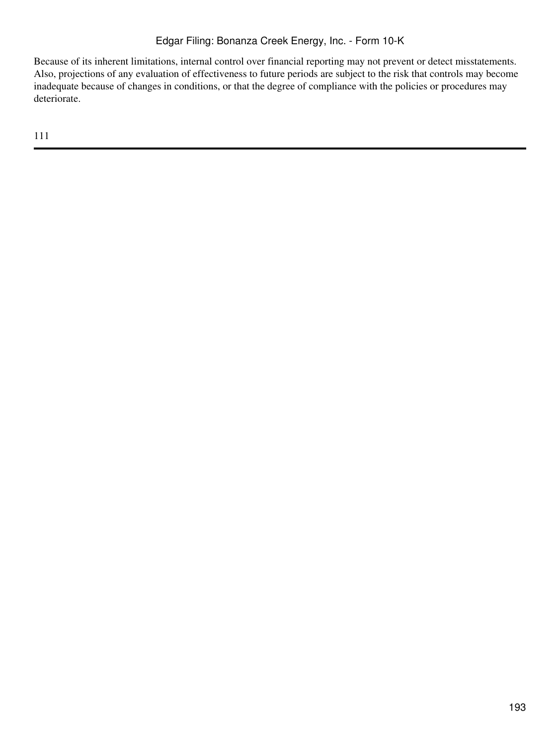Because of its inherent limitations, internal control over financial reporting may not prevent or detect misstatements. Also, projections of any evaluation of effectiveness to future periods are subject to the risk that controls may become inadequate because of changes in conditions, or that the degree of compliance with the policies or procedures may deteriorate.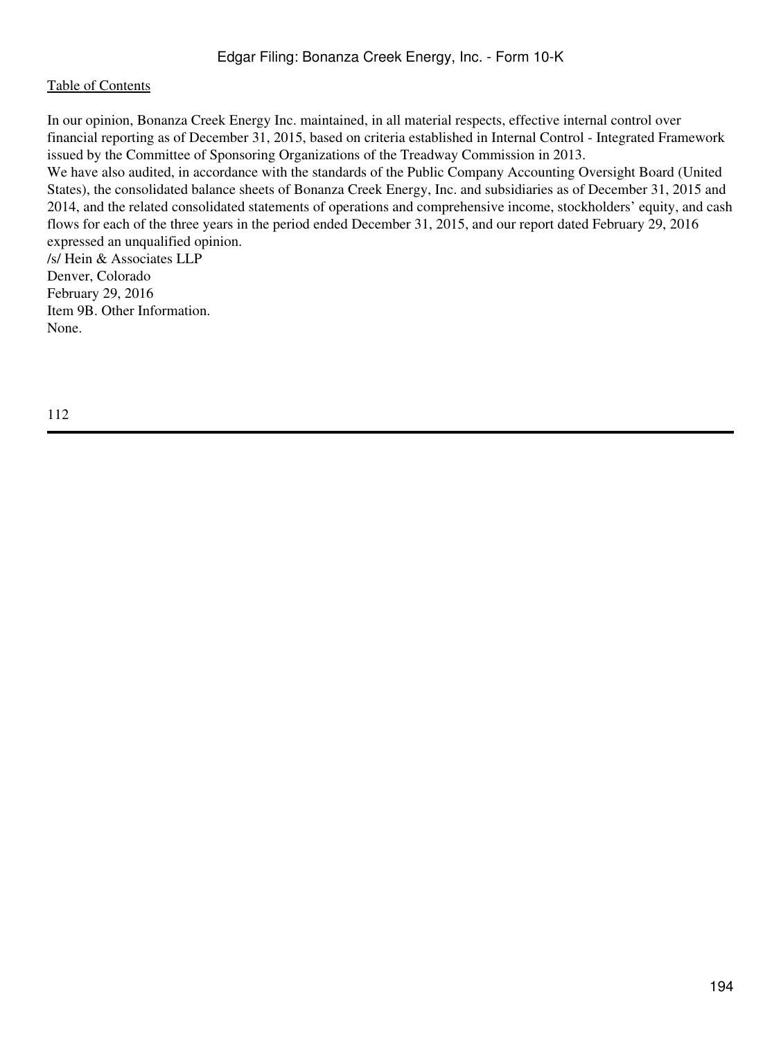In our opinion, Bonanza Creek Energy Inc. maintained, in all material respects, effective internal control over financial reporting as of December 31, 2015, based on criteria established in Internal Control - Integrated Framework issued by the Committee of Sponsoring Organizations of the Treadway Commission in 2013.

We have also audited, in accordance with the standards of the Public Company Accounting Oversight Board (United States), the consolidated balance sheets of Bonanza Creek Energy, Inc. and subsidiaries as of December 31, 2015 and 2014, and the related consolidated statements of operations and comprehensive income, stockholders' equity, and cash flows for each of the three years in the period ended December 31, 2015, and our report dated February 29, 2016 expressed an unqualified opinion.

/s/ Hein & Associates LLP
Denver, Colorado
February 29, 2016

Item 9B. Other Information.

None.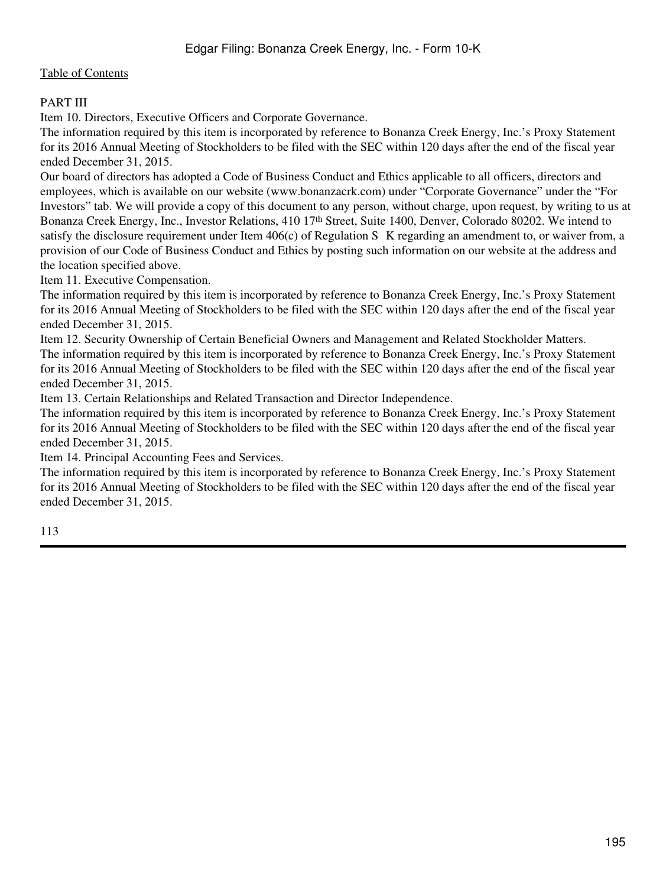[Table of Contents](#)

## PART III

### Item 10. Directors, Executive Officers and Corporate Governance.

The information required by this item is incorporated by reference to Bonanza Creek Energy, Inc.'s Proxy Statement for its 2016 Annual Meeting of Stockholders to be filed with the SEC within 120 days after the end of the fiscal year ended December 31, 2015.

Our board of directors has adopted a Code of Business Conduct and Ethics applicable to all officers, directors and employees, which is available on our website (www.bonanzacrk.com) under "Corporate Governance" under the "For Investors" tab. We will provide a copy of this document to any person, without charge, upon request, by writing to us at Bonanza Creek Energy, Inc., Investor Relations, 410 17th Street, Suite 1400, Denver, Colorado 80202. We intend to satisfy the disclosure requirement under Item 406(c) of Regulation S K regarding an amendment to, or waiver from, a provision of our Code of Business Conduct and Ethics by posting such information on our website at the address and the location specified above.

### Item 11. Executive Compensation.

The information required by this item is incorporated by reference to Bonanza Creek Energy, Inc.'s Proxy Statement for its 2016 Annual Meeting of Stockholders to be filed with the SEC within 120 days after the end of the fiscal year ended December 31, 2015.

### Item 12. Security Ownership of Certain Beneficial Owners and Management and Related Stockholder Matters.

The information required by this item is incorporated by reference to Bonanza Creek Energy, Inc.'s Proxy Statement for its 2016 Annual Meeting of Stockholders to be filed with the SEC within 120 days after the end of the fiscal year ended December 31, 2015.

### Item 13. Certain Relationships and Related Transaction and Director Independence.

The information required by this item is incorporated by reference to Bonanza Creek Energy, Inc.'s Proxy Statement for its 2016 Annual Meeting of Stockholders to be filed with the SEC within 120 days after the end of the fiscal year ended December 31, 2015.

### Item 14. Principal Accounting Fees and Services.

The information required by this item is incorporated by reference to Bonanza Creek Energy, Inc.'s Proxy Statement for its 2016 Annual Meeting of Stockholders to be filed with the SEC within 120 days after the end of the fiscal year ended December 31, 2015.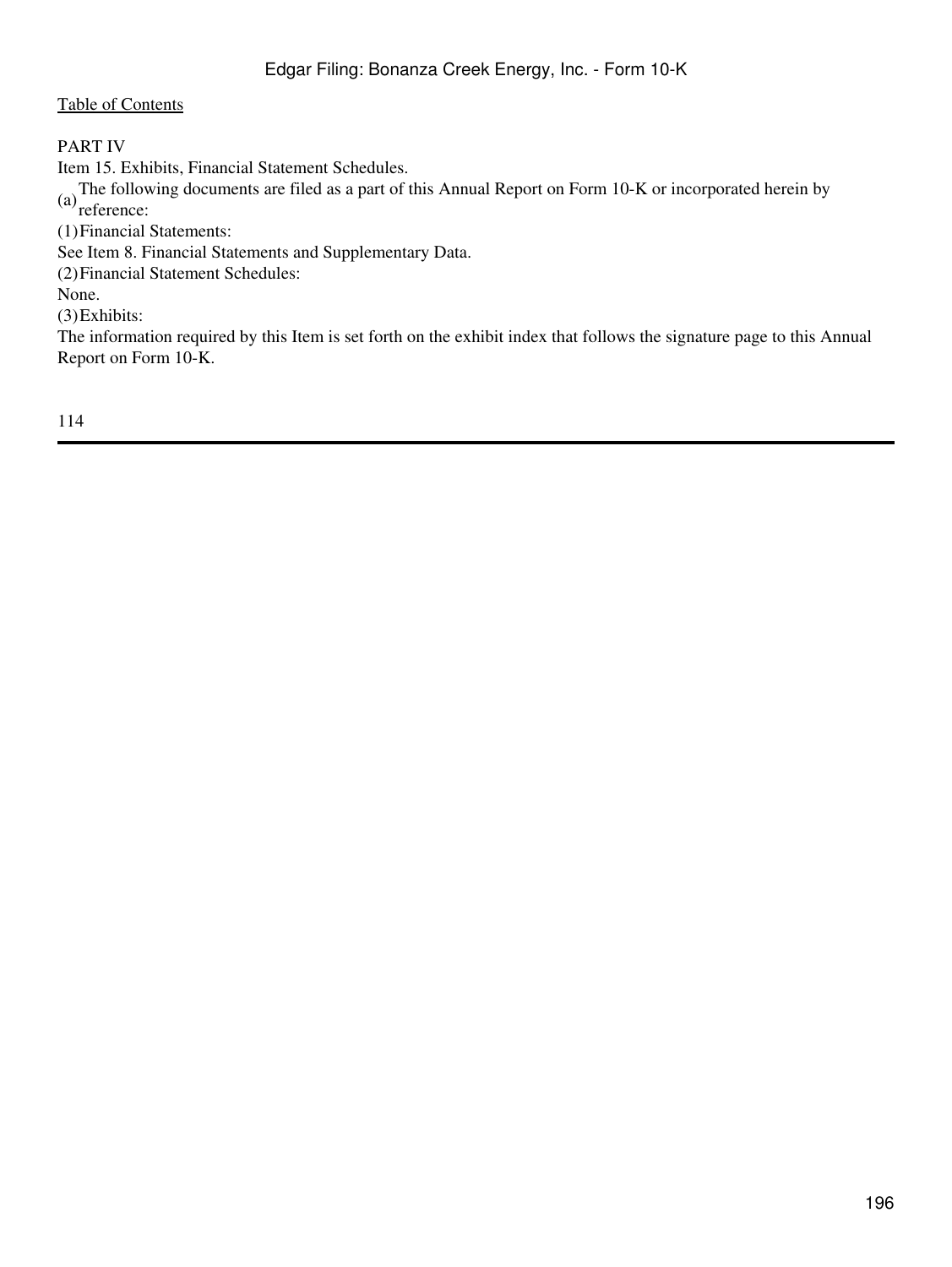[Table of Contents](#)

## PART IV

### Item 15. Exhibits, Financial Statement Schedules.

(a) The following documents are filed as a part of this Annual Report on Form 10-K or incorporated herein by reference:

(1) Financial Statements:

See Item 8. Financial Statements and Supplementary Data.

(2) Financial Statement Schedules:

None.

(3) Exhibits:

The information required by this Item is set forth on the exhibit index that follows the signature page to this Annual Report on Form 10-K.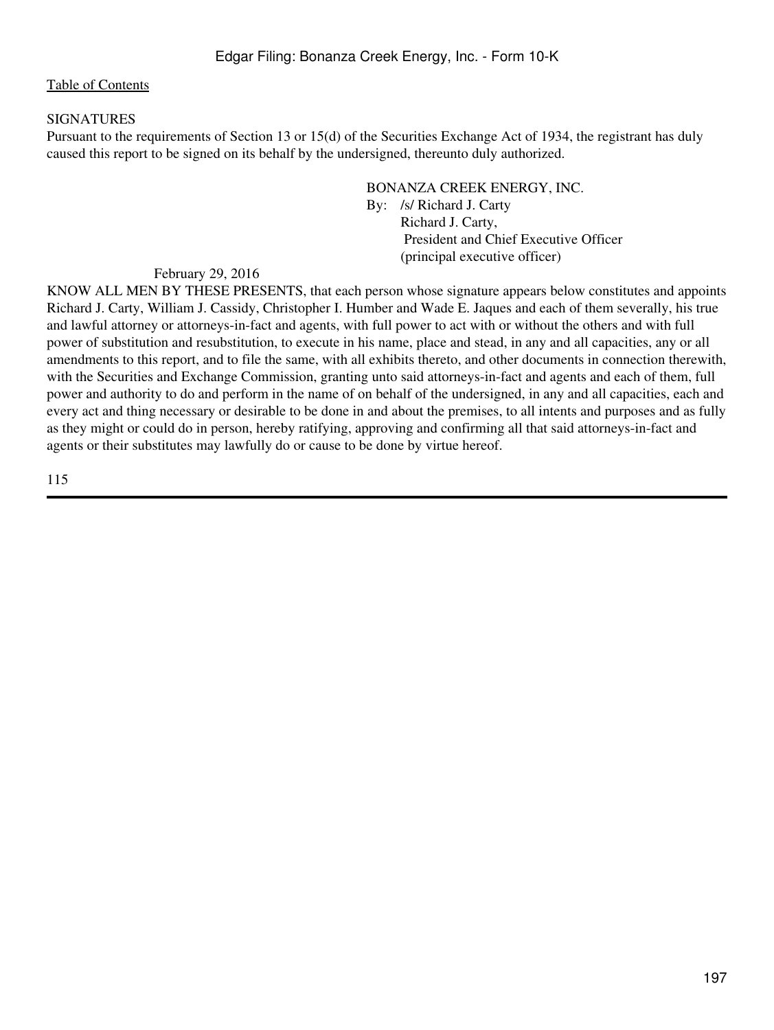[Table of Contents]

SIGNATURES

Pursuant to the requirements of Section 13 or 15(d) of the Securities Exchange Act of 1934, the registrant has duly caused this report to be signed on its behalf by the undersigned, thereunto duly authorized.

BONANZA CREEK ENERGY, INC.

By: /s/ Richard J. Carty
Richard J. Carty,
President and Chief Executive Officer
(principal executive officer)

February 29, 2016

KNOW ALL MEN BY THESE PRESENTS, that each person whose signature appears below constitutes and appoints Richard J. Carty, William J. Cassidy, Christopher I. Humber and Wade E. Jaques and each of them severally, his true and lawful attorney or attorneys-in-fact and agents, with full power to act with or without the others and with full power of substitution and resubstitution, to execute in his name, place and stead, in any and all capacities, any or all amendments to this report, and to file the same, with all exhibits thereto, and other documents in connection therewith, with the Securities and Exchange Commission, granting unto said attorneys-in-fact and agents and each of them, full power and authority to do and perform in the name of on behalf of the undersigned, in any and all capacities, each and every act and thing necessary or desirable to be done in and about the premises, to all intents and purposes and as fully as they might or could do in person, hereby ratifying, approving and confirming all that said attorneys-in-fact and agents or their substitutes may lawfully do or cause to be done by virtue hereof.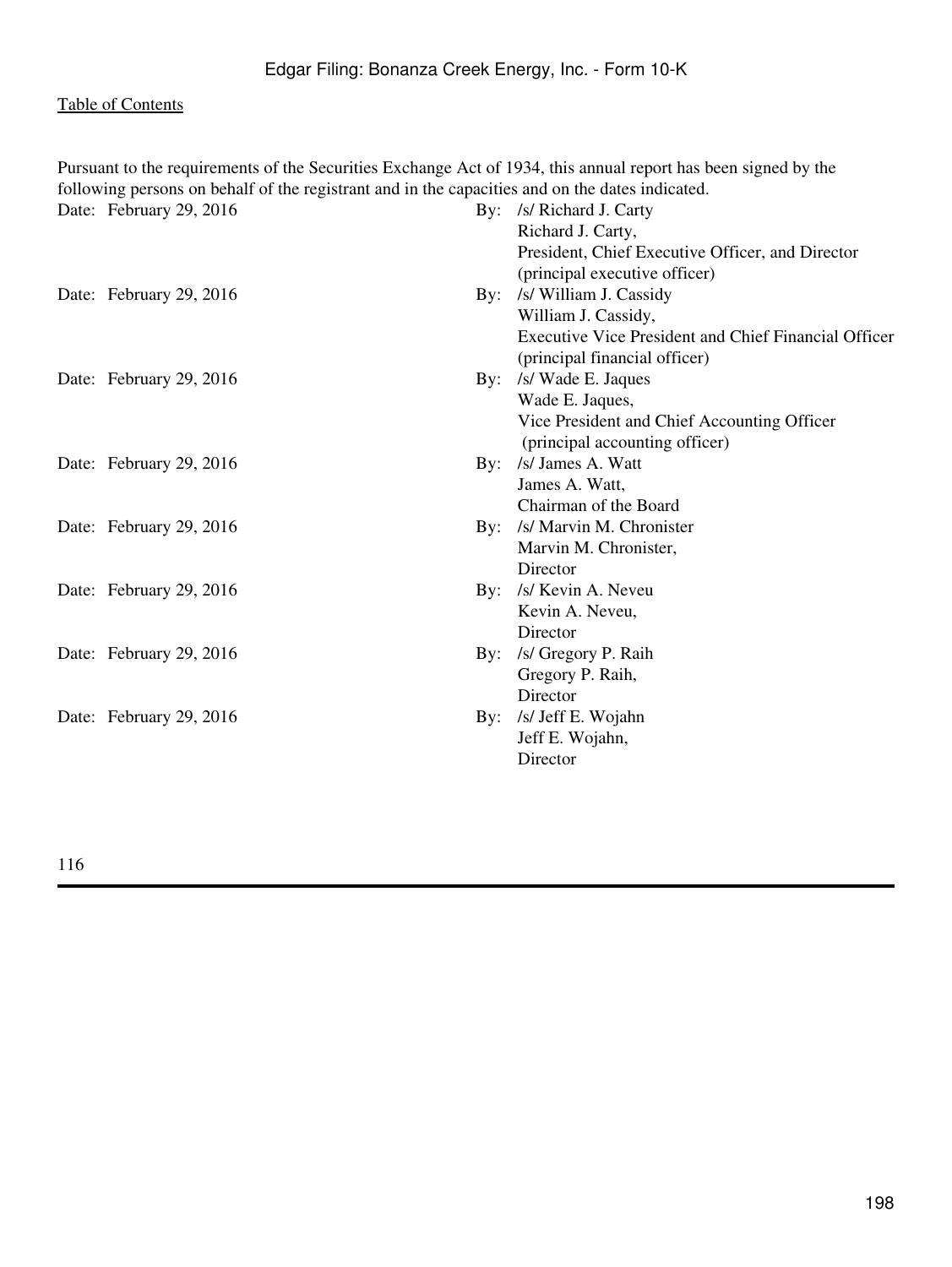Pursuant to the requirements of the Securities Exchange Act of 1934, this annual report has been signed by the following persons on behalf of the registrant and in the capacities and on the dates indicated.

| | |
|---|---|
| Date: February 29, 2016 | By: /s/ Richard J. Carty<br>Richard J. Carty,<br>President, Chief Executive Officer, and Director<br>(principal executive officer) |
| Date: February 29, 2016 | By: /s/ William J. Cassidy<br>William J. Cassidy,<br>Executive Vice President and Chief Financial Officer<br>(principal financial officer) |
| Date: February 29, 2016 | By: /s/ Wade E. Jaques<br>Wade E. Jaques,<br>Vice President and Chief Accounting Officer<br>(principal accounting officer) |
| Date: February 29, 2016 | By: /s/ James A. Watt<br>James A. Watt,<br>Chairman of the Board |
| Date: February 29, 2016 | By: /s/ Marvin M. Chronister<br>Marvin M. Chronister,<br>Director |
| Date: February 29, 2016 | By: /s/ Kevin A. Neveu<br>Kevin A. Neveu,<br>Director |
| Date: February 29, 2016 | By: /s/ Gregory P. Raih<br>Gregory P. Raih,<br>Director |
| Date: February 29, 2016 | By: /s/ Jeff E. Wojahn<br>Jeff E. Wojahn,<br>Director |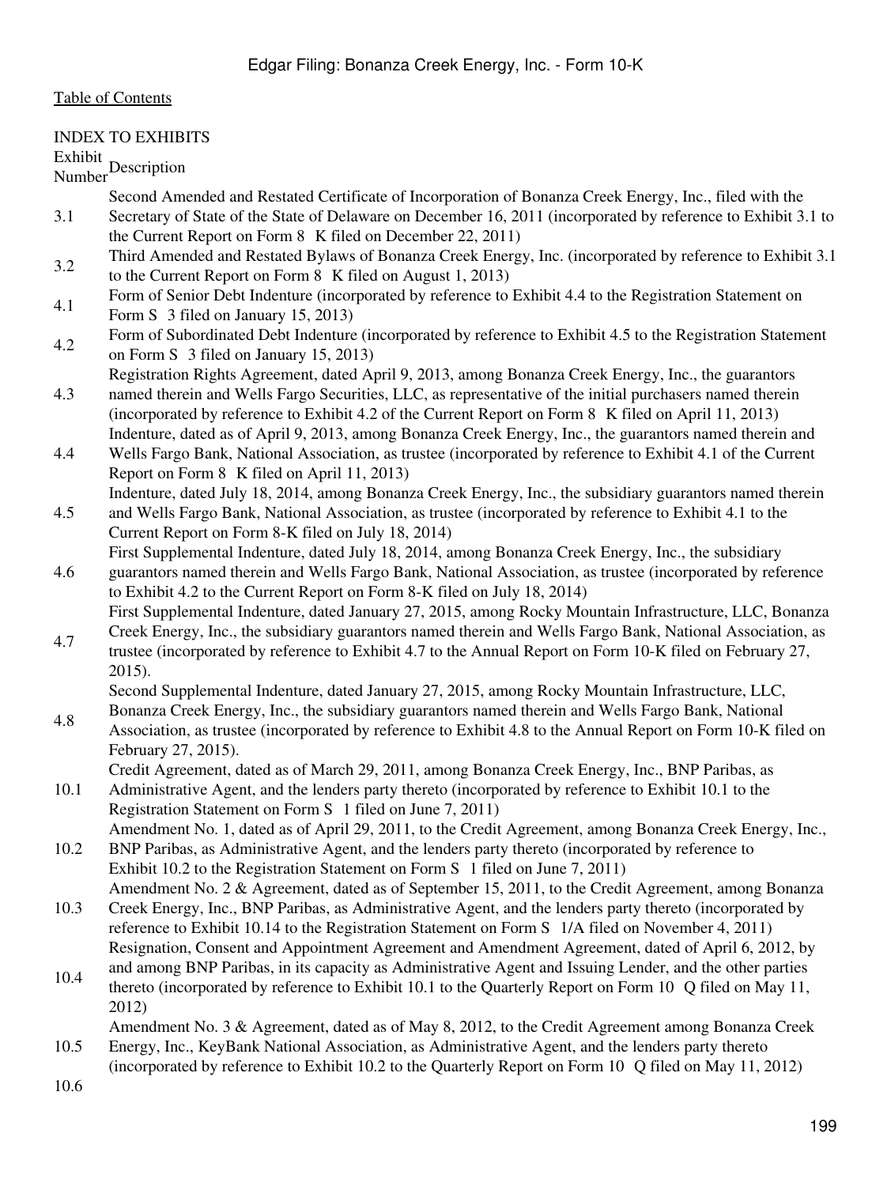[Table of Contents](#)

INDEX TO EXHIBITS

| Exhibit Number | Description |
|---|---|
| 3.1 | Second Amended and Restated Certificate of Incorporation of Bonanza Creek Energy, Inc., filed with the Secretary of State of the State of Delaware on December 16, 2011 (incorporated by reference to Exhibit 3.1 to the Current Report on Form 8 K filed on December 22, 2011) |
| 3.2 | Third Amended and Restated Bylaws of Bonanza Creek Energy, Inc. (incorporated by reference to Exhibit 3.1 to the Current Report on Form 8 K filed on August 1, 2013) |
| 4.1 | Form of Senior Debt Indenture (incorporated by reference to Exhibit 4.4 to the Registration Statement on Form S 3 filed on January 15, 2013) |
| 4.2 | Form of Subordinated Debt Indenture (incorporated by reference to Exhibit 4.5 to the Registration Statement on Form S 3 filed on January 15, 2013) |
| 4.3 | Registration Rights Agreement, dated April 9, 2013, among Bonanza Creek Energy, Inc., the guarantors named therein and Wells Fargo Securities, LLC, as representative of the initial purchasers named therein (incorporated by reference to Exhibit 4.2 of the Current Report on Form 8 K filed on April 11, 2013) |
| 4.4 | Indenture, dated as of April 9, 2013, among Bonanza Creek Energy, Inc., the guarantors named therein and Wells Fargo Bank, National Association, as trustee (incorporated by reference to Exhibit 4.1 of the Current Report on Form 8 K filed on April 11, 2013) |
| 4.5 | Indenture, dated July 18, 2014, among Bonanza Creek Energy, Inc., the subsidiary guarantors named therein and Wells Fargo Bank, National Association, as trustee (incorporated by reference to Exhibit 4.1 to the Current Report on Form 8-K filed on July 18, 2014) |
| 4.6 | First Supplemental Indenture, dated July 18, 2014, among Bonanza Creek Energy, Inc., the subsidiary guarantors named therein and Wells Fargo Bank, National Association, as trustee (incorporated by reference to Exhibit 4.2 to the Current Report on Form 8-K filed on July 18, 2014) |
| 4.7 | First Supplemental Indenture, dated January 27, 2015, among Rocky Mountain Infrastructure, LLC, Bonanza Creek Energy, Inc., the subsidiary guarantors named therein and Wells Fargo Bank, National Association, as trustee (incorporated by reference to Exhibit 4.7 to the Annual Report on Form 10-K filed on February 27, 2015). |
| 4.8 | Second Supplemental Indenture, dated January 27, 2015, among Rocky Mountain Infrastructure, LLC, Bonanza Creek Energy, Inc., the subsidiary guarantors named therein and Wells Fargo Bank, National Association, as trustee (incorporated by reference to Exhibit 4.8 to the Annual Report on Form 10-K filed on February 27, 2015). |
| 10.1 | Credit Agreement, dated as of March 29, 2011, among Bonanza Creek Energy, Inc., BNP Paribas, as Administrative Agent, and the lenders party thereto (incorporated by reference to Exhibit 10.1 to the Registration Statement on Form S 1 filed on June 7, 2011) |
| 10.2 | Amendment No. 1, dated as of April 29, 2011, to the Credit Agreement, among Bonanza Creek Energy, Inc., BNP Paribas, as Administrative Agent, and the lenders party thereto (incorporated by reference to Exhibit 10.2 to the Registration Statement on Form S 1 filed on June 7, 2011) |
| 10.3 | Amendment No. 2 & Agreement, dated as of September 15, 2011, to the Credit Agreement, among Bonanza Creek Energy, Inc., BNP Paribas, as Administrative Agent, and the lenders party thereto (incorporated by reference to Exhibit 10.14 to the Registration Statement on Form S 1/A filed on November 4, 2011) |
| 10.4 | Resignation, Consent and Appointment Agreement and Amendment Agreement, dated of April 6, 2012, by and among BNP Paribas, in its capacity as Administrative Agent and Issuing Lender, and the other parties thereto (incorporated by reference to Exhibit 10.1 to the Quarterly Report on Form 10 Q filed on May 11, 2012) |
| 10.5 | Amendment No. 3 & Agreement, dated as of May 8, 2012, to the Credit Agreement among Bonanza Creek Energy, Inc., KeyBank National Association, as Administrative Agent, and the lenders party thereto (incorporated by reference to Exhibit 10.2 to the Quarterly Report on Form 10 Q filed on May 11, 2012) |
| 10.6 | |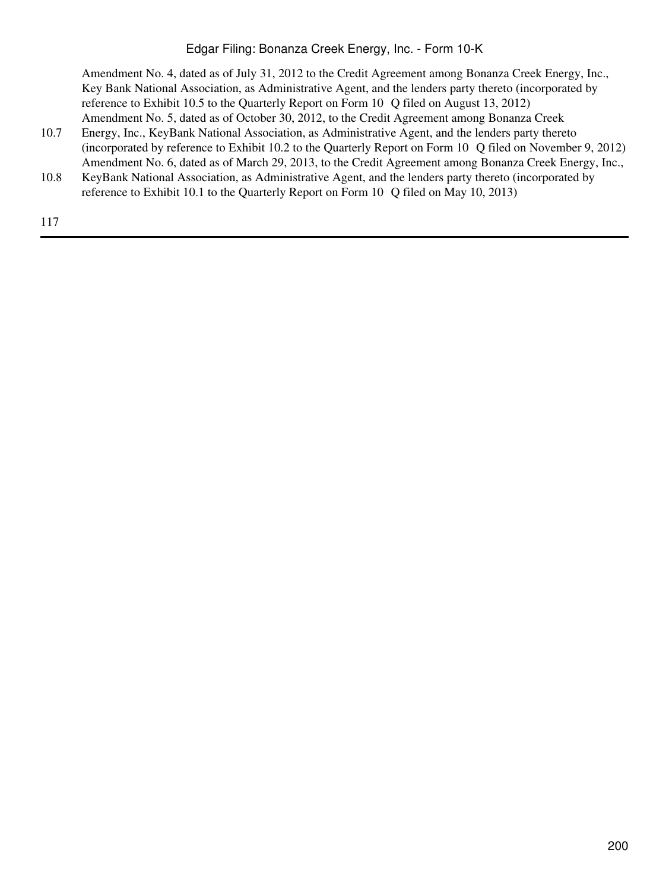| | |
|---|---|
| | Amendment No. 4, dated as of July 31, 2012 to the Credit Agreement among Bonanza Creek Energy, Inc., Key Bank National Association, as Administrative Agent, and the lenders party thereto (incorporated by reference to Exhibit 10.5 to the Quarterly Report on Form 10 Q filed on August 13, 2012) |
| 10.7 | Amendment No. 5, dated as of October 30, 2012, to the Credit Agreement among Bonanza Creek Energy, Inc., KeyBank National Association, as Administrative Agent, and the lenders party thereto (incorporated by reference to Exhibit 10.2 to the Quarterly Report on Form 10 Q filed on November 9, 2012) |
| 10.8 | Amendment No. 6, dated as of March 29, 2013, to the Credit Agreement among Bonanza Creek Energy, Inc., KeyBank National Association, as Administrative Agent, and the lenders party thereto (incorporated by reference to Exhibit 10.1 to the Quarterly Report on Form 10 Q filed on May 10, 2013) |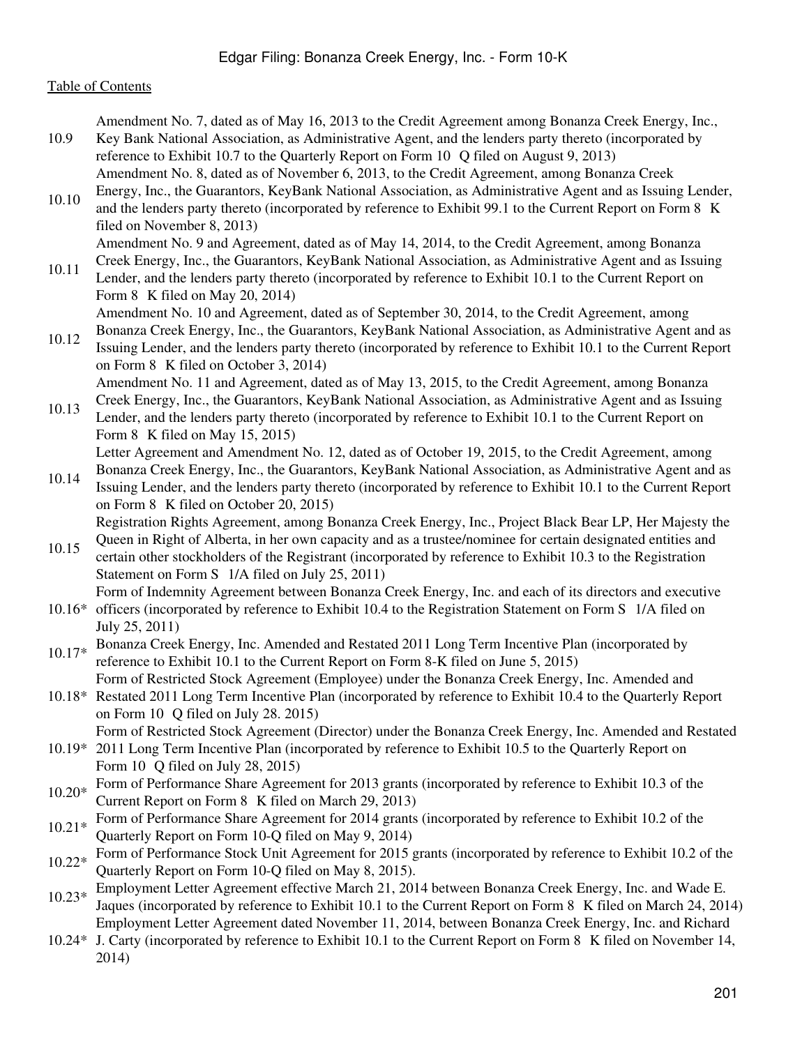[Table of Contents](#)

| | |
|---|---|
| 10.9 | Amendment No. 7, dated as of May 16, 2013 to the Credit Agreement among Bonanza Creek Energy, Inc., Key Bank National Association, as Administrative Agent, and the lenders party thereto (incorporated by reference to Exhibit 10.7 to the Quarterly Report on Form 10 Q filed on August 9, 2013) |
| 10.10 | Amendment No. 8, dated as of November 6, 2013, to the Credit Agreement, among Bonanza Creek Energy, Inc., the Guarantors, KeyBank National Association, as Administrative Agent and as Issuing Lender, and the lenders party thereto (incorporated by reference to Exhibit 99.1 to the Current Report on Form 8 K filed on November 8, 2013) |
| 10.11 | Amendment No. 9 and Agreement, dated as of May 14, 2014, to the Credit Agreement, among Bonanza Creek Energy, Inc., the Guarantors, KeyBank National Association, as Administrative Agent and as Issuing Lender, and the lenders party thereto (incorporated by reference to Exhibit 10.1 to the Current Report on Form 8 K filed on May 20, 2014) |
| 10.12 | Amendment No. 10 and Agreement, dated as of September 30, 2014, to the Credit Agreement, among Bonanza Creek Energy, Inc., the Guarantors, KeyBank National Association, as Administrative Agent and as Issuing Lender, and the lenders party thereto (incorporated by reference to Exhibit 10.1 to the Current Report on Form 8 K filed on October 3, 2014) |
| 10.13 | Amendment No. 11 and Agreement, dated as of May 13, 2015, to the Credit Agreement, among Bonanza Creek Energy, Inc., the Guarantors, KeyBank National Association, as Administrative Agent and as Issuing Lender, and the lenders party thereto (incorporated by reference to Exhibit 10.1 to the Current Report on Form 8 K filed on May 15, 2015) |
| 10.14 | Letter Agreement and Amendment No. 12, dated as of October 19, 2015, to the Credit Agreement, among Bonanza Creek Energy, Inc., the Guarantors, KeyBank National Association, as Administrative Agent and as Issuing Lender, and the lenders party thereto (incorporated by reference to Exhibit 10.1 to the Current Report on Form 8 K filed on October 20, 2015) |
| 10.15 | Registration Rights Agreement, among Bonanza Creek Energy, Inc., Project Black Bear LP, Her Majesty the Queen in Right of Alberta, in her own capacity and as a trustee/nominee for certain designated entities and certain other stockholders of the Registrant (incorporated by reference to Exhibit 10.3 to the Registration Statement on Form S 1/A filed on July 25, 2011) |
| 10.16* | Form of Indemnity Agreement between Bonanza Creek Energy, Inc. and each of its directors and executive officers (incorporated by reference to Exhibit 10.4 to the Registration Statement on Form S 1/A filed on July 25, 2011) |
| 10.17* | Bonanza Creek Energy, Inc. Amended and Restated 2011 Long Term Incentive Plan (incorporated by reference to Exhibit 10.1 to the Current Report on Form 8-K filed on June 5, 2015) |
| 10.18* | Form of Restricted Stock Agreement (Employee) under the Bonanza Creek Energy, Inc. Amended and Restated 2011 Long Term Incentive Plan (incorporated by reference to Exhibit 10.4 to the Quarterly Report on Form 10 Q filed on July 28. 2015) |
| 10.19* | Form of Restricted Stock Agreement (Director) under the Bonanza Creek Energy, Inc. Amended and Restated 2011 Long Term Incentive Plan (incorporated by reference to Exhibit 10.5 to the Quarterly Report on Form 10 Q filed on July 28, 2015) |
| 10.20* | Form of Performance Share Agreement for 2013 grants (incorporated by reference to Exhibit 10.3 of the Current Report on Form 8 K filed on March 29, 2013) |
| 10.21* | Form of Performance Share Agreement for 2014 grants (incorporated by reference to Exhibit 10.2 of the Quarterly Report on Form 10-Q filed on May 9, 2014) |
| 10.22* | Form of Performance Stock Unit Agreement for 2015 grants (incorporated by reference to Exhibit 10.2 of the Quarterly Report on Form 10-Q filed on May 8, 2015). |
| 10.23* | Employment Letter Agreement effective March 21, 2014 between Bonanza Creek Energy, Inc. and Wade E. Jaques (incorporated by reference to Exhibit 10.1 to the Current Report on Form 8 K filed on March 24, 2014) |
| 10.24* | Employment Letter Agreement dated November 11, 2014, between Bonanza Creek Energy, Inc. and Richard J. Carty (incorporated by reference to Exhibit 10.1 to the Current Report on Form 8 K filed on November 14, 2014) |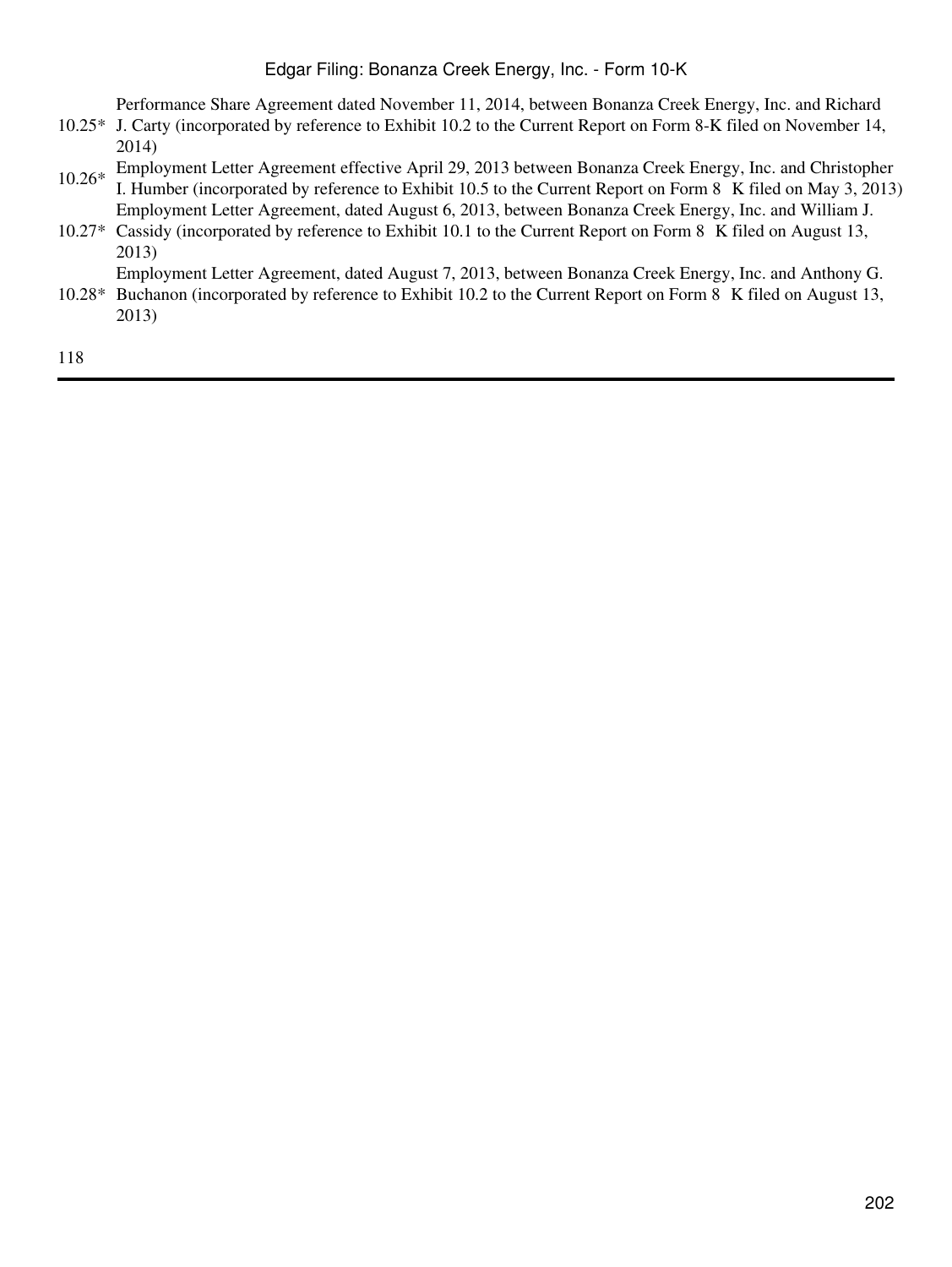| | |
|---|---|
| 10.25* | Performance Share Agreement dated November 11, 2014, between Bonanza Creek Energy, Inc. and Richard J. Carty (incorporated by reference to Exhibit 10.2 to the Current Report on Form 8-K filed on November 14, 2014) |
| 10.26* | Employment Letter Agreement effective April 29, 2013 between Bonanza Creek Energy, Inc. and Christopher I. Humber (incorporated by reference to Exhibit 10.5 to the Current Report on Form 8 K filed on May 3, 2013) |
| 10.27* | Employment Letter Agreement, dated August 6, 2013, between Bonanza Creek Energy, Inc. and William J. Cassidy (incorporated by reference to Exhibit 10.1 to the Current Report on Form 8 K filed on August 13, 2013) |
| 10.28* | Employment Letter Agreement, dated August 7, 2013, between Bonanza Creek Energy, Inc. and Anthony G. Buchanon (incorporated by reference to Exhibit 10.2 to the Current Report on Form 8 K filed on August 13, 2013) |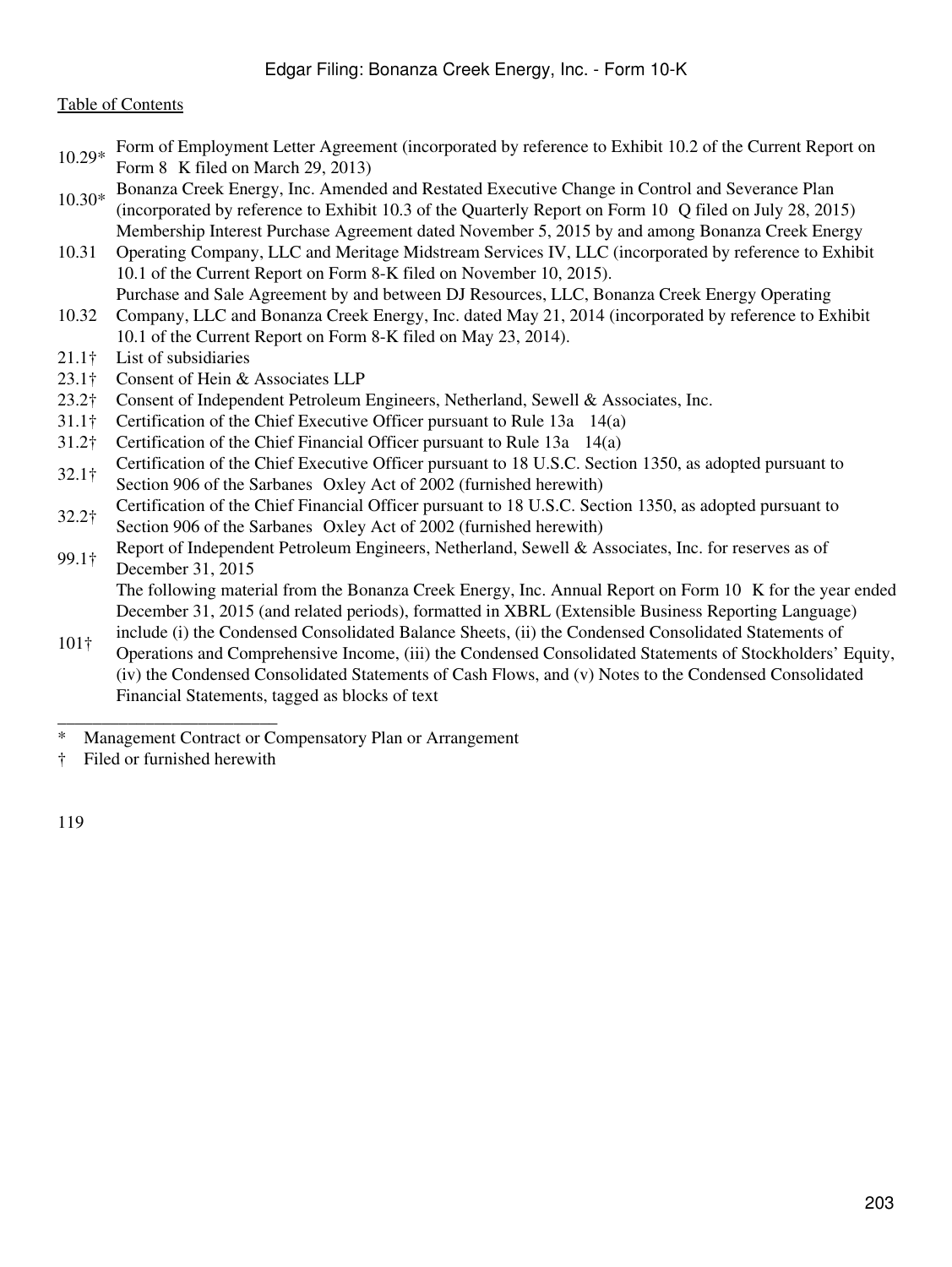| | |
|---|---|
| 10.29* | Form of Employment Letter Agreement (incorporated by reference to Exhibit 10.2 of the Current Report on Form 8 K filed on March 29, 2013) |
| 10.30* | Bonanza Creek Energy, Inc. Amended and Restated Executive Change in Control and Severance Plan (incorporated by reference to Exhibit 10.3 of the Quarterly Report on Form 10 Q filed on July 28, 2015) |
| 10.31 | Membership Interest Purchase Agreement dated November 5, 2015 by and among Bonanza Creek Energy Operating Company, LLC and Meritage Midstream Services IV, LLC (incorporated by reference to Exhibit 10.1 of the Current Report on Form 8-K filed on November 10, 2015). |
| 10.32 | Purchase and Sale Agreement by and between DJ Resources, LLC, Bonanza Creek Energy Operating Company, LLC and Bonanza Creek Energy, Inc. dated May 21, 2014 (incorporated by reference to Exhibit 10.1 of the Current Report on Form 8-K filed on May 23, 2014). |
| 21.1† | List of subsidiaries |
| 23.1† | Consent of Hein & Associates LLP |
| 23.2† | Consent of Independent Petroleum Engineers, Netherland, Sewell & Associates, Inc. |
| 31.1† | Certification of the Chief Executive Officer pursuant to Rule 13a 14(a) |
| 31.2† | Certification of the Chief Financial Officer pursuant to Rule 13a 14(a) |
| 32.1† | Certification of the Chief Executive Officer pursuant to 18 U.S.C. Section 1350, as adopted pursuant to Section 906 of the Sarbanes Oxley Act of 2002 (furnished herewith) |
| 32.2† | Certification of the Chief Financial Officer pursuant to 18 U.S.C. Section 1350, as adopted pursuant to Section 906 of the Sarbanes Oxley Act of 2002 (furnished herewith) |
| 99.1† | Report of Independent Petroleum Engineers, Netherland, Sewell & Associates, Inc. for reserves as of December 31, 2015 |
| 101† | The following material from the Bonanza Creek Energy, Inc. Annual Report on Form 10 K for the year ended December 31, 2015 (and related periods), formatted in XBRL (Extensible Business Reporting Language) include (i) the Condensed Consolidated Balance Sheets, (ii) the Condensed Consolidated Statements of Operations and Comprehensive Income, (iii) the Condensed Consolidated Statements of Stockholders' Equity, (iv) the Condensed Consolidated Statements of Cash Flows, and (v) Notes to the Condensed Consolidated Financial Statements, tagged as blocks of text |

---

\* Management Contract or Compensatory Plan or Arrangement

† Filed or furnished herewith

119